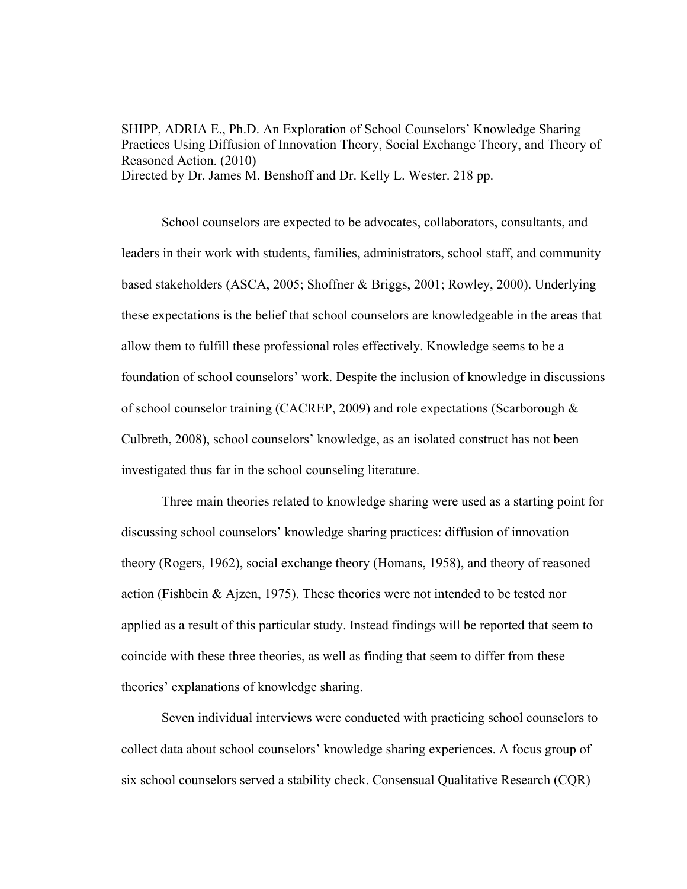SHIPP, ADRIA E., Ph.D. An Exploration of School Counselors' Knowledge Sharing Practices Using Diffusion of Innovation Theory, Social Exchange Theory, and Theory of Reasoned Action. (2010)
Directed by Dr. James M. Benshoff and Dr. Kelly L. Wester. 218 pp.

School counselors are expected to be advocates, collaborators, consultants, and leaders in their work with students, families, administrators, school staff, and community based stakeholders (ASCA, 2005; Shoffner & Briggs, 2001; Rowley, 2000). Underlying these expectations is the belief that school counselors are knowledgeable in the areas that allow them to fulfill these professional roles effectively. Knowledge seems to be a foundation of school counselors' work. Despite the inclusion of knowledge in discussions of school counselor training (CACREP, 2009) and role expectations (Scarborough & Culbreth, 2008), school counselors' knowledge, as an isolated construct has not been investigated thus far in the school counseling literature.

Three main theories related to knowledge sharing were used as a starting point for discussing school counselors' knowledge sharing practices: diffusion of innovation theory (Rogers, 1962), social exchange theory (Homans, 1958), and theory of reasoned action (Fishbein & Ajzen, 1975). These theories were not intended to be tested nor applied as a result of this particular study. Instead findings will be reported that seem to coincide with these three theories, as well as finding that seem to differ from these theories' explanations of knowledge sharing.

Seven individual interviews were conducted with practicing school counselors to collect data about school counselors' knowledge sharing experiences. A focus group of six school counselors served a stability check. Consensual Qualitative Research (CQR)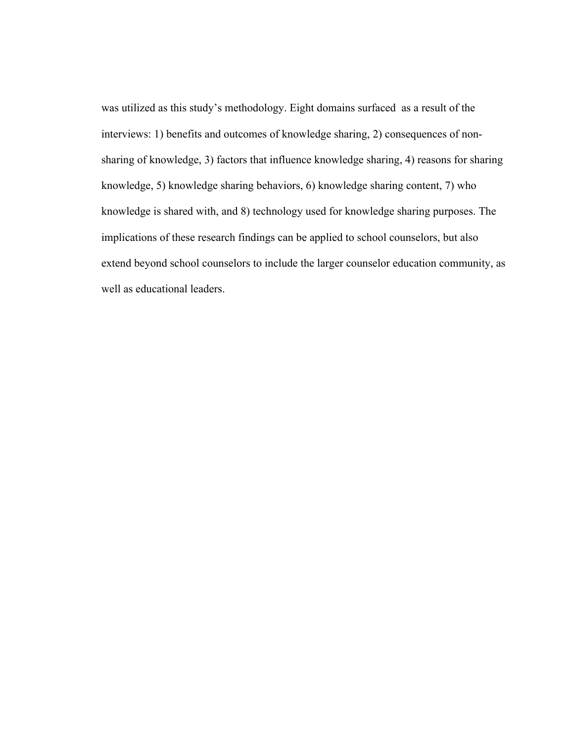was utilized as this study's methodology. Eight domains surfaced as a result of the interviews: 1) benefits and outcomes of knowledge sharing, 2) consequences of non-sharing of knowledge, 3) factors that influence knowledge sharing, 4) reasons for sharing knowledge, 5) knowledge sharing behaviors, 6) knowledge sharing content, 7) who knowledge is shared with, and 8) technology used for knowledge sharing purposes. The implications of these research findings can be applied to school counselors, but also extend beyond school counselors to include the larger counselor education community, as well as educational leaders.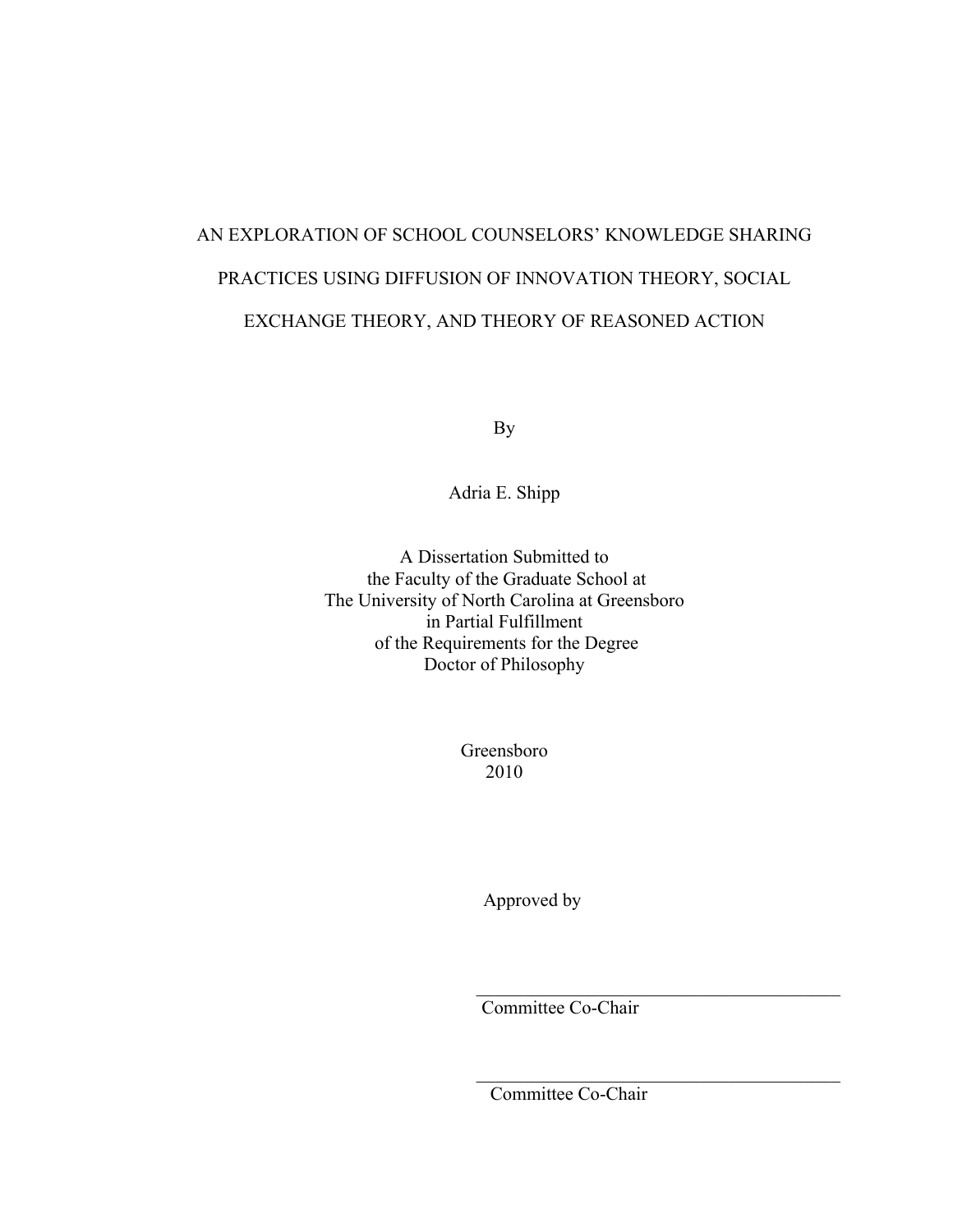AN EXPLORATION OF SCHOOL COUNSELORS' KNOWLEDGE SHARING PRACTICES USING DIFFUSION OF INNOVATION THEORY, SOCIAL EXCHANGE THEORY, AND THEORY OF REASONED ACTION

By

Adria E. Shipp

A Dissertation Submitted to
the Faculty of the Graduate School at
The University of North Carolina at Greensboro
in Partial Fulfillment
of the Requirements for the Degree
Doctor of Philosophy

Greensboro
2010

Approved by

_________________________________
Committee Co-Chair

_________________________________
Committee Co-Chair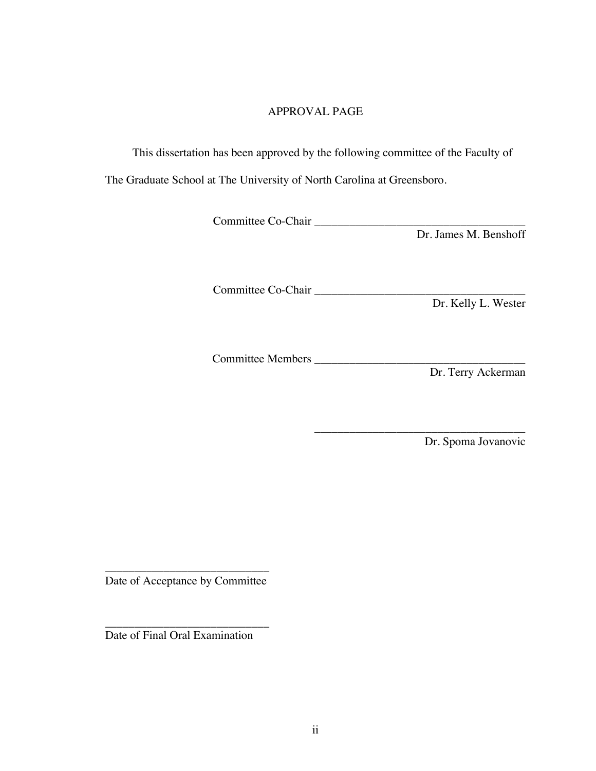APPROVAL PAGE

This dissertation has been approved by the following committee of the Faculty of The Graduate School at The University of North Carolina at Greensboro.

Committee Co-Chair ____________________________________
Dr. James M. Benshoff

Committee Co-Chair ____________________________________
Dr. Kelly L. Wester

Committee Members ____________________________________
Dr. Terry Ackerman

____________________________________
Dr. Spoma Jovanovic

____________________________
Date of Acceptance by Committee

____________________________
Date of Final Oral Examination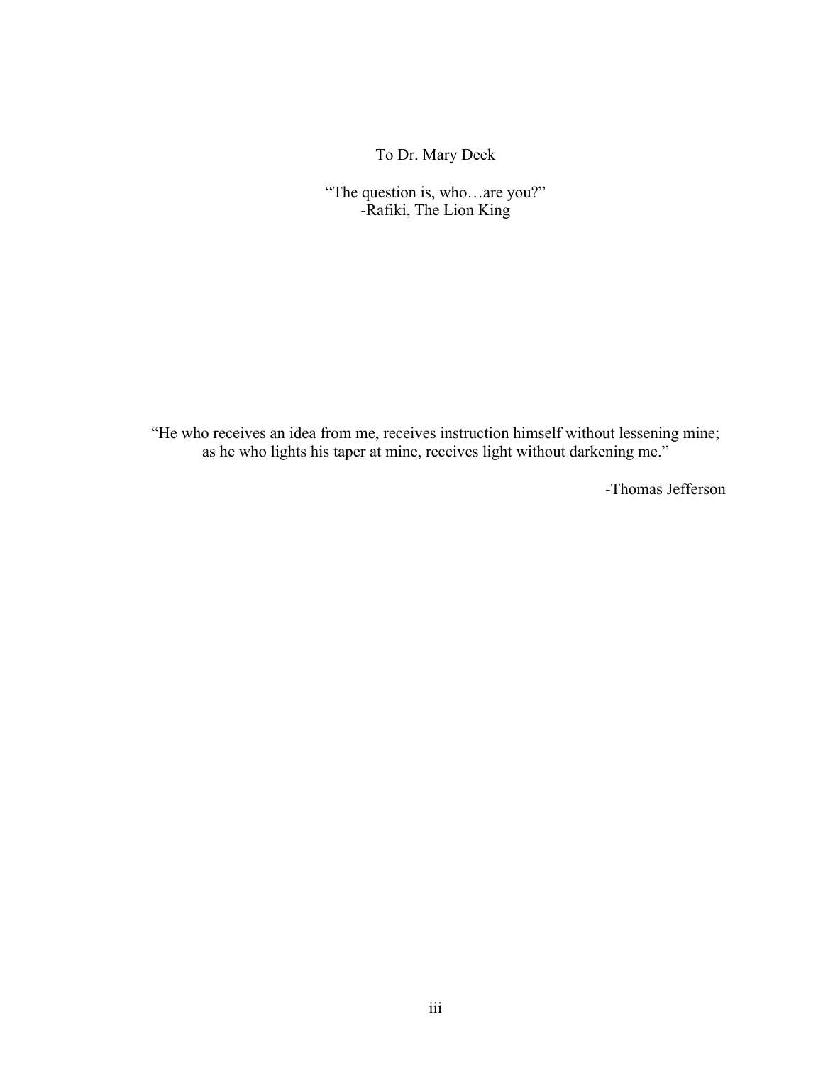To Dr. Mary Deck

"The question is, who…are you?"
-Rafiki, The Lion King

"He who receives an idea from me, receives instruction himself without lessening mine; as he who lights his taper at mine, receives light without darkening me."

-Thomas Jefferson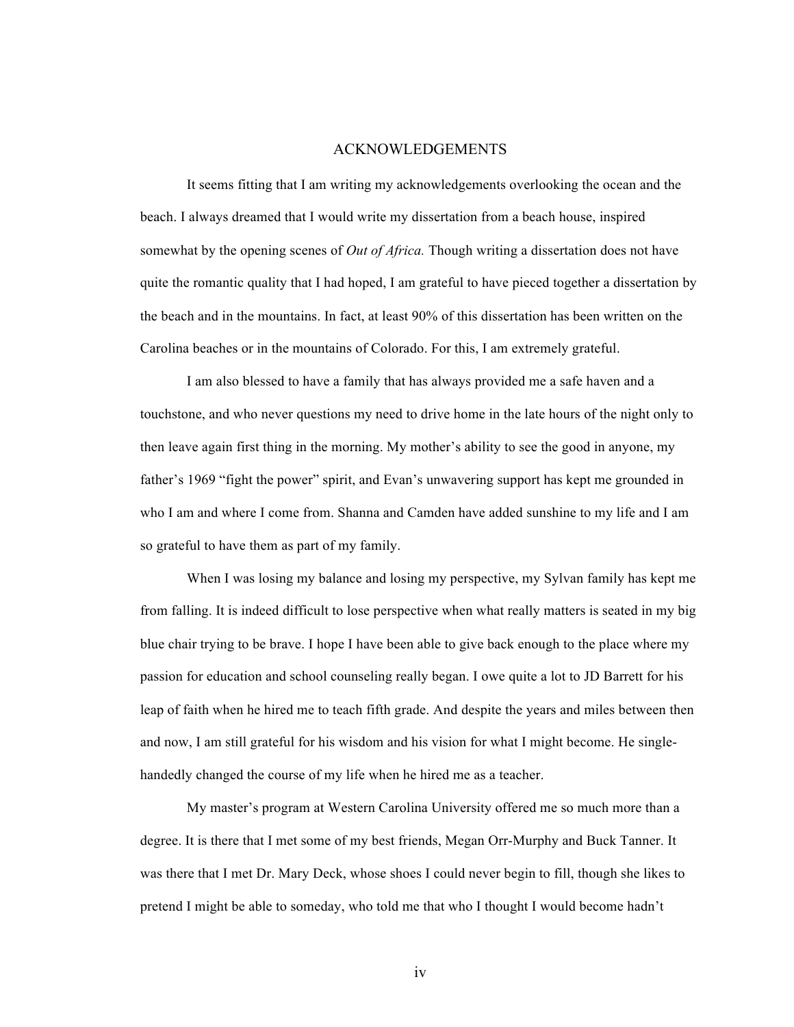# ACKNOWLEDGEMENTS

It seems fitting that I am writing my acknowledgements overlooking the ocean and the beach. I always dreamed that I would write my dissertation from a beach house, inspired somewhat by the opening scenes of *Out of Africa.* Though writing a dissertation does not have quite the romantic quality that I had hoped, I am grateful to have pieced together a dissertation by the beach and in the mountains. In fact, at least 90% of this dissertation has been written on the Carolina beaches or in the mountains of Colorado. For this, I am extremely grateful.

I am also blessed to have a family that has always provided me a safe haven and a touchstone, and who never questions my need to drive home in the late hours of the night only to then leave again first thing in the morning. My mother's ability to see the good in anyone, my father's 1969 "fight the power" spirit, and Evan's unwavering support has kept me grounded in who I am and where I come from. Shanna and Camden have added sunshine to my life and I am so grateful to have them as part of my family.

When I was losing my balance and losing my perspective, my Sylvan family has kept me from falling. It is indeed difficult to lose perspective when what really matters is seated in my big blue chair trying to be brave. I hope I have been able to give back enough to the place where my passion for education and school counseling really began. I owe quite a lot to JD Barrett for his leap of faith when he hired me to teach fifth grade. And despite the years and miles between then and now, I am still grateful for his wisdom and his vision for what I might become. He single-handedly changed the course of my life when he hired me as a teacher.

My master's program at Western Carolina University offered me so much more than a degree. It is there that I met some of my best friends, Megan Orr-Murphy and Buck Tanner. It was there that I met Dr. Mary Deck, whose shoes I could never begin to fill, though she likes to pretend I might be able to someday, who told me that who I thought I would become hadn't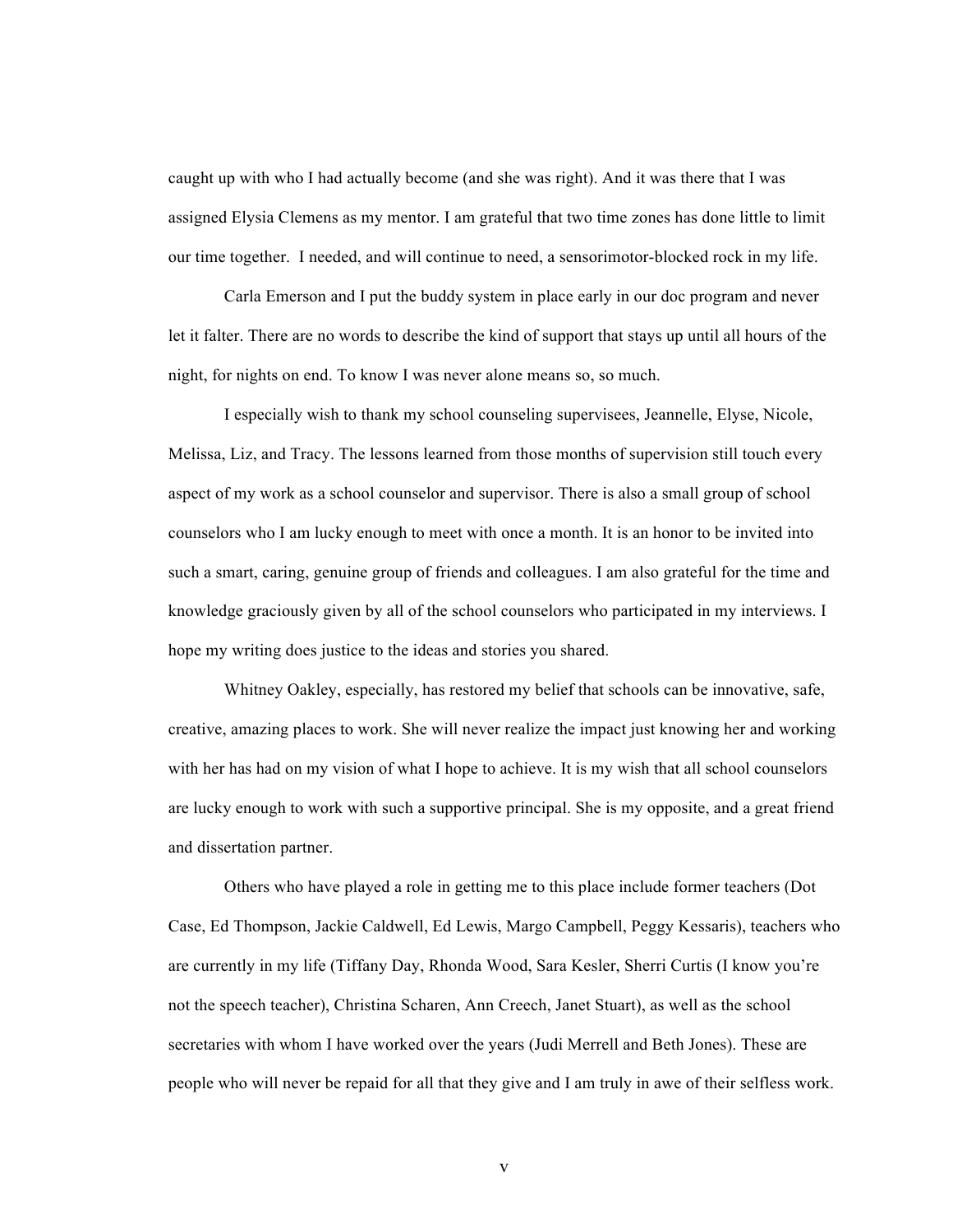caught up with who I had actually become (and she was right). And it was there that I was assigned Elysia Clemens as my mentor. I am grateful that two time zones has done little to limit our time together. I needed, and will continue to need, a sensorimotor-blocked rock in my life.

Carla Emerson and I put the buddy system in place early in our doc program and never let it falter. There are no words to describe the kind of support that stays up until all hours of the night, for nights on end. To know I was never alone means so, so much.

I especially wish to thank my school counseling supervisees, Jeannelle, Elyse, Nicole, Melissa, Liz, and Tracy. The lessons learned from those months of supervision still touch every aspect of my work as a school counselor and supervisor. There is also a small group of school counselors who I am lucky enough to meet with once a month. It is an honor to be invited into such a smart, caring, genuine group of friends and colleagues. I am also grateful for the time and knowledge graciously given by all of the school counselors who participated in my interviews. I hope my writing does justice to the ideas and stories you shared.

Whitney Oakley, especially, has restored my belief that schools can be innovative, safe, creative, amazing places to work. She will never realize the impact just knowing her and working with her has had on my vision of what I hope to achieve. It is my wish that all school counselors are lucky enough to work with such a supportive principal. She is my opposite, and a great friend and dissertation partner.

Others who have played a role in getting me to this place include former teachers (Dot Case, Ed Thompson, Jackie Caldwell, Ed Lewis, Margo Campbell, Peggy Kessaris), teachers who are currently in my life (Tiffany Day, Rhonda Wood, Sara Kesler, Sherri Curtis (I know you're not the speech teacher), Christina Scharen, Ann Creech, Janet Stuart), as well as the school secretaries with whom I have worked over the years (Judi Merrell and Beth Jones). These are people who will never be repaid for all that they give and I am truly in awe of their selfless work.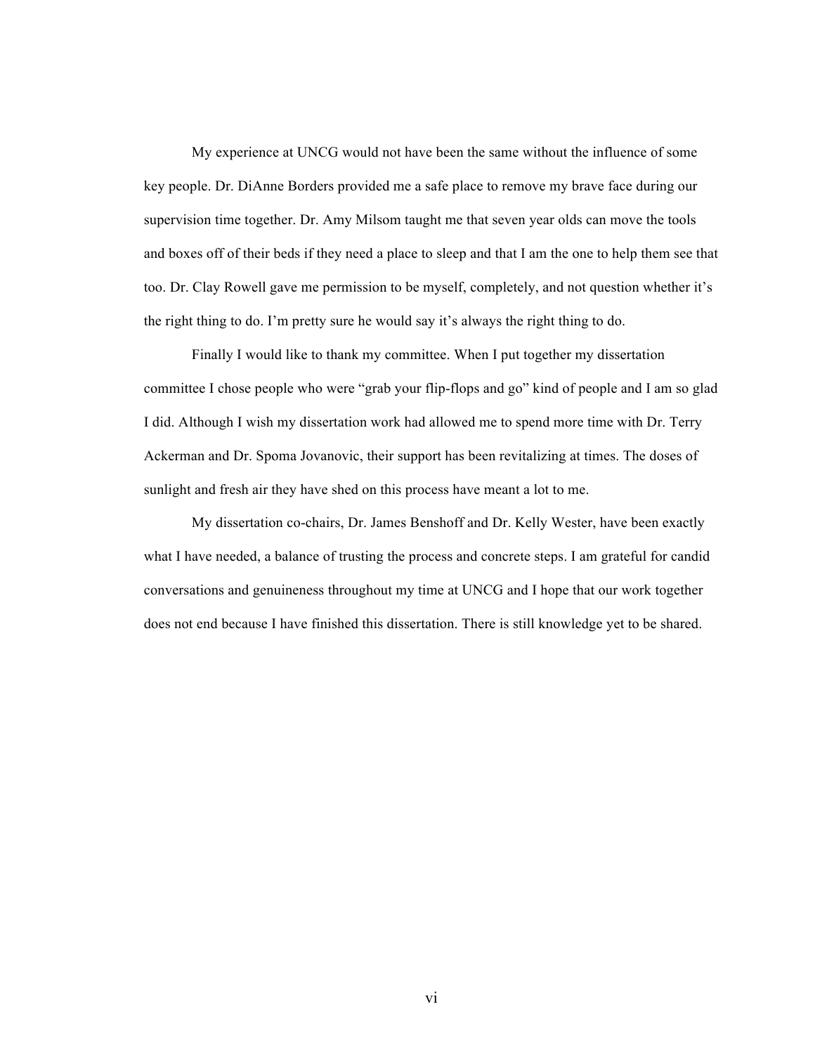My experience at UNCG would not have been the same without the influence of some key people. Dr. DiAnne Borders provided me a safe place to remove my brave face during our supervision time together. Dr. Amy Milsom taught me that seven year olds can move the tools and boxes off of their beds if they need a place to sleep and that I am the one to help them see that too. Dr. Clay Rowell gave me permission to be myself, completely, and not question whether it's the right thing to do. I'm pretty sure he would say it's always the right thing to do.

Finally I would like to thank my committee. When I put together my dissertation committee I chose people who were "grab your flip-flops and go" kind of people and I am so glad I did. Although I wish my dissertation work had allowed me to spend more time with Dr. Terry Ackerman and Dr. Spoma Jovanovic, their support has been revitalizing at times. The doses of sunlight and fresh air they have shed on this process have meant a lot to me.

My dissertation co-chairs, Dr. James Benshoff and Dr. Kelly Wester, have been exactly what I have needed, a balance of trusting the process and concrete steps. I am grateful for candid conversations and genuineness throughout my time at UNCG and I hope that our work together does not end because I have finished this dissertation. There is still knowledge yet to be shared.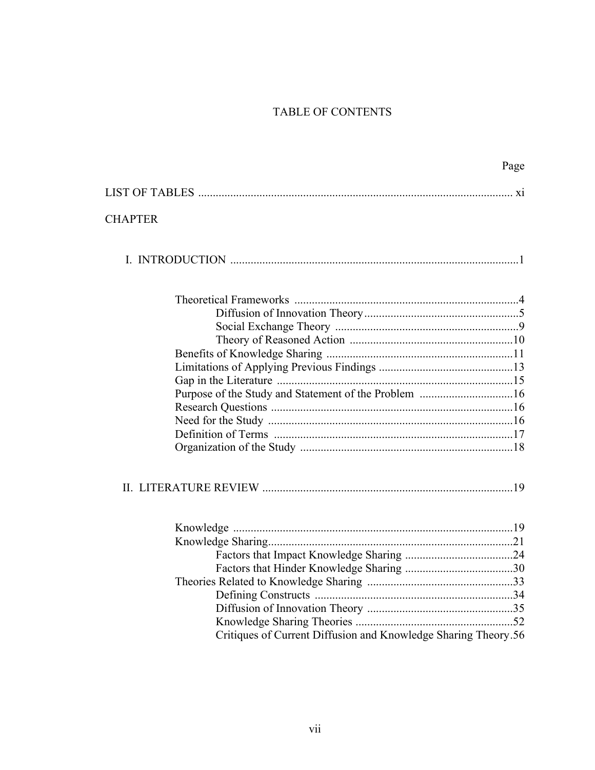# TABLE OF CONTENTS

| | Page |
|---|---|
| LIST OF TABLES | xi |
| CHAPTER | |
| I. INTRODUCTION | 1 |
| Theoretical Frameworks | 4 |
| Diffusion of Innovation Theory | 5 |
| Social Exchange Theory | 9 |
| Theory of Reasoned Action | 10 |
| Benefits of Knowledge Sharing | 11 |
| Limitations of Applying Previous Findings | 13 |
| Gap in the Literature | 15 |
| Purpose of the Study and Statement of the Problem | 16 |
| Research Questions | 16 |
| Need for the Study | 16 |
| Definition of Terms | 17 |
| Organization of the Study | 18 |
| II. LITERATURE REVIEW | 19 |
| Knowledge | 19 |
| Knowledge Sharing | 21 |
| Factors that Impact Knowledge Sharing | 24 |
| Factors that Hinder Knowledge Sharing | 30 |
| Theories Related to Knowledge Sharing | 33 |
| Defining Constructs | 34 |
| Diffusion of Innovation Theory | 35 |
| Knowledge Sharing Theories | 52 |
| Critiques of Current Diffusion and Knowledge Sharing Theory | 56 |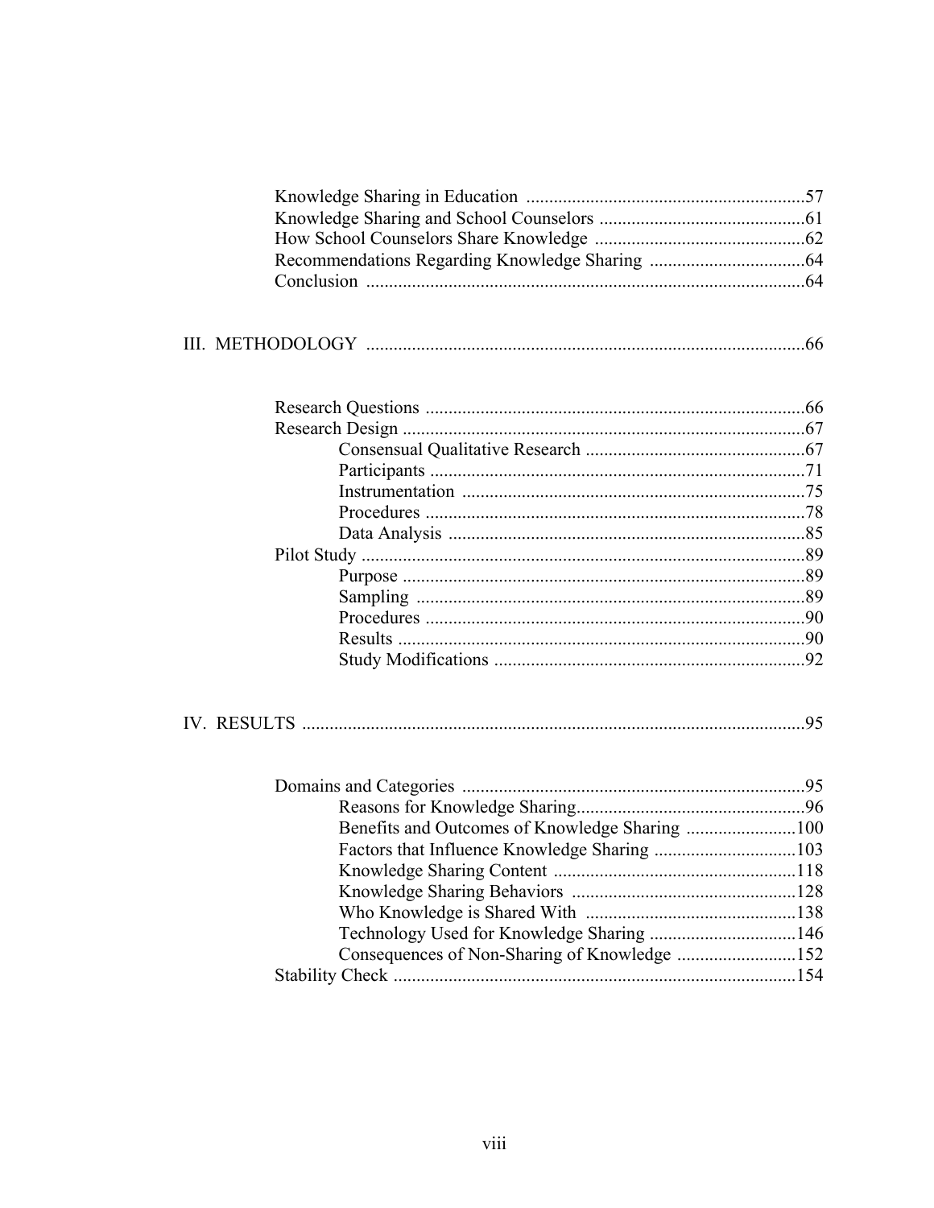Knowledge Sharing in Education .............................................................57
Knowledge Sharing and School Counselors ............................................61
How School Counselors Share Knowledge ..............................................62
Recommendations Regarding Knowledge Sharing ..................................64
Conclusion ................................................................................................64

III. METHODOLOGY ................................................................................................66

Research Questions ...................................................................................66
Research Design ........................................................................................67
    Consensual Qualitative Research ...................................................67
    Participants ......................................................................................71
    Instrumentation ...............................................................................75
    Procedures .......................................................................................78
    Data Analysis ..................................................................................85
Pilot Study .................................................................................................89
    Purpose ............................................................................................89
    Sampling ..........................................................................................89
    Procedures .......................................................................................90
    Results ..............................................................................................90
    Study Modifications .........................................................................92

IV. RESULTS ..............................................................................................................95

Domains and Categories ............................................................................95
    Reasons for Knowledge Sharing.......................................................96
    Benefits and Outcomes of Knowledge Sharing ..............................100
    Factors that Influence Knowledge Sharing .....................................103
    Knowledge Sharing Content ...........................................................118
    Knowledge Sharing Behaviors .......................................................128
    Who Knowledge is Shared With ....................................................138
    Technology Used for Knowledge Sharing ......................................146
    Consequences of Non-Sharing of Knowledge ................................152
Stability Check .........................................................................................154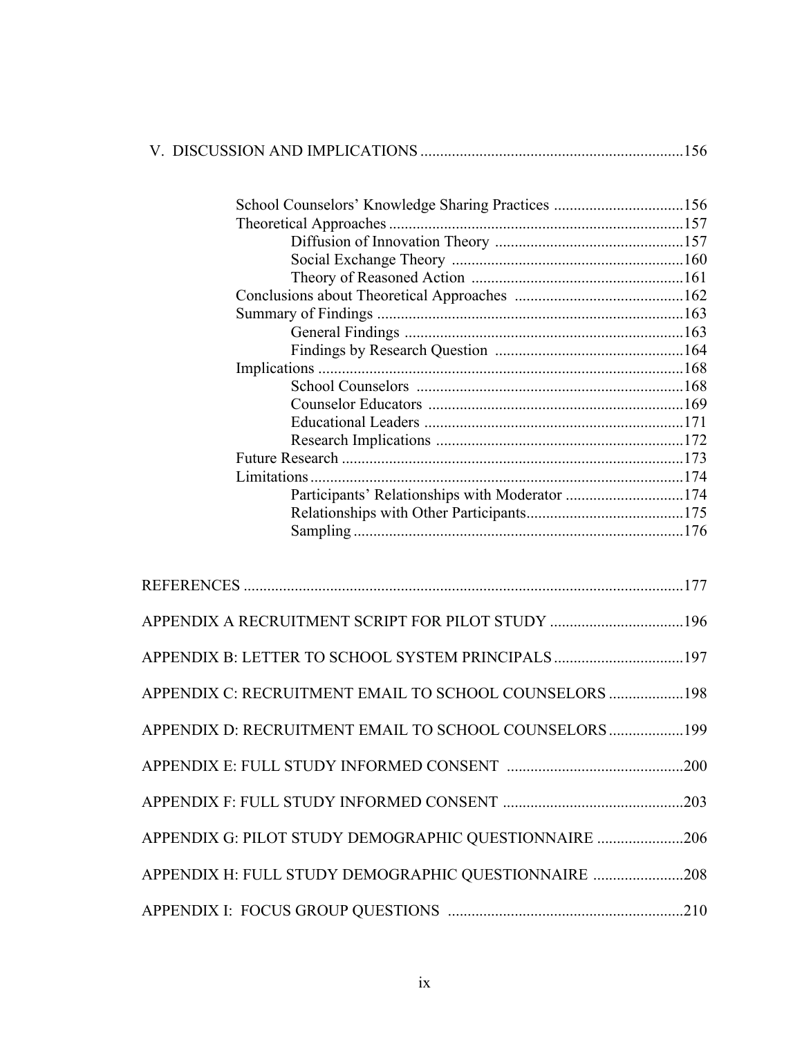V. DISCUSSION AND IMPLICATIONS ....................................................................156

School Counselors' Knowledge Sharing Practices .................................156
Theoretical Approaches ...........................................................................157
    Diffusion of Innovation Theory ................................................157
    Social Exchange Theory ...........................................................160
    Theory of Reasoned Action ......................................................161
Conclusions about Theoretical Approaches ...........................................162
Summary of Findings ..............................................................................163
    General Findings .......................................................................163
    Findings by Research Question ................................................164
Implications .............................................................................................168
    School Counselors ....................................................................168
    Counselor Educators .................................................................169
    Educational Leaders ..................................................................171
    Research Implications ...............................................................172
Future Research .......................................................................................173
Limitations ...............................................................................................174
    Participants' Relationships with Moderator ..............................174
    Relationships with Other Participants........................................175
    Sampling ...................................................................................176

REFERENCES ................................................................................................177

APPENDIX A RECRUITMENT SCRIPT FOR PILOT STUDY ..................................196

APPENDIX B: LETTER TO SCHOOL SYSTEM PRINCIPALS .................................197

APPENDIX C: RECRUITMENT EMAIL TO SCHOOL COUNSELORS ...................198

APPENDIX D: RECRUITMENT EMAIL TO SCHOOL COUNSELORS ...................199

APPENDIX E: FULL STUDY INFORMED CONSENT .............................................200

APPENDIX F: FULL STUDY INFORMED CONSENT .............................................203

APPENDIX G: PILOT STUDY DEMOGRAPHIC QUESTIONNAIRE ......................206

APPENDIX H: FULL STUDY DEMOGRAPHIC QUESTIONNAIRE .......................208

APPENDIX I: FOCUS GROUP QUESTIONS ............................................................210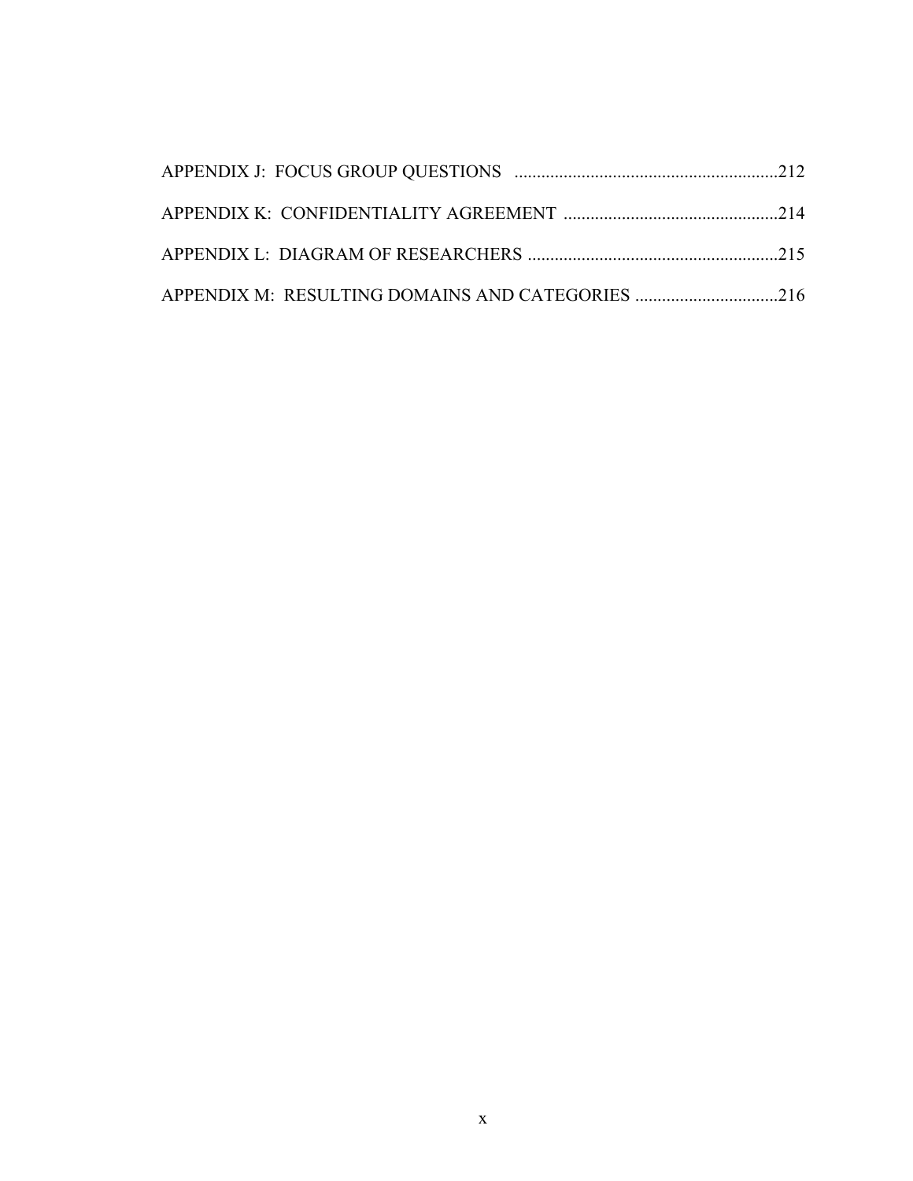APPENDIX J: FOCUS GROUP QUESTIONS ............................................................212

APPENDIX K: CONFIDENTIALITY AGREEMENT ................................................214

APPENDIX L: DIAGRAM OF RESEARCHERS ........................................................215

APPENDIX M: RESULTING DOMAINS AND CATEGORIES ................................216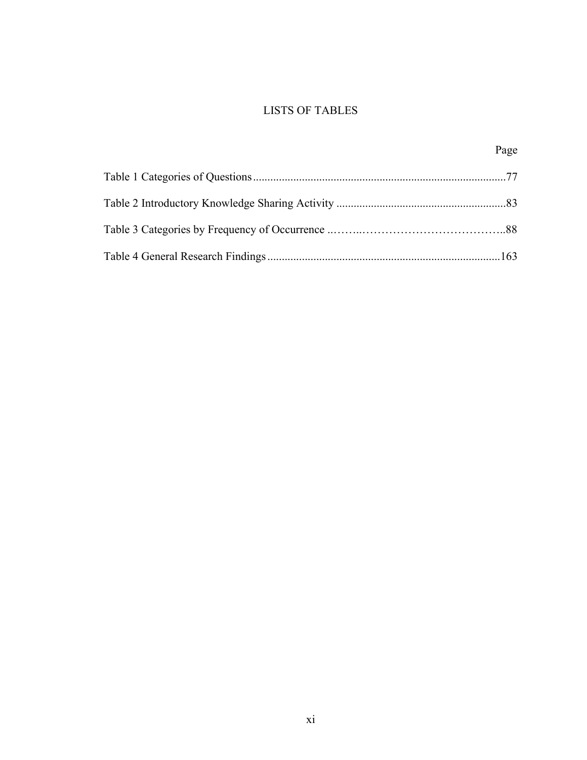# LISTS OF TABLES

Page

Table 1 Categories of Questions .......................................................................................77

Table 2 Introductory Knowledge Sharing Activity ..........................................................83

Table 3 Categories by Frequency of Occurrence ..……..………………………………..88

Table 4 General Research Findings ................................................................................163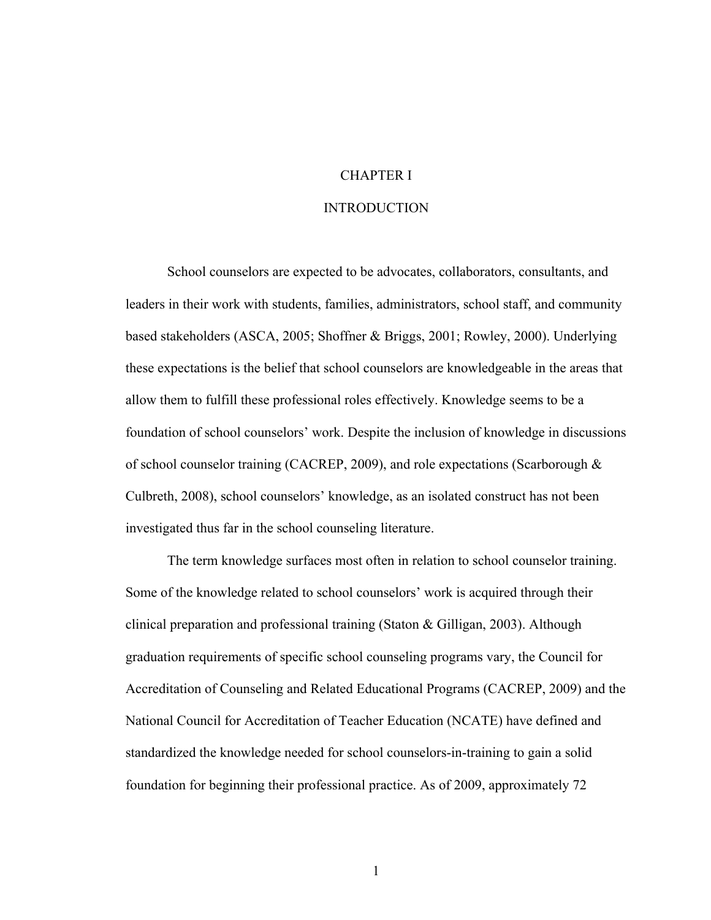# CHAPTER I

# INTRODUCTION

School counselors are expected to be advocates, collaborators, consultants, and leaders in their work with students, families, administrators, school staff, and community based stakeholders (ASCA, 2005; Shoffner & Briggs, 2001; Rowley, 2000). Underlying these expectations is the belief that school counselors are knowledgeable in the areas that allow them to fulfill these professional roles effectively. Knowledge seems to be a foundation of school counselors' work. Despite the inclusion of knowledge in discussions of school counselor training (CACREP, 2009), and role expectations (Scarborough & Culbreth, 2008), school counselors' knowledge, as an isolated construct has not been investigated thus far in the school counseling literature.

The term knowledge surfaces most often in relation to school counselor training. Some of the knowledge related to school counselors' work is acquired through their clinical preparation and professional training (Staton & Gilligan, 2003). Although graduation requirements of specific school counseling programs vary, the Council for Accreditation of Counseling and Related Educational Programs (CACREP, 2009) and the National Council for Accreditation of Teacher Education (NCATE) have defined and standardized the knowledge needed for school counselors-in-training to gain a solid foundation for beginning their professional practice. As of 2009, approximately 72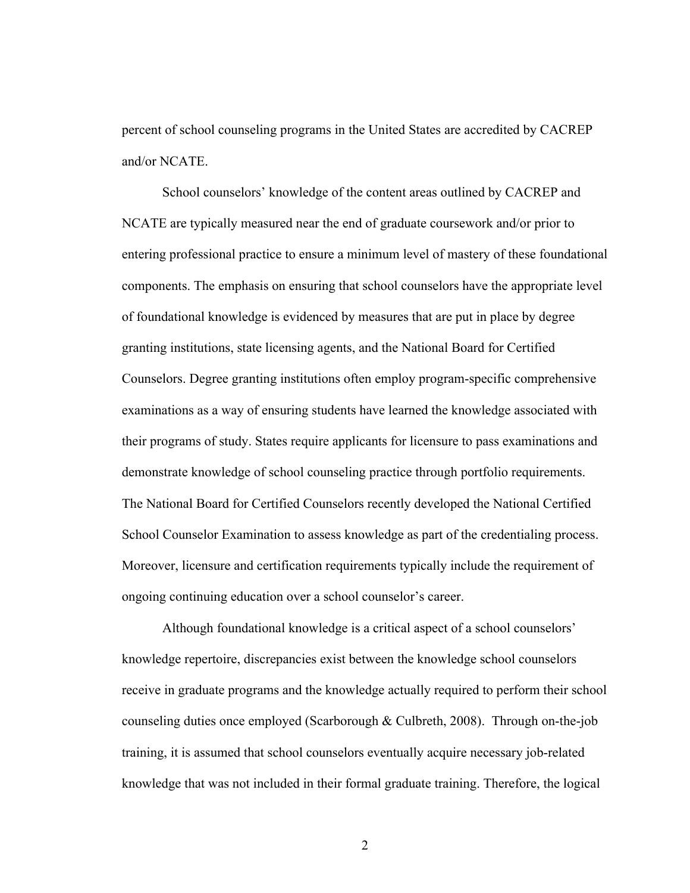percent of school counseling programs in the United States are accredited by CACREP and/or NCATE.

School counselors' knowledge of the content areas outlined by CACREP and NCATE are typically measured near the end of graduate coursework and/or prior to entering professional practice to ensure a minimum level of mastery of these foundational components. The emphasis on ensuring that school counselors have the appropriate level of foundational knowledge is evidenced by measures that are put in place by degree granting institutions, state licensing agents, and the National Board for Certified Counselors. Degree granting institutions often employ program-specific comprehensive examinations as a way of ensuring students have learned the knowledge associated with their programs of study. States require applicants for licensure to pass examinations and demonstrate knowledge of school counseling practice through portfolio requirements. The National Board for Certified Counselors recently developed the National Certified School Counselor Examination to assess knowledge as part of the credentialing process. Moreover, licensure and certification requirements typically include the requirement of ongoing continuing education over a school counselor's career.

Although foundational knowledge is a critical aspect of a school counselors' knowledge repertoire, discrepancies exist between the knowledge school counselors receive in graduate programs and the knowledge actually required to perform their school counseling duties once employed (Scarborough & Culbreth, 2008). Through on-the-job training, it is assumed that school counselors eventually acquire necessary job-related knowledge that was not included in their formal graduate training. Therefore, the logical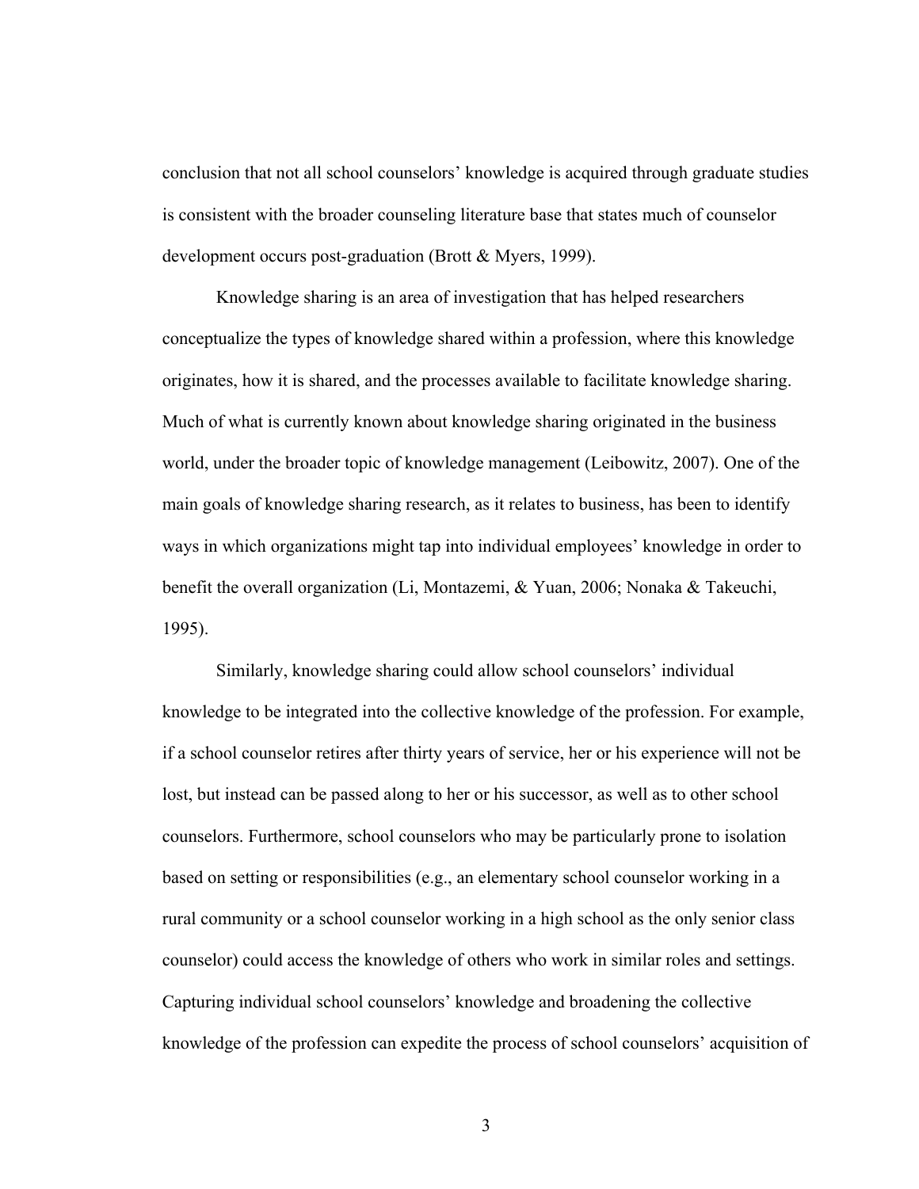conclusion that not all school counselors' knowledge is acquired through graduate studies is consistent with the broader counseling literature base that states much of counselor development occurs post-graduation (Brott & Myers, 1999).

Knowledge sharing is an area of investigation that has helped researchers conceptualize the types of knowledge shared within a profession, where this knowledge originates, how it is shared, and the processes available to facilitate knowledge sharing. Much of what is currently known about knowledge sharing originated in the business world, under the broader topic of knowledge management (Leibowitz, 2007). One of the main goals of knowledge sharing research, as it relates to business, has been to identify ways in which organizations might tap into individual employees' knowledge in order to benefit the overall organization (Li, Montazemi, & Yuan, 2006; Nonaka & Takeuchi, 1995).

Similarly, knowledge sharing could allow school counselors' individual knowledge to be integrated into the collective knowledge of the profession. For example, if a school counselor retires after thirty years of service, her or his experience will not be lost, but instead can be passed along to her or his successor, as well as to other school counselors. Furthermore, school counselors who may be particularly prone to isolation based on setting or responsibilities (e.g., an elementary school counselor working in a rural community or a school counselor working in a high school as the only senior class counselor) could access the knowledge of others who work in similar roles and settings. Capturing individual school counselors' knowledge and broadening the collective knowledge of the profession can expedite the process of school counselors' acquisition of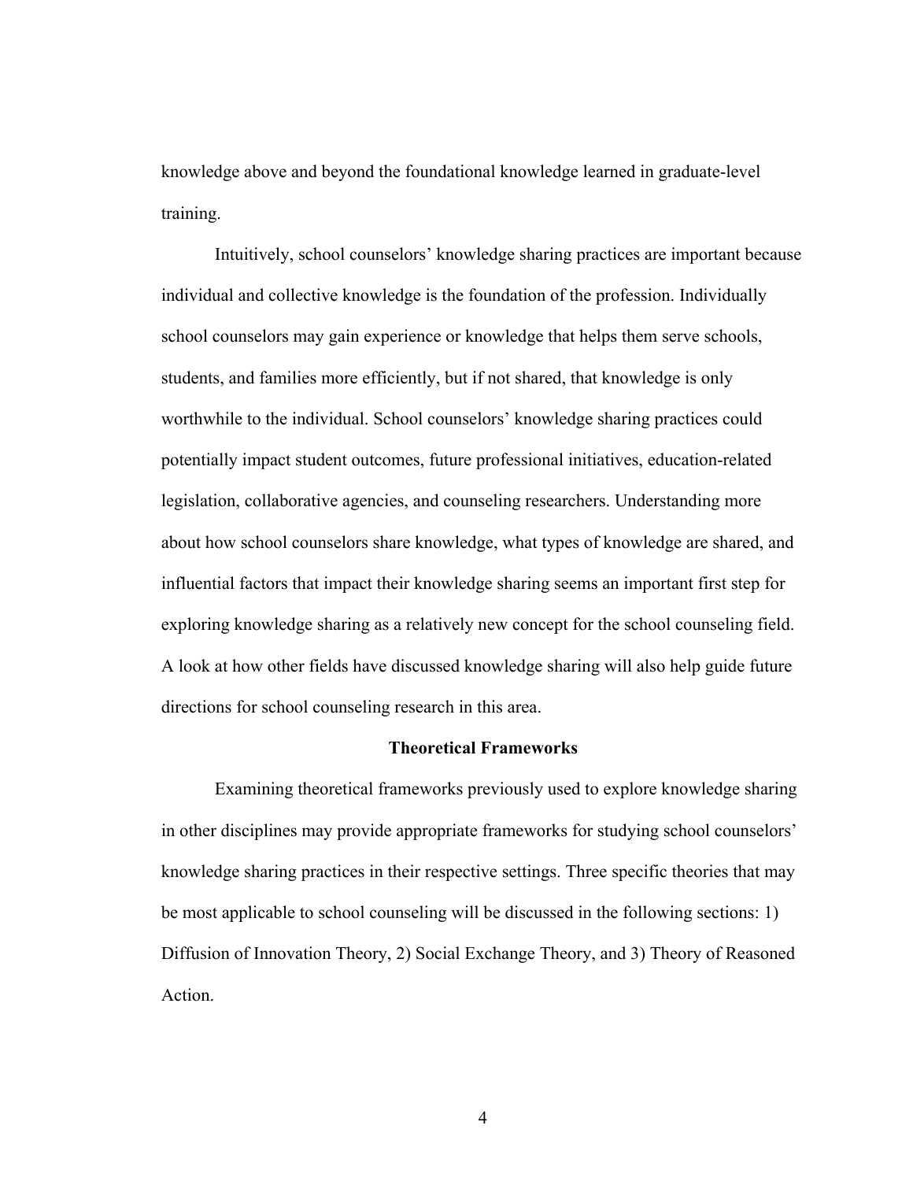knowledge above and beyond the foundational knowledge learned in graduate-level training.

Intuitively, school counselors' knowledge sharing practices are important because individual and collective knowledge is the foundation of the profession. Individually school counselors may gain experience or knowledge that helps them serve schools, students, and families more efficiently, but if not shared, that knowledge is only worthwhile to the individual. School counselors' knowledge sharing practices could potentially impact student outcomes, future professional initiatives, education-related legislation, collaborative agencies, and counseling researchers. Understanding more about how school counselors share knowledge, what types of knowledge are shared, and influential factors that impact their knowledge sharing seems an important first step for exploring knowledge sharing as a relatively new concept for the school counseling field. A look at how other fields have discussed knowledge sharing will also help guide future directions for school counseling research in this area.

## Theoretical Frameworks

Examining theoretical frameworks previously used to explore knowledge sharing in other disciplines may provide appropriate frameworks for studying school counselors' knowledge sharing practices in their respective settings. Three specific theories that may be most applicable to school counseling will be discussed in the following sections: 1) Diffusion of Innovation Theory, 2) Social Exchange Theory, and 3) Theory of Reasoned Action.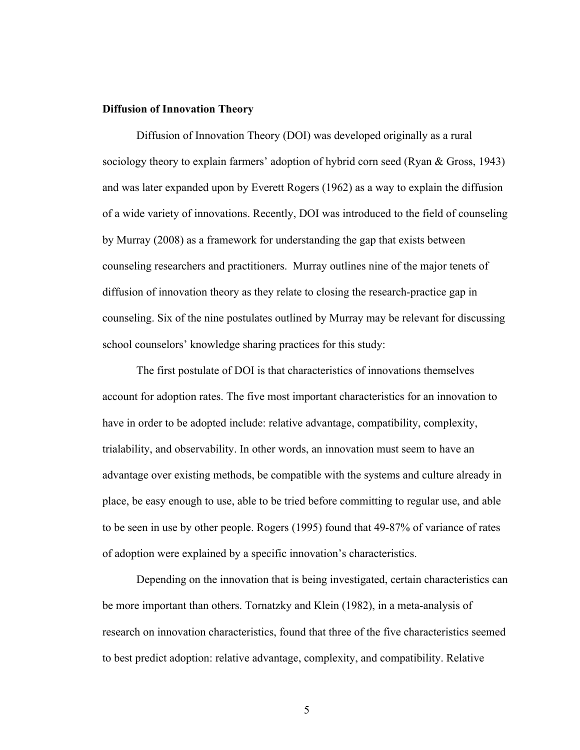**Diffusion of Innovation Theory**

Diffusion of Innovation Theory (DOI) was developed originally as a rural sociology theory to explain farmers' adoption of hybrid corn seed (Ryan & Gross, 1943) and was later expanded upon by Everett Rogers (1962) as a way to explain the diffusion of a wide variety of innovations. Recently, DOI was introduced to the field of counseling by Murray (2008) as a framework for understanding the gap that exists between counseling researchers and practitioners. Murray outlines nine of the major tenets of diffusion of innovation theory as they relate to closing the research-practice gap in counseling. Six of the nine postulates outlined by Murray may be relevant for discussing school counselors' knowledge sharing practices for this study:

The first postulate of DOI is that characteristics of innovations themselves account for adoption rates. The five most important characteristics for an innovation to have in order to be adopted include: relative advantage, compatibility, complexity, trialability, and observability. In other words, an innovation must seem to have an advantage over existing methods, be compatible with the systems and culture already in place, be easy enough to use, able to be tried before committing to regular use, and able to be seen in use by other people. Rogers (1995) found that 49-87% of variance of rates of adoption were explained by a specific innovation's characteristics.

Depending on the innovation that is being investigated, certain characteristics can be more important than others. Tornatzky and Klein (1982), in a meta-analysis of research on innovation characteristics, found that three of the five characteristics seemed to best predict adoption: relative advantage, complexity, and compatibility. Relative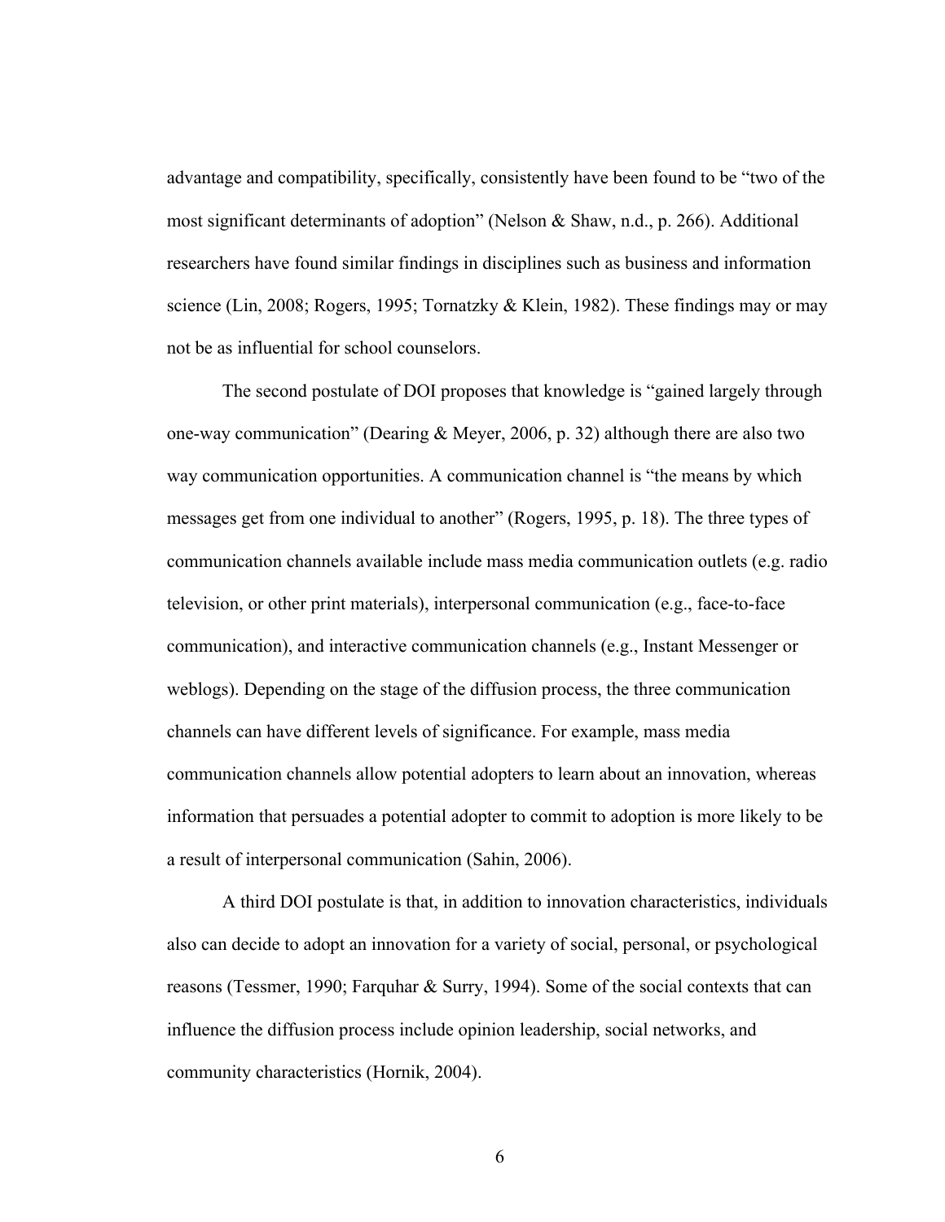advantage and compatibility, specifically, consistently have been found to be "two of the most significant determinants of adoption" (Nelson & Shaw, n.d., p. 266). Additional researchers have found similar findings in disciplines such as business and information science (Lin, 2008; Rogers, 1995; Tornatzky & Klein, 1982). These findings may or may not be as influential for school counselors.

The second postulate of DOI proposes that knowledge is "gained largely through one-way communication" (Dearing & Meyer, 2006, p. 32) although there are also two way communication opportunities. A communication channel is "the means by which messages get from one individual to another" (Rogers, 1995, p. 18). The three types of communication channels available include mass media communication outlets (e.g. radio television, or other print materials), interpersonal communication (e.g., face-to-face communication), and interactive communication channels (e.g., Instant Messenger or weblogs). Depending on the stage of the diffusion process, the three communication channels can have different levels of significance. For example, mass media communication channels allow potential adopters to learn about an innovation, whereas information that persuades a potential adopter to commit to adoption is more likely to be a result of interpersonal communication (Sahin, 2006).

A third DOI postulate is that, in addition to innovation characteristics, individuals also can decide to adopt an innovation for a variety of social, personal, or psychological reasons (Tessmer, 1990; Farquhar & Surry, 1994). Some of the social contexts that can influence the diffusion process include opinion leadership, social networks, and community characteristics (Hornik, 2004).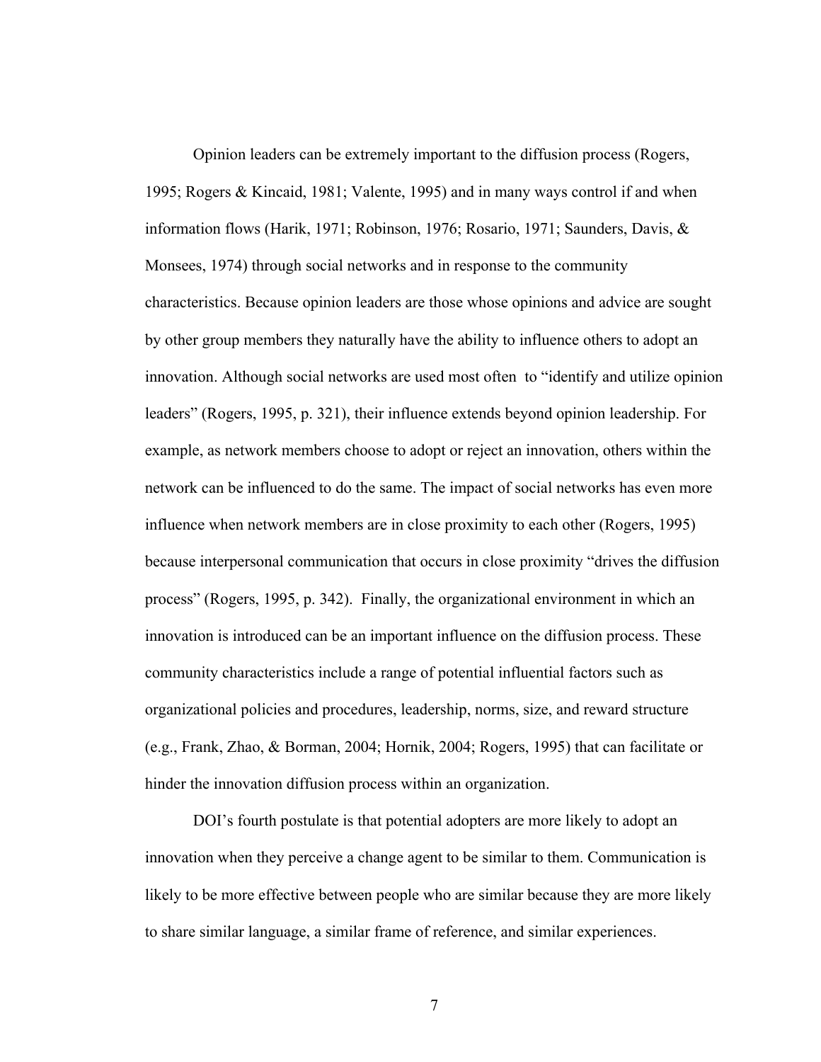Opinion leaders can be extremely important to the diffusion process (Rogers, 1995; Rogers & Kincaid, 1981; Valente, 1995) and in many ways control if and when information flows (Harik, 1971; Robinson, 1976; Rosario, 1971; Saunders, Davis, & Monsees, 1974) through social networks and in response to the community characteristics. Because opinion leaders are those whose opinions and advice are sought by other group members they naturally have the ability to influence others to adopt an innovation. Although social networks are used most often to "identify and utilize opinion leaders" (Rogers, 1995, p. 321), their influence extends beyond opinion leadership. For example, as network members choose to adopt or reject an innovation, others within the network can be influenced to do the same. The impact of social networks has even more influence when network members are in close proximity to each other (Rogers, 1995) because interpersonal communication that occurs in close proximity "drives the diffusion process" (Rogers, 1995, p. 342). Finally, the organizational environment in which an innovation is introduced can be an important influence on the diffusion process. These community characteristics include a range of potential influential factors such as organizational policies and procedures, leadership, norms, size, and reward structure (e.g., Frank, Zhao, & Borman, 2004; Hornik, 2004; Rogers, 1995) that can facilitate or hinder the innovation diffusion process within an organization.

DOI's fourth postulate is that potential adopters are more likely to adopt an innovation when they perceive a change agent to be similar to them. Communication is likely to be more effective between people who are similar because they are more likely to share similar language, a similar frame of reference, and similar experiences.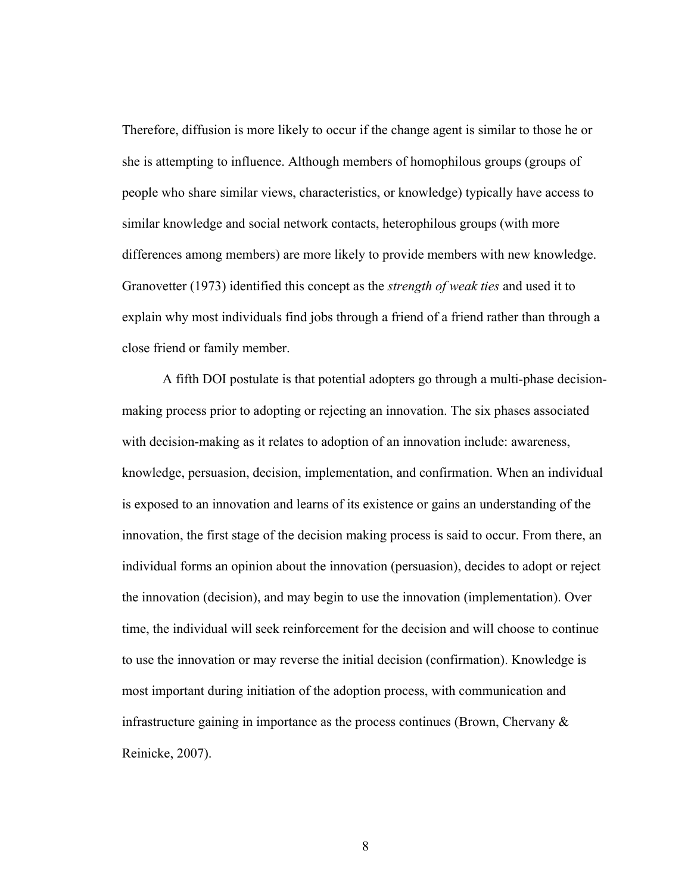Therefore, diffusion is more likely to occur if the change agent is similar to those he or she is attempting to influence. Although members of homophilous groups (groups of people who share similar views, characteristics, or knowledge) typically have access to similar knowledge and social network contacts, heterophilous groups (with more differences among members) are more likely to provide members with new knowledge. Granovetter (1973) identified this concept as the *strength of weak ties* and used it to explain why most individuals find jobs through a friend of a friend rather than through a close friend or family member.

A fifth DOI postulate is that potential adopters go through a multi-phase decision-making process prior to adopting or rejecting an innovation. The six phases associated with decision-making as it relates to adoption of an innovation include: awareness, knowledge, persuasion, decision, implementation, and confirmation. When an individual is exposed to an innovation and learns of its existence or gains an understanding of the innovation, the first stage of the decision making process is said to occur. From there, an individual forms an opinion about the innovation (persuasion), decides to adopt or reject the innovation (decision), and may begin to use the innovation (implementation). Over time, the individual will seek reinforcement for the decision and will choose to continue to use the innovation or may reverse the initial decision (confirmation). Knowledge is most important during initiation of the adoption process, with communication and infrastructure gaining in importance as the process continues (Brown, Chervany & Reinicke, 2007).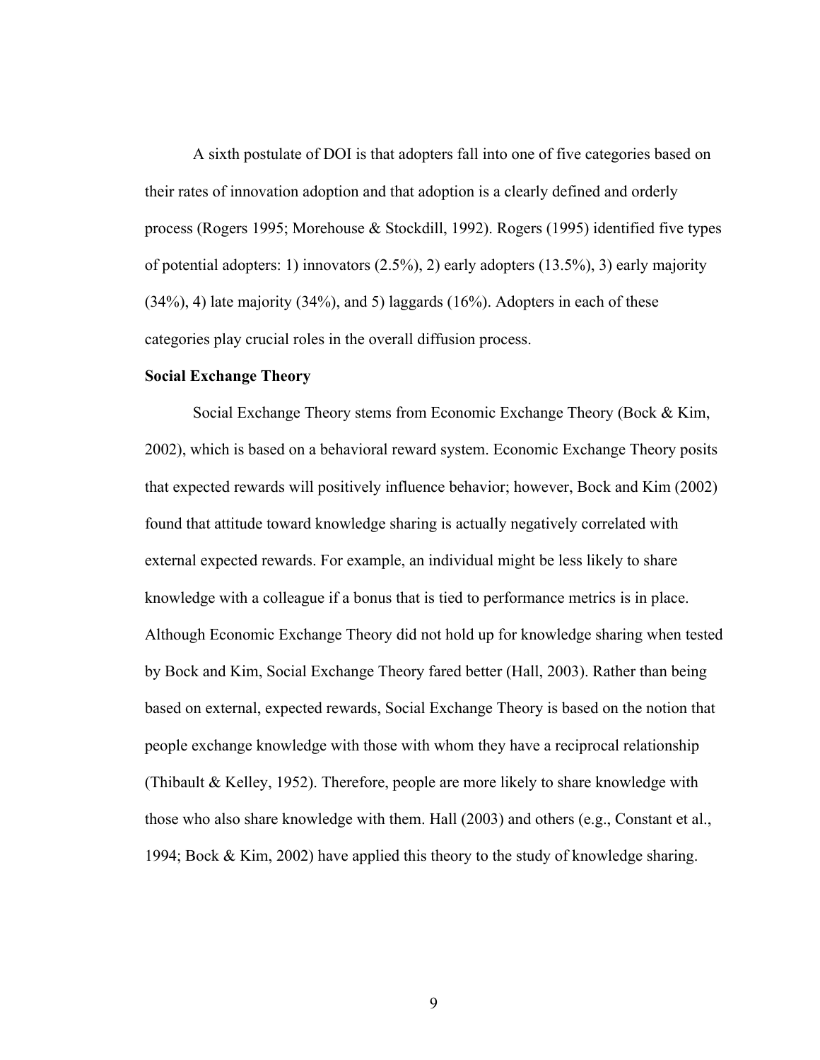A sixth postulate of DOI is that adopters fall into one of five categories based on their rates of innovation adoption and that adoption is a clearly defined and orderly process (Rogers 1995; Morehouse & Stockdill, 1992). Rogers (1995) identified five types of potential adopters: 1) innovators (2.5%), 2) early adopters (13.5%), 3) early majority (34%), 4) late majority (34%), and 5) laggards (16%). Adopters in each of these categories play crucial roles in the overall diffusion process.

**Social Exchange Theory**

Social Exchange Theory stems from Economic Exchange Theory (Bock & Kim, 2002), which is based on a behavioral reward system. Economic Exchange Theory posits that expected rewards will positively influence behavior; however, Bock and Kim (2002) found that attitude toward knowledge sharing is actually negatively correlated with external expected rewards. For example, an individual might be less likely to share knowledge with a colleague if a bonus that is tied to performance metrics is in place. Although Economic Exchange Theory did not hold up for knowledge sharing when tested by Bock and Kim, Social Exchange Theory fared better (Hall, 2003). Rather than being based on external, expected rewards, Social Exchange Theory is based on the notion that people exchange knowledge with those with whom they have a reciprocal relationship (Thibault & Kelley, 1952). Therefore, people are more likely to share knowledge with those who also share knowledge with them. Hall (2003) and others (e.g., Constant et al., 1994; Bock & Kim, 2002) have applied this theory to the study of knowledge sharing.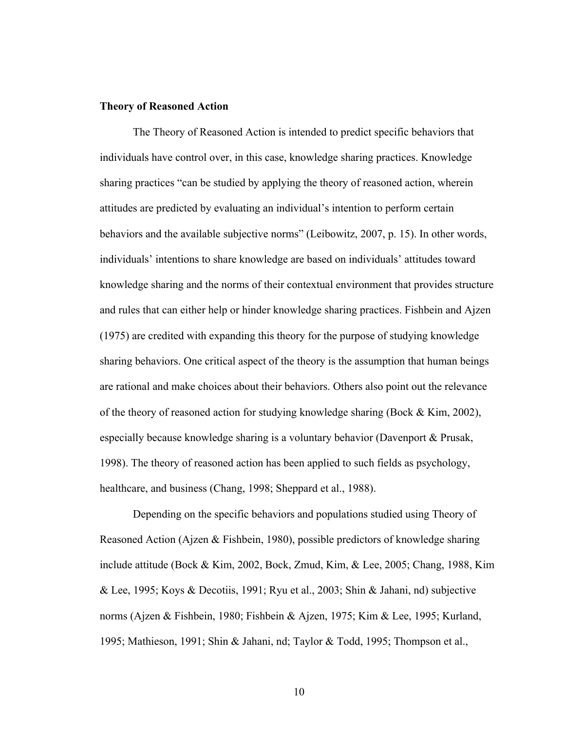**Theory of Reasoned Action**

The Theory of Reasoned Action is intended to predict specific behaviors that individuals have control over, in this case, knowledge sharing practices. Knowledge sharing practices "can be studied by applying the theory of reasoned action, wherein attitudes are predicted by evaluating an individual's intention to perform certain behaviors and the available subjective norms" (Leibowitz, 2007, p. 15). In other words, individuals' intentions to share knowledge are based on individuals' attitudes toward knowledge sharing and the norms of their contextual environment that provides structure and rules that can either help or hinder knowledge sharing practices. Fishbein and Ajzen (1975) are credited with expanding this theory for the purpose of studying knowledge sharing behaviors. One critical aspect of the theory is the assumption that human beings are rational and make choices about their behaviors. Others also point out the relevance of the theory of reasoned action for studying knowledge sharing (Bock & Kim, 2002), especially because knowledge sharing is a voluntary behavior (Davenport & Prusak, 1998). The theory of reasoned action has been applied to such fields as psychology, healthcare, and business (Chang, 1998; Sheppard et al., 1988).

Depending on the specific behaviors and populations studied using Theory of Reasoned Action (Ajzen & Fishbein, 1980), possible predictors of knowledge sharing include attitude (Bock & Kim, 2002, Bock, Zmud, Kim, & Lee, 2005; Chang, 1988, Kim & Lee, 1995; Koys & Decotiis, 1991; Ryu et al., 2003; Shin & Jahani, nd) subjective norms (Ajzen & Fishbein, 1980; Fishbein & Ajzen, 1975; Kim & Lee, 1995; Kurland, 1995; Mathieson, 1991; Shin & Jahani, nd; Taylor & Todd, 1995; Thompson et al.,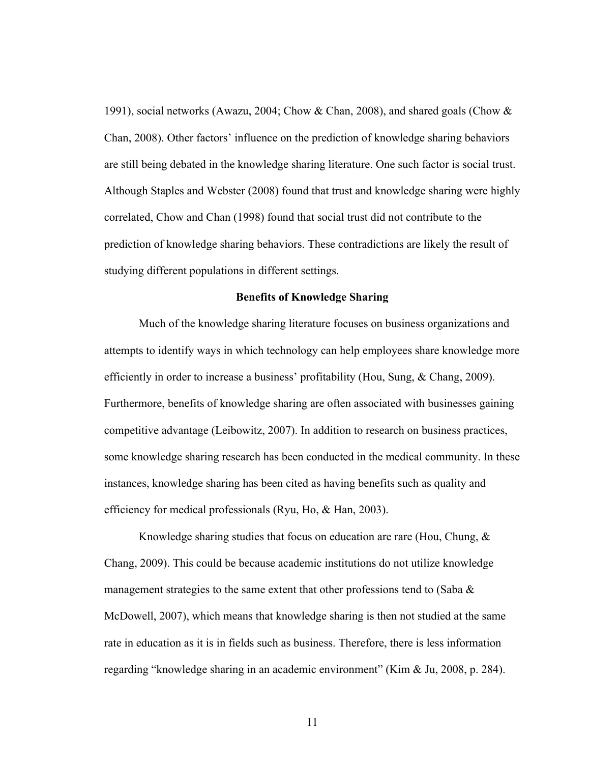1991), social networks (Awazu, 2004; Chow & Chan, 2008), and shared goals (Chow & Chan, 2008). Other factors' influence on the prediction of knowledge sharing behaviors are still being debated in the knowledge sharing literature. One such factor is social trust. Although Staples and Webster (2008) found that trust and knowledge sharing were highly correlated, Chow and Chan (1998) found that social trust did not contribute to the prediction of knowledge sharing behaviors. These contradictions are likely the result of studying different populations in different settings.

## Benefits of Knowledge Sharing

Much of the knowledge sharing literature focuses on business organizations and attempts to identify ways in which technology can help employees share knowledge more efficiently in order to increase a business' profitability (Hou, Sung, & Chang, 2009). Furthermore, benefits of knowledge sharing are often associated with businesses gaining competitive advantage (Leibowitz, 2007). In addition to research on business practices, some knowledge sharing research has been conducted in the medical community. In these instances, knowledge sharing has been cited as having benefits such as quality and efficiency for medical professionals (Ryu, Ho, & Han, 2003).

Knowledge sharing studies that focus on education are rare (Hou, Chung, & Chang, 2009). This could be because academic institutions do not utilize knowledge management strategies to the same extent that other professions tend to (Saba & McDowell, 2007), which means that knowledge sharing is then not studied at the same rate in education as it is in fields such as business. Therefore, there is less information regarding "knowledge sharing in an academic environment" (Kim & Ju, 2008, p. 284).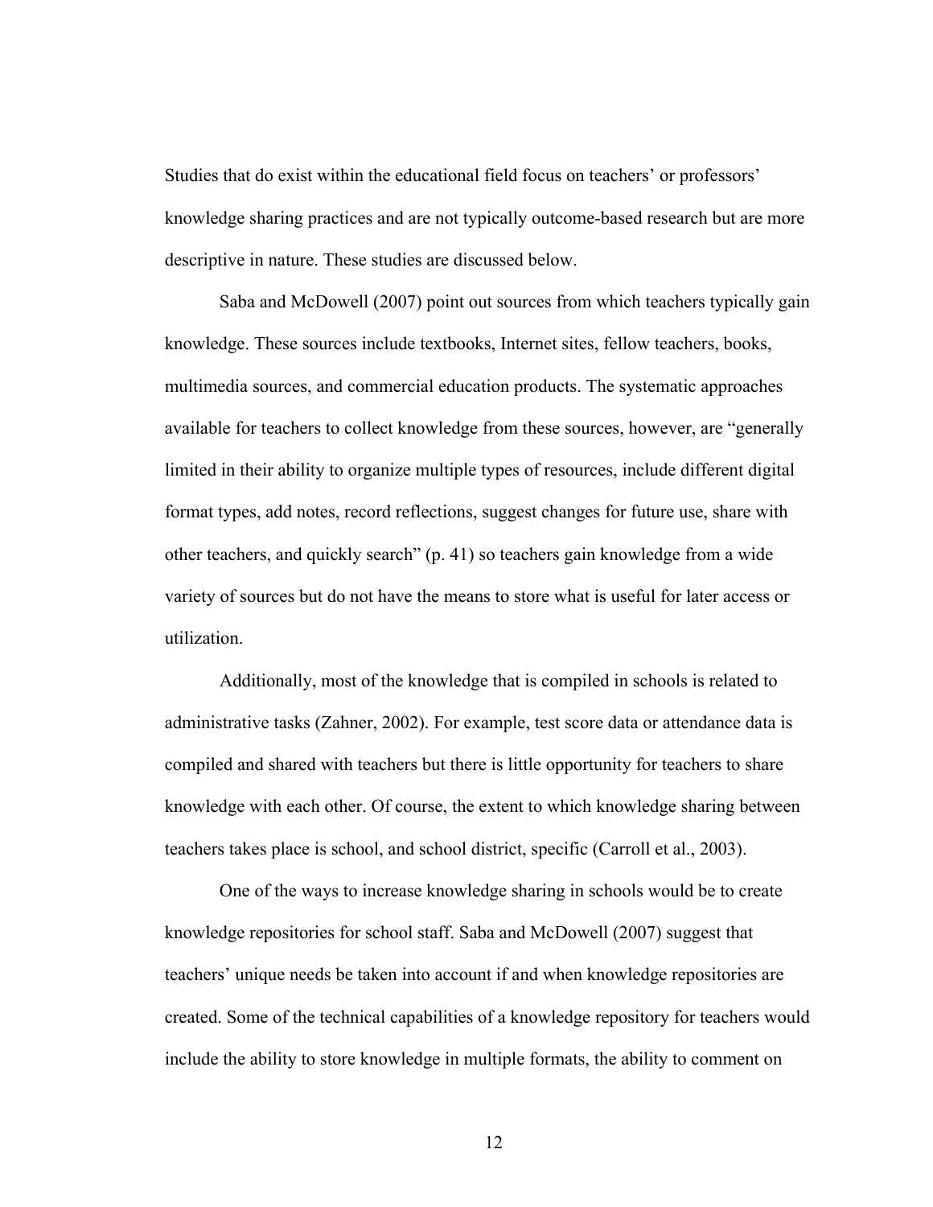Studies that do exist within the educational field focus on teachers' or professors' knowledge sharing practices and are not typically outcome-based research but are more descriptive in nature. These studies are discussed below.

Saba and McDowell (2007) point out sources from which teachers typically gain knowledge. These sources include textbooks, Internet sites, fellow teachers, books, multimedia sources, and commercial education products. The systematic approaches available for teachers to collect knowledge from these sources, however, are "generally limited in their ability to organize multiple types of resources, include different digital format types, add notes, record reflections, suggest changes for future use, share with other teachers, and quickly search" (p. 41) so teachers gain knowledge from a wide variety of sources but do not have the means to store what is useful for later access or utilization.

Additionally, most of the knowledge that is compiled in schools is related to administrative tasks (Zahner, 2002). For example, test score data or attendance data is compiled and shared with teachers but there is little opportunity for teachers to share knowledge with each other. Of course, the extent to which knowledge sharing between teachers takes place is school, and school district, specific (Carroll et al., 2003).

One of the ways to increase knowledge sharing in schools would be to create knowledge repositories for school staff. Saba and McDowell (2007) suggest that teachers' unique needs be taken into account if and when knowledge repositories are created. Some of the technical capabilities of a knowledge repository for teachers would include the ability to store knowledge in multiple formats, the ability to comment on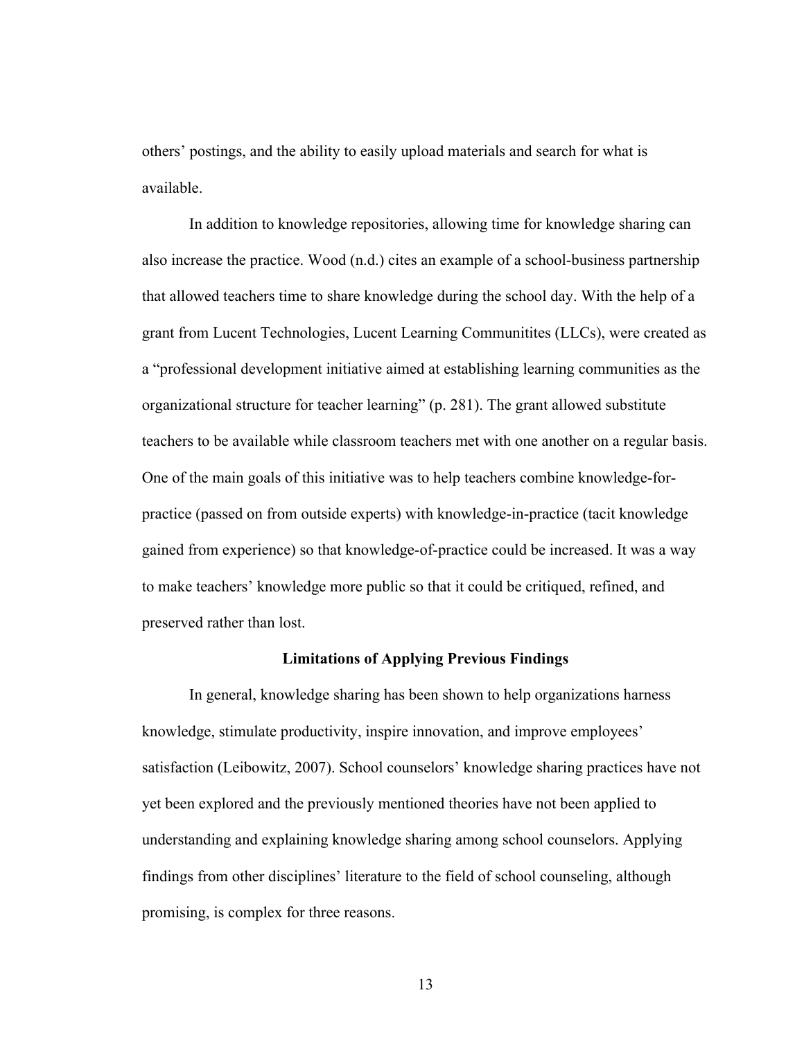others' postings, and the ability to easily upload materials and search for what is available.

In addition to knowledge repositories, allowing time for knowledge sharing can also increase the practice. Wood (n.d.) cites an example of a school-business partnership that allowed teachers time to share knowledge during the school day. With the help of a grant from Lucent Technologies, Lucent Learning Communitites (LLCs), were created as a "professional development initiative aimed at establishing learning communities as the organizational structure for teacher learning" (p. 281). The grant allowed substitute teachers to be available while classroom teachers met with one another on a regular basis. One of the main goals of this initiative was to help teachers combine knowledge-for-practice (passed on from outside experts) with knowledge-in-practice (tacit knowledge gained from experience) so that knowledge-of-practice could be increased. It was a way to make teachers' knowledge more public so that it could be critiqued, refined, and preserved rather than lost.

## Limitations of Applying Previous Findings

In general, knowledge sharing has been shown to help organizations harness knowledge, stimulate productivity, inspire innovation, and improve employees' satisfaction (Leibowitz, 2007). School counselors' knowledge sharing practices have not yet been explored and the previously mentioned theories have not been applied to understanding and explaining knowledge sharing among school counselors. Applying findings from other disciplines' literature to the field of school counseling, although promising, is complex for three reasons.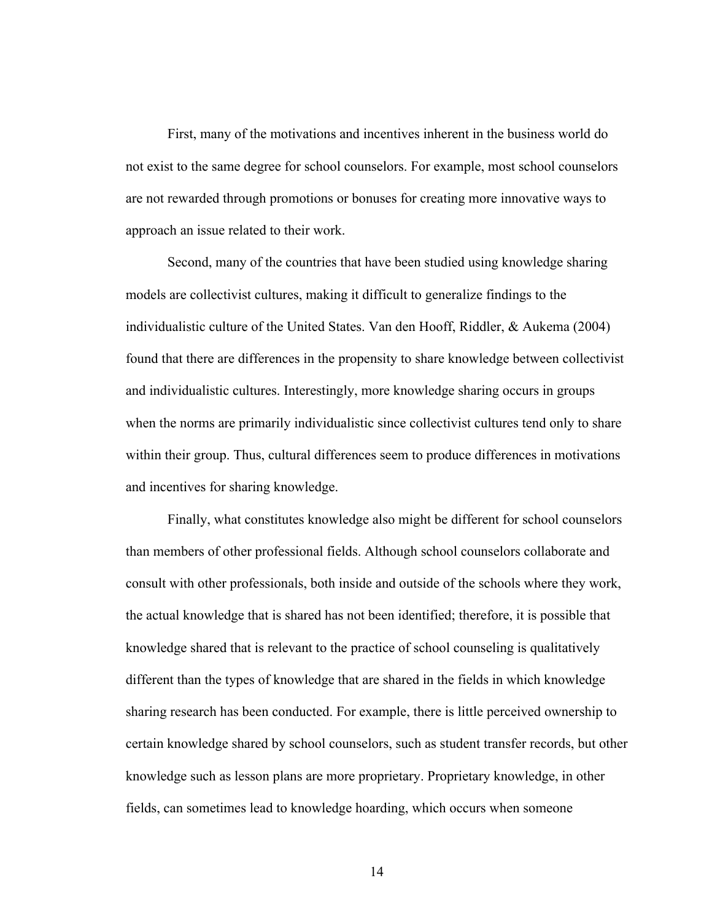First, many of the motivations and incentives inherent in the business world do not exist to the same degree for school counselors. For example, most school counselors are not rewarded through promotions or bonuses for creating more innovative ways to approach an issue related to their work.

Second, many of the countries that have been studied using knowledge sharing models are collectivist cultures, making it difficult to generalize findings to the individualistic culture of the United States. Van den Hooff, Riddler, & Aukema (2004) found that there are differences in the propensity to share knowledge between collectivist and individualistic cultures. Interestingly, more knowledge sharing occurs in groups when the norms are primarily individualistic since collectivist cultures tend only to share within their group. Thus, cultural differences seem to produce differences in motivations and incentives for sharing knowledge.

Finally, what constitutes knowledge also might be different for school counselors than members of other professional fields. Although school counselors collaborate and consult with other professionals, both inside and outside of the schools where they work, the actual knowledge that is shared has not been identified; therefore, it is possible that knowledge shared that is relevant to the practice of school counseling is qualitatively different than the types of knowledge that are shared in the fields in which knowledge sharing research has been conducted. For example, there is little perceived ownership to certain knowledge shared by school counselors, such as student transfer records, but other knowledge such as lesson plans are more proprietary. Proprietary knowledge, in other fields, can sometimes lead to knowledge hoarding, which occurs when someone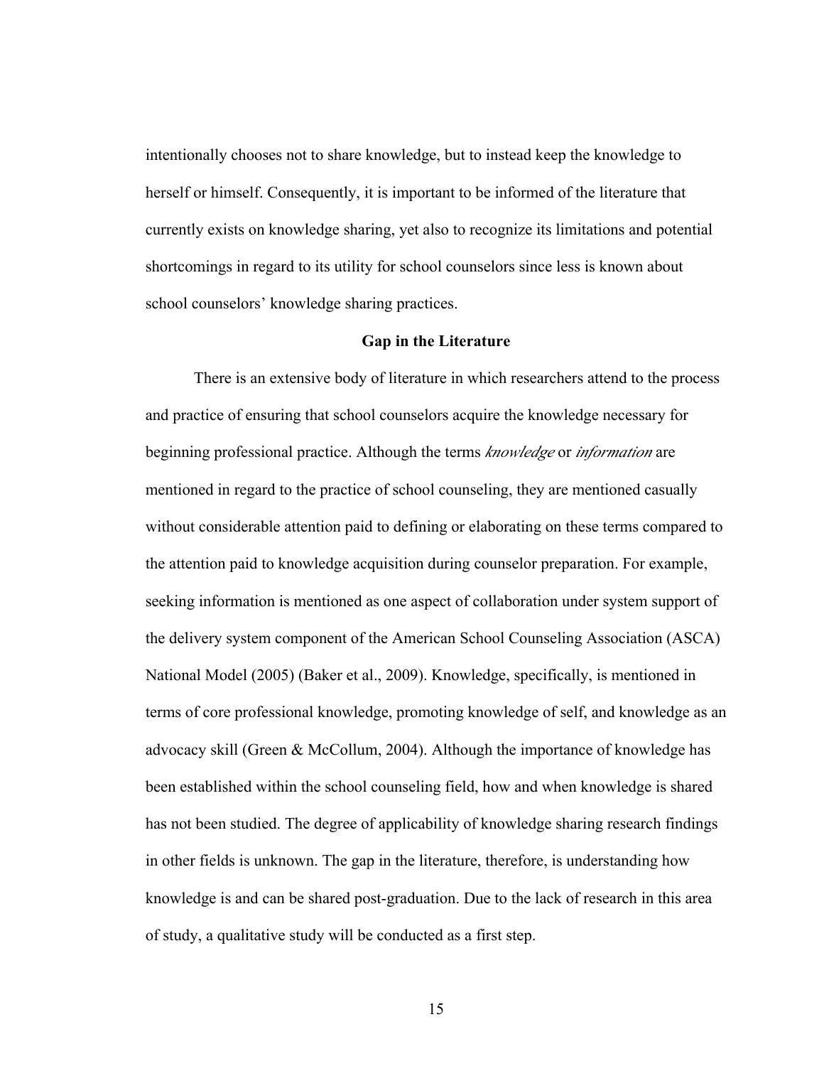intentionally chooses not to share knowledge, but to instead keep the knowledge to herself or himself. Consequently, it is important to be informed of the literature that currently exists on knowledge sharing, yet also to recognize its limitations and potential shortcomings in regard to its utility for school counselors since less is known about school counselors' knowledge sharing practices.

## Gap in the Literature

There is an extensive body of literature in which researchers attend to the process and practice of ensuring that school counselors acquire the knowledge necessary for beginning professional practice. Although the terms *knowledge* or *information* are mentioned in regard to the practice of school counseling, they are mentioned casually without considerable attention paid to defining or elaborating on these terms compared to the attention paid to knowledge acquisition during counselor preparation. For example, seeking information is mentioned as one aspect of collaboration under system support of the delivery system component of the American School Counseling Association (ASCA) National Model (2005) (Baker et al., 2009). Knowledge, specifically, is mentioned in terms of core professional knowledge, promoting knowledge of self, and knowledge as an advocacy skill (Green & McCollum, 2004). Although the importance of knowledge has been established within the school counseling field, how and when knowledge is shared has not been studied. The degree of applicability of knowledge sharing research findings in other fields is unknown. The gap in the literature, therefore, is understanding how knowledge is and can be shared post-graduation. Due to the lack of research in this area of study, a qualitative study will be conducted as a first step.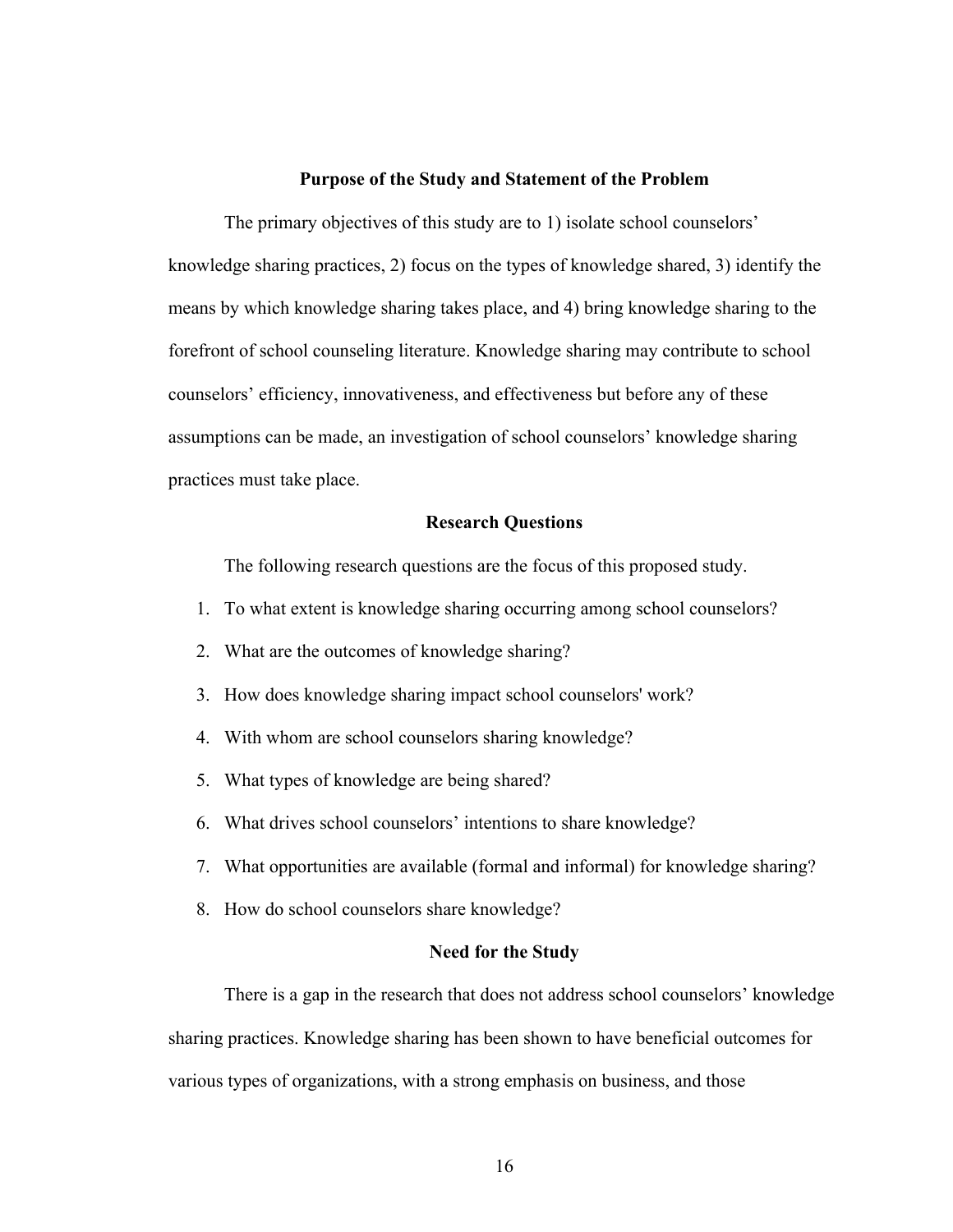## Purpose of the Study and Statement of the Problem

The primary objectives of this study are to 1) isolate school counselors' knowledge sharing practices, 2) focus on the types of knowledge shared, 3) identify the means by which knowledge sharing takes place, and 4) bring knowledge sharing to the forefront of school counseling literature. Knowledge sharing may contribute to school counselors' efficiency, innovativeness, and effectiveness but before any of these assumptions can be made, an investigation of school counselors' knowledge sharing practices must take place.

## Research Questions

The following research questions are the focus of this proposed study.

1. To what extent is knowledge sharing occurring among school counselors?
2. What are the outcomes of knowledge sharing?
3. How does knowledge sharing impact school counselors' work?
4. With whom are school counselors sharing knowledge?
5. What types of knowledge are being shared?
6. What drives school counselors' intentions to share knowledge?
7. What opportunities are available (formal and informal) for knowledge sharing?
8. How do school counselors share knowledge?

## Need for the Study

There is a gap in the research that does not address school counselors' knowledge sharing practices. Knowledge sharing has been shown to have beneficial outcomes for various types of organizations, with a strong emphasis on business, and those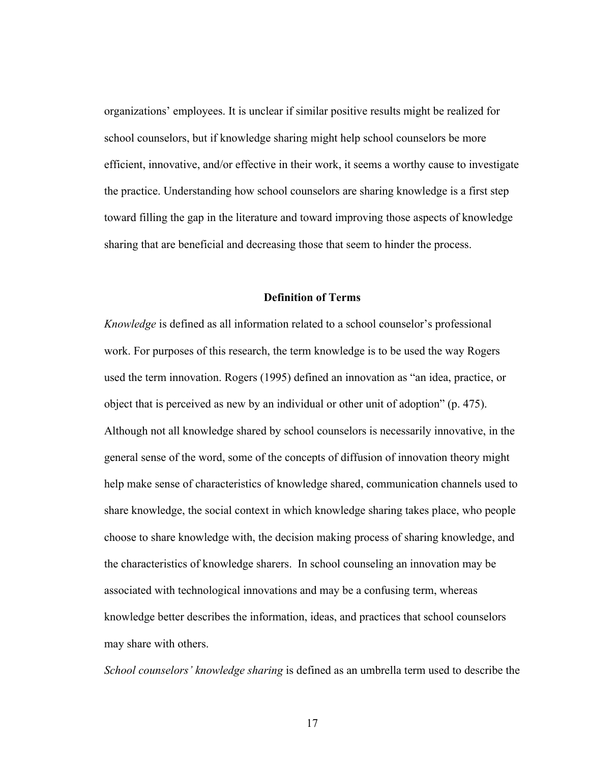organizations' employees. It is unclear if similar positive results might be realized for school counselors, but if knowledge sharing might help school counselors be more efficient, innovative, and/or effective in their work, it seems a worthy cause to investigate the practice. Understanding how school counselors are sharing knowledge is a first step toward filling the gap in the literature and toward improving those aspects of knowledge sharing that are beneficial and decreasing those that seem to hinder the process.

## Definition of Terms

*Knowledge* is defined as all information related to a school counselor's professional work. For purposes of this research, the term knowledge is to be used the way Rogers used the term innovation. Rogers (1995) defined an innovation as "an idea, practice, or object that is perceived as new by an individual or other unit of adoption" (p. 475). Although not all knowledge shared by school counselors is necessarily innovative, in the general sense of the word, some of the concepts of diffusion of innovation theory might help make sense of characteristics of knowledge shared, communication channels used to share knowledge, the social context in which knowledge sharing takes place, who people choose to share knowledge with, the decision making process of sharing knowledge, and the characteristics of knowledge sharers. In school counseling an innovation may be associated with technological innovations and may be a confusing term, whereas knowledge better describes the information, ideas, and practices that school counselors may share with others.

*School counselors' knowledge sharing* is defined as an umbrella term used to describe the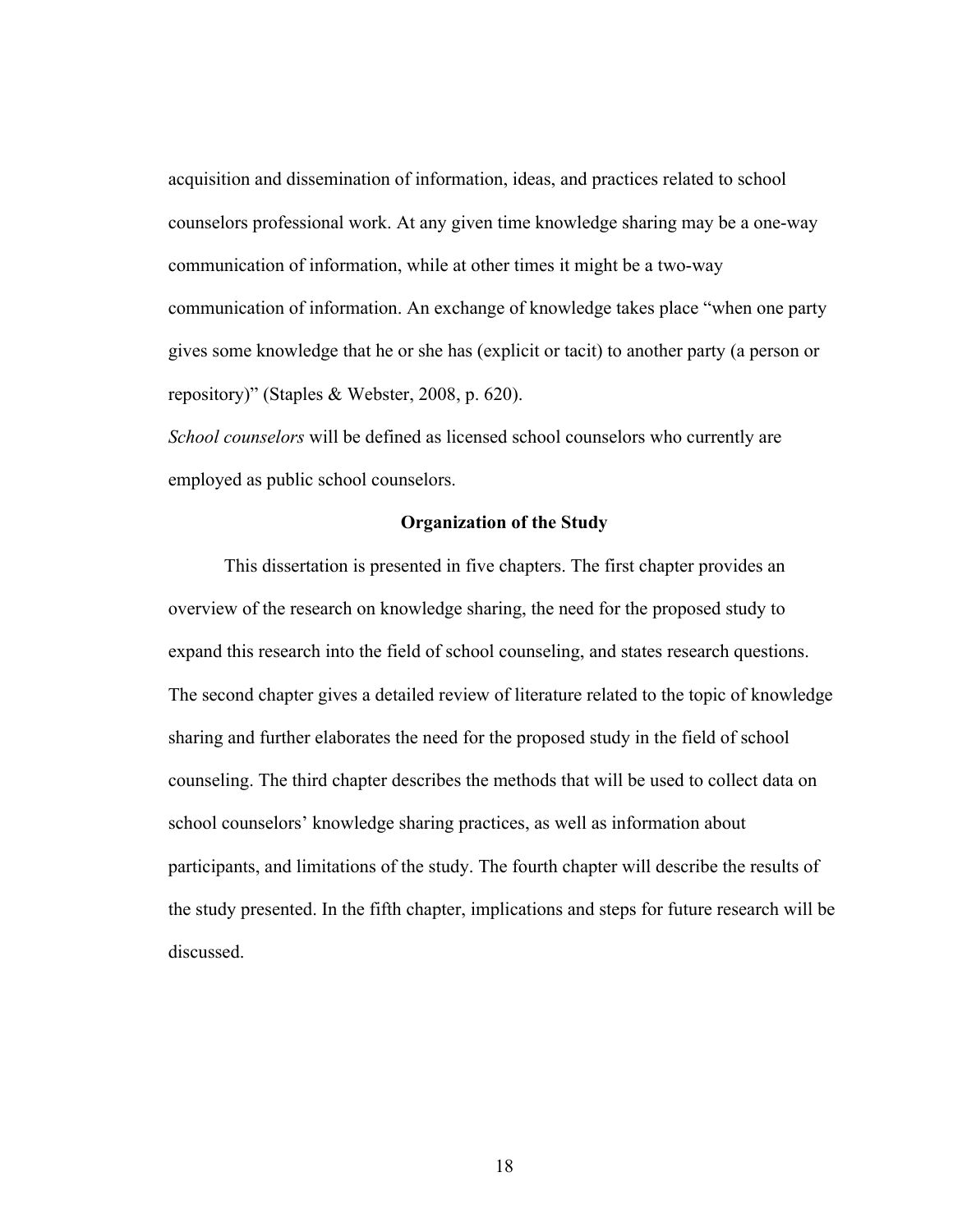acquisition and dissemination of information, ideas, and practices related to school counselors professional work. At any given time knowledge sharing may be a one-way communication of information, while at other times it might be a two-way communication of information. An exchange of knowledge takes place “when one party gives some knowledge that he or she has (explicit or tacit) to another party (a person or repository)” (Staples & Webster, 2008, p. 620).

*School counselors* will be defined as licensed school counselors who currently are employed as public school counselors.

## Organization of the Study

This dissertation is presented in five chapters. The first chapter provides an overview of the research on knowledge sharing, the need for the proposed study to expand this research into the field of school counseling, and states research questions. The second chapter gives a detailed review of literature related to the topic of knowledge sharing and further elaborates the need for the proposed study in the field of school counseling. The third chapter describes the methods that will be used to collect data on school counselors’ knowledge sharing practices, as well as information about participants, and limitations of the study. The fourth chapter will describe the results of the study presented. In the fifth chapter, implications and steps for future research will be discussed.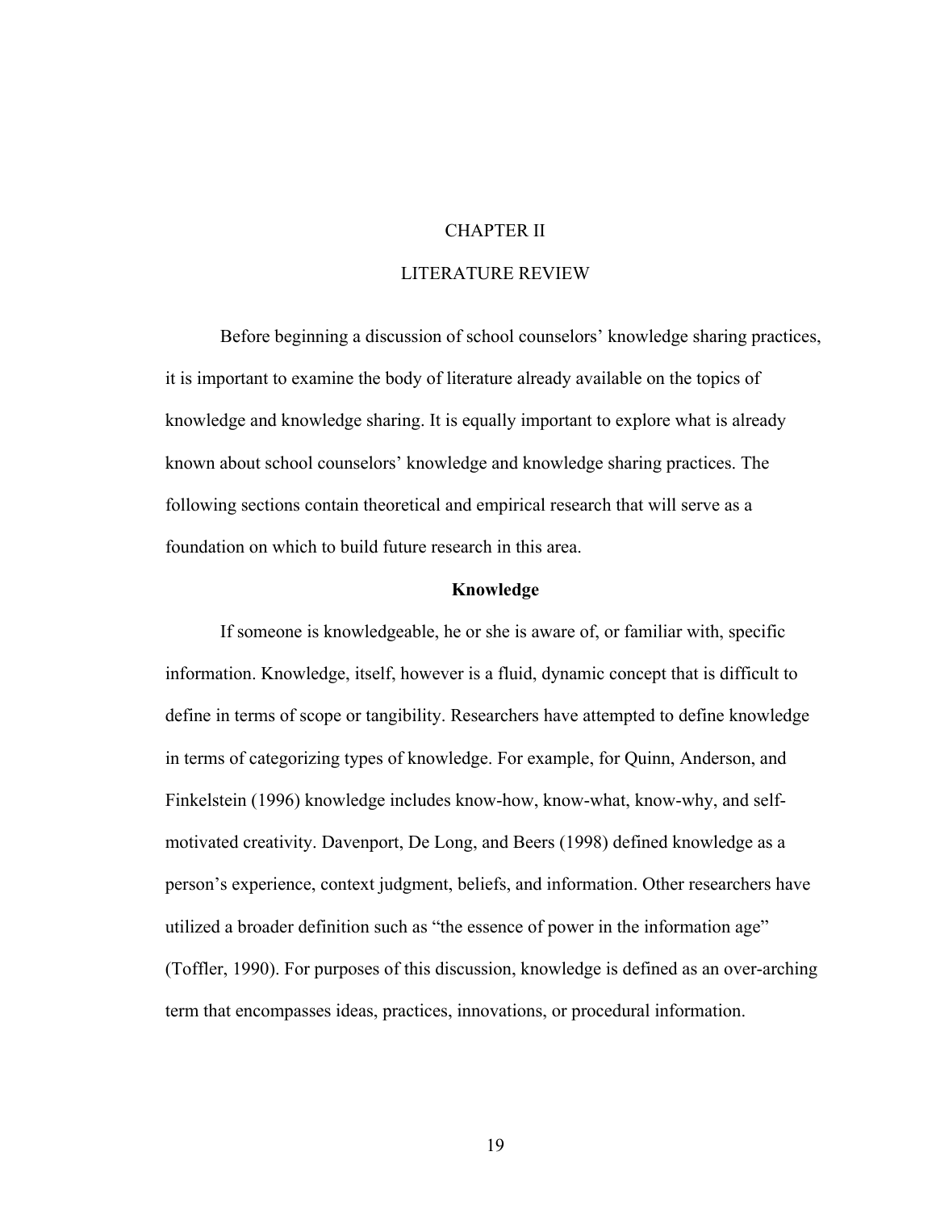# CHAPTER II

# LITERATURE REVIEW

Before beginning a discussion of school counselors' knowledge sharing practices, it is important to examine the body of literature already available on the topics of knowledge and knowledge sharing. It is equally important to explore what is already known about school counselors' knowledge and knowledge sharing practices. The following sections contain theoretical and empirical research that will serve as a foundation on which to build future research in this area.

## Knowledge

If someone is knowledgeable, he or she is aware of, or familiar with, specific information. Knowledge, itself, however is a fluid, dynamic concept that is difficult to define in terms of scope or tangibility. Researchers have attempted to define knowledge in terms of categorizing types of knowledge. For example, for Quinn, Anderson, and Finkelstein (1996) knowledge includes know-how, know-what, know-why, and self-motivated creativity. Davenport, De Long, and Beers (1998) defined knowledge as a person's experience, context judgment, beliefs, and information. Other researchers have utilized a broader definition such as "the essence of power in the information age" (Toffler, 1990). For purposes of this discussion, knowledge is defined as an over-arching term that encompasses ideas, practices, innovations, or procedural information.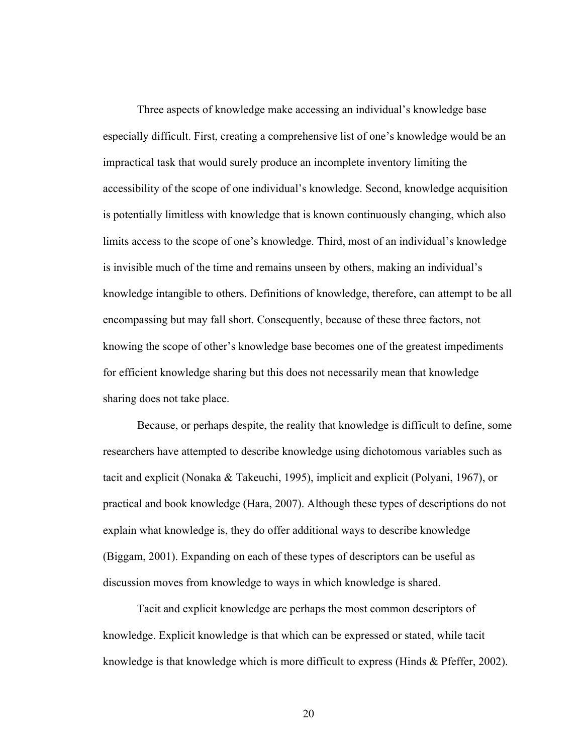Three aspects of knowledge make accessing an individual's knowledge base especially difficult. First, creating a comprehensive list of one's knowledge would be an impractical task that would surely produce an incomplete inventory limiting the accessibility of the scope of one individual's knowledge. Second, knowledge acquisition is potentially limitless with knowledge that is known continuously changing, which also limits access to the scope of one's knowledge. Third, most of an individual's knowledge is invisible much of the time and remains unseen by others, making an individual's knowledge intangible to others. Definitions of knowledge, therefore, can attempt to be all encompassing but may fall short. Consequently, because of these three factors, not knowing the scope of other's knowledge base becomes one of the greatest impediments for efficient knowledge sharing but this does not necessarily mean that knowledge sharing does not take place.

Because, or perhaps despite, the reality that knowledge is difficult to define, some researchers have attempted to describe knowledge using dichotomous variables such as tacit and explicit (Nonaka & Takeuchi, 1995), implicit and explicit (Polyani, 1967), or practical and book knowledge (Hara, 2007). Although these types of descriptions do not explain what knowledge is, they do offer additional ways to describe knowledge (Biggam, 2001). Expanding on each of these types of descriptors can be useful as discussion moves from knowledge to ways in which knowledge is shared.

Tacit and explicit knowledge are perhaps the most common descriptors of knowledge. Explicit knowledge is that which can be expressed or stated, while tacit knowledge is that knowledge which is more difficult to express (Hinds & Pfeffer, 2002).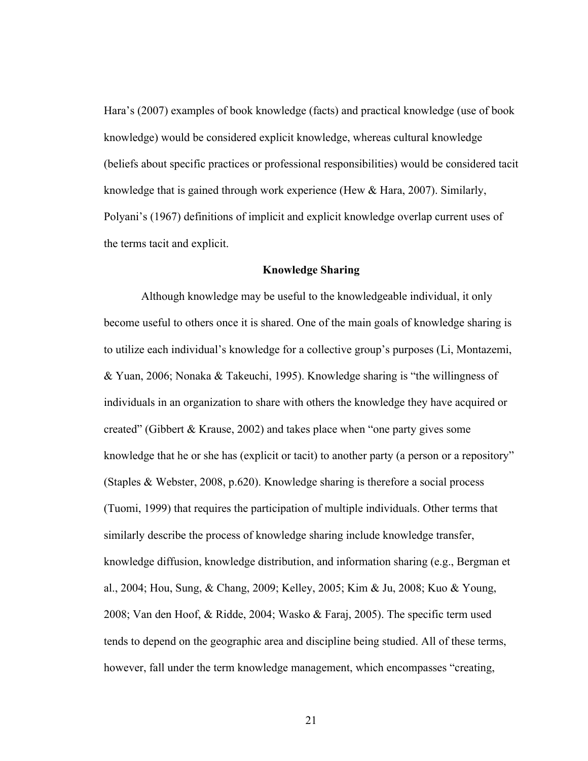Hara's (2007) examples of book knowledge (facts) and practical knowledge (use of book knowledge) would be considered explicit knowledge, whereas cultural knowledge (beliefs about specific practices or professional responsibilities) would be considered tacit knowledge that is gained through work experience (Hew & Hara, 2007). Similarly, Polyani's (1967) definitions of implicit and explicit knowledge overlap current uses of the terms tacit and explicit.

## Knowledge Sharing

Although knowledge may be useful to the knowledgeable individual, it only become useful to others once it is shared. One of the main goals of knowledge sharing is to utilize each individual's knowledge for a collective group's purposes (Li, Montazemi, & Yuan, 2006; Nonaka & Takeuchi, 1995). Knowledge sharing is "the willingness of individuals in an organization to share with others the knowledge they have acquired or created" (Gibbert & Krause, 2002) and takes place when "one party gives some knowledge that he or she has (explicit or tacit) to another party (a person or a repository" (Staples & Webster, 2008, p.620). Knowledge sharing is therefore a social process (Tuomi, 1999) that requires the participation of multiple individuals. Other terms that similarly describe the process of knowledge sharing include knowledge transfer, knowledge diffusion, knowledge distribution, and information sharing (e.g., Bergman et al., 2004; Hou, Sung, & Chang, 2009; Kelley, 2005; Kim & Ju, 2008; Kuo & Young, 2008; Van den Hoof, & Ridde, 2004; Wasko & Faraj, 2005). The specific term used tends to depend on the geographic area and discipline being studied. All of these terms, however, fall under the term knowledge management, which encompasses "creating,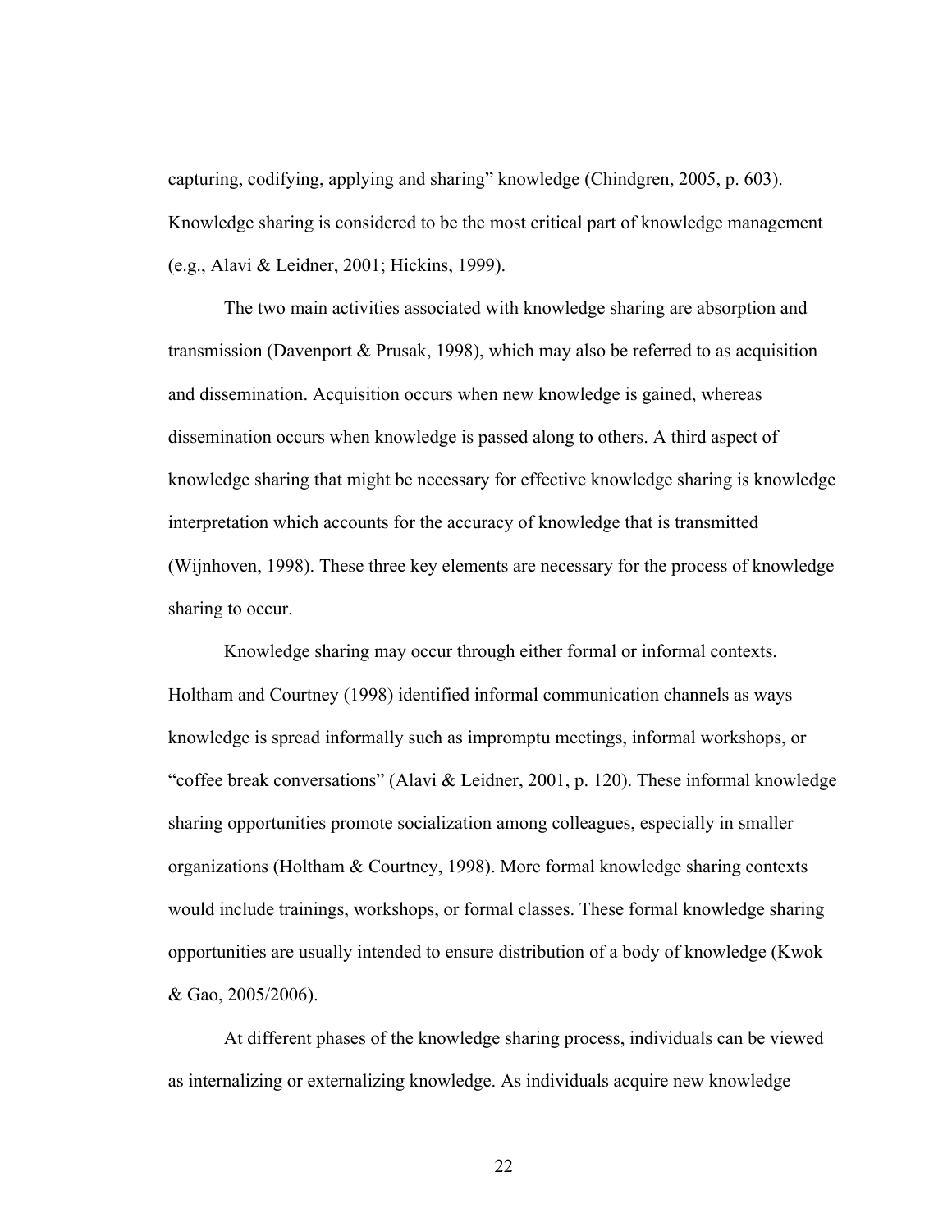capturing, codifying, applying and sharing" knowledge (Chindgren, 2005, p. 603). Knowledge sharing is considered to be the most critical part of knowledge management (e.g., Alavi & Leidner, 2001; Hickins, 1999).

The two main activities associated with knowledge sharing are absorption and transmission (Davenport & Prusak, 1998), which may also be referred to as acquisition and dissemination. Acquisition occurs when new knowledge is gained, whereas dissemination occurs when knowledge is passed along to others. A third aspect of knowledge sharing that might be necessary for effective knowledge sharing is knowledge interpretation which accounts for the accuracy of knowledge that is transmitted (Wijnhoven, 1998). These three key elements are necessary for the process of knowledge sharing to occur.

Knowledge sharing may occur through either formal or informal contexts. Holtham and Courtney (1998) identified informal communication channels as ways knowledge is spread informally such as impromptu meetings, informal workshops, or "coffee break conversations" (Alavi & Leidner, 2001, p. 120). These informal knowledge sharing opportunities promote socialization among colleagues, especially in smaller organizations (Holtham & Courtney, 1998). More formal knowledge sharing contexts would include trainings, workshops, or formal classes. These formal knowledge sharing opportunities are usually intended to ensure distribution of a body of knowledge (Kwok & Gao, 2005/2006).

At different phases of the knowledge sharing process, individuals can be viewed as internalizing or externalizing knowledge. As individuals acquire new knowledge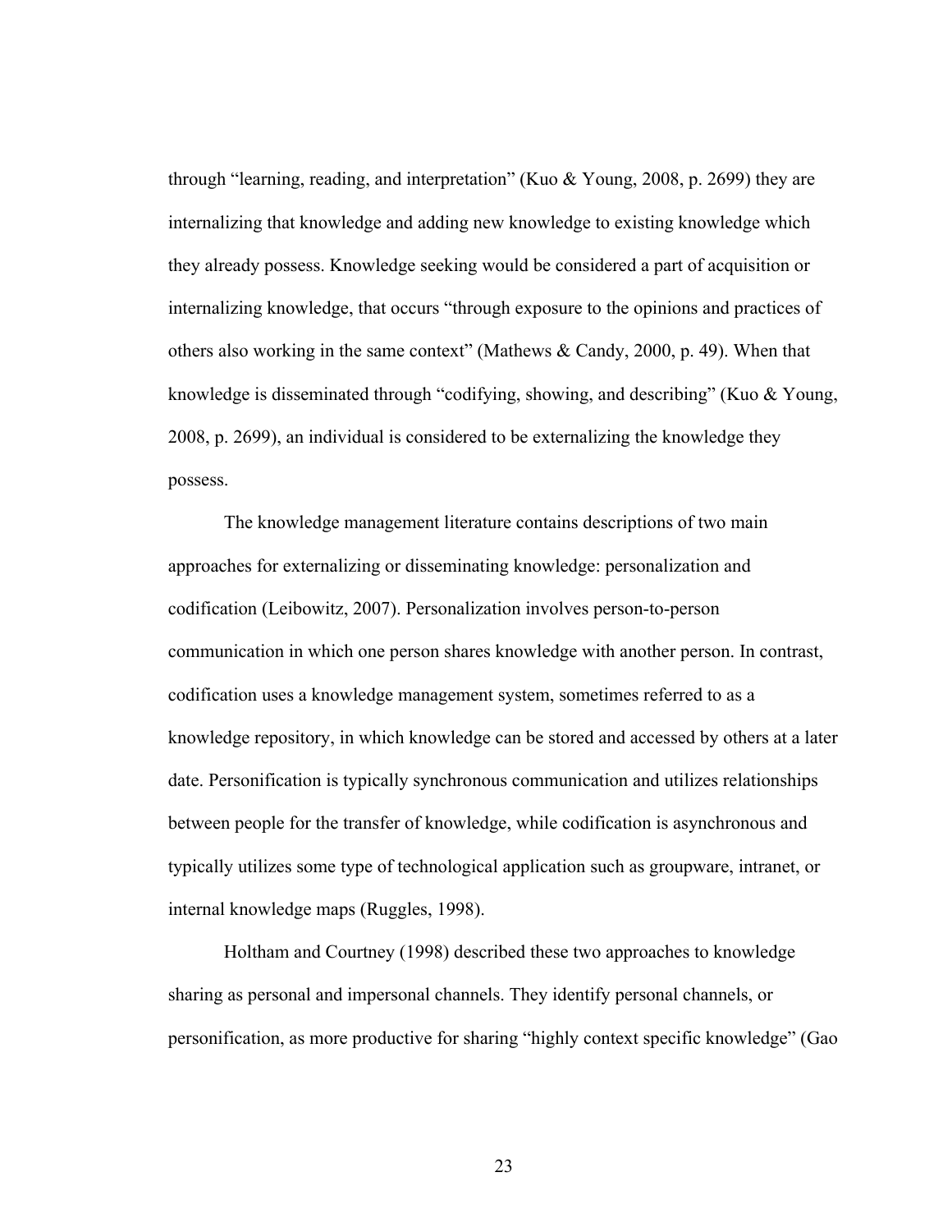through “learning, reading, and interpretation” (Kuo & Young, 2008, p. 2699) they are internalizing that knowledge and adding new knowledge to existing knowledge which they already possess. Knowledge seeking would be considered a part of acquisition or internalizing knowledge, that occurs “through exposure to the opinions and practices of others also working in the same context” (Mathews & Candy, 2000, p. 49). When that knowledge is disseminated through “codifying, showing, and describing” (Kuo & Young, 2008, p. 2699), an individual is considered to be externalizing the knowledge they possess.

The knowledge management literature contains descriptions of two main approaches for externalizing or disseminating knowledge: personalization and codification (Leibowitz, 2007). Personalization involves person-to-person communication in which one person shares knowledge with another person. In contrast, codification uses a knowledge management system, sometimes referred to as a knowledge repository, in which knowledge can be stored and accessed by others at a later date. Personification is typically synchronous communication and utilizes relationships between people for the transfer of knowledge, while codification is asynchronous and typically utilizes some type of technological application such as groupware, intranet, or internal knowledge maps (Ruggles, 1998).

Holtham and Courtney (1998) described these two approaches to knowledge sharing as personal and impersonal channels. They identify personal channels, or personification, as more productive for sharing “highly context specific knowledge” (Gao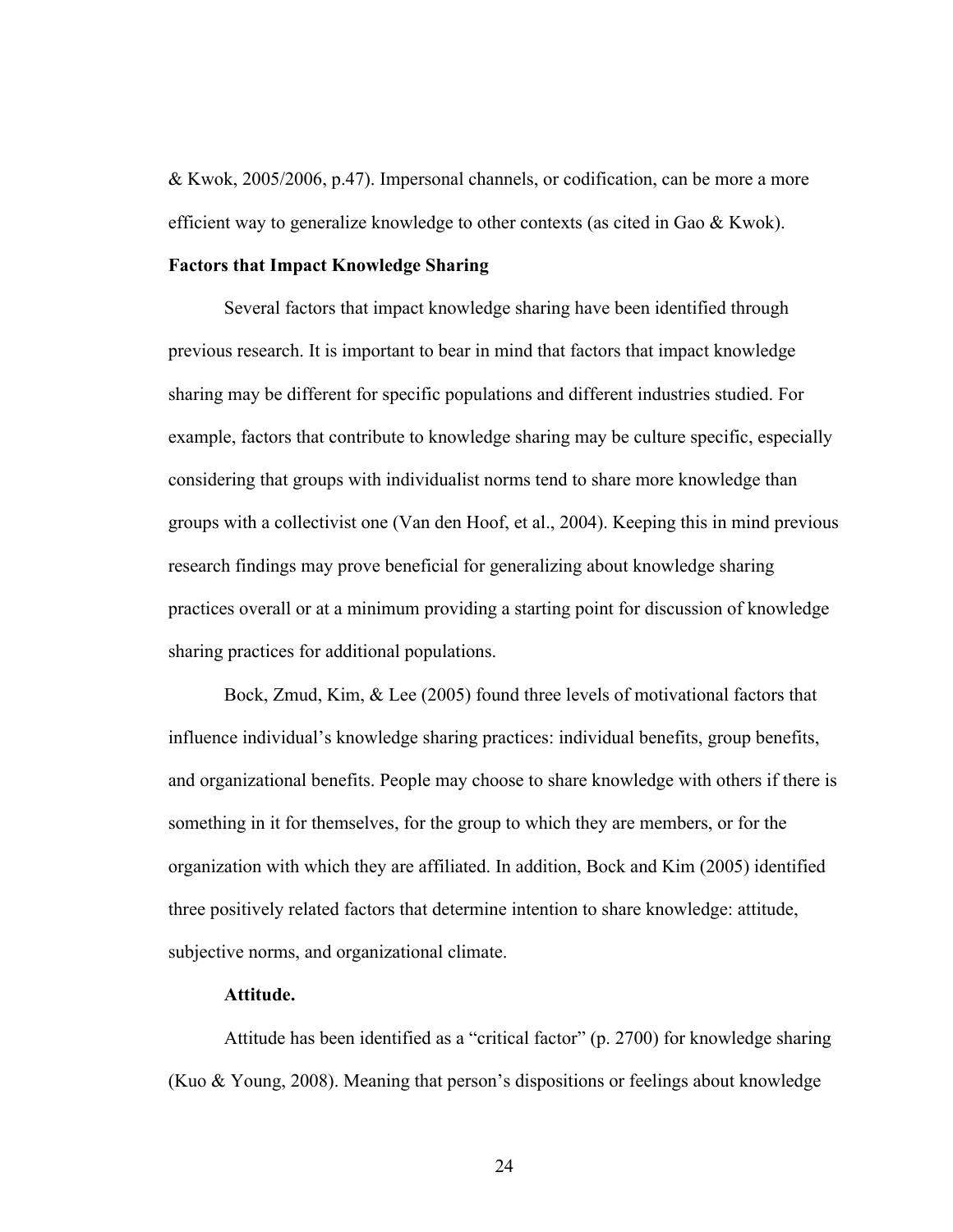& Kwok, 2005/2006, p.47). Impersonal channels, or codification, can be more a more efficient way to generalize knowledge to other contexts (as cited in Gao & Kwok).

## Factors that Impact Knowledge Sharing

Several factors that impact knowledge sharing have been identified through previous research. It is important to bear in mind that factors that impact knowledge sharing may be different for specific populations and different industries studied. For example, factors that contribute to knowledge sharing may be culture specific, especially considering that groups with individualist norms tend to share more knowledge than groups with a collectivist one (Van den Hoof, et al., 2004). Keeping this in mind previous research findings may prove beneficial for generalizing about knowledge sharing practices overall or at a minimum providing a starting point for discussion of knowledge sharing practices for additional populations.

Bock, Zmud, Kim, & Lee (2005) found three levels of motivational factors that influence individual's knowledge sharing practices: individual benefits, group benefits, and organizational benefits. People may choose to share knowledge with others if there is something in it for themselves, for the group to which they are members, or for the organization with which they are affiliated. In addition, Bock and Kim (2005) identified three positively related factors that determine intention to share knowledge: attitude, subjective norms, and organizational climate.

### Attitude.

Attitude has been identified as a "critical factor" (p. 2700) for knowledge sharing (Kuo & Young, 2008). Meaning that person's dispositions or feelings about knowledge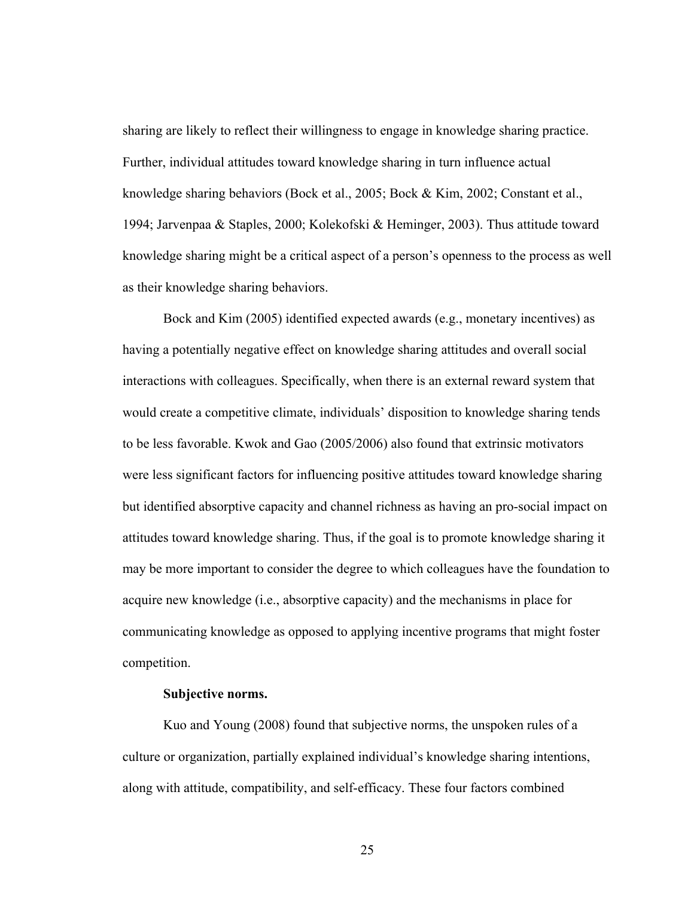sharing are likely to reflect their willingness to engage in knowledge sharing practice. Further, individual attitudes toward knowledge sharing in turn influence actual knowledge sharing behaviors (Bock et al., 2005; Bock & Kim, 2002; Constant et al., 1994; Jarvenpaa & Staples, 2000; Kolekofski & Heminger, 2003). Thus attitude toward knowledge sharing might be a critical aspect of a person's openness to the process as well as their knowledge sharing behaviors.

Bock and Kim (2005) identified expected awards (e.g., monetary incentives) as having a potentially negative effect on knowledge sharing attitudes and overall social interactions with colleagues. Specifically, when there is an external reward system that would create a competitive climate, individuals' disposition to knowledge sharing tends to be less favorable. Kwok and Gao (2005/2006) also found that extrinsic motivators were less significant factors for influencing positive attitudes toward knowledge sharing but identified absorptive capacity and channel richness as having an pro-social impact on attitudes toward knowledge sharing. Thus, if the goal is to promote knowledge sharing it may be more important to consider the degree to which colleagues have the foundation to acquire new knowledge (i.e., absorptive capacity) and the mechanisms in place for communicating knowledge as opposed to applying incentive programs that might foster competition.

**Subjective norms.**

Kuo and Young (2008) found that subjective norms, the unspoken rules of a culture or organization, partially explained individual's knowledge sharing intentions, along with attitude, compatibility, and self-efficacy. These four factors combined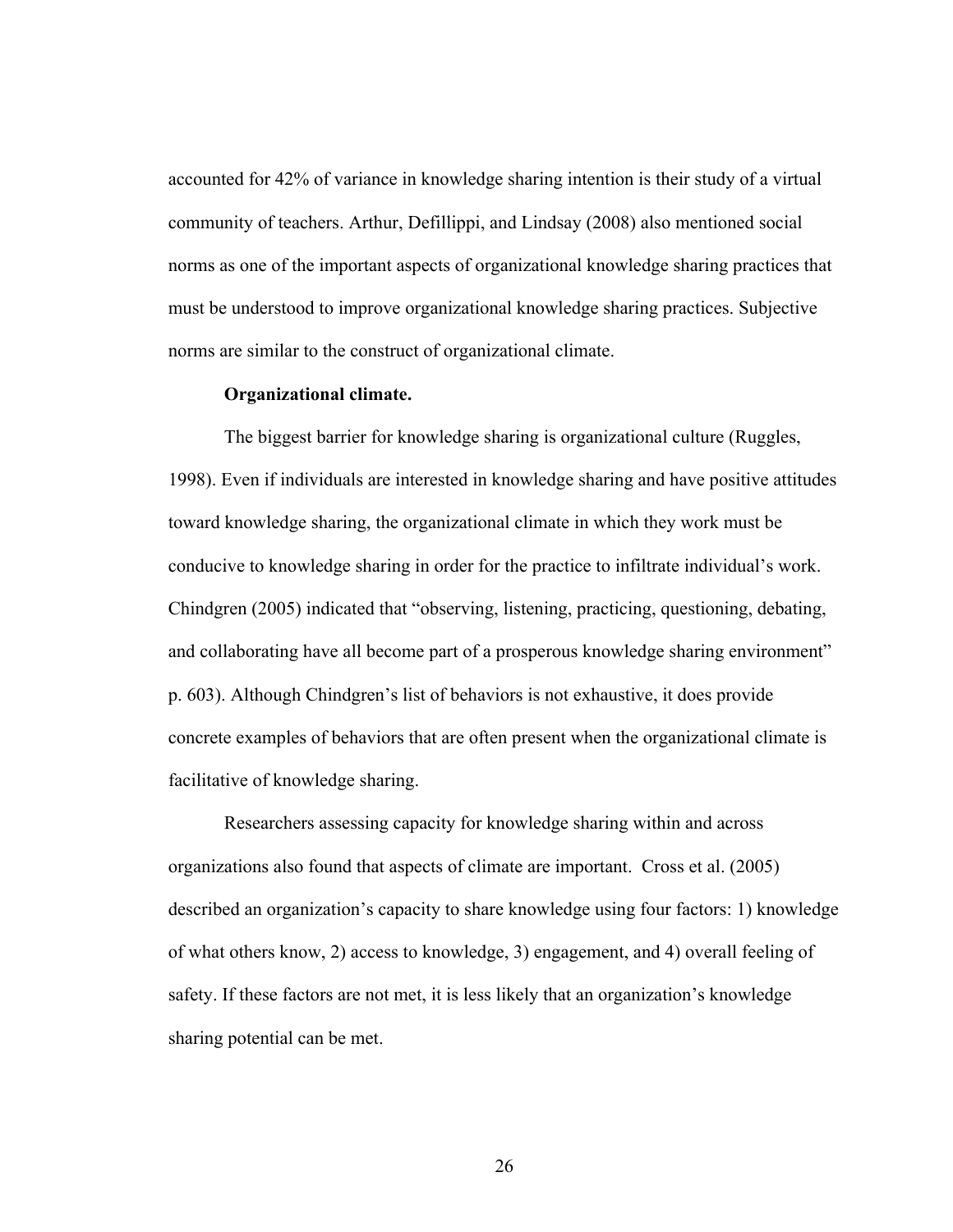accounted for 42% of variance in knowledge sharing intention is their study of a virtual community of teachers. Arthur, Defillippi, and Lindsay (2008) also mentioned social norms as one of the important aspects of organizational knowledge sharing practices that must be understood to improve organizational knowledge sharing practices. Subjective norms are similar to the construct of organizational climate.

**Organizational climate.**

The biggest barrier for knowledge sharing is organizational culture (Ruggles, 1998). Even if individuals are interested in knowledge sharing and have positive attitudes toward knowledge sharing, the organizational climate in which they work must be conducive to knowledge sharing in order for the practice to infiltrate individual's work. Chindgren (2005) indicated that "observing, listening, practicing, questioning, debating, and collaborating have all become part of a prosperous knowledge sharing environment" p. 603). Although Chindgren's list of behaviors is not exhaustive, it does provide concrete examples of behaviors that are often present when the organizational climate is facilitative of knowledge sharing.

Researchers assessing capacity for knowledge sharing within and across organizations also found that aspects of climate are important. Cross et al. (2005) described an organization's capacity to share knowledge using four factors: 1) knowledge of what others know, 2) access to knowledge, 3) engagement, and 4) overall feeling of safety. If these factors are not met, it is less likely that an organization's knowledge sharing potential can be met.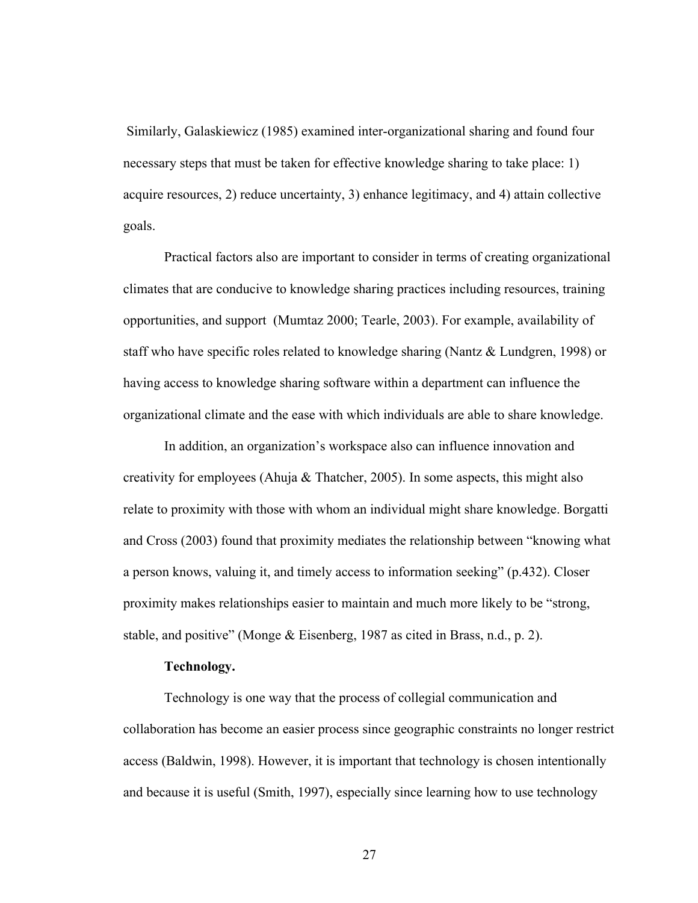Similarly, Galaskiewicz (1985) examined inter-organizational sharing and found four necessary steps that must be taken for effective knowledge sharing to take place: 1) acquire resources, 2) reduce uncertainty, 3) enhance legitimacy, and 4) attain collective goals.

Practical factors also are important to consider in terms of creating organizational climates that are conducive to knowledge sharing practices including resources, training opportunities, and support (Mumtaz 2000; Tearle, 2003). For example, availability of staff who have specific roles related to knowledge sharing (Nantz & Lundgren, 1998) or having access to knowledge sharing software within a department can influence the organizational climate and the ease with which individuals are able to share knowledge.

In addition, an organization's workspace also can influence innovation and creativity for employees (Ahuja & Thatcher, 2005). In some aspects, this might also relate to proximity with those with whom an individual might share knowledge. Borgatti and Cross (2003) found that proximity mediates the relationship between "knowing what a person knows, valuing it, and timely access to information seeking" (p.432). Closer proximity makes relationships easier to maintain and much more likely to be "strong, stable, and positive" (Monge & Eisenberg, 1987 as cited in Brass, n.d., p. 2).

**Technology.**

Technology is one way that the process of collegial communication and collaboration has become an easier process since geographic constraints no longer restrict access (Baldwin, 1998). However, it is important that technology is chosen intentionally and because it is useful (Smith, 1997), especially since learning how to use technology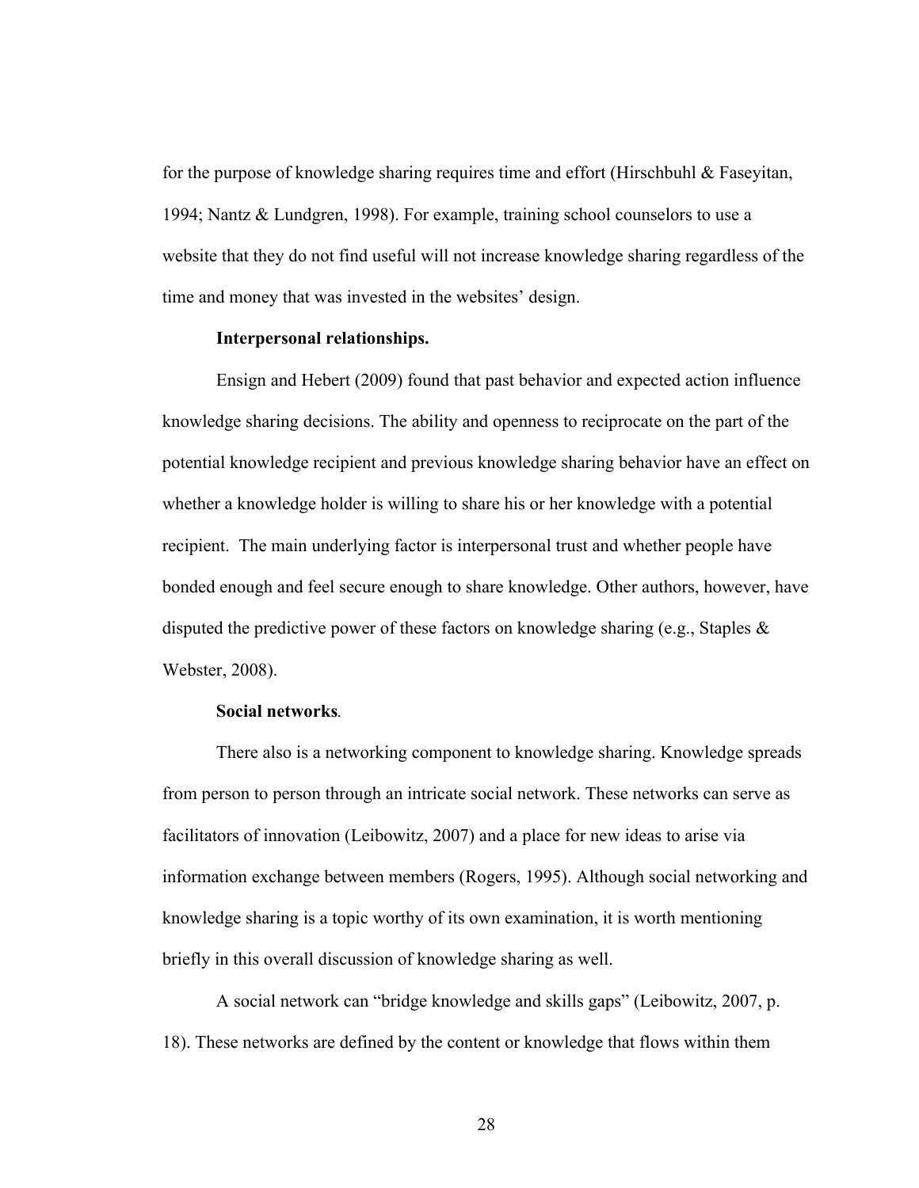for the purpose of knowledge sharing requires time and effort (Hirschbuhl & Faseyitan, 1994; Nantz & Lundgren, 1998). For example, training school counselors to use a website that they do not find useful will not increase knowledge sharing regardless of the time and money that was invested in the websites' design.

**Interpersonal relationships.**

Ensign and Hebert (2009) found that past behavior and expected action influence knowledge sharing decisions. The ability and openness to reciprocate on the part of the potential knowledge recipient and previous knowledge sharing behavior have an effect on whether a knowledge holder is willing to share his or her knowledge with a potential recipient. The main underlying factor is interpersonal trust and whether people have bonded enough and feel secure enough to share knowledge. Other authors, however, have disputed the predictive power of these factors on knowledge sharing (e.g., Staples & Webster, 2008).

**Social networks**.

There also is a networking component to knowledge sharing. Knowledge spreads from person to person through an intricate social network. These networks can serve as facilitators of innovation (Leibowitz, 2007) and a place for new ideas to arise via information exchange between members (Rogers, 1995). Although social networking and knowledge sharing is a topic worthy of its own examination, it is worth mentioning briefly in this overall discussion of knowledge sharing as well.

A social network can "bridge knowledge and skills gaps" (Leibowitz, 2007, p. 18). These networks are defined by the content or knowledge that flows within them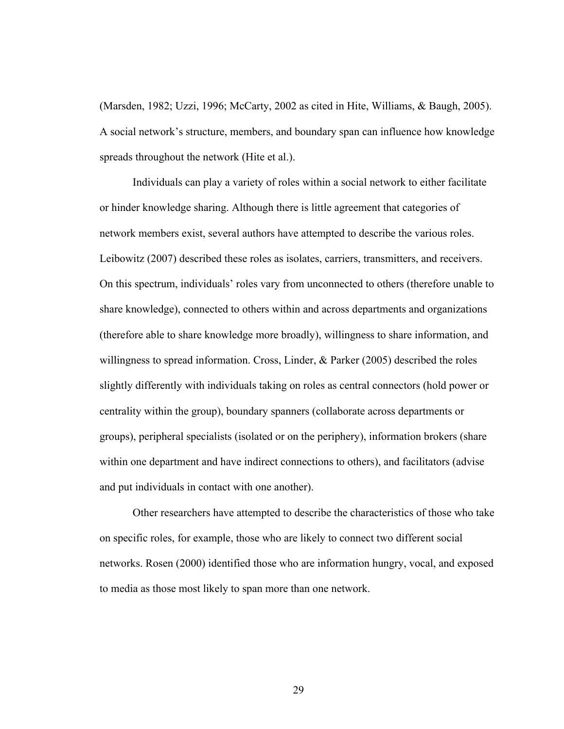(Marsden, 1982; Uzzi, 1996; McCarty, 2002 as cited in Hite, Williams, & Baugh, 2005). A social network's structure, members, and boundary span can influence how knowledge spreads throughout the network (Hite et al.).

Individuals can play a variety of roles within a social network to either facilitate or hinder knowledge sharing. Although there is little agreement that categories of network members exist, several authors have attempted to describe the various roles. Leibowitz (2007) described these roles as isolates, carriers, transmitters, and receivers. On this spectrum, individuals' roles vary from unconnected to others (therefore unable to share knowledge), connected to others within and across departments and organizations (therefore able to share knowledge more broadly), willingness to share information, and willingness to spread information. Cross, Linder, & Parker (2005) described the roles slightly differently with individuals taking on roles as central connectors (hold power or centrality within the group), boundary spanners (collaborate across departments or groups), peripheral specialists (isolated or on the periphery), information brokers (share within one department and have indirect connections to others), and facilitators (advise and put individuals in contact with one another).

Other researchers have attempted to describe the characteristics of those who take on specific roles, for example, those who are likely to connect two different social networks. Rosen (2000) identified those who are information hungry, vocal, and exposed to media as those most likely to span more than one network.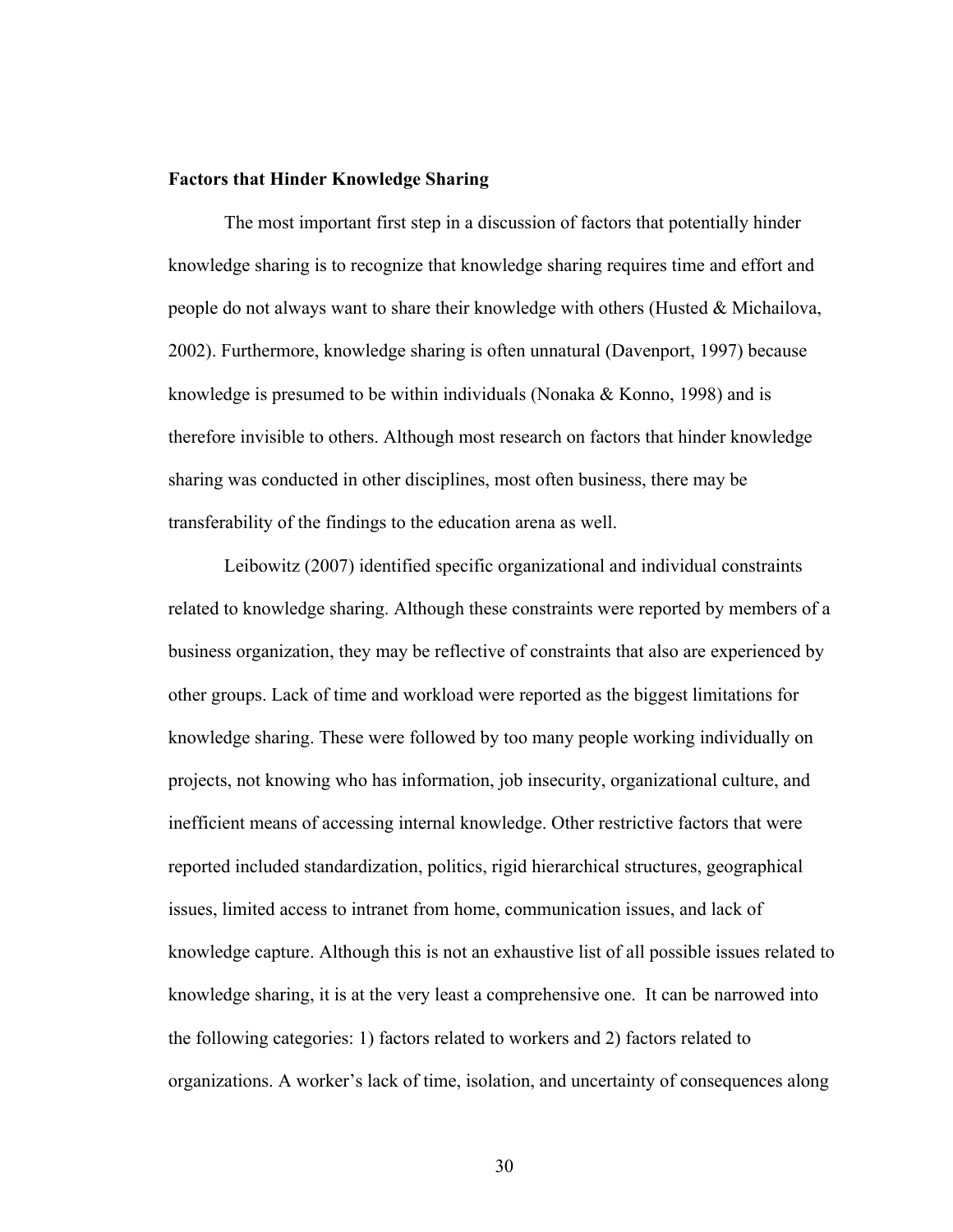**Factors that Hinder Knowledge Sharing**

The most important first step in a discussion of factors that potentially hinder knowledge sharing is to recognize that knowledge sharing requires time and effort and people do not always want to share their knowledge with others (Husted & Michailova, 2002). Furthermore, knowledge sharing is often unnatural (Davenport, 1997) because knowledge is presumed to be within individuals (Nonaka & Konno, 1998) and is therefore invisible to others. Although most research on factors that hinder knowledge sharing was conducted in other disciplines, most often business, there may be transferability of the findings to the education arena as well.

Leibowitz (2007) identified specific organizational and individual constraints related to knowledge sharing. Although these constraints were reported by members of a business organization, they may be reflective of constraints that also are experienced by other groups. Lack of time and workload were reported as the biggest limitations for knowledge sharing. These were followed by too many people working individually on projects, not knowing who has information, job insecurity, organizational culture, and inefficient means of accessing internal knowledge. Other restrictive factors that were reported included standardization, politics, rigid hierarchical structures, geographical issues, limited access to intranet from home, communication issues, and lack of knowledge capture. Although this is not an exhaustive list of all possible issues related to knowledge sharing, it is at the very least a comprehensive one. It can be narrowed into the following categories: 1) factors related to workers and 2) factors related to organizations. A worker's lack of time, isolation, and uncertainty of consequences along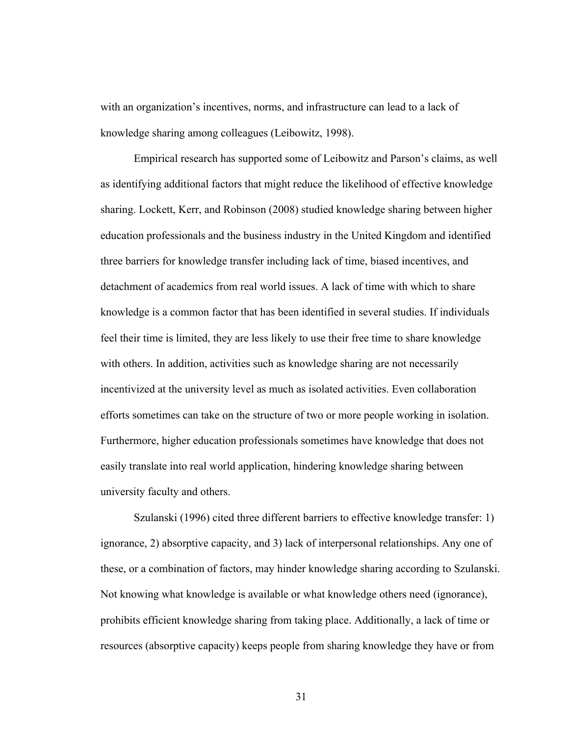with an organization's incentives, norms, and infrastructure can lead to a lack of knowledge sharing among colleagues (Leibowitz, 1998).

Empirical research has supported some of Leibowitz and Parson's claims, as well as identifying additional factors that might reduce the likelihood of effective knowledge sharing. Lockett, Kerr, and Robinson (2008) studied knowledge sharing between higher education professionals and the business industry in the United Kingdom and identified three barriers for knowledge transfer including lack of time, biased incentives, and detachment of academics from real world issues. A lack of time with which to share knowledge is a common factor that has been identified in several studies. If individuals feel their time is limited, they are less likely to use their free time to share knowledge with others. In addition, activities such as knowledge sharing are not necessarily incentivized at the university level as much as isolated activities. Even collaboration efforts sometimes can take on the structure of two or more people working in isolation. Furthermore, higher education professionals sometimes have knowledge that does not easily translate into real world application, hindering knowledge sharing between university faculty and others.

Szulanski (1996) cited three different barriers to effective knowledge transfer: 1) ignorance, 2) absorptive capacity, and 3) lack of interpersonal relationships. Any one of these, or a combination of factors, may hinder knowledge sharing according to Szulanski. Not knowing what knowledge is available or what knowledge others need (ignorance), prohibits efficient knowledge sharing from taking place. Additionally, a lack of time or resources (absorptive capacity) keeps people from sharing knowledge they have or from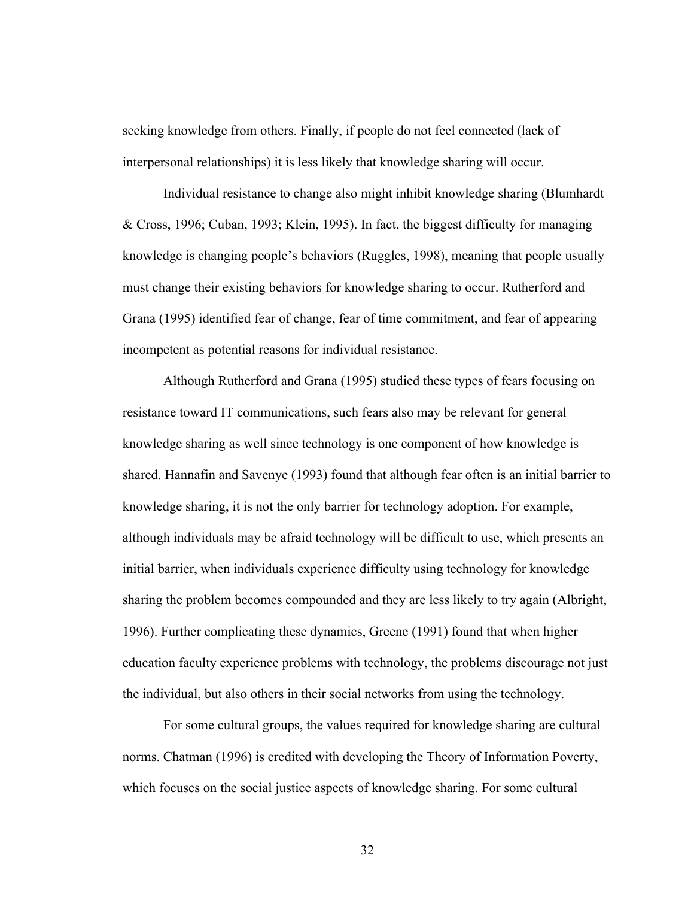seeking knowledge from others. Finally, if people do not feel connected (lack of interpersonal relationships) it is less likely that knowledge sharing will occur.

Individual resistance to change also might inhibit knowledge sharing (Blumhardt & Cross, 1996; Cuban, 1993; Klein, 1995). In fact, the biggest difficulty for managing knowledge is changing people's behaviors (Ruggles, 1998), meaning that people usually must change their existing behaviors for knowledge sharing to occur. Rutherford and Grana (1995) identified fear of change, fear of time commitment, and fear of appearing incompetent as potential reasons for individual resistance.

Although Rutherford and Grana (1995) studied these types of fears focusing on resistance toward IT communications, such fears also may be relevant for general knowledge sharing as well since technology is one component of how knowledge is shared. Hannafin and Savenye (1993) found that although fear often is an initial barrier to knowledge sharing, it is not the only barrier for technology adoption. For example, although individuals may be afraid technology will be difficult to use, which presents an initial barrier, when individuals experience difficulty using technology for knowledge sharing the problem becomes compounded and they are less likely to try again (Albright, 1996). Further complicating these dynamics, Greene (1991) found that when higher education faculty experience problems with technology, the problems discourage not just the individual, but also others in their social networks from using the technology.

For some cultural groups, the values required for knowledge sharing are cultural norms. Chatman (1996) is credited with developing the Theory of Information Poverty, which focuses on the social justice aspects of knowledge sharing. For some cultural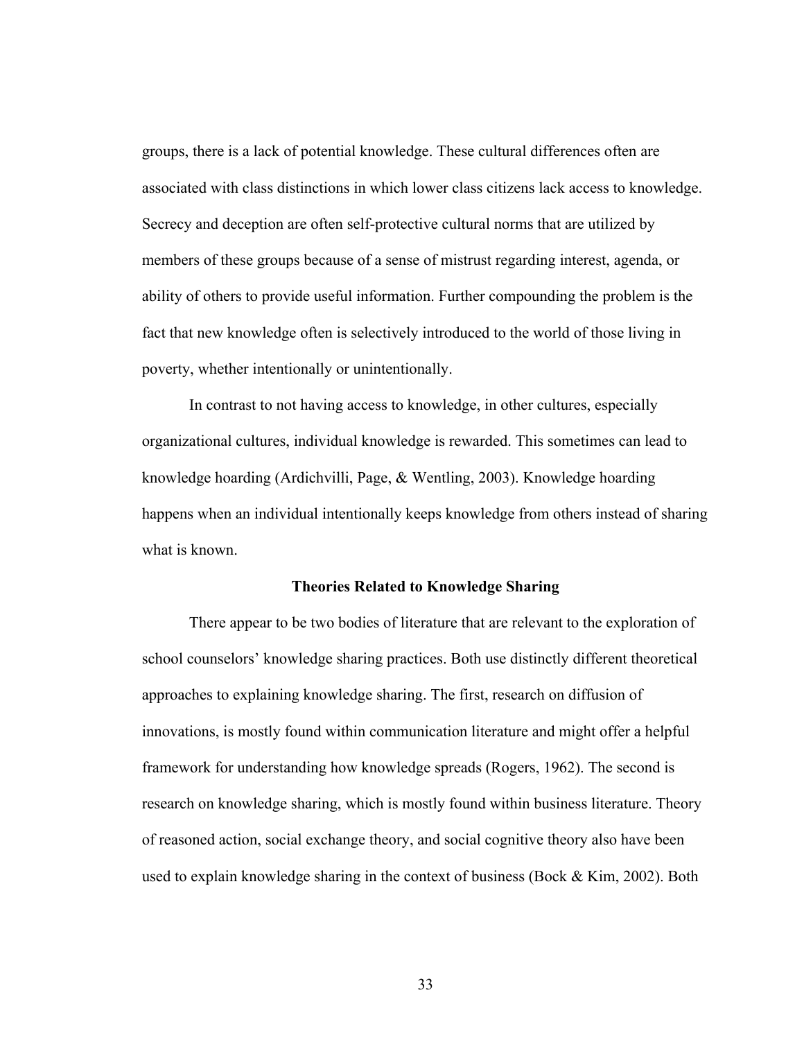groups, there is a lack of potential knowledge. These cultural differences often are associated with class distinctions in which lower class citizens lack access to knowledge. Secrecy and deception are often self-protective cultural norms that are utilized by members of these groups because of a sense of mistrust regarding interest, agenda, or ability of others to provide useful information. Further compounding the problem is the fact that new knowledge often is selectively introduced to the world of those living in poverty, whether intentionally or unintentionally.

In contrast to not having access to knowledge, in other cultures, especially organizational cultures, individual knowledge is rewarded. This sometimes can lead to knowledge hoarding (Ardichvilli, Page, & Wentling, 2003). Knowledge hoarding happens when an individual intentionally keeps knowledge from others instead of sharing what is known.

## Theories Related to Knowledge Sharing

There appear to be two bodies of literature that are relevant to the exploration of school counselors' knowledge sharing practices. Both use distinctly different theoretical approaches to explaining knowledge sharing. The first, research on diffusion of innovations, is mostly found within communication literature and might offer a helpful framework for understanding how knowledge spreads (Rogers, 1962). The second is research on knowledge sharing, which is mostly found within business literature. Theory of reasoned action, social exchange theory, and social cognitive theory also have been used to explain knowledge sharing in the context of business (Bock & Kim, 2002). Both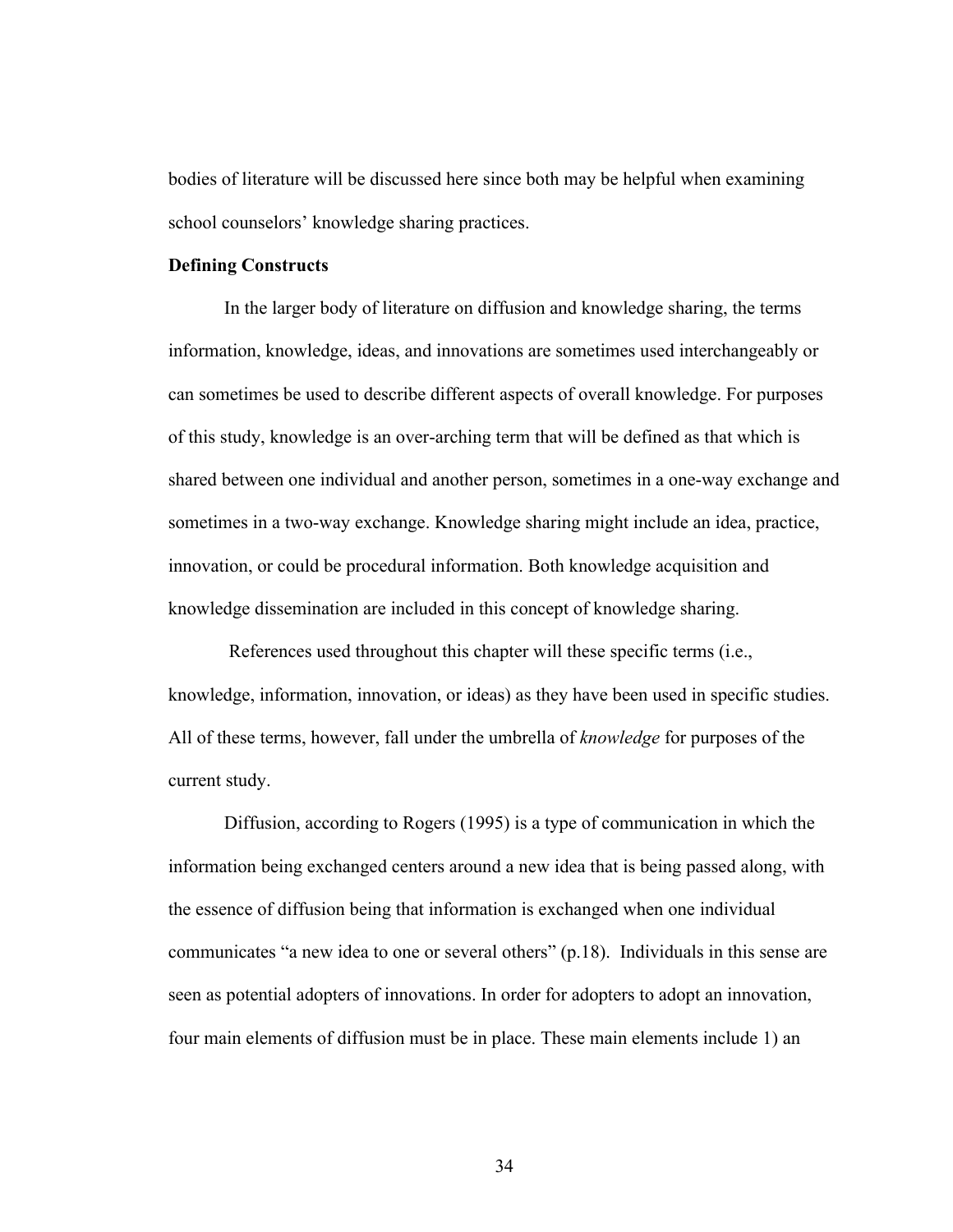bodies of literature will be discussed here since both may be helpful when examining school counselors' knowledge sharing practices.

**Defining Constructs**

In the larger body of literature on diffusion and knowledge sharing, the terms information, knowledge, ideas, and innovations are sometimes used interchangeably or can sometimes be used to describe different aspects of overall knowledge. For purposes of this study, knowledge is an over-arching term that will be defined as that which is shared between one individual and another person, sometimes in a one-way exchange and sometimes in a two-way exchange. Knowledge sharing might include an idea, practice, innovation, or could be procedural information. Both knowledge acquisition and knowledge dissemination are included in this concept of knowledge sharing.

References used throughout this chapter will these specific terms (i.e., knowledge, information, innovation, or ideas) as they have been used in specific studies. All of these terms, however, fall under the umbrella of *knowledge* for purposes of the current study.

Diffusion, according to Rogers (1995) is a type of communication in which the information being exchanged centers around a new idea that is being passed along, with the essence of diffusion being that information is exchanged when one individual communicates "a new idea to one or several others" (p.18). Individuals in this sense are seen as potential adopters of innovations. In order for adopters to adopt an innovation, four main elements of diffusion must be in place. These main elements include 1) an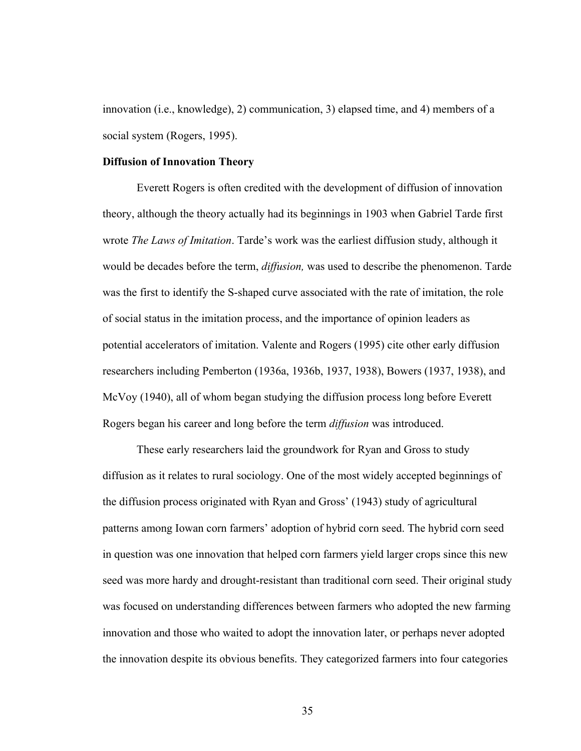innovation (i.e., knowledge), 2) communication, 3) elapsed time, and 4) members of a social system (Rogers, 1995).

**Diffusion of Innovation Theory**

Everett Rogers is often credited with the development of diffusion of innovation theory, although the theory actually had its beginnings in 1903 when Gabriel Tarde first wrote *The Laws of Imitation*. Tarde's work was the earliest diffusion study, although it would be decades before the term, *diffusion,* was used to describe the phenomenon. Tarde was the first to identify the S-shaped curve associated with the rate of imitation, the role of social status in the imitation process, and the importance of opinion leaders as potential accelerators of imitation. Valente and Rogers (1995) cite other early diffusion researchers including Pemberton (1936a, 1936b, 1937, 1938), Bowers (1937, 1938), and McVoy (1940), all of whom began studying the diffusion process long before Everett Rogers began his career and long before the term *diffusion* was introduced.

These early researchers laid the groundwork for Ryan and Gross to study diffusion as it relates to rural sociology. One of the most widely accepted beginnings of the diffusion process originated with Ryan and Gross' (1943) study of agricultural patterns among Iowan corn farmers' adoption of hybrid corn seed. The hybrid corn seed in question was one innovation that helped corn farmers yield larger crops since this new seed was more hardy and drought-resistant than traditional corn seed. Their original study was focused on understanding differences between farmers who adopted the new farming innovation and those who waited to adopt the innovation later, or perhaps never adopted the innovation despite its obvious benefits. They categorized farmers into four categories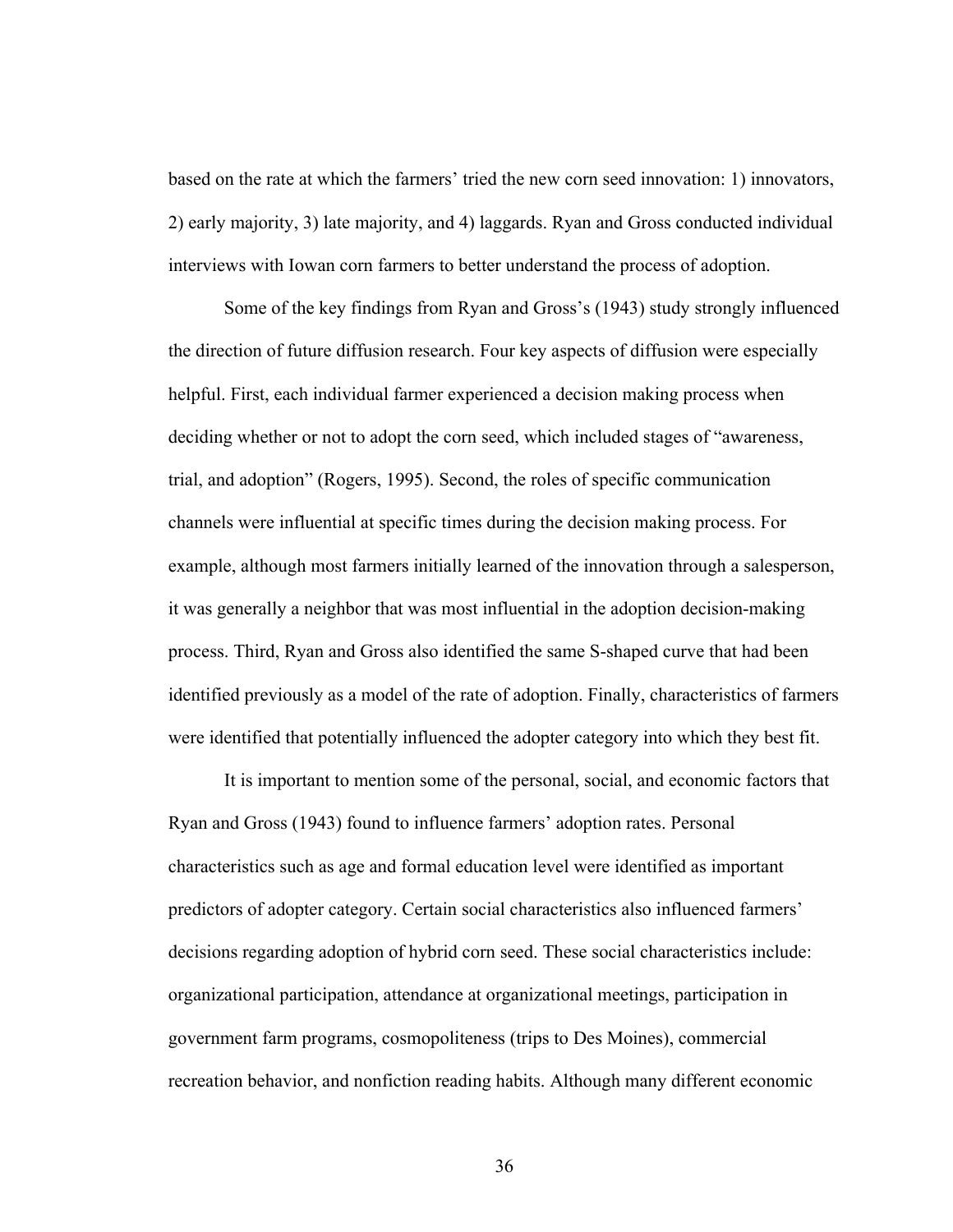based on the rate at which the farmers' tried the new corn seed innovation: 1) innovators, 2) early majority, 3) late majority, and 4) laggards. Ryan and Gross conducted individual interviews with Iowan corn farmers to better understand the process of adoption.

Some of the key findings from Ryan and Gross's (1943) study strongly influenced the direction of future diffusion research. Four key aspects of diffusion were especially helpful. First, each individual farmer experienced a decision making process when deciding whether or not to adopt the corn seed, which included stages of "awareness, trial, and adoption" (Rogers, 1995). Second, the roles of specific communication channels were influential at specific times during the decision making process. For example, although most farmers initially learned of the innovation through a salesperson, it was generally a neighbor that was most influential in the adoption decision-making process. Third, Ryan and Gross also identified the same S-shaped curve that had been identified previously as a model of the rate of adoption. Finally, characteristics of farmers were identified that potentially influenced the adopter category into which they best fit.

It is important to mention some of the personal, social, and economic factors that Ryan and Gross (1943) found to influence farmers' adoption rates. Personal characteristics such as age and formal education level were identified as important predictors of adopter category. Certain social characteristics also influenced farmers' decisions regarding adoption of hybrid corn seed. These social characteristics include: organizational participation, attendance at organizational meetings, participation in government farm programs, cosmopoliteness (trips to Des Moines), commercial recreation behavior, and nonfiction reading habits. Although many different economic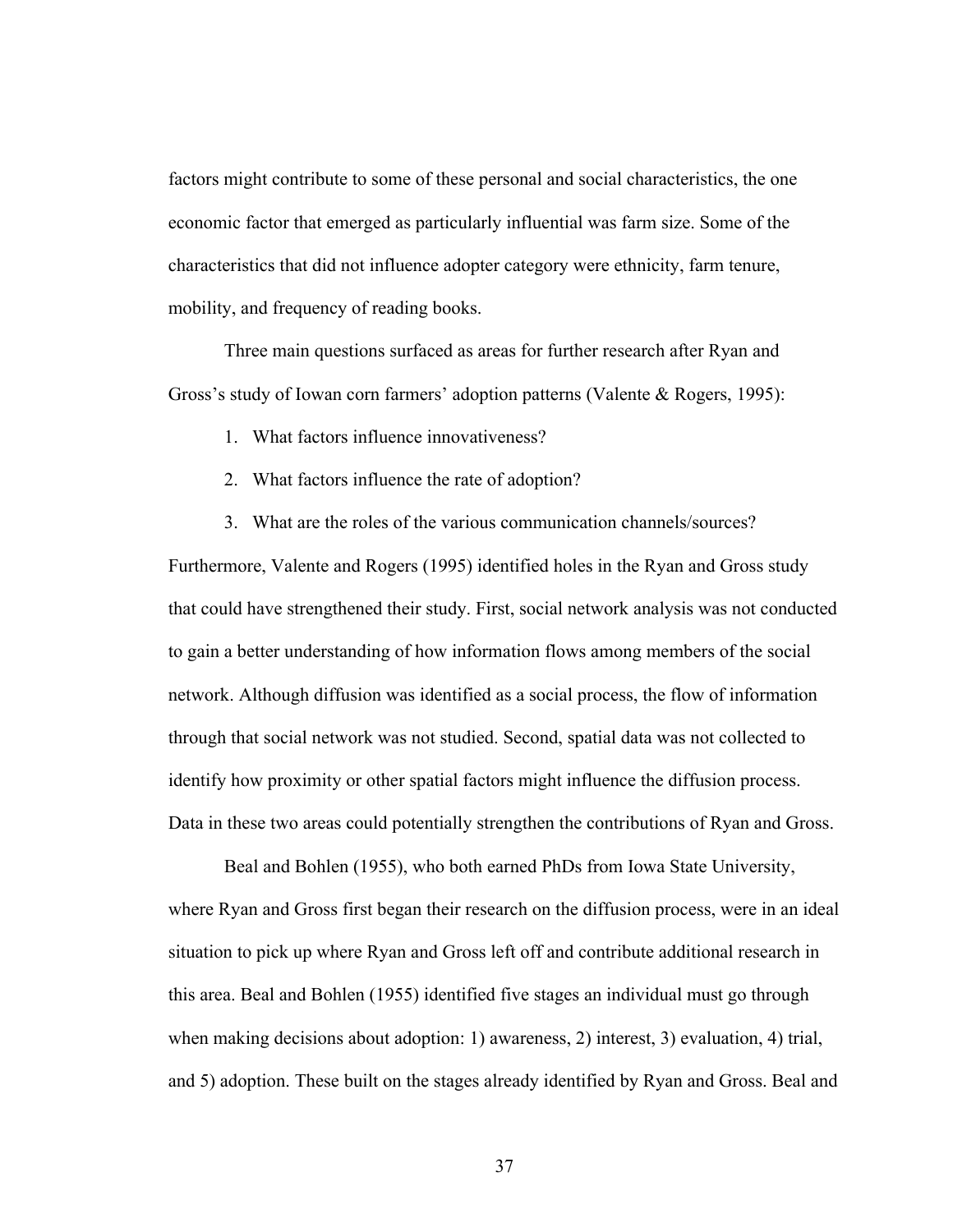factors might contribute to some of these personal and social characteristics, the one economic factor that emerged as particularly influential was farm size. Some of the characteristics that did not influence adopter category were ethnicity, farm tenure, mobility, and frequency of reading books.

Three main questions surfaced as areas for further research after Ryan and Gross's study of Iowan corn farmers' adoption patterns (Valente & Rogers, 1995):

1. What factors influence innovativeness?
2. What factors influence the rate of adoption?
3. What are the roles of the various communication channels/sources?

Furthermore, Valente and Rogers (1995) identified holes in the Ryan and Gross study that could have strengthened their study. First, social network analysis was not conducted to gain a better understanding of how information flows among members of the social network. Although diffusion was identified as a social process, the flow of information through that social network was not studied. Second, spatial data was not collected to identify how proximity or other spatial factors might influence the diffusion process. Data in these two areas could potentially strengthen the contributions of Ryan and Gross.

Beal and Bohlen (1955), who both earned PhDs from Iowa State University, where Ryan and Gross first began their research on the diffusion process, were in an ideal situation to pick up where Ryan and Gross left off and contribute additional research in this area. Beal and Bohlen (1955) identified five stages an individual must go through when making decisions about adoption: 1) awareness, 2) interest, 3) evaluation, 4) trial, and 5) adoption. These built on the stages already identified by Ryan and Gross. Beal and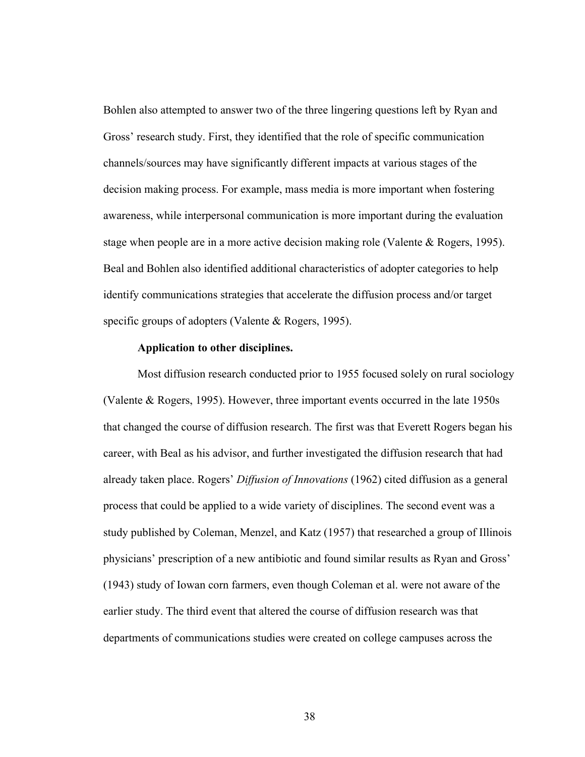Bohlen also attempted to answer two of the three lingering questions left by Ryan and Gross' research study. First, they identified that the role of specific communication channels/sources may have significantly different impacts at various stages of the decision making process. For example, mass media is more important when fostering awareness, while interpersonal communication is more important during the evaluation stage when people are in a more active decision making role (Valente & Rogers, 1995). Beal and Bohlen also identified additional characteristics of adopter categories to help identify communications strategies that accelerate the diffusion process and/or target specific groups of adopters (Valente & Rogers, 1995).

**Application to other disciplines.**

Most diffusion research conducted prior to 1955 focused solely on rural sociology (Valente & Rogers, 1995). However, three important events occurred in the late 1950s that changed the course of diffusion research. The first was that Everett Rogers began his career, with Beal as his advisor, and further investigated the diffusion research that had already taken place. Rogers' *Diffusion of Innovations* (1962) cited diffusion as a general process that could be applied to a wide variety of disciplines. The second event was a study published by Coleman, Menzel, and Katz (1957) that researched a group of Illinois physicians' prescription of a new antibiotic and found similar results as Ryan and Gross' (1943) study of Iowan corn farmers, even though Coleman et al. were not aware of the earlier study. The third event that altered the course of diffusion research was that departments of communications studies were created on college campuses across the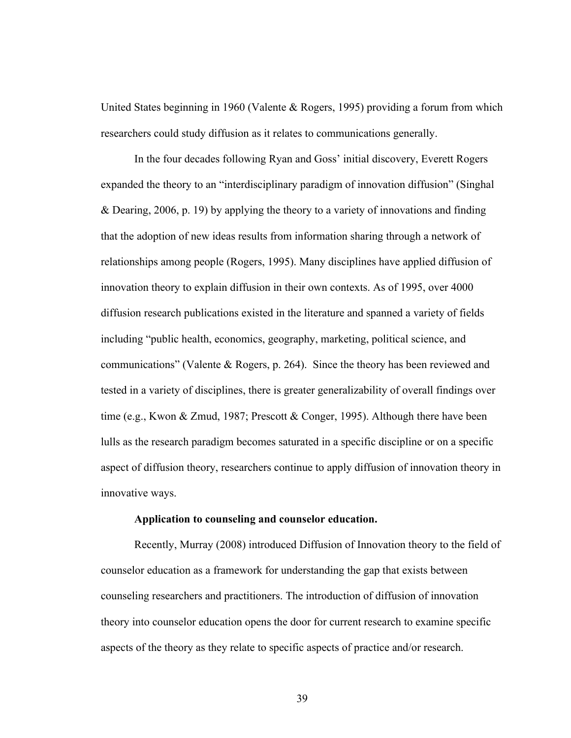United States beginning in 1960 (Valente & Rogers, 1995) providing a forum from which researchers could study diffusion as it relates to communications generally.

In the four decades following Ryan and Goss' initial discovery, Everett Rogers expanded the theory to an "interdisciplinary paradigm of innovation diffusion" (Singhal & Dearing, 2006, p. 19) by applying the theory to a variety of innovations and finding that the adoption of new ideas results from information sharing through a network of relationships among people (Rogers, 1995). Many disciplines have applied diffusion of innovation theory to explain diffusion in their own contexts. As of 1995, over 4000 diffusion research publications existed in the literature and spanned a variety of fields including "public health, economics, geography, marketing, political science, and communications" (Valente & Rogers, p. 264). Since the theory has been reviewed and tested in a variety of disciplines, there is greater generalizability of overall findings over time (e.g., Kwon & Zmud, 1987; Prescott & Conger, 1995). Although there have been lulls as the research paradigm becomes saturated in a specific discipline or on a specific aspect of diffusion theory, researchers continue to apply diffusion of innovation theory in innovative ways.

**Application to counseling and counselor education.**

Recently, Murray (2008) introduced Diffusion of Innovation theory to the field of counselor education as a framework for understanding the gap that exists between counseling researchers and practitioners. The introduction of diffusion of innovation theory into counselor education opens the door for current research to examine specific aspects of the theory as they relate to specific aspects of practice and/or research.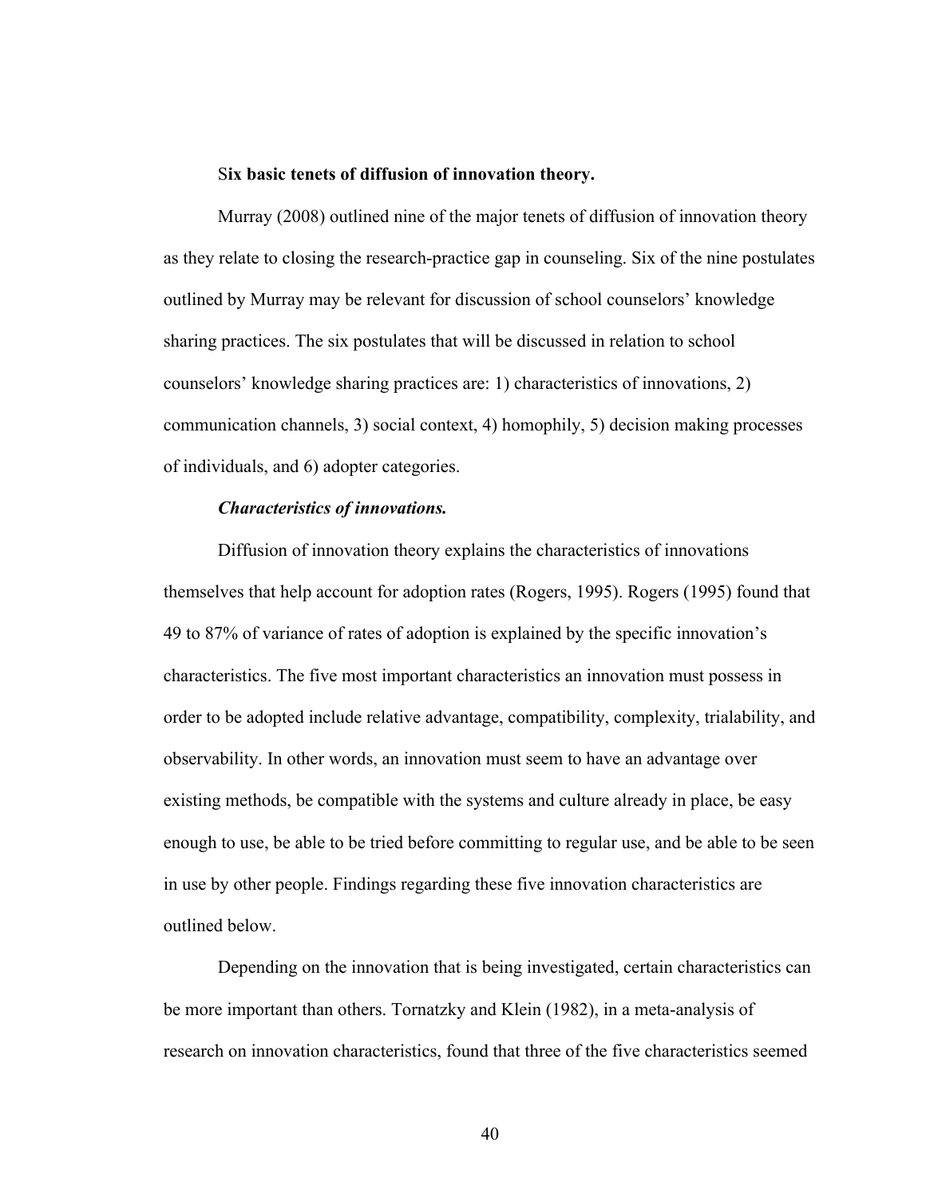**Six basic tenets of diffusion of innovation theory.**

Murray (2008) outlined nine of the major tenets of diffusion of innovation theory as they relate to closing the research-practice gap in counseling. Six of the nine postulates outlined by Murray may be relevant for discussion of school counselors' knowledge sharing practices. The six postulates that will be discussed in relation to school counselors' knowledge sharing practices are: 1) characteristics of innovations, 2) communication channels, 3) social context, 4) homophily, 5) decision making processes of individuals, and 6) adopter categories.

***Characteristics of innovations.***

Diffusion of innovation theory explains the characteristics of innovations themselves that help account for adoption rates (Rogers, 1995). Rogers (1995) found that 49 to 87% of variance of rates of adoption is explained by the specific innovation's characteristics. The five most important characteristics an innovation must possess in order to be adopted include relative advantage, compatibility, complexity, trialability, and observability. In other words, an innovation must seem to have an advantage over existing methods, be compatible with the systems and culture already in place, be easy enough to use, be able to be tried before committing to regular use, and be able to be seen in use by other people. Findings regarding these five innovation characteristics are outlined below.

Depending on the innovation that is being investigated, certain characteristics can be more important than others. Tornatzky and Klein (1982), in a meta-analysis of research on innovation characteristics, found that three of the five characteristics seemed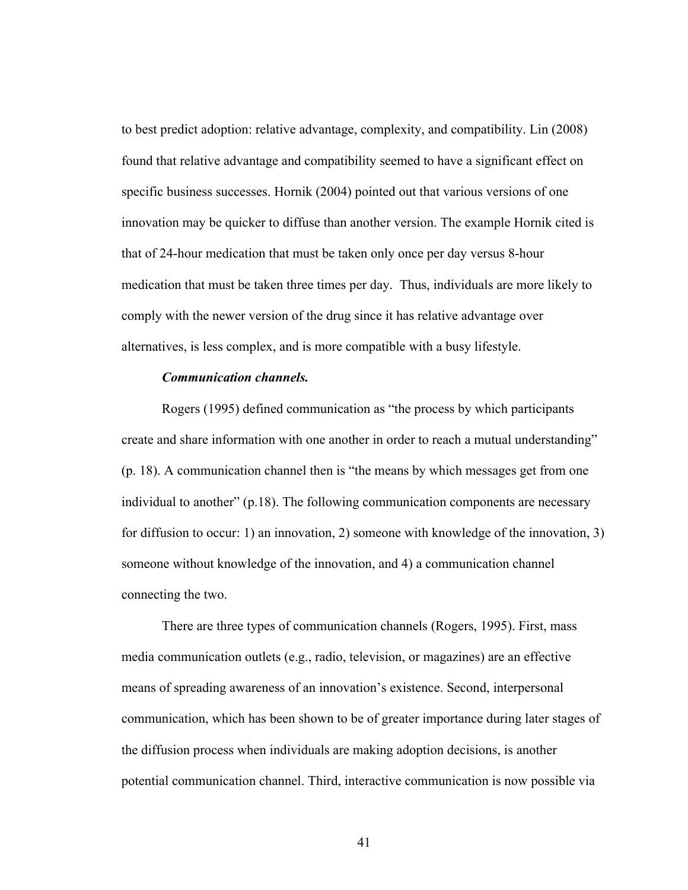to best predict adoption: relative advantage, complexity, and compatibility. Lin (2008) found that relative advantage and compatibility seemed to have a significant effect on specific business successes. Hornik (2004) pointed out that various versions of one innovation may be quicker to diffuse than another version. The example Hornik cited is that of 24-hour medication that must be taken only once per day versus 8-hour medication that must be taken three times per day. Thus, individuals are more likely to comply with the newer version of the drug since it has relative advantage over alternatives, is less complex, and is more compatible with a busy lifestyle.

***Communication channels.***

Rogers (1995) defined communication as "the process by which participants create and share information with one another in order to reach a mutual understanding" (p. 18). A communication channel then is "the means by which messages get from one individual to another" (p.18). The following communication components are necessary for diffusion to occur: 1) an innovation, 2) someone with knowledge of the innovation, 3) someone without knowledge of the innovation, and 4) a communication channel connecting the two.

There are three types of communication channels (Rogers, 1995). First, mass media communication outlets (e.g., radio, television, or magazines) are an effective means of spreading awareness of an innovation's existence. Second, interpersonal communication, which has been shown to be of greater importance during later stages of the diffusion process when individuals are making adoption decisions, is another potential communication channel. Third, interactive communication is now possible via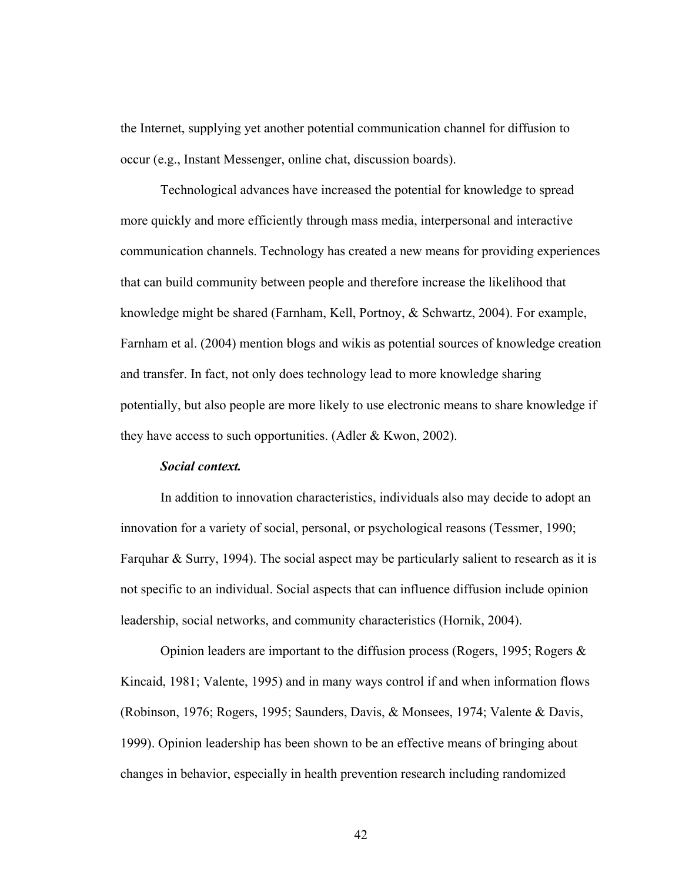the Internet, supplying yet another potential communication channel for diffusion to occur (e.g., Instant Messenger, online chat, discussion boards).

Technological advances have increased the potential for knowledge to spread more quickly and more efficiently through mass media, interpersonal and interactive communication channels. Technology has created a new means for providing experiences that can build community between people and therefore increase the likelihood that knowledge might be shared (Farnham, Kell, Portnoy, & Schwartz, 2004). For example, Farnham et al. (2004) mention blogs and wikis as potential sources of knowledge creation and transfer. In fact, not only does technology lead to more knowledge sharing potentially, but also people are more likely to use electronic means to share knowledge if they have access to such opportunities. (Adler & Kwon, 2002).

#### ***Social context.***

In addition to innovation characteristics, individuals also may decide to adopt an innovation for a variety of social, personal, or psychological reasons (Tessmer, 1990; Farquhar & Surry, 1994). The social aspect may be particularly salient to research as it is not specific to an individual. Social aspects that can influence diffusion include opinion leadership, social networks, and community characteristics (Hornik, 2004).

Opinion leaders are important to the diffusion process (Rogers, 1995; Rogers & Kincaid, 1981; Valente, 1995) and in many ways control if and when information flows (Robinson, 1976; Rogers, 1995; Saunders, Davis, & Monsees, 1974; Valente & Davis, 1999). Opinion leadership has been shown to be an effective means of bringing about changes in behavior, especially in health prevention research including randomized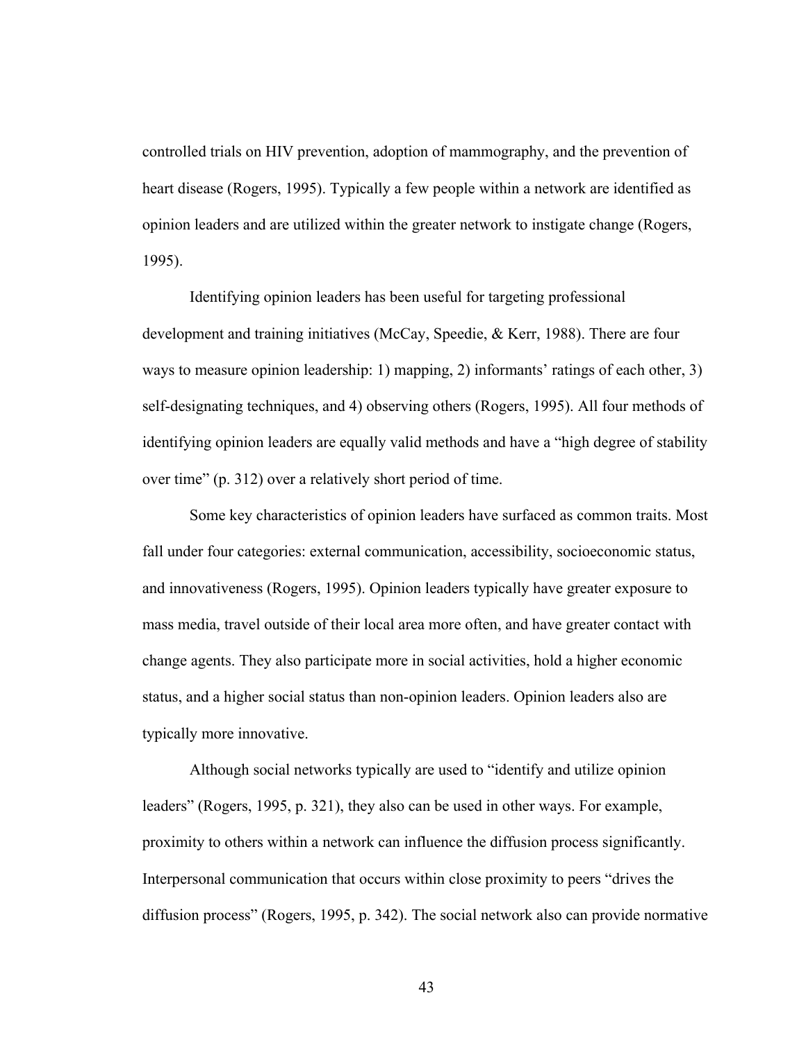controlled trials on HIV prevention, adoption of mammography, and the prevention of heart disease (Rogers, 1995). Typically a few people within a network are identified as opinion leaders and are utilized within the greater network to instigate change (Rogers, 1995).

Identifying opinion leaders has been useful for targeting professional development and training initiatives (McCay, Speedie, & Kerr, 1988). There are four ways to measure opinion leadership: 1) mapping, 2) informants' ratings of each other, 3) self-designating techniques, and 4) observing others (Rogers, 1995). All four methods of identifying opinion leaders are equally valid methods and have a "high degree of stability over time" (p. 312) over a relatively short period of time.

Some key characteristics of opinion leaders have surfaced as common traits. Most fall under four categories: external communication, accessibility, socioeconomic status, and innovativeness (Rogers, 1995). Opinion leaders typically have greater exposure to mass media, travel outside of their local area more often, and have greater contact with change agents. They also participate more in social activities, hold a higher economic status, and a higher social status than non-opinion leaders. Opinion leaders also are typically more innovative.

Although social networks typically are used to "identify and utilize opinion leaders" (Rogers, 1995, p. 321), they also can be used in other ways. For example, proximity to others within a network can influence the diffusion process significantly. Interpersonal communication that occurs within close proximity to peers "drives the diffusion process" (Rogers, 1995, p. 342). The social network also can provide normative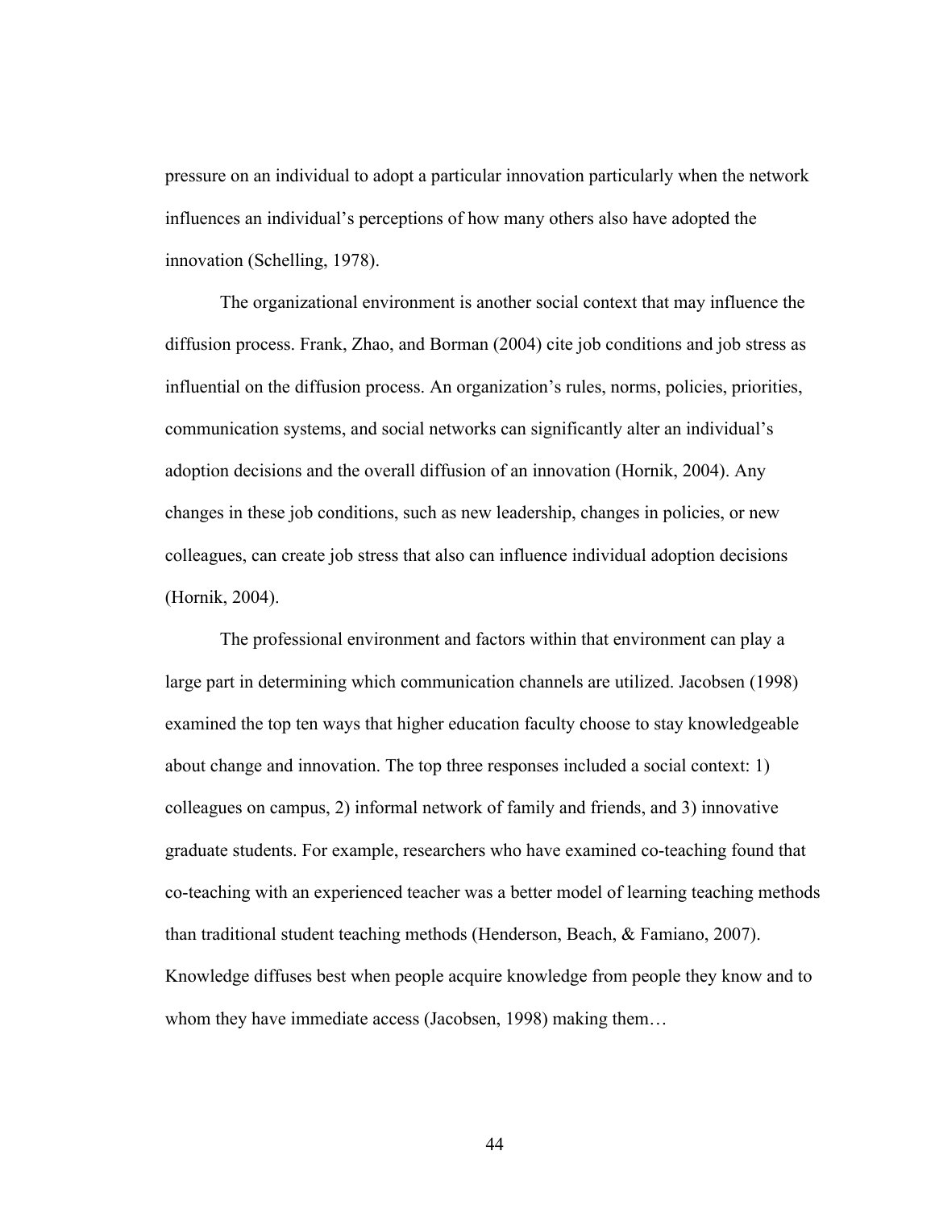pressure on an individual to adopt a particular innovation particularly when the network influences an individual's perceptions of how many others also have adopted the innovation (Schelling, 1978).

The organizational environment is another social context that may influence the diffusion process. Frank, Zhao, and Borman (2004) cite job conditions and job stress as influential on the diffusion process. An organization's rules, norms, policies, priorities, communication systems, and social networks can significantly alter an individual's adoption decisions and the overall diffusion of an innovation (Hornik, 2004). Any changes in these job conditions, such as new leadership, changes in policies, or new colleagues, can create job stress that also can influence individual adoption decisions (Hornik, 2004).

The professional environment and factors within that environment can play a large part in determining which communication channels are utilized. Jacobsen (1998) examined the top ten ways that higher education faculty choose to stay knowledgeable about change and innovation. The top three responses included a social context: 1) colleagues on campus, 2) informal network of family and friends, and 3) innovative graduate students. For example, researchers who have examined co-teaching found that co-teaching with an experienced teacher was a better model of learning teaching methods than traditional student teaching methods (Henderson, Beach, & Famiano, 2007). Knowledge diffuses best when people acquire knowledge from people they know and to whom they have immediate access (Jacobsen, 1998) making them…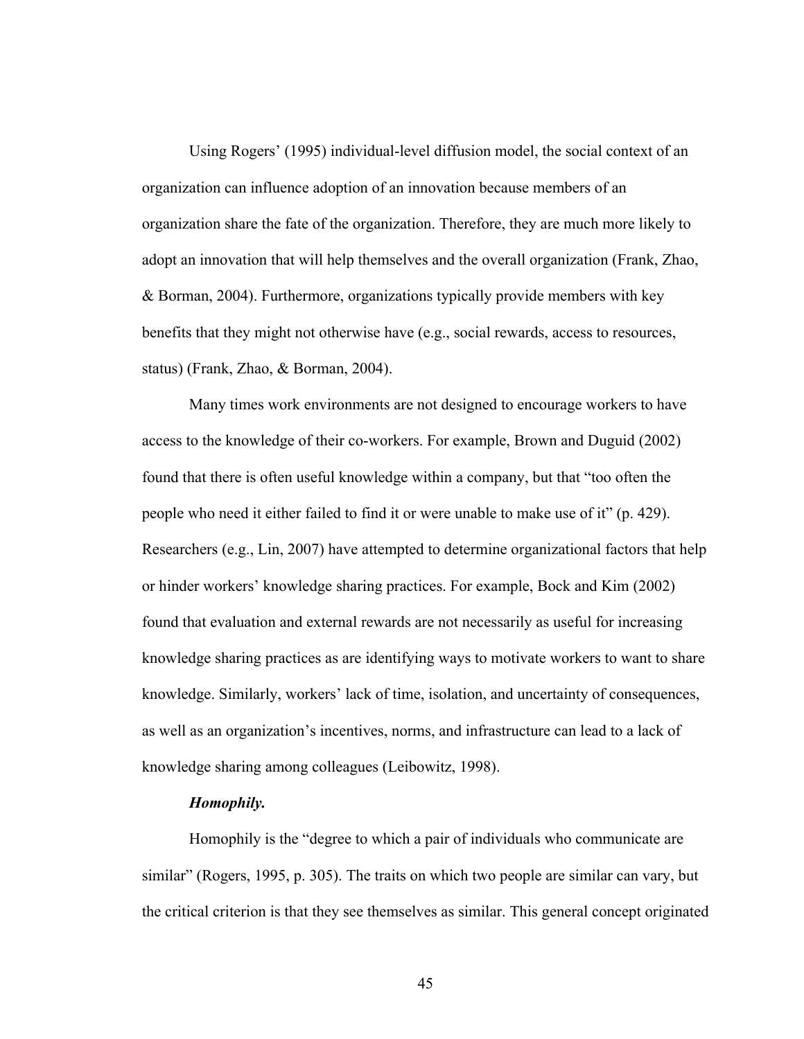Using Rogers' (1995) individual-level diffusion model, the social context of an organization can influence adoption of an innovation because members of an organization share the fate of the organization. Therefore, they are much more likely to adopt an innovation that will help themselves and the overall organization (Frank, Zhao, & Borman, 2004). Furthermore, organizations typically provide members with key benefits that they might not otherwise have (e.g., social rewards, access to resources, status) (Frank, Zhao, & Borman, 2004).

Many times work environments are not designed to encourage workers to have access to the knowledge of their co-workers. For example, Brown and Duguid (2002) found that there is often useful knowledge within a company, but that "too often the people who need it either failed to find it or were unable to make use of it" (p. 429). Researchers (e.g., Lin, 2007) have attempted to determine organizational factors that help or hinder workers' knowledge sharing practices. For example, Bock and Kim (2002) found that evaluation and external rewards are not necessarily as useful for increasing knowledge sharing practices as are identifying ways to motivate workers to want to share knowledge. Similarly, workers' lack of time, isolation, and uncertainty of consequences, as well as an organization's incentives, norms, and infrastructure can lead to a lack of knowledge sharing among colleagues (Leibowitz, 1998).

***Homophily.***

Homophily is the "degree to which a pair of individuals who communicate are similar" (Rogers, 1995, p. 305). The traits on which two people are similar can vary, but the critical criterion is that they see themselves as similar. This general concept originated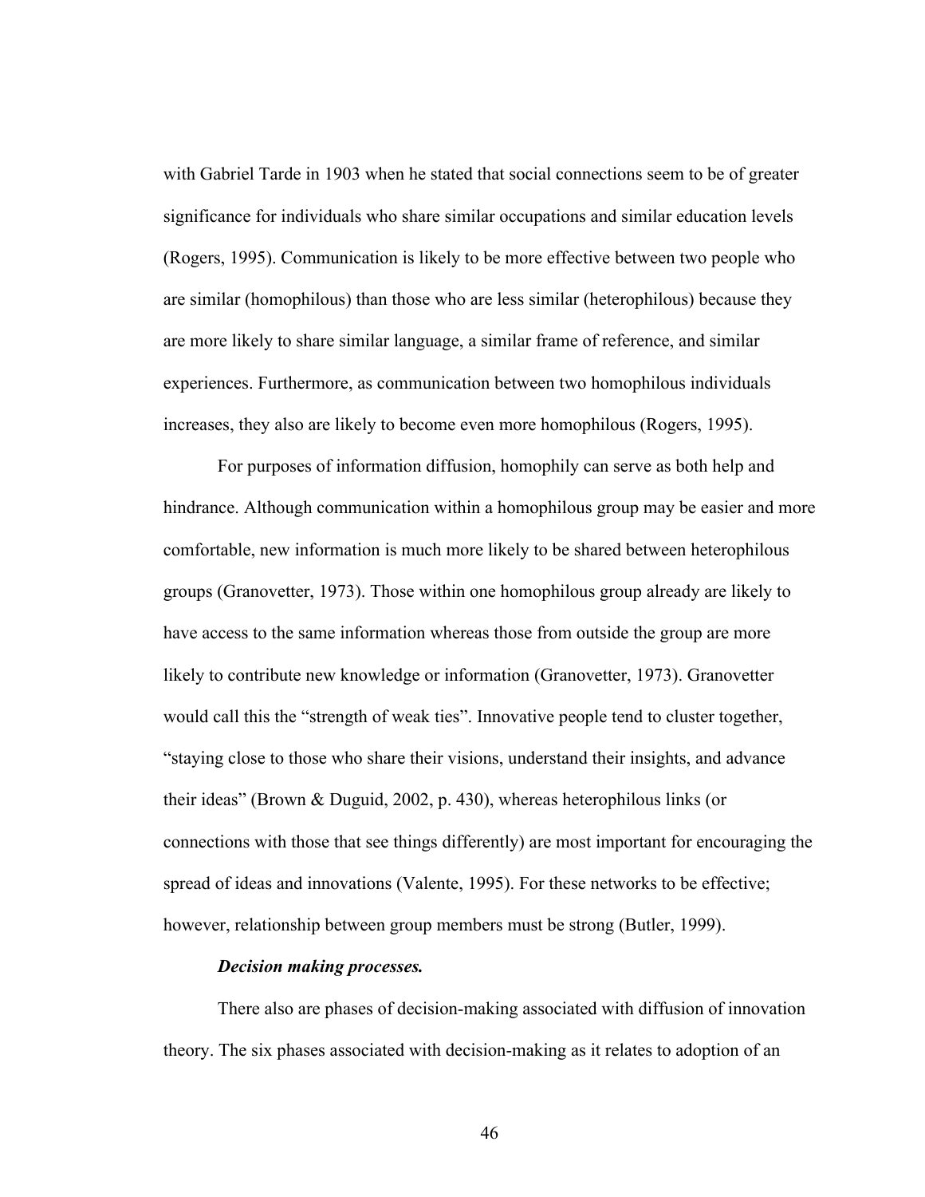with Gabriel Tarde in 1903 when he stated that social connections seem to be of greater significance for individuals who share similar occupations and similar education levels (Rogers, 1995). Communication is likely to be more effective between two people who are similar (homophilous) than those who are less similar (heterophilous) because they are more likely to share similar language, a similar frame of reference, and similar experiences. Furthermore, as communication between two homophilous individuals increases, they also are likely to become even more homophilous (Rogers, 1995).

For purposes of information diffusion, homophily can serve as both help and hindrance. Although communication within a homophilous group may be easier and more comfortable, new information is much more likely to be shared between heterophilous groups (Granovetter, 1973). Those within one homophilous group already are likely to have access to the same information whereas those from outside the group are more likely to contribute new knowledge or information (Granovetter, 1973). Granovetter would call this the "strength of weak ties". Innovative people tend to cluster together, "staying close to those who share their visions, understand their insights, and advance their ideas" (Brown & Duguid, 2002, p. 430), whereas heterophilous links (or connections with those that see things differently) are most important for encouraging the spread of ideas and innovations (Valente, 1995). For these networks to be effective; however, relationship between group members must be strong (Butler, 1999).

***Decision making processes.***

There also are phases of decision-making associated with diffusion of innovation theory. The six phases associated with decision-making as it relates to adoption of an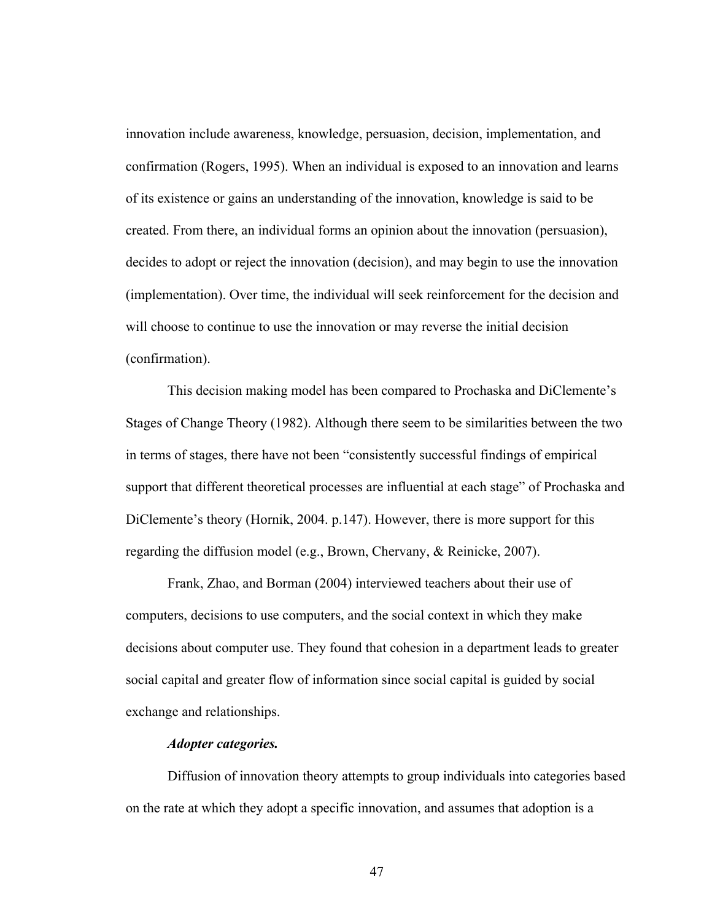innovation include awareness, knowledge, persuasion, decision, implementation, and confirmation (Rogers, 1995). When an individual is exposed to an innovation and learns of its existence or gains an understanding of the innovation, knowledge is said to be created. From there, an individual forms an opinion about the innovation (persuasion), decides to adopt or reject the innovation (decision), and may begin to use the innovation (implementation). Over time, the individual will seek reinforcement for the decision and will choose to continue to use the innovation or may reverse the initial decision (confirmation).

This decision making model has been compared to Prochaska and DiClemente's Stages of Change Theory (1982). Although there seem to be similarities between the two in terms of stages, there have not been "consistently successful findings of empirical support that different theoretical processes are influential at each stage" of Prochaska and DiClemente's theory (Hornik, 2004. p.147). However, there is more support for this regarding the diffusion model (e.g., Brown, Chervany, & Reinicke, 2007).

Frank, Zhao, and Borman (2004) interviewed teachers about their use of computers, decisions to use computers, and the social context in which they make decisions about computer use. They found that cohesion in a department leads to greater social capital and greater flow of information since social capital is guided by social exchange and relationships.

#### ***Adopter categories.***

Diffusion of innovation theory attempts to group individuals into categories based on the rate at which they adopt a specific innovation, and assumes that adoption is a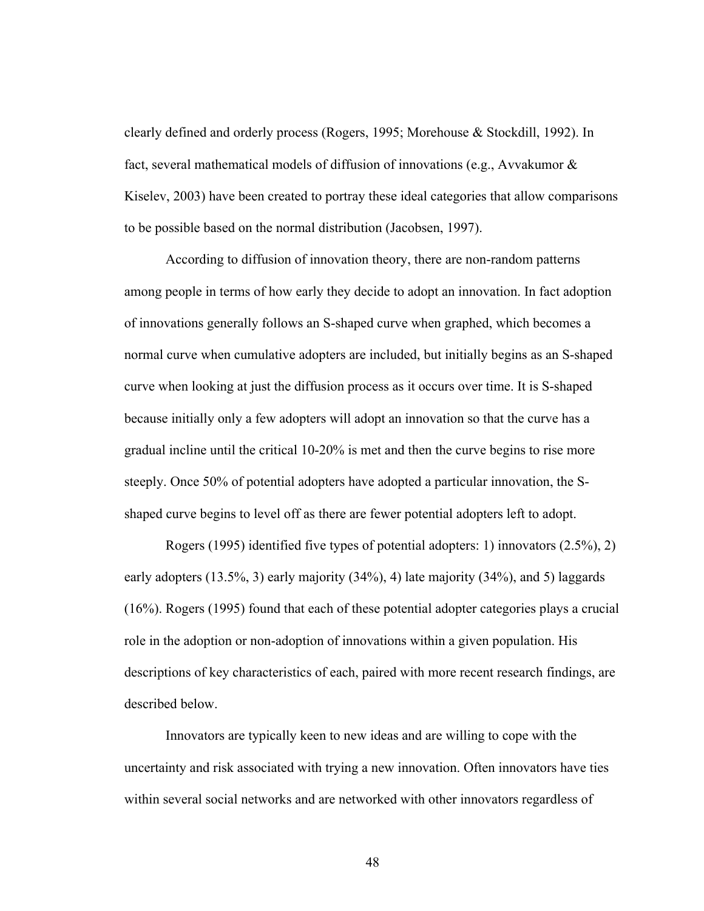clearly defined and orderly process (Rogers, 1995; Morehouse & Stockdill, 1992). In fact, several mathematical models of diffusion of innovations (e.g., Avvakumor & Kiselev, 2003) have been created to portray these ideal categories that allow comparisons to be possible based on the normal distribution (Jacobsen, 1997).

According to diffusion of innovation theory, there are non-random patterns among people in terms of how early they decide to adopt an innovation. In fact adoption of innovations generally follows an S-shaped curve when graphed, which becomes a normal curve when cumulative adopters are included, but initially begins as an S-shaped curve when looking at just the diffusion process as it occurs over time. It is S-shaped because initially only a few adopters will adopt an innovation so that the curve has a gradual incline until the critical 10-20% is met and then the curve begins to rise more steeply. Once 50% of potential adopters have adopted a particular innovation, the S-shaped curve begins to level off as there are fewer potential adopters left to adopt.

Rogers (1995) identified five types of potential adopters: 1) innovators (2.5%), 2) early adopters (13.5%, 3) early majority (34%), 4) late majority (34%), and 5) laggards (16%). Rogers (1995) found that each of these potential adopter categories plays a crucial role in the adoption or non-adoption of innovations within a given population. His descriptions of key characteristics of each, paired with more recent research findings, are described below.

Innovators are typically keen to new ideas and are willing to cope with the uncertainty and risk associated with trying a new innovation. Often innovators have ties within several social networks and are networked with other innovators regardless of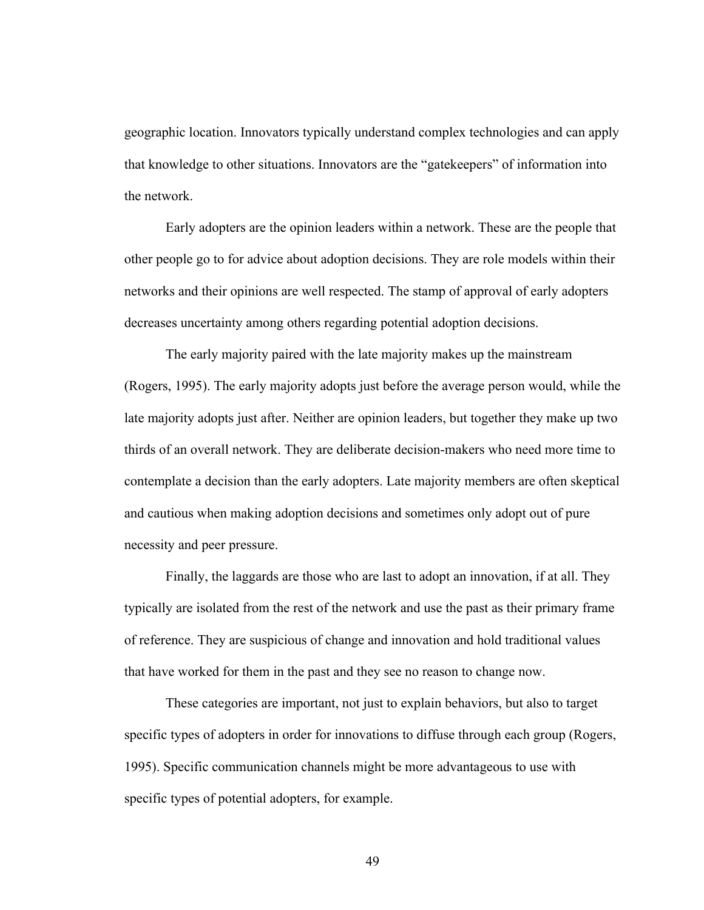geographic location. Innovators typically understand complex technologies and can apply that knowledge to other situations. Innovators are the "gatekeepers" of information into the network.

Early adopters are the opinion leaders within a network. These are the people that other people go to for advice about adoption decisions. They are role models within their networks and their opinions are well respected. The stamp of approval of early adopters decreases uncertainty among others regarding potential adoption decisions.

The early majority paired with the late majority makes up the mainstream (Rogers, 1995). The early majority adopts just before the average person would, while the late majority adopts just after. Neither are opinion leaders, but together they make up two thirds of an overall network. They are deliberate decision-makers who need more time to contemplate a decision than the early adopters. Late majority members are often skeptical and cautious when making adoption decisions and sometimes only adopt out of pure necessity and peer pressure.

Finally, the laggards are those who are last to adopt an innovation, if at all. They typically are isolated from the rest of the network and use the past as their primary frame of reference. They are suspicious of change and innovation and hold traditional values that have worked for them in the past and they see no reason to change now.

These categories are important, not just to explain behaviors, but also to target specific types of adopters in order for innovations to diffuse through each group (Rogers, 1995). Specific communication channels might be more advantageous to use with specific types of potential adopters, for example.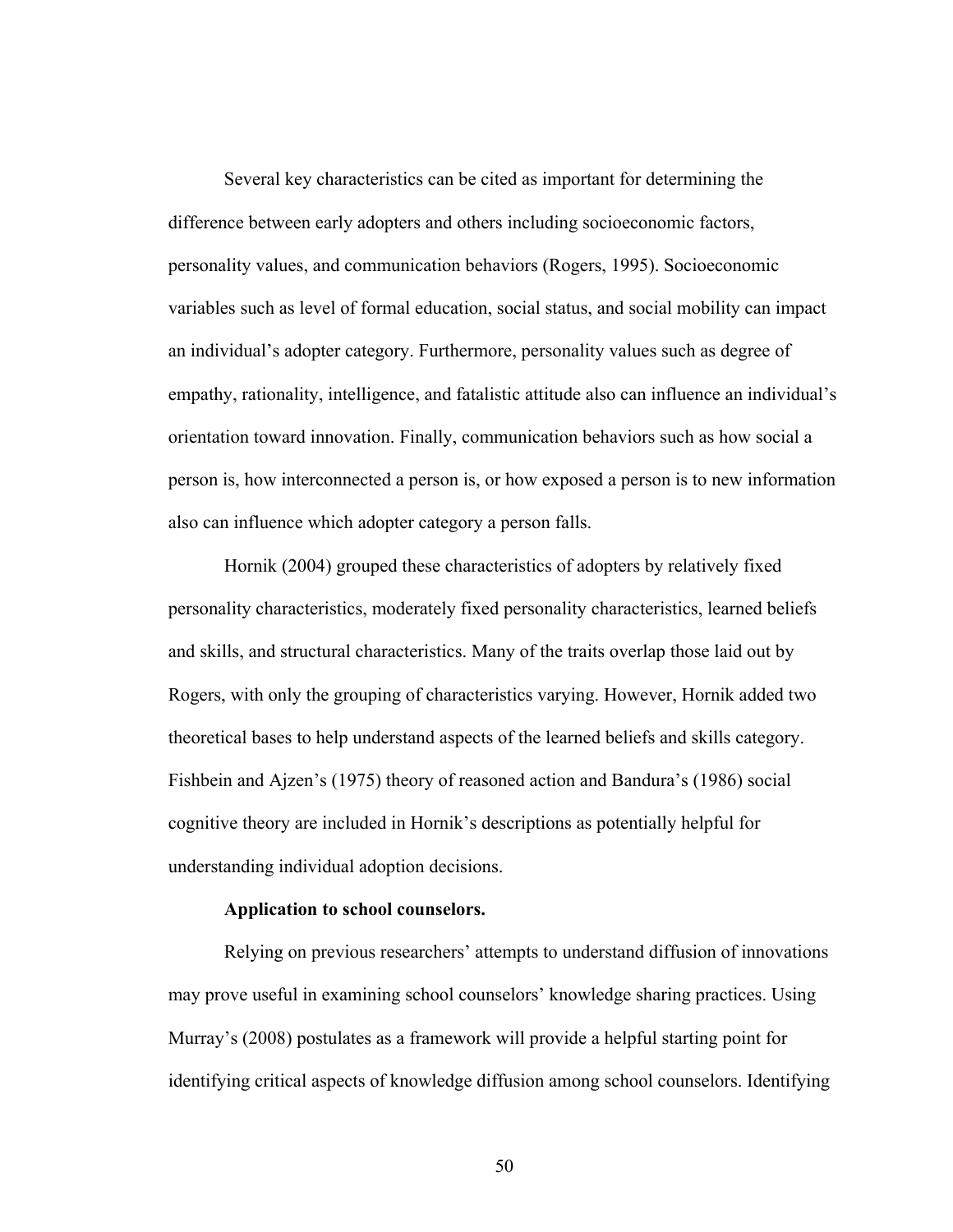Several key characteristics can be cited as important for determining the difference between early adopters and others including socioeconomic factors, personality values, and communication behaviors (Rogers, 1995). Socioeconomic variables such as level of formal education, social status, and social mobility can impact an individual's adopter category. Furthermore, personality values such as degree of empathy, rationality, intelligence, and fatalistic attitude also can influence an individual's orientation toward innovation. Finally, communication behaviors such as how social a person is, how interconnected a person is, or how exposed a person is to new information also can influence which adopter category a person falls.

Hornik (2004) grouped these characteristics of adopters by relatively fixed personality characteristics, moderately fixed personality characteristics, learned beliefs and skills, and structural characteristics. Many of the traits overlap those laid out by Rogers, with only the grouping of characteristics varying. However, Hornik added two theoretical bases to help understand aspects of the learned beliefs and skills category. Fishbein and Ajzen's (1975) theory of reasoned action and Bandura's (1986) social cognitive theory are included in Hornik's descriptions as potentially helpful for understanding individual adoption decisions.

#### Application to school counselors.

Relying on previous researchers' attempts to understand diffusion of innovations may prove useful in examining school counselors' knowledge sharing practices. Using Murray's (2008) postulates as a framework will provide a helpful starting point for identifying critical aspects of knowledge diffusion among school counselors. Identifying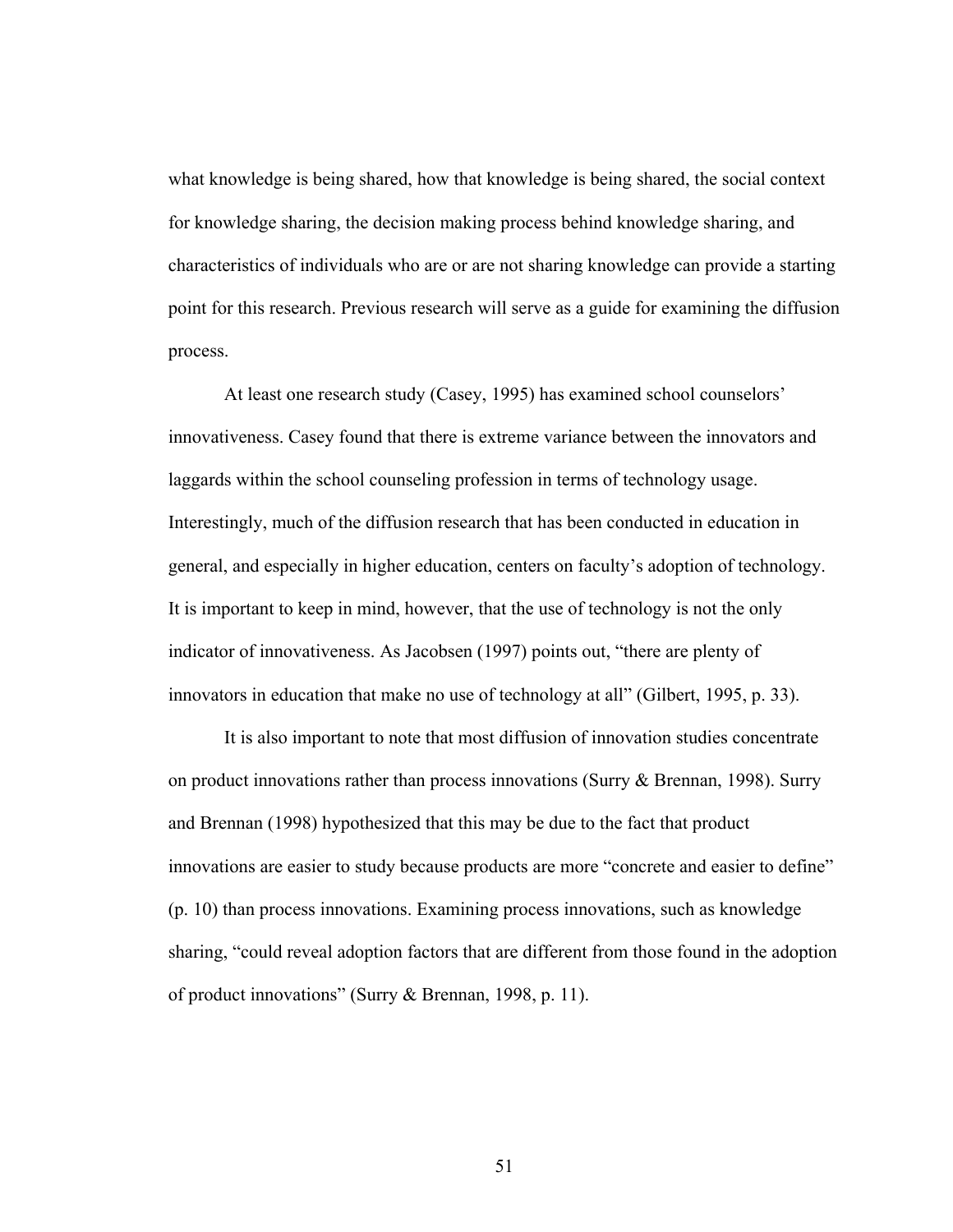what knowledge is being shared, how that knowledge is being shared, the social context for knowledge sharing, the decision making process behind knowledge sharing, and characteristics of individuals who are or are not sharing knowledge can provide a starting point for this research. Previous research will serve as a guide for examining the diffusion process.

At least one research study (Casey, 1995) has examined school counselors' innovativeness. Casey found that there is extreme variance between the innovators and laggards within the school counseling profession in terms of technology usage. Interestingly, much of the diffusion research that has been conducted in education in general, and especially in higher education, centers on faculty's adoption of technology. It is important to keep in mind, however, that the use of technology is not the only indicator of innovativeness. As Jacobsen (1997) points out, "there are plenty of innovators in education that make no use of technology at all" (Gilbert, 1995, p. 33).

It is also important to note that most diffusion of innovation studies concentrate on product innovations rather than process innovations (Surry & Brennan, 1998). Surry and Brennan (1998) hypothesized that this may be due to the fact that product innovations are easier to study because products are more "concrete and easier to define" (p. 10) than process innovations. Examining process innovations, such as knowledge sharing, "could reveal adoption factors that are different from those found in the adoption of product innovations" (Surry & Brennan, 1998, p. 11).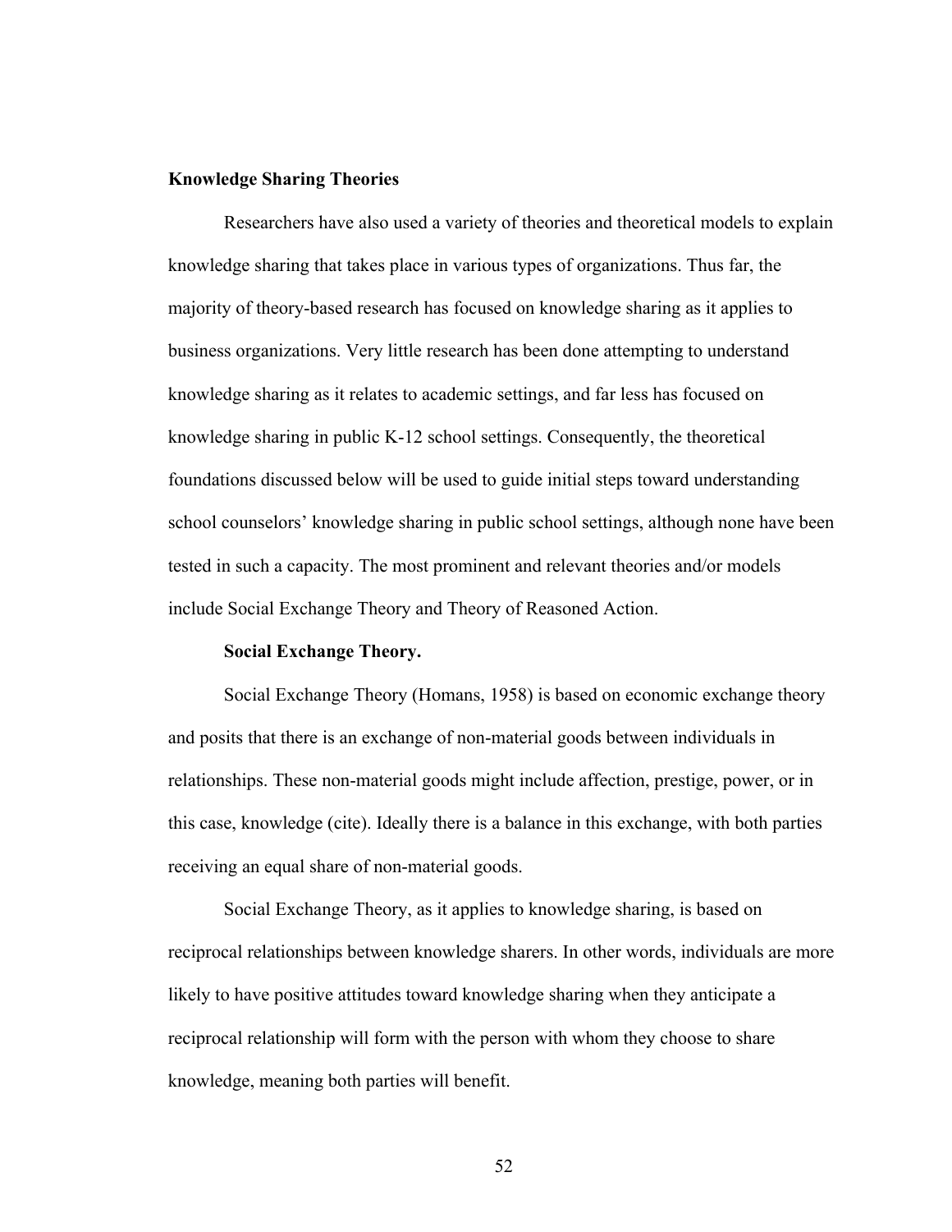## Knowledge Sharing Theories

Researchers have also used a variety of theories and theoretical models to explain knowledge sharing that takes place in various types of organizations. Thus far, the majority of theory-based research has focused on knowledge sharing as it applies to business organizations. Very little research has been done attempting to understand knowledge sharing as it relates to academic settings, and far less has focused on knowledge sharing in public K-12 school settings. Consequently, the theoretical foundations discussed below will be used to guide initial steps toward understanding school counselors' knowledge sharing in public school settings, although none have been tested in such a capacity. The most prominent and relevant theories and/or models include Social Exchange Theory and Theory of Reasoned Action.

### Social Exchange Theory.

Social Exchange Theory (Homans, 1958) is based on economic exchange theory and posits that there is an exchange of non-material goods between individuals in relationships. These non-material goods might include affection, prestige, power, or in this case, knowledge (cite). Ideally there is a balance in this exchange, with both parties receiving an equal share of non-material goods.

Social Exchange Theory, as it applies to knowledge sharing, is based on reciprocal relationships between knowledge sharers. In other words, individuals are more likely to have positive attitudes toward knowledge sharing when they anticipate a reciprocal relationship will form with the person with whom they choose to share knowledge, meaning both parties will benefit.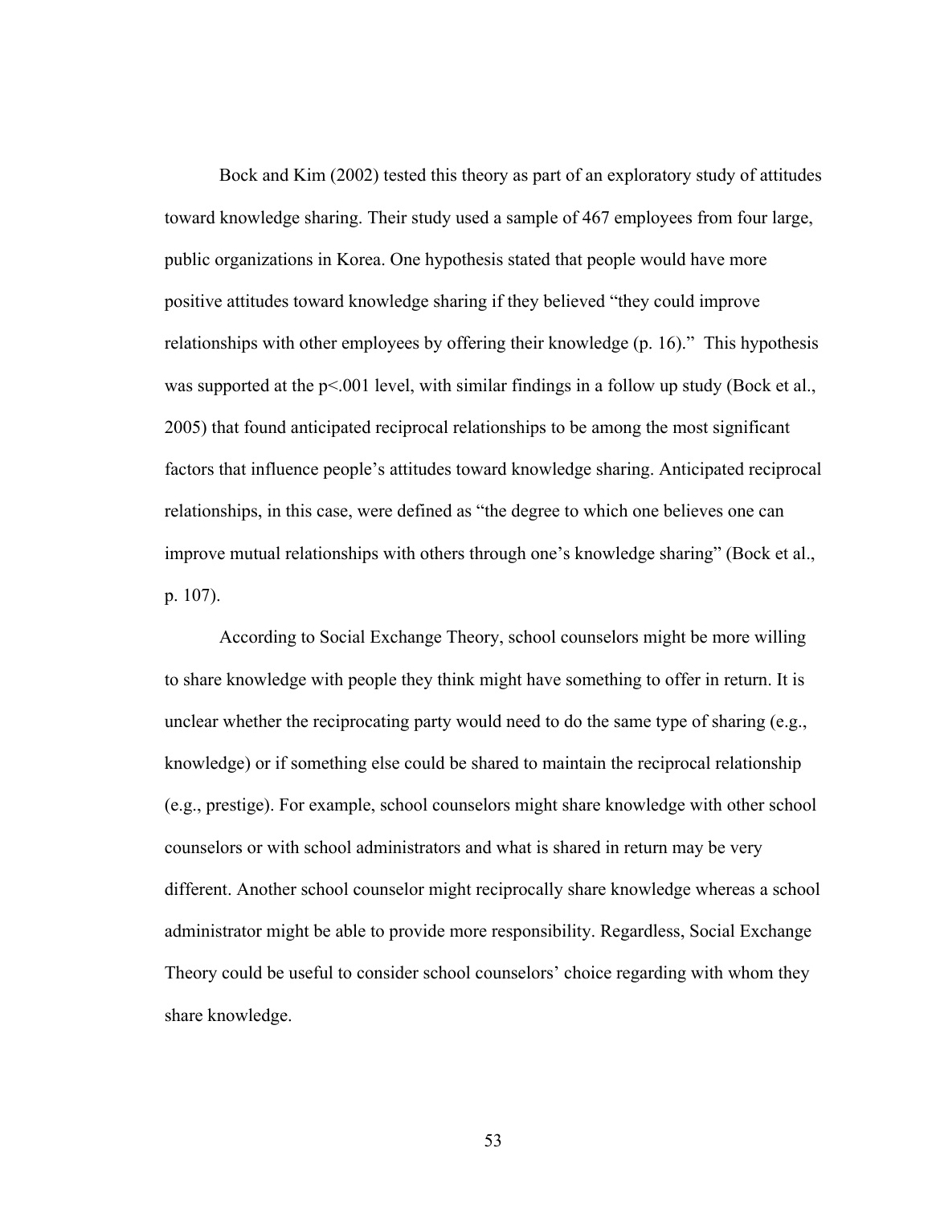Bock and Kim (2002) tested this theory as part of an exploratory study of attitudes toward knowledge sharing. Their study used a sample of 467 employees from four large, public organizations in Korea. One hypothesis stated that people would have more positive attitudes toward knowledge sharing if they believed "they could improve relationships with other employees by offering their knowledge (p. 16)." This hypothesis was supported at the $p<.001$ level, with similar findings in a follow up study (Bock et al., 2005) that found anticipated reciprocal relationships to be among the most significant factors that influence people's attitudes toward knowledge sharing. Anticipated reciprocal relationships, in this case, were defined as "the degree to which one believes one can improve mutual relationships with others through one's knowledge sharing" (Bock et al., p. 107).

According to Social Exchange Theory, school counselors might be more willing to share knowledge with people they think might have something to offer in return. It is unclear whether the reciprocating party would need to do the same type of sharing (e.g., knowledge) or if something else could be shared to maintain the reciprocal relationship (e.g., prestige). For example, school counselors might share knowledge with other school counselors or with school administrators and what is shared in return may be very different. Another school counselor might reciprocally share knowledge whereas a school administrator might be able to provide more responsibility. Regardless, Social Exchange Theory could be useful to consider school counselors' choice regarding with whom they share knowledge.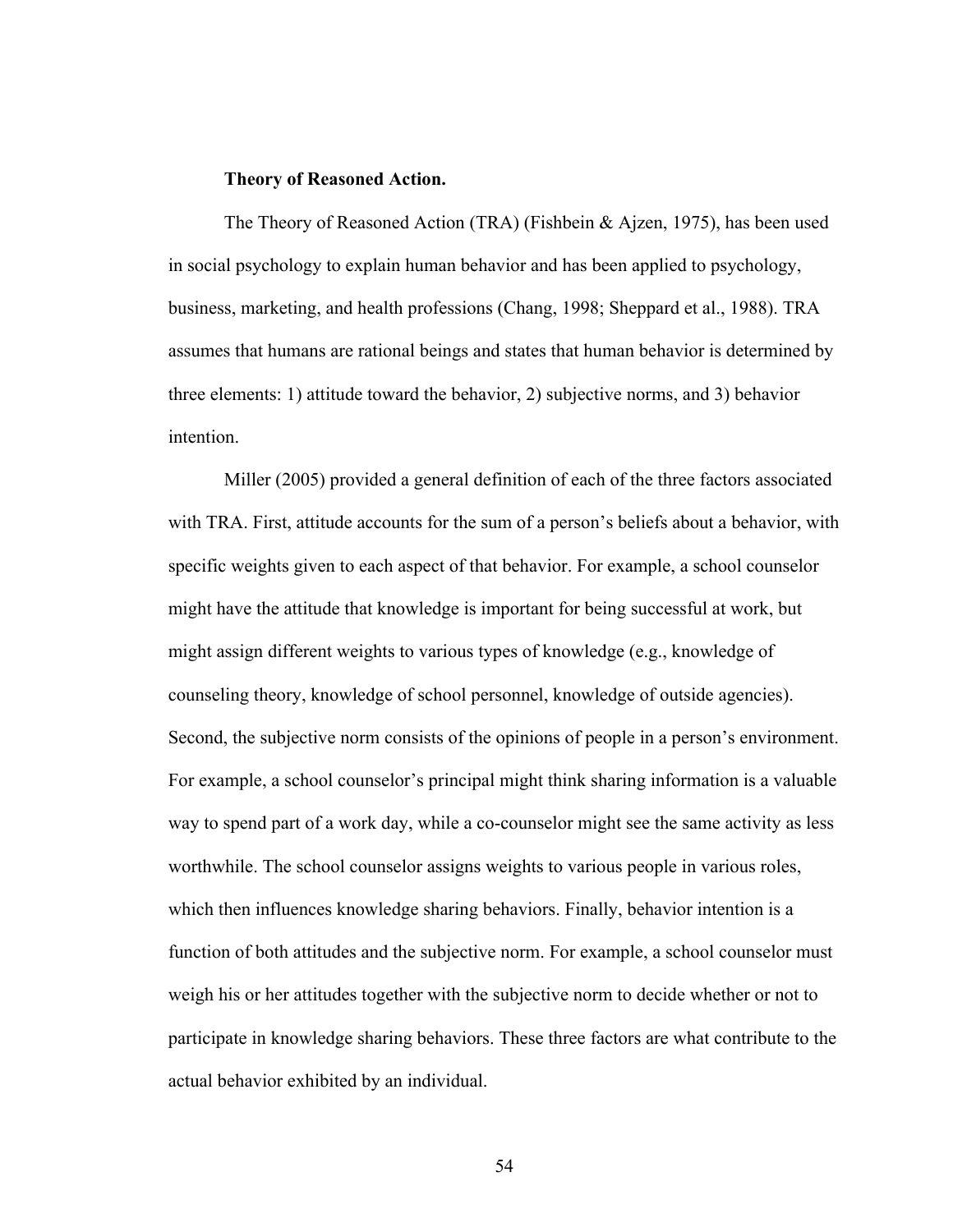**Theory of Reasoned Action.**

The Theory of Reasoned Action (TRA) (Fishbein & Ajzen, 1975), has been used in social psychology to explain human behavior and has been applied to psychology, business, marketing, and health professions (Chang, 1998; Sheppard et al., 1988). TRA assumes that humans are rational beings and states that human behavior is determined by three elements: 1) attitude toward the behavior, 2) subjective norms, and 3) behavior intention.

Miller (2005) provided a general definition of each of the three factors associated with TRA. First, attitude accounts for the sum of a person's beliefs about a behavior, with specific weights given to each aspect of that behavior. For example, a school counselor might have the attitude that knowledge is important for being successful at work, but might assign different weights to various types of knowledge (e.g., knowledge of counseling theory, knowledge of school personnel, knowledge of outside agencies). Second, the subjective norm consists of the opinions of people in a person's environment. For example, a school counselor's principal might think sharing information is a valuable way to spend part of a work day, while a co-counselor might see the same activity as less worthwhile. The school counselor assigns weights to various people in various roles, which then influences knowledge sharing behaviors. Finally, behavior intention is a function of both attitudes and the subjective norm. For example, a school counselor must weigh his or her attitudes together with the subjective norm to decide whether or not to participate in knowledge sharing behaviors. These three factors are what contribute to the actual behavior exhibited by an individual.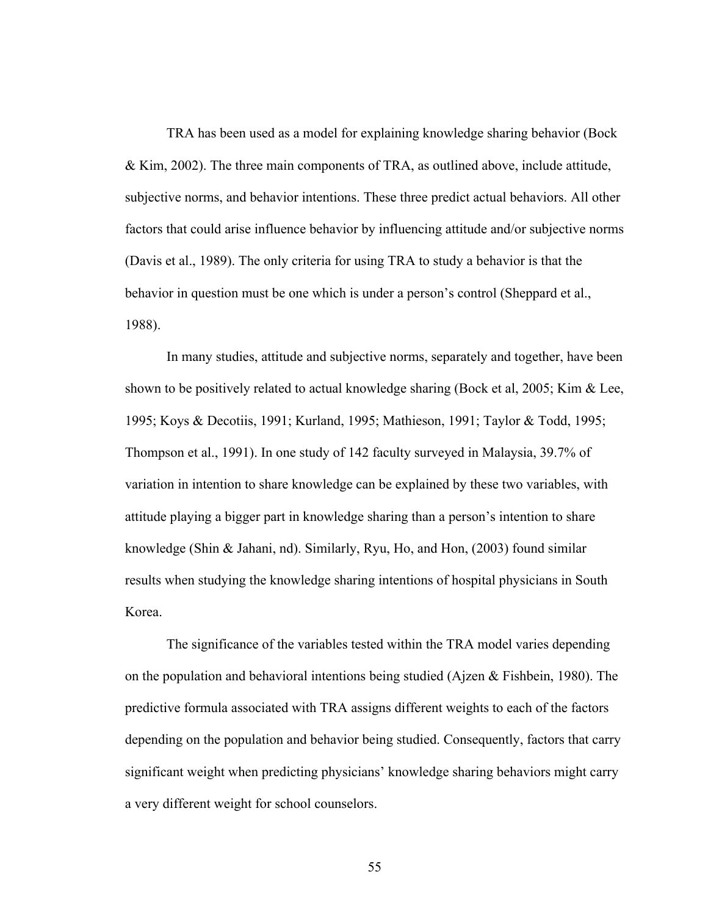TRA has been used as a model for explaining knowledge sharing behavior (Bock & Kim, 2002). The three main components of TRA, as outlined above, include attitude, subjective norms, and behavior intentions. These three predict actual behaviors. All other factors that could arise influence behavior by influencing attitude and/or subjective norms (Davis et al., 1989). The only criteria for using TRA to study a behavior is that the behavior in question must be one which is under a person's control (Sheppard et al., 1988).

In many studies, attitude and subjective norms, separately and together, have been shown to be positively related to actual knowledge sharing (Bock et al, 2005; Kim & Lee, 1995; Koys & Decotiis, 1991; Kurland, 1995; Mathieson, 1991; Taylor & Todd, 1995; Thompson et al., 1991). In one study of 142 faculty surveyed in Malaysia, 39.7% of variation in intention to share knowledge can be explained by these two variables, with attitude playing a bigger part in knowledge sharing than a person's intention to share knowledge (Shin & Jahani, nd). Similarly, Ryu, Ho, and Hon, (2003) found similar results when studying the knowledge sharing intentions of hospital physicians in South Korea.

The significance of the variables tested within the TRA model varies depending on the population and behavioral intentions being studied (Ajzen & Fishbein, 1980). The predictive formula associated with TRA assigns different weights to each of the factors depending on the population and behavior being studied. Consequently, factors that carry significant weight when predicting physicians' knowledge sharing behaviors might carry a very different weight for school counselors.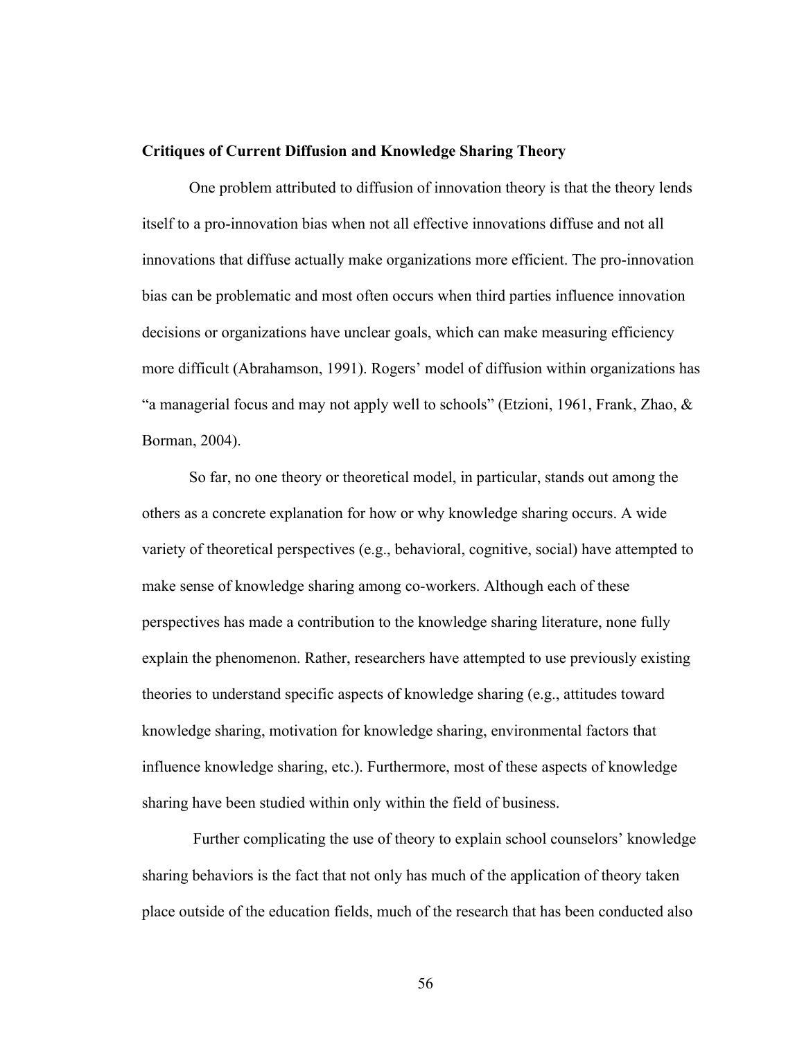**Critiques of Current Diffusion and Knowledge Sharing Theory**

One problem attributed to diffusion of innovation theory is that the theory lends itself to a pro-innovation bias when not all effective innovations diffuse and not all innovations that diffuse actually make organizations more efficient. The pro-innovation bias can be problematic and most often occurs when third parties influence innovation decisions or organizations have unclear goals, which can make measuring efficiency more difficult (Abrahamson, 1991). Rogers' model of diffusion within organizations has "a managerial focus and may not apply well to schools" (Etzioni, 1961, Frank, Zhao, & Borman, 2004).

So far, no one theory or theoretical model, in particular, stands out among the others as a concrete explanation for how or why knowledge sharing occurs. A wide variety of theoretical perspectives (e.g., behavioral, cognitive, social) have attempted to make sense of knowledge sharing among co-workers. Although each of these perspectives has made a contribution to the knowledge sharing literature, none fully explain the phenomenon. Rather, researchers have attempted to use previously existing theories to understand specific aspects of knowledge sharing (e.g., attitudes toward knowledge sharing, motivation for knowledge sharing, environmental factors that influence knowledge sharing, etc.). Furthermore, most of these aspects of knowledge sharing have been studied within only within the field of business.

Further complicating the use of theory to explain school counselors' knowledge sharing behaviors is the fact that not only has much of the application of theory taken place outside of the education fields, much of the research that has been conducted also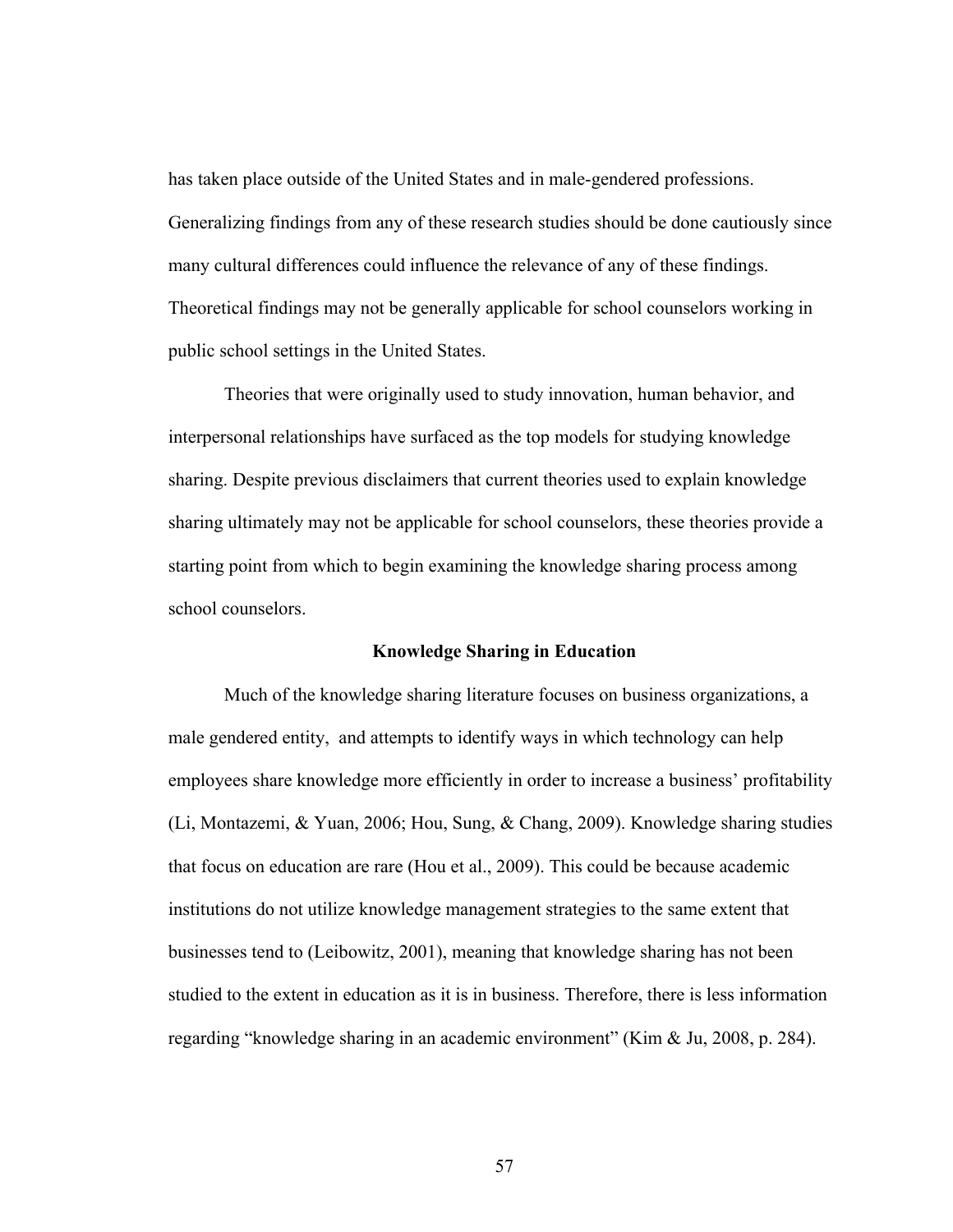has taken place outside of the United States and in male-gendered professions. Generalizing findings from any of these research studies should be done cautiously since many cultural differences could influence the relevance of any of these findings. Theoretical findings may not be generally applicable for school counselors working in public school settings in the United States.

Theories that were originally used to study innovation, human behavior, and interpersonal relationships have surfaced as the top models for studying knowledge sharing. Despite previous disclaimers that current theories used to explain knowledge sharing ultimately may not be applicable for school counselors, these theories provide a starting point from which to begin examining the knowledge sharing process among school counselors.

## Knowledge Sharing in Education

Much of the knowledge sharing literature focuses on business organizations, a male gendered entity,  and attempts to identify ways in which technology can help employees share knowledge more efficiently in order to increase a business' profitability (Li, Montazemi, & Yuan, 2006; Hou, Sung, & Chang, 2009). Knowledge sharing studies that focus on education are rare (Hou et al., 2009). This could be because academic institutions do not utilize knowledge management strategies to the same extent that businesses tend to (Leibowitz, 2001), meaning that knowledge sharing has not been studied to the extent in education as it is in business. Therefore, there is less information regarding "knowledge sharing in an academic environment" (Kim & Ju, 2008, p. 284).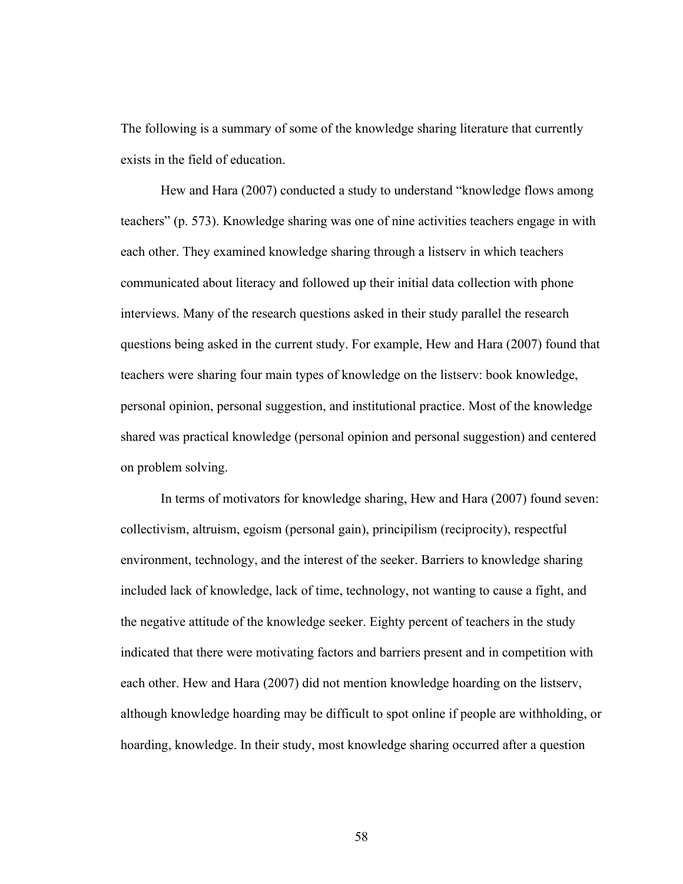The following is a summary of some of the knowledge sharing literature that currently exists in the field of education.

Hew and Hara (2007) conducted a study to understand "knowledge flows among teachers" (p. 573). Knowledge sharing was one of nine activities teachers engage in with each other. They examined knowledge sharing through a listserv in which teachers communicated about literacy and followed up their initial data collection with phone interviews. Many of the research questions asked in their study parallel the research questions being asked in the current study. For example, Hew and Hara (2007) found that teachers were sharing four main types of knowledge on the listserv: book knowledge, personal opinion, personal suggestion, and institutional practice. Most of the knowledge shared was practical knowledge (personal opinion and personal suggestion) and centered on problem solving.

In terms of motivators for knowledge sharing, Hew and Hara (2007) found seven: collectivism, altruism, egoism (personal gain), principilism (reciprocity), respectful environment, technology, and the interest of the seeker. Barriers to knowledge sharing included lack of knowledge, lack of time, technology, not wanting to cause a fight, and the negative attitude of the knowledge seeker. Eighty percent of teachers in the study indicated that there were motivating factors and barriers present and in competition with each other. Hew and Hara (2007) did not mention knowledge hoarding on the listserv, although knowledge hoarding may be difficult to spot online if people are withholding, or hoarding, knowledge. In their study, most knowledge sharing occurred after a question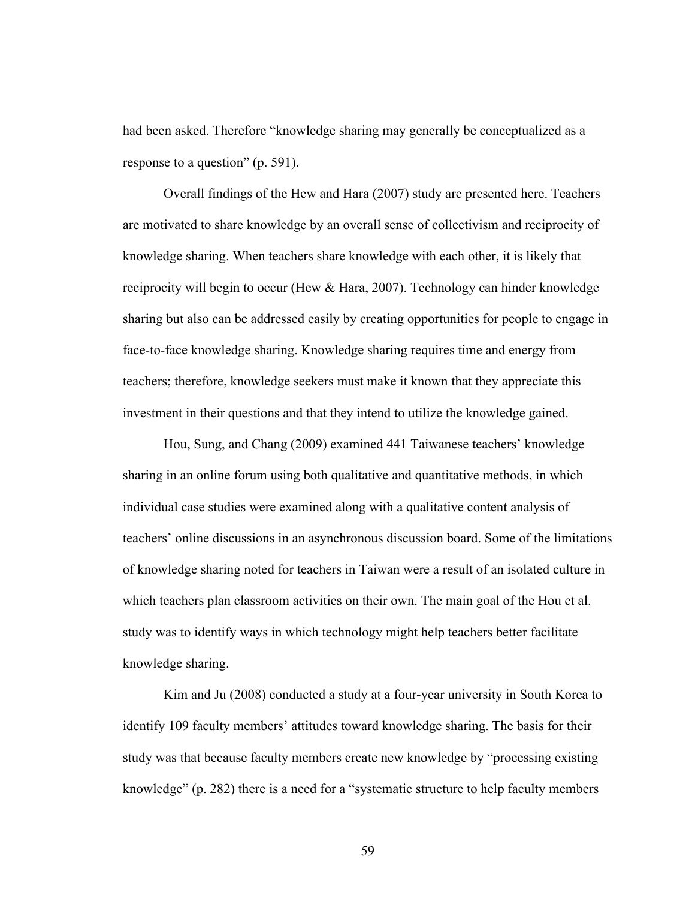had been asked. Therefore "knowledge sharing may generally be conceptualized as a response to a question" (p. 591).

Overall findings of the Hew and Hara (2007) study are presented here. Teachers are motivated to share knowledge by an overall sense of collectivism and reciprocity of knowledge sharing. When teachers share knowledge with each other, it is likely that reciprocity will begin to occur (Hew & Hara, 2007). Technology can hinder knowledge sharing but also can be addressed easily by creating opportunities for people to engage in face-to-face knowledge sharing. Knowledge sharing requires time and energy from teachers; therefore, knowledge seekers must make it known that they appreciate this investment in their questions and that they intend to utilize the knowledge gained.

Hou, Sung, and Chang (2009) examined 441 Taiwanese teachers' knowledge sharing in an online forum using both qualitative and quantitative methods, in which individual case studies were examined along with a qualitative content analysis of teachers' online discussions in an asynchronous discussion board. Some of the limitations of knowledge sharing noted for teachers in Taiwan were a result of an isolated culture in which teachers plan classroom activities on their own. The main goal of the Hou et al. study was to identify ways in which technology might help teachers better facilitate knowledge sharing.

Kim and Ju (2008) conducted a study at a four-year university in South Korea to identify 109 faculty members' attitudes toward knowledge sharing. The basis for their study was that because faculty members create new knowledge by "processing existing knowledge" (p. 282) there is a need for a "systematic structure to help faculty members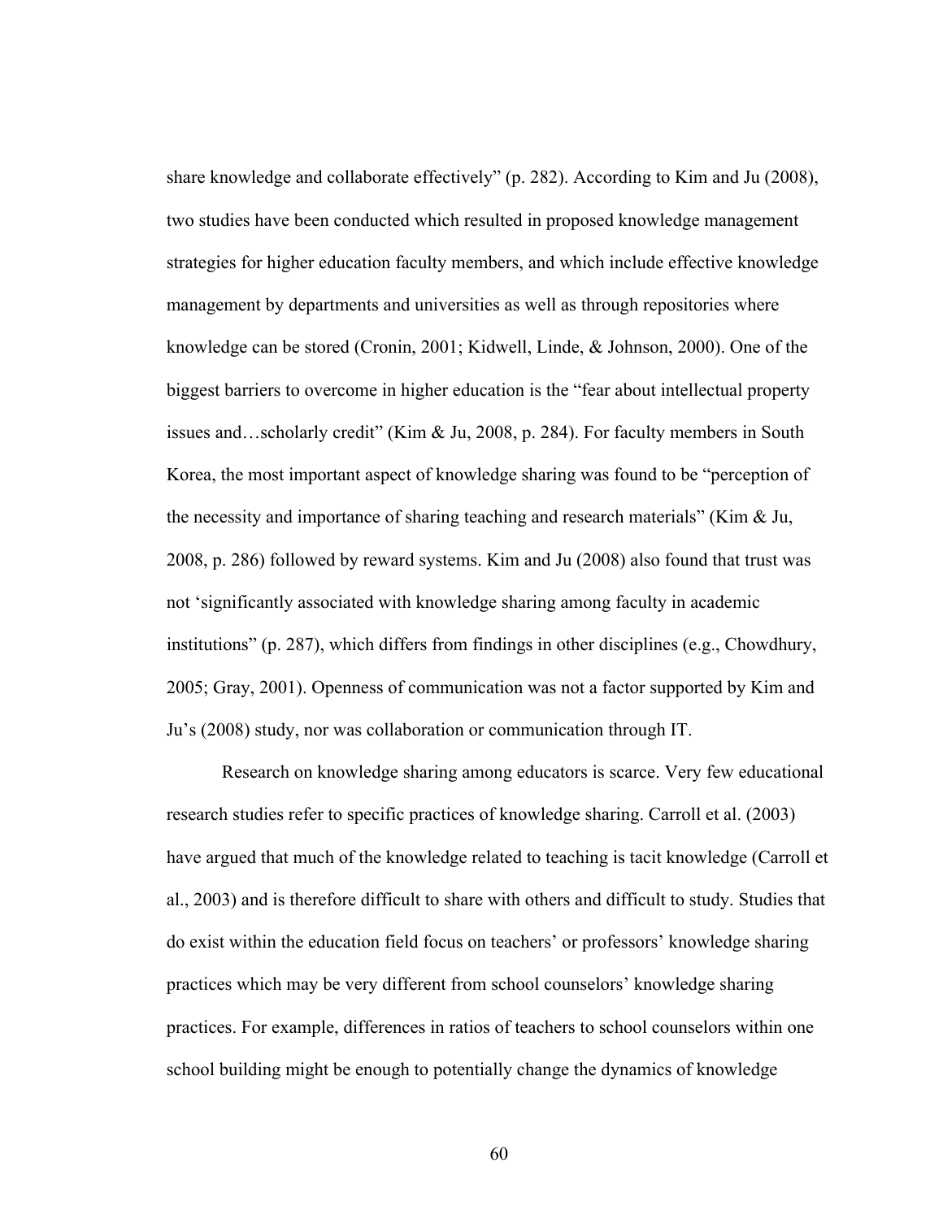share knowledge and collaborate effectively" (p. 282). According to Kim and Ju (2008), two studies have been conducted which resulted in proposed knowledge management strategies for higher education faculty members, and which include effective knowledge management by departments and universities as well as through repositories where knowledge can be stored (Cronin, 2001; Kidwell, Linde, & Johnson, 2000). One of the biggest barriers to overcome in higher education is the "fear about intellectual property issues and…scholarly credit" (Kim & Ju, 2008, p. 284). For faculty members in South Korea, the most important aspect of knowledge sharing was found to be "perception of the necessity and importance of sharing teaching and research materials" (Kim & Ju, 2008, p. 286) followed by reward systems. Kim and Ju (2008) also found that trust was not 'significantly associated with knowledge sharing among faculty in academic institutions" (p. 287), which differs from findings in other disciplines (e.g., Chowdhury, 2005; Gray, 2001). Openness of communication was not a factor supported by Kim and Ju's (2008) study, nor was collaboration or communication through IT.

Research on knowledge sharing among educators is scarce. Very few educational research studies refer to specific practices of knowledge sharing. Carroll et al. (2003) have argued that much of the knowledge related to teaching is tacit knowledge (Carroll et al., 2003) and is therefore difficult to share with others and difficult to study. Studies that do exist within the education field focus on teachers' or professors' knowledge sharing practices which may be very different from school counselors' knowledge sharing practices. For example, differences in ratios of teachers to school counselors within one school building might be enough to potentially change the dynamics of knowledge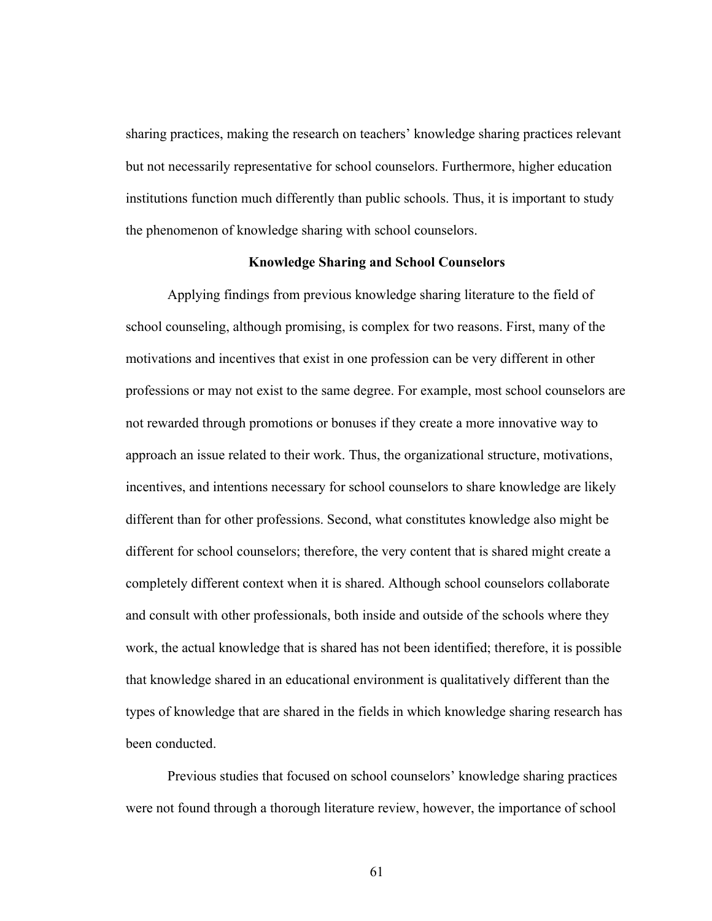sharing practices, making the research on teachers' knowledge sharing practices relevant but not necessarily representative for school counselors. Furthermore, higher education institutions function much differently than public schools. Thus, it is important to study the phenomenon of knowledge sharing with school counselors.

## Knowledge Sharing and School Counselors

Applying findings from previous knowledge sharing literature to the field of school counseling, although promising, is complex for two reasons. First, many of the motivations and incentives that exist in one profession can be very different in other professions or may not exist to the same degree. For example, most school counselors are not rewarded through promotions or bonuses if they create a more innovative way to approach an issue related to their work. Thus, the organizational structure, motivations, incentives, and intentions necessary for school counselors to share knowledge are likely different than for other professions. Second, what constitutes knowledge also might be different for school counselors; therefore, the very content that is shared might create a completely different context when it is shared. Although school counselors collaborate and consult with other professionals, both inside and outside of the schools where they work, the actual knowledge that is shared has not been identified; therefore, it is possible that knowledge shared in an educational environment is qualitatively different than the types of knowledge that are shared in the fields in which knowledge sharing research has been conducted.

Previous studies that focused on school counselors' knowledge sharing practices were not found through a thorough literature review, however, the importance of school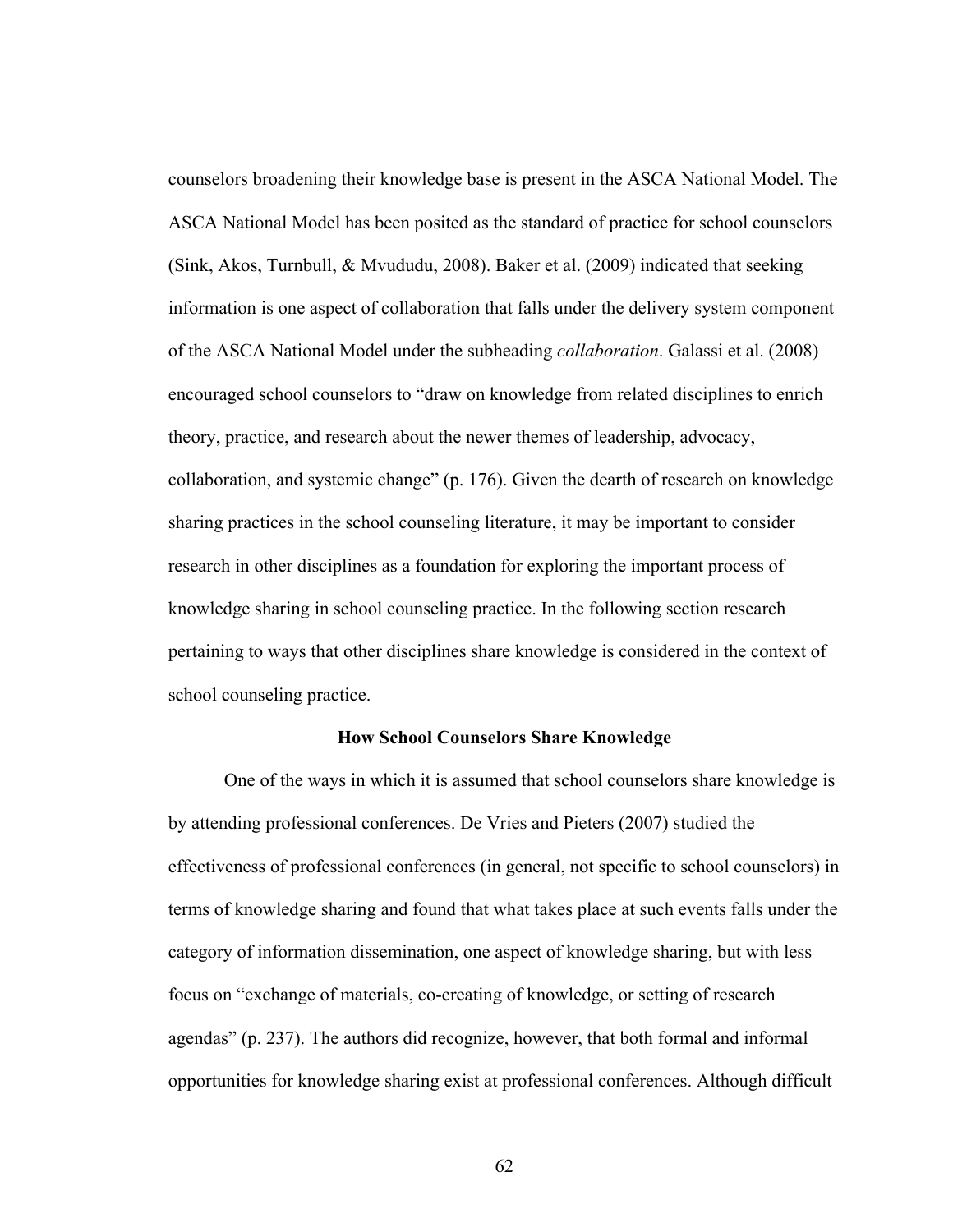counselors broadening their knowledge base is present in the ASCA National Model. The ASCA National Model has been posited as the standard of practice for school counselors (Sink, Akos, Turnbull, & Mvududu, 2008). Baker et al. (2009) indicated that seeking information is one aspect of collaboration that falls under the delivery system component of the ASCA National Model under the subheading *collaboration*. Galassi et al. (2008) encouraged school counselors to "draw on knowledge from related disciplines to enrich theory, practice, and research about the newer themes of leadership, advocacy, collaboration, and systemic change" (p. 176). Given the dearth of research on knowledge sharing practices in the school counseling literature, it may be important to consider research in other disciplines as a foundation for exploring the important process of knowledge sharing in school counseling practice. In the following section research pertaining to ways that other disciplines share knowledge is considered in the context of school counseling practice.

## How School Counselors Share Knowledge

One of the ways in which it is assumed that school counselors share knowledge is by attending professional conferences. De Vries and Pieters (2007) studied the effectiveness of professional conferences (in general, not specific to school counselors) in terms of knowledge sharing and found that what takes place at such events falls under the category of information dissemination, one aspect of knowledge sharing, but with less focus on "exchange of materials, co-creating of knowledge, or setting of research agendas" (p. 237). The authors did recognize, however, that both formal and informal opportunities for knowledge sharing exist at professional conferences. Although difficult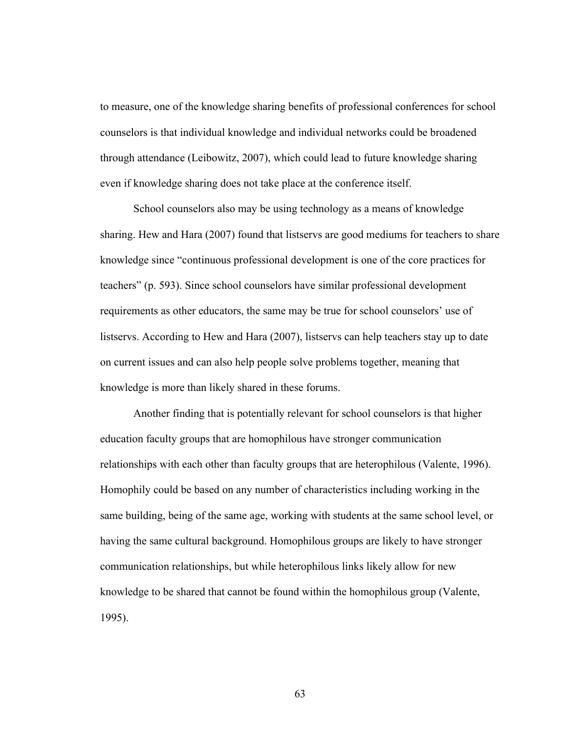to measure, one of the knowledge sharing benefits of professional conferences for school counselors is that individual knowledge and individual networks could be broadened through attendance (Leibowitz, 2007), which could lead to future knowledge sharing even if knowledge sharing does not take place at the conference itself.

School counselors also may be using technology as a means of knowledge sharing. Hew and Hara (2007) found that listservs are good mediums for teachers to share knowledge since "continuous professional development is one of the core practices for teachers" (p. 593). Since school counselors have similar professional development requirements as other educators, the same may be true for school counselors' use of listservs. According to Hew and Hara (2007), listservs can help teachers stay up to date on current issues and can also help people solve problems together, meaning that knowledge is more than likely shared in these forums.

Another finding that is potentially relevant for school counselors is that higher education faculty groups that are homophilous have stronger communication relationships with each other than faculty groups that are heterophilous (Valente, 1996). Homophily could be based on any number of characteristics including working in the same building, being of the same age, working with students at the same school level, or having the same cultural background. Homophilous groups are likely to have stronger communication relationships, but while heterophilous links likely allow for new knowledge to be shared that cannot be found within the homophilous group (Valente, 1995).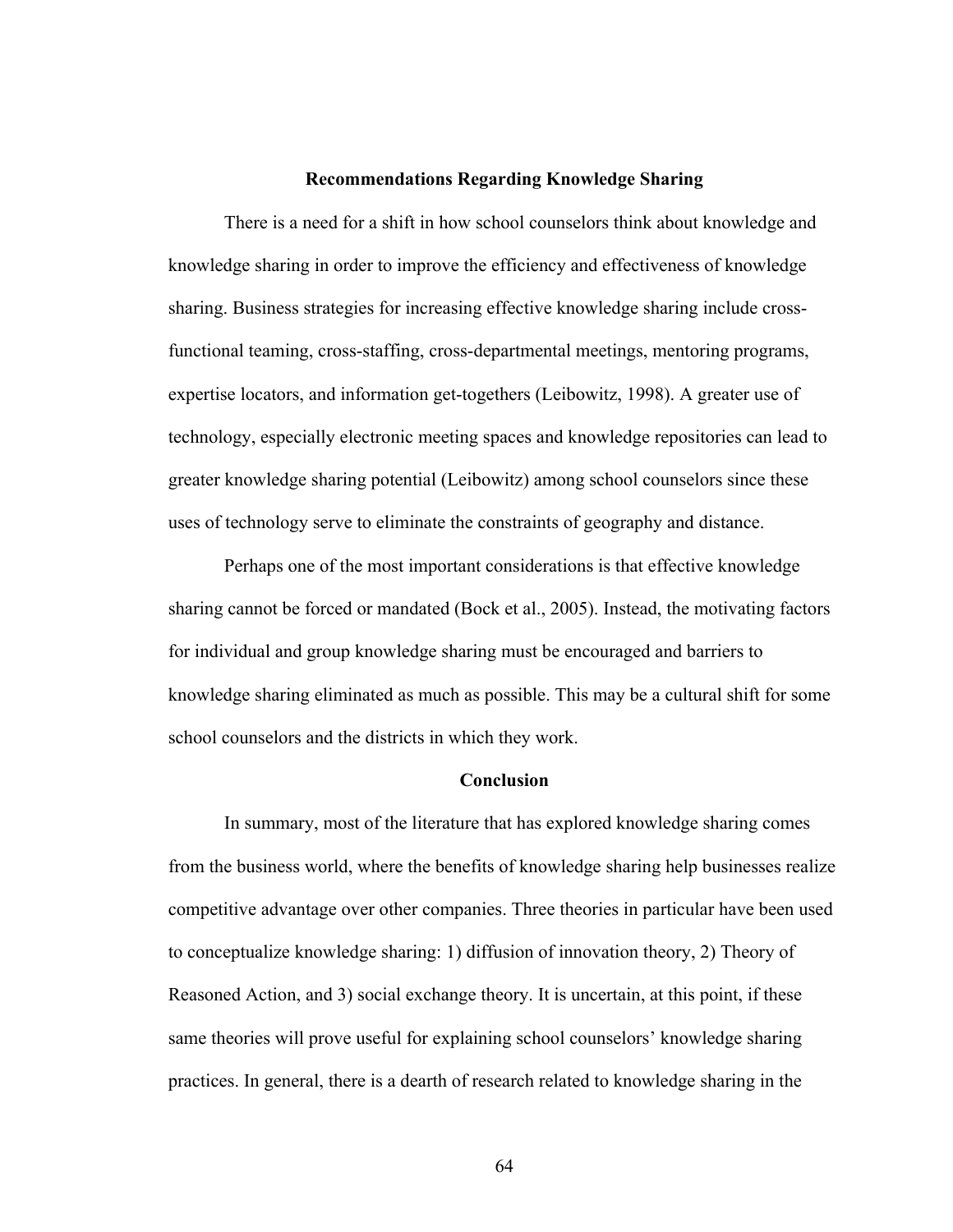## Recommendations Regarding Knowledge Sharing

There is a need for a shift in how school counselors think about knowledge and knowledge sharing in order to improve the efficiency and effectiveness of knowledge sharing. Business strategies for increasing effective knowledge sharing include cross-functional teaming, cross-staffing, cross-departmental meetings, mentoring programs, expertise locators, and information get-togethers (Leibowitz, 1998). A greater use of technology, especially electronic meeting spaces and knowledge repositories can lead to greater knowledge sharing potential (Leibowitz) among school counselors since these uses of technology serve to eliminate the constraints of geography and distance.

Perhaps one of the most important considerations is that effective knowledge sharing cannot be forced or mandated (Bock et al., 2005). Instead, the motivating factors for individual and group knowledge sharing must be encouraged and barriers to knowledge sharing eliminated as much as possible. This may be a cultural shift for some school counselors and the districts in which they work.

## Conclusion

In summary, most of the literature that has explored knowledge sharing comes from the business world, where the benefits of knowledge sharing help businesses realize competitive advantage over other companies. Three theories in particular have been used to conceptualize knowledge sharing: 1) diffusion of innovation theory, 2) Theory of Reasoned Action, and 3) social exchange theory. It is uncertain, at this point, if these same theories will prove useful for explaining school counselors' knowledge sharing practices. In general, there is a dearth of research related to knowledge sharing in the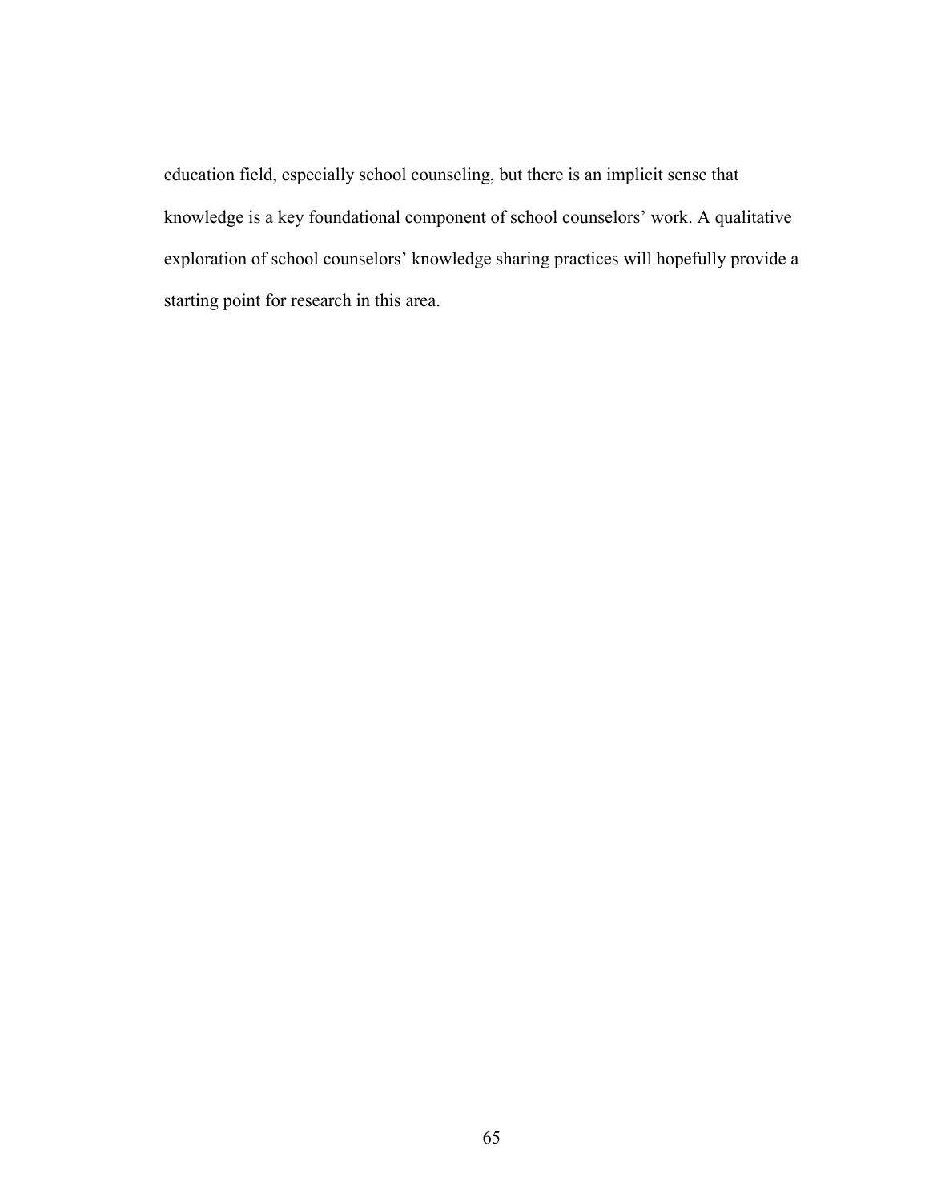education field, especially school counseling, but there is an implicit sense that knowledge is a key foundational component of school counselors' work. A qualitative exploration of school counselors' knowledge sharing practices will hopefully provide a starting point for research in this area.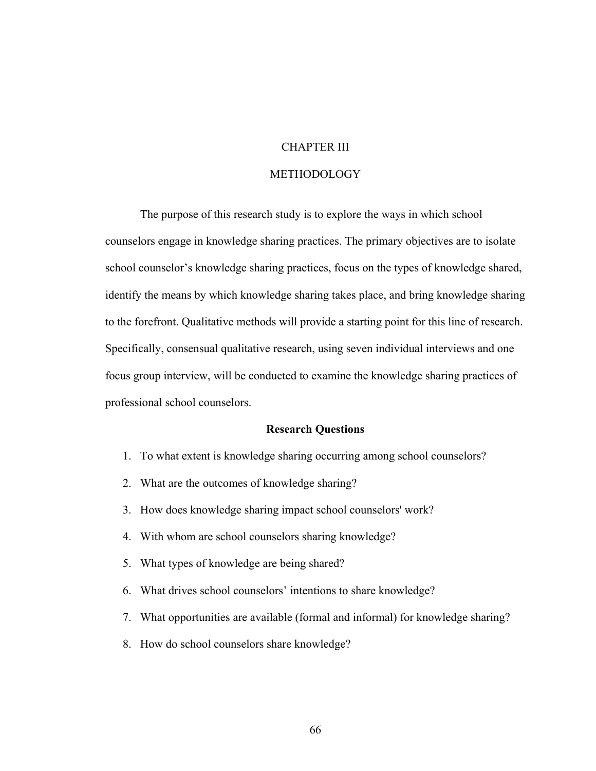# CHAPTER III

# METHODOLOGY

The purpose of this research study is to explore the ways in which school counselors engage in knowledge sharing practices. The primary objectives are to isolate school counselor's knowledge sharing practices, focus on the types of knowledge shared, identify the means by which knowledge sharing takes place, and bring knowledge sharing to the forefront. Qualitative methods will provide a starting point for this line of research. Specifically, consensual qualitative research, using seven individual interviews and one focus group interview, will be conducted to examine the knowledge sharing practices of professional school counselors.

## Research Questions

1. To what extent is knowledge sharing occurring among school counselors?
2. What are the outcomes of knowledge sharing?
3. How does knowledge sharing impact school counselors' work?
4. With whom are school counselors sharing knowledge?
5. What types of knowledge are being shared?
6. What drives school counselors' intentions to share knowledge?
7. What opportunities are available (formal and informal) for knowledge sharing?
8. How do school counselors share knowledge?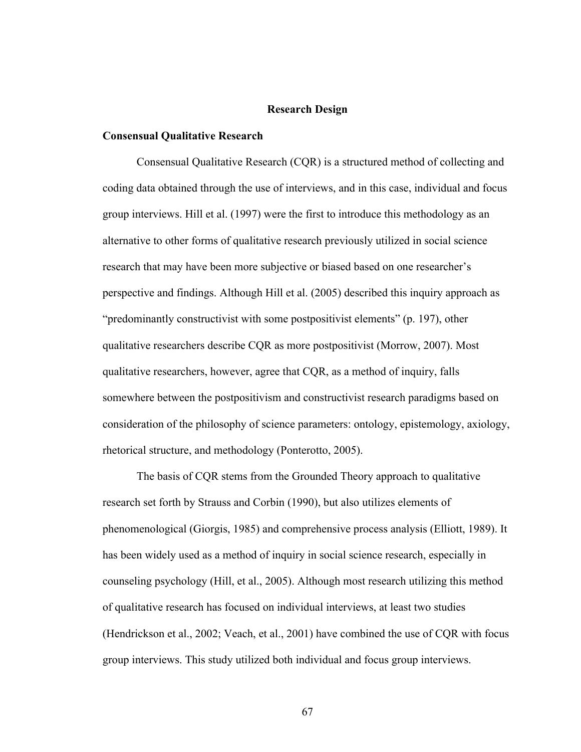# Research Design

## Consensual Qualitative Research

Consensual Qualitative Research (CQR) is a structured method of collecting and coding data obtained through the use of interviews, and in this case, individual and focus group interviews. Hill et al. (1997) were the first to introduce this methodology as an alternative to other forms of qualitative research previously utilized in social science research that may have been more subjective or biased based on one researcher's perspective and findings. Although Hill et al. (2005) described this inquiry approach as "predominantly constructivist with some postpositivist elements" (p. 197), other qualitative researchers describe CQR as more postpositivist (Morrow, 2007). Most qualitative researchers, however, agree that CQR, as a method of inquiry, falls somewhere between the postpositivism and constructivist research paradigms based on consideration of the philosophy of science parameters: ontology, epistemology, axiology, rhetorical structure, and methodology (Ponterotto, 2005).

The basis of CQR stems from the Grounded Theory approach to qualitative research set forth by Strauss and Corbin (1990), but also utilizes elements of phenomenological (Giorgis, 1985) and comprehensive process analysis (Elliott, 1989). It has been widely used as a method of inquiry in social science research, especially in counseling psychology (Hill, et al., 2005). Although most research utilizing this method of qualitative research has focused on individual interviews, at least two studies (Hendrickson et al., 2002; Veach, et al., 2001) have combined the use of CQR with focus group interviews. This study utilized both individual and focus group interviews.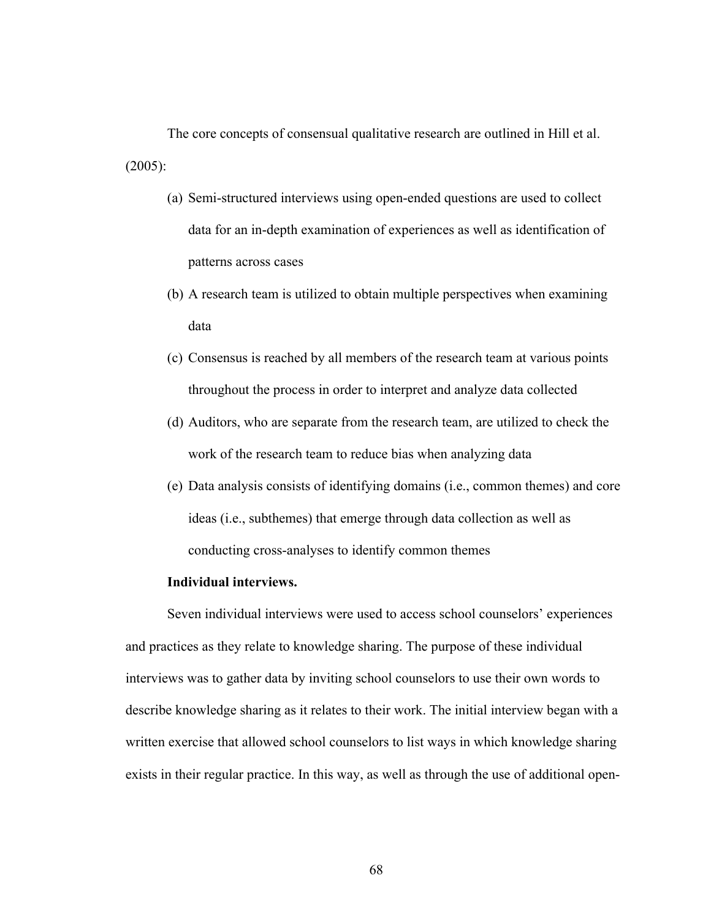The core concepts of consensual qualitative research are outlined in Hill et al. (2005):

(a) Semi-structured interviews using open-ended questions are used to collect data for an in-depth examination of experiences as well as identification of patterns across cases

(b) A research team is utilized to obtain multiple perspectives when examining data

(c) Consensus is reached by all members of the research team at various points throughout the process in order to interpret and analyze data collected

(d) Auditors, who are separate from the research team, are utilized to check the work of the research team to reduce bias when analyzing data

(e) Data analysis consists of identifying domains (i.e., common themes) and core ideas (i.e., subthemes) that emerge through data collection as well as conducting cross-analyses to identify common themes

**Individual interviews.**

Seven individual interviews were used to access school counselors' experiences and practices as they relate to knowledge sharing. The purpose of these individual interviews was to gather data by inviting school counselors to use their own words to describe knowledge sharing as it relates to their work. The initial interview began with a written exercise that allowed school counselors to list ways in which knowledge sharing exists in their regular practice. In this way, as well as through the use of additional open-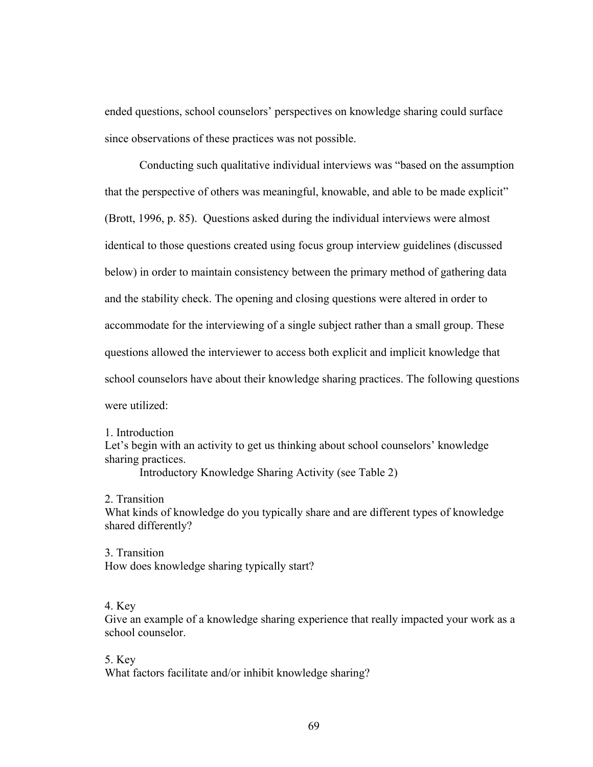ended questions, school counselors' perspectives on knowledge sharing could surface since observations of these practices was not possible.

Conducting such qualitative individual interviews was "based on the assumption that the perspective of others was meaningful, knowable, and able to be made explicit" (Brott, 1996, p. 85). Questions asked during the individual interviews were almost identical to those questions created using focus group interview guidelines (discussed below) in order to maintain consistency between the primary method of gathering data and the stability check. The opening and closing questions were altered in order to accommodate for the interviewing of a single subject rather than a small group. These questions allowed the interviewer to access both explicit and implicit knowledge that school counselors have about their knowledge sharing practices. The following questions were utilized:

1. Introduction
Let's begin with an activity to get us thinking about school counselors' knowledge sharing practices.
   Introductory Knowledge Sharing Activity (see Table 2)

2. Transition
What kinds of knowledge do you typically share and are different types of knowledge shared differently?

3. Transition
How does knowledge sharing typically start?

4. Key
Give an example of a knowledge sharing experience that really impacted your work as a school counselor.

5. Key
What factors facilitate and/or inhibit knowledge sharing?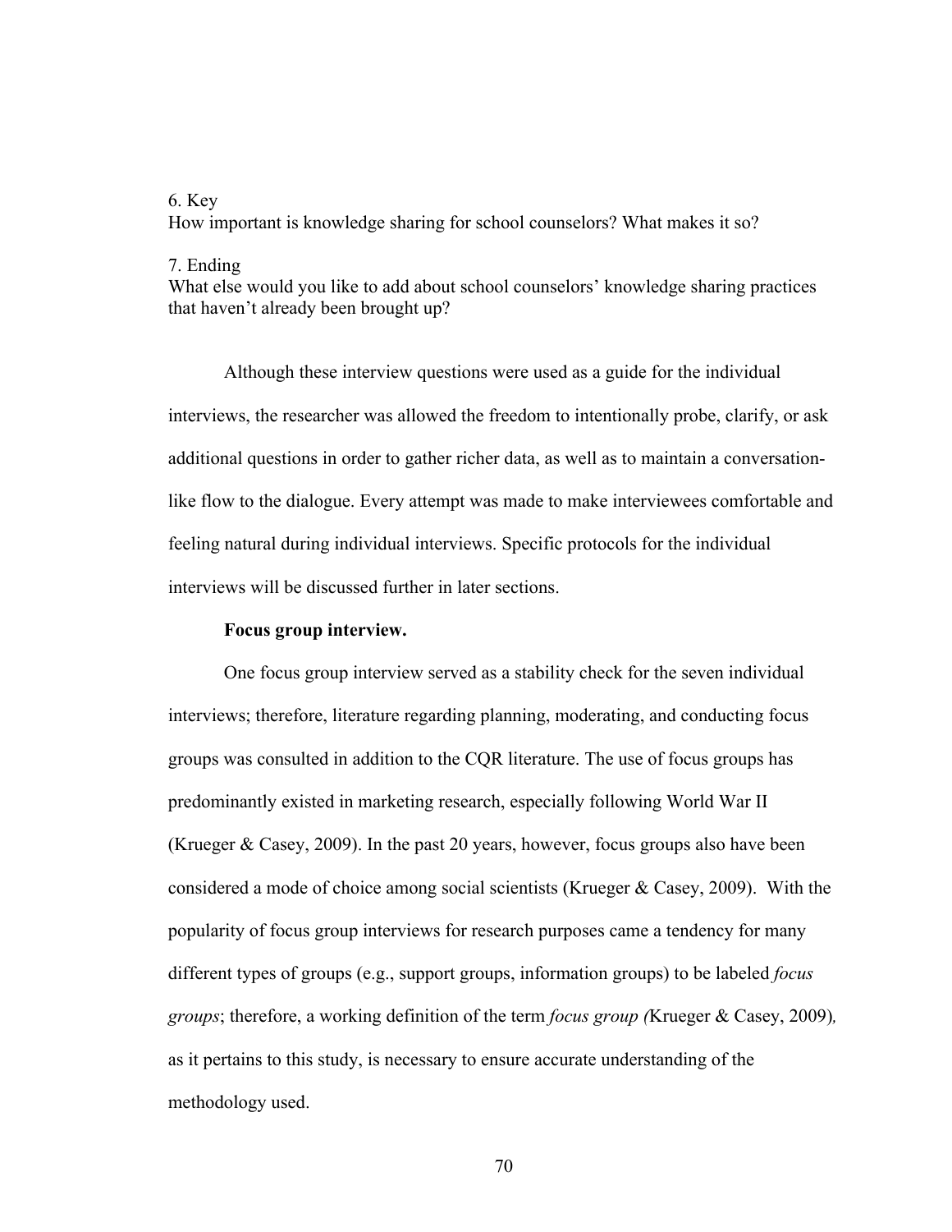6. Key
How important is knowledge sharing for school counselors? What makes it so?

7. Ending
What else would you like to add about school counselors' knowledge sharing practices that haven't already been brought up?

Although these interview questions were used as a guide for the individual interviews, the researcher was allowed the freedom to intentionally probe, clarify, or ask additional questions in order to gather richer data, as well as to maintain a conversation-like flow to the dialogue. Every attempt was made to make interviewees comfortable and feeling natural during individual interviews. Specific protocols for the individual interviews will be discussed further in later sections.

**Focus group interview.**

One focus group interview served as a stability check for the seven individual interviews; therefore, literature regarding planning, moderating, and conducting focus groups was consulted in addition to the CQR literature. The use of focus groups has predominantly existed in marketing research, especially following World War II (Krueger & Casey, 2009). In the past 20 years, however, focus groups also have been considered a mode of choice among social scientists (Krueger & Casey, 2009). With the popularity of focus group interviews for research purposes came a tendency for many different types of groups (e.g., support groups, information groups) to be labeled *focus groups*; therefore, a working definition of the term *focus group (*Krueger & Casey, 2009)*,* as it pertains to this study, is necessary to ensure accurate understanding of the methodology used.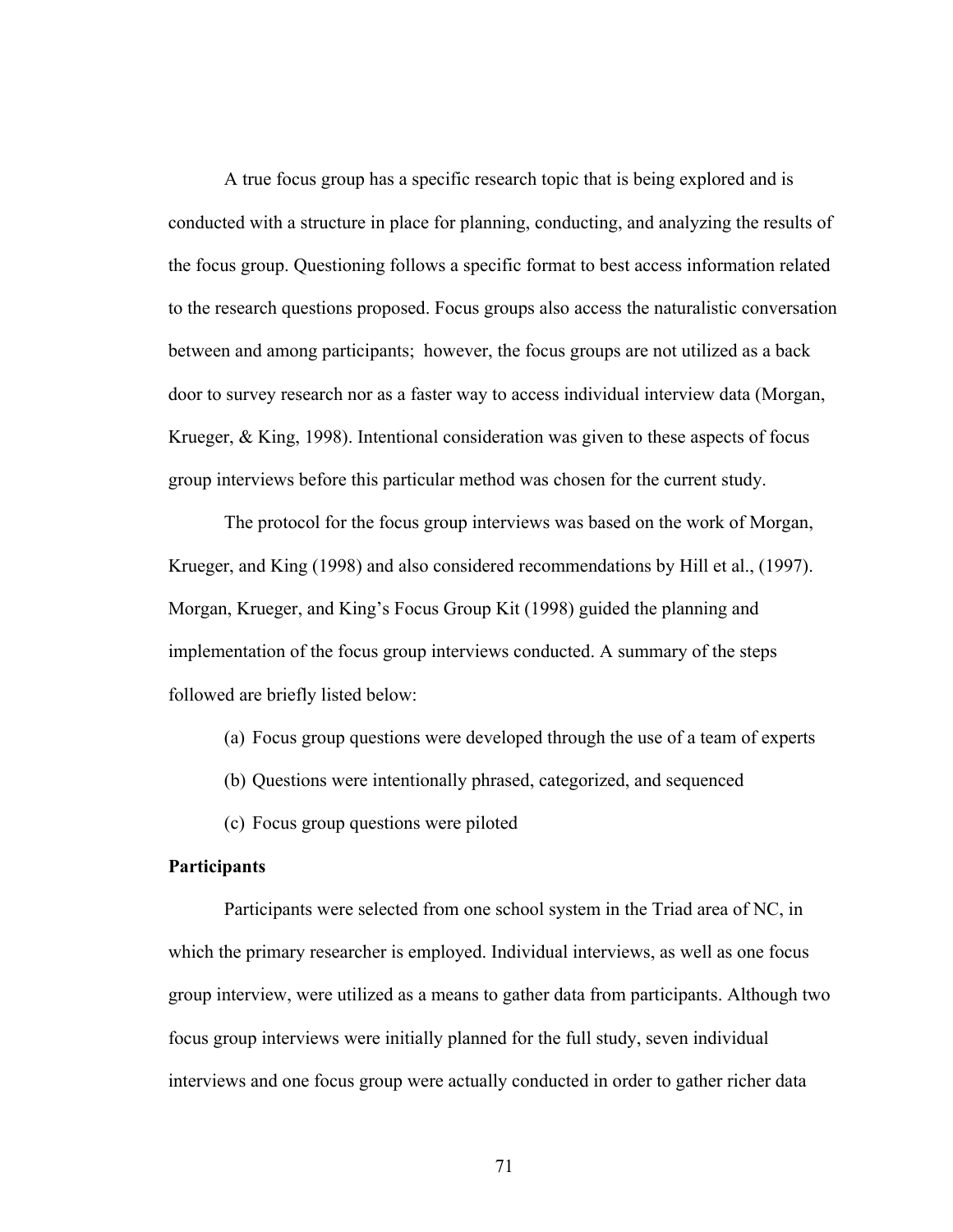A true focus group has a specific research topic that is being explored and is conducted with a structure in place for planning, conducting, and analyzing the results of the focus group. Questioning follows a specific format to best access information related to the research questions proposed. Focus groups also access the naturalistic conversation between and among participants; however, the focus groups are not utilized as a back door to survey research nor as a faster way to access individual interview data (Morgan, Krueger, & King, 1998). Intentional consideration was given to these aspects of focus group interviews before this particular method was chosen for the current study.

The protocol for the focus group interviews was based on the work of Morgan, Krueger, and King (1998) and also considered recommendations by Hill et al., (1997). Morgan, Krueger, and King's Focus Group Kit (1998) guided the planning and implementation of the focus group interviews conducted. A summary of the steps followed are briefly listed below:

(a) Focus group questions were developed through the use of a team of experts

(b) Questions were intentionally phrased, categorized, and sequenced

(c) Focus group questions were piloted

**Participants**

Participants were selected from one school system in the Triad area of NC, in which the primary researcher is employed. Individual interviews, as well as one focus group interview, were utilized as a means to gather data from participants. Although two focus group interviews were initially planned for the full study, seven individual interviews and one focus group were actually conducted in order to gather richer data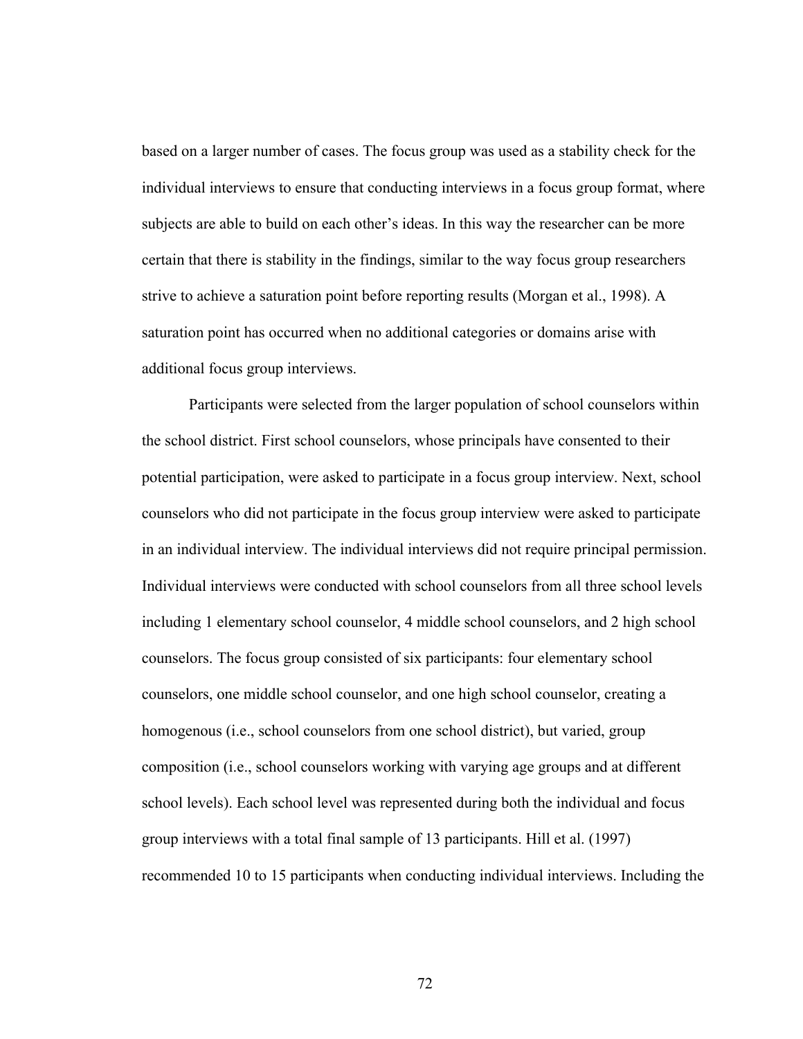based on a larger number of cases. The focus group was used as a stability check for the individual interviews to ensure that conducting interviews in a focus group format, where subjects are able to build on each other's ideas. In this way the researcher can be more certain that there is stability in the findings, similar to the way focus group researchers strive to achieve a saturation point before reporting results (Morgan et al., 1998). A saturation point has occurred when no additional categories or domains arise with additional focus group interviews.

Participants were selected from the larger population of school counselors within the school district. First school counselors, whose principals have consented to their potential participation, were asked to participate in a focus group interview. Next, school counselors who did not participate in the focus group interview were asked to participate in an individual interview. The individual interviews did not require principal permission. Individual interviews were conducted with school counselors from all three school levels including 1 elementary school counselor, 4 middle school counselors, and 2 high school counselors. The focus group consisted of six participants: four elementary school counselors, one middle school counselor, and one high school counselor, creating a homogenous (i.e., school counselors from one school district), but varied, group composition (i.e., school counselors working with varying age groups and at different school levels). Each school level was represented during both the individual and focus group interviews with a total final sample of 13 participants. Hill et al. (1997) recommended 10 to 15 participants when conducting individual interviews. Including the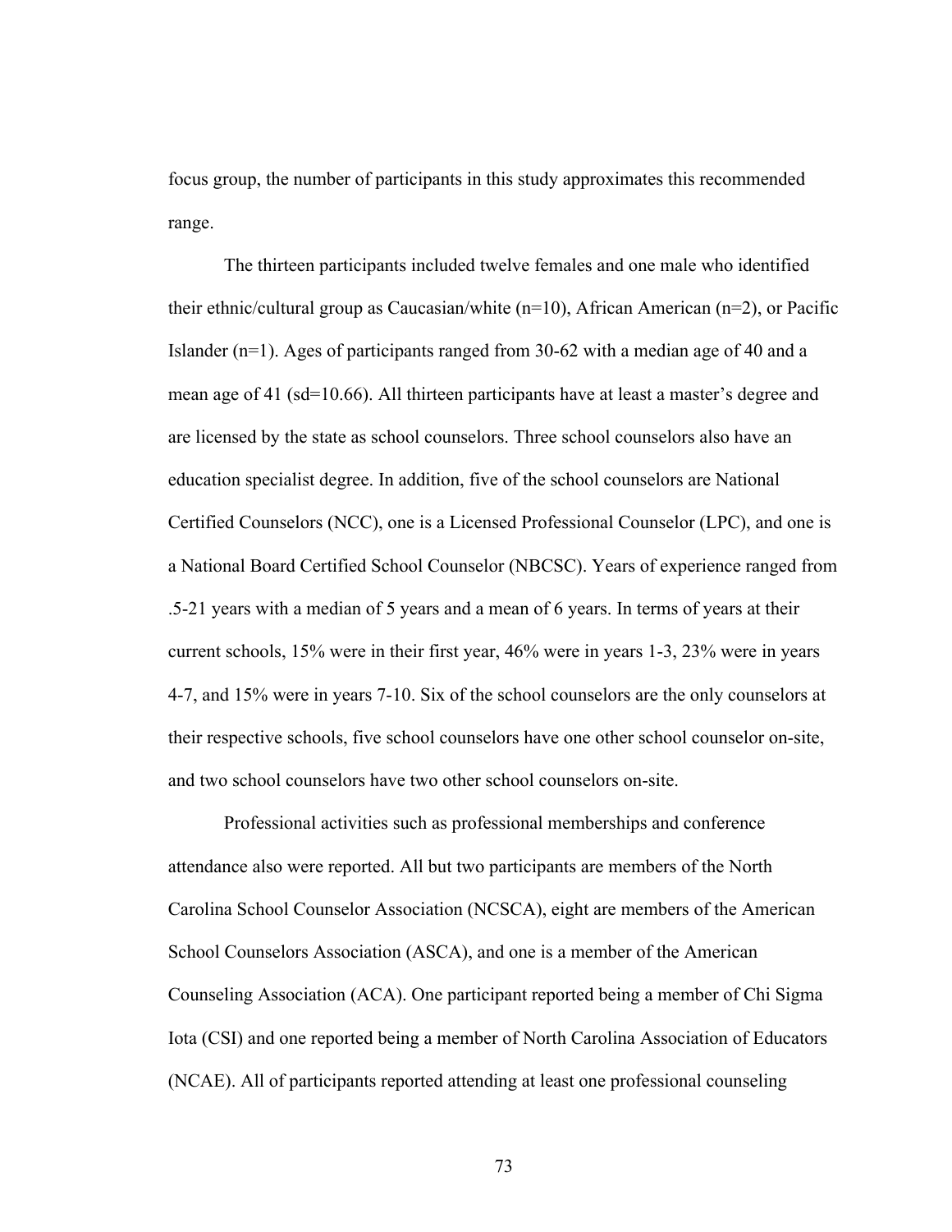focus group, the number of participants in this study approximates this recommended range.

The thirteen participants included twelve females and one male who identified their ethnic/cultural group as Caucasian/white (n=10), African American (n=2), or Pacific Islander (n=1). Ages of participants ranged from 30-62 with a median age of 40 and a mean age of 41 (sd=10.66). All thirteen participants have at least a master's degree and are licensed by the state as school counselors. Three school counselors also have an education specialist degree. In addition, five of the school counselors are National Certified Counselors (NCC), one is a Licensed Professional Counselor (LPC), and one is a National Board Certified School Counselor (NBCSC). Years of experience ranged from .5-21 years with a median of 5 years and a mean of 6 years. In terms of years at their current schools, 15% were in their first year, 46% were in years 1-3, 23% were in years 4-7, and 15% were in years 7-10. Six of the school counselors are the only counselors at their respective schools, five school counselors have one other school counselor on-site, and two school counselors have two other school counselors on-site.

Professional activities such as professional memberships and conference attendance also were reported. All but two participants are members of the North Carolina School Counselor Association (NCSCA), eight are members of the American School Counselors Association (ASCA), and one is a member of the American Counseling Association (ACA). One participant reported being a member of Chi Sigma Iota (CSI) and one reported being a member of North Carolina Association of Educators (NCAE). All of participants reported attending at least one professional counseling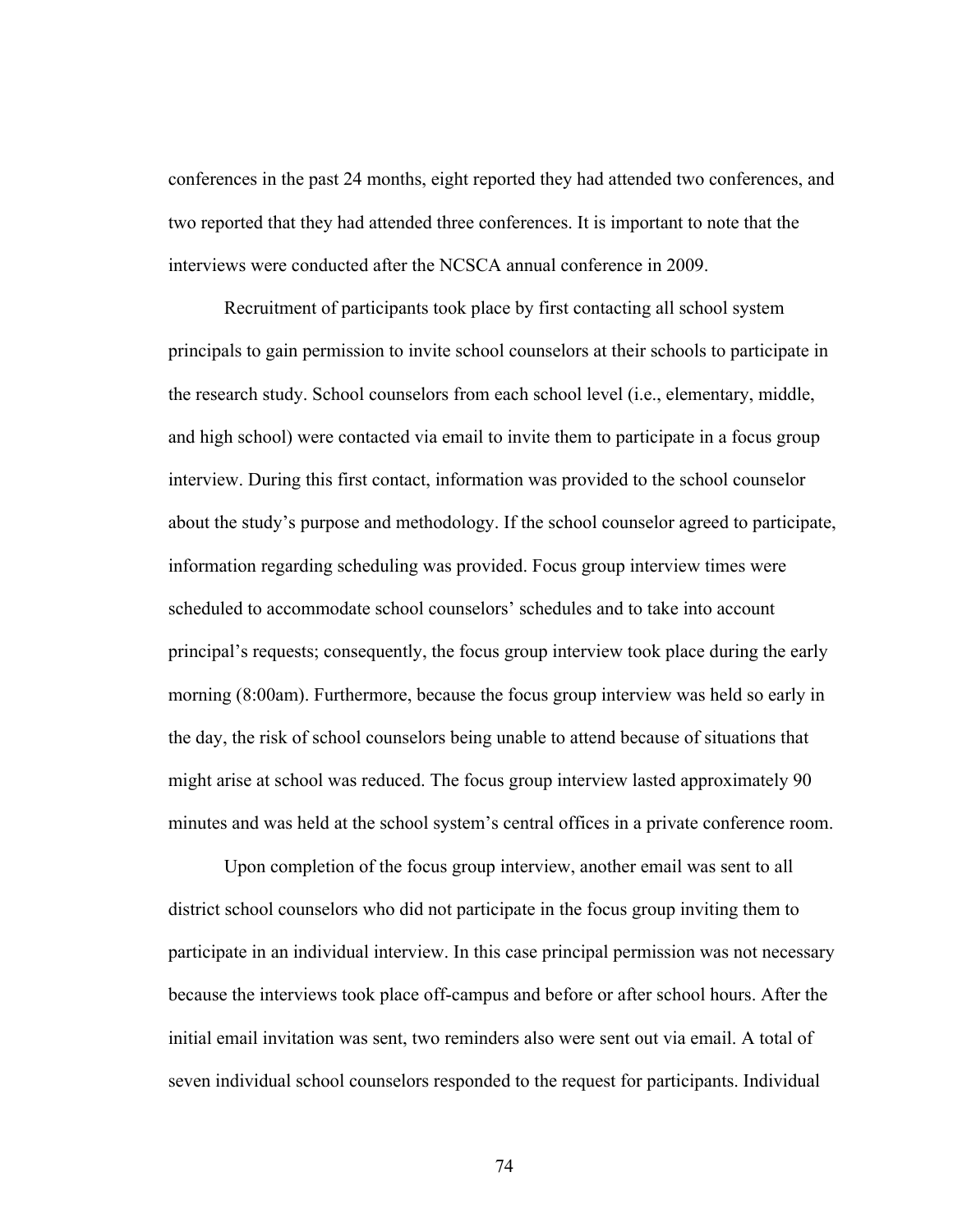conferences in the past 24 months, eight reported they had attended two conferences, and two reported that they had attended three conferences. It is important to note that the interviews were conducted after the NCSCA annual conference in 2009.

Recruitment of participants took place by first contacting all school system principals to gain permission to invite school counselors at their schools to participate in the research study. School counselors from each school level (i.e., elementary, middle, and high school) were contacted via email to invite them to participate in a focus group interview. During this first contact, information was provided to the school counselor about the study's purpose and methodology. If the school counselor agreed to participate, information regarding scheduling was provided. Focus group interview times were scheduled to accommodate school counselors' schedules and to take into account principal's requests; consequently, the focus group interview took place during the early morning (8:00am). Furthermore, because the focus group interview was held so early in the day, the risk of school counselors being unable to attend because of situations that might arise at school was reduced. The focus group interview lasted approximately 90 minutes and was held at the school system's central offices in a private conference room.

Upon completion of the focus group interview, another email was sent to all district school counselors who did not participate in the focus group inviting them to participate in an individual interview. In this case principal permission was not necessary because the interviews took place off-campus and before or after school hours. After the initial email invitation was sent, two reminders also were sent out via email. A total of seven individual school counselors responded to the request for participants. Individual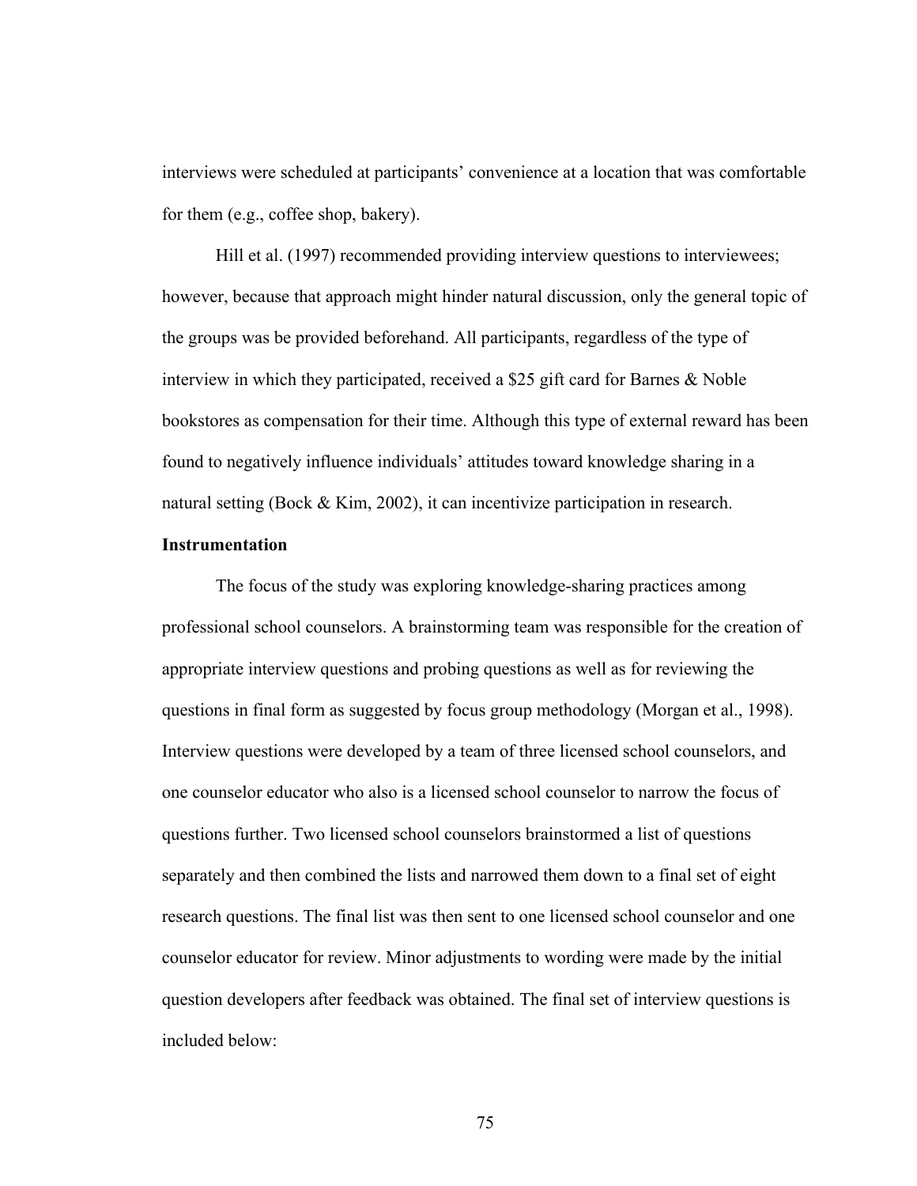interviews were scheduled at participants' convenience at a location that was comfortable for them (e.g., coffee shop, bakery).

Hill et al. (1997) recommended providing interview questions to interviewees; however, because that approach might hinder natural discussion, only the general topic of the groups was be provided beforehand. All participants, regardless of the type of interview in which they participated, received a $25 gift card for Barnes & Noble bookstores as compensation for their time. Although this type of external reward has been found to negatively influence individuals' attitudes toward knowledge sharing in a natural setting (Bock & Kim, 2002), it can incentivize participation in research.

**Instrumentation**

The focus of the study was exploring knowledge-sharing practices among professional school counselors. A brainstorming team was responsible for the creation of appropriate interview questions and probing questions as well as for reviewing the questions in final form as suggested by focus group methodology (Morgan et al., 1998). Interview questions were developed by a team of three licensed school counselors, and one counselor educator who also is a licensed school counselor to narrow the focus of questions further. Two licensed school counselors brainstormed a list of questions separately and then combined the lists and narrowed them down to a final set of eight research questions. The final list was then sent to one licensed school counselor and one counselor educator for review. Minor adjustments to wording were made by the initial question developers after feedback was obtained. The final set of interview questions is included below: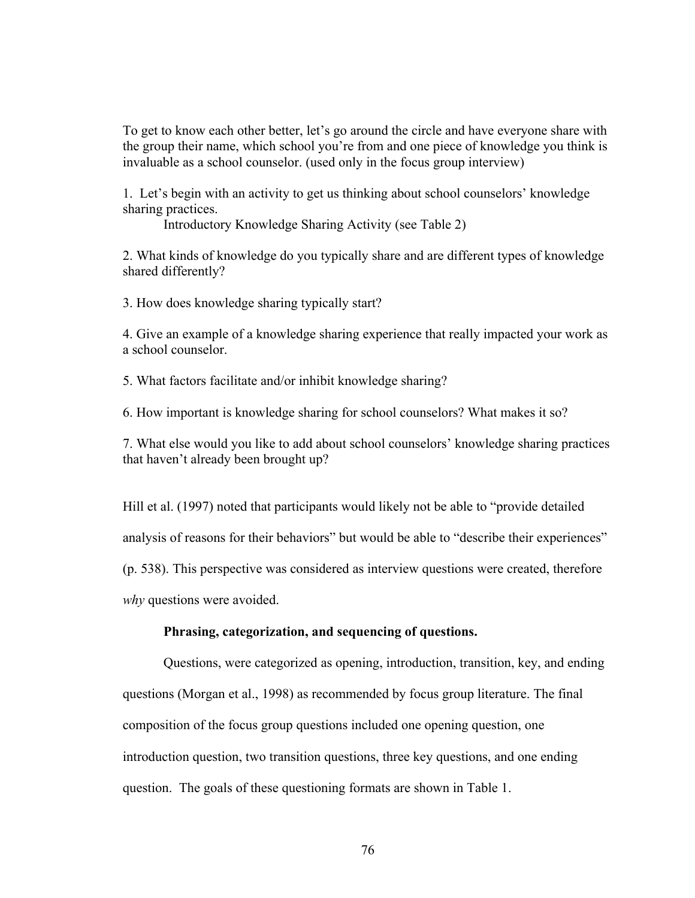To get to know each other better, let's go around the circle and have everyone share with the group their name, which school you're from and one piece of knowledge you think is invaluable as a school counselor. (used only in the focus group interview)

1. Let's begin with an activity to get us thinking about school counselors' knowledge sharing practices.

   Introductory Knowledge Sharing Activity (see Table 2)

2. What kinds of knowledge do you typically share and are different types of knowledge shared differently?

3. How does knowledge sharing typically start?

4. Give an example of a knowledge sharing experience that really impacted your work as a school counselor.

5. What factors facilitate and/or inhibit knowledge sharing?

6. How important is knowledge sharing for school counselors? What makes it so?

7. What else would you like to add about school counselors' knowledge sharing practices that haven't already been brought up?

Hill et al. (1997) noted that participants would likely not be able to "provide detailed analysis of reasons for their behaviors" but would be able to "describe their experiences" (p. 538). This perspective was considered as interview questions were created, therefore *why* questions were avoided.

**Phrasing, categorization, and sequencing of questions.**

Questions, were categorized as opening, introduction, transition, key, and ending questions (Morgan et al., 1998) as recommended by focus group literature. The final composition of the focus group questions included one opening question, one introduction question, two transition questions, three key questions, and one ending question. The goals of these questioning formats are shown in Table 1.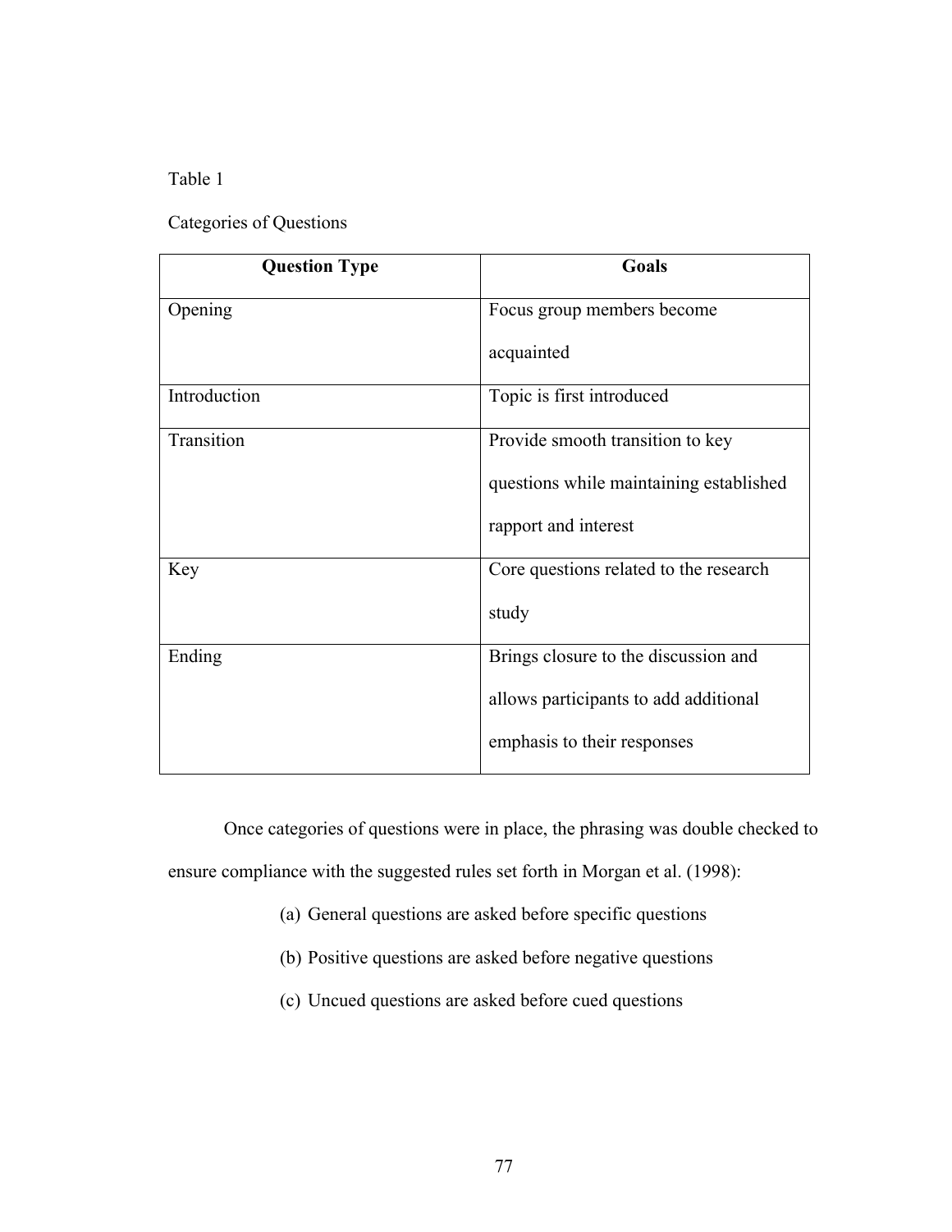Table 1

Categories of Questions

| **Question Type** | **Goals** |
| --- | --- |
| Opening | Focus group members become acquainted |
| Introduction | Topic is first introduced |
| Transition | Provide smooth transition to key questions while maintaining established rapport and interest |
| Key | Core questions related to the research study |
| Ending | Brings closure to the discussion and allows participants to add additional emphasis to their responses |

Once categories of questions were in place, the phrasing was double checked to ensure compliance with the suggested rules set forth in Morgan et al. (1998):

(a) General questions are asked before specific questions

(b) Positive questions are asked before negative questions

(c) Uncued questions are asked before cued questions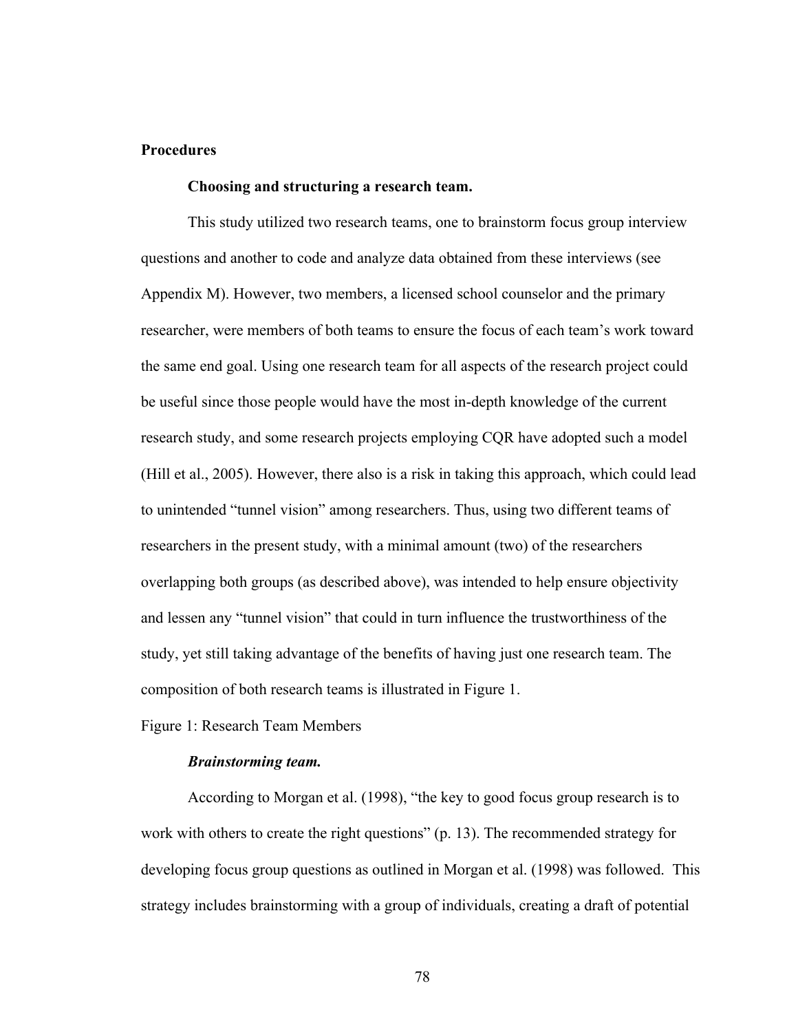## Procedures

### Choosing and structuring a research team.

This study utilized two research teams, one to brainstorm focus group interview questions and another to code and analyze data obtained from these interviews (see Appendix M). However, two members, a licensed school counselor and the primary researcher, were members of both teams to ensure the focus of each team's work toward the same end goal. Using one research team for all aspects of the research project could be useful since those people would have the most in-depth knowledge of the current research study, and some research projects employing CQR have adopted such a model (Hill et al., 2005). However, there also is a risk in taking this approach, which could lead to unintended "tunnel vision" among researchers. Thus, using two different teams of researchers in the present study, with a minimal amount (two) of the researchers overlapping both groups (as described above), was intended to help ensure objectivity and lessen any "tunnel vision" that could in turn influence the trustworthiness of the study, yet still taking advantage of the benefits of having just one research team. The composition of both research teams is illustrated in Figure 1.

Figure 1: Research Team Members

#### *Brainstorming team.*

According to Morgan et al. (1998), "the key to good focus group research is to work with others to create the right questions" (p. 13). The recommended strategy for developing focus group questions as outlined in Morgan et al. (1998) was followed. This strategy includes brainstorming with a group of individuals, creating a draft of potential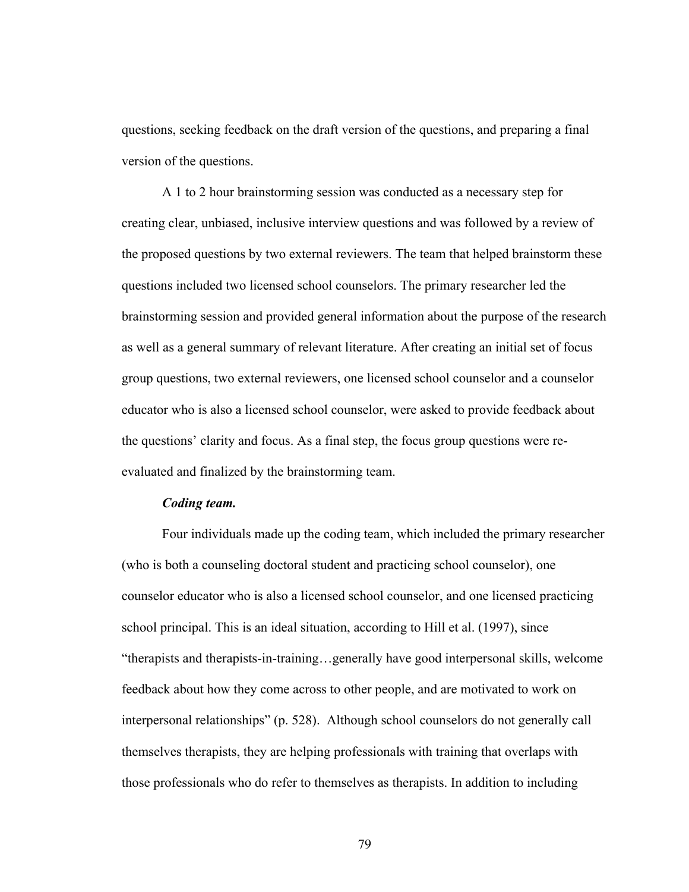questions, seeking feedback on the draft version of the questions, and preparing a final version of the questions.

A 1 to 2 hour brainstorming session was conducted as a necessary step for creating clear, unbiased, inclusive interview questions and was followed by a review of the proposed questions by two external reviewers. The team that helped brainstorm these questions included two licensed school counselors. The primary researcher led the brainstorming session and provided general information about the purpose of the research as well as a general summary of relevant literature. After creating an initial set of focus group questions, two external reviewers, one licensed school counselor and a counselor educator who is also a licensed school counselor, were asked to provide feedback about the questions' clarity and focus. As a final step, the focus group questions were re-evaluated and finalized by the brainstorming team.

***Coding team.***

Four individuals made up the coding team, which included the primary researcher (who is both a counseling doctoral student and practicing school counselor), one counselor educator who is also a licensed school counselor, and one licensed practicing school principal. This is an ideal situation, according to Hill et al. (1997), since "therapists and therapists-in-training…generally have good interpersonal skills, welcome feedback about how they come across to other people, and are motivated to work on interpersonal relationships" (p. 528). Although school counselors do not generally call themselves therapists, they are helping professionals with training that overlaps with those professionals who do refer to themselves as therapists. In addition to including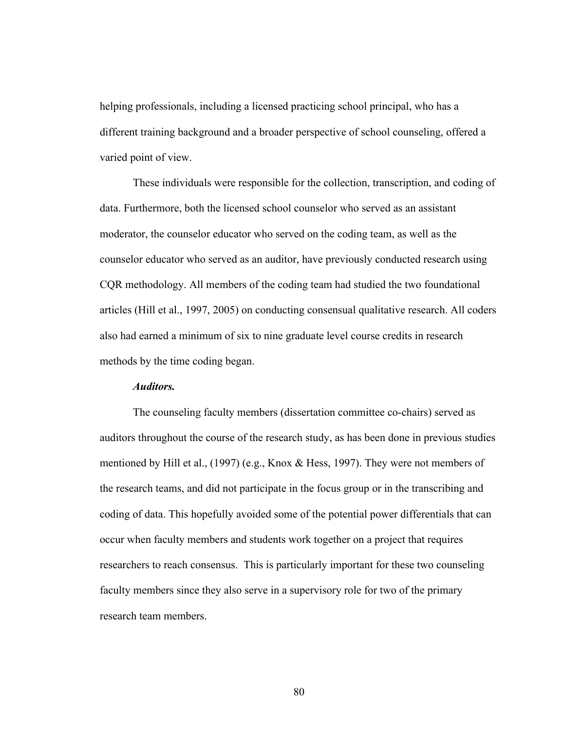helping professionals, including a licensed practicing school principal, who has a different training background and a broader perspective of school counseling, offered a varied point of view.

These individuals were responsible for the collection, transcription, and coding of data. Furthermore, both the licensed school counselor who served as an assistant moderator, the counselor educator who served on the coding team, as well as the counselor educator who served as an auditor, have previously conducted research using CQR methodology. All members of the coding team had studied the two foundational articles (Hill et al., 1997, 2005) on conducting consensual qualitative research. All coders also had earned a minimum of six to nine graduate level course credits in research methods by the time coding began.

***Auditors.***

The counseling faculty members (dissertation committee co-chairs) served as auditors throughout the course of the research study, as has been done in previous studies mentioned by Hill et al., (1997) (e.g., Knox & Hess, 1997). They were not members of the research teams, and did not participate in the focus group or in the transcribing and coding of data. This hopefully avoided some of the potential power differentials that can occur when faculty members and students work together on a project that requires researchers to reach consensus. This is particularly important for these two counseling faculty members since they also serve in a supervisory role for two of the primary research team members.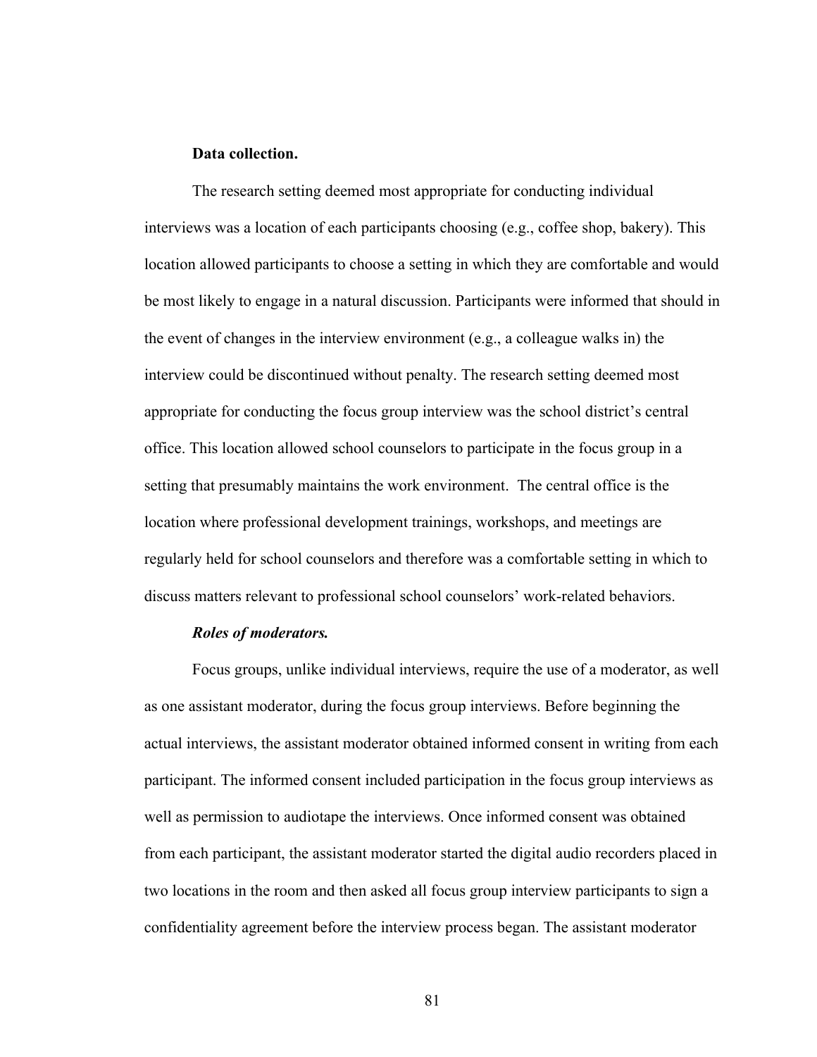**Data collection.**

The research setting deemed most appropriate for conducting individual interviews was a location of each participants choosing (e.g., coffee shop, bakery). This location allowed participants to choose a setting in which they are comfortable and would be most likely to engage in a natural discussion. Participants were informed that should in the event of changes in the interview environment (e.g., a colleague walks in) the interview could be discontinued without penalty. The research setting deemed most appropriate for conducting the focus group interview was the school district's central office. This location allowed school counselors to participate in the focus group in a setting that presumably maintains the work environment.  The central office is the location where professional development trainings, workshops, and meetings are regularly held for school counselors and therefore was a comfortable setting in which to discuss matters relevant to professional school counselors' work-related behaviors.

***Roles of moderators.***

Focus groups, unlike individual interviews, require the use of a moderator, as well as one assistant moderator, during the focus group interviews. Before beginning the actual interviews, the assistant moderator obtained informed consent in writing from each participant. The informed consent included participation in the focus group interviews as well as permission to audiotape the interviews. Once informed consent was obtained from each participant, the assistant moderator started the digital audio recorders placed in two locations in the room and then asked all focus group interview participants to sign a confidentiality agreement before the interview process began. The assistant moderator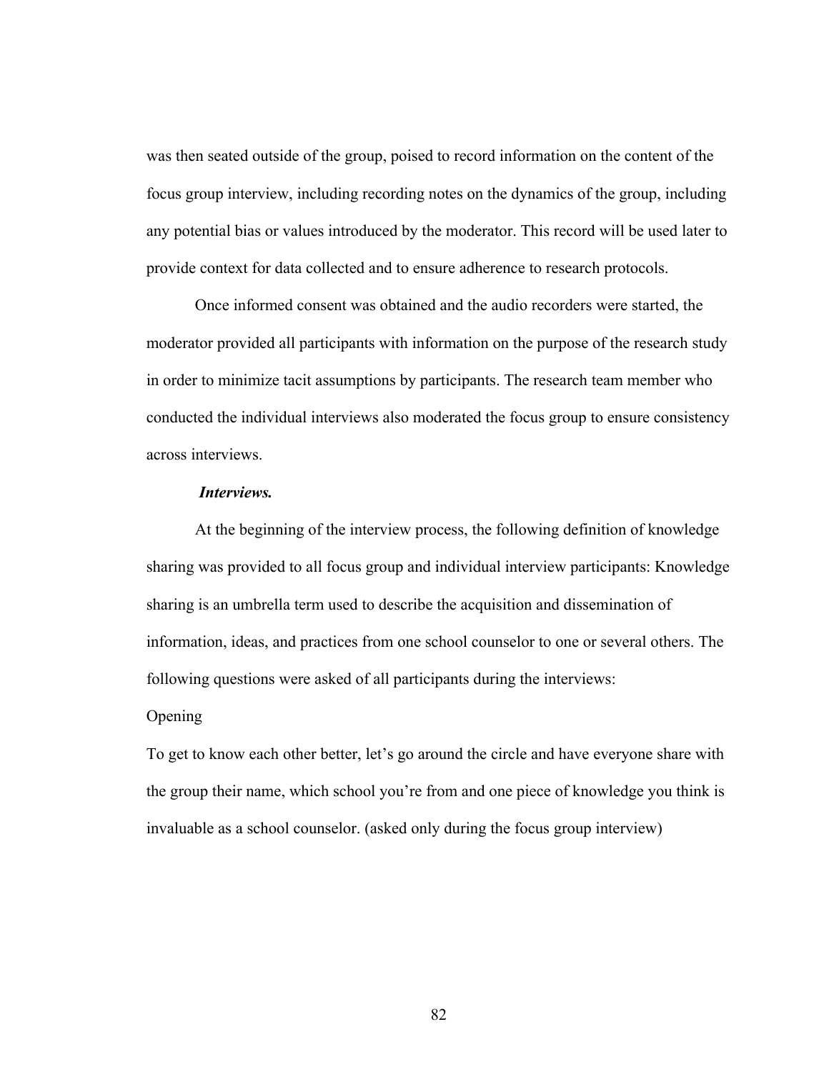was then seated outside of the group, poised to record information on the content of the focus group interview, including recording notes on the dynamics of the group, including any potential bias or values introduced by the moderator. This record will be used later to provide context for data collected and to ensure adherence to research protocols.

Once informed consent was obtained and the audio recorders were started, the moderator provided all participants with information on the purpose of the research study in order to minimize tacit assumptions by participants. The research team member who conducted the individual interviews also moderated the focus group to ensure consistency across interviews.

***Interviews.***

At the beginning of the interview process, the following definition of knowledge sharing was provided to all focus group and individual interview participants: Knowledge sharing is an umbrella term used to describe the acquisition and dissemination of information, ideas, and practices from one school counselor to one or several others. The following questions were asked of all participants during the interviews:

Opening

To get to know each other better, let's go around the circle and have everyone share with the group their name, which school you're from and one piece of knowledge you think is invaluable as a school counselor. (asked only during the focus group interview)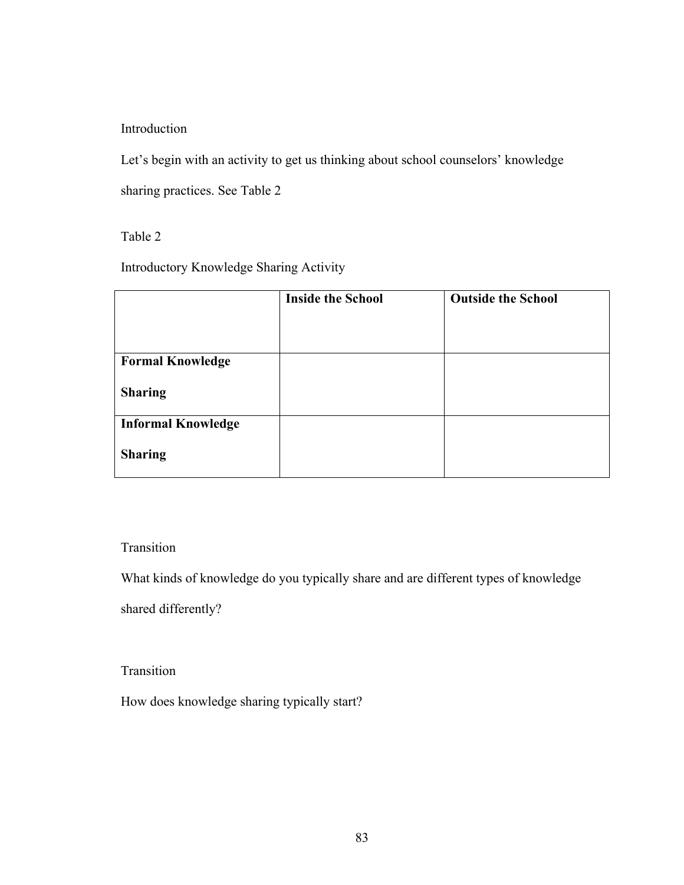Introduction

Let's begin with an activity to get us thinking about school counselors' knowledge sharing practices. See Table 2

Table 2

Introductory Knowledge Sharing Activity

| | **Inside the School** | **Outside the School** |
|---|---|---|
| **Formal Knowledge Sharing** | | |
| **Informal Knowledge Sharing** | | |

Transition

What kinds of knowledge do you typically share and are different types of knowledge shared differently?

Transition

How does knowledge sharing typically start?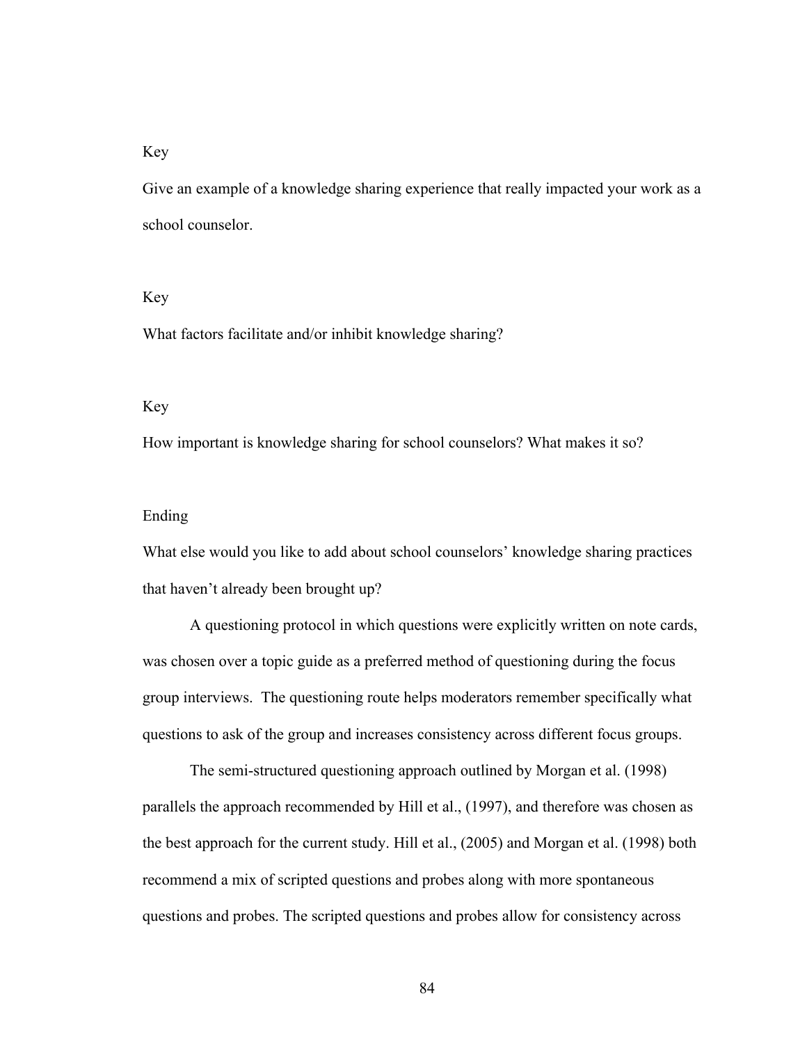Key

Give an example of a knowledge sharing experience that really impacted your work as a school counselor.

Key

What factors facilitate and/or inhibit knowledge sharing?

Key

How important is knowledge sharing for school counselors? What makes it so?

Ending

What else would you like to add about school counselors' knowledge sharing practices that haven't already been brought up?

A questioning protocol in which questions were explicitly written on note cards, was chosen over a topic guide as a preferred method of questioning during the focus group interviews. The questioning route helps moderators remember specifically what questions to ask of the group and increases consistency across different focus groups.

The semi-structured questioning approach outlined by Morgan et al. (1998) parallels the approach recommended by Hill et al., (1997), and therefore was chosen as the best approach for the current study. Hill et al., (2005) and Morgan et al. (1998) both recommend a mix of scripted questions and probes along with more spontaneous questions and probes. The scripted questions and probes allow for consistency across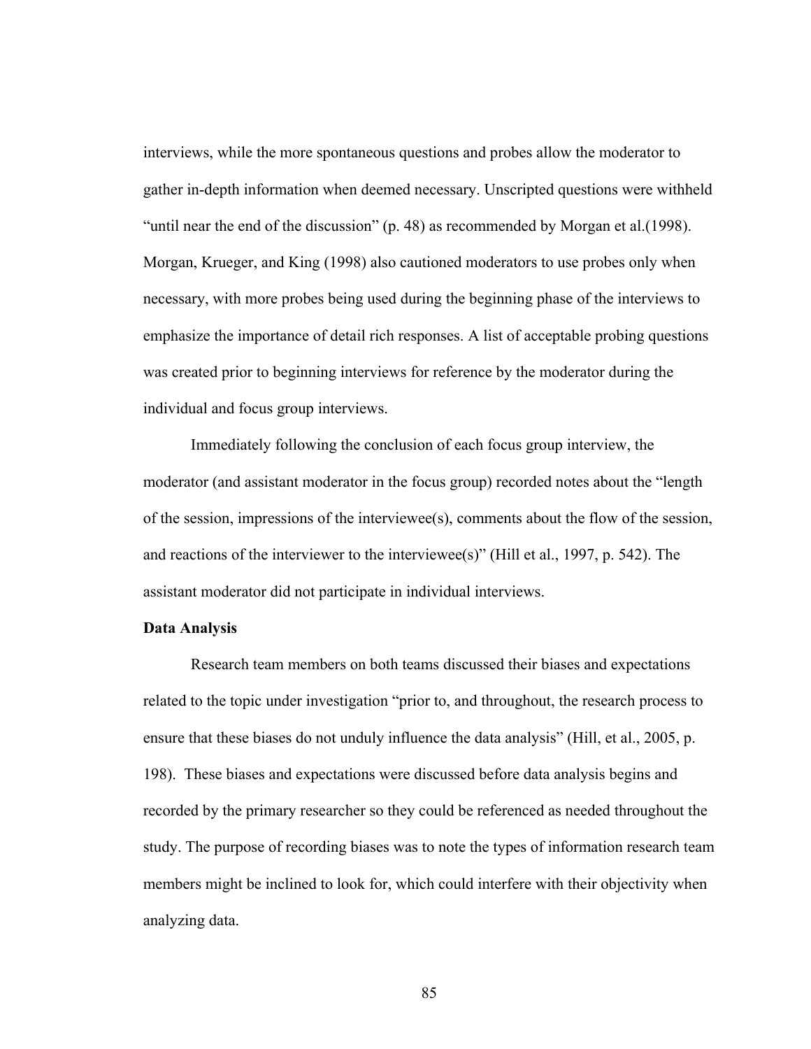interviews, while the more spontaneous questions and probes allow the moderator to gather in-depth information when deemed necessary. Unscripted questions were withheld "until near the end of the discussion" (p. 48) as recommended by Morgan et al.(1998). Morgan, Krueger, and King (1998) also cautioned moderators to use probes only when necessary, with more probes being used during the beginning phase of the interviews to emphasize the importance of detail rich responses. A list of acceptable probing questions was created prior to beginning interviews for reference by the moderator during the individual and focus group interviews.

Immediately following the conclusion of each focus group interview, the moderator (and assistant moderator in the focus group) recorded notes about the "length of the session, impressions of the interviewee(s), comments about the flow of the session, and reactions of the interviewer to the interviewee(s)" (Hill et al., 1997, p. 542). The assistant moderator did not participate in individual interviews.

**Data Analysis**

Research team members on both teams discussed their biases and expectations related to the topic under investigation "prior to, and throughout, the research process to ensure that these biases do not unduly influence the data analysis" (Hill, et al., 2005, p. 198). These biases and expectations were discussed before data analysis begins and recorded by the primary researcher so they could be referenced as needed throughout the study. The purpose of recording biases was to note the types of information research team members might be inclined to look for, which could interfere with their objectivity when analyzing data.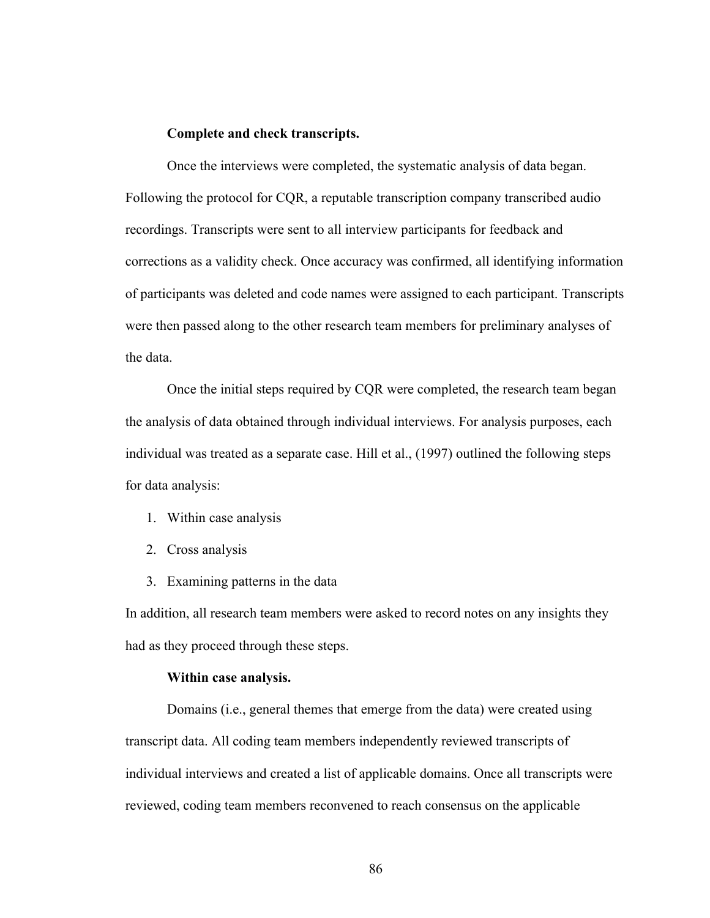**Complete and check transcripts.**

Once the interviews were completed, the systematic analysis of data began. Following the protocol for CQR, a reputable transcription company transcribed audio recordings. Transcripts were sent to all interview participants for feedback and corrections as a validity check. Once accuracy was confirmed, all identifying information of participants was deleted and code names were assigned to each participant. Transcripts were then passed along to the other research team members for preliminary analyses of the data.

Once the initial steps required by CQR were completed, the research team began the analysis of data obtained through individual interviews. For analysis purposes, each individual was treated as a separate case. Hill et al., (1997) outlined the following steps for data analysis:

1. Within case analysis
2. Cross analysis
3. Examining patterns in the data

In addition, all research team members were asked to record notes on any insights they had as they proceed through these steps.

**Within case analysis.**

Domains (i.e., general themes that emerge from the data) were created using transcript data. All coding team members independently reviewed transcripts of individual interviews and created a list of applicable domains. Once all transcripts were reviewed, coding team members reconvened to reach consensus on the applicable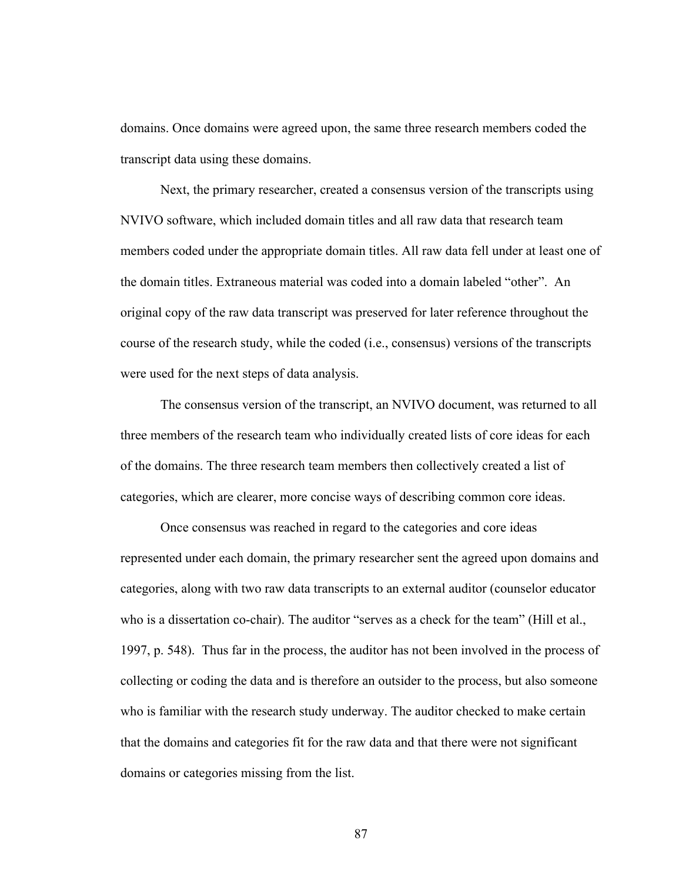domains. Once domains were agreed upon, the same three research members coded the transcript data using these domains.

Next, the primary researcher, created a consensus version of the transcripts using NVIVO software, which included domain titles and all raw data that research team members coded under the appropriate domain titles. All raw data fell under at least one of the domain titles. Extraneous material was coded into a domain labeled "other". An original copy of the raw data transcript was preserved for later reference throughout the course of the research study, while the coded (i.e., consensus) versions of the transcripts were used for the next steps of data analysis.

The consensus version of the transcript, an NVIVO document, was returned to all three members of the research team who individually created lists of core ideas for each of the domains. The three research team members then collectively created a list of categories, which are clearer, more concise ways of describing common core ideas.

Once consensus was reached in regard to the categories and core ideas represented under each domain, the primary researcher sent the agreed upon domains and categories, along with two raw data transcripts to an external auditor (counselor educator who is a dissertation co-chair). The auditor "serves as a check for the team" (Hill et al., 1997, p. 548). Thus far in the process, the auditor has not been involved in the process of collecting or coding the data and is therefore an outsider to the process, but also someone who is familiar with the research study underway. The auditor checked to make certain that the domains and categories fit for the raw data and that there were not significant domains or categories missing from the list.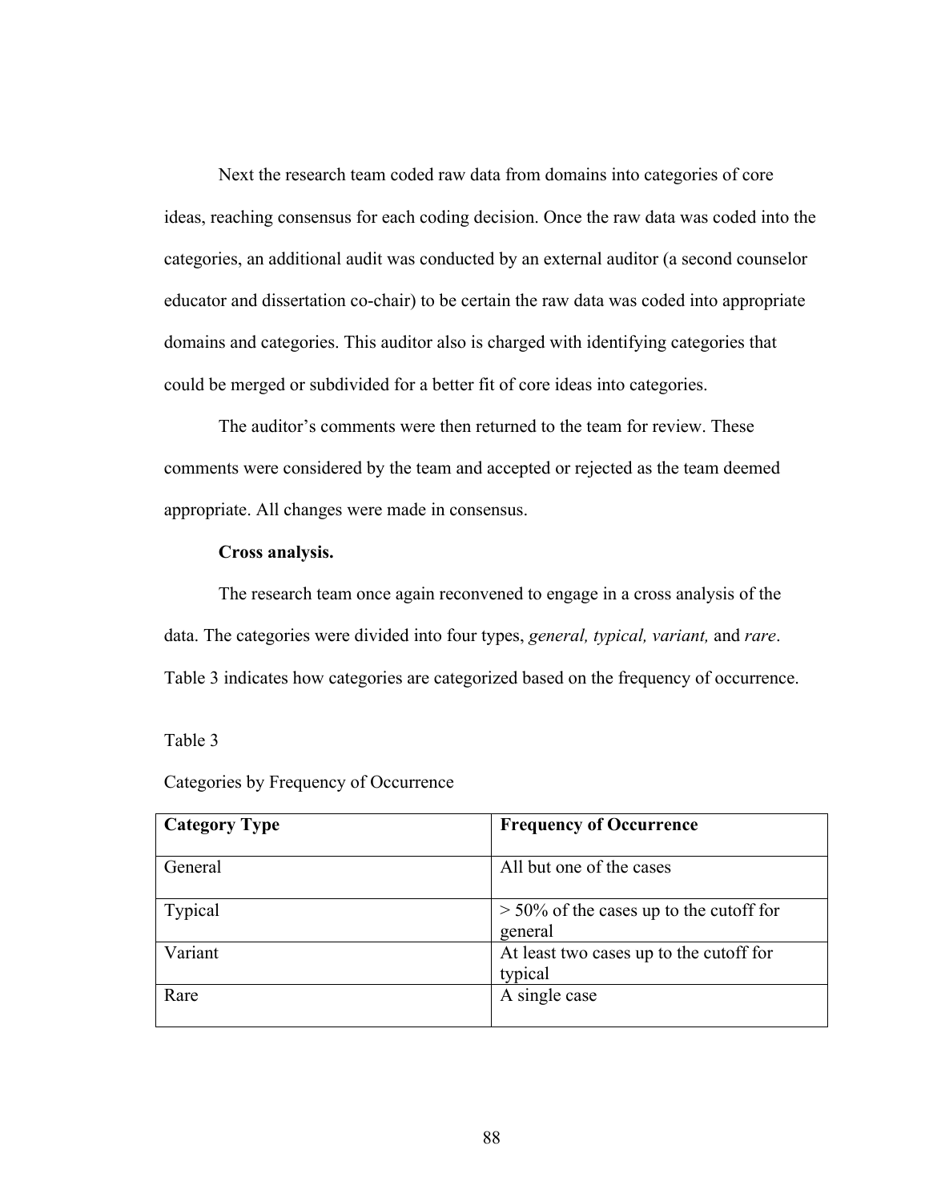Next the research team coded raw data from domains into categories of core ideas, reaching consensus for each coding decision. Once the raw data was coded into the categories, an additional audit was conducted by an external auditor (a second counselor educator and dissertation co-chair) to be certain the raw data was coded into appropriate domains and categories. This auditor also is charged with identifying categories that could be merged or subdivided for a better fit of core ideas into categories.

The auditor's comments were then returned to the team for review. These comments were considered by the team and accepted or rejected as the team deemed appropriate. All changes were made in consensus.

**Cross analysis.**

The research team once again reconvened to engage in a cross analysis of the data. The categories were divided into four types, *general, typical, variant,* and *rare*. Table 3 indicates how categories are categorized based on the frequency of occurrence.

Table 3

Categories by Frequency of Occurrence

| **Category Type** | **Frequency of Occurrence** |
|---|---|
| General | All but one of the cases |
| Typical | > 50% of the cases up to the cutoff for general |
| Variant | At least two cases up to the cutoff for typical |
| Rare | A single case |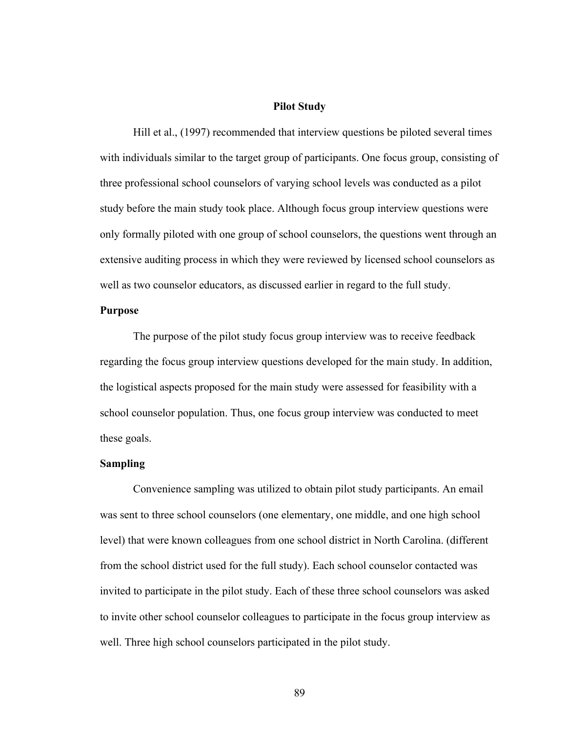# Pilot Study

Hill et al., (1997) recommended that interview questions be piloted several times with individuals similar to the target group of participants. One focus group, consisting of three professional school counselors of varying school levels was conducted as a pilot study before the main study took place. Although focus group interview questions were only formally piloted with one group of school counselors, the questions went through an extensive auditing process in which they were reviewed by licensed school counselors as well as two counselor educators, as discussed earlier in regard to the full study.

## Purpose

The purpose of the pilot study focus group interview was to receive feedback regarding the focus group interview questions developed for the main study. In addition, the logistical aspects proposed for the main study were assessed for feasibility with a school counselor population. Thus, one focus group interview was conducted to meet these goals.

## Sampling

Convenience sampling was utilized to obtain pilot study participants. An email was sent to three school counselors (one elementary, one middle, and one high school level) that were known colleagues from one school district in North Carolina. (different from the school district used for the full study). Each school counselor contacted was invited to participate in the pilot study. Each of these three school counselors was asked to invite other school counselor colleagues to participate in the focus group interview as well. Three high school counselors participated in the pilot study.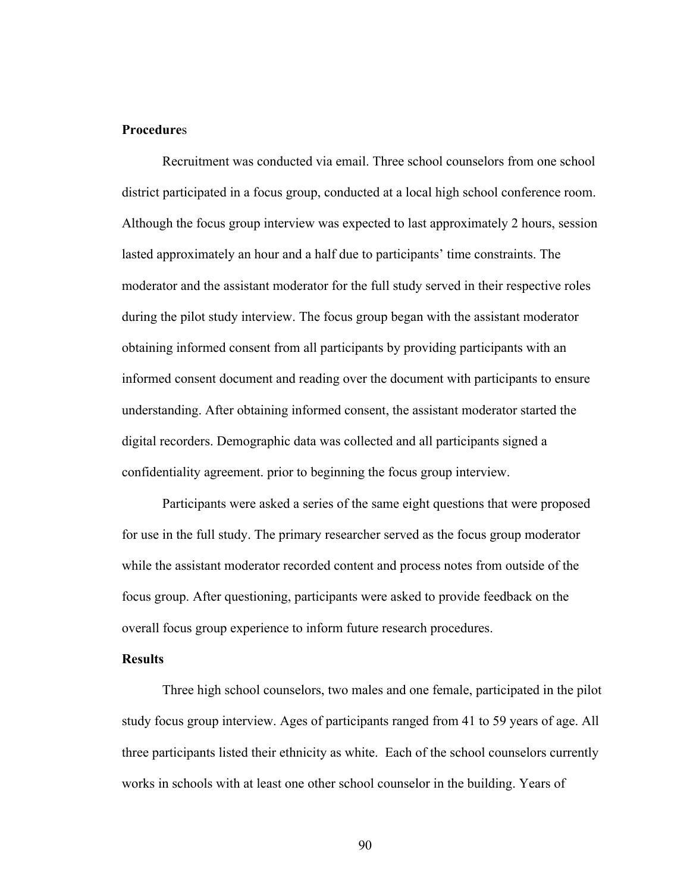**Procedures**

Recruitment was conducted via email. Three school counselors from one school district participated in a focus group, conducted at a local high school conference room. Although the focus group interview was expected to last approximately 2 hours, session lasted approximately an hour and a half due to participants' time constraints. The moderator and the assistant moderator for the full study served in their respective roles during the pilot study interview. The focus group began with the assistant moderator obtaining informed consent from all participants by providing participants with an informed consent document and reading over the document with participants to ensure understanding. After obtaining informed consent, the assistant moderator started the digital recorders. Demographic data was collected and all participants signed a confidentiality agreement. prior to beginning the focus group interview.

Participants were asked a series of the same eight questions that were proposed for use in the full study. The primary researcher served as the focus group moderator while the assistant moderator recorded content and process notes from outside of the focus group. After questioning, participants were asked to provide feedback on the overall focus group experience to inform future research procedures.

**Results**

Three high school counselors, two males and one female, participated in the pilot study focus group interview. Ages of participants ranged from 41 to 59 years of age. All three participants listed their ethnicity as white. Each of the school counselors currently works in schools with at least one other school counselor in the building. Years of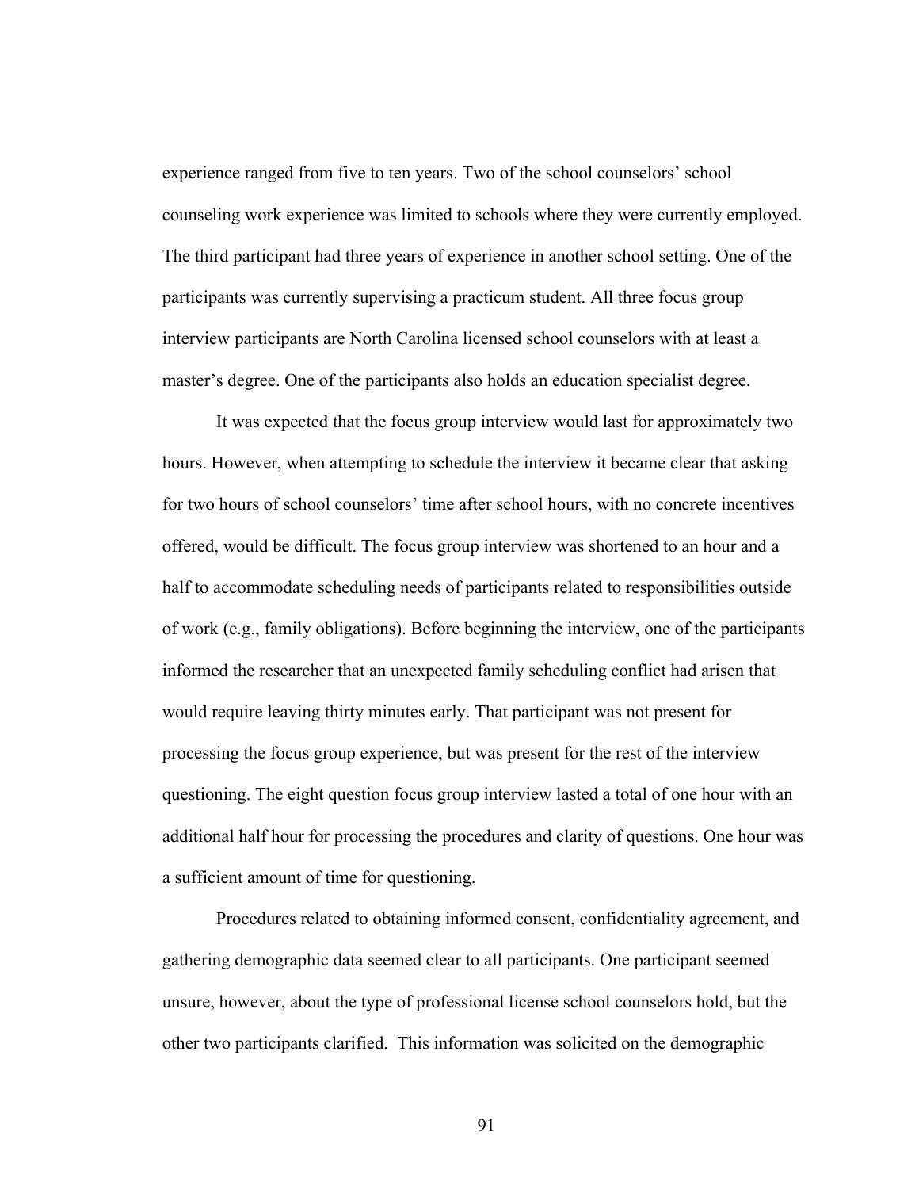experience ranged from five to ten years. Two of the school counselors' school counseling work experience was limited to schools where they were currently employed. The third participant had three years of experience in another school setting. One of the participants was currently supervising a practicum student. All three focus group interview participants are North Carolina licensed school counselors with at least a master's degree. One of the participants also holds an education specialist degree.

It was expected that the focus group interview would last for approximately two hours. However, when attempting to schedule the interview it became clear that asking for two hours of school counselors' time after school hours, with no concrete incentives offered, would be difficult. The focus group interview was shortened to an hour and a half to accommodate scheduling needs of participants related to responsibilities outside of work (e.g., family obligations). Before beginning the interview, one of the participants informed the researcher that an unexpected family scheduling conflict had arisen that would require leaving thirty minutes early. That participant was not present for processing the focus group experience, but was present for the rest of the interview questioning. The eight question focus group interview lasted a total of one hour with an additional half hour for processing the procedures and clarity of questions. One hour was a sufficient amount of time for questioning.

Procedures related to obtaining informed consent, confidentiality agreement, and gathering demographic data seemed clear to all participants. One participant seemed unsure, however, about the type of professional license school counselors hold, but the other two participants clarified. This information was solicited on the demographic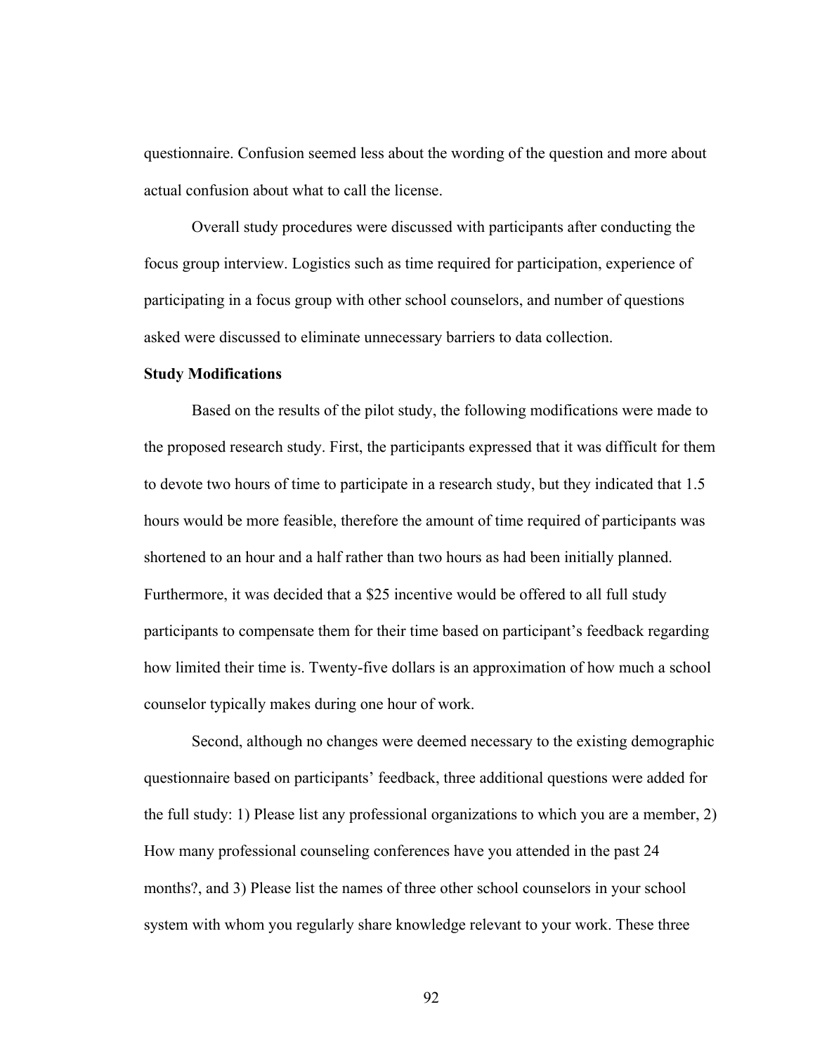questionnaire. Confusion seemed less about the wording of the question and more about actual confusion about what to call the license.

Overall study procedures were discussed with participants after conducting the focus group interview. Logistics such as time required for participation, experience of participating in a focus group with other school counselors, and number of questions asked were discussed to eliminate unnecessary barriers to data collection.

**Study Modifications**

Based on the results of the pilot study, the following modifications were made to the proposed research study. First, the participants expressed that it was difficult for them to devote two hours of time to participate in a research study, but they indicated that 1.5 hours would be more feasible, therefore the amount of time required of participants was shortened to an hour and a half rather than two hours as had been initially planned. Furthermore, it was decided that a $25 incentive would be offered to all full study participants to compensate them for their time based on participant's feedback regarding how limited their time is. Twenty-five dollars is an approximation of how much a school counselor typically makes during one hour of work.

Second, although no changes were deemed necessary to the existing demographic questionnaire based on participants' feedback, three additional questions were added for the full study: 1) Please list any professional organizations to which you are a member, 2) How many professional counseling conferences have you attended in the past 24 months?, and 3) Please list the names of three other school counselors in your school system with whom you regularly share knowledge relevant to your work. These three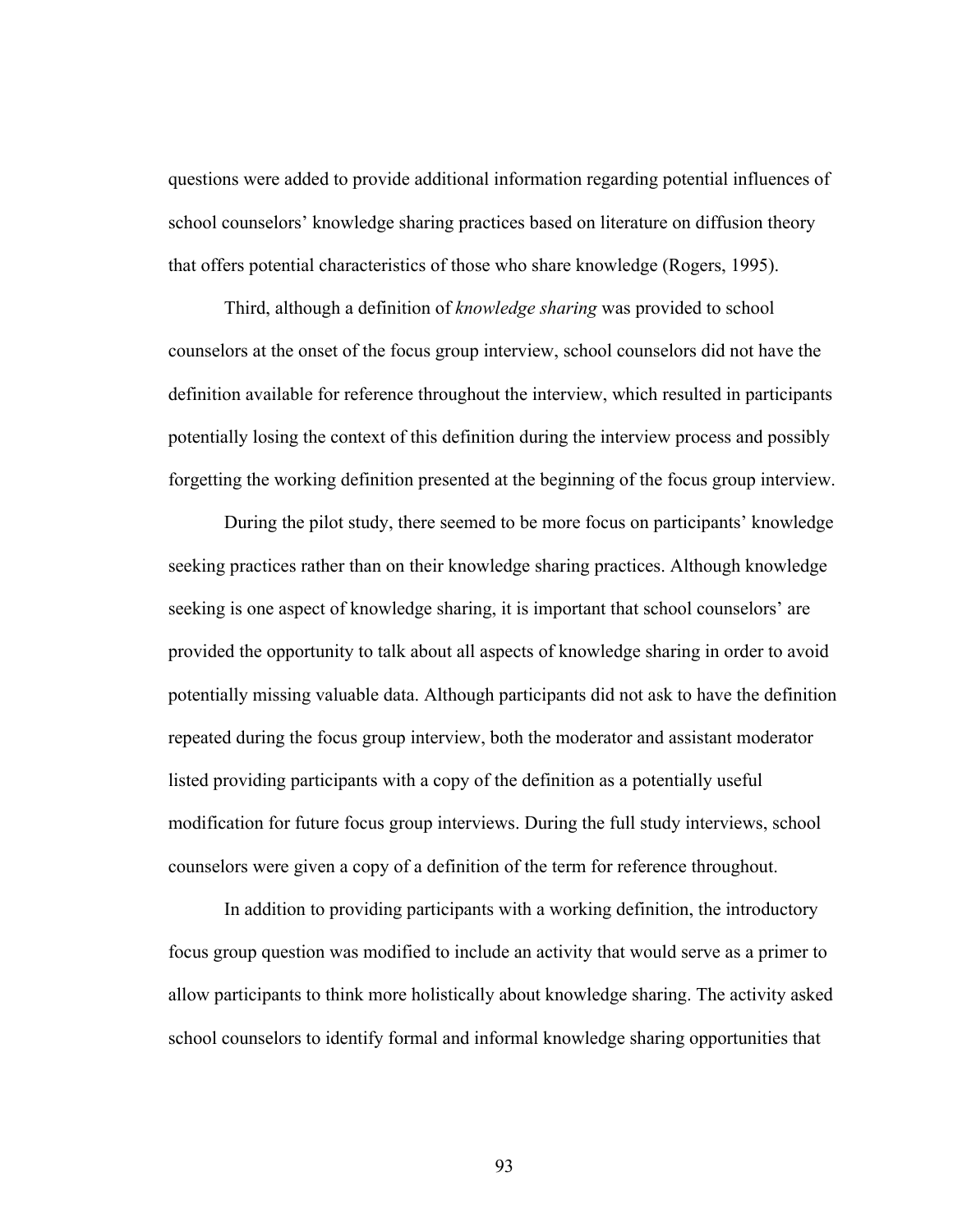questions were added to provide additional information regarding potential influences of school counselors' knowledge sharing practices based on literature on diffusion theory that offers potential characteristics of those who share knowledge (Rogers, 1995).

Third, although a definition of *knowledge sharing* was provided to school counselors at the onset of the focus group interview, school counselors did not have the definition available for reference throughout the interview, which resulted in participants potentially losing the context of this definition during the interview process and possibly forgetting the working definition presented at the beginning of the focus group interview.

During the pilot study, there seemed to be more focus on participants' knowledge seeking practices rather than on their knowledge sharing practices. Although knowledge seeking is one aspect of knowledge sharing, it is important that school counselors' are provided the opportunity to talk about all aspects of knowledge sharing in order to avoid potentially missing valuable data. Although participants did not ask to have the definition repeated during the focus group interview, both the moderator and assistant moderator listed providing participants with a copy of the definition as a potentially useful modification for future focus group interviews. During the full study interviews, school counselors were given a copy of a definition of the term for reference throughout.

In addition to providing participants with a working definition, the introductory focus group question was modified to include an activity that would serve as a primer to allow participants to think more holistically about knowledge sharing. The activity asked school counselors to identify formal and informal knowledge sharing opportunities that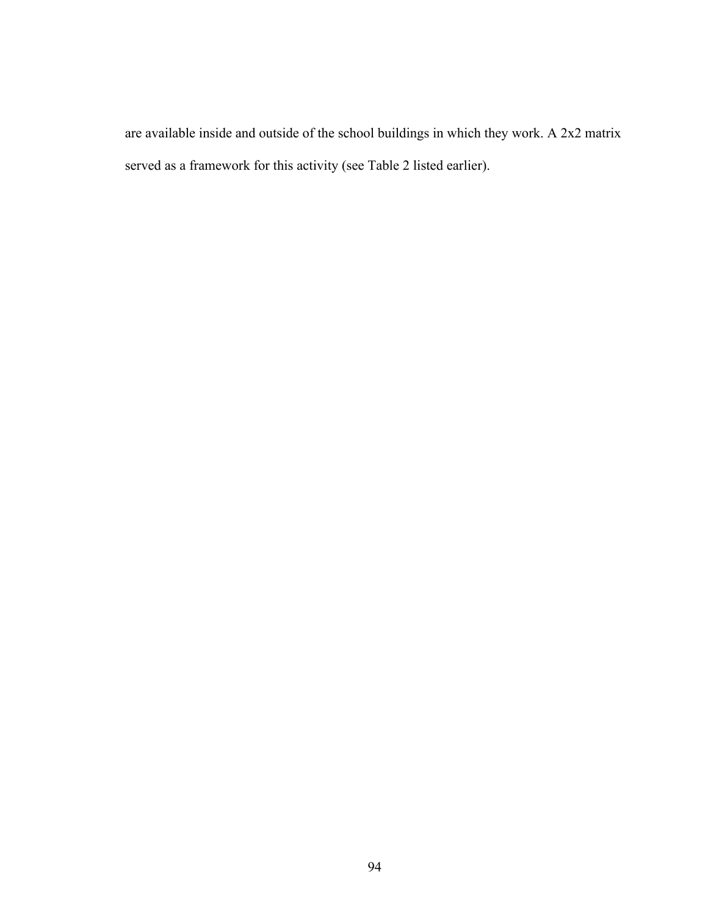are available inside and outside of the school buildings in which they work. A 2x2 matrix served as a framework for this activity (see Table 2 listed earlier).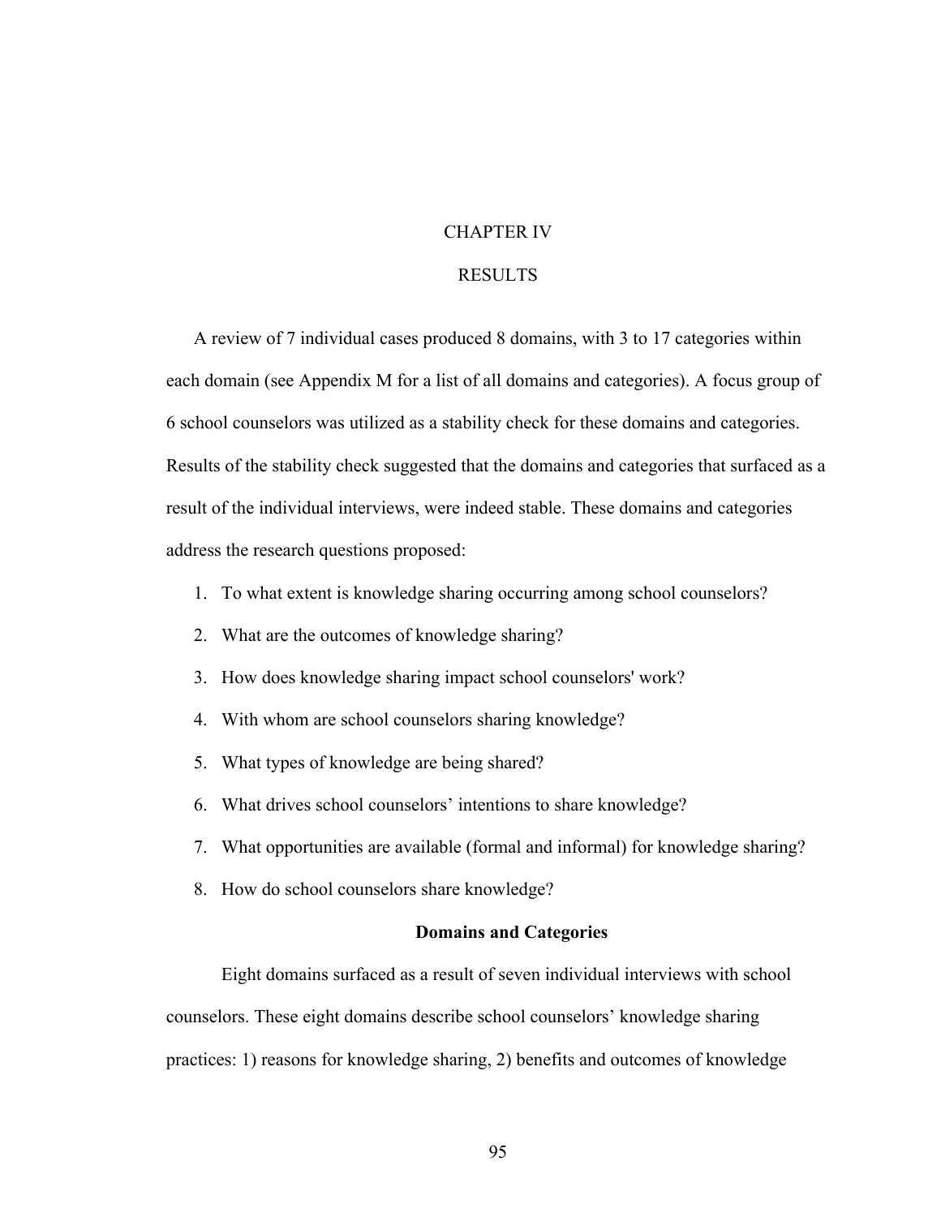# CHAPTER IV

# RESULTS

A review of 7 individual cases produced 8 domains, with 3 to 17 categories within each domain (see Appendix M for a list of all domains and categories). A focus group of 6 school counselors was utilized as a stability check for these domains and categories. Results of the stability check suggested that the domains and categories that surfaced as a result of the individual interviews, were indeed stable. These domains and categories address the research questions proposed:

1. To what extent is knowledge sharing occurring among school counselors?
2. What are the outcomes of knowledge sharing?
3. How does knowledge sharing impact school counselors' work?
4. With whom are school counselors sharing knowledge?
5. What types of knowledge are being shared?
6. What drives school counselors’ intentions to share knowledge?
7. What opportunities are available (formal and informal) for knowledge sharing?
8. How do school counselors share knowledge?

## Domains and Categories

Eight domains surfaced as a result of seven individual interviews with school counselors. These eight domains describe school counselors’ knowledge sharing practices: 1) reasons for knowledge sharing, 2) benefits and outcomes of knowledge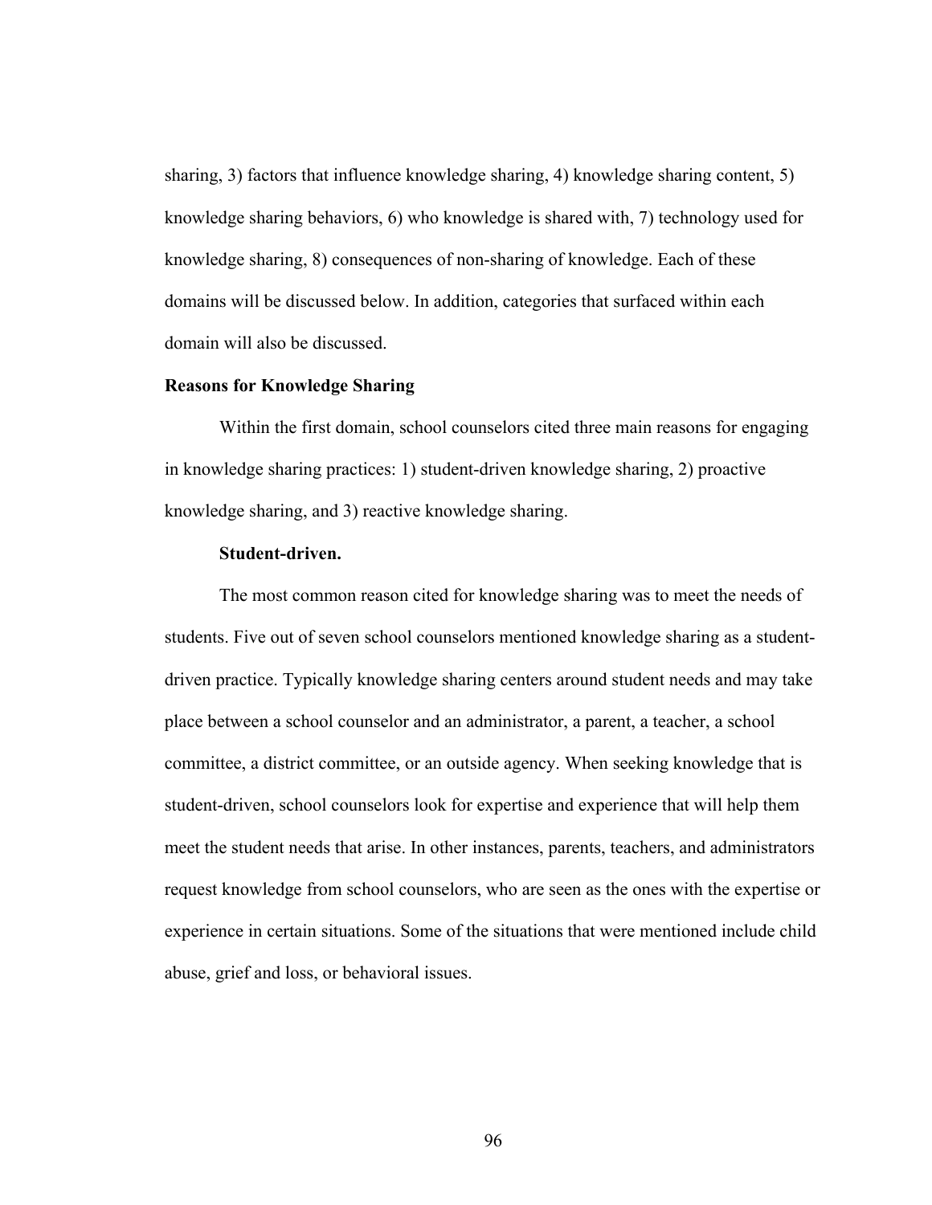sharing, 3) factors that influence knowledge sharing, 4) knowledge sharing content, 5) knowledge sharing behaviors, 6) who knowledge is shared with, 7) technology used for knowledge sharing, 8) consequences of non-sharing of knowledge. Each of these domains will be discussed below. In addition, categories that surfaced within each domain will also be discussed.

## Reasons for Knowledge Sharing

Within the first domain, school counselors cited three main reasons for engaging in knowledge sharing practices: 1) student-driven knowledge sharing, 2) proactive knowledge sharing, and 3) reactive knowledge sharing.

### Student-driven.

The most common reason cited for knowledge sharing was to meet the needs of students. Five out of seven school counselors mentioned knowledge sharing as a student-driven practice. Typically knowledge sharing centers around student needs and may take place between a school counselor and an administrator, a parent, a teacher, a school committee, a district committee, or an outside agency. When seeking knowledge that is student-driven, school counselors look for expertise and experience that will help them meet the student needs that arise. In other instances, parents, teachers, and administrators request knowledge from school counselors, who are seen as the ones with the expertise or experience in certain situations. Some of the situations that were mentioned include child abuse, grief and loss, or behavioral issues.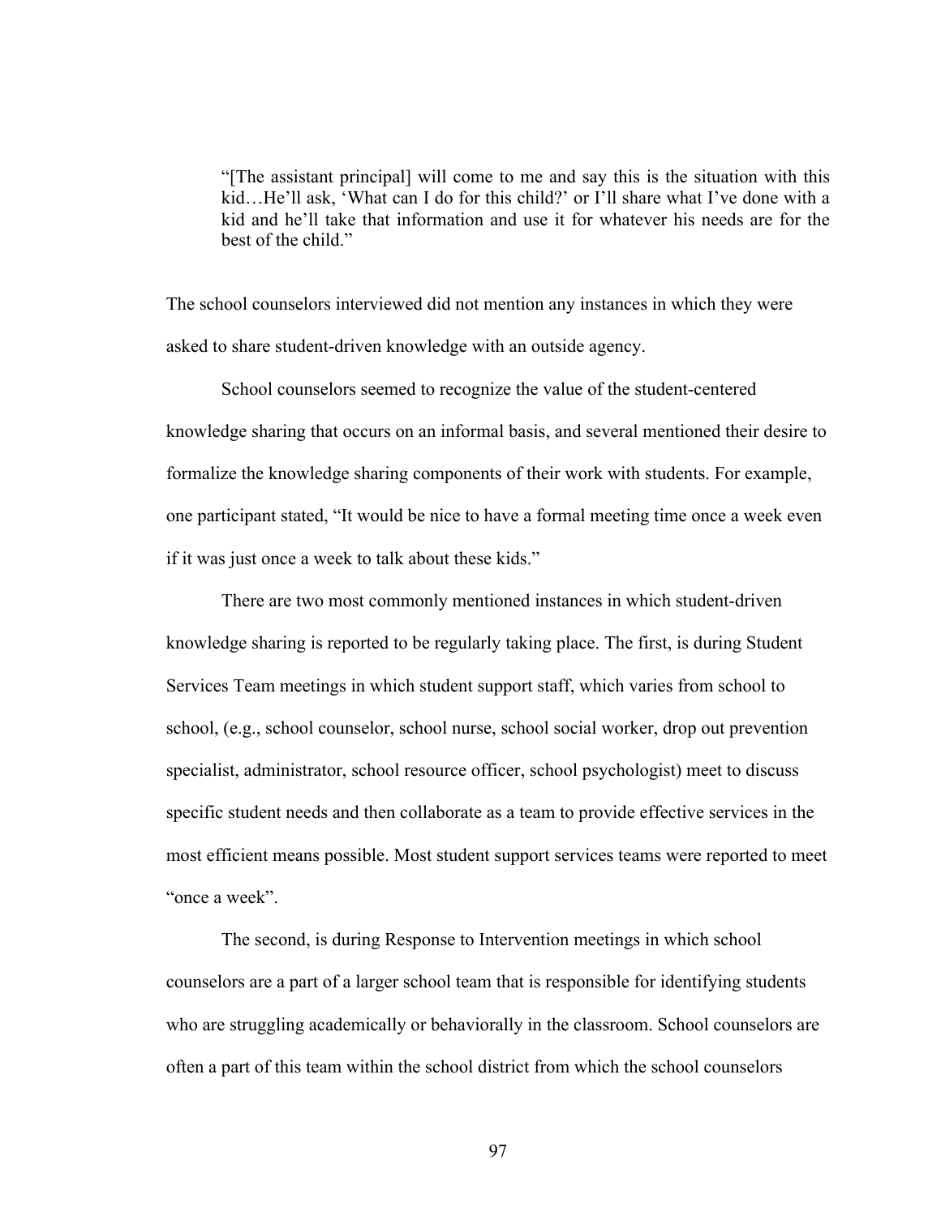> "[The assistant principal] will come to me and say this is the situation with this kid…He'll ask, 'What can I do for this child?' or I'll share what I've done with a kid and he'll take that information and use it for whatever his needs are for the best of the child."

The school counselors interviewed did not mention any instances in which they were asked to share student-driven knowledge with an outside agency.

School counselors seemed to recognize the value of the student-centered knowledge sharing that occurs on an informal basis, and several mentioned their desire to formalize the knowledge sharing components of their work with students. For example, one participant stated, "It would be nice to have a formal meeting time once a week even if it was just once a week to talk about these kids."

There are two most commonly mentioned instances in which student-driven knowledge sharing is reported to be regularly taking place. The first, is during Student Services Team meetings in which student support staff, which varies from school to school, (e.g., school counselor, school nurse, school social worker, drop out prevention specialist, administrator, school resource officer, school psychologist) meet to discuss specific student needs and then collaborate as a team to provide effective services in the most efficient means possible. Most student support services teams were reported to meet "once a week".

The second, is during Response to Intervention meetings in which school counselors are a part of a larger school team that is responsible for identifying students who are struggling academically or behaviorally in the classroom. School counselors are often a part of this team within the school district from which the school counselors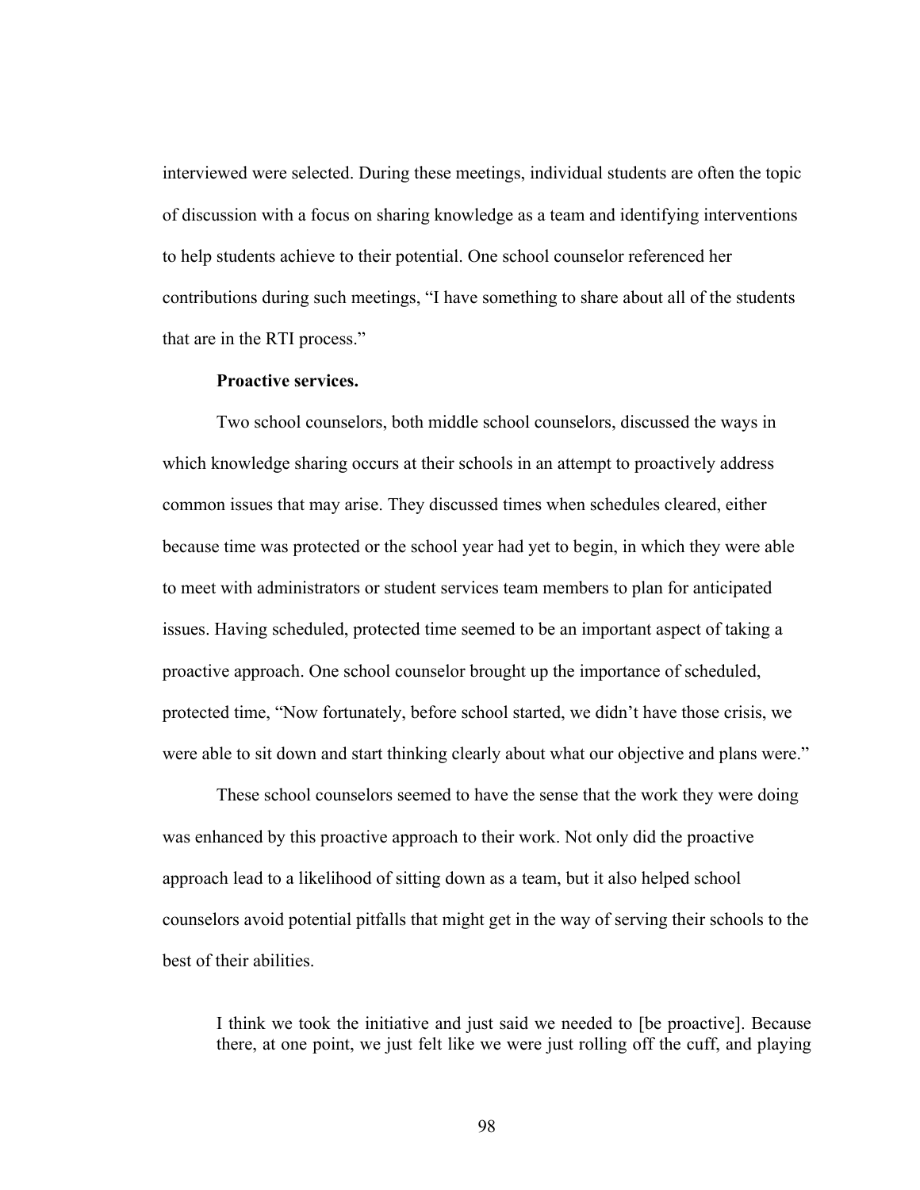interviewed were selected. During these meetings, individual students are often the topic of discussion with a focus on sharing knowledge as a team and identifying interventions to help students achieve to their potential. One school counselor referenced her contributions during such meetings, “I have something to share about all of the students that are in the RTI process.”

**Proactive services.**

Two school counselors, both middle school counselors, discussed the ways in which knowledge sharing occurs at their schools in an attempt to proactively address common issues that may arise. They discussed times when schedules cleared, either because time was protected or the school year had yet to begin, in which they were able to meet with administrators or student services team members to plan for anticipated issues. Having scheduled, protected time seemed to be an important aspect of taking a proactive approach. One school counselor brought up the importance of scheduled, protected time, “Now fortunately, before school started, we didn’t have those crisis, we were able to sit down and start thinking clearly about what our objective and plans were.”

These school counselors seemed to have the sense that the work they were doing was enhanced by this proactive approach to their work. Not only did the proactive approach lead to a likelihood of sitting down as a team, but it also helped school counselors avoid potential pitfalls that might get in the way of serving their schools to the best of their abilities.

> I think we took the initiative and just said we needed to [be proactive]. Because there, at one point, we just felt like we were just rolling off the cuff, and playing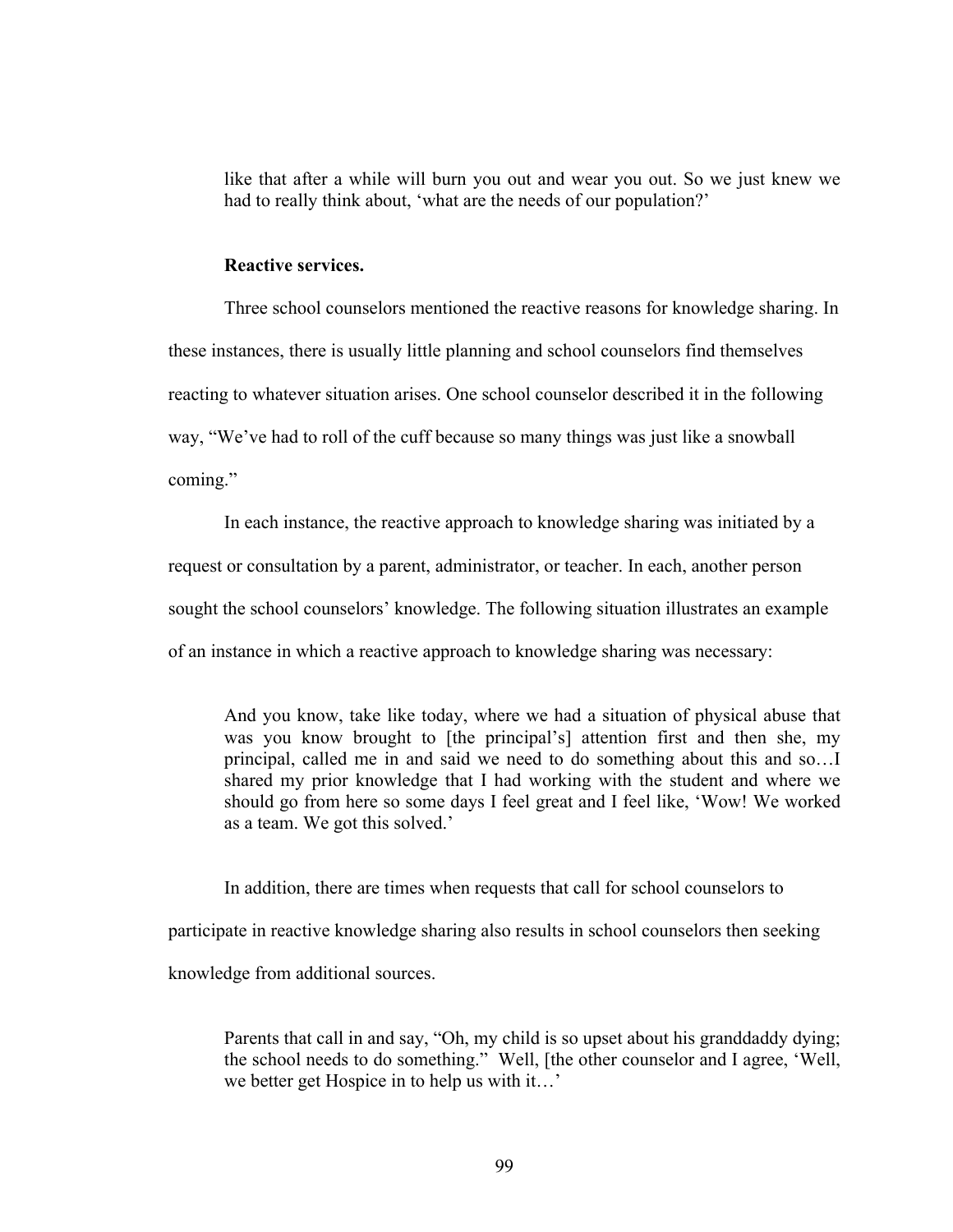> like that after a while will burn you out and wear you out. So we just knew we had to really think about, 'what are the needs of our population?'

**Reactive services.**

Three school counselors mentioned the reactive reasons for knowledge sharing. In these instances, there is usually little planning and school counselors find themselves reacting to whatever situation arises. One school counselor described it in the following way, "We've had to roll of the cuff because so many things was just like a snowball coming."

In each instance, the reactive approach to knowledge sharing was initiated by a request or consultation by a parent, administrator, or teacher. In each, another person sought the school counselors' knowledge. The following situation illustrates an example of an instance in which a reactive approach to knowledge sharing was necessary:

> And you know, take like today, where we had a situation of physical abuse that was you know brought to [the principal's] attention first and then she, my principal, called me in and said we need to do something about this and so…I shared my prior knowledge that I had working with the student and where we should go from here so some days I feel great and I feel like, 'Wow! We worked as a team. We got this solved.'

In addition, there are times when requests that call for school counselors to participate in reactive knowledge sharing also results in school counselors then seeking knowledge from additional sources.

> Parents that call in and say, "Oh, my child is so upset about his granddaddy dying; the school needs to do something." Well, [the other counselor and I agree, 'Well, we better get Hospice in to help us with it…'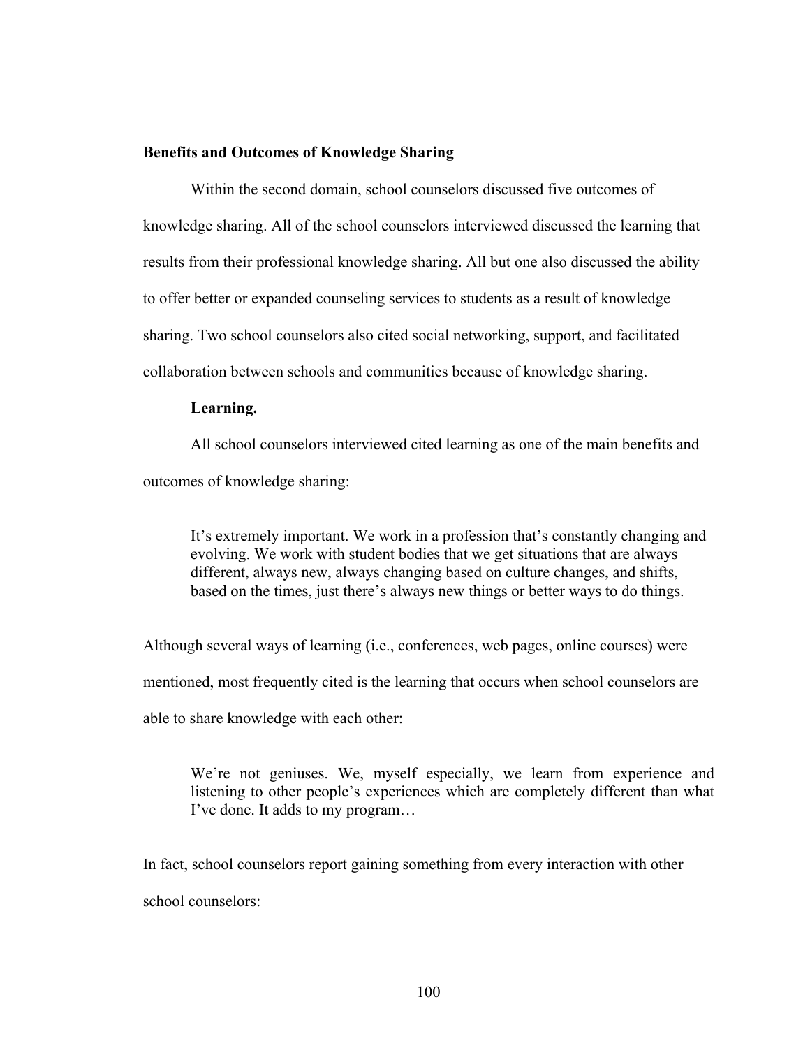## Benefits and Outcomes of Knowledge Sharing

Within the second domain, school counselors discussed five outcomes of knowledge sharing. All of the school counselors interviewed discussed the learning that results from their professional knowledge sharing. All but one also discussed the ability to offer better or expanded counseling services to students as a result of knowledge sharing. Two school counselors also cited social networking, support, and facilitated collaboration between schools and communities because of knowledge sharing.

### Learning.

All school counselors interviewed cited learning as one of the main benefits and outcomes of knowledge sharing:

> It's extremely important. We work in a profession that's constantly changing and evolving. We work with student bodies that we get situations that are always different, always new, always changing based on culture changes, and shifts, based on the times, just there's always new things or better ways to do things.

Although several ways of learning (i.e., conferences, web pages, online courses) were mentioned, most frequently cited is the learning that occurs when school counselors are able to share knowledge with each other:

> We're not geniuses. We, myself especially, we learn from experience and listening to other people's experiences which are completely different than what I've done. It adds to my program…

In fact, school counselors report gaining something from every interaction with other school counselors: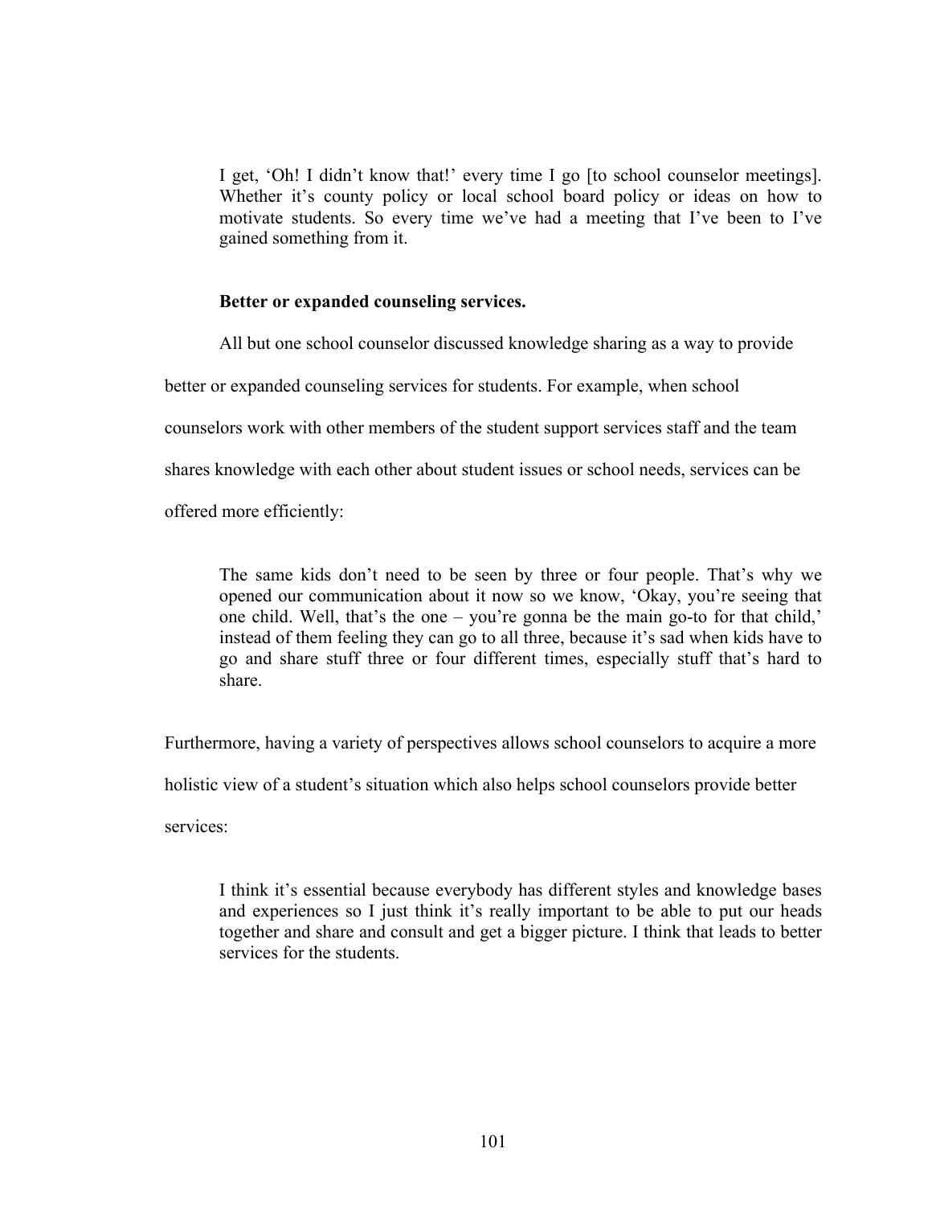> I get, 'Oh! I didn't know that!' every time I go [to school counselor meetings]. Whether it's county policy or local school board policy or ideas on how to motivate students. So every time we've had a meeting that I've been to I've gained something from it.

**Better or expanded counseling services.**

All but one school counselor discussed knowledge sharing as a way to provide better or expanded counseling services for students. For example, when school counselors work with other members of the student support services staff and the team shares knowledge with each other about student issues or school needs, services can be offered more efficiently:

> The same kids don't need to be seen by three or four people. That's why we opened our communication about it now so we know, 'Okay, you're seeing that one child. Well, that's the one – you're gonna be the main go-to for that child,' instead of them feeling they can go to all three, because it's sad when kids have to go and share stuff three or four different times, especially stuff that's hard to share.

Furthermore, having a variety of perspectives allows school counselors to acquire a more holistic view of a student's situation which also helps school counselors provide better services:

> I think it's essential because everybody has different styles and knowledge bases and experiences so I just think it's really important to be able to put our heads together and share and consult and get a bigger picture. I think that leads to better services for the students.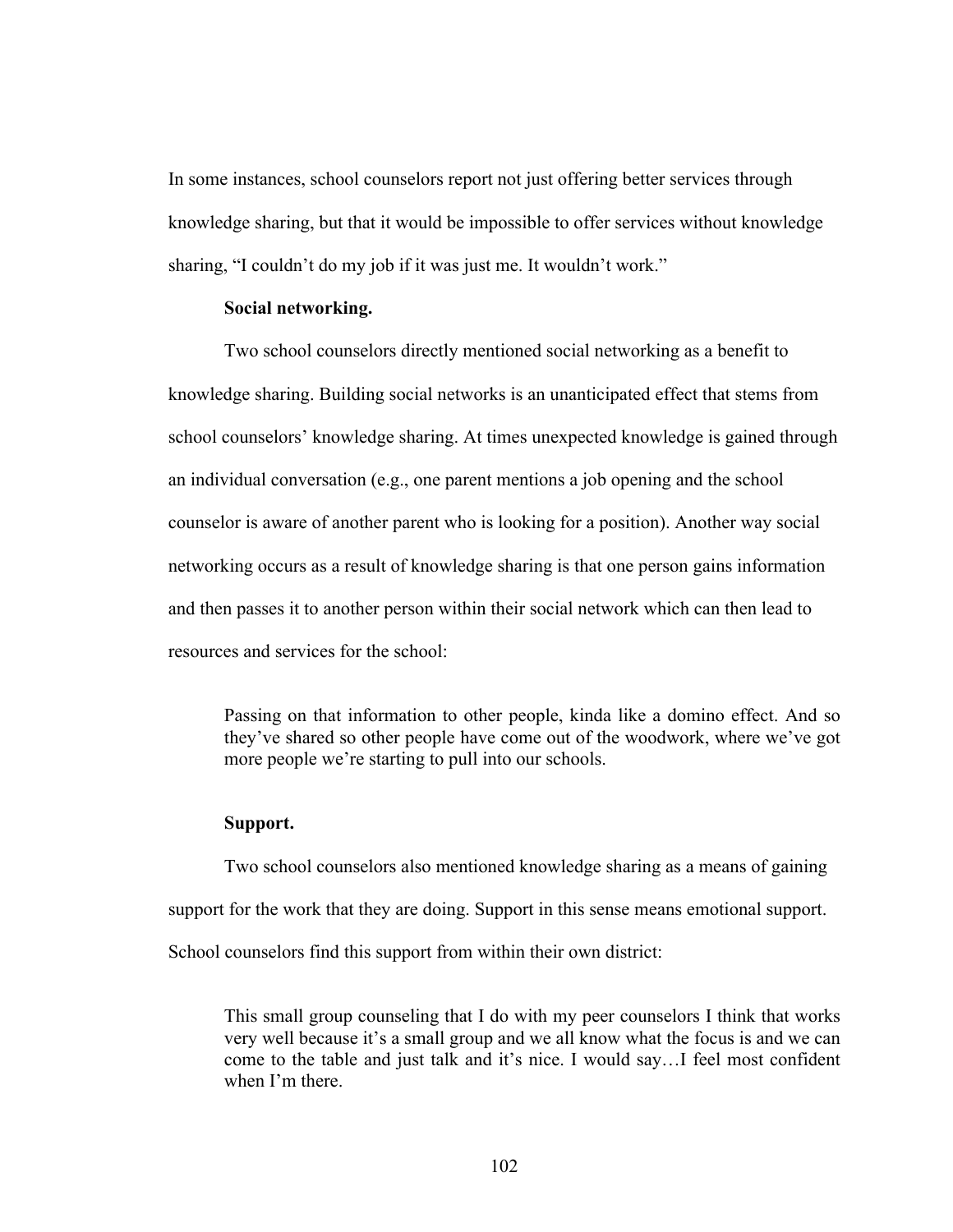In some instances, school counselors report not just offering better services through knowledge sharing, but that it would be impossible to offer services without knowledge sharing, "I couldn't do my job if it was just me. It wouldn't work."

**Social networking.**

Two school counselors directly mentioned social networking as a benefit to knowledge sharing. Building social networks is an unanticipated effect that stems from school counselors' knowledge sharing. At times unexpected knowledge is gained through an individual conversation (e.g., one parent mentions a job opening and the school counselor is aware of another parent who is looking for a position). Another way social networking occurs as a result of knowledge sharing is that one person gains information and then passes it to another person within their social network which can then lead to resources and services for the school:

> Passing on that information to other people, kinda like a domino effect. And so they've shared so other people have come out of the woodwork, where we've got more people we're starting to pull into our schools.

**Support.**

Two school counselors also mentioned knowledge sharing as a means of gaining support for the work that they are doing. Support in this sense means emotional support. School counselors find this support from within their own district:

> This small group counseling that I do with my peer counselors I think that works very well because it's a small group and we all know what the focus is and we can come to the table and just talk and it's nice. I would say…I feel most confident when I'm there.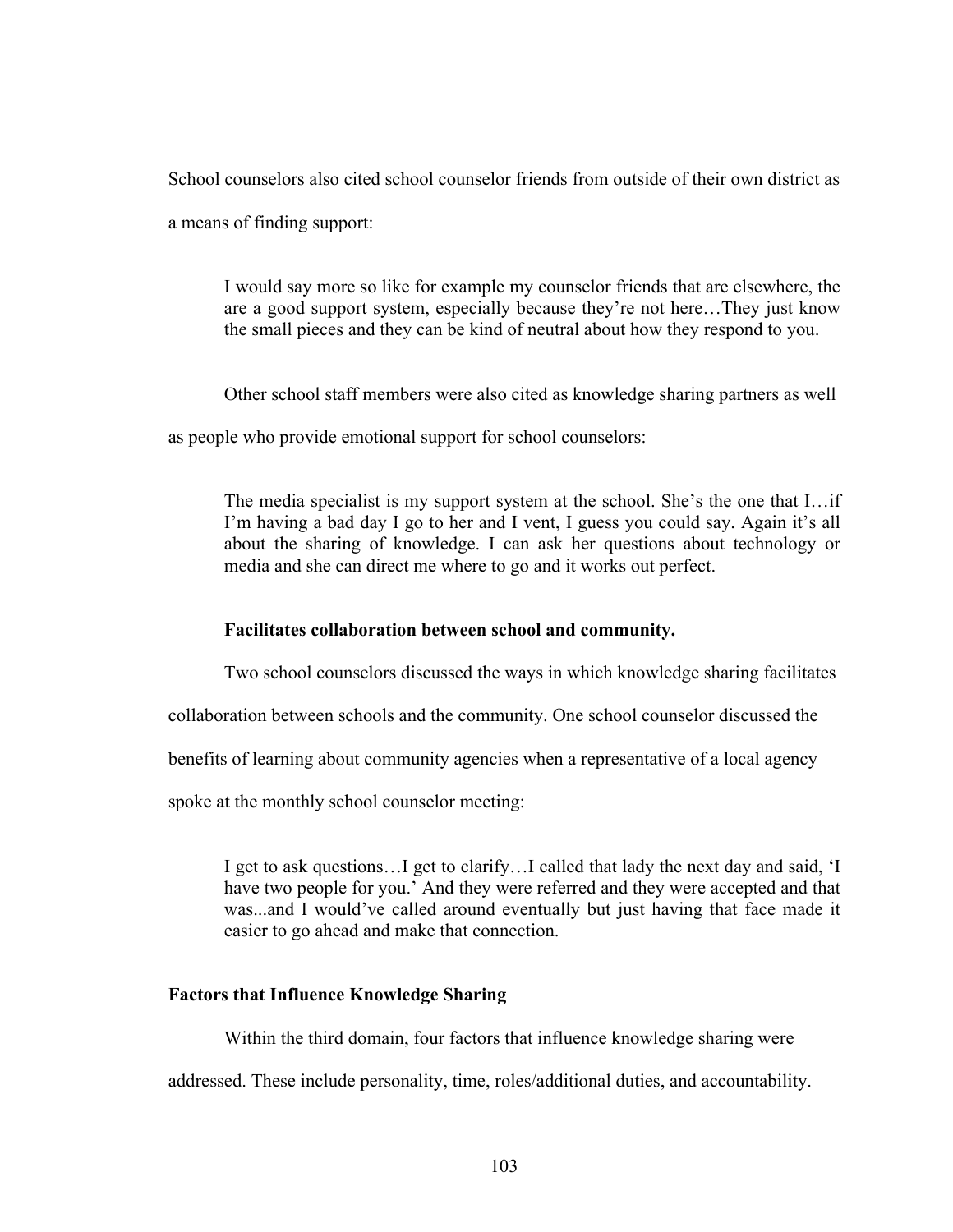School counselors also cited school counselor friends from outside of their own district as a means of finding support:

> I would say more so like for example my counselor friends that are elsewhere, the are a good support system, especially because they're not here…They just know the small pieces and they can be kind of neutral about how they respond to you.

Other school staff members were also cited as knowledge sharing partners as well as people who provide emotional support for school counselors:

> The media specialist is my support system at the school. She's the one that I…if I'm having a bad day I go to her and I vent, I guess you could say. Again it's all about the sharing of knowledge. I can ask her questions about technology or media and she can direct me where to go and it works out perfect.

#### Facilitates collaboration between school and community.

Two school counselors discussed the ways in which knowledge sharing facilitates collaboration between schools and the community. One school counselor discussed the benefits of learning about community agencies when a representative of a local agency spoke at the monthly school counselor meeting:

> I get to ask questions…I get to clarify…I called that lady the next day and said, 'I have two people for you.' And they were referred and they were accepted and that was...and I would've called around eventually but just having that face made it easier to go ahead and make that connection.

### Factors that Influence Knowledge Sharing

Within the third domain, four factors that influence knowledge sharing were addressed. These include personality, time, roles/additional duties, and accountability.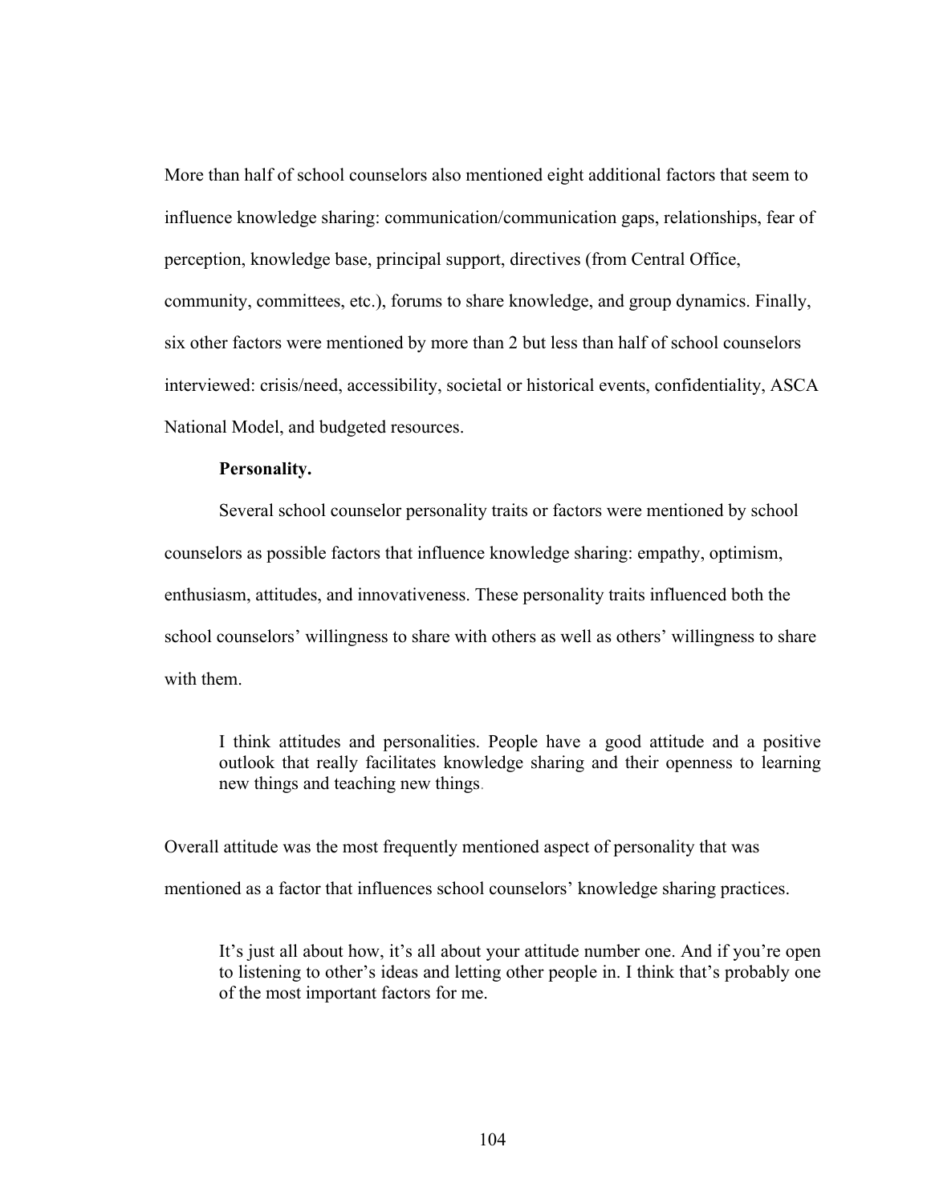More than half of school counselors also mentioned eight additional factors that seem to influence knowledge sharing: communication/communication gaps, relationships, fear of perception, knowledge base, principal support, directives (from Central Office, community, committees, etc.), forums to share knowledge, and group dynamics. Finally, six other factors were mentioned by more than 2 but less than half of school counselors interviewed: crisis/need, accessibility, societal or historical events, confidentiality, ASCA National Model, and budgeted resources.

#### Personality.

Several school counselor personality traits or factors were mentioned by school counselors as possible factors that influence knowledge sharing: empathy, optimism, enthusiasm, attitudes, and innovativeness. These personality traits influenced both the school counselors' willingness to share with others as well as others' willingness to share with them.

> I think attitudes and personalities. People have a good attitude and a positive outlook that really facilitates knowledge sharing and their openness to learning new things and teaching new things.

Overall attitude was the most frequently mentioned aspect of personality that was mentioned as a factor that influences school counselors' knowledge sharing practices.

> It's just all about how, it's all about your attitude number one. And if you're open to listening to other's ideas and letting other people in. I think that's probably one of the most important factors for me.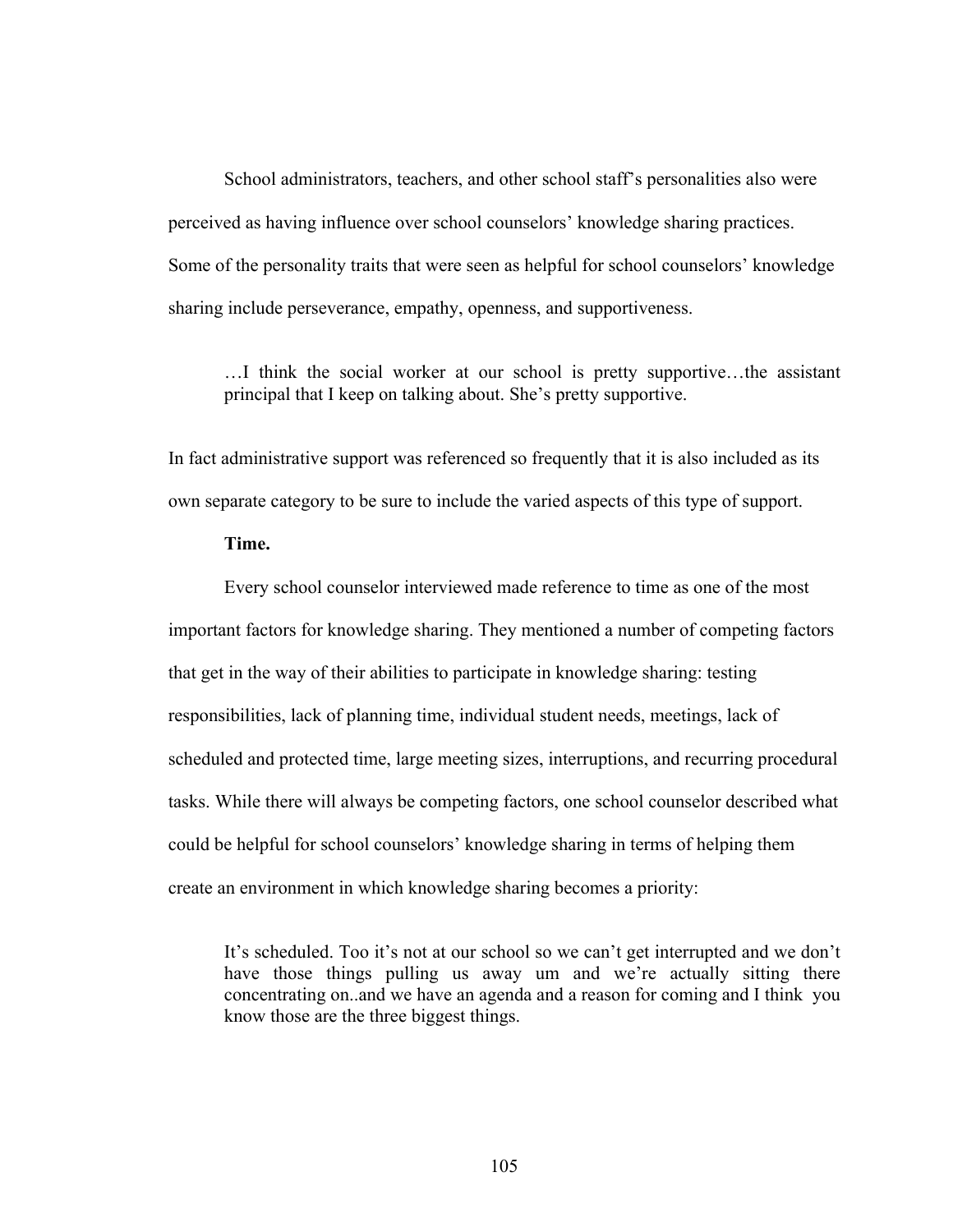School administrators, teachers, and other school staff's personalities also were perceived as having influence over school counselors' knowledge sharing practices. Some of the personality traits that were seen as helpful for school counselors' knowledge sharing include perseverance, empathy, openness, and supportiveness.

> …I think the social worker at our school is pretty supportive…the assistant principal that I keep on talking about. She's pretty supportive.

In fact administrative support was referenced so frequently that it is also included as its own separate category to be sure to include the varied aspects of this type of support.

**Time.**

Every school counselor interviewed made reference to time as one of the most important factors for knowledge sharing. They mentioned a number of competing factors that get in the way of their abilities to participate in knowledge sharing: testing responsibilities, lack of planning time, individual student needs, meetings, lack of scheduled and protected time, large meeting sizes, interruptions, and recurring procedural tasks. While there will always be competing factors, one school counselor described what could be helpful for school counselors' knowledge sharing in terms of helping them create an environment in which knowledge sharing becomes a priority:

> It's scheduled. Too it's not at our school so we can't get interrupted and we don't have those things pulling us away um and we're actually sitting there concentrating on..and we have an agenda and a reason for coming and I think you know those are the three biggest things.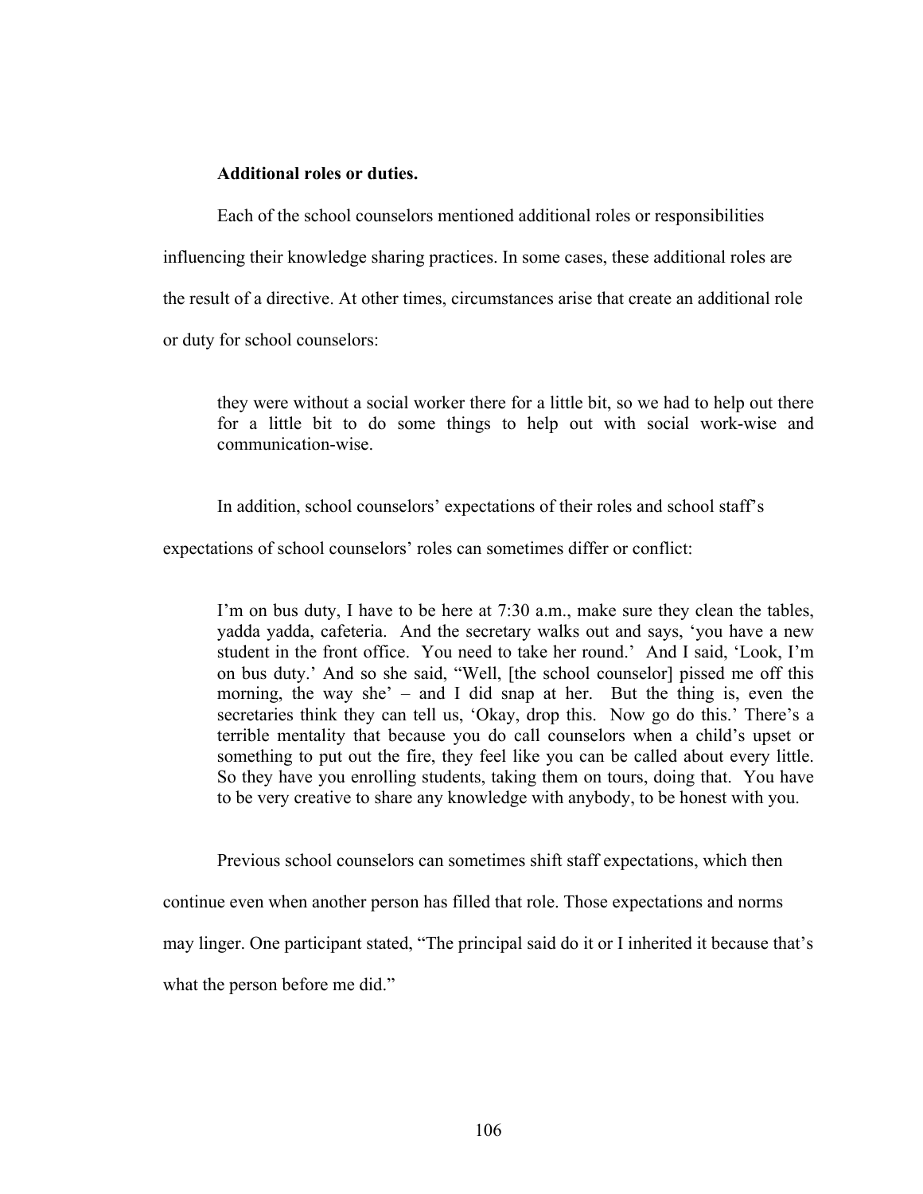**Additional roles or duties.**

Each of the school counselors mentioned additional roles or responsibilities influencing their knowledge sharing practices. In some cases, these additional roles are the result of a directive. At other times, circumstances arise that create an additional role or duty for school counselors:

> they were without a social worker there for a little bit, so we had to help out there for a little bit to do some things to help out with social work-wise and communication-wise.

In addition, school counselors' expectations of their roles and school staff's expectations of school counselors' roles can sometimes differ or conflict:

> I'm on bus duty, I have to be here at 7:30 a.m., make sure they clean the tables, yadda yadda, cafeteria. And the secretary walks out and says, 'you have a new student in the front office. You need to take her round.' And I said, 'Look, I'm on bus duty.' And so she said, "Well, [the school counselor] pissed me off this morning, the way she' – and I did snap at her. But the thing is, even the secretaries think they can tell us, 'Okay, drop this. Now go do this.' There's a terrible mentality that because you do call counselors when a child's upset or something to put out the fire, they feel like you can be called about every little. So they have you enrolling students, taking them on tours, doing that. You have to be very creative to share any knowledge with anybody, to be honest with you.

Previous school counselors can sometimes shift staff expectations, which then continue even when another person has filled that role. Those expectations and norms may linger. One participant stated, "The principal said do it or I inherited it because that's what the person before me did."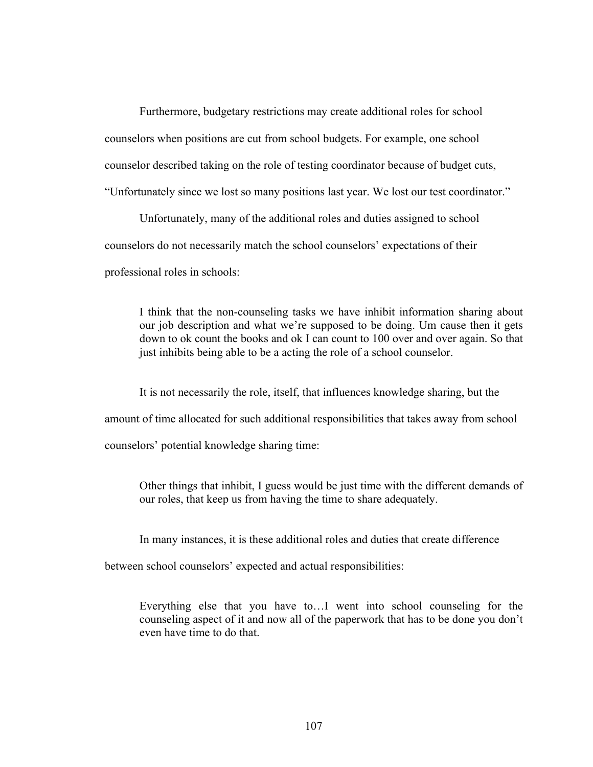Furthermore, budgetary restrictions may create additional roles for school counselors when positions are cut from school budgets. For example, one school counselor described taking on the role of testing coordinator because of budget cuts, "Unfortunately since we lost so many positions last year. We lost our test coordinator."

Unfortunately, many of the additional roles and duties assigned to school counselors do not necessarily match the school counselors' expectations of their professional roles in schools:

> I think that the non-counseling tasks we have inhibit information sharing about our job description and what we're supposed to be doing. Um cause then it gets down to ok count the books and ok I can count to 100 over and over again. So that just inhibits being able to be a acting the role of a school counselor.

It is not necessarily the role, itself, that influences knowledge sharing, but the amount of time allocated for such additional responsibilities that takes away from school counselors' potential knowledge sharing time:

> Other things that inhibit, I guess would be just time with the different demands of our roles, that keep us from having the time to share adequately.

In many instances, it is these additional roles and duties that create difference between school counselors' expected and actual responsibilities:

> Everything else that you have to…I went into school counseling for the counseling aspect of it and now all of the paperwork that has to be done you don't even have time to do that.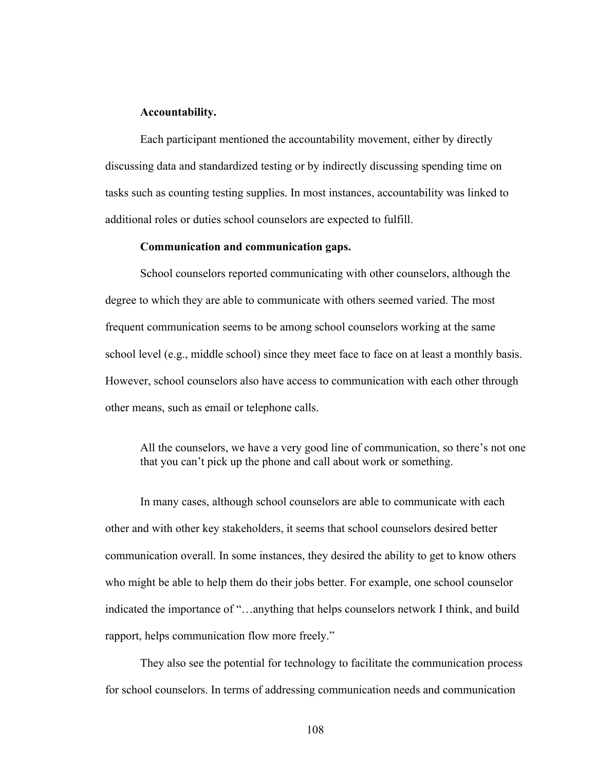**Accountability.**

Each participant mentioned the accountability movement, either by directly discussing data and standardized testing or by indirectly discussing spending time on tasks such as counting testing supplies. In most instances, accountability was linked to additional roles or duties school counselors are expected to fulfill.

**Communication and communication gaps.**

School counselors reported communicating with other counselors, although the degree to which they are able to communicate with others seemed varied. The most frequent communication seems to be among school counselors working at the same school level (e.g., middle school) since they meet face to face on at least a monthly basis. However, school counselors also have access to communication with each other through other means, such as email or telephone calls.

> All the counselors, we have a very good line of communication, so there's not one that you can't pick up the phone and call about work or something.

In many cases, although school counselors are able to communicate with each other and with other key stakeholders, it seems that school counselors desired better communication overall. In some instances, they desired the ability to get to know others who might be able to help them do their jobs better. For example, one school counselor indicated the importance of "…anything that helps counselors network I think, and build rapport, helps communication flow more freely."

They also see the potential for technology to facilitate the communication process for school counselors. In terms of addressing communication needs and communication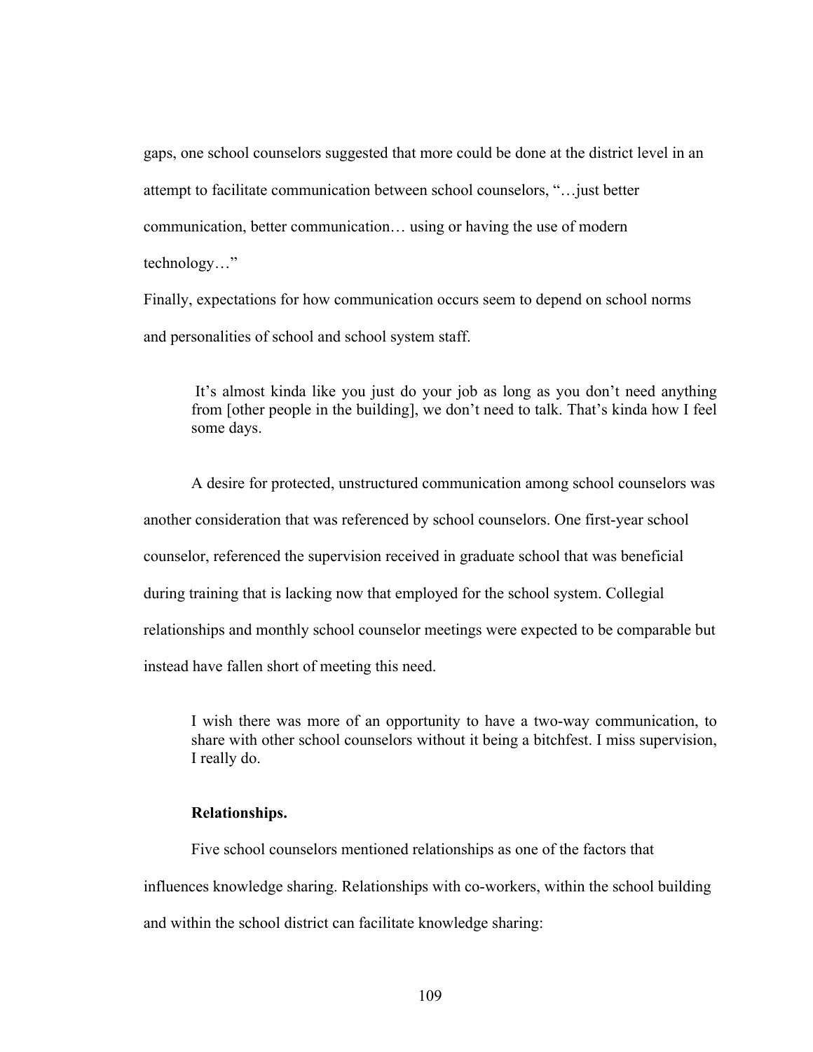gaps, one school counselors suggested that more could be done at the district level in an attempt to facilitate communication between school counselors, "…just better communication, better communication… using or having the use of modern technology…"

Finally, expectations for how communication occurs seem to depend on school norms and personalities of school and school system staff.

> It's almost kinda like you just do your job as long as you don't need anything from [other people in the building], we don't need to talk. That's kinda how I feel some days.

A desire for protected, unstructured communication among school counselors was another consideration that was referenced by school counselors. One first-year school counselor, referenced the supervision received in graduate school that was beneficial during training that is lacking now that employed for the school system. Collegial relationships and monthly school counselor meetings were expected to be comparable but instead have fallen short of meeting this need.

> I wish there was more of an opportunity to have a two-way communication, to share with other school counselors without it being a bitchfest. I miss supervision, I really do.

**Relationships.**

Five school counselors mentioned relationships as one of the factors that influences knowledge sharing. Relationships with co-workers, within the school building and within the school district can facilitate knowledge sharing: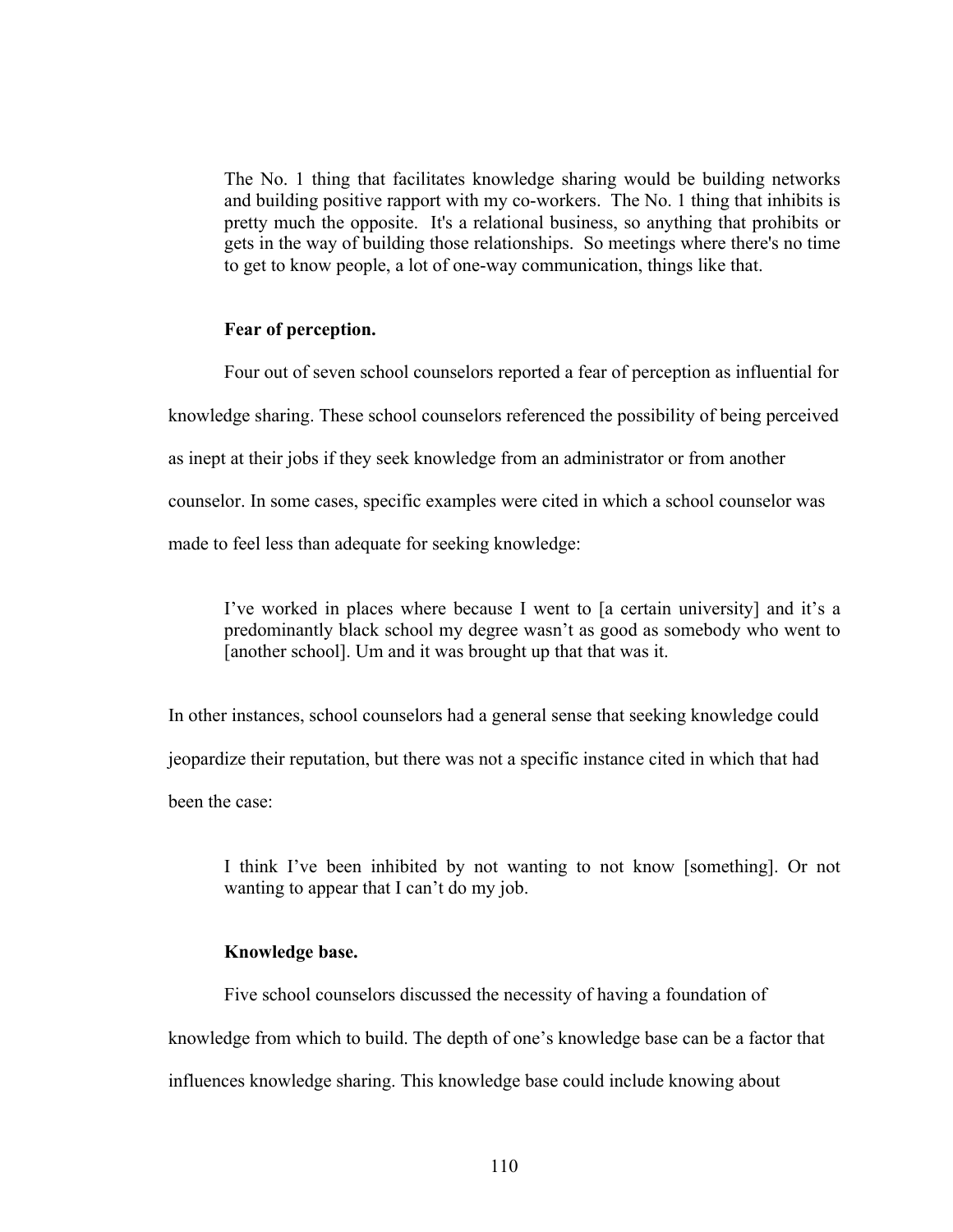> The No. 1 thing that facilitates knowledge sharing would be building networks and building positive rapport with my co-workers. The No. 1 thing that inhibits is pretty much the opposite. It's a relational business, so anything that prohibits or gets in the way of building those relationships. So meetings where there's no time to get to know people, a lot of one-way communication, things like that.

**Fear of perception.**

Four out of seven school counselors reported a fear of perception as influential for knowledge sharing. These school counselors referenced the possibility of being perceived as inept at their jobs if they seek knowledge from an administrator or from another counselor. In some cases, specific examples were cited in which a school counselor was made to feel less than adequate for seeking knowledge:

> I've worked in places where because I went to [a certain university] and it's a predominantly black school my degree wasn't as good as somebody who went to [another school]. Um and it was brought up that that was it.

In other instances, school counselors had a general sense that seeking knowledge could jeopardize their reputation, but there was not a specific instance cited in which that had been the case:

> I think I've been inhibited by not wanting to not know [something]. Or not wanting to appear that I can't do my job.

**Knowledge base.**

Five school counselors discussed the necessity of having a foundation of knowledge from which to build. The depth of one's knowledge base can be a factor that influences knowledge sharing. This knowledge base could include knowing about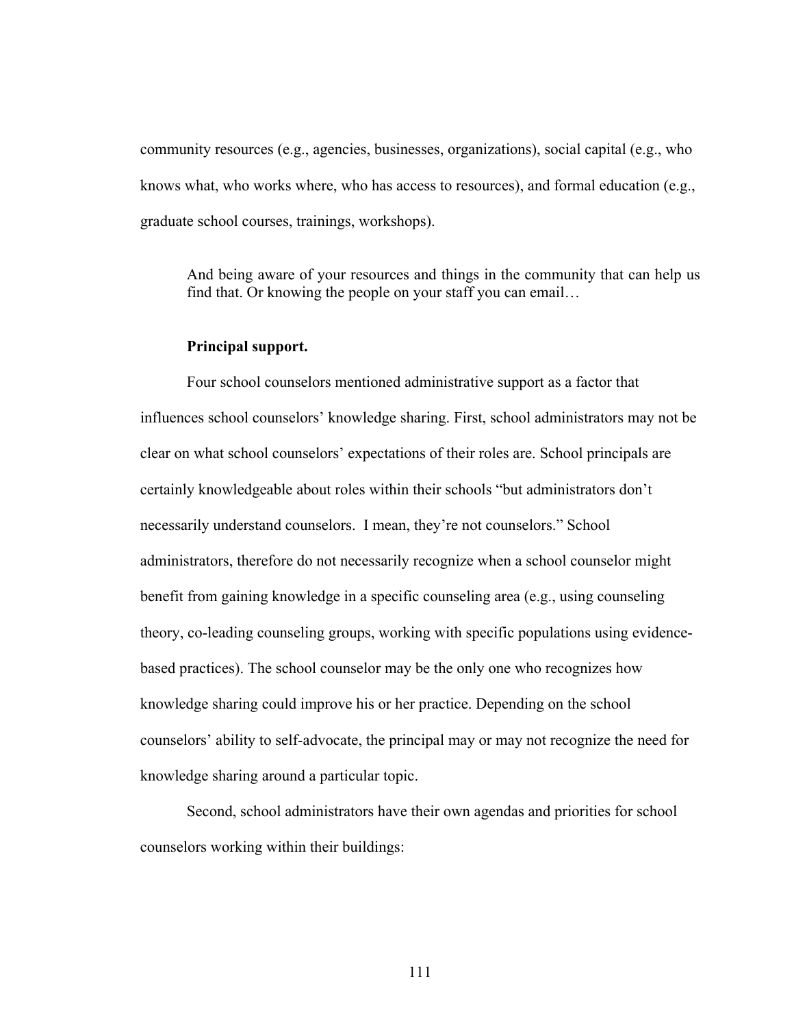community resources (e.g., agencies, businesses, organizations), social capital (e.g., who knows what, who works where, who has access to resources), and formal education (e.g., graduate school courses, trainings, workshops).

> And being aware of your resources and things in the community that can help us find that. Or knowing the people on your staff you can email…

**Principal support.**

Four school counselors mentioned administrative support as a factor that influences school counselors' knowledge sharing. First, school administrators may not be clear on what school counselors' expectations of their roles are. School principals are certainly knowledgeable about roles within their schools "but administrators don't necessarily understand counselors. I mean, they're not counselors." School administrators, therefore do not necessarily recognize when a school counselor might benefit from gaining knowledge in a specific counseling area (e.g., using counseling theory, co-leading counseling groups, working with specific populations using evidence-based practices). The school counselor may be the only one who recognizes how knowledge sharing could improve his or her practice. Depending on the school counselors' ability to self-advocate, the principal may or may not recognize the need for knowledge sharing around a particular topic.

Second, school administrators have their own agendas and priorities for school counselors working within their buildings: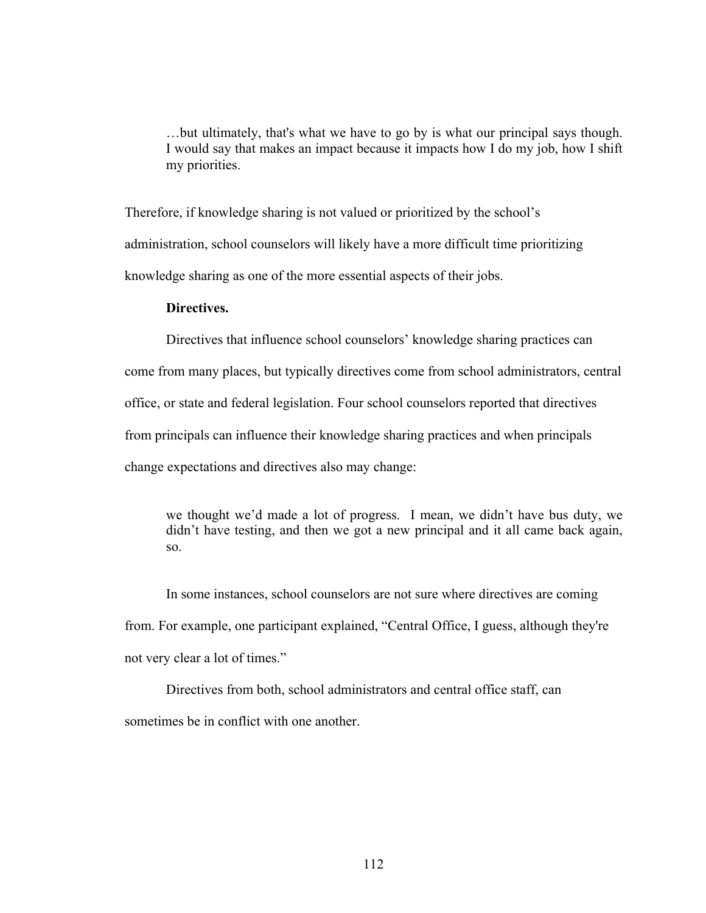> …but ultimately, that's what we have to go by is what our principal says though. I would say that makes an impact because it impacts how I do my job, how I shift my priorities.

Therefore, if knowledge sharing is not valued or prioritized by the school's administration, school counselors will likely have a more difficult time prioritizing knowledge sharing as one of the more essential aspects of their jobs.

**Directives.**

Directives that influence school counselors' knowledge sharing practices can come from many places, but typically directives come from school administrators, central office, or state and federal legislation. Four school counselors reported that directives from principals can influence their knowledge sharing practices and when principals change expectations and directives also may change:

> we thought we'd made a lot of progress. I mean, we didn't have bus duty, we didn't have testing, and then we got a new principal and it all came back again, so.

In some instances, school counselors are not sure where directives are coming from. For example, one participant explained, "Central Office, I guess, although they're not very clear a lot of times."

Directives from both, school administrators and central office staff, can sometimes be in conflict with one another.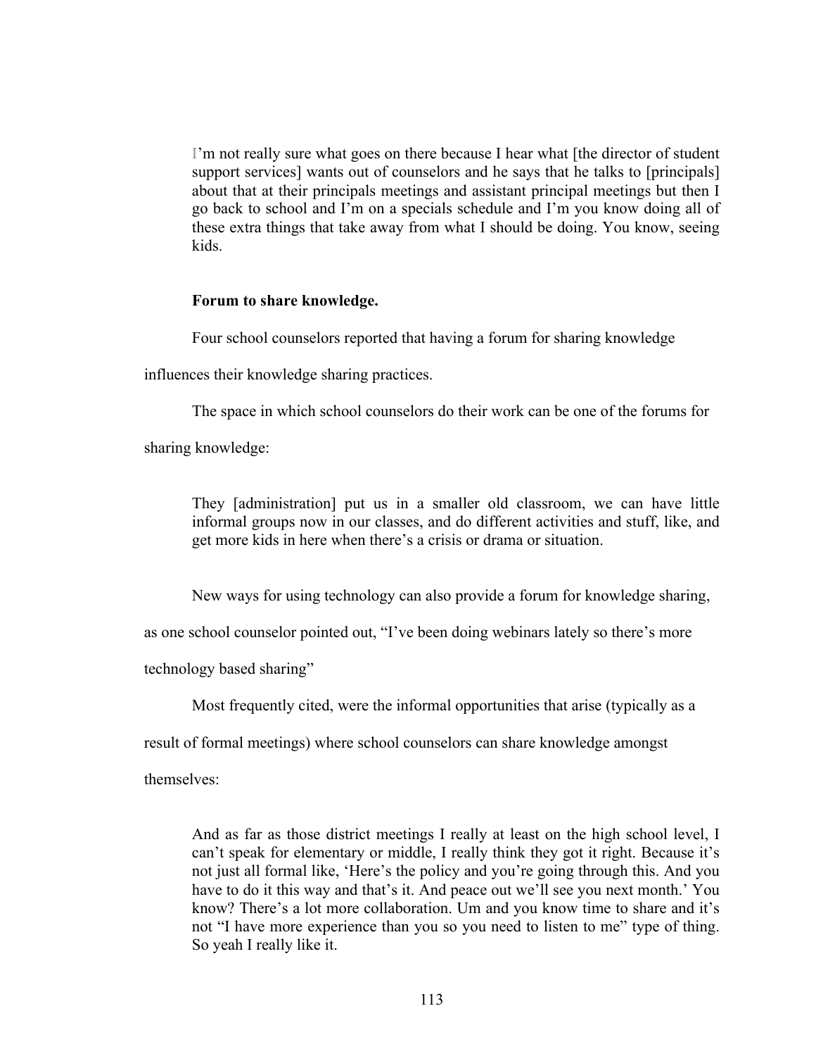> I'm not really sure what goes on there because I hear what [the director of student support services] wants out of counselors and he says that he talks to [principals] about that at their principals meetings and assistant principal meetings but then I go back to school and I'm on a specials schedule and I'm you know doing all of these extra things that take away from what I should be doing. You know, seeing kids.

**Forum to share knowledge.**

Four school counselors reported that having a forum for sharing knowledge influences their knowledge sharing practices.

The space in which school counselors do their work can be one of the forums for sharing knowledge:

> They [administration] put us in a smaller old classroom, we can have little informal groups now in our classes, and do different activities and stuff, like, and get more kids in here when there's a crisis or drama or situation.

New ways for using technology can also provide a forum for knowledge sharing, as one school counselor pointed out, "I've been doing webinars lately so there's more technology based sharing"

Most frequently cited, were the informal opportunities that arise (typically as a result of formal meetings) where school counselors can share knowledge amongst themselves:

> And as far as those district meetings I really at least on the high school level, I can't speak for elementary or middle, I really think they got it right. Because it's not just all formal like, 'Here's the policy and you're going through this. And you have to do it this way and that's it. And peace out we'll see you next month.' You know? There's a lot more collaboration. Um and you know time to share and it's not "I have more experience than you so you need to listen to me" type of thing. So yeah I really like it.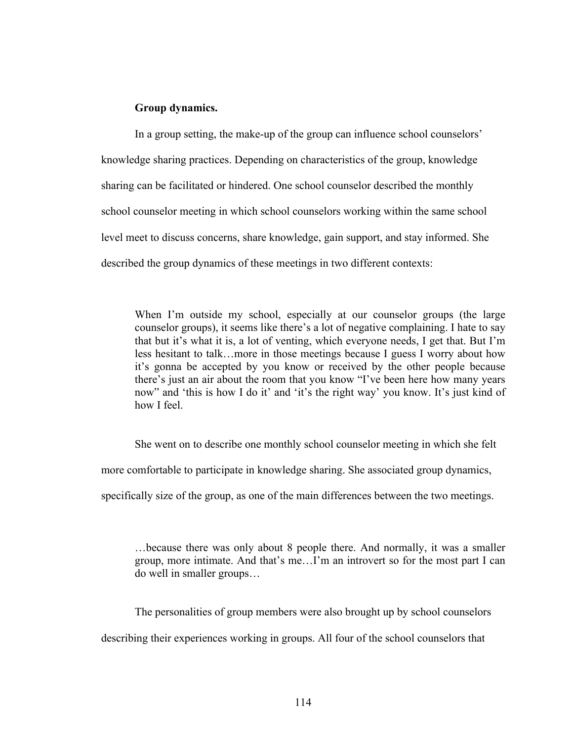**Group dynamics.**

In a group setting, the make-up of the group can influence school counselors' knowledge sharing practices. Depending on characteristics of the group, knowledge sharing can be facilitated or hindered. One school counselor described the monthly school counselor meeting in which school counselors working within the same school level meet to discuss concerns, share knowledge, gain support, and stay informed. She described the group dynamics of these meetings in two different contexts:

> When I'm outside my school, especially at our counselor groups (the large counselor groups), it seems like there's a lot of negative complaining. I hate to say that but it's what it is, a lot of venting, which everyone needs, I get that. But I'm less hesitant to talk…more in those meetings because I guess I worry about how it's gonna be accepted by you know or received by the other people because there's just an air about the room that you know "I've been here how many years now" and 'this is how I do it' and 'it's the right way' you know. It's just kind of how I feel.

She went on to describe one monthly school counselor meeting in which she felt more comfortable to participate in knowledge sharing. She associated group dynamics, specifically size of the group, as one of the main differences between the two meetings.

> …because there was only about 8 people there. And normally, it was a smaller group, more intimate. And that's me…I'm an introvert so for the most part I can do well in smaller groups…

The personalities of group members were also brought up by school counselors describing their experiences working in groups. All four of the school counselors that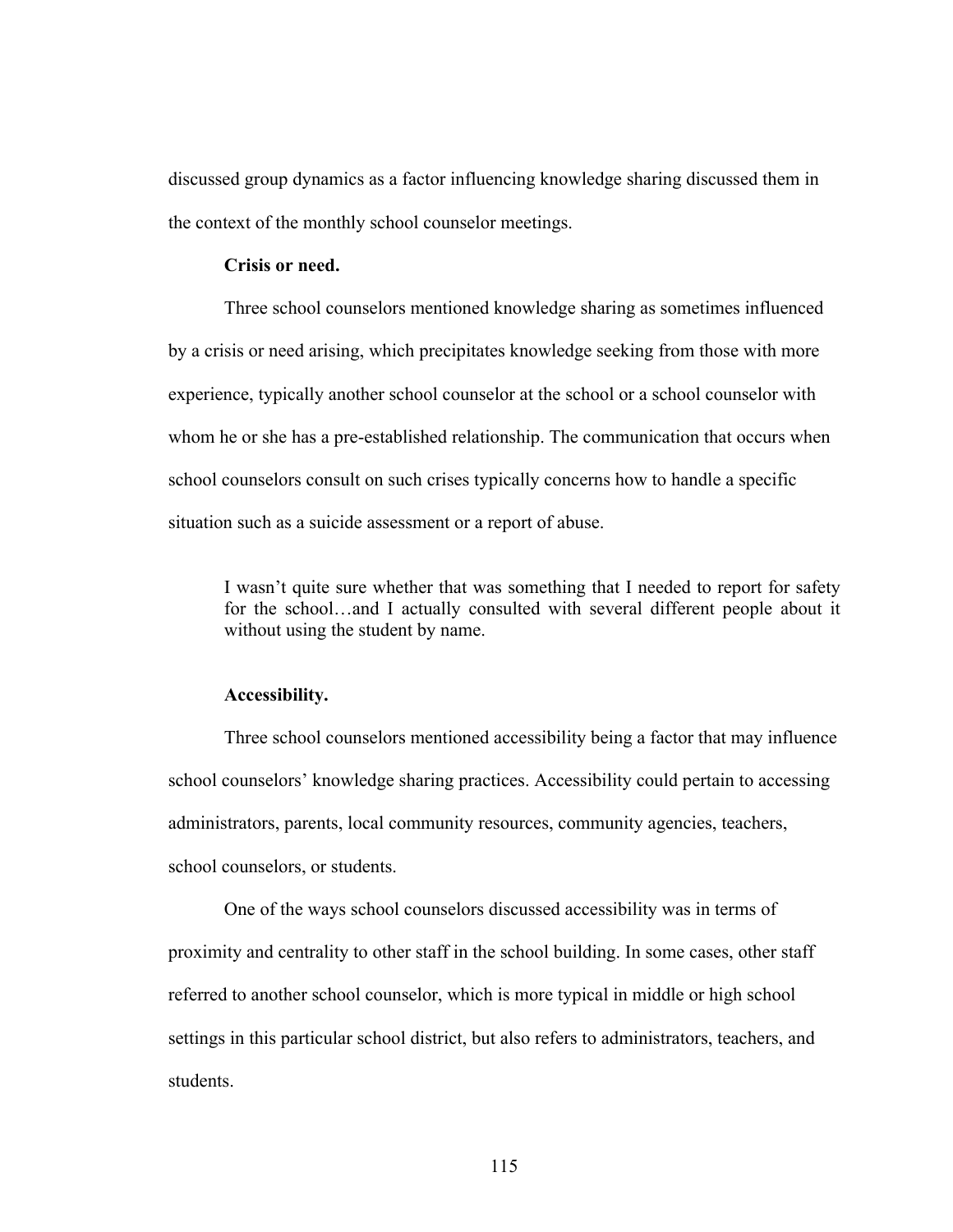discussed group dynamics as a factor influencing knowledge sharing discussed them in the context of the monthly school counselor meetings.

#### Crisis or need.

Three school counselors mentioned knowledge sharing as sometimes influenced by a crisis or need arising, which precipitates knowledge seeking from those with more experience, typically another school counselor at the school or a school counselor with whom he or she has a pre-established relationship. The communication that occurs when school counselors consult on such crises typically concerns how to handle a specific situation such as a suicide assessment or a report of abuse.

> I wasn't quite sure whether that was something that I needed to report for safety for the school…and I actually consulted with several different people about it without using the student by name.

#### Accessibility.

Three school counselors mentioned accessibility being a factor that may influence school counselors' knowledge sharing practices. Accessibility could pertain to accessing administrators, parents, local community resources, community agencies, teachers, school counselors, or students.

One of the ways school counselors discussed accessibility was in terms of proximity and centrality to other staff in the school building. In some cases, other staff referred to another school counselor, which is more typical in middle or high school settings in this particular school district, but also refers to administrators, teachers, and students.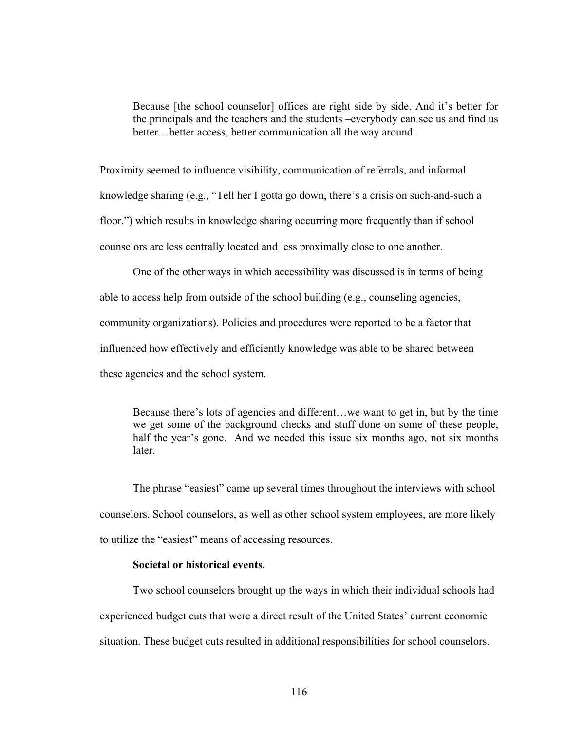> Because [the school counselor] offices are right side by side. And it's better for the principals and the teachers and the students –everybody can see us and find us better…better access, better communication all the way around.

Proximity seemed to influence visibility, communication of referrals, and informal knowledge sharing (e.g., "Tell her I gotta go down, there's a crisis on such-and-such a floor.") which results in knowledge sharing occurring more frequently than if school counselors are less centrally located and less proximally close to one another.

One of the other ways in which accessibility was discussed is in terms of being able to access help from outside of the school building (e.g., counseling agencies, community organizations). Policies and procedures were reported to be a factor that influenced how effectively and efficiently knowledge was able to be shared between these agencies and the school system.

> Because there's lots of agencies and different…we want to get in, but by the time we get some of the background checks and stuff done on some of these people, half the year's gone. And we needed this issue six months ago, not six months later.

The phrase "easiest" came up several times throughout the interviews with school counselors. School counselors, as well as other school system employees, are more likely to utilize the "easiest" means of accessing resources.

**Societal or historical events.**

Two school counselors brought up the ways in which their individual schools had experienced budget cuts that were a direct result of the United States' current economic situation. These budget cuts resulted in additional responsibilities for school counselors.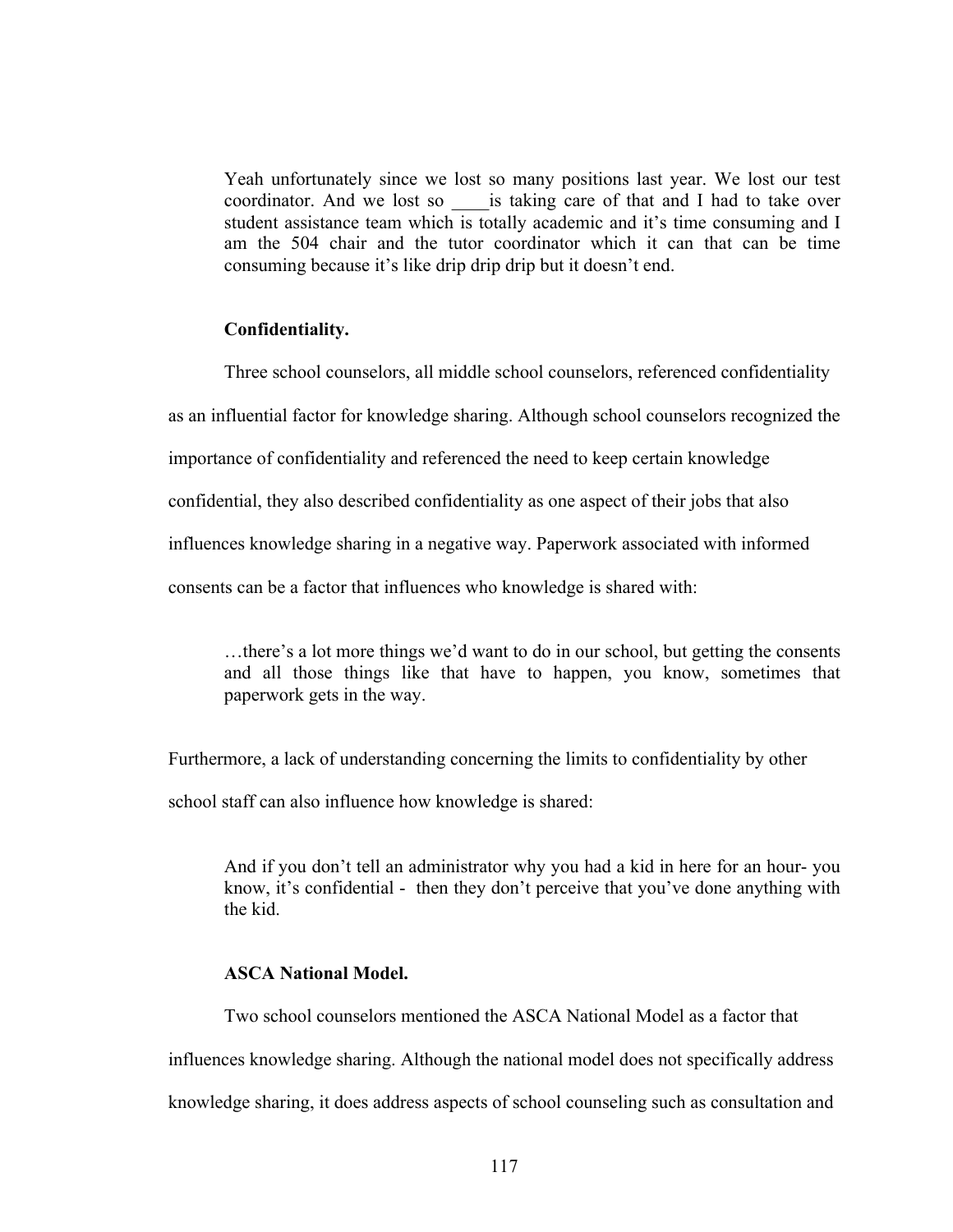> Yeah unfortunately since we lost so many positions last year. We lost our test coordinator. And we lost so ____is taking care of that and I had to take over student assistance team which is totally academic and it's time consuming and I am the 504 chair and the tutor coordinator which it can that can be time consuming because it's like drip drip drip but it doesn't end.

**Confidentiality.**

Three school counselors, all middle school counselors, referenced confidentiality as an influential factor for knowledge sharing. Although school counselors recognized the importance of confidentiality and referenced the need to keep certain knowledge confidential, they also described confidentiality as one aspect of their jobs that also influences knowledge sharing in a negative way. Paperwork associated with informed consents can be a factor that influences who knowledge is shared with:

> …there's a lot more things we'd want to do in our school, but getting the consents and all those things like that have to happen, you know, sometimes that paperwork gets in the way.

Furthermore, a lack of understanding concerning the limits to confidentiality by other school staff can also influence how knowledge is shared:

> And if you don't tell an administrator why you had a kid in here for an hour- you know, it's confidential - then they don't perceive that you've done anything with the kid.

**ASCA National Model.**

Two school counselors mentioned the ASCA National Model as a factor that influences knowledge sharing. Although the national model does not specifically address knowledge sharing, it does address aspects of school counseling such as consultation and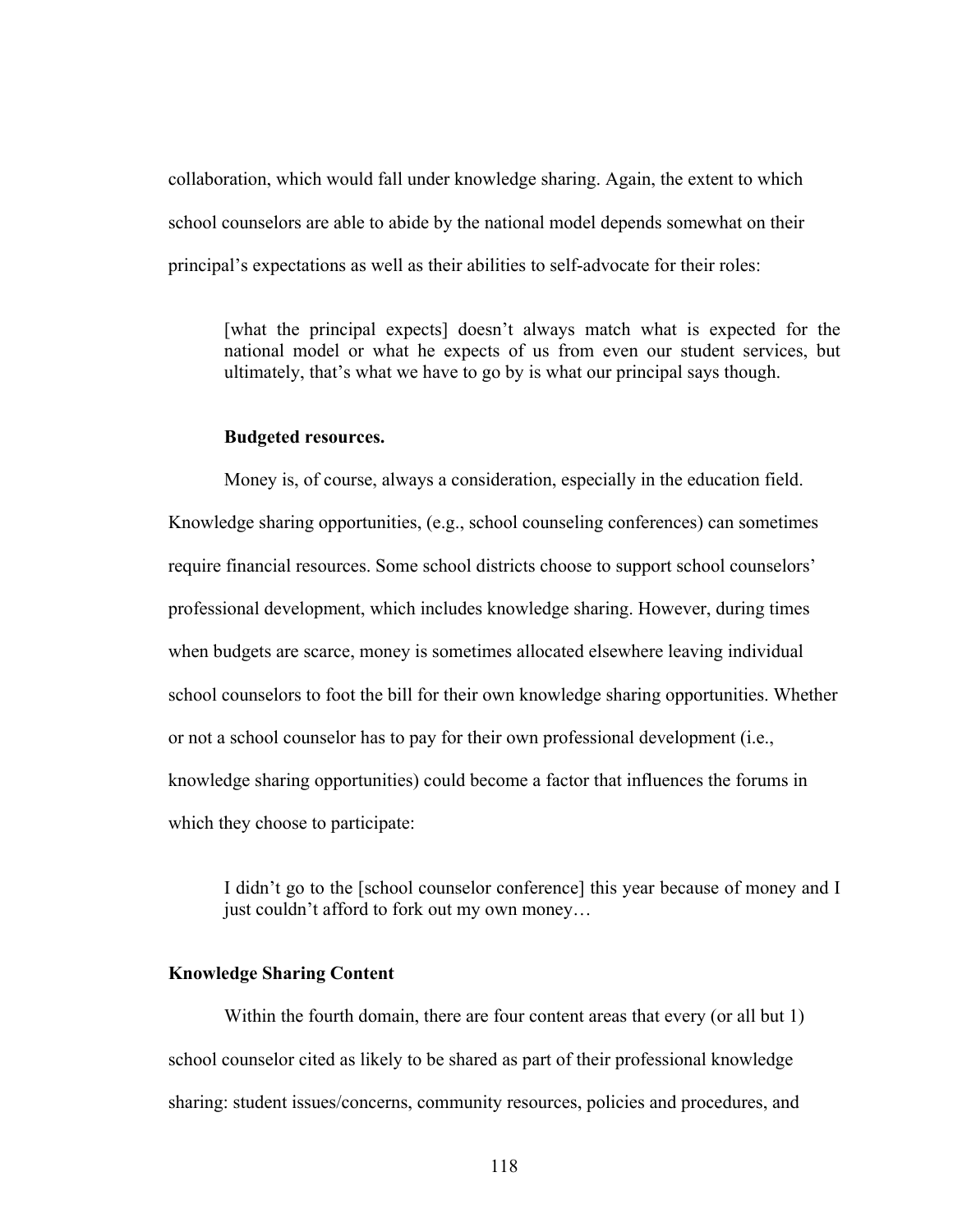collaboration, which would fall under knowledge sharing. Again, the extent to which school counselors are able to abide by the national model depends somewhat on their principal's expectations as well as their abilities to self-advocate for their roles:

> [what the principal expects] doesn't always match what is expected for the national model or what he expects of us from even our student services, but ultimately, that's what we have to go by is what our principal says though.

#### Budgeted resources.

Money is, of course, always a consideration, especially in the education field. Knowledge sharing opportunities, (e.g., school counseling conferences) can sometimes require financial resources. Some school districts choose to support school counselors' professional development, which includes knowledge sharing. However, during times when budgets are scarce, money is sometimes allocated elsewhere leaving individual school counselors to foot the bill for their own knowledge sharing opportunities. Whether or not a school counselor has to pay for their own professional development (i.e., knowledge sharing opportunities) could become a factor that influences the forums in which they choose to participate:

> I didn't go to the [school counselor conference] this year because of money and I just couldn't afford to fork out my own money…

### Knowledge Sharing Content

Within the fourth domain, there are four content areas that every (or all but 1) school counselor cited as likely to be shared as part of their professional knowledge sharing: student issues/concerns, community resources, policies and procedures, and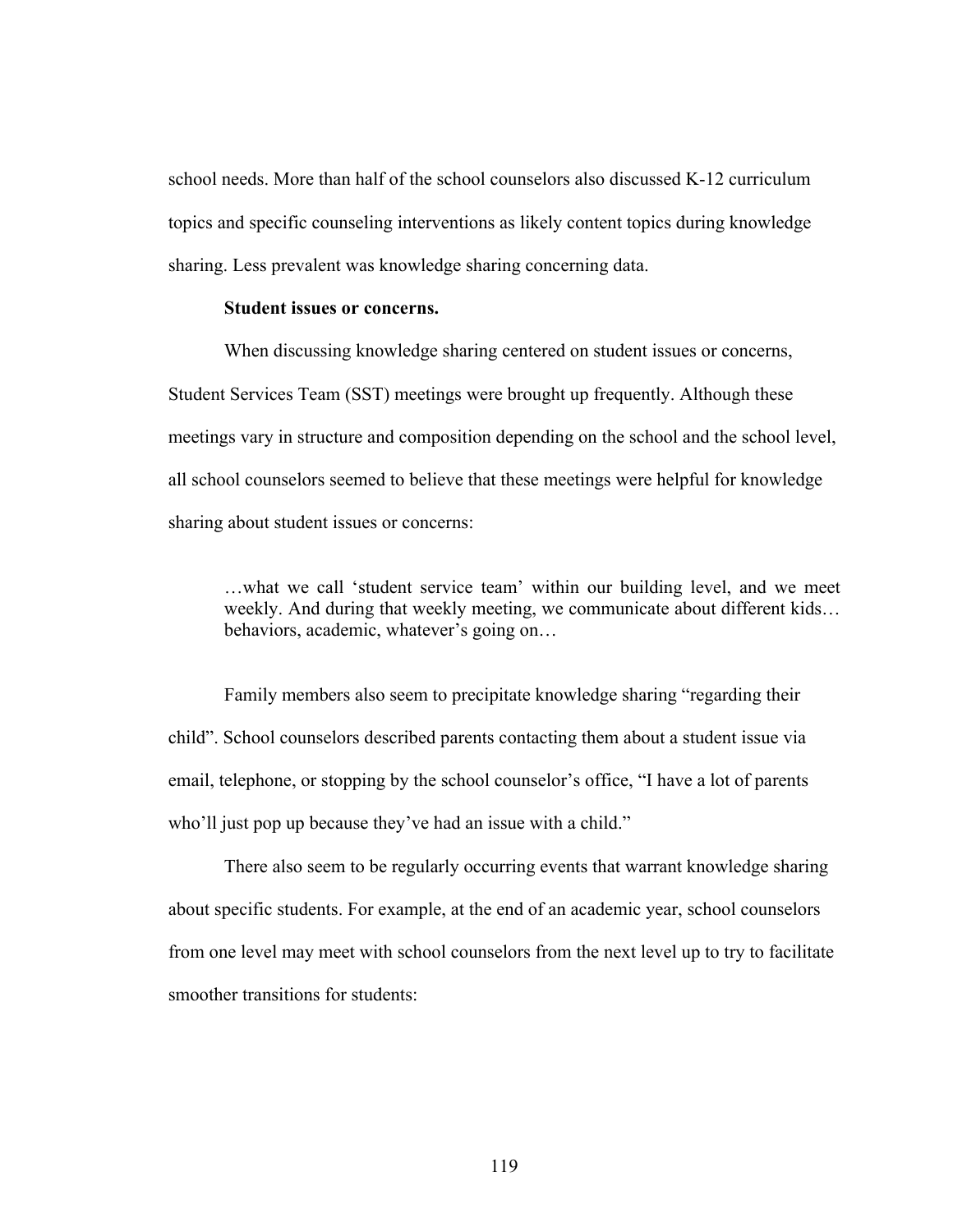school needs. More than half of the school counselors also discussed K-12 curriculum topics and specific counseling interventions as likely content topics during knowledge sharing. Less prevalent was knowledge sharing concerning data.

**Student issues or concerns.**

When discussing knowledge sharing centered on student issues or concerns, Student Services Team (SST) meetings were brought up frequently. Although these meetings vary in structure and composition depending on the school and the school level, all school counselors seemed to believe that these meetings were helpful for knowledge sharing about student issues or concerns:

> …what we call 'student service team' within our building level, and we meet weekly. And during that weekly meeting, we communicate about different kids… behaviors, academic, whatever's going on…

Family members also seem to precipitate knowledge sharing "regarding their child". School counselors described parents contacting them about a student issue via email, telephone, or stopping by the school counselor's office, "I have a lot of parents who'll just pop up because they've had an issue with a child."

There also seem to be regularly occurring events that warrant knowledge sharing about specific students. For example, at the end of an academic year, school counselors from one level may meet with school counselors from the next level up to try to facilitate smoother transitions for students: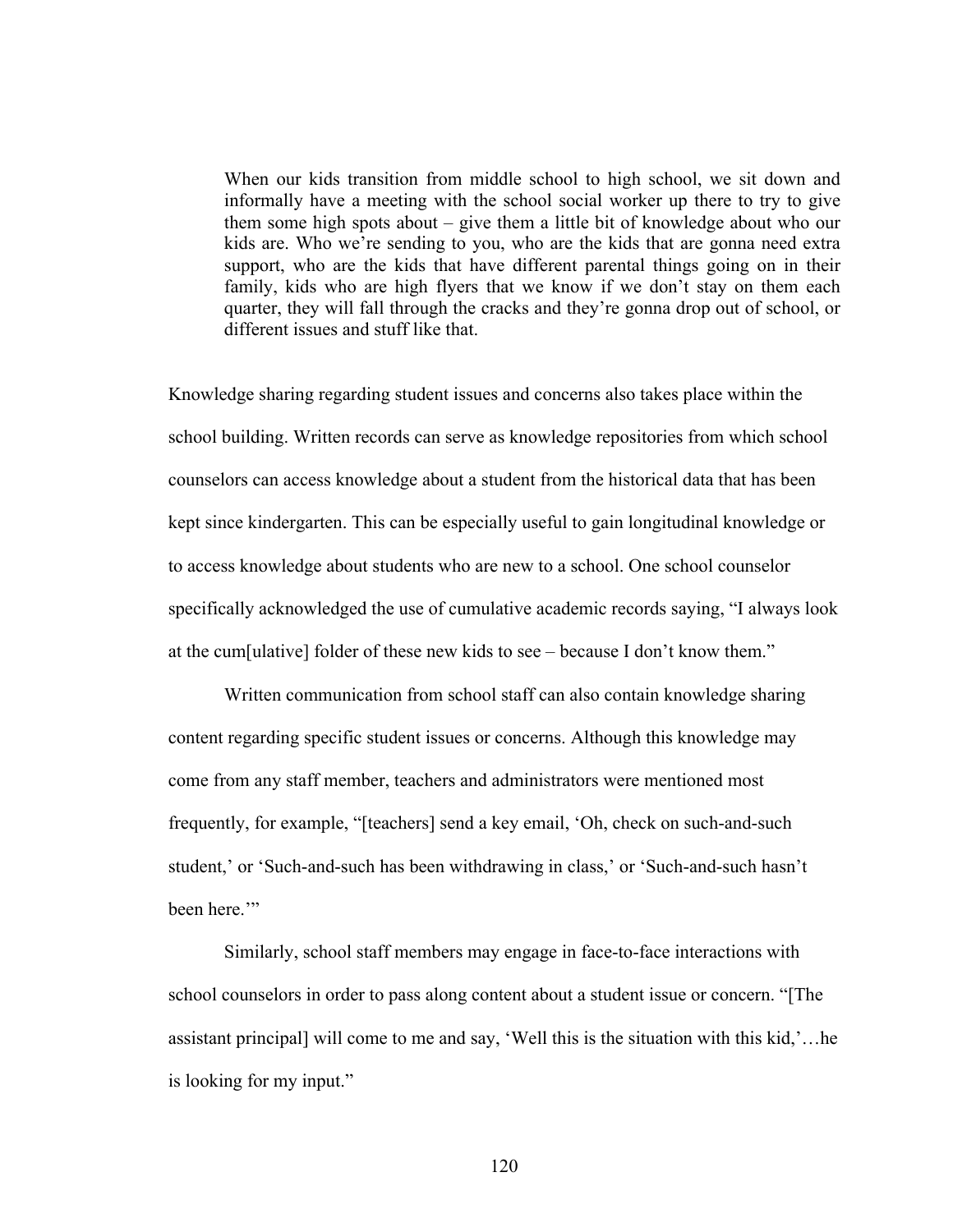> When our kids transition from middle school to high school, we sit down and informally have a meeting with the school social worker up there to try to give them some high spots about – give them a little bit of knowledge about who our kids are. Who we're sending to you, who are the kids that are gonna need extra support, who are the kids that have different parental things going on in their family, kids who are high flyers that we know if we don't stay on them each quarter, they will fall through the cracks and they're gonna drop out of school, or different issues and stuff like that.

Knowledge sharing regarding student issues and concerns also takes place within the school building. Written records can serve as knowledge repositories from which school counselors can access knowledge about a student from the historical data that has been kept since kindergarten. This can be especially useful to gain longitudinal knowledge or to access knowledge about students who are new to a school. One school counselor specifically acknowledged the use of cumulative academic records saying, "I always look at the cum[ulative] folder of these new kids to see – because I don't know them."

Written communication from school staff can also contain knowledge sharing content regarding specific student issues or concerns. Although this knowledge may come from any staff member, teachers and administrators were mentioned most frequently, for example, "[teachers] send a key email, 'Oh, check on such-and-such student,' or 'Such-and-such has been withdrawing in class,' or 'Such-and-such hasn't been here.'"

Similarly, school staff members may engage in face-to-face interactions with school counselors in order to pass along content about a student issue or concern. "[The assistant principal] will come to me and say, 'Well this is the situation with this kid,'…he is looking for my input."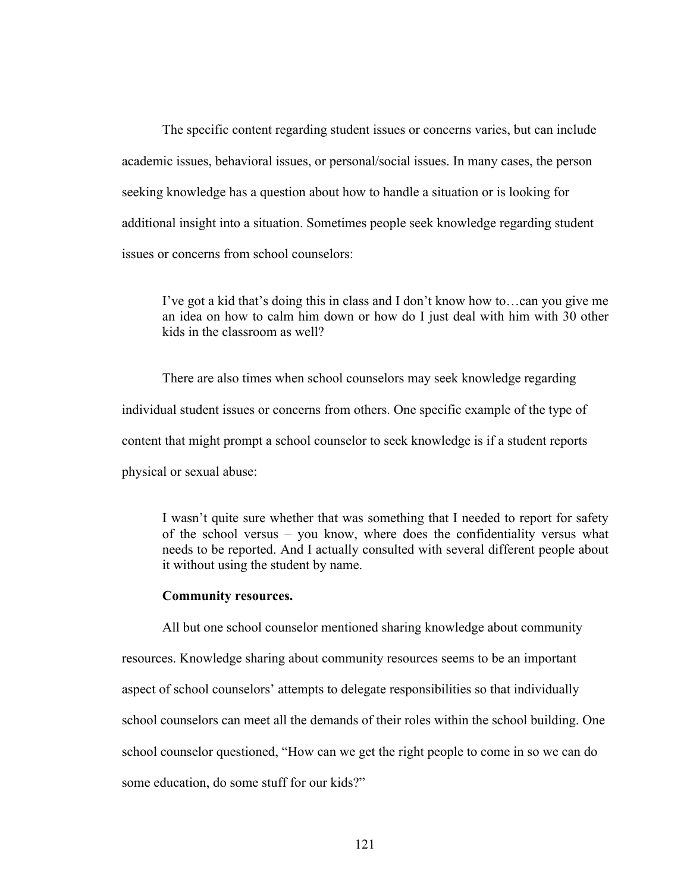The specific content regarding student issues or concerns varies, but can include academic issues, behavioral issues, or personal/social issues. In many cases, the person seeking knowledge has a question about how to handle a situation or is looking for additional insight into a situation. Sometimes people seek knowledge regarding student issues or concerns from school counselors:

> I've got a kid that's doing this in class and I don't know how to…can you give me an idea on how to calm him down or how do I just deal with him with 30 other kids in the classroom as well?

There are also times when school counselors may seek knowledge regarding individual student issues or concerns from others. One specific example of the type of content that might prompt a school counselor to seek knowledge is if a student reports physical or sexual abuse:

> I wasn't quite sure whether that was something that I needed to report for safety of the school versus – you know, where does the confidentiality versus what needs to be reported. And I actually consulted with several different people about it without using the student by name.

**Community resources.**

All but one school counselor mentioned sharing knowledge about community resources. Knowledge sharing about community resources seems to be an important aspect of school counselors' attempts to delegate responsibilities so that individually school counselors can meet all the demands of their roles within the school building. One school counselor questioned, "How can we get the right people to come in so we can do some education, do some stuff for our kids?"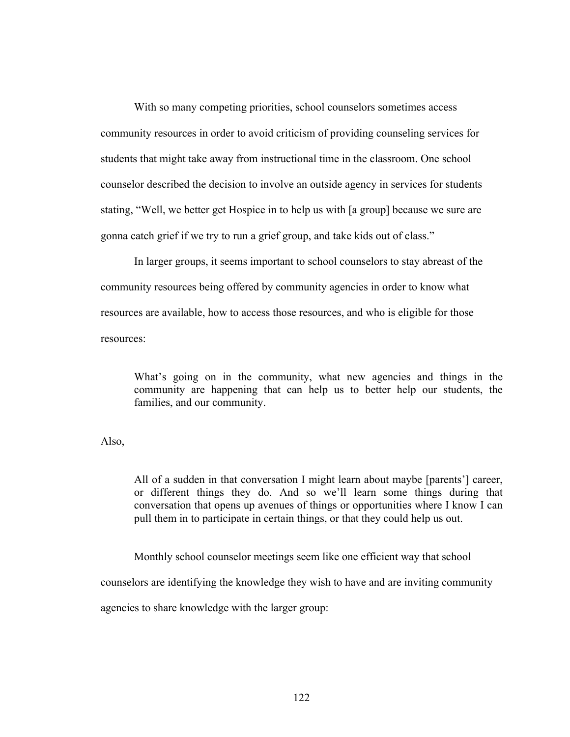With so many competing priorities, school counselors sometimes access community resources in order to avoid criticism of providing counseling services for students that might take away from instructional time in the classroom. One school counselor described the decision to involve an outside agency in services for students stating, "Well, we better get Hospice in to help us with [a group] because we sure are gonna catch grief if we try to run a grief group, and take kids out of class."

In larger groups, it seems important to school counselors to stay abreast of the community resources being offered by community agencies in order to know what resources are available, how to access those resources, and who is eligible for those resources:

> What's going on in the community, what new agencies and things in the community are happening that can help us to better help our students, the families, and our community.

Also,

> All of a sudden in that conversation I might learn about maybe [parents'] career, or different things they do. And so we'll learn some things during that conversation that opens up avenues of things or opportunities where I know I can pull them in to participate in certain things, or that they could help us out.

Monthly school counselor meetings seem like one efficient way that school counselors are identifying the knowledge they wish to have and are inviting community agencies to share knowledge with the larger group: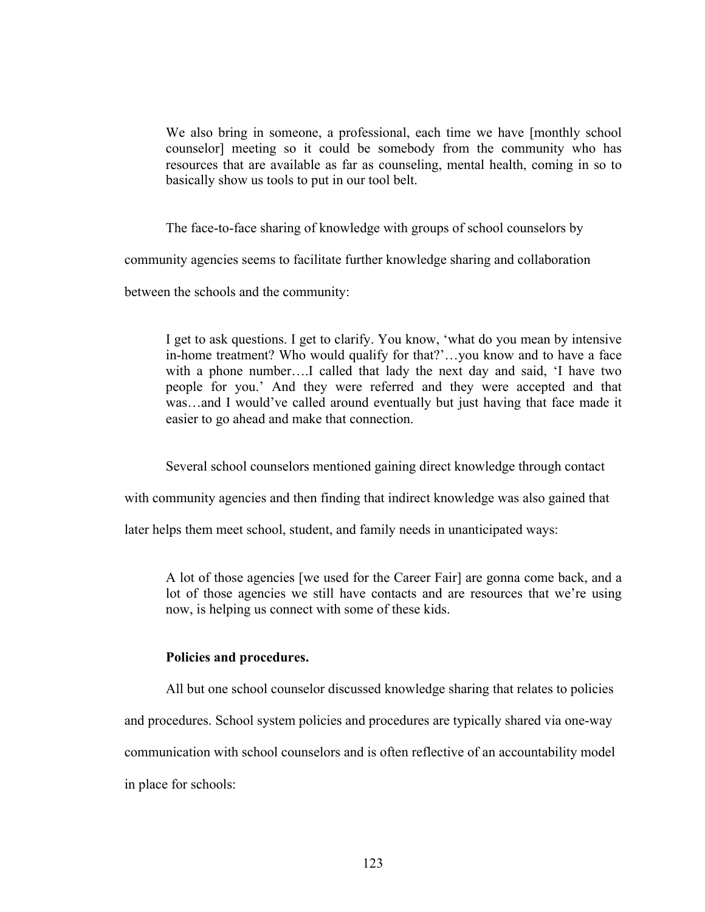> We also bring in someone, a professional, each time we have [monthly school counselor] meeting so it could be somebody from the community who has resources that are available as far as counseling, mental health, coming in so to basically show us tools to put in our tool belt.

The face-to-face sharing of knowledge with groups of school counselors by community agencies seems to facilitate further knowledge sharing and collaboration between the schools and the community:

> I get to ask questions. I get to clarify. You know, 'what do you mean by intensive in-home treatment? Who would qualify for that?'…you know and to have a face with a phone number….I called that lady the next day and said, 'I have two people for you.' And they were referred and they were accepted and that was…and I would've called around eventually but just having that face made it easier to go ahead and make that connection.

Several school counselors mentioned gaining direct knowledge through contact with community agencies and then finding that indirect knowledge was also gained that later helps them meet school, student, and family needs in unanticipated ways:

> A lot of those agencies [we used for the Career Fair] are gonna come back, and a lot of those agencies we still have contacts and are resources that we're using now, is helping us connect with some of these kids.

**Policies and procedures.**

All but one school counselor discussed knowledge sharing that relates to policies and procedures. School system policies and procedures are typically shared via one-way communication with school counselors and is often reflective of an accountability model in place for schools: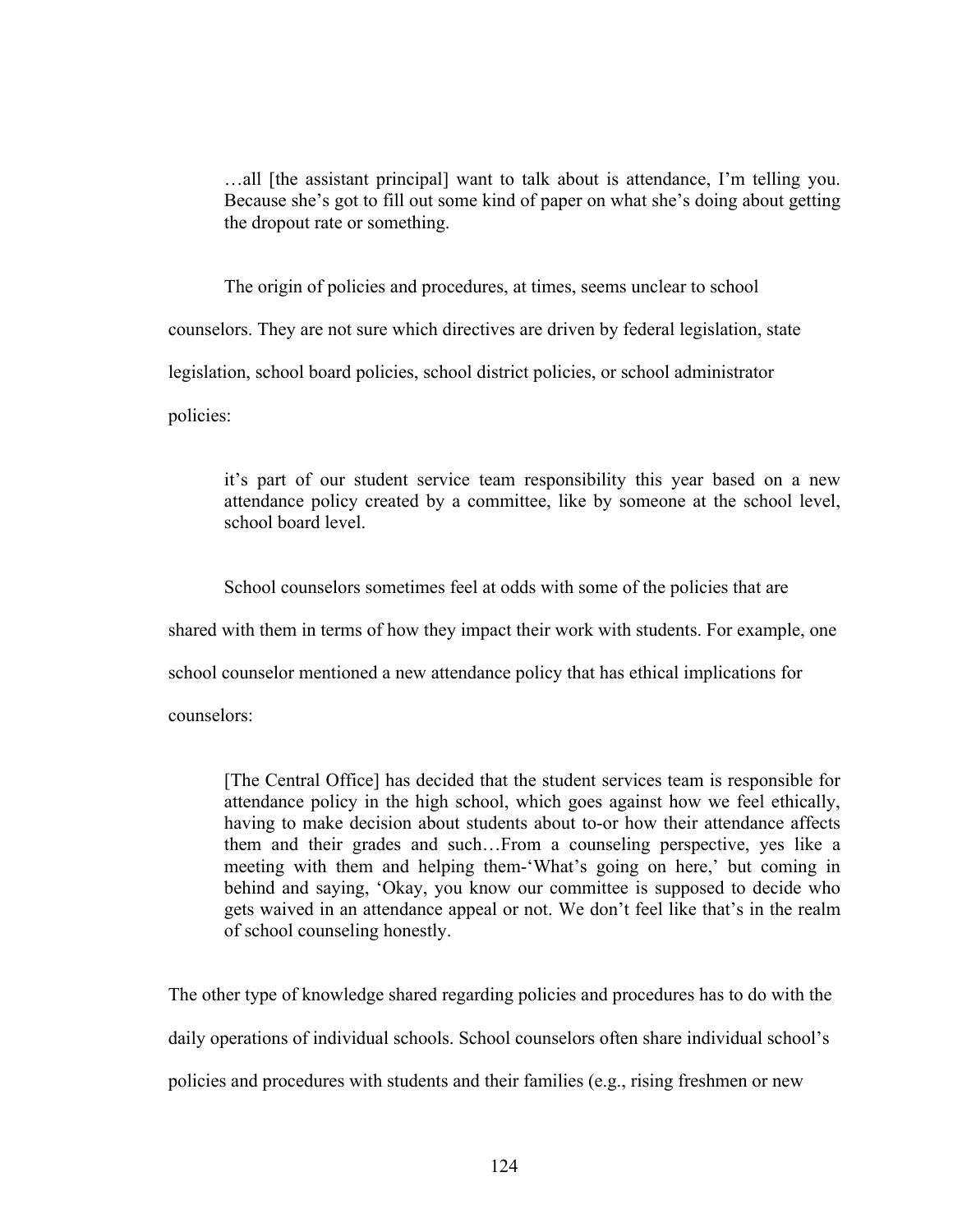> …all [the assistant principal] want to talk about is attendance, I'm telling you. Because she's got to fill out some kind of paper on what she's doing about getting the dropout rate or something.

The origin of policies and procedures, at times, seems unclear to school counselors. They are not sure which directives are driven by federal legislation, state legislation, school board policies, school district policies, or school administrator policies:

> it's part of our student service team responsibility this year based on a new attendance policy created by a committee, like by someone at the school level, school board level.

School counselors sometimes feel at odds with some of the policies that are shared with them in terms of how they impact their work with students. For example, one school counselor mentioned a new attendance policy that has ethical implications for counselors:

> [The Central Office] has decided that the student services team is responsible for attendance policy in the high school, which goes against how we feel ethically, having to make decision about students about to-or how their attendance affects them and their grades and such…From a counseling perspective, yes like a meeting with them and helping them-'What's going on here,' but coming in behind and saying, 'Okay, you know our committee is supposed to decide who gets waived in an attendance appeal or not. We don't feel like that's in the realm of school counseling honestly.

The other type of knowledge shared regarding policies and procedures has to do with the daily operations of individual schools. School counselors often share individual school's policies and procedures with students and their families (e.g., rising freshmen or new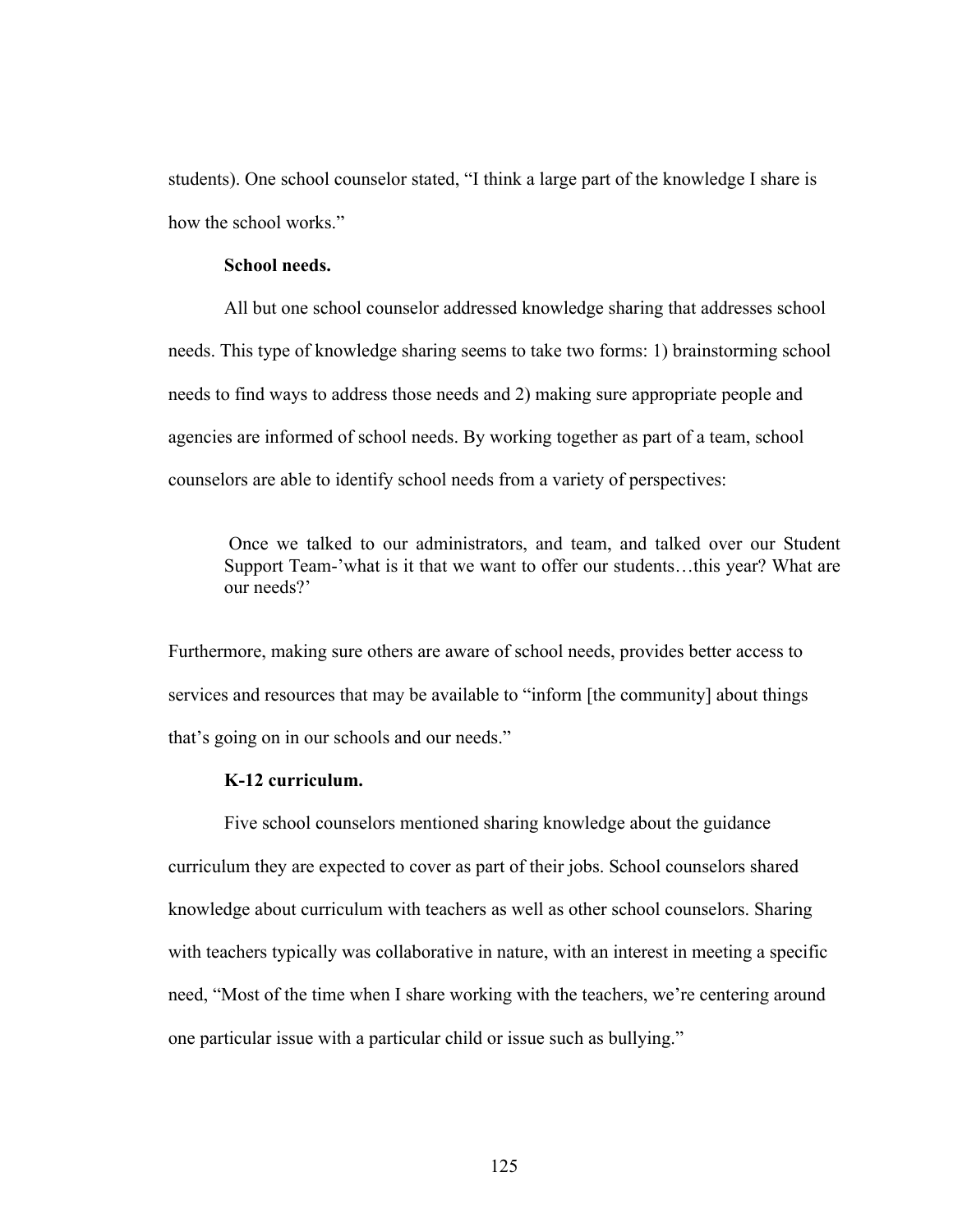students). One school counselor stated, “I think a large part of the knowledge I share is how the school works.”

**School needs.**

All but one school counselor addressed knowledge sharing that addresses school needs. This type of knowledge sharing seems to take two forms: 1) brainstorming school needs to find ways to address those needs and 2) making sure appropriate people and agencies are informed of school needs. By working together as part of a team, school counselors are able to identify school needs from a variety of perspectives:

> Once we talked to our administrators, and team, and talked over our Student Support Team-’what is it that we want to offer our students…this year? What are our needs?’

Furthermore, making sure others are aware of school needs, provides better access to services and resources that may be available to “inform [the community] about things that’s going on in our schools and our needs.”

**K-12 curriculum.**

Five school counselors mentioned sharing knowledge about the guidance curriculum they are expected to cover as part of their jobs. School counselors shared knowledge about curriculum with teachers as well as other school counselors. Sharing with teachers typically was collaborative in nature, with an interest in meeting a specific need, “Most of the time when I share working with the teachers, we’re centering around one particular issue with a particular child or issue such as bullying.”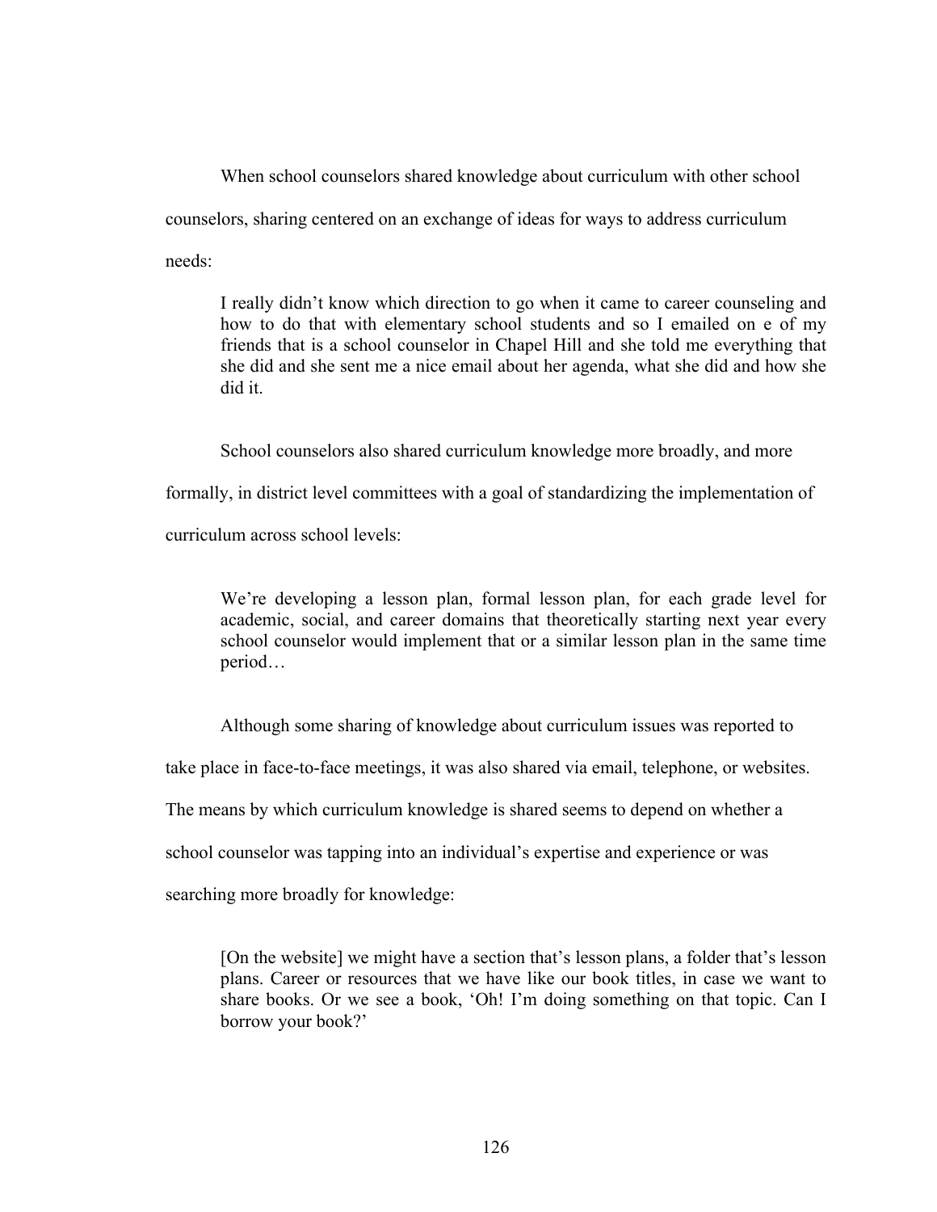When school counselors shared knowledge about curriculum with other school counselors, sharing centered on an exchange of ideas for ways to address curriculum needs:

> I really didn't know which direction to go when it came to career counseling and how to do that with elementary school students and so I emailed on e of my friends that is a school counselor in Chapel Hill and she told me everything that she did and she sent me a nice email about her agenda, what she did and how she did it.

School counselors also shared curriculum knowledge more broadly, and more formally, in district level committees with a goal of standardizing the implementation of curriculum across school levels:

> We're developing a lesson plan, formal lesson plan, for each grade level for academic, social, and career domains that theoretically starting next year every school counselor would implement that or a similar lesson plan in the same time period…

Although some sharing of knowledge about curriculum issues was reported to take place in face-to-face meetings, it was also shared via email, telephone, or websites. The means by which curriculum knowledge is shared seems to depend on whether a school counselor was tapping into an individual's expertise and experience or was searching more broadly for knowledge:

> [On the website] we might have a section that's lesson plans, a folder that's lesson plans. Career or resources that we have like our book titles, in case we want to share books. Or we see a book, 'Oh! I'm doing something on that topic. Can I borrow your book?'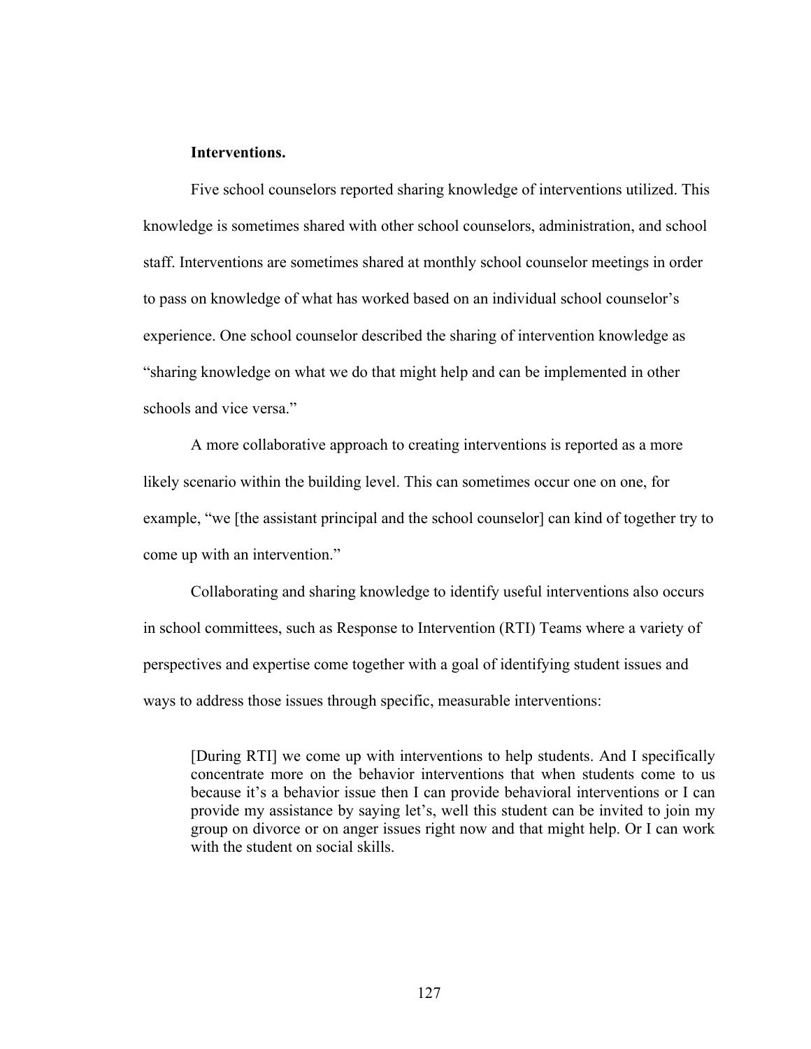**Interventions.**

Five school counselors reported sharing knowledge of interventions utilized. This knowledge is sometimes shared with other school counselors, administration, and school staff. Interventions are sometimes shared at monthly school counselor meetings in order to pass on knowledge of what has worked based on an individual school counselor's experience. One school counselor described the sharing of intervention knowledge as "sharing knowledge on what we do that might help and can be implemented in other schools and vice versa."

A more collaborative approach to creating interventions is reported as a more likely scenario within the building level. This can sometimes occur one on one, for example, "we [the assistant principal and the school counselor] can kind of together try to come up with an intervention."

Collaborating and sharing knowledge to identify useful interventions also occurs in school committees, such as Response to Intervention (RTI) Teams where a variety of perspectives and expertise come together with a goal of identifying student issues and ways to address those issues through specific, measurable interventions:

> [During RTI] we come up with interventions to help students. And I specifically concentrate more on the behavior interventions that when students come to us because it's a behavior issue then I can provide behavioral interventions or I can provide my assistance by saying let's, well this student can be invited to join my group on divorce or on anger issues right now and that might help. Or I can work with the student on social skills.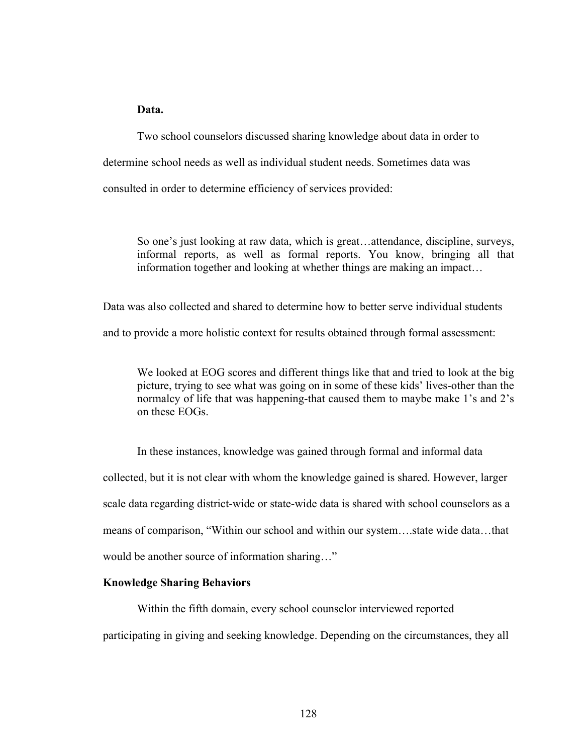**Data.**

Two school counselors discussed sharing knowledge about data in order to determine school needs as well as individual student needs. Sometimes data was consulted in order to determine efficiency of services provided:

> So one's just looking at raw data, which is great…attendance, discipline, surveys, informal reports, as well as formal reports. You know, bringing all that information together and looking at whether things are making an impact…

Data was also collected and shared to determine how to better serve individual students and to provide a more holistic context for results obtained through formal assessment:

> We looked at EOG scores and different things like that and tried to look at the big picture, trying to see what was going on in some of these kids' lives-other than the normalcy of life that was happening-that caused them to maybe make 1's and 2's on these EOGs.

In these instances, knowledge was gained through formal and informal data collected, but it is not clear with whom the knowledge gained is shared. However, larger scale data regarding district-wide or state-wide data is shared with school counselors as a means of comparison, "Within our school and within our system….state wide data…that would be another source of information sharing…"

## Knowledge Sharing Behaviors

Within the fifth domain, every school counselor interviewed reported participating in giving and seeking knowledge. Depending on the circumstances, they all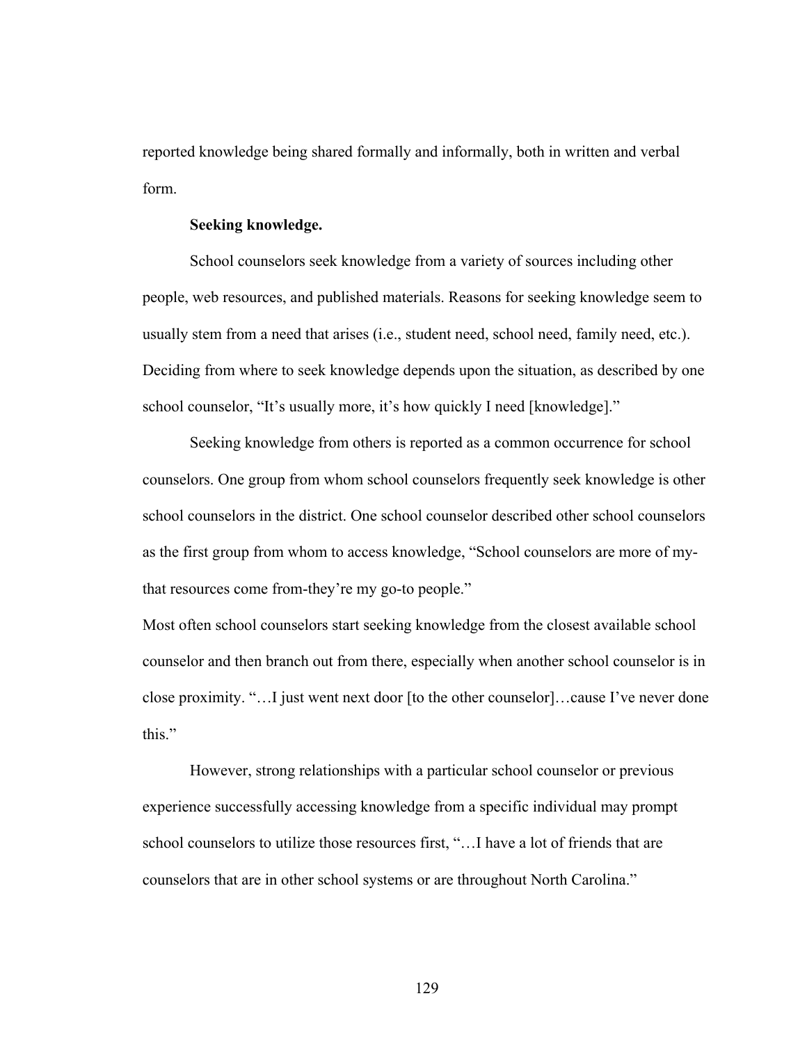reported knowledge being shared formally and informally, both in written and verbal form.

**Seeking knowledge.**

School counselors seek knowledge from a variety of sources including other people, web resources, and published materials. Reasons for seeking knowledge seem to usually stem from a need that arises (i.e., student need, school need, family need, etc.). Deciding from where to seek knowledge depends upon the situation, as described by one school counselor, "It's usually more, it's how quickly I need [knowledge]."

Seeking knowledge from others is reported as a common occurrence for school counselors. One group from whom school counselors frequently seek knowledge is other school counselors in the district. One school counselor described other school counselors as the first group from whom to access knowledge, "School counselors are more of my-that resources come from-they're my go-to people."

Most often school counselors start seeking knowledge from the closest available school counselor and then branch out from there, especially when another school counselor is in close proximity. "…I just went next door [to the other counselor]…cause I've never done this."

However, strong relationships with a particular school counselor or previous experience successfully accessing knowledge from a specific individual may prompt school counselors to utilize those resources first, "…I have a lot of friends that are counselors that are in other school systems or are throughout North Carolina."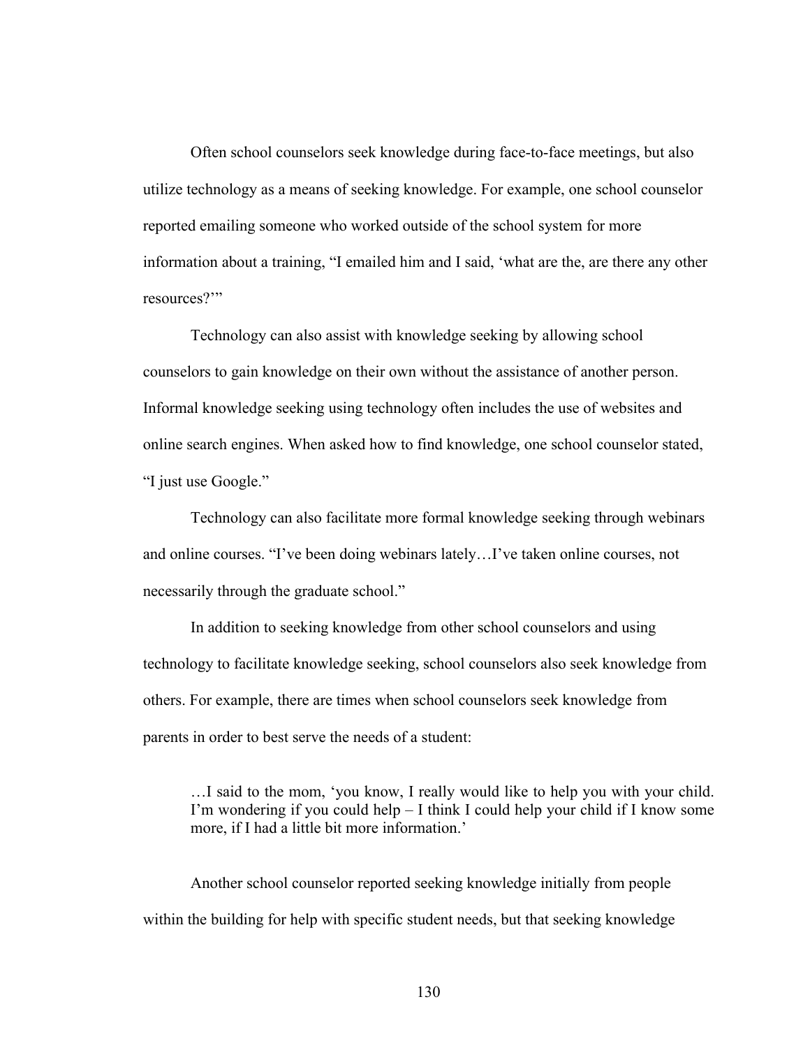Often school counselors seek knowledge during face-to-face meetings, but also utilize technology as a means of seeking knowledge. For example, one school counselor reported emailing someone who worked outside of the school system for more information about a training, "I emailed him and I said, 'what are the, are there any other resources?'"

Technology can also assist with knowledge seeking by allowing school counselors to gain knowledge on their own without the assistance of another person. Informal knowledge seeking using technology often includes the use of websites and online search engines. When asked how to find knowledge, one school counselor stated, "I just use Google."

Technology can also facilitate more formal knowledge seeking through webinars and online courses. "I've been doing webinars lately…I've taken online courses, not necessarily through the graduate school."

In addition to seeking knowledge from other school counselors and using technology to facilitate knowledge seeking, school counselors also seek knowledge from others. For example, there are times when school counselors seek knowledge from parents in order to best serve the needs of a student:

> …I said to the mom, 'you know, I really would like to help you with your child. I'm wondering if you could help – I think I could help your child if I know some more, if I had a little bit more information.'

Another school counselor reported seeking knowledge initially from people within the building for help with specific student needs, but that seeking knowledge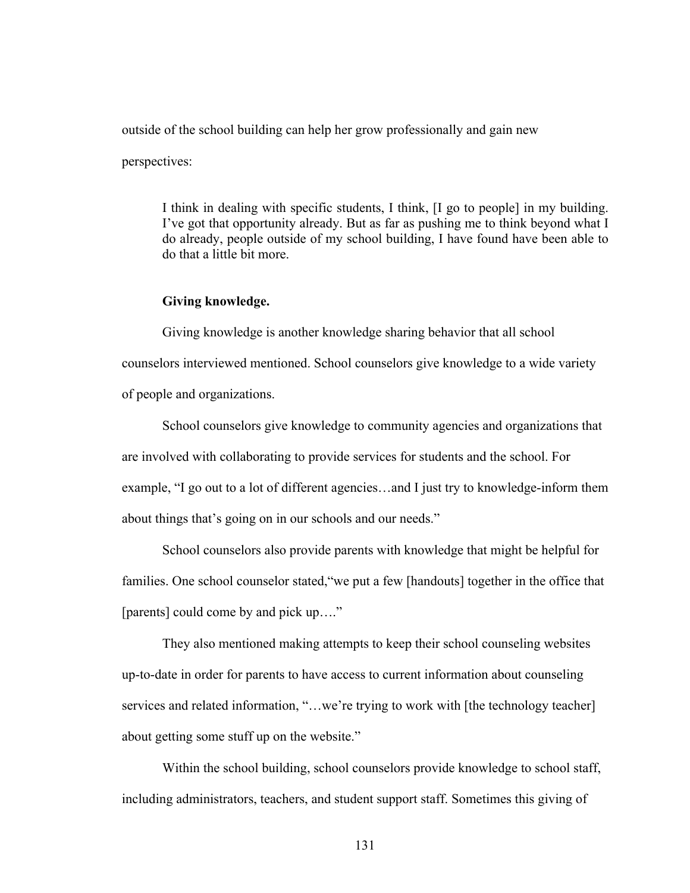outside of the school building can help her grow professionally and gain new perspectives:

> I think in dealing with specific students, I think, [I go to people] in my building. I've got that opportunity already. But as far as pushing me to think beyond what I do already, people outside of my school building, I have found have been able to do that a little bit more.

**Giving knowledge.**

Giving knowledge is another knowledge sharing behavior that all school counselors interviewed mentioned. School counselors give knowledge to a wide variety of people and organizations.

School counselors give knowledge to community agencies and organizations that are involved with collaborating to provide services for students and the school. For example, "I go out to a lot of different agencies…and I just try to knowledge-inform them about things that's going on in our schools and our needs."

School counselors also provide parents with knowledge that might be helpful for families. One school counselor stated,"we put a few [handouts] together in the office that [parents] could come by and pick up…."

They also mentioned making attempts to keep their school counseling websites up-to-date in order for parents to have access to current information about counseling services and related information, "…we're trying to work with [the technology teacher] about getting some stuff up on the website."

Within the school building, school counselors provide knowledge to school staff, including administrators, teachers, and student support staff. Sometimes this giving of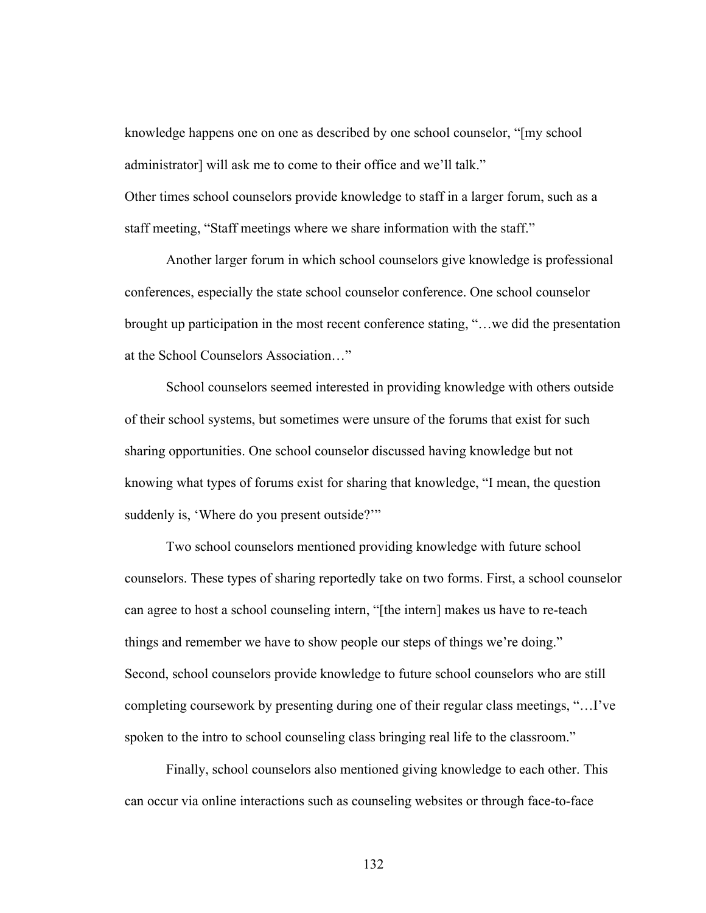knowledge happens one on one as described by one school counselor, "[my school administrator] will ask me to come to their office and we'll talk."

Other times school counselors provide knowledge to staff in a larger forum, such as a staff meeting, "Staff meetings where we share information with the staff."

Another larger forum in which school counselors give knowledge is professional conferences, especially the state school counselor conference. One school counselor brought up participation in the most recent conference stating, "…we did the presentation at the School Counselors Association…"

School counselors seemed interested in providing knowledge with others outside of their school systems, but sometimes were unsure of the forums that exist for such sharing opportunities. One school counselor discussed having knowledge but not knowing what types of forums exist for sharing that knowledge, "I mean, the question suddenly is, 'Where do you present outside?'"

Two school counselors mentioned providing knowledge with future school counselors. These types of sharing reportedly take on two forms. First, a school counselor can agree to host a school counseling intern, "[the intern] makes us have to re-teach things and remember we have to show people our steps of things we're doing."

Second, school counselors provide knowledge to future school counselors who are still completing coursework by presenting during one of their regular class meetings, "…I've spoken to the intro to school counseling class bringing real life to the classroom."

Finally, school counselors also mentioned giving knowledge to each other. This can occur via online interactions such as counseling websites or through face-to-face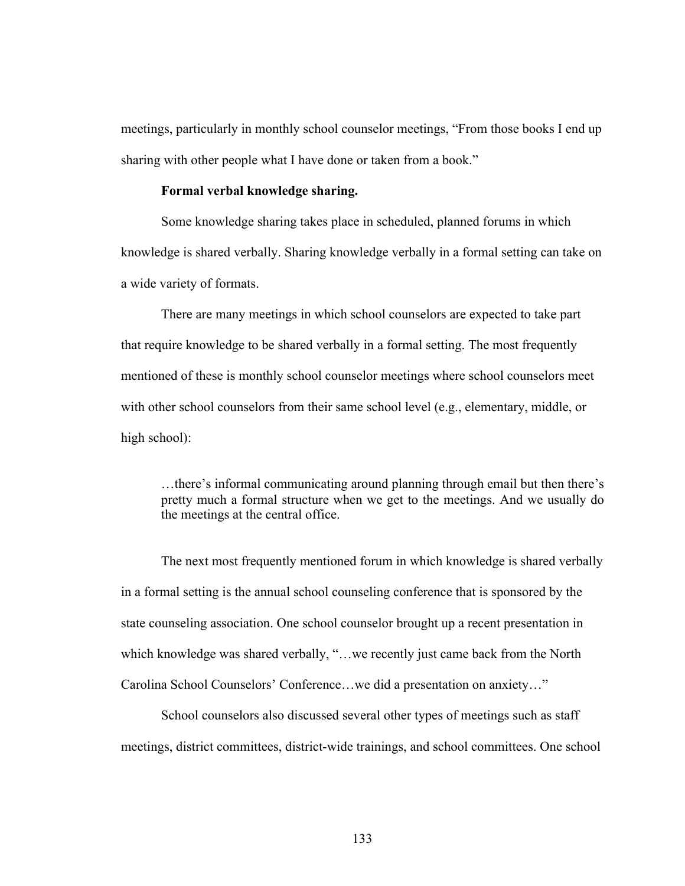meetings, particularly in monthly school counselor meetings, "From those books I end up sharing with other people what I have done or taken from a book."

**Formal verbal knowledge sharing.**

Some knowledge sharing takes place in scheduled, planned forums in which knowledge is shared verbally. Sharing knowledge verbally in a formal setting can take on a wide variety of formats.

There are many meetings in which school counselors are expected to take part that require knowledge to be shared verbally in a formal setting. The most frequently mentioned of these is monthly school counselor meetings where school counselors meet with other school counselors from their same school level (e.g., elementary, middle, or high school):

> …there's informal communicating around planning through email but then there's pretty much a formal structure when we get to the meetings. And we usually do the meetings at the central office.

The next most frequently mentioned forum in which knowledge is shared verbally in a formal setting is the annual school counseling conference that is sponsored by the state counseling association. One school counselor brought up a recent presentation in which knowledge was shared verbally, "…we recently just came back from the North Carolina School Counselors' Conference…we did a presentation on anxiety…"

School counselors also discussed several other types of meetings such as staff meetings, district committees, district-wide trainings, and school committees. One school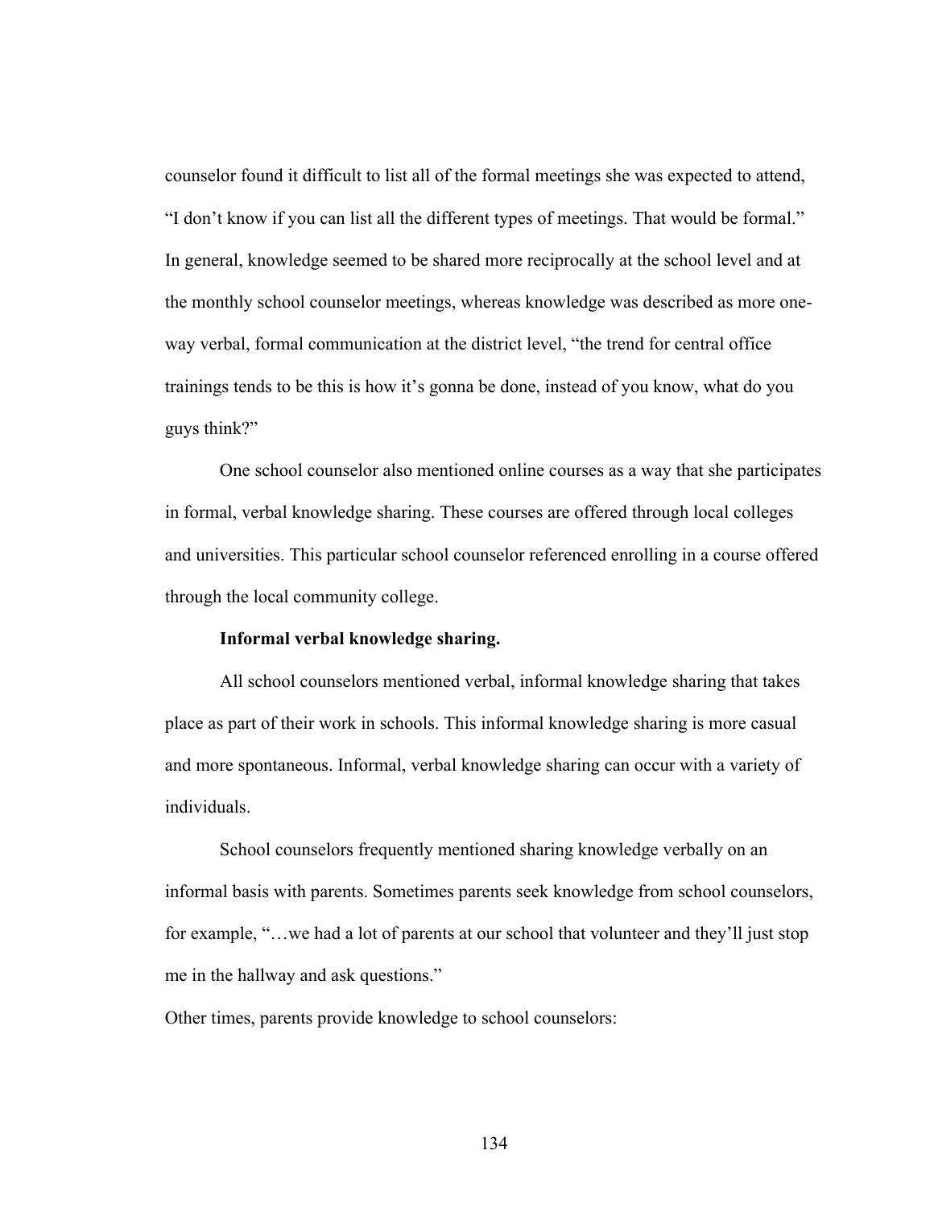counselor found it difficult to list all of the formal meetings she was expected to attend, "I don't know if you can list all the different types of meetings. That would be formal." In general, knowledge seemed to be shared more reciprocally at the school level and at the monthly school counselor meetings, whereas knowledge was described as more one-way verbal, formal communication at the district level, "the trend for central office trainings tends to be this is how it's gonna be done, instead of you know, what do you guys think?"

One school counselor also mentioned online courses as a way that she participates in formal, verbal knowledge sharing. These courses are offered through local colleges and universities. This particular school counselor referenced enrolling in a course offered through the local community college.

**Informal verbal knowledge sharing.**

All school counselors mentioned verbal, informal knowledge sharing that takes place as part of their work in schools. This informal knowledge sharing is more casual and more spontaneous. Informal, verbal knowledge sharing can occur with a variety of individuals.

School counselors frequently mentioned sharing knowledge verbally on an informal basis with parents. Sometimes parents seek knowledge from school counselors, for example, "…we had a lot of parents at our school that volunteer and they'll just stop me in the hallway and ask questions."

Other times, parents provide knowledge to school counselors: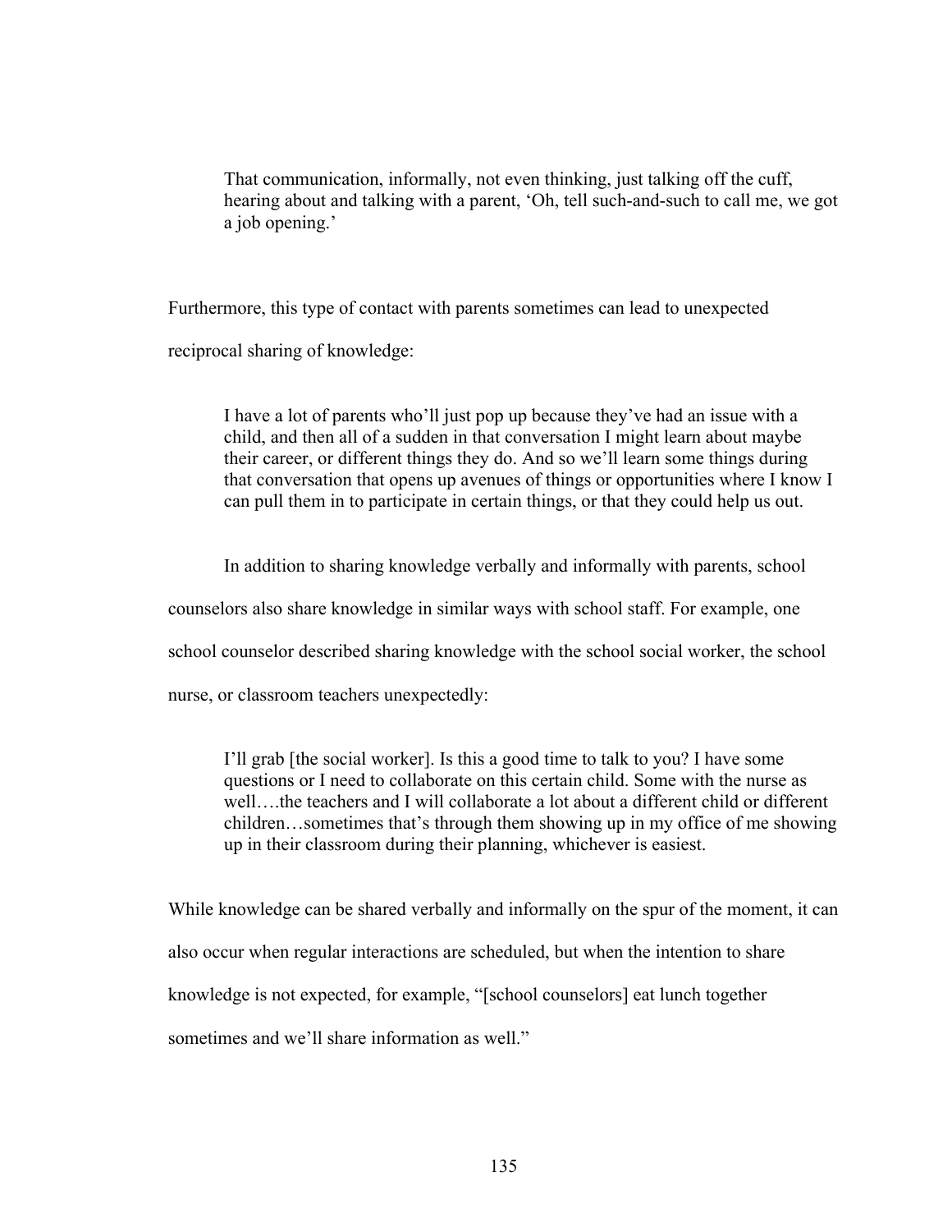> That communication, informally, not even thinking, just talking off the cuff, hearing about and talking with a parent, 'Oh, tell such-and-such to call me, we got a job opening.'

Furthermore, this type of contact with parents sometimes can lead to unexpected reciprocal sharing of knowledge:

> I have a lot of parents who'll just pop up because they've had an issue with a child, and then all of a sudden in that conversation I might learn about maybe their career, or different things they do. And so we'll learn some things during that conversation that opens up avenues of things or opportunities where I know I can pull them in to participate in certain things, or that they could help us out.

In addition to sharing knowledge verbally and informally with parents, school counselors also share knowledge in similar ways with school staff. For example, one school counselor described sharing knowledge with the school social worker, the school nurse, or classroom teachers unexpectedly:

> I'll grab [the social worker]. Is this a good time to talk to you? I have some questions or I need to collaborate on this certain child. Some with the nurse as well….the teachers and I will collaborate a lot about a different child or different children…sometimes that's through them showing up in my office of me showing up in their classroom during their planning, whichever is easiest.

While knowledge can be shared verbally and informally on the spur of the moment, it can also occur when regular interactions are scheduled, but when the intention to share knowledge is not expected, for example, "[school counselors] eat lunch together sometimes and we'll share information as well."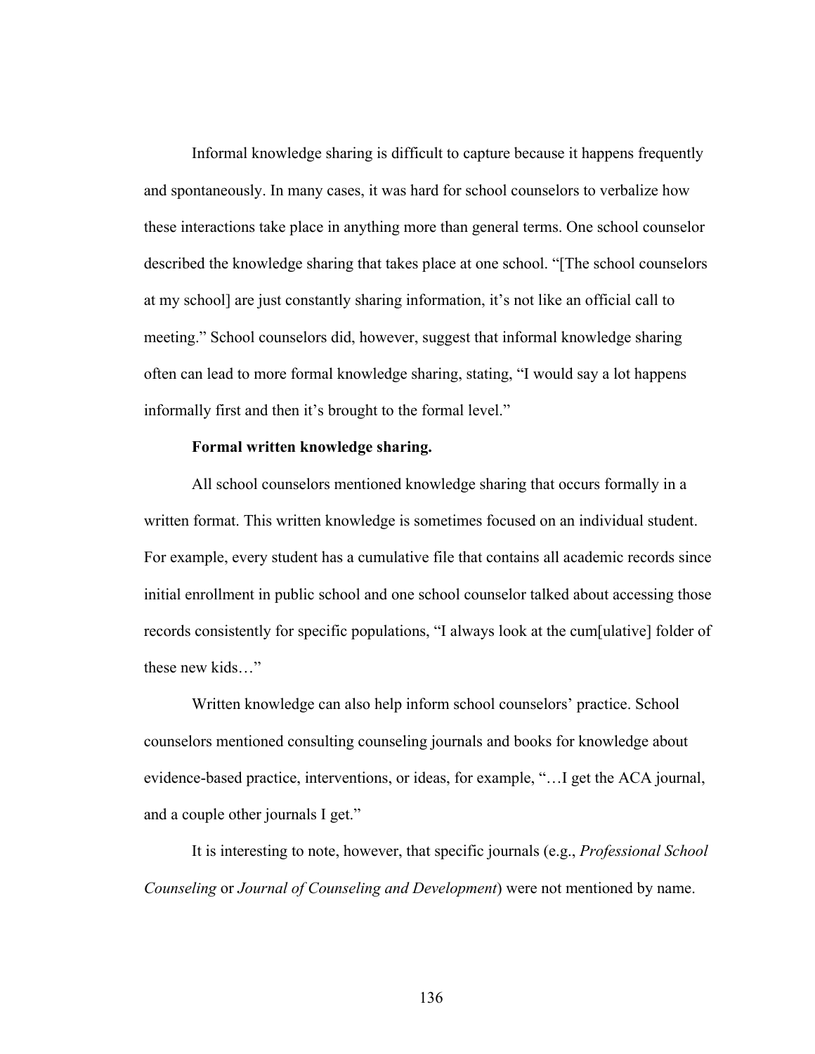Informal knowledge sharing is difficult to capture because it happens frequently and spontaneously. In many cases, it was hard for school counselors to verbalize how these interactions take place in anything more than general terms. One school counselor described the knowledge sharing that takes place at one school. "[The school counselors at my school] are just constantly sharing information, it's not like an official call to meeting." School counselors did, however, suggest that informal knowledge sharing often can lead to more formal knowledge sharing, stating, "I would say a lot happens informally first and then it's brought to the formal level."

**Formal written knowledge sharing.**

All school counselors mentioned knowledge sharing that occurs formally in a written format. This written knowledge is sometimes focused on an individual student. For example, every student has a cumulative file that contains all academic records since initial enrollment in public school and one school counselor talked about accessing those records consistently for specific populations, "I always look at the cum[ulative] folder of these new kids…"

Written knowledge can also help inform school counselors' practice. School counselors mentioned consulting counseling journals and books for knowledge about evidence-based practice, interventions, or ideas, for example, "…I get the ACA journal, and a couple other journals I get."

It is interesting to note, however, that specific journals (e.g., *Professional School Counseling* or *Journal of Counseling and Development*) were not mentioned by name.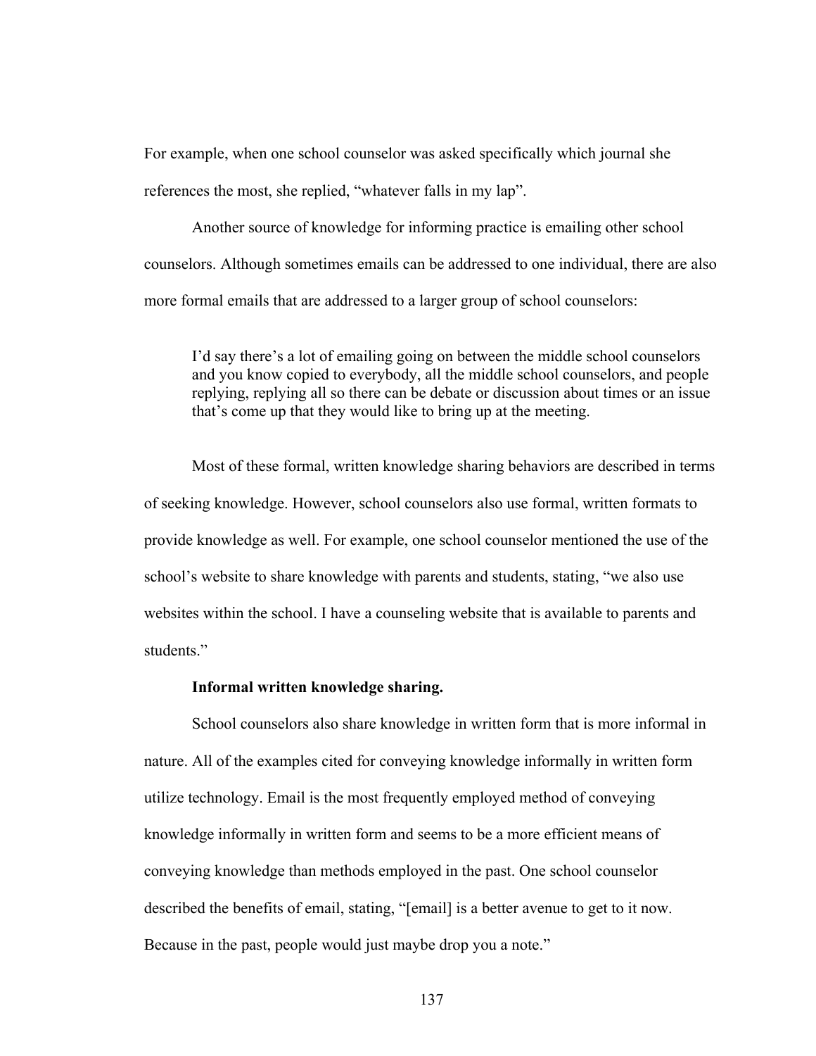For example, when one school counselor was asked specifically which journal she references the most, she replied, "whatever falls in my lap".

Another source of knowledge for informing practice is emailing other school counselors. Although sometimes emails can be addressed to one individual, there are also more formal emails that are addressed to a larger group of school counselors:

> I'd say there's a lot of emailing going on between the middle school counselors and you know copied to everybody, all the middle school counselors, and people replying, replying all so there can be debate or discussion about times or an issue that's come up that they would like to bring up at the meeting.

Most of these formal, written knowledge sharing behaviors are described in terms of seeking knowledge. However, school counselors also use formal, written formats to provide knowledge as well. For example, one school counselor mentioned the use of the school's website to share knowledge with parents and students, stating, "we also use websites within the school. I have a counseling website that is available to parents and students."

#### Informal written knowledge sharing.

School counselors also share knowledge in written form that is more informal in nature. All of the examples cited for conveying knowledge informally in written form utilize technology. Email is the most frequently employed method of conveying knowledge informally in written form and seems to be a more efficient means of conveying knowledge than methods employed in the past. One school counselor described the benefits of email, stating, "[email] is a better avenue to get to it now. Because in the past, people would just maybe drop you a note."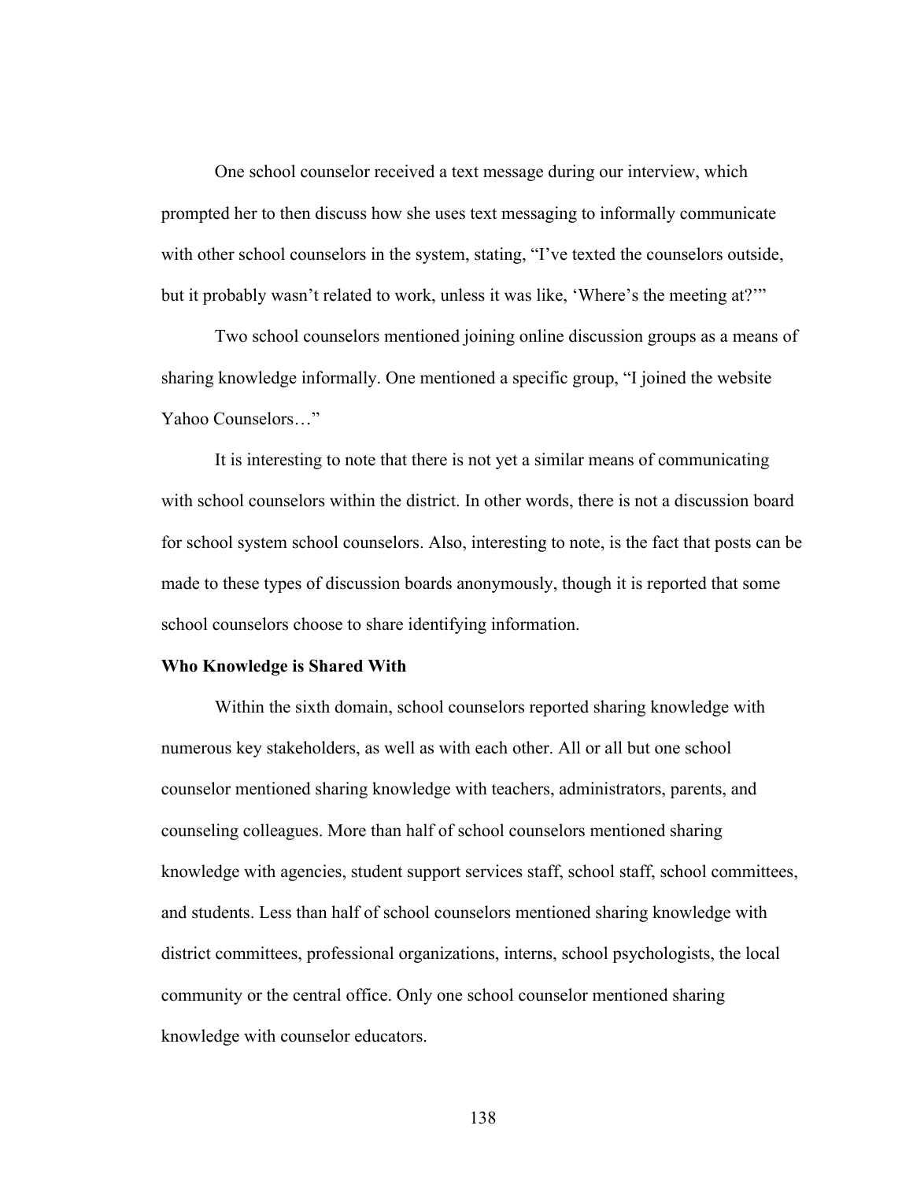One school counselor received a text message during our interview, which prompted her to then discuss how she uses text messaging to informally communicate with other school counselors in the system, stating, "I've texted the counselors outside, but it probably wasn't related to work, unless it was like, 'Where's the meeting at?'"

Two school counselors mentioned joining online discussion groups as a means of sharing knowledge informally. One mentioned a specific group, "I joined the website Yahoo Counselors…"

It is interesting to note that there is not yet a similar means of communicating with school counselors within the district. In other words, there is not a discussion board for school system school counselors. Also, interesting to note, is the fact that posts can be made to these types of discussion boards anonymously, though it is reported that some school counselors choose to share identifying information.

**Who Knowledge is Shared With**

Within the sixth domain, school counselors reported sharing knowledge with numerous key stakeholders, as well as with each other. All or all but one school counselor mentioned sharing knowledge with teachers, administrators, parents, and counseling colleagues. More than half of school counselors mentioned sharing knowledge with agencies, student support services staff, school staff, school committees, and students. Less than half of school counselors mentioned sharing knowledge with district committees, professional organizations, interns, school psychologists, the local community or the central office. Only one school counselor mentioned sharing knowledge with counselor educators.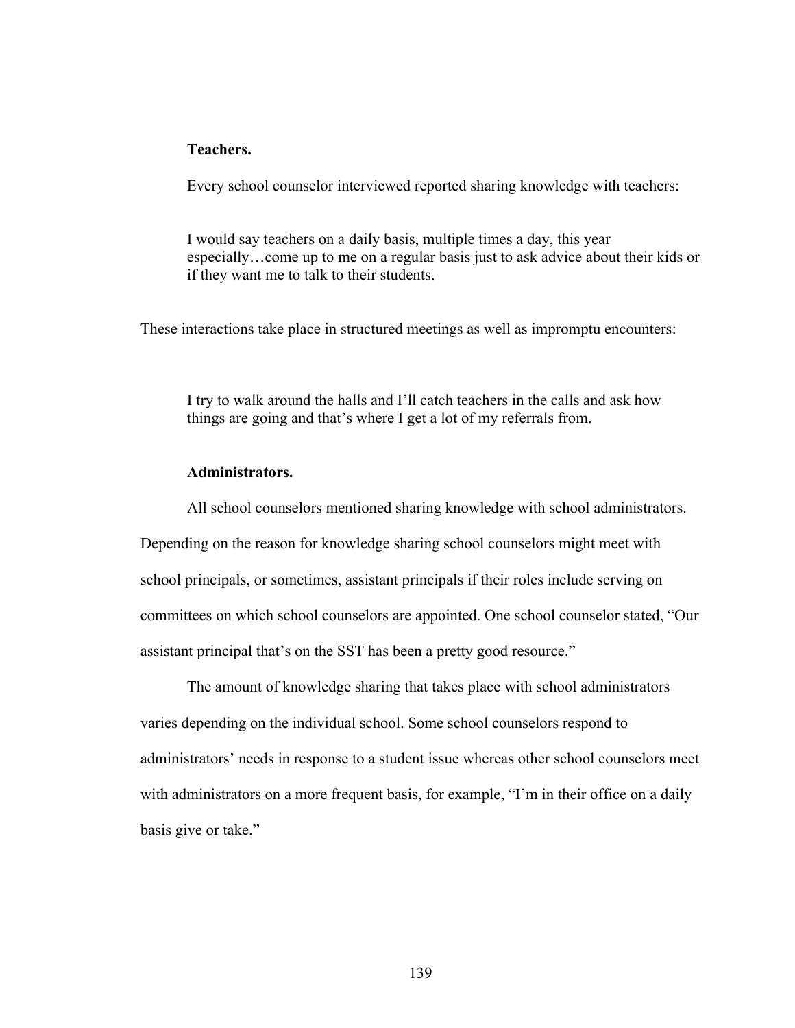**Teachers.**

Every school counselor interviewed reported sharing knowledge with teachers:

> I would say teachers on a daily basis, multiple times a day, this year especially…come up to me on a regular basis just to ask advice about their kids or if they want me to talk to their students.

These interactions take place in structured meetings as well as impromptu encounters:

> I try to walk around the halls and I'll catch teachers in the calls and ask how things are going and that's where I get a lot of my referrals from.

**Administrators.**

All school counselors mentioned sharing knowledge with school administrators. Depending on the reason for knowledge sharing school counselors might meet with school principals, or sometimes, assistant principals if their roles include serving on committees on which school counselors are appointed. One school counselor stated, "Our assistant principal that's on the SST has been a pretty good resource."

The amount of knowledge sharing that takes place with school administrators varies depending on the individual school. Some school counselors respond to administrators' needs in response to a student issue whereas other school counselors meet with administrators on a more frequent basis, for example, "I'm in their office on a daily basis give or take."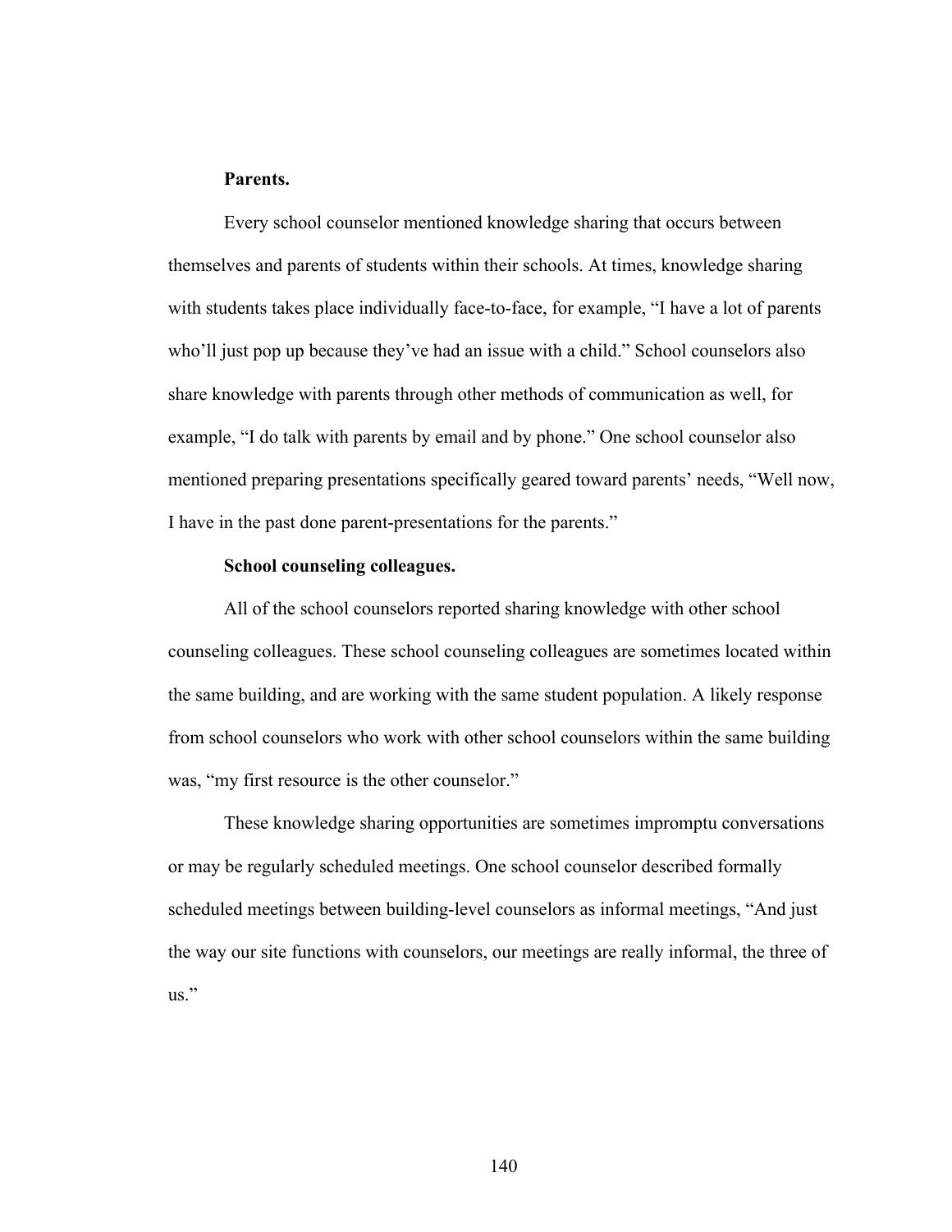**Parents.**

Every school counselor mentioned knowledge sharing that occurs between themselves and parents of students within their schools. At times, knowledge sharing with students takes place individually face-to-face, for example, "I have a lot of parents who'll just pop up because they've had an issue with a child." School counselors also share knowledge with parents through other methods of communication as well, for example, "I do talk with parents by email and by phone." One school counselor also mentioned preparing presentations specifically geared toward parents' needs, "Well now, I have in the past done parent-presentations for the parents."

**School counseling colleagues.**

All of the school counselors reported sharing knowledge with other school counseling colleagues. These school counseling colleagues are sometimes located within the same building, and are working with the same student population. A likely response from school counselors who work with other school counselors within the same building was, "my first resource is the other counselor."

These knowledge sharing opportunities are sometimes impromptu conversations or may be regularly scheduled meetings. One school counselor described formally scheduled meetings between building-level counselors as informal meetings, "And just the way our site functions with counselors, our meetings are really informal, the three of us."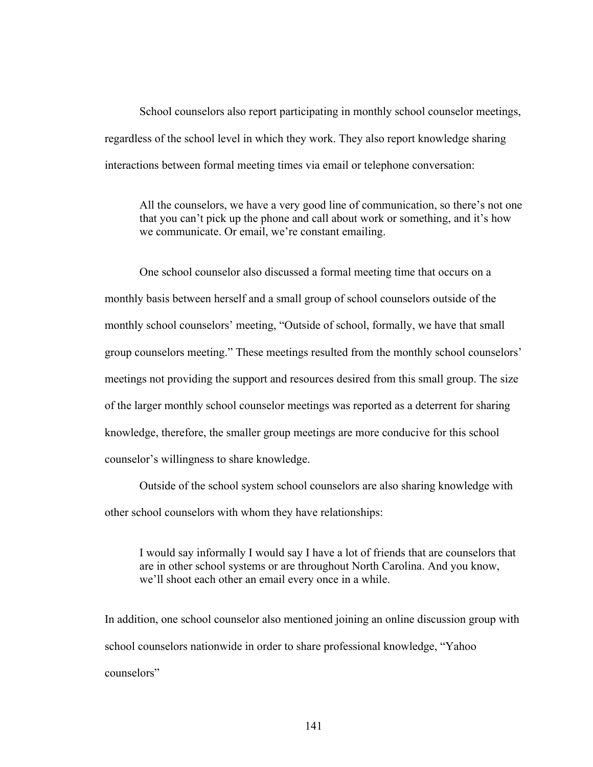School counselors also report participating in monthly school counselor meetings, regardless of the school level in which they work. They also report knowledge sharing interactions between formal meeting times via email or telephone conversation:

> All the counselors, we have a very good line of communication, so there's not one that you can't pick up the phone and call about work or something, and it's how we communicate. Or email, we're constant emailing.

One school counselor also discussed a formal meeting time that occurs on a monthly basis between herself and a small group of school counselors outside of the monthly school counselors' meeting, "Outside of school, formally, we have that small group counselors meeting." These meetings resulted from the monthly school counselors' meetings not providing the support and resources desired from this small group. The size of the larger monthly school counselor meetings was reported as a deterrent for sharing knowledge, therefore, the smaller group meetings are more conducive for this school counselor's willingness to share knowledge.

Outside of the school system school counselors are also sharing knowledge with other school counselors with whom they have relationships:

> I would say informally I would say I have a lot of friends that are counselors that are in other school systems or are throughout North Carolina. And you know, we'll shoot each other an email every once in a while.

In addition, one school counselor also mentioned joining an online discussion group with school counselors nationwide in order to share professional knowledge, "Yahoo counselors"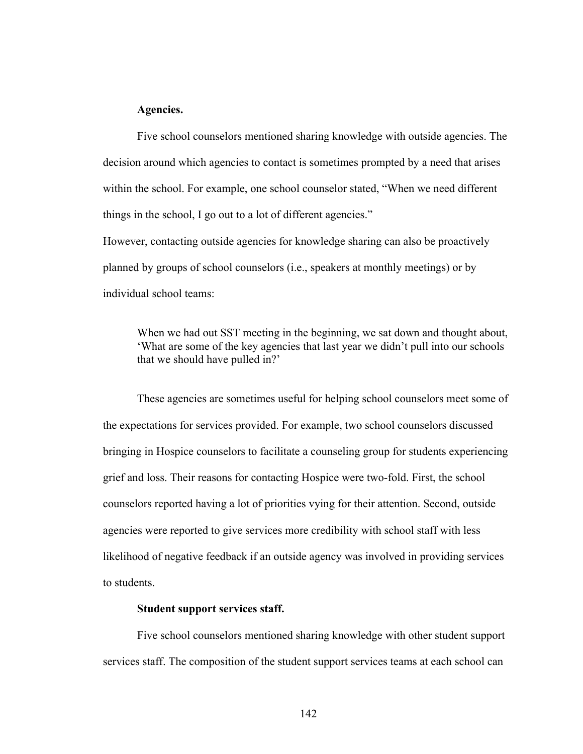**Agencies.**

Five school counselors mentioned sharing knowledge with outside agencies. The decision around which agencies to contact is sometimes prompted by a need that arises within the school. For example, one school counselor stated, "When we need different things in the school, I go out to a lot of different agencies."

However, contacting outside agencies for knowledge sharing can also be proactively planned by groups of school counselors (i.e., speakers at monthly meetings) or by individual school teams:

> When we had out SST meeting in the beginning, we sat down and thought about, 'What are some of the key agencies that last year we didn't pull into our schools that we should have pulled in?'

These agencies are sometimes useful for helping school counselors meet some of the expectations for services provided. For example, two school counselors discussed bringing in Hospice counselors to facilitate a counseling group for students experiencing grief and loss. Their reasons for contacting Hospice were two-fold. First, the school counselors reported having a lot of priorities vying for their attention. Second, outside agencies were reported to give services more credibility with school staff with less likelihood of negative feedback if an outside agency was involved in providing services to students.

**Student support services staff.**

Five school counselors mentioned sharing knowledge with other student support services staff. The composition of the student support services teams at each school can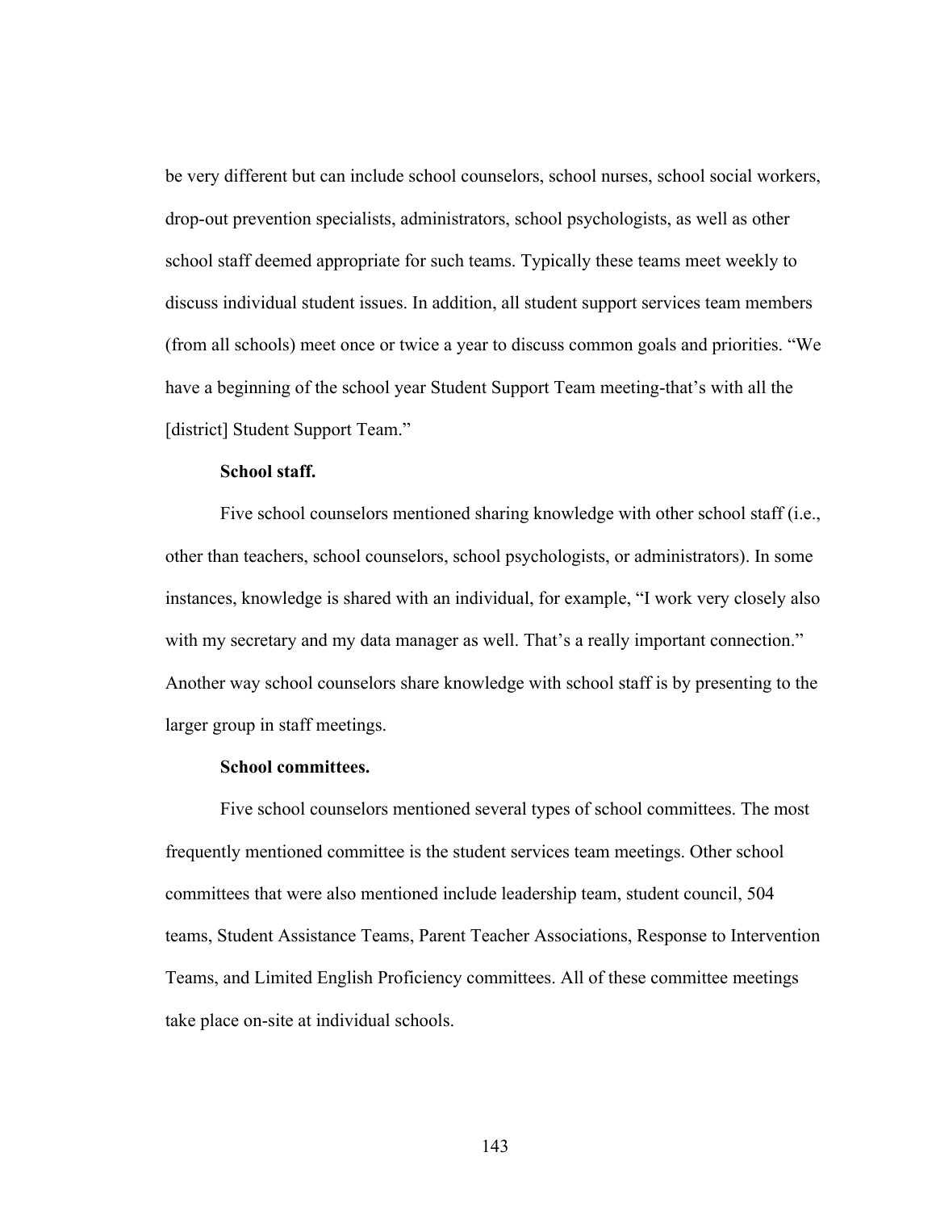be very different but can include school counselors, school nurses, school social workers, drop-out prevention specialists, administrators, school psychologists, as well as other school staff deemed appropriate for such teams. Typically these teams meet weekly to discuss individual student issues. In addition, all student support services team members (from all schools) meet once or twice a year to discuss common goals and priorities. "We have a beginning of the school year Student Support Team meeting-that's with all the [district] Student Support Team."

**School staff.**

Five school counselors mentioned sharing knowledge with other school staff (i.e., other than teachers, school counselors, school psychologists, or administrators). In some instances, knowledge is shared with an individual, for example, "I work very closely also with my secretary and my data manager as well. That's a really important connection." Another way school counselors share knowledge with school staff is by presenting to the larger group in staff meetings.

**School committees.**

Five school counselors mentioned several types of school committees. The most frequently mentioned committee is the student services team meetings. Other school committees that were also mentioned include leadership team, student council, 504 teams, Student Assistance Teams, Parent Teacher Associations, Response to Intervention Teams, and Limited English Proficiency committees. All of these committee meetings take place on-site at individual schools.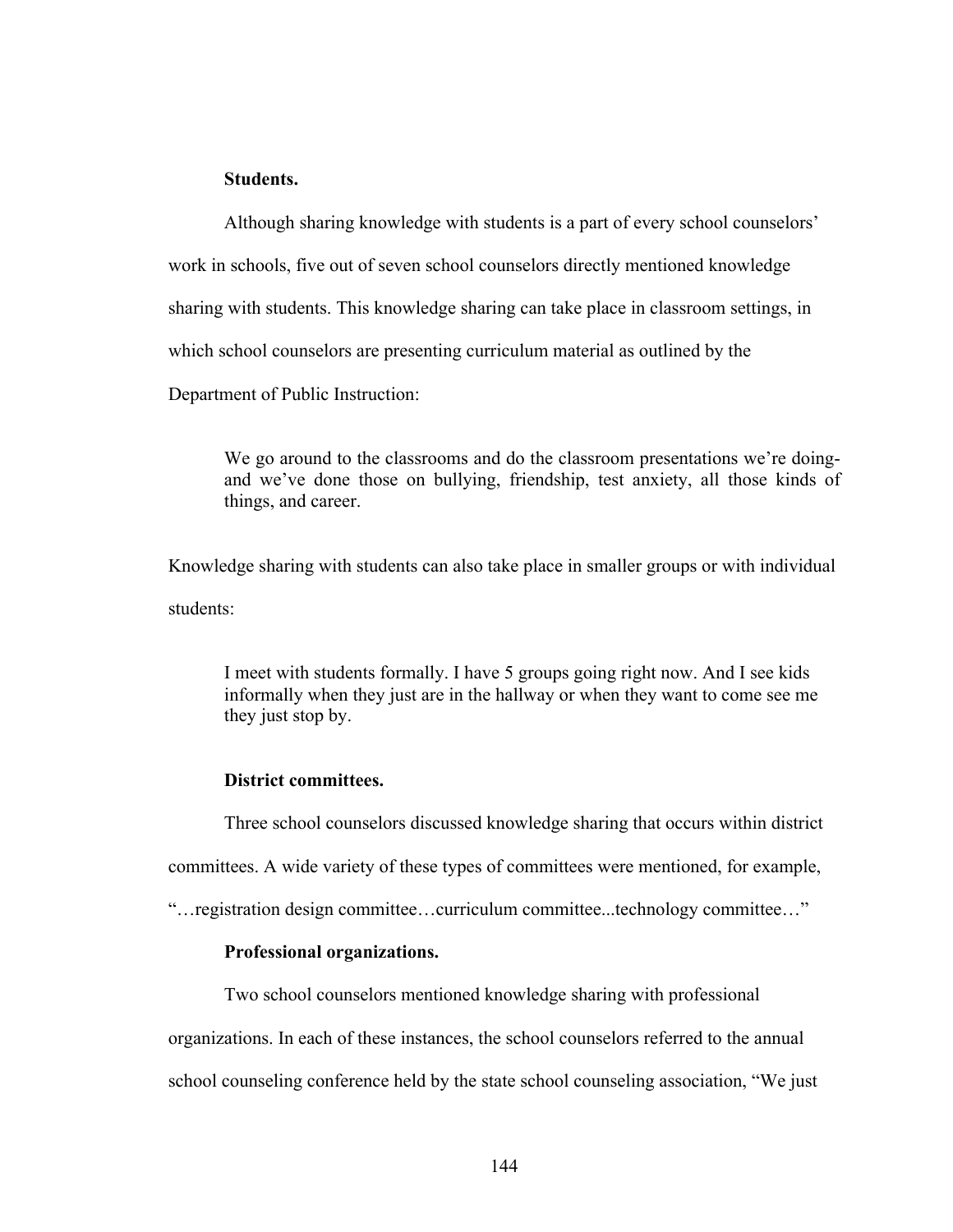**Students.**

Although sharing knowledge with students is a part of every school counselors' work in schools, five out of seven school counselors directly mentioned knowledge sharing with students. This knowledge sharing can take place in classroom settings, in which school counselors are presenting curriculum material as outlined by the Department of Public Instruction:

> We go around to the classrooms and do the classroom presentations we're doing- and we've done those on bullying, friendship, test anxiety, all those kinds of things, and career.

Knowledge sharing with students can also take place in smaller groups or with individual students:

> I meet with students formally. I have 5 groups going right now. And I see kids informally when they just are in the hallway or when they want to come see me they just stop by.

**District committees.**

Three school counselors discussed knowledge sharing that occurs within district committees. A wide variety of these types of committees were mentioned, for example, "…registration design committee…curriculum committee...technology committee…"

**Professional organizations.**

Two school counselors mentioned knowledge sharing with professional organizations. In each of these instances, the school counselors referred to the annual school counseling conference held by the state school counseling association, "We just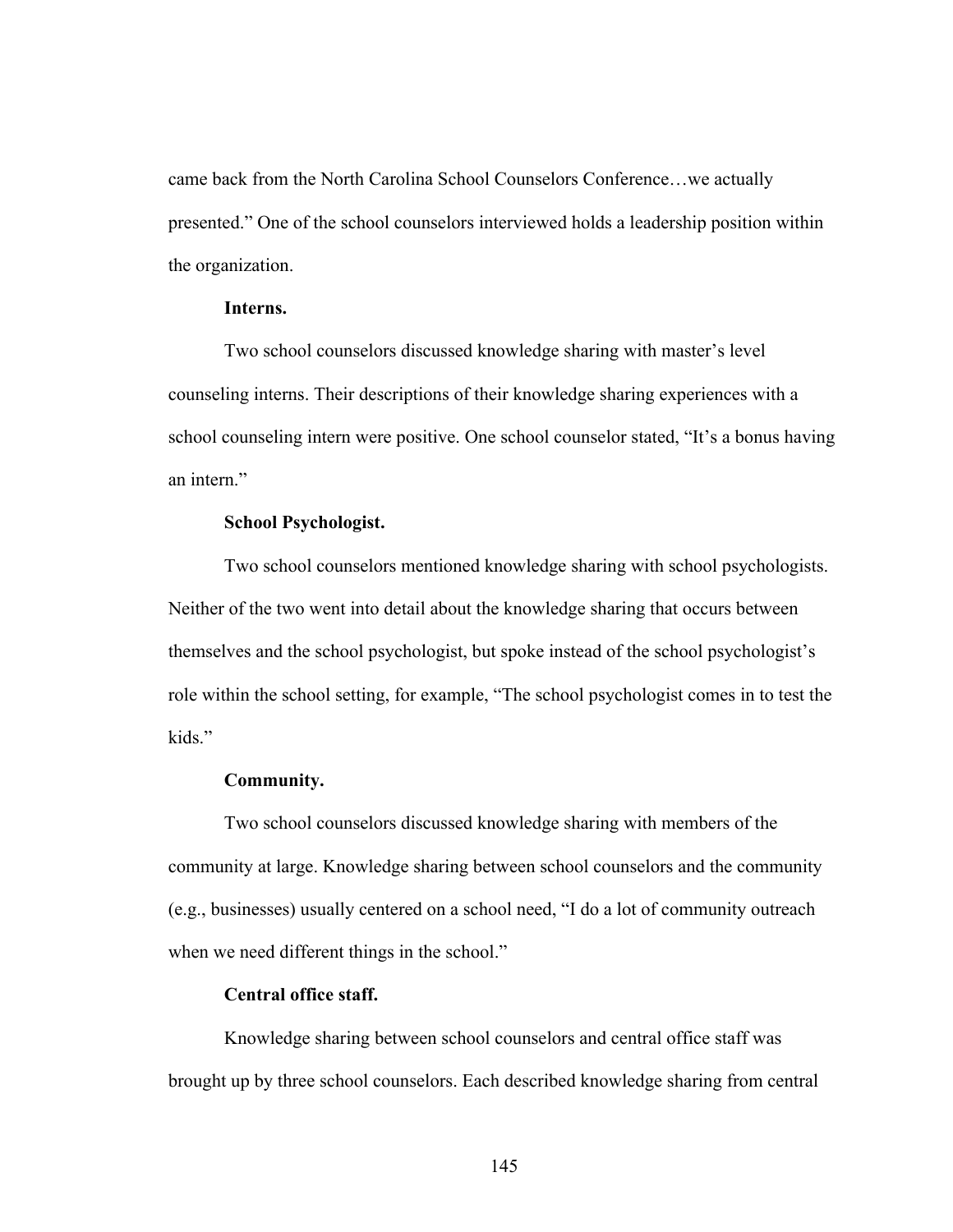came back from the North Carolina School Counselors Conference…we actually presented." One of the school counselors interviewed holds a leadership position within the organization.

**Interns.**

Two school counselors discussed knowledge sharing with master's level counseling interns. Their descriptions of their knowledge sharing experiences with a school counseling intern were positive. One school counselor stated, "It's a bonus having an intern."

**School Psychologist.**

Two school counselors mentioned knowledge sharing with school psychologists. Neither of the two went into detail about the knowledge sharing that occurs between themselves and the school psychologist, but spoke instead of the school psychologist's role within the school setting, for example, "The school psychologist comes in to test the kids."

**Community.**

Two school counselors discussed knowledge sharing with members of the community at large. Knowledge sharing between school counselors and the community (e.g., businesses) usually centered on a school need, "I do a lot of community outreach when we need different things in the school."

**Central office staff.**

Knowledge sharing between school counselors and central office staff was brought up by three school counselors. Each described knowledge sharing from central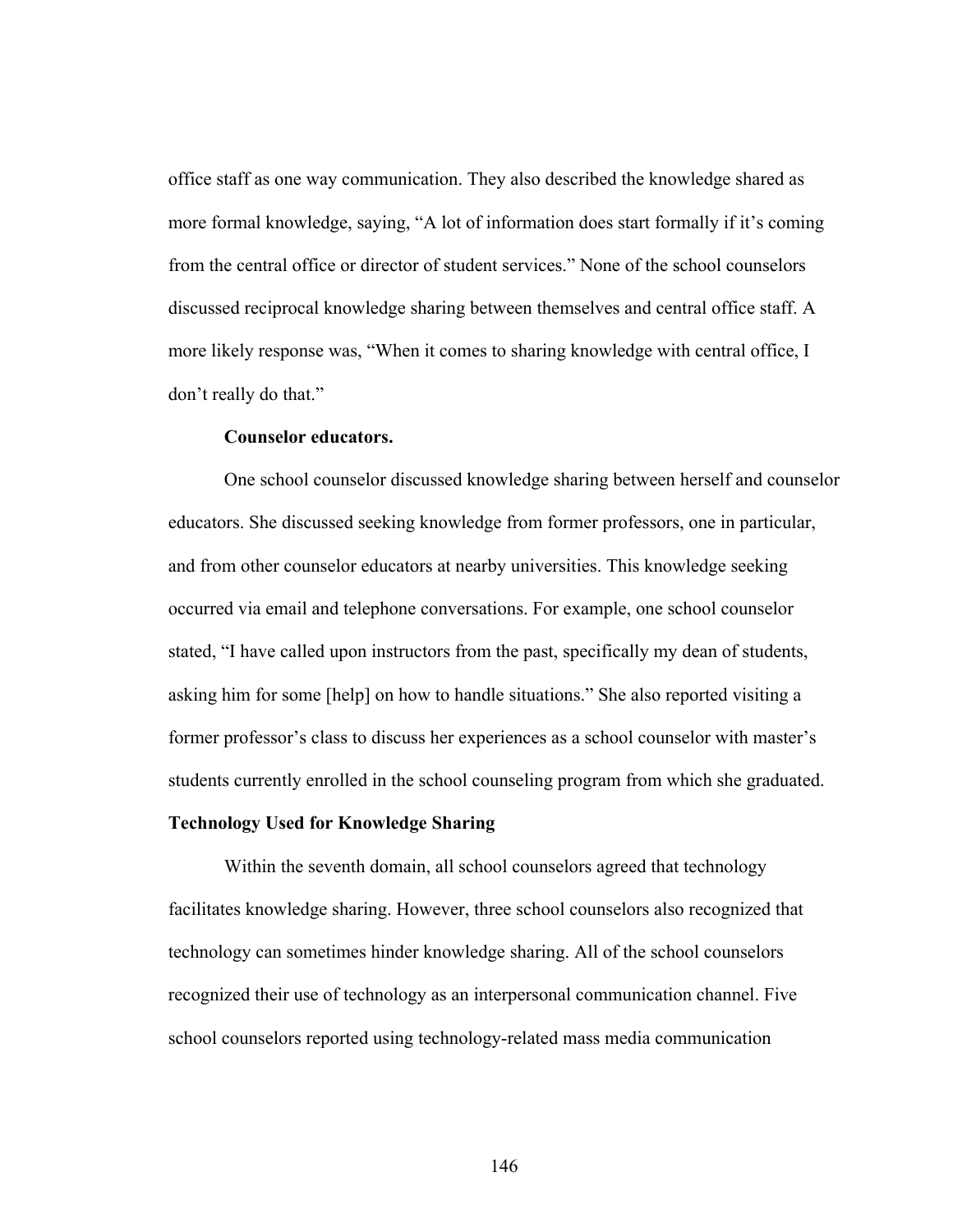office staff as one way communication. They also described the knowledge shared as more formal knowledge, saying, "A lot of information does start formally if it's coming from the central office or director of student services." None of the school counselors discussed reciprocal knowledge sharing between themselves and central office staff. A more likely response was, "When it comes to sharing knowledge with central office, I don't really do that."

#### Counselor educators.

One school counselor discussed knowledge sharing between herself and counselor educators. She discussed seeking knowledge from former professors, one in particular, and from other counselor educators at nearby universities. This knowledge seeking occurred via email and telephone conversations. For example, one school counselor stated, "I have called upon instructors from the past, specifically my dean of students, asking him for some [help] on how to handle situations." She also reported visiting a former professor's class to discuss her experiences as a school counselor with master's students currently enrolled in the school counseling program from which she graduated.

### Technology Used for Knowledge Sharing

Within the seventh domain, all school counselors agreed that technology facilitates knowledge sharing. However, three school counselors also recognized that technology can sometimes hinder knowledge sharing. All of the school counselors recognized their use of technology as an interpersonal communication channel. Five school counselors reported using technology-related mass media communication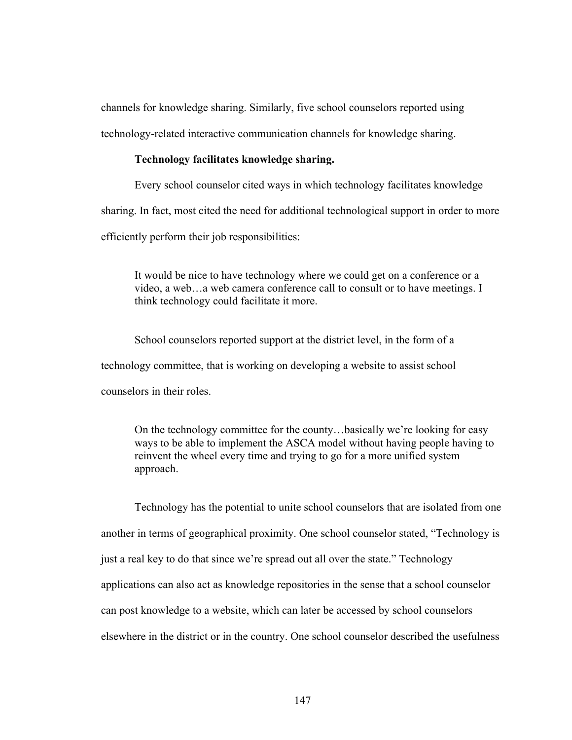channels for knowledge sharing. Similarly, five school counselors reported using technology-related interactive communication channels for knowledge sharing.

**Technology facilitates knowledge sharing.**

Every school counselor cited ways in which technology facilitates knowledge sharing. In fact, most cited the need for additional technological support in order to more efficiently perform their job responsibilities:

> It would be nice to have technology where we could get on a conference or a video, a web…a web camera conference call to consult or to have meetings. I think technology could facilitate it more.

School counselors reported support at the district level, in the form of a technology committee, that is working on developing a website to assist school counselors in their roles.

> On the technology committee for the county…basically we're looking for easy ways to be able to implement the ASCA model without having people having to reinvent the wheel every time and trying to go for a more unified system approach.

Technology has the potential to unite school counselors that are isolated from one another in terms of geographical proximity. One school counselor stated, "Technology is just a real key to do that since we're spread out all over the state." Technology applications can also act as knowledge repositories in the sense that a school counselor can post knowledge to a website, which can later be accessed by school counselors elsewhere in the district or in the country. One school counselor described the usefulness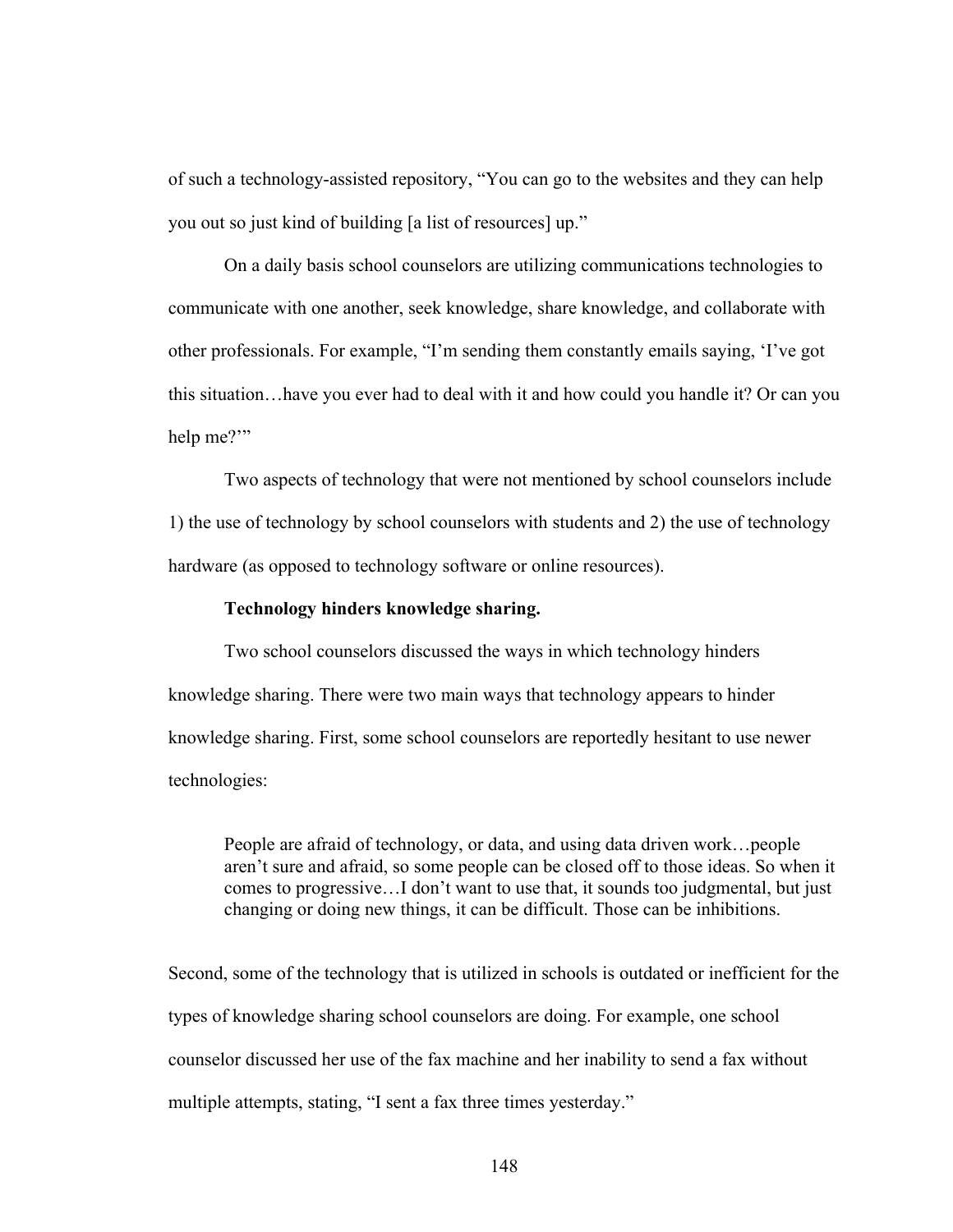of such a technology-assisted repository, "You can go to the websites and they can help you out so just kind of building [a list of resources] up."

On a daily basis school counselors are utilizing communications technologies to communicate with one another, seek knowledge, share knowledge, and collaborate with other professionals. For example, "I'm sending them constantly emails saying, 'I've got this situation…have you ever had to deal with it and how could you handle it? Or can you help me?'"

Two aspects of technology that were not mentioned by school counselors include 1) the use of technology by school counselors with students and 2) the use of technology hardware (as opposed to technology software or online resources).

**Technology hinders knowledge sharing.**

Two school counselors discussed the ways in which technology hinders knowledge sharing. There were two main ways that technology appears to hinder knowledge sharing. First, some school counselors are reportedly hesitant to use newer technologies:

> People are afraid of technology, or data, and using data driven work…people aren't sure and afraid, so some people can be closed off to those ideas. So when it comes to progressive…I don't want to use that, it sounds too judgmental, but just changing or doing new things, it can be difficult. Those can be inhibitions.

Second, some of the technology that is utilized in schools is outdated or inefficient for the types of knowledge sharing school counselors are doing. For example, one school counselor discussed her use of the fax machine and her inability to send a fax without multiple attempts, stating, "I sent a fax three times yesterday."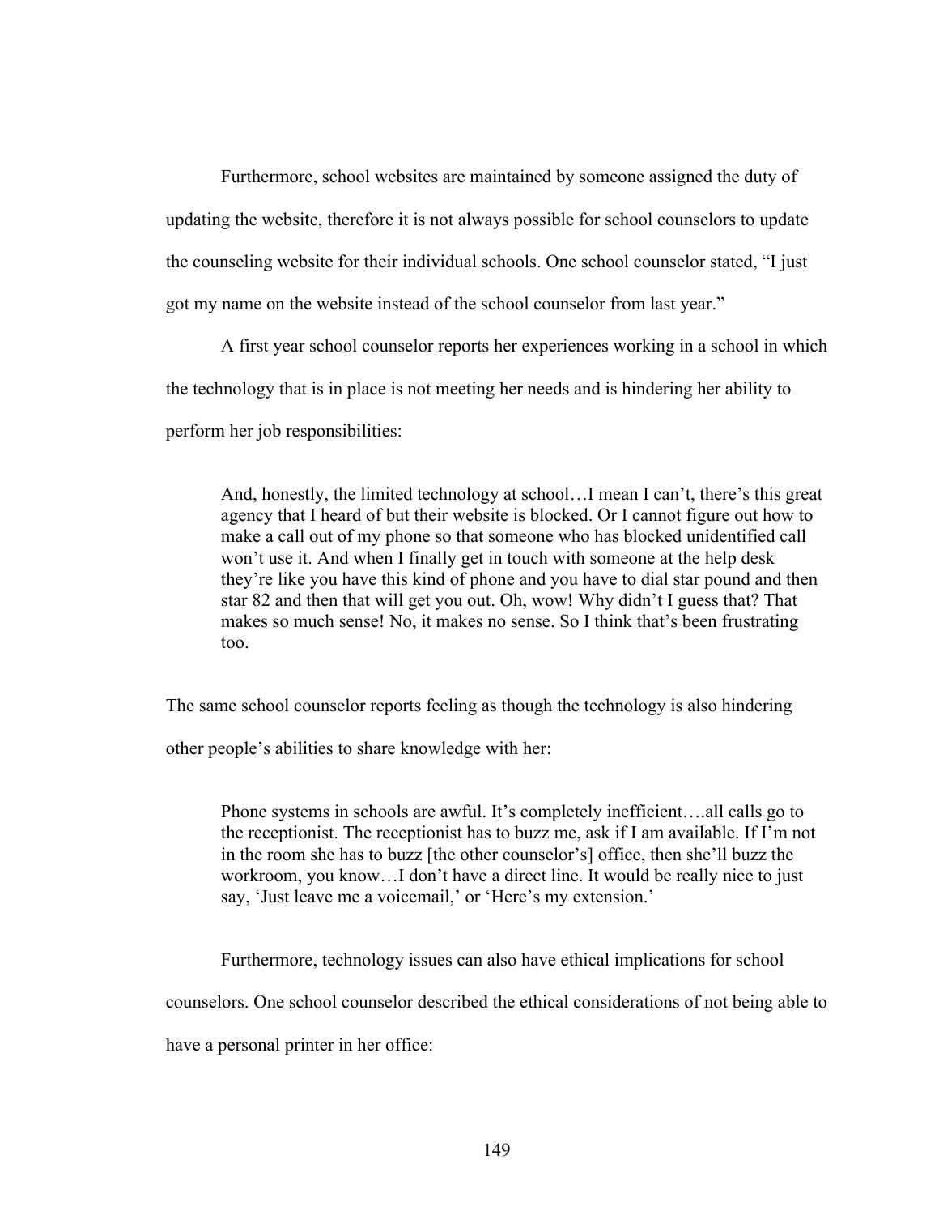Furthermore, school websites are maintained by someone assigned the duty of updating the website, therefore it is not always possible for school counselors to update the counseling website for their individual schools. One school counselor stated, "I just got my name on the website instead of the school counselor from last year."

A first year school counselor reports her experiences working in a school in which the technology that is in place is not meeting her needs and is hindering her ability to perform her job responsibilities:

> And, honestly, the limited technology at school…I mean I can't, there's this great agency that I heard of but their website is blocked. Or I cannot figure out how to make a call out of my phone so that someone who has blocked unidentified call won't use it. And when I finally get in touch with someone at the help desk they're like you have this kind of phone and you have to dial star pound and then star 82 and then that will get you out. Oh, wow! Why didn't I guess that? That makes so much sense! No, it makes no sense. So I think that's been frustrating too.

The same school counselor reports feeling as though the technology is also hindering other people's abilities to share knowledge with her:

> Phone systems in schools are awful. It's completely inefficient….all calls go to the receptionist. The receptionist has to buzz me, ask if I am available. If I'm not in the room she has to buzz [the other counselor's] office, then she'll buzz the workroom, you know…I don't have a direct line. It would be really nice to just say, 'Just leave me a voicemail,' or 'Here's my extension.'

Furthermore, technology issues can also have ethical implications for school counselors. One school counselor described the ethical considerations of not being able to have a personal printer in her office: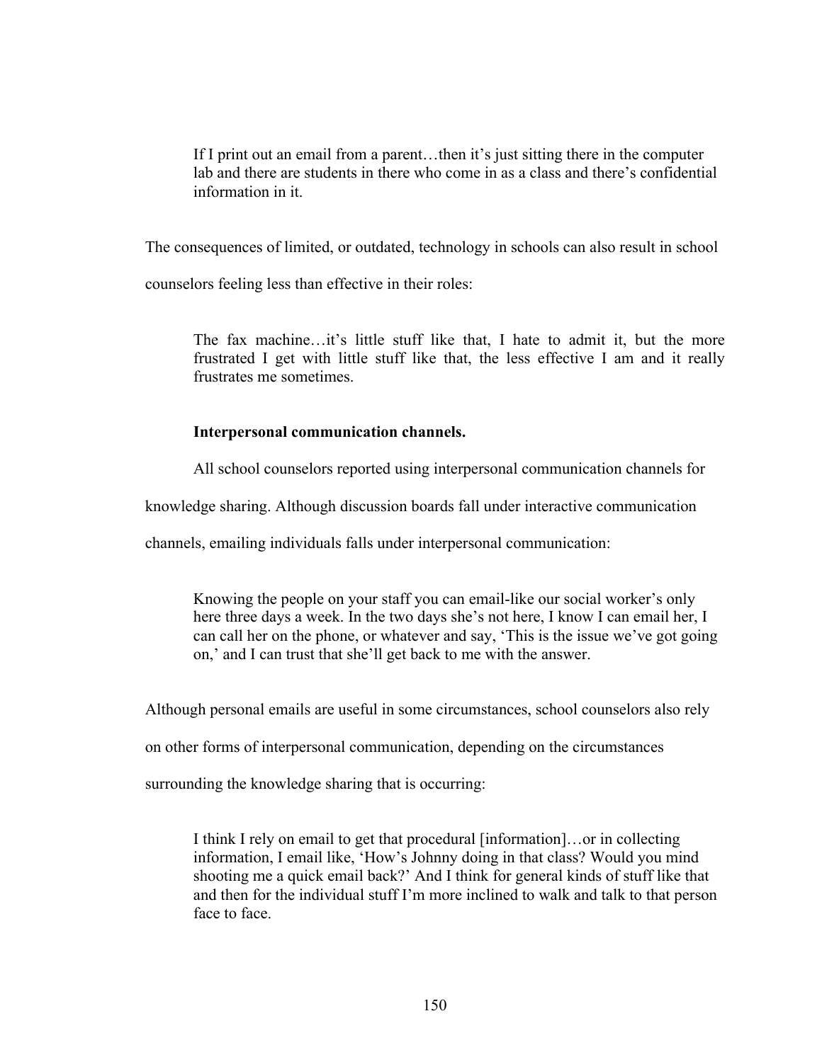> If I print out an email from a parent…then it's just sitting there in the computer lab and there are students in there who come in as a class and there's confidential information in it.

The consequences of limited, or outdated, technology in schools can also result in school counselors feeling less than effective in their roles:

> The fax machine…it's little stuff like that, I hate to admit it, but the more frustrated I get with little stuff like that, the less effective I am and it really frustrates me sometimes.

**Interpersonal communication channels.**

All school counselors reported using interpersonal communication channels for knowledge sharing. Although discussion boards fall under interactive communication channels, emailing individuals falls under interpersonal communication:

> Knowing the people on your staff you can email-like our social worker's only here three days a week. In the two days she's not here, I know I can email her, I can call her on the phone, or whatever and say, 'This is the issue we've got going on,' and I can trust that she'll get back to me with the answer.

Although personal emails are useful in some circumstances, school counselors also rely on other forms of interpersonal communication, depending on the circumstances surrounding the knowledge sharing that is occurring:

> I think I rely on email to get that procedural [information]…or in collecting information, I email like, 'How's Johnny doing in that class? Would you mind shooting me a quick email back?' And I think for general kinds of stuff like that and then for the individual stuff I'm more inclined to walk and talk to that person face to face.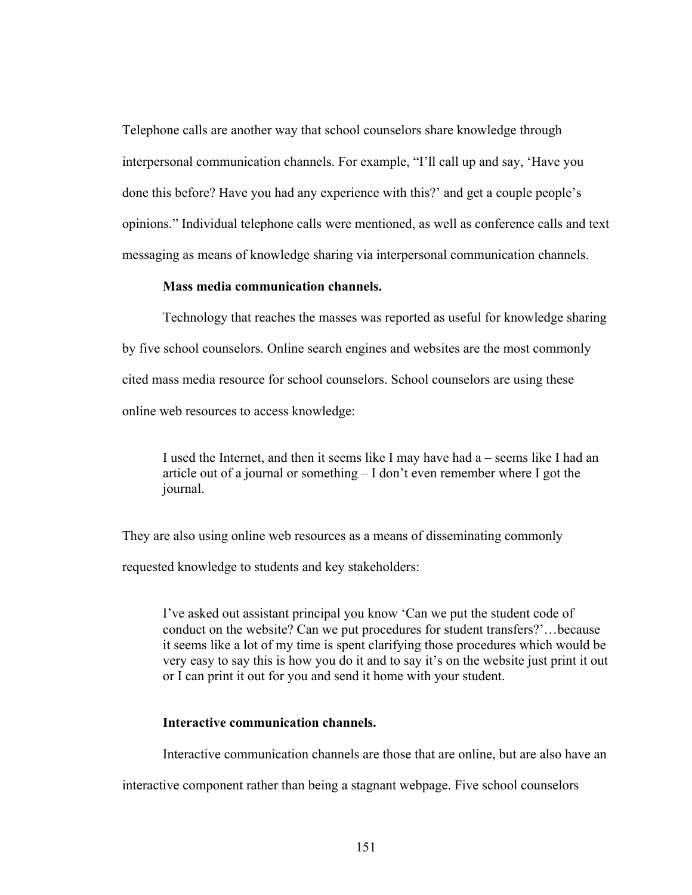Telephone calls are another way that school counselors share knowledge through interpersonal communication channels. For example, "I'll call up and say, 'Have you done this before? Have you had any experience with this?' and get a couple people's opinions." Individual telephone calls were mentioned, as well as conference calls and text messaging as means of knowledge sharing via interpersonal communication channels.

**Mass media communication channels.**

Technology that reaches the masses was reported as useful for knowledge sharing by five school counselors. Online search engines and websites are the most commonly cited mass media resource for school counselors. School counselors are using these online web resources to access knowledge:

> I used the Internet, and then it seems like I may have had a – seems like I had an article out of a journal or something – I don't even remember where I got the journal.

They are also using online web resources as a means of disseminating commonly requested knowledge to students and key stakeholders:

> I've asked out assistant principal you know 'Can we put the student code of conduct on the website? Can we put procedures for student transfers?'…because it seems like a lot of my time is spent clarifying those procedures which would be very easy to say this is how you do it and to say it's on the website just print it out or I can print it out for you and send it home with your student.

**Interactive communication channels.**

Interactive communication channels are those that are online, but are also have an interactive component rather than being a stagnant webpage. Five school counselors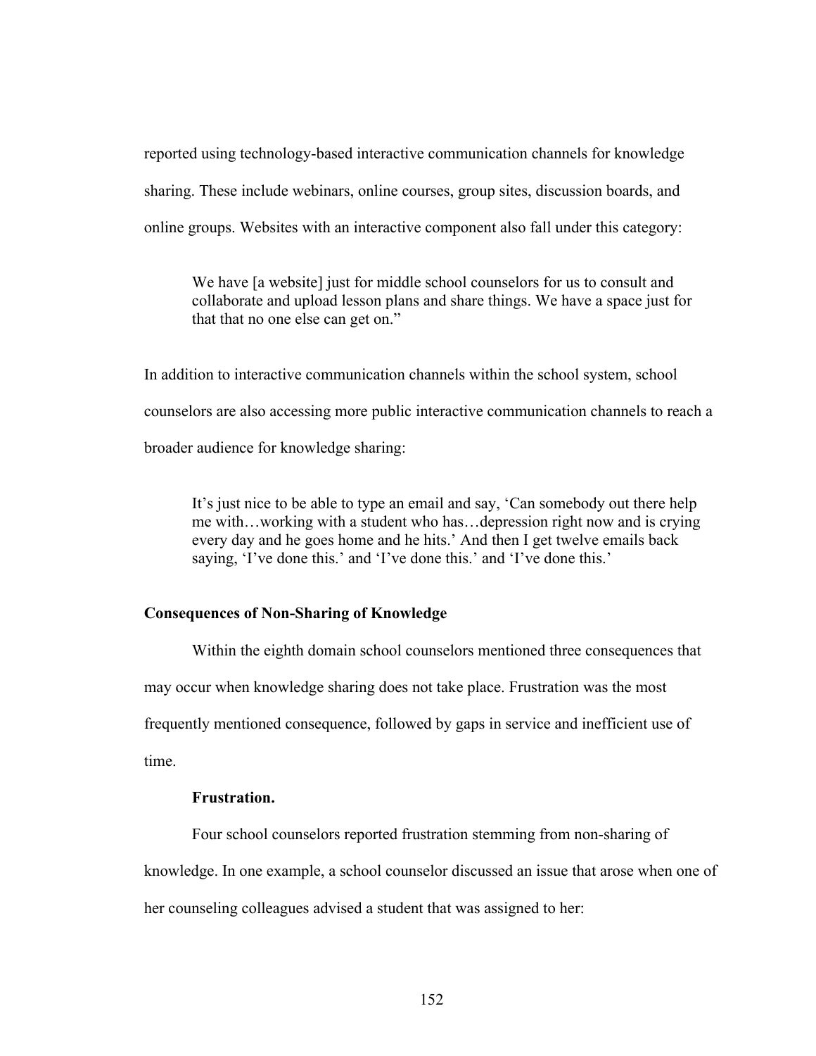reported using technology-based interactive communication channels for knowledge sharing. These include webinars, online courses, group sites, discussion boards, and online groups. Websites with an interactive component also fall under this category:

> We have [a website] just for middle school counselors for us to consult and collaborate and upload lesson plans and share things. We have a space just for that that no one else can get on."

In addition to interactive communication channels within the school system, school counselors are also accessing more public interactive communication channels to reach a broader audience for knowledge sharing:

> It's just nice to be able to type an email and say, 'Can somebody out there help me with…working with a student who has…depression right now and is crying every day and he goes home and he hits.' And then I get twelve emails back saying, 'I've done this.' and 'I've done this.' and 'I've done this.'

### Consequences of Non-Sharing of Knowledge

Within the eighth domain school counselors mentioned three consequences that may occur when knowledge sharing does not take place. Frustration was the most frequently mentioned consequence, followed by gaps in service and inefficient use of time.

#### Frustration.

Four school counselors reported frustration stemming from non-sharing of knowledge. In one example, a school counselor discussed an issue that arose when one of her counseling colleagues advised a student that was assigned to her: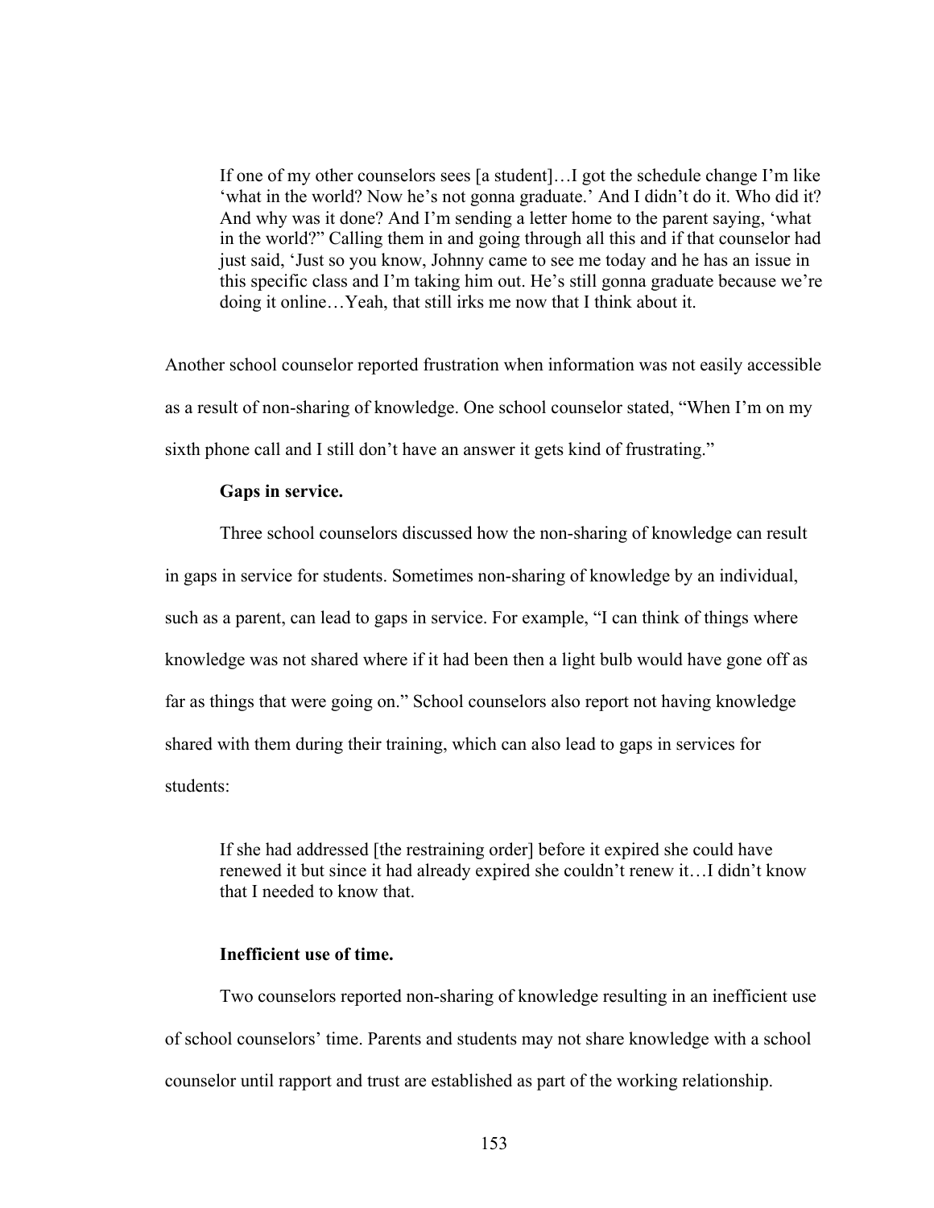> If one of my other counselors sees [a student]…I got the schedule change I'm like 'what in the world? Now he's not gonna graduate.' And I didn't do it. Who did it? And why was it done? And I'm sending a letter home to the parent saying, 'what in the world?" Calling them in and going through all this and if that counselor had just said, 'Just so you know, Johnny came to see me today and he has an issue in this specific class and I'm taking him out. He's still gonna graduate because we're doing it online…Yeah, that still irks me now that I think about it.

Another school counselor reported frustration when information was not easily accessible as a result of non-sharing of knowledge. One school counselor stated, "When I'm on my sixth phone call and I still don't have an answer it gets kind of frustrating."

**Gaps in service.**

Three school counselors discussed how the non-sharing of knowledge can result in gaps in service for students. Sometimes non-sharing of knowledge by an individual, such as a parent, can lead to gaps in service. For example, "I can think of things where knowledge was not shared where if it had been then a light bulb would have gone off as far as things that were going on." School counselors also report not having knowledge shared with them during their training, which can also lead to gaps in services for students:

> If she had addressed [the restraining order] before it expired she could have renewed it but since it had already expired she couldn't renew it…I didn't know that I needed to know that.

**Inefficient use of time.**

Two counselors reported non-sharing of knowledge resulting in an inefficient use of school counselors' time. Parents and students may not share knowledge with a school counselor until rapport and trust are established as part of the working relationship.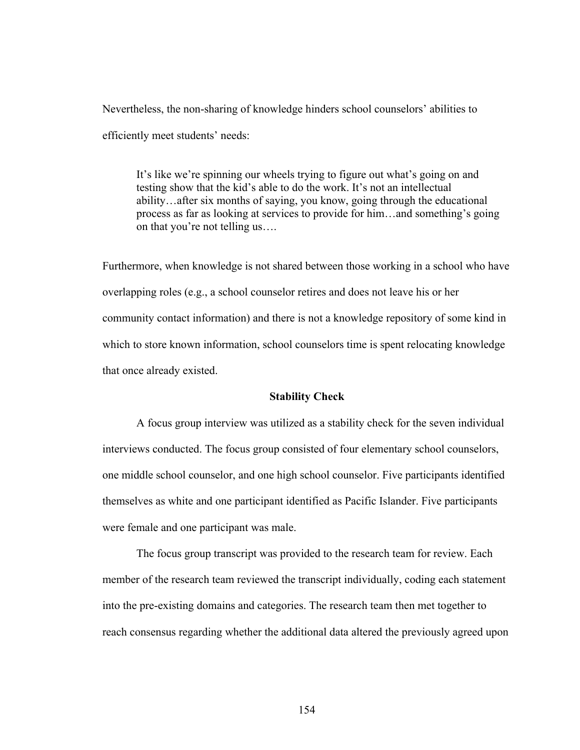Nevertheless, the non-sharing of knowledge hinders school counselors' abilities to efficiently meet students' needs:

> It's like we're spinning our wheels trying to figure out what's going on and testing show that the kid's able to do the work. It's not an intellectual ability…after six months of saying, you know, going through the educational process as far as looking at services to provide for him…and something's going on that you're not telling us….

Furthermore, when knowledge is not shared between those working in a school who have overlapping roles (e.g., a school counselor retires and does not leave his or her community contact information) and there is not a knowledge repository of some kind in which to store known information, school counselors time is spent relocating knowledge that once already existed.

### Stability Check

A focus group interview was utilized as a stability check for the seven individual interviews conducted. The focus group consisted of four elementary school counselors, one middle school counselor, and one high school counselor. Five participants identified themselves as white and one participant identified as Pacific Islander. Five participants were female and one participant was male.

The focus group transcript was provided to the research team for review. Each member of the research team reviewed the transcript individually, coding each statement into the pre-existing domains and categories. The research team then met together to reach consensus regarding whether the additional data altered the previously agreed upon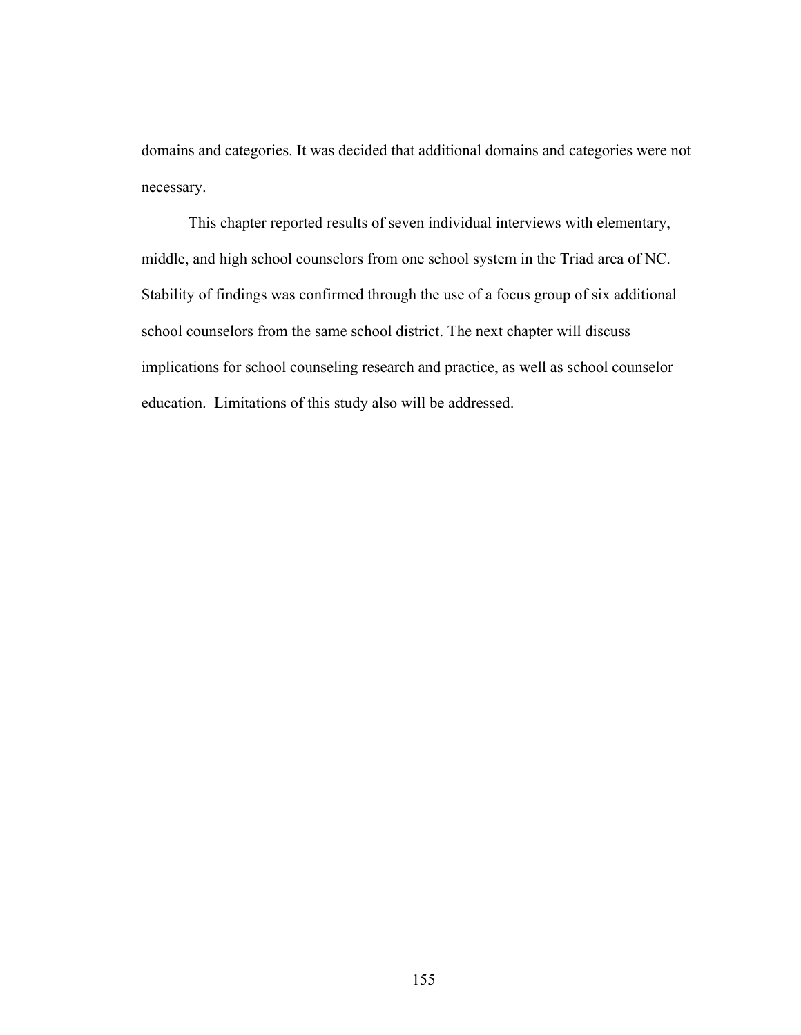domains and categories. It was decided that additional domains and categories were not necessary.

This chapter reported results of seven individual interviews with elementary, middle, and high school counselors from one school system in the Triad area of NC. Stability of findings was confirmed through the use of a focus group of six additional school counselors from the same school district. The next chapter will discuss implications for school counseling research and practice, as well as school counselor education. Limitations of this study also will be addressed.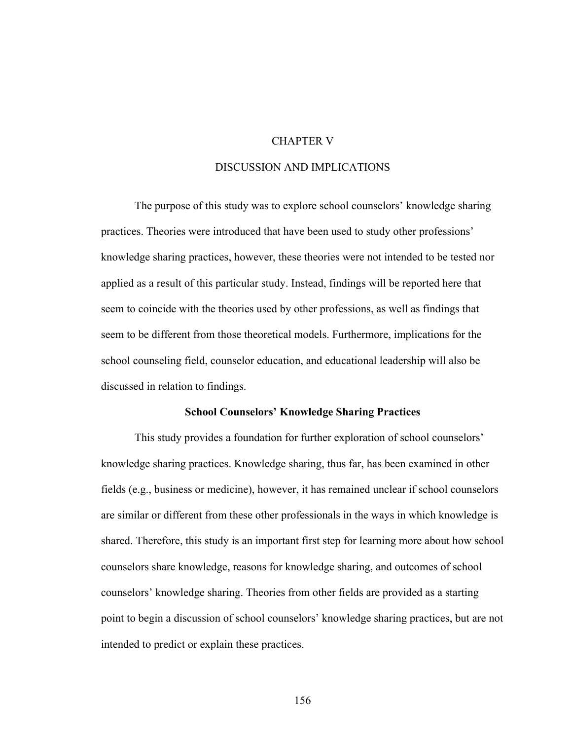# CHAPTER V

# DISCUSSION AND IMPLICATIONS

The purpose of this study was to explore school counselors' knowledge sharing practices. Theories were introduced that have been used to study other professions' knowledge sharing practices, however, these theories were not intended to be tested nor applied as a result of this particular study. Instead, findings will be reported here that seem to coincide with the theories used by other professions, as well as findings that seem to be different from those theoretical models. Furthermore, implications for the school counseling field, counselor education, and educational leadership will also be discussed in relation to findings.

## School Counselors' Knowledge Sharing Practices

This study provides a foundation for further exploration of school counselors' knowledge sharing practices. Knowledge sharing, thus far, has been examined in other fields (e.g., business or medicine), however, it has remained unclear if school counselors are similar or different from these other professionals in the ways in which knowledge is shared. Therefore, this study is an important first step for learning more about how school counselors share knowledge, reasons for knowledge sharing, and outcomes of school counselors' knowledge sharing. Theories from other fields are provided as a starting point to begin a discussion of school counselors' knowledge sharing practices, but are not intended to predict or explain these practices.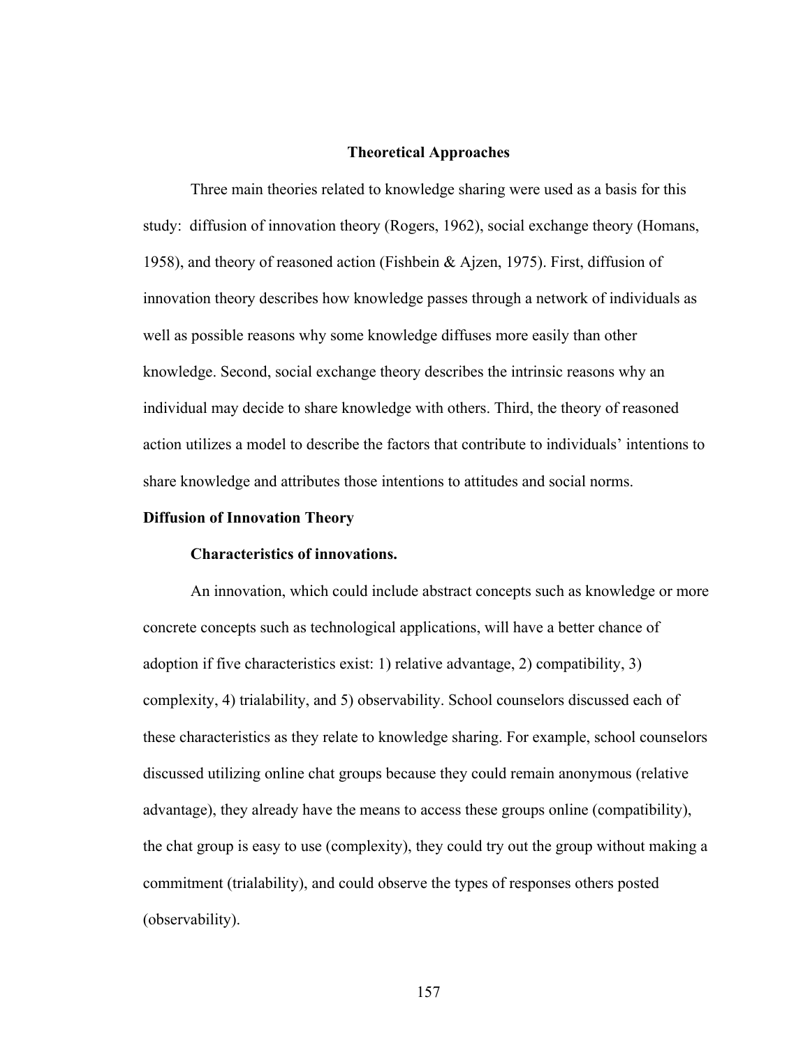## Theoretical Approaches

Three main theories related to knowledge sharing were used as a basis for this study: diffusion of innovation theory (Rogers, 1962), social exchange theory (Homans, 1958), and theory of reasoned action (Fishbein & Ajzen, 1975). First, diffusion of innovation theory describes how knowledge passes through a network of individuals as well as possible reasons why some knowledge diffuses more easily than other knowledge. Second, social exchange theory describes the intrinsic reasons why an individual may decide to share knowledge with others. Third, the theory of reasoned action utilizes a model to describe the factors that contribute to individuals' intentions to share knowledge and attributes those intentions to attitudes and social norms.

### Diffusion of Innovation Theory

#### Characteristics of innovations.

An innovation, which could include abstract concepts such as knowledge or more concrete concepts such as technological applications, will have a better chance of adoption if five characteristics exist: 1) relative advantage, 2) compatibility, 3) complexity, 4) trialability, and 5) observability. School counselors discussed each of these characteristics as they relate to knowledge sharing. For example, school counselors discussed utilizing online chat groups because they could remain anonymous (relative advantage), they already have the means to access these groups online (compatibility), the chat group is easy to use (complexity), they could try out the group without making a commitment (trialability), and could observe the types of responses others posted (observability).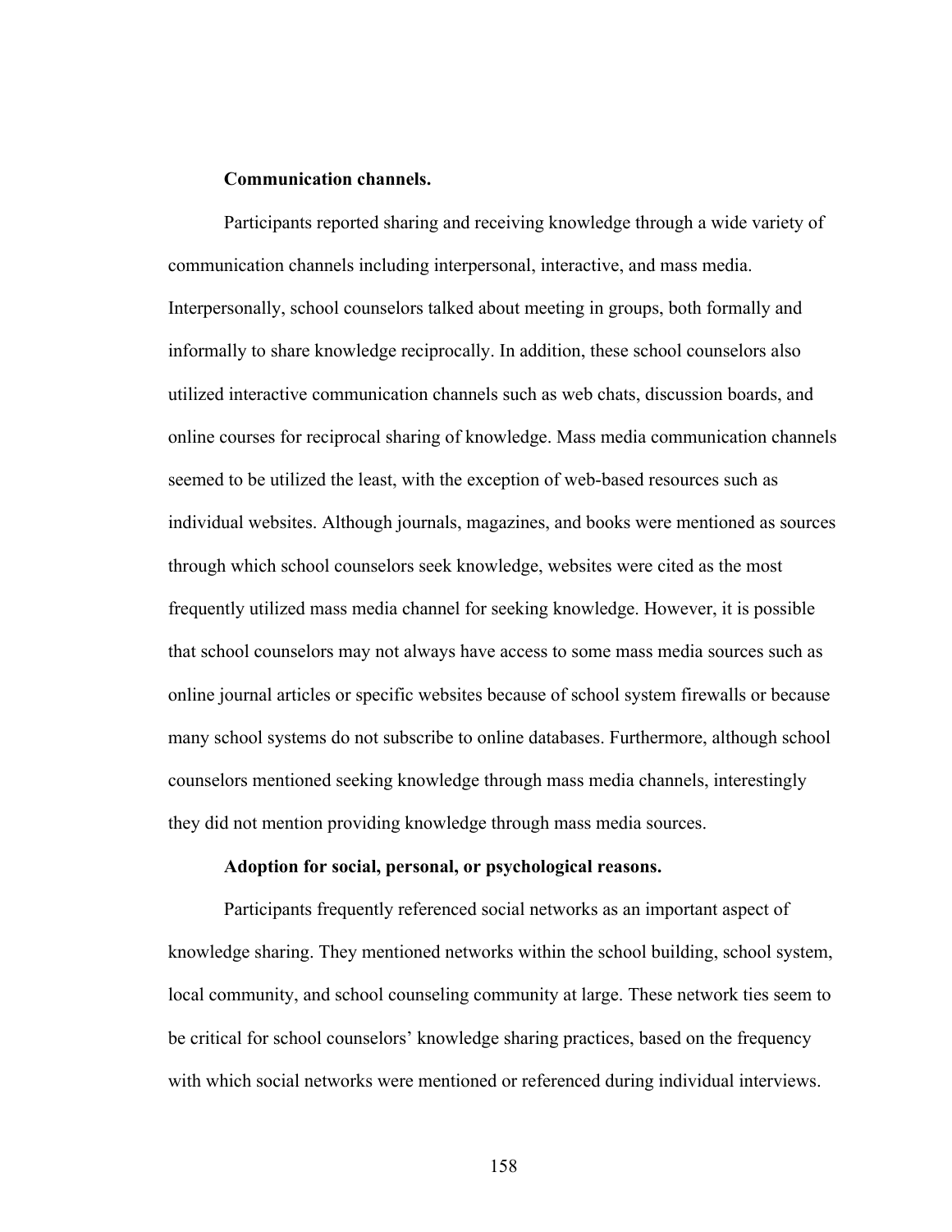**Communication channels.**

Participants reported sharing and receiving knowledge through a wide variety of communication channels including interpersonal, interactive, and mass media. Interpersonally, school counselors talked about meeting in groups, both formally and informally to share knowledge reciprocally. In addition, these school counselors also utilized interactive communication channels such as web chats, discussion boards, and online courses for reciprocal sharing of knowledge. Mass media communication channels seemed to be utilized the least, with the exception of web-based resources such as individual websites. Although journals, magazines, and books were mentioned as sources through which school counselors seek knowledge, websites were cited as the most frequently utilized mass media channel for seeking knowledge. However, it is possible that school counselors may not always have access to some mass media sources such as online journal articles or specific websites because of school system firewalls or because many school systems do not subscribe to online databases. Furthermore, although school counselors mentioned seeking knowledge through mass media channels, interestingly they did not mention providing knowledge through mass media sources.

**Adoption for social, personal, or psychological reasons.**

Participants frequently referenced social networks as an important aspect of knowledge sharing. They mentioned networks within the school building, school system, local community, and school counseling community at large. These network ties seem to be critical for school counselors' knowledge sharing practices, based on the frequency with which social networks were mentioned or referenced during individual interviews.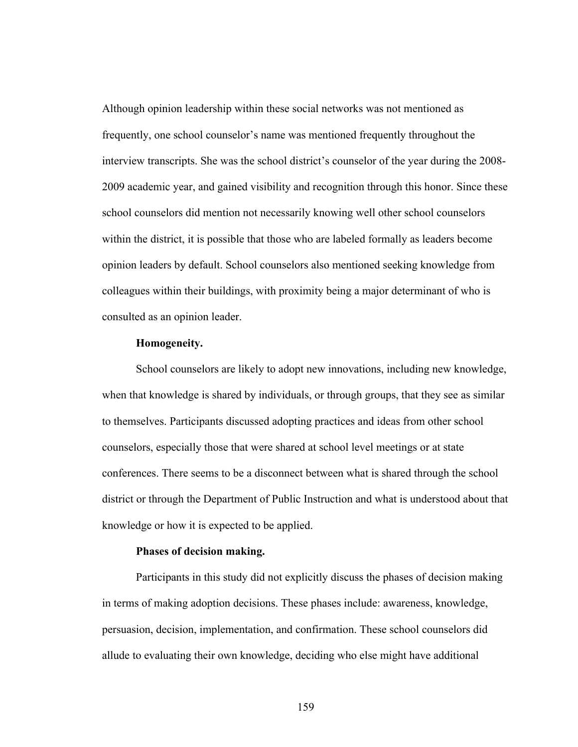Although opinion leadership within these social networks was not mentioned as frequently, one school counselor's name was mentioned frequently throughout the interview transcripts. She was the school district's counselor of the year during the 2008-2009 academic year, and gained visibility and recognition through this honor. Since these school counselors did mention not necessarily knowing well other school counselors within the district, it is possible that those who are labeled formally as leaders become opinion leaders by default. School counselors also mentioned seeking knowledge from colleagues within their buildings, with proximity being a major determinant of who is consulted as an opinion leader.

**Homogeneity.**

School counselors are likely to adopt new innovations, including new knowledge, when that knowledge is shared by individuals, or through groups, that they see as similar to themselves. Participants discussed adopting practices and ideas from other school counselors, especially those that were shared at school level meetings or at state conferences. There seems to be a disconnect between what is shared through the school district or through the Department of Public Instruction and what is understood about that knowledge or how it is expected to be applied.

**Phases of decision making.**

Participants in this study did not explicitly discuss the phases of decision making in terms of making adoption decisions. These phases include: awareness, knowledge, persuasion, decision, implementation, and confirmation. These school counselors did allude to evaluating their own knowledge, deciding who else might have additional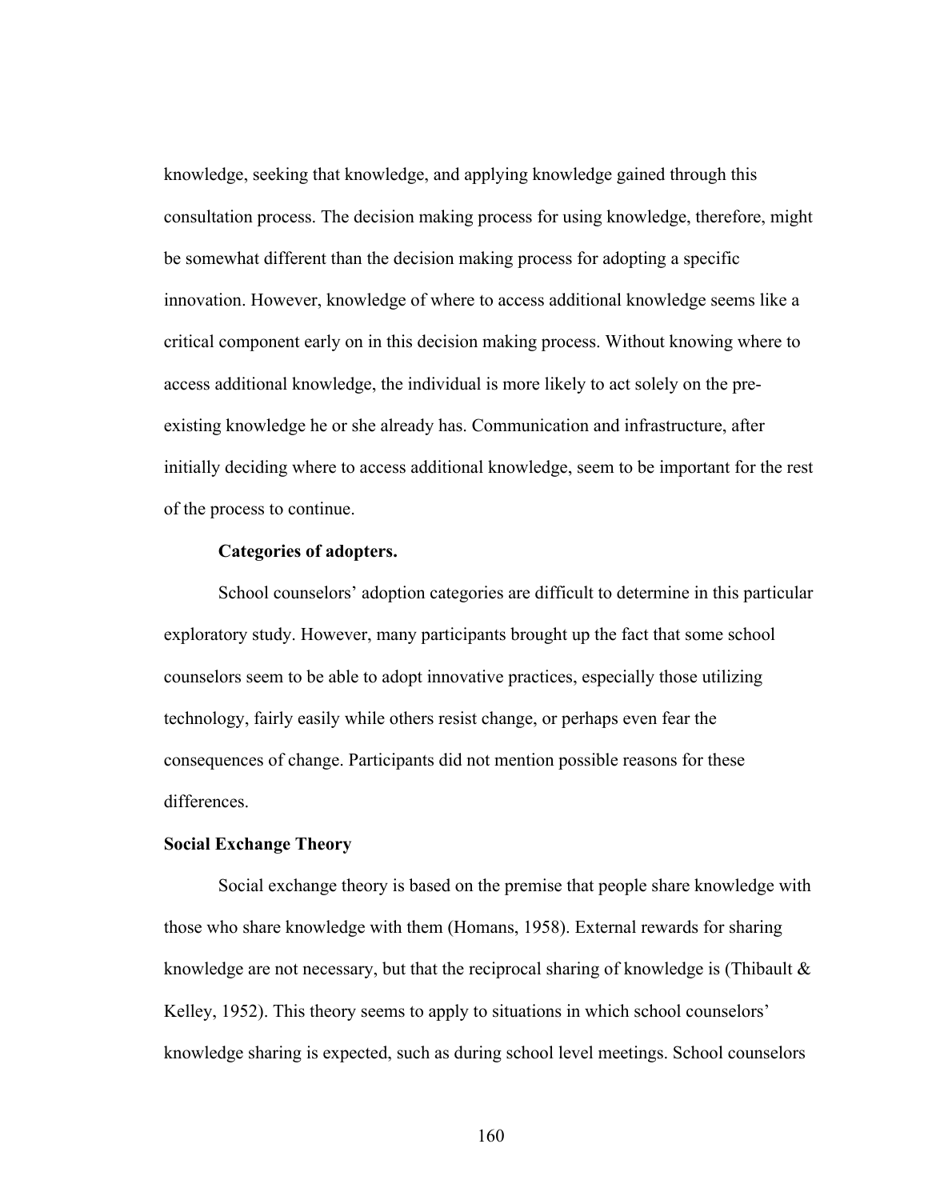knowledge, seeking that knowledge, and applying knowledge gained through this consultation process. The decision making process for using knowledge, therefore, might be somewhat different than the decision making process for adopting a specific innovation. However, knowledge of where to access additional knowledge seems like a critical component early on in this decision making process. Without knowing where to access additional knowledge, the individual is more likely to act solely on the pre-existing knowledge he or she already has. Communication and infrastructure, after initially deciding where to access additional knowledge, seem to be important for the rest of the process to continue.

#### Categories of adopters.

School counselors' adoption categories are difficult to determine in this particular exploratory study. However, many participants brought up the fact that some school counselors seem to be able to adopt innovative practices, especially those utilizing technology, fairly easily while others resist change, or perhaps even fear the consequences of change. Participants did not mention possible reasons for these differences.

### Social Exchange Theory

Social exchange theory is based on the premise that people share knowledge with those who share knowledge with them (Homans, 1958). External rewards for sharing knowledge are not necessary, but that the reciprocal sharing of knowledge is (Thibault & Kelley, 1952). This theory seems to apply to situations in which school counselors' knowledge sharing is expected, such as during school level meetings. School counselors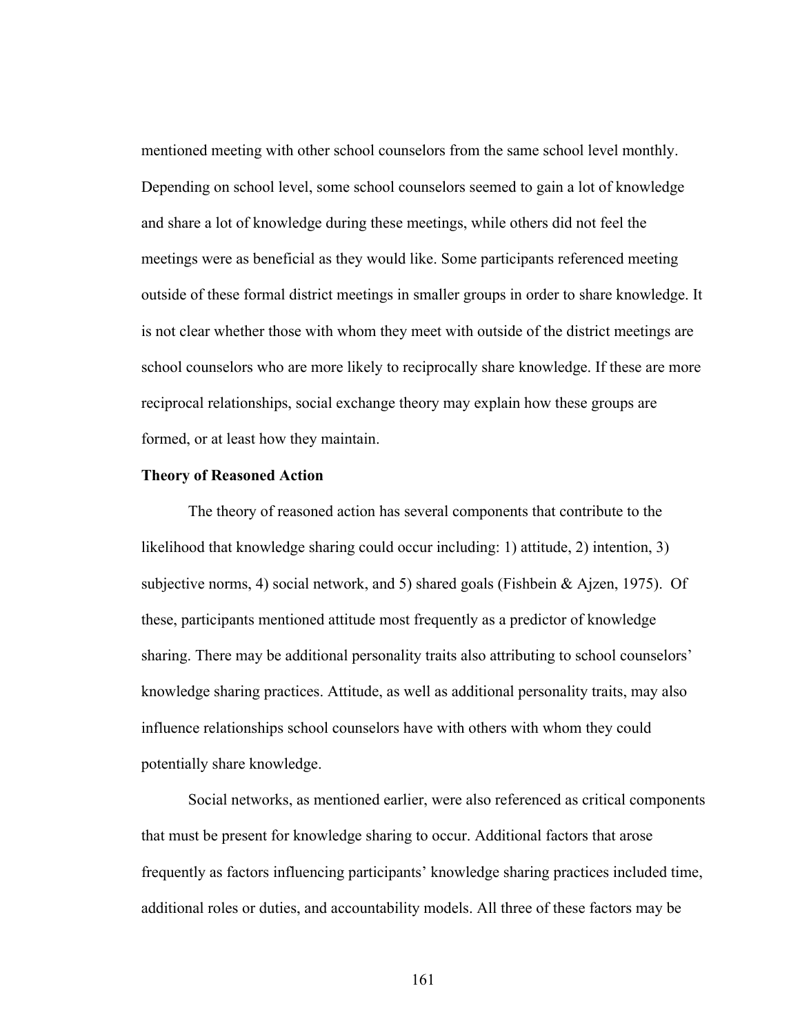mentioned meeting with other school counselors from the same school level monthly. Depending on school level, some school counselors seemed to gain a lot of knowledge and share a lot of knowledge during these meetings, while others did not feel the meetings were as beneficial as they would like. Some participants referenced meeting outside of these formal district meetings in smaller groups in order to share knowledge. It is not clear whether those with whom they meet with outside of the district meetings are school counselors who are more likely to reciprocally share knowledge. If these are more reciprocal relationships, social exchange theory may explain how these groups are formed, or at least how they maintain.

**Theory of Reasoned Action**

The theory of reasoned action has several components that contribute to the likelihood that knowledge sharing could occur including: 1) attitude, 2) intention, 3) subjective norms, 4) social network, and 5) shared goals (Fishbein & Ajzen, 1975). Of these, participants mentioned attitude most frequently as a predictor of knowledge sharing. There may be additional personality traits also attributing to school counselors' knowledge sharing practices. Attitude, as well as additional personality traits, may also influence relationships school counselors have with others with whom they could potentially share knowledge.

Social networks, as mentioned earlier, were also referenced as critical components that must be present for knowledge sharing to occur. Additional factors that arose frequently as factors influencing participants' knowledge sharing practices included time, additional roles or duties, and accountability models. All three of these factors may be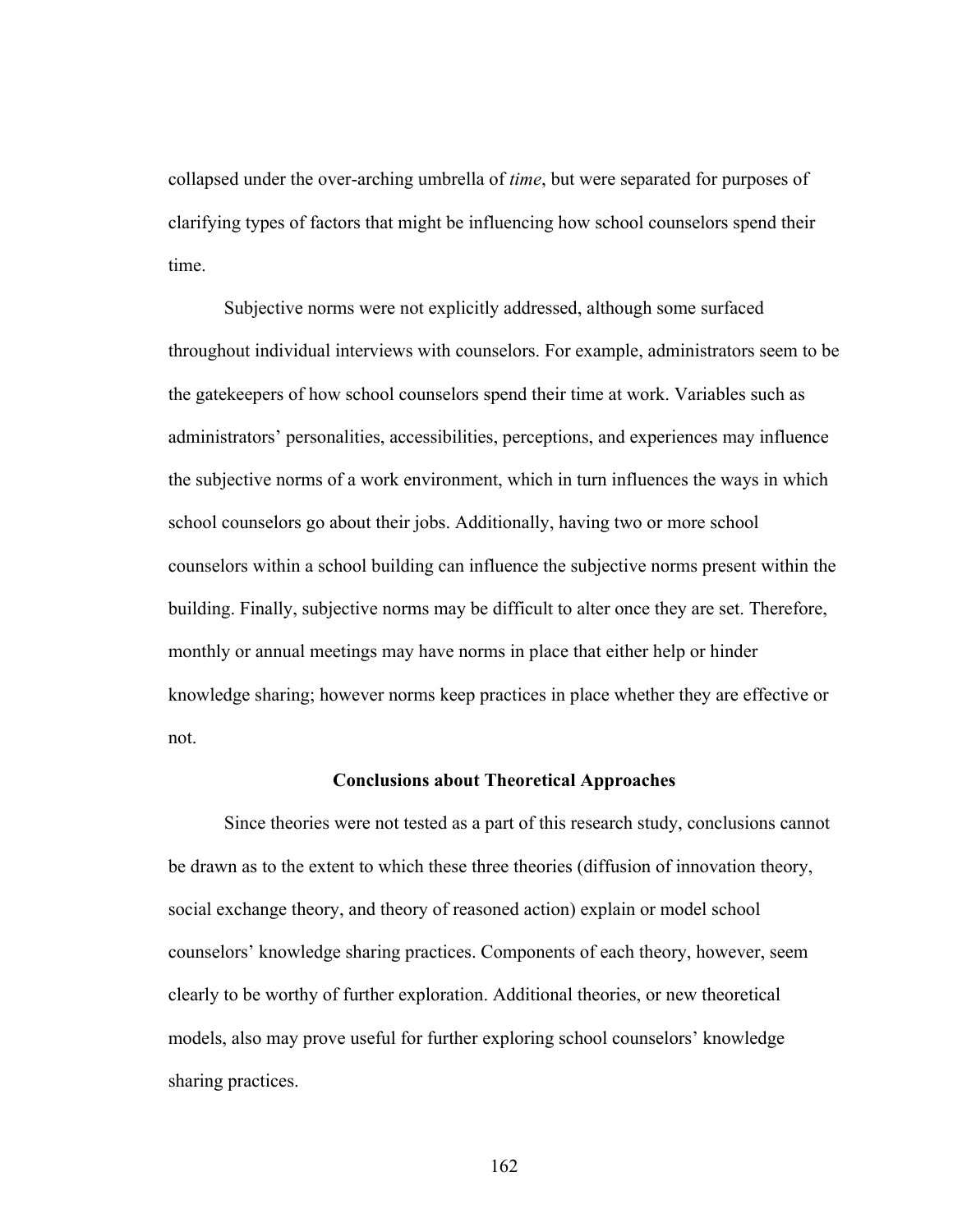collapsed under the over-arching umbrella of *time*, but were separated for purposes of clarifying types of factors that might be influencing how school counselors spend their time.

Subjective norms were not explicitly addressed, although some surfaced throughout individual interviews with counselors. For example, administrators seem to be the gatekeepers of how school counselors spend their time at work. Variables such as administrators' personalities, accessibilities, perceptions, and experiences may influence the subjective norms of a work environment, which in turn influences the ways in which school counselors go about their jobs. Additionally, having two or more school counselors within a school building can influence the subjective norms present within the building. Finally, subjective norms may be difficult to alter once they are set. Therefore, monthly or annual meetings may have norms in place that either help or hinder knowledge sharing; however norms keep practices in place whether they are effective or not.

## Conclusions about Theoretical Approaches

Since theories were not tested as a part of this research study, conclusions cannot be drawn as to the extent to which these three theories (diffusion of innovation theory, social exchange theory, and theory of reasoned action) explain or model school counselors' knowledge sharing practices. Components of each theory, however, seem clearly to be worthy of further exploration. Additional theories, or new theoretical models, also may prove useful for further exploring school counselors' knowledge sharing practices.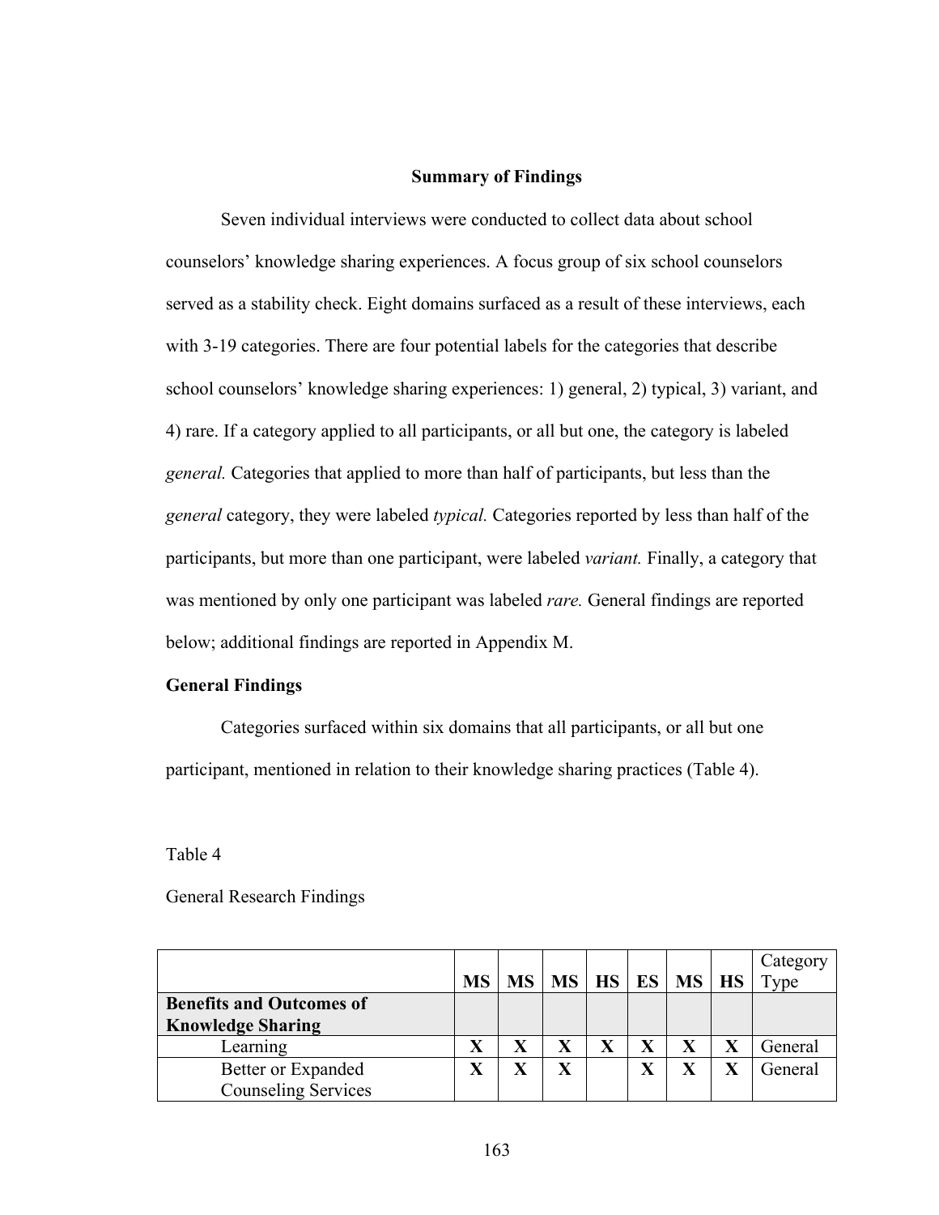## Summary of Findings

Seven individual interviews were conducted to collect data about school counselors' knowledge sharing experiences. A focus group of six school counselors served as a stability check. Eight domains surfaced as a result of these interviews, each with 3-19 categories. There are four potential labels for the categories that describe school counselors' knowledge sharing experiences: 1) general, 2) typical, 3) variant, and 4) rare. If a category applied to all participants, or all but one, the category is labeled *general.* Categories that applied to more than half of participants, but less than the *general* category, they were labeled *typical.* Categories reported by less than half of the participants, but more than one participant, were labeled *variant.* Finally, a category that was mentioned by only one participant was labeled *rare.* General findings are reported below; additional findings are reported in Appendix M.

### General Findings

Categories surfaced within six domains that all participants, or all but one participant, mentioned in relation to their knowledge sharing practices (Table 4).

Table 4

General Research Findings

| | MS | MS | MS | HS | ES | MS | HS | Category Type |
|---|---|---|---|---|---|---|---|---|
| **Benefits and Outcomes of Knowledge Sharing** | | | | | | | | |
| Learning | X | X | X | X | X | X | X | General |
| Better or Expanded Counseling Services | X | X | X | | X | X | X | General |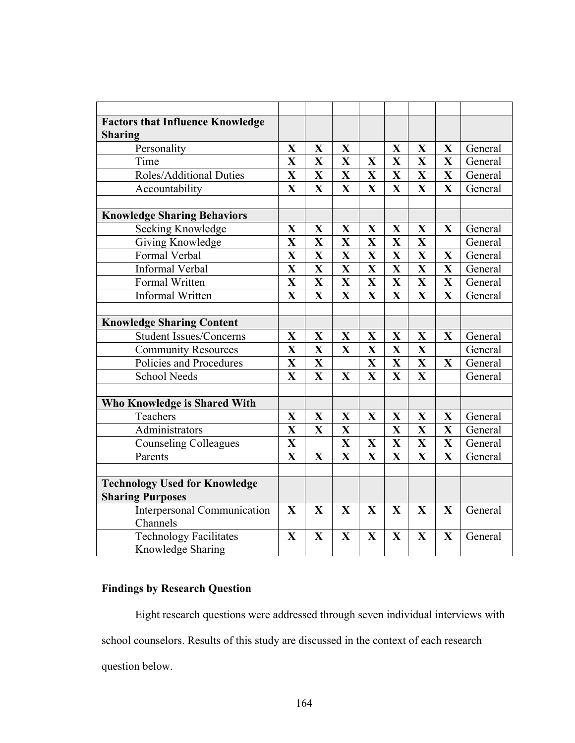| | | | | | | | | |
|---|---|---|---|---|---|---|---|---|
| **Factors that Influence Knowledge Sharing** | | | | | | | | |
| Personality | **X** | **X** | **X** | | **X** | **X** | **X** | General |
| Time | **X** | **X** | **X** | **X** | **X** | **X** | **X** | General |
| Roles/Additional Duties | **X** | **X** | **X** | **X** | **X** | **X** | **X** | General |
| Accountability | **X** | **X** | **X** | **X** | **X** | **X** | **X** | General |
| | | | | | | | | |
| **Knowledge Sharing Behaviors** | | | | | | | | |
| Seeking Knowledge | **X** | **X** | **X** | **X** | **X** | **X** | **X** | General |
| Giving Knowledge | **X** | **X** | **X** | **X** | **X** | **X** | | General |
| Formal Verbal | **X** | **X** | **X** | **X** | **X** | **X** | **X** | General |
| Informal Verbal | **X** | **X** | **X** | **X** | **X** | **X** | **X** | General |
| Formal Written | **X** | **X** | **X** | **X** | **X** | **X** | **X** | General |
| Informal Written | **X** | **X** | **X** | **X** | **X** | **X** | **X** | General |
| | | | | | | | | |
| **Knowledge Sharing Content** | | | | | | | | |
| Student Issues/Concerns | **X** | **X** | **X** | **X** | **X** | **X** | **X** | General |
| Community Resources | **X** | **X** | **X** | **X** | **X** | **X** | | General |
| Policies and Procedures | **X** | **X** | | **X** | **X** | **X** | **X** | General |
| School Needs | **X** | **X** | **X** | **X** | **X** | **X** | | General |
| | | | | | | | | |
| **Who Knowledge is Shared With** | | | | | | | | |
| Teachers | **X** | **X** | **X** | **X** | **X** | **X** | **X** | General |
| Administrators | **X** | **X** | **X** | | **X** | **X** | **X** | General |
| Counseling Colleagues | **X** | | **X** | **X** | **X** | **X** | **X** | General |
| Parents | **X** | **X** | **X** | **X** | **X** | **X** | **X** | General |
| | | | | | | | | |
| **Technology Used for Knowledge Sharing Purposes** | | | | | | | | |
| Interpersonal Communication Channels | **X** | **X** | **X** | **X** | **X** | **X** | **X** | General |
| Technology Facilitates Knowledge Sharing | **X** | **X** | **X** | **X** | **X** | **X** | **X** | General |

### Findings by Research Question

Eight research questions were addressed through seven individual interviews with school counselors. Results of this study are discussed in the context of each research question below.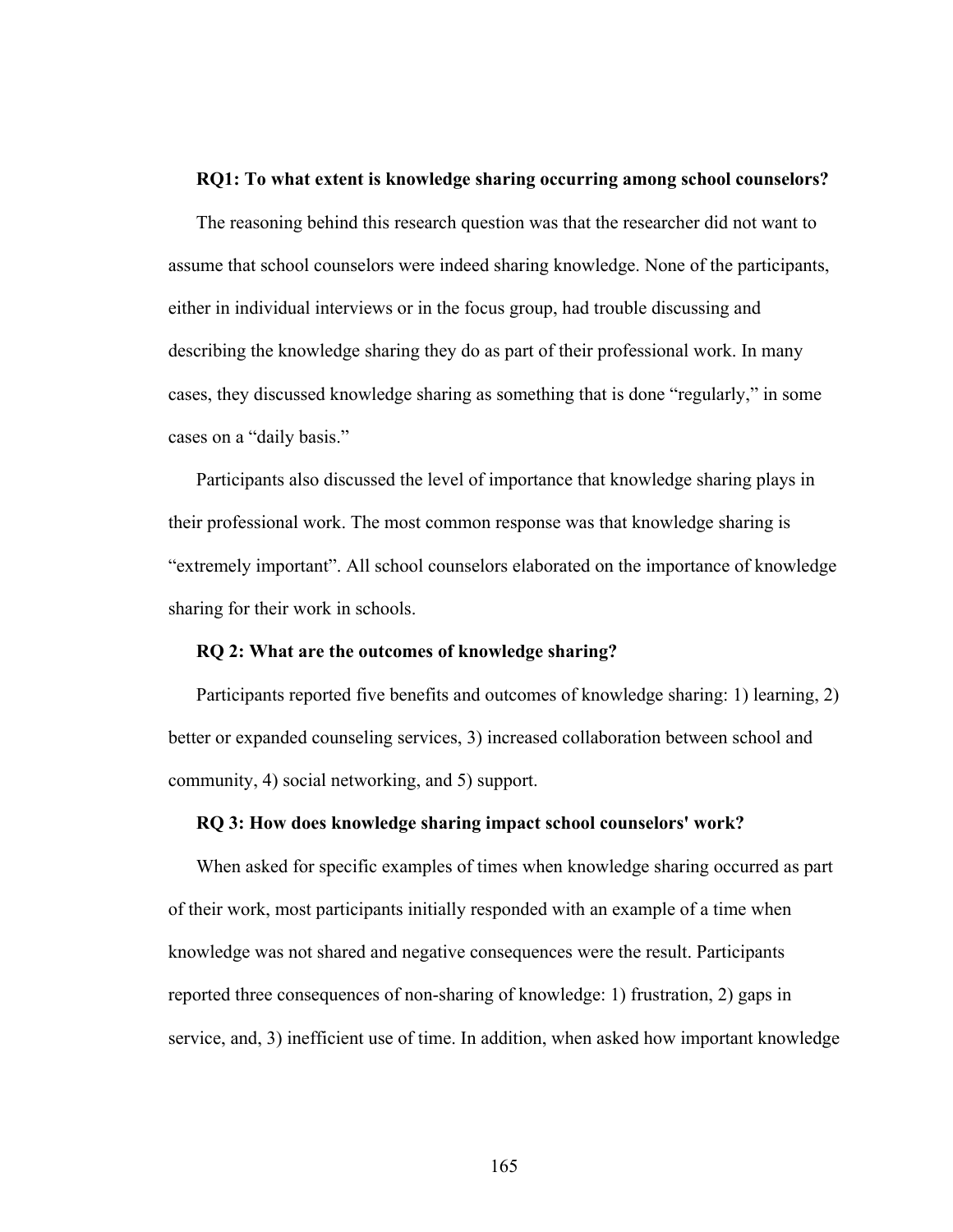**RQ1: To what extent is knowledge sharing occurring among school counselors?**

The reasoning behind this research question was that the researcher did not want to assume that school counselors were indeed sharing knowledge. None of the participants, either in individual interviews or in the focus group, had trouble discussing and describing the knowledge sharing they do as part of their professional work. In many cases, they discussed knowledge sharing as something that is done "regularly," in some cases on a "daily basis."

Participants also discussed the level of importance that knowledge sharing plays in their professional work. The most common response was that knowledge sharing is "extremely important". All school counselors elaborated on the importance of knowledge sharing for their work in schools.

**RQ 2: What are the outcomes of knowledge sharing?**

Participants reported five benefits and outcomes of knowledge sharing: 1) learning, 2) better or expanded counseling services, 3) increased collaboration between school and community, 4) social networking, and 5) support.

**RQ 3: How does knowledge sharing impact school counselors' work?**

When asked for specific examples of times when knowledge sharing occurred as part of their work, most participants initially responded with an example of a time when knowledge was not shared and negative consequences were the result. Participants reported three consequences of non-sharing of knowledge: 1) frustration, 2) gaps in service, and, 3) inefficient use of time. In addition, when asked how important knowledge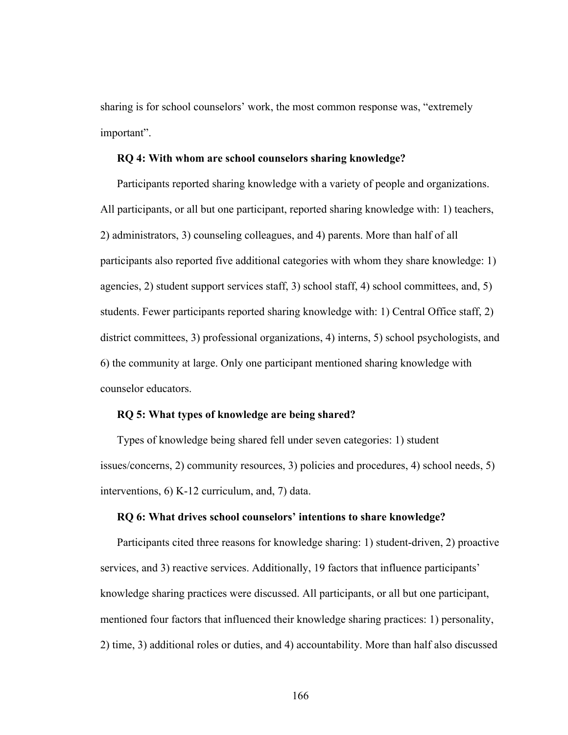sharing is for school counselors' work, the most common response was, "extremely important".

**RQ 4: With whom are school counselors sharing knowledge?**

Participants reported sharing knowledge with a variety of people and organizations. All participants, or all but one participant, reported sharing knowledge with: 1) teachers, 2) administrators, 3) counseling colleagues, and 4) parents. More than half of all participants also reported five additional categories with whom they share knowledge: 1) agencies, 2) student support services staff, 3) school staff, 4) school committees, and, 5) students. Fewer participants reported sharing knowledge with: 1) Central Office staff, 2) district committees, 3) professional organizations, 4) interns, 5) school psychologists, and 6) the community at large. Only one participant mentioned sharing knowledge with counselor educators.

**RQ 5: What types of knowledge are being shared?**

Types of knowledge being shared fell under seven categories: 1) student issues/concerns, 2) community resources, 3) policies and procedures, 4) school needs, 5) interventions, 6) K-12 curriculum, and, 7) data.

**RQ 6: What drives school counselors' intentions to share knowledge?**

Participants cited three reasons for knowledge sharing: 1) student-driven, 2) proactive services, and 3) reactive services. Additionally, 19 factors that influence participants' knowledge sharing practices were discussed. All participants, or all but one participant, mentioned four factors that influenced their knowledge sharing practices: 1) personality, 2) time, 3) additional roles or duties, and 4) accountability. More than half also discussed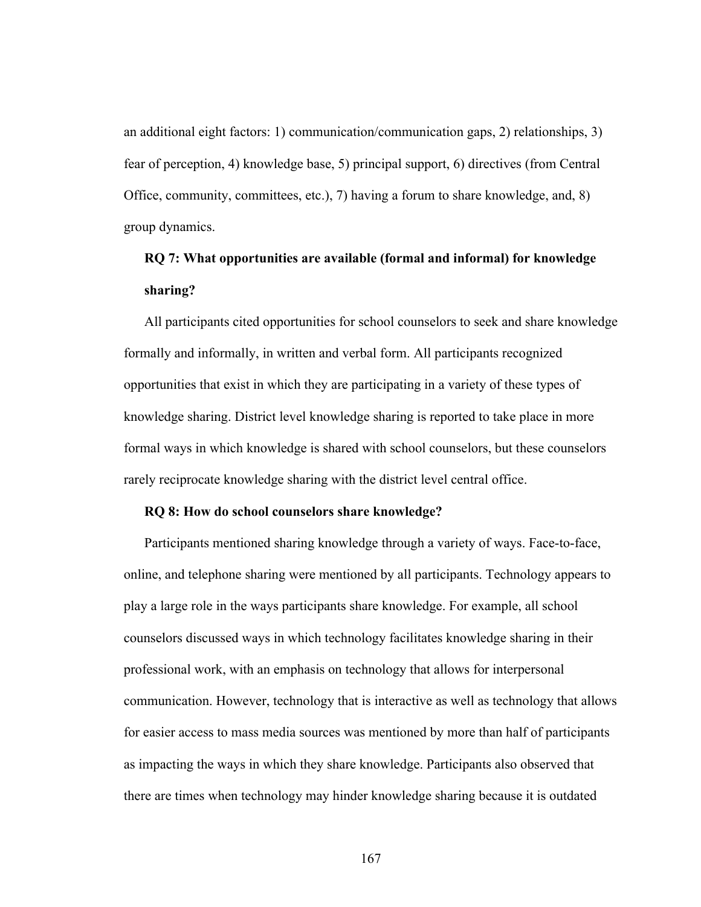an additional eight factors: 1) communication/communication gaps, 2) relationships, 3) fear of perception, 4) knowledge base, 5) principal support, 6) directives (from Central Office, community, committees, etc.), 7) having a forum to share knowledge, and, 8) group dynamics.

**RQ 7: What opportunities are available (formal and informal) for knowledge sharing?**

All participants cited opportunities for school counselors to seek and share knowledge formally and informally, in written and verbal form. All participants recognized opportunities that exist in which they are participating in a variety of these types of knowledge sharing. District level knowledge sharing is reported to take place in more formal ways in which knowledge is shared with school counselors, but these counselors rarely reciprocate knowledge sharing with the district level central office.

**RQ 8: How do school counselors share knowledge?**

Participants mentioned sharing knowledge through a variety of ways. Face-to-face, online, and telephone sharing were mentioned by all participants. Technology appears to play a large role in the ways participants share knowledge. For example, all school counselors discussed ways in which technology facilitates knowledge sharing in their professional work, with an emphasis on technology that allows for interpersonal communication. However, technology that is interactive as well as technology that allows for easier access to mass media sources was mentioned by more than half of participants as impacting the ways in which they share knowledge. Participants also observed that there are times when technology may hinder knowledge sharing because it is outdated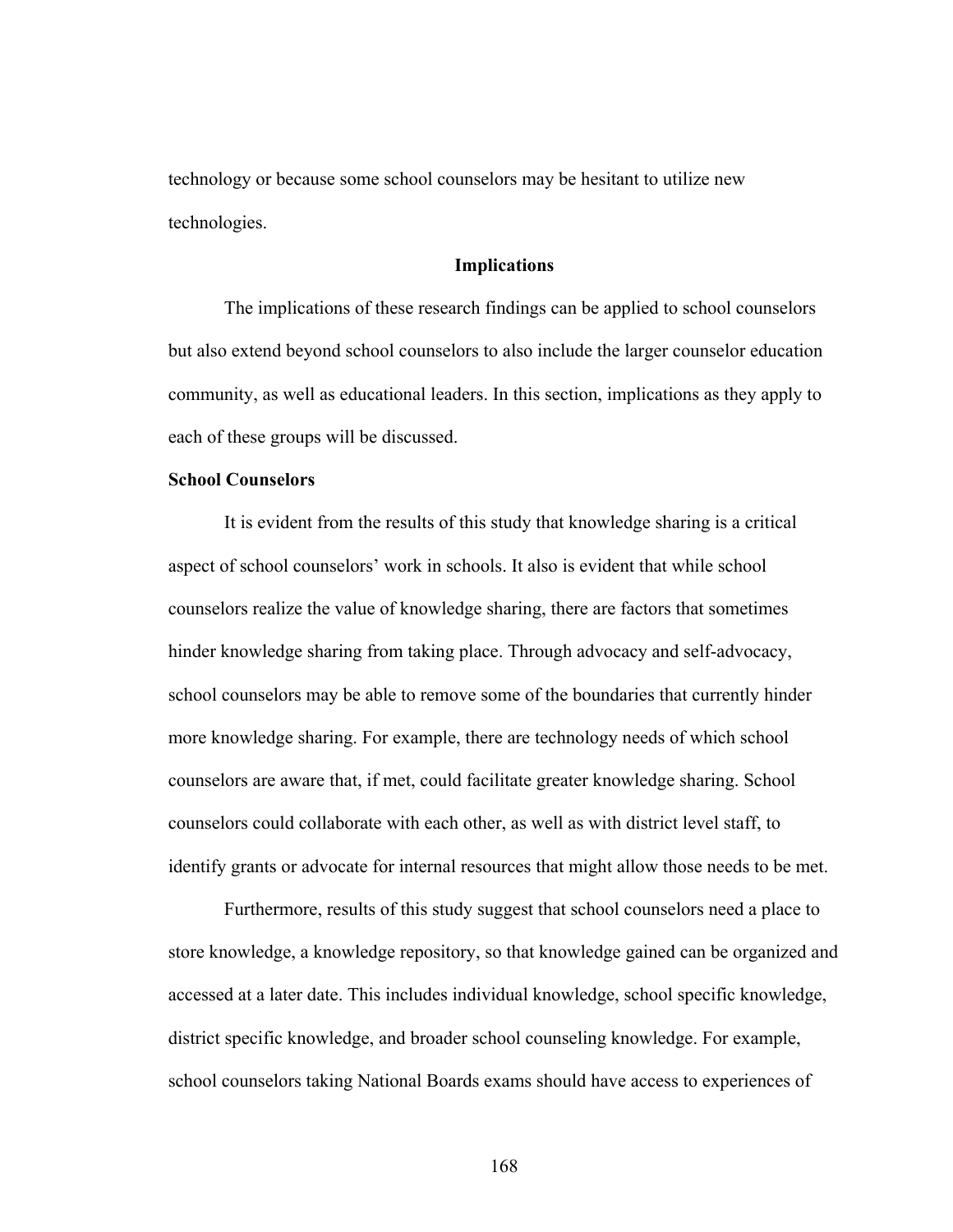technology or because some school counselors may be hesitant to utilize new technologies.

## Implications

The implications of these research findings can be applied to school counselors but also extend beyond school counselors to also include the larger counselor education community, as well as educational leaders. In this section, implications as they apply to each of these groups will be discussed.

### School Counselors

It is evident from the results of this study that knowledge sharing is a critical aspect of school counselors' work in schools. It also is evident that while school counselors realize the value of knowledge sharing, there are factors that sometimes hinder knowledge sharing from taking place. Through advocacy and self-advocacy, school counselors may be able to remove some of the boundaries that currently hinder more knowledge sharing. For example, there are technology needs of which school counselors are aware that, if met, could facilitate greater knowledge sharing. School counselors could collaborate with each other, as well as with district level staff, to identify grants or advocate for internal resources that might allow those needs to be met.

Furthermore, results of this study suggest that school counselors need a place to store knowledge, a knowledge repository, so that knowledge gained can be organized and accessed at a later date. This includes individual knowledge, school specific knowledge, district specific knowledge, and broader school counseling knowledge. For example, school counselors taking National Boards exams should have access to experiences of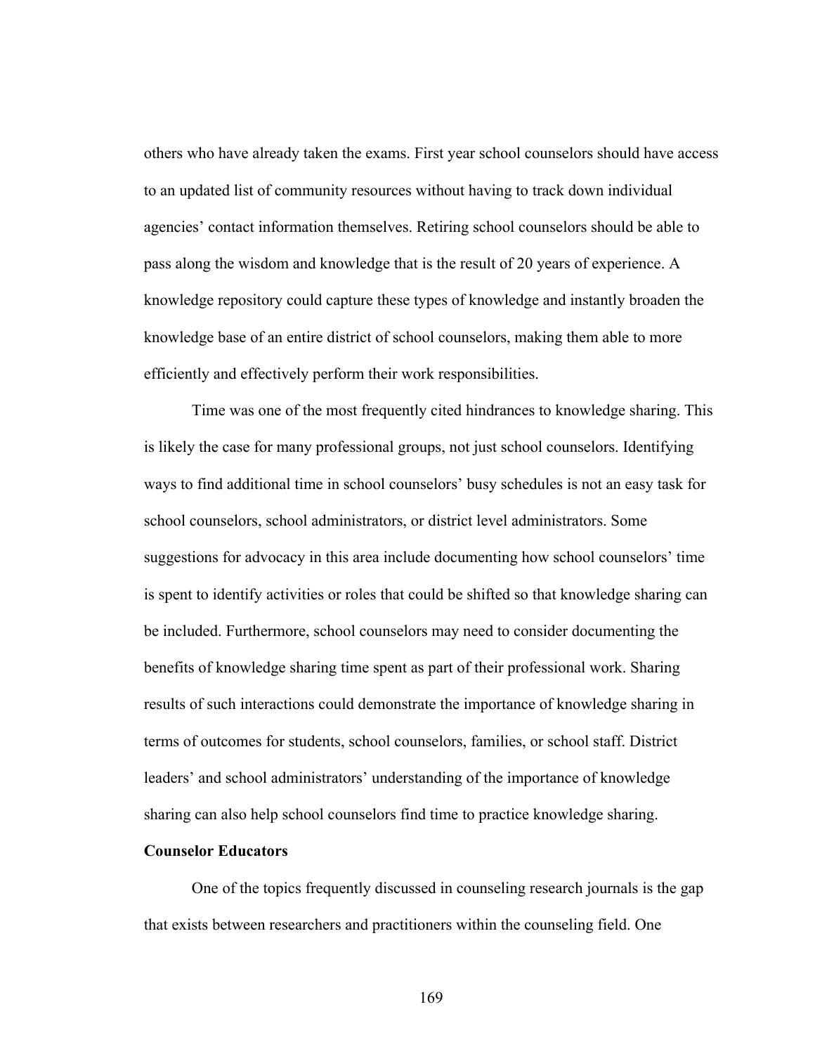others who have already taken the exams. First year school counselors should have access to an updated list of community resources without having to track down individual agencies' contact information themselves. Retiring school counselors should be able to pass along the wisdom and knowledge that is the result of 20 years of experience. A knowledge repository could capture these types of knowledge and instantly broaden the knowledge base of an entire district of school counselors, making them able to more efficiently and effectively perform their work responsibilities.

Time was one of the most frequently cited hindrances to knowledge sharing. This is likely the case for many professional groups, not just school counselors. Identifying ways to find additional time in school counselors' busy schedules is not an easy task for school counselors, school administrators, or district level administrators. Some suggestions for advocacy in this area include documenting how school counselors' time is spent to identify activities or roles that could be shifted so that knowledge sharing can be included. Furthermore, school counselors may need to consider documenting the benefits of knowledge sharing time spent as part of their professional work. Sharing results of such interactions could demonstrate the importance of knowledge sharing in terms of outcomes for students, school counselors, families, or school staff. District leaders' and school administrators' understanding of the importance of knowledge sharing can also help school counselors find time to practice knowledge sharing.

**Counselor Educators**

One of the topics frequently discussed in counseling research journals is the gap that exists between researchers and practitioners within the counseling field. One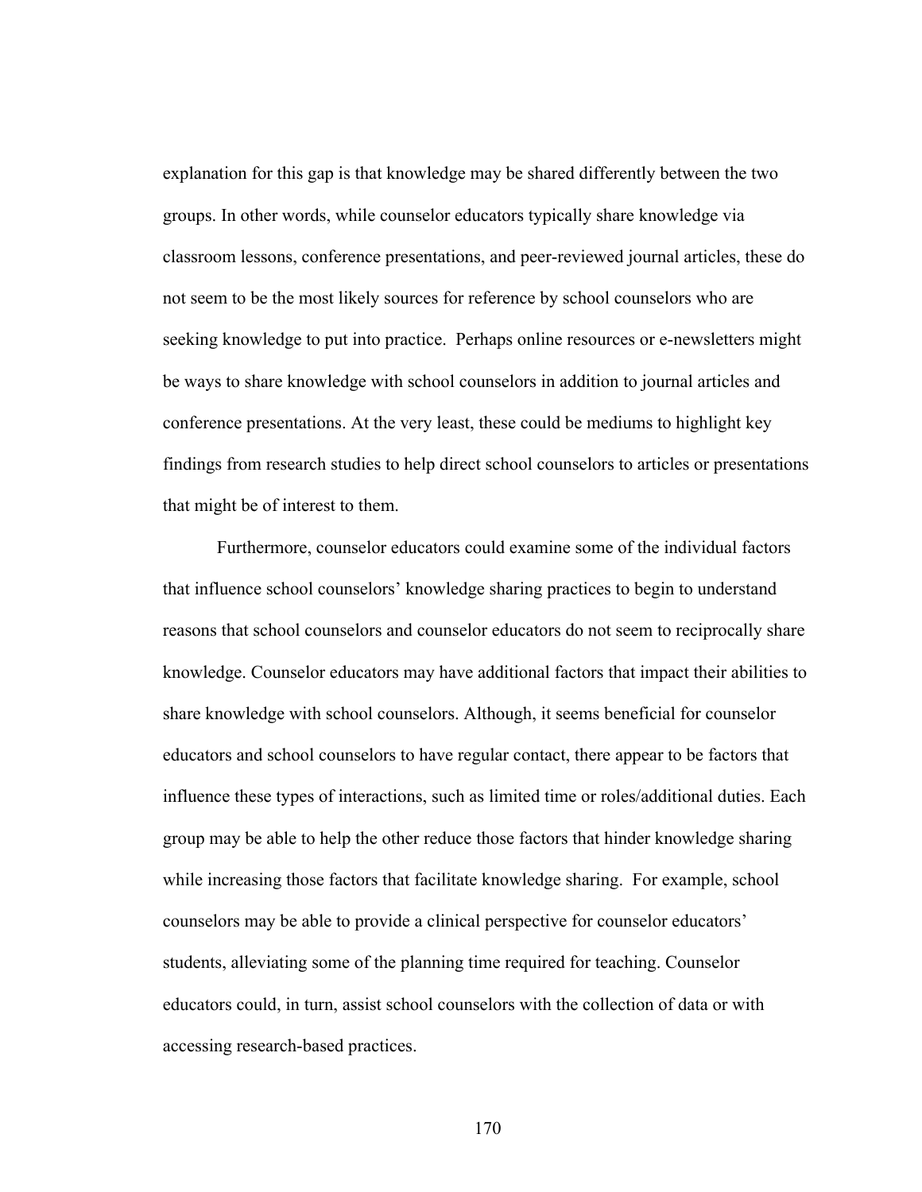explanation for this gap is that knowledge may be shared differently between the two groups. In other words, while counselor educators typically share knowledge via classroom lessons, conference presentations, and peer-reviewed journal articles, these do not seem to be the most likely sources for reference by school counselors who are seeking knowledge to put into practice. Perhaps online resources or e-newsletters might be ways to share knowledge with school counselors in addition to journal articles and conference presentations. At the very least, these could be mediums to highlight key findings from research studies to help direct school counselors to articles or presentations that might be of interest to them.

Furthermore, counselor educators could examine some of the individual factors that influence school counselors' knowledge sharing practices to begin to understand reasons that school counselors and counselor educators do not seem to reciprocally share knowledge. Counselor educators may have additional factors that impact their abilities to share knowledge with school counselors. Although, it seems beneficial for counselor educators and school counselors to have regular contact, there appear to be factors that influence these types of interactions, such as limited time or roles/additional duties. Each group may be able to help the other reduce those factors that hinder knowledge sharing while increasing those factors that facilitate knowledge sharing. For example, school counselors may be able to provide a clinical perspective for counselor educators' students, alleviating some of the planning time required for teaching. Counselor educators could, in turn, assist school counselors with the collection of data or with accessing research-based practices.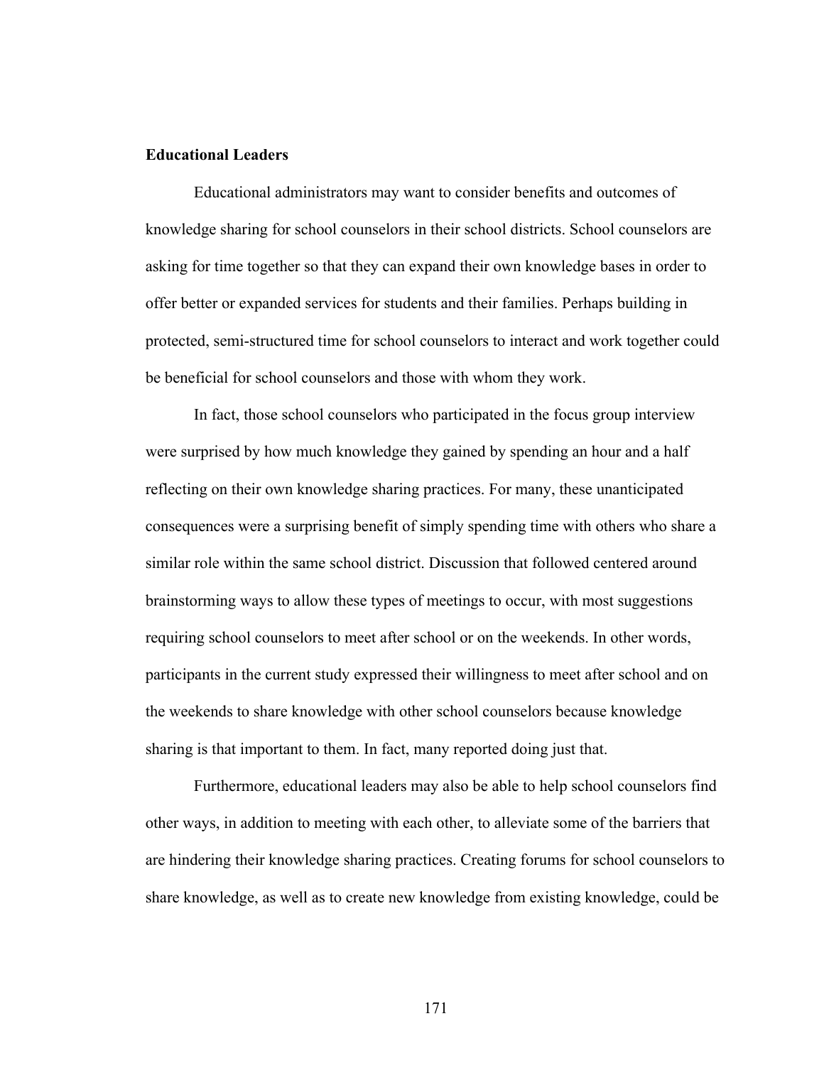**Educational Leaders**

Educational administrators may want to consider benefits and outcomes of knowledge sharing for school counselors in their school districts. School counselors are asking for time together so that they can expand their own knowledge bases in order to offer better or expanded services for students and their families. Perhaps building in protected, semi-structured time for school counselors to interact and work together could be beneficial for school counselors and those with whom they work.

In fact, those school counselors who participated in the focus group interview were surprised by how much knowledge they gained by spending an hour and a half reflecting on their own knowledge sharing practices. For many, these unanticipated consequences were a surprising benefit of simply spending time with others who share a similar role within the same school district. Discussion that followed centered around brainstorming ways to allow these types of meetings to occur, with most suggestions requiring school counselors to meet after school or on the weekends. In other words, participants in the current study expressed their willingness to meet after school and on the weekends to share knowledge with other school counselors because knowledge sharing is that important to them. In fact, many reported doing just that.

Furthermore, educational leaders may also be able to help school counselors find other ways, in addition to meeting with each other, to alleviate some of the barriers that are hindering their knowledge sharing practices. Creating forums for school counselors to share knowledge, as well as to create new knowledge from existing knowledge, could be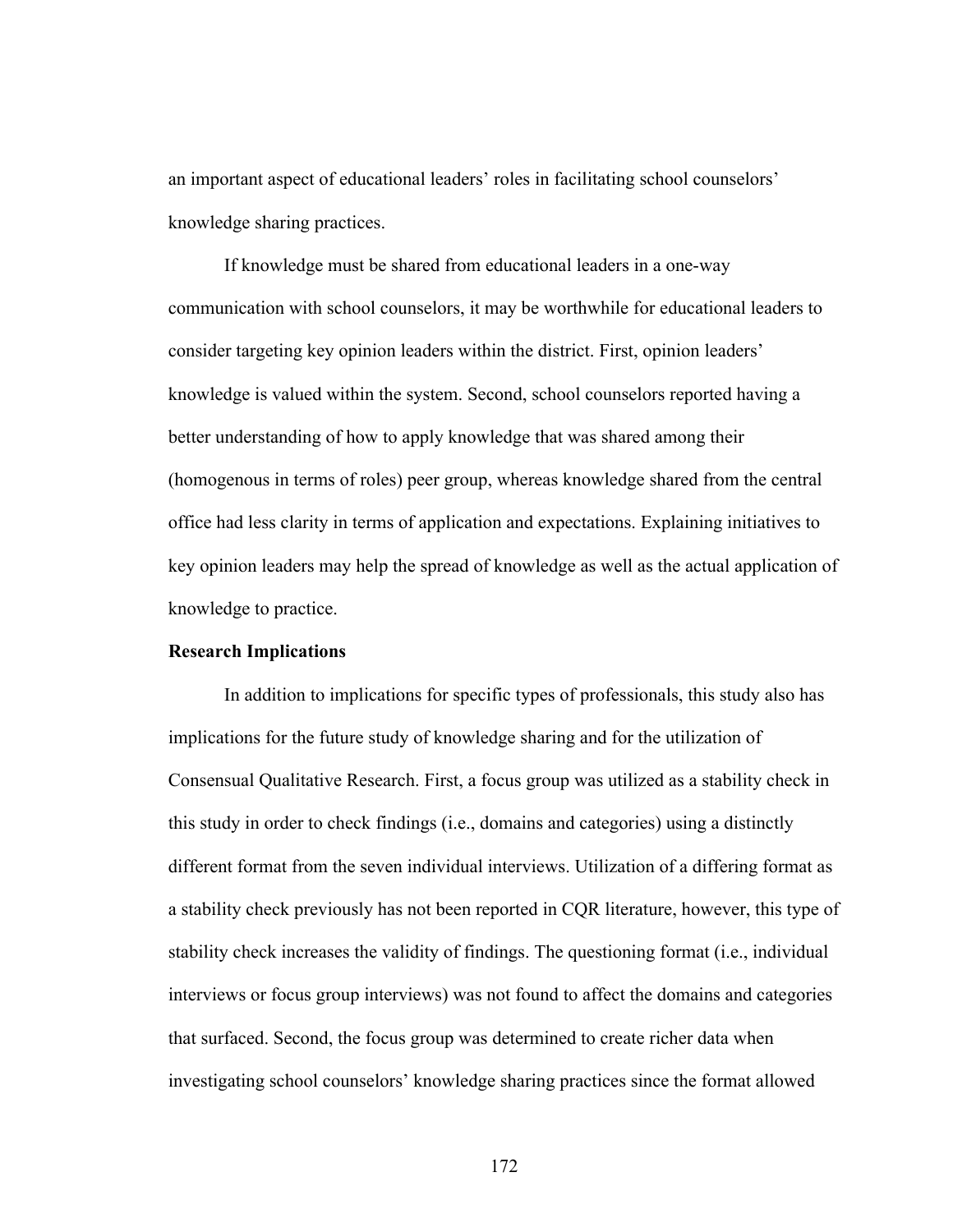an important aspect of educational leaders' roles in facilitating school counselors' knowledge sharing practices.

If knowledge must be shared from educational leaders in a one-way communication with school counselors, it may be worthwhile for educational leaders to consider targeting key opinion leaders within the district. First, opinion leaders' knowledge is valued within the system. Second, school counselors reported having a better understanding of how to apply knowledge that was shared among their (homogenous in terms of roles) peer group, whereas knowledge shared from the central office had less clarity in terms of application and expectations. Explaining initiatives to key opinion leaders may help the spread of knowledge as well as the actual application of knowledge to practice.

**Research Implications**

In addition to implications for specific types of professionals, this study also has implications for the future study of knowledge sharing and for the utilization of Consensual Qualitative Research. First, a focus group was utilized as a stability check in this study in order to check findings (i.e., domains and categories) using a distinctly different format from the seven individual interviews. Utilization of a differing format as a stability check previously has not been reported in CQR literature, however, this type of stability check increases the validity of findings. The questioning format (i.e., individual interviews or focus group interviews) was not found to affect the domains and categories that surfaced. Second, the focus group was determined to create richer data when investigating school counselors' knowledge sharing practices since the format allowed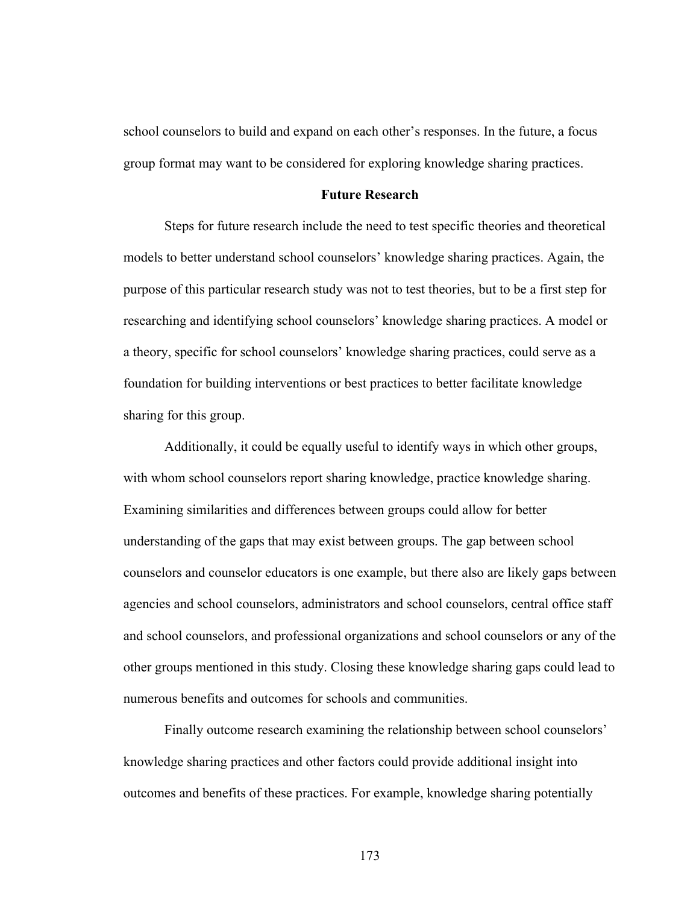school counselors to build and expand on each other's responses. In the future, a focus group format may want to be considered for exploring knowledge sharing practices.

## Future Research

Steps for future research include the need to test specific theories and theoretical models to better understand school counselors' knowledge sharing practices. Again, the purpose of this particular research study was not to test theories, but to be a first step for researching and identifying school counselors' knowledge sharing practices. A model or a theory, specific for school counselors' knowledge sharing practices, could serve as a foundation for building interventions or best practices to better facilitate knowledge sharing for this group.

Additionally, it could be equally useful to identify ways in which other groups, with whom school counselors report sharing knowledge, practice knowledge sharing. Examining similarities and differences between groups could allow for better understanding of the gaps that may exist between groups. The gap between school counselors and counselor educators is one example, but there also are likely gaps between agencies and school counselors, administrators and school counselors, central office staff and school counselors, and professional organizations and school counselors or any of the other groups mentioned in this study. Closing these knowledge sharing gaps could lead to numerous benefits and outcomes for schools and communities.

Finally outcome research examining the relationship between school counselors' knowledge sharing practices and other factors could provide additional insight into outcomes and benefits of these practices. For example, knowledge sharing potentially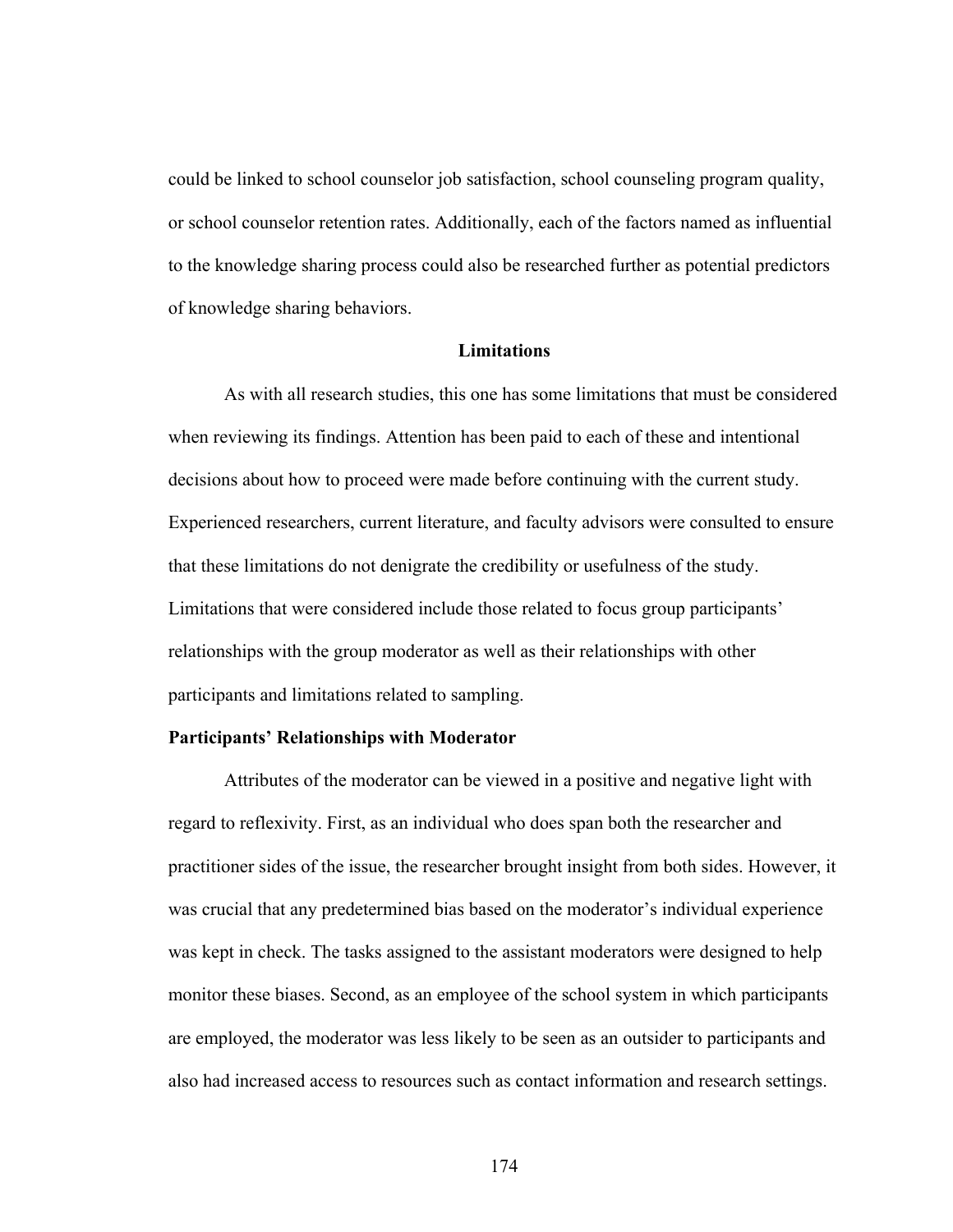could be linked to school counselor job satisfaction, school counseling program quality, or school counselor retention rates. Additionally, each of the factors named as influential to the knowledge sharing process could also be researched further as potential predictors of knowledge sharing behaviors.

## Limitations

As with all research studies, this one has some limitations that must be considered when reviewing its findings. Attention has been paid to each of these and intentional decisions about how to proceed were made before continuing with the current study. Experienced researchers, current literature, and faculty advisors were consulted to ensure that these limitations do not denigrate the credibility or usefulness of the study. Limitations that were considered include those related to focus group participants' relationships with the group moderator as well as their relationships with other participants and limitations related to sampling.

### Participants' Relationships with Moderator

Attributes of the moderator can be viewed in a positive and negative light with regard to reflexivity. First, as an individual who does span both the researcher and practitioner sides of the issue, the researcher brought insight from both sides. However, it was crucial that any predetermined bias based on the moderator's individual experience was kept in check. The tasks assigned to the assistant moderators were designed to help monitor these biases. Second, as an employee of the school system in which participants are employed, the moderator was less likely to be seen as an outsider to participants and also had increased access to resources such as contact information and research settings.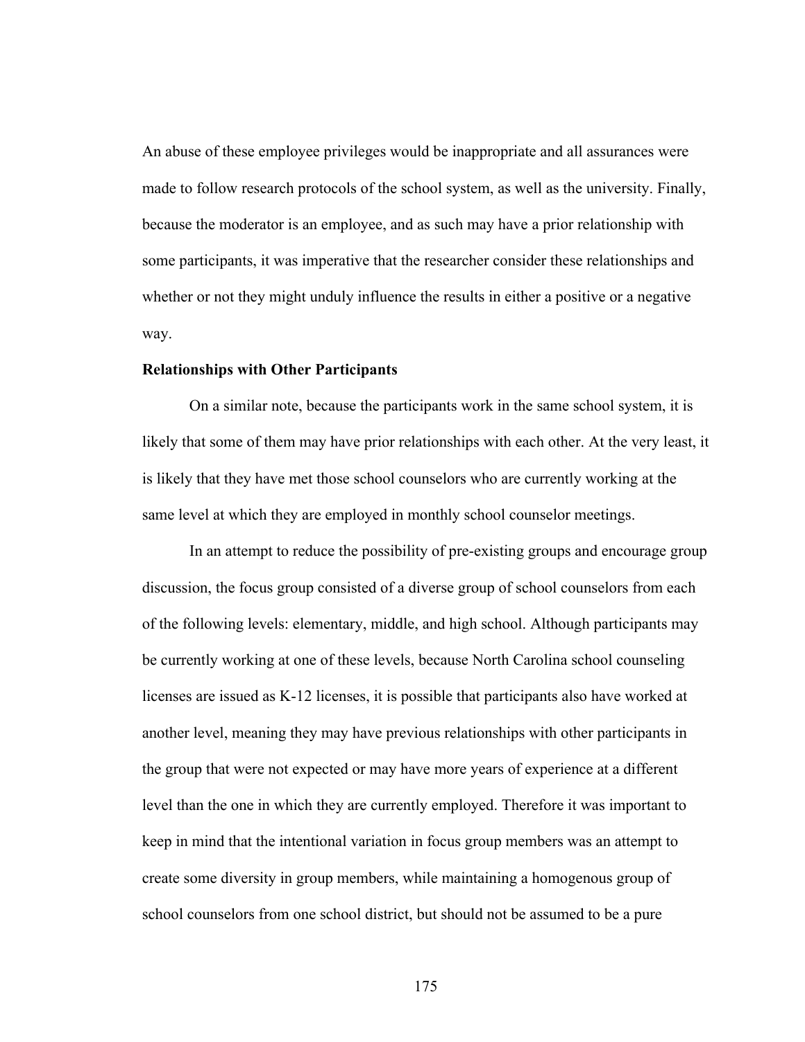An abuse of these employee privileges would be inappropriate and all assurances were made to follow research protocols of the school system, as well as the university. Finally, because the moderator is an employee, and as such may have a prior relationship with some participants, it was imperative that the researcher consider these relationships and whether or not they might unduly influence the results in either a positive or a negative way.

**Relationships with Other Participants**

On a similar note, because the participants work in the same school system, it is likely that some of them may have prior relationships with each other. At the very least, it is likely that they have met those school counselors who are currently working at the same level at which they are employed in monthly school counselor meetings.

In an attempt to reduce the possibility of pre-existing groups and encourage group discussion, the focus group consisted of a diverse group of school counselors from each of the following levels: elementary, middle, and high school. Although participants may be currently working at one of these levels, because North Carolina school counseling licenses are issued as K-12 licenses, it is possible that participants also have worked at another level, meaning they may have previous relationships with other participants in the group that were not expected or may have more years of experience at a different level than the one in which they are currently employed. Therefore it was important to keep in mind that the intentional variation in focus group members was an attempt to create some diversity in group members, while maintaining a homogenous group of school counselors from one school district, but should not be assumed to be a pure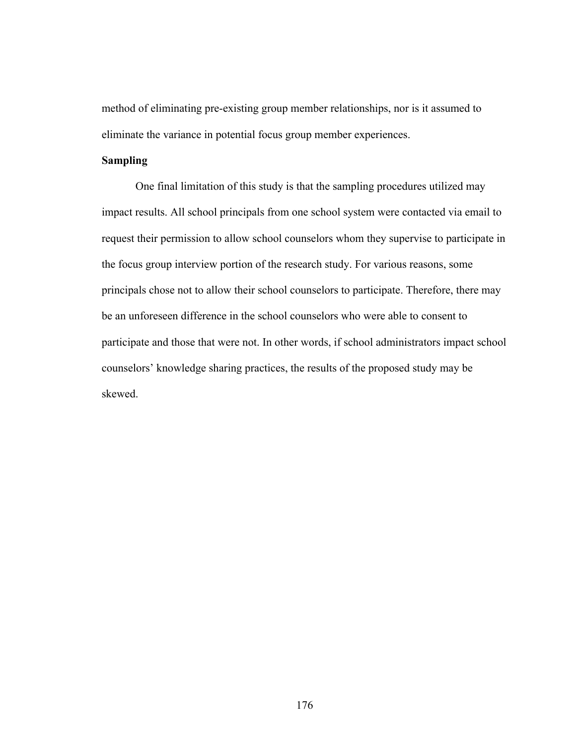method of eliminating pre-existing group member relationships, nor is it assumed to eliminate the variance in potential focus group member experiences.

**Sampling**

One final limitation of this study is that the sampling procedures utilized may impact results. All school principals from one school system were contacted via email to request their permission to allow school counselors whom they supervise to participate in the focus group interview portion of the research study. For various reasons, some principals chose not to allow their school counselors to participate. Therefore, there may be an unforeseen difference in the school counselors who were able to consent to participate and those that were not. In other words, if school administrators impact school counselors' knowledge sharing practices, the results of the proposed study may be skewed.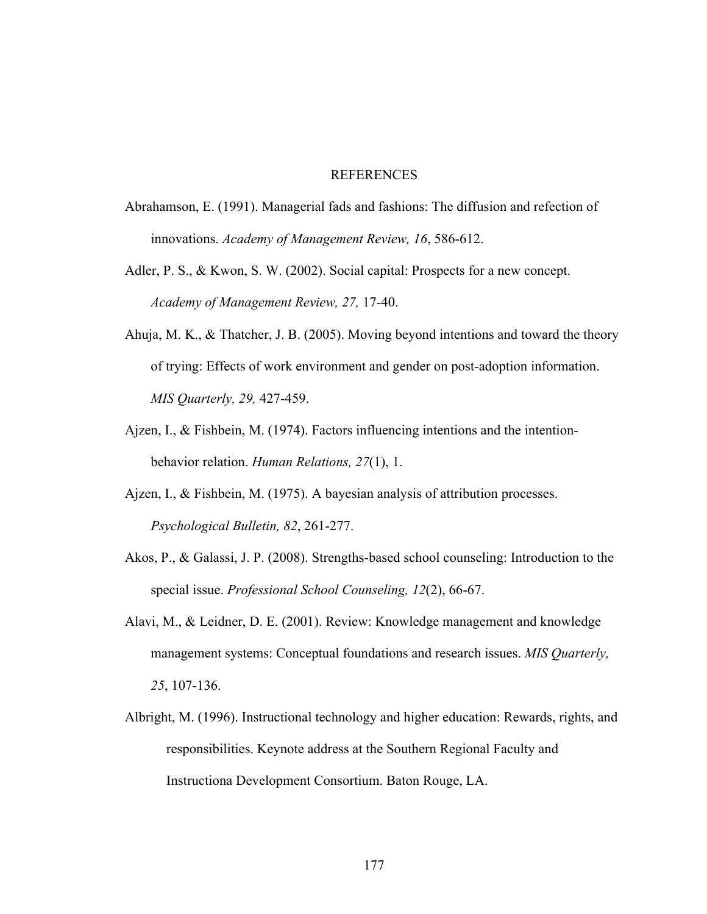# REFERENCES

Abrahamson, E. (1991). Managerial fads and fashions: The diffusion and refection of innovations. *Academy of Management Review, 16*, 586-612.

Adler, P. S., & Kwon, S. W. (2002). Social capital: Prospects for a new concept. *Academy of Management Review, 27,* 17-40.

Ahuja, M. K., & Thatcher, J. B. (2005). Moving beyond intentions and toward the theory of trying: Effects of work environment and gender on post-adoption information. *MIS Quarterly, 29,* 427-459.

Ajzen, I., & Fishbein, M. (1974). Factors influencing intentions and the intention-behavior relation. *Human Relations, 27*(1), 1.

Ajzen, I., & Fishbein, M. (1975). A bayesian analysis of attribution processes. *Psychological Bulletin, 82*, 261-277.

Akos, P., & Galassi, J. P. (2008). Strengths-based school counseling: Introduction to the special issue. *Professional School Counseling, 12*(2), 66-67.

Alavi, M., & Leidner, D. E. (2001). Review: Knowledge management and knowledge management systems: Conceptual foundations and research issues. *MIS Quarterly, 25*, 107-136.

Albright, M. (1996). Instructional technology and higher education: Rewards, rights, and responsibilities. Keynote address at the Southern Regional Faculty and Instructiona Development Consortium. Baton Rouge, LA.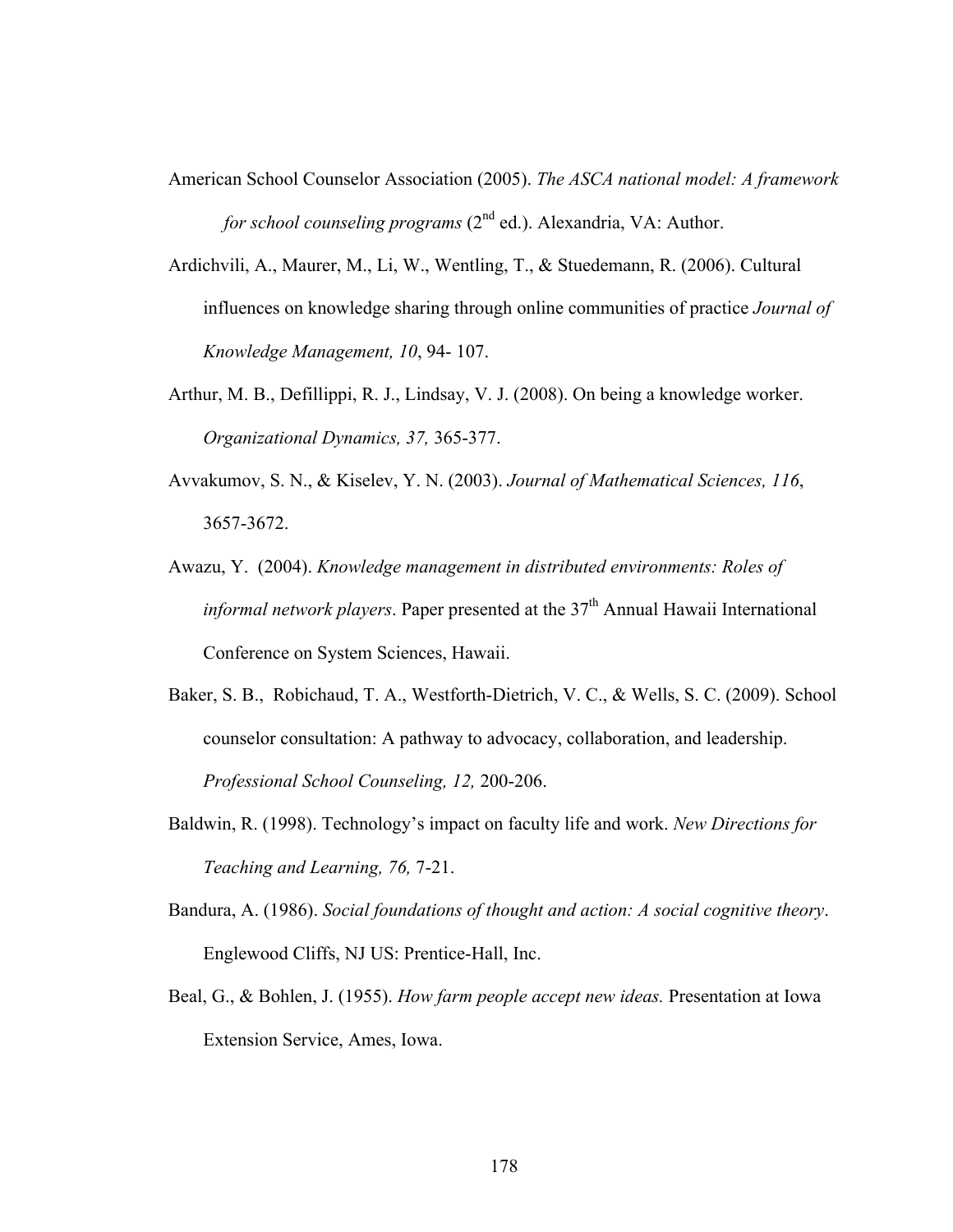American School Counselor Association (2005). *The ASCA national model: A framework for school counseling programs* (2nd ed.). Alexandria, VA: Author.

Ardichvili, A., Maurer, M., Li, W., Wentling, T., & Stuedemann, R. (2006). Cultural influences on knowledge sharing through online communities of practice *Journal of Knowledge Management, 10*, 94- 107.

Arthur, M. B., Defillippi, R. J., Lindsay, V. J. (2008). On being a knowledge worker. *Organizational Dynamics, 37,* 365-377.

Avvakumov, S. N., & Kiselev, Y. N. (2003). *Journal of Mathematical Sciences, 116*, 3657-3672.

Awazu, Y. (2004). *Knowledge management in distributed environments: Roles of informal network players*. Paper presented at the 37th Annual Hawaii International Conference on System Sciences, Hawaii.

Baker, S. B., Robichaud, T. A., Westforth-Dietrich, V. C., & Wells, S. C. (2009). School counselor consultation: A pathway to advocacy, collaboration, and leadership. *Professional School Counseling, 12,* 200-206.

Baldwin, R. (1998). Technology's impact on faculty life and work. *New Directions for Teaching and Learning, 76,* 7-21.

Bandura, A. (1986). *Social foundations of thought and action: A social cognitive theory*. Englewood Cliffs, NJ US: Prentice-Hall, Inc.

Beal, G., & Bohlen, J. (1955). *How farm people accept new ideas.* Presentation at Iowa Extension Service, Ames, Iowa.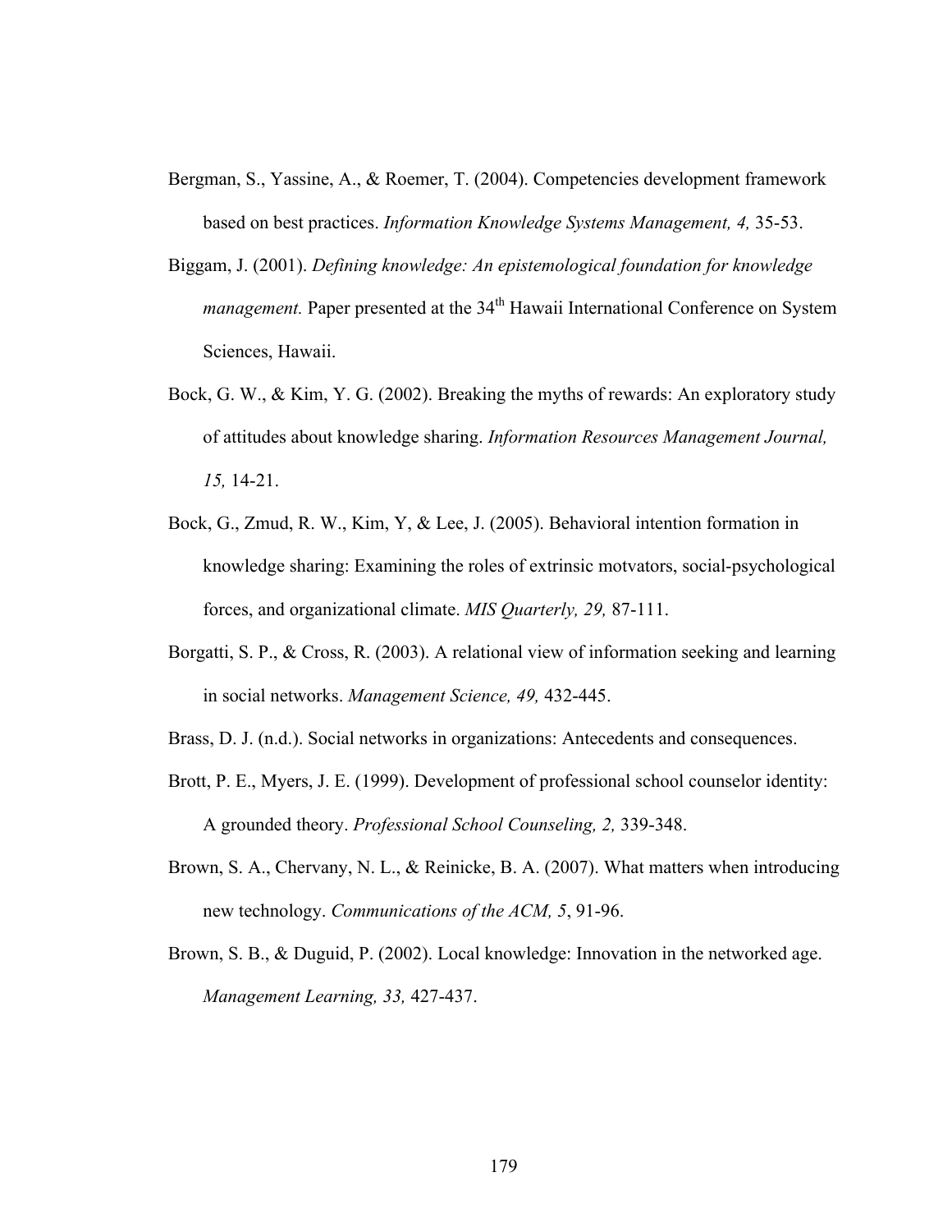Bergman, S., Yassine, A., & Roemer, T. (2004). Competencies development framework based on best practices. *Information Knowledge Systems Management, 4,* 35-53.

Biggam, J. (2001). *Defining knowledge: An epistemological foundation for knowledge management.* Paper presented at the 34th Hawaii International Conference on System Sciences, Hawaii.

Bock, G. W., & Kim, Y. G. (2002). Breaking the myths of rewards: An exploratory study of attitudes about knowledge sharing. *Information Resources Management Journal, 15,* 14-21.

Bock, G., Zmud, R. W., Kim, Y, & Lee, J. (2005). Behavioral intention formation in knowledge sharing: Examining the roles of extrinsic motvators, social-psychological forces, and organizational climate. *MIS Quarterly, 29,* 87-111.

Borgatti, S. P., & Cross, R. (2003). A relational view of information seeking and learning in social networks. *Management Science, 49,* 432-445.

Brass, D. J. (n.d.). Social networks in organizations: Antecedents and consequences.

Brott, P. E., Myers, J. E. (1999). Development of professional school counselor identity: A grounded theory. *Professional School Counseling, 2,* 339-348.

Brown, S. A., Chervany, N. L., & Reinicke, B. A. (2007). What matters when introducing new technology. *Communications of the ACM, 5*, 91-96.

Brown, S. B., & Duguid, P. (2002). Local knowledge: Innovation in the networked age. *Management Learning, 33,* 427-437.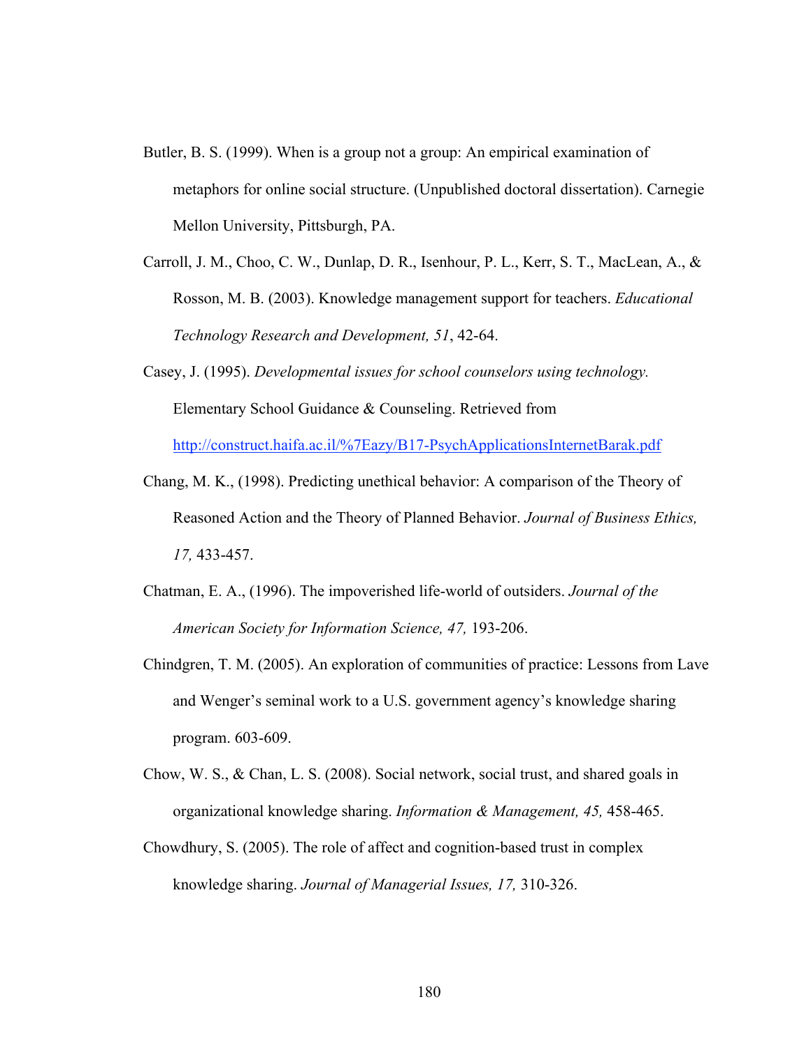Butler, B. S. (1999). When is a group not a group: An empirical examination of metaphors for online social structure. (Unpublished doctoral dissertation). Carnegie Mellon University, Pittsburgh, PA.

Carroll, J. M., Choo, C. W., Dunlap, D. R., Isenhour, P. L., Kerr, S. T., MacLean, A., & Rosson, M. B. (2003). Knowledge management support for teachers. *Educational Technology Research and Development, 51*, 42-64.

Casey, J. (1995). *Developmental issues for school counselors using technology.* Elementary School Guidance & Counseling. Retrieved from http://construct.haifa.ac.il/%7Eazy/B17-PsychApplicationsInternetBarak.pdf

Chang, M. K., (1998). Predicting unethical behavior: A comparison of the Theory of Reasoned Action and the Theory of Planned Behavior. *Journal of Business Ethics, 17,* 433-457.

Chatman, E. A., (1996). The impoverished life-world of outsiders. *Journal of the American Society for Information Science, 47,* 193-206.

Chindgren, T. M. (2005). An exploration of communities of practice: Lessons from Lave and Wenger's seminal work to a U.S. government agency's knowledge sharing program. 603-609.

Chow, W. S., & Chan, L. S. (2008). Social network, social trust, and shared goals in organizational knowledge sharing. *Information & Management, 45,* 458-465.

Chowdhury, S. (2005). The role of affect and cognition-based trust in complex knowledge sharing. *Journal of Managerial Issues, 17,* 310-326.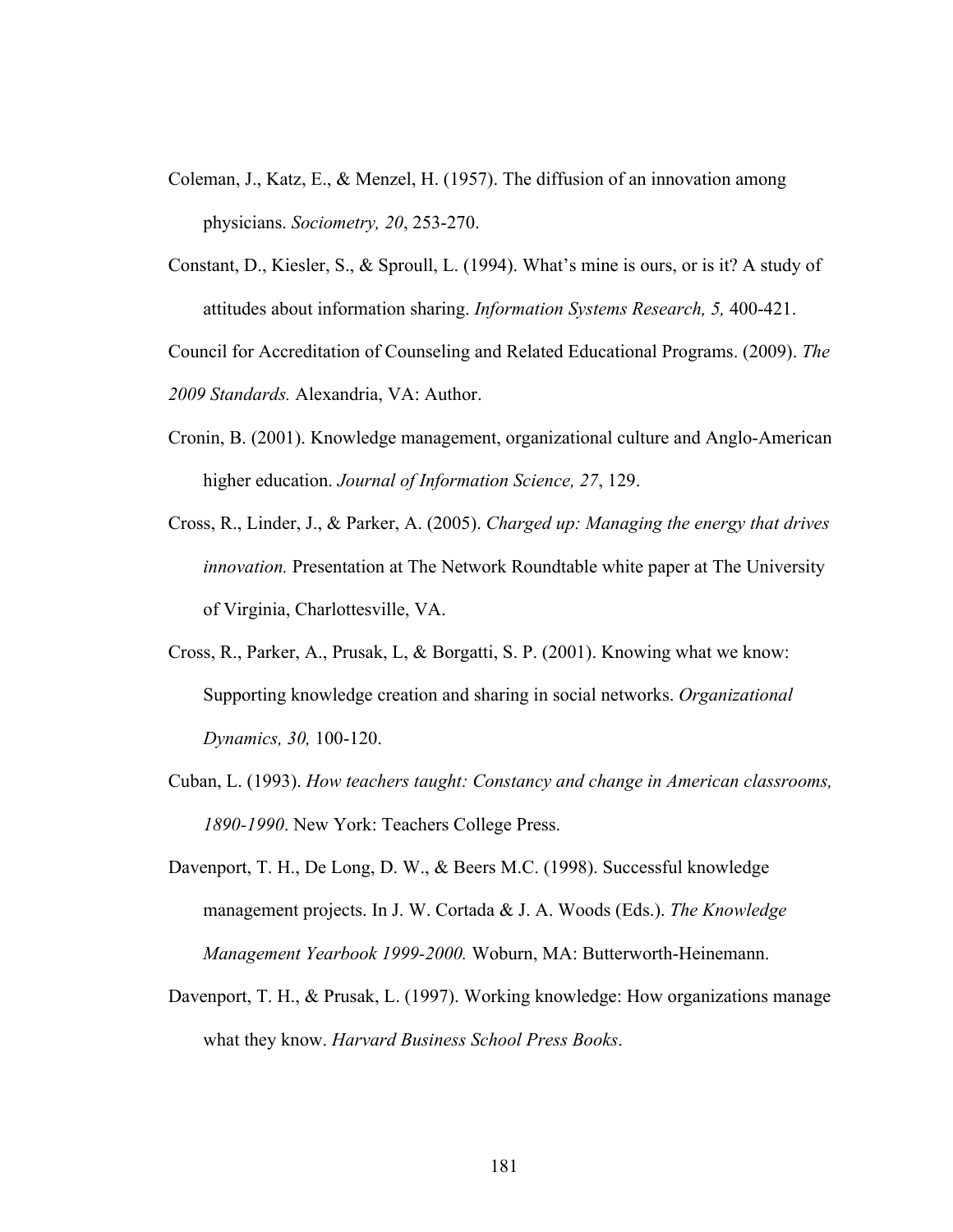Coleman, J., Katz, E., & Menzel, H. (1957). The diffusion of an innovation among physicians. *Sociometry, 20*, 253-270.

Constant, D., Kiesler, S., & Sproull, L. (1994). What's mine is ours, or is it? A study of attitudes about information sharing. *Information Systems Research, 5,* 400-421.

Council for Accreditation of Counseling and Related Educational Programs. (2009). *The 2009 Standards.* Alexandria, VA: Author.

Cronin, B. (2001). Knowledge management, organizational culture and Anglo-American higher education. *Journal of Information Science, 27*, 129.

Cross, R., Linder, J., & Parker, A. (2005). *Charged up: Managing the energy that drives innovation.* Presentation at The Network Roundtable white paper at The University of Virginia, Charlottesville, VA.

Cross, R., Parker, A., Prusak, L, & Borgatti, S. P. (2001). Knowing what we know: Supporting knowledge creation and sharing in social networks. *Organizational Dynamics, 30,* 100-120.

Cuban, L. (1993). *How teachers taught: Constancy and change in American classrooms, 1890-1990*. New York: Teachers College Press.

Davenport, T. H., De Long, D. W., & Beers M.C. (1998). Successful knowledge management projects. In J. W. Cortada & J. A. Woods (Eds.). *The Knowledge Management Yearbook 1999-2000.* Woburn, MA: Butterworth-Heinemann.

Davenport, T. H., & Prusak, L. (1997). Working knowledge: How organizations manage what they know. *Harvard Business School Press Books*.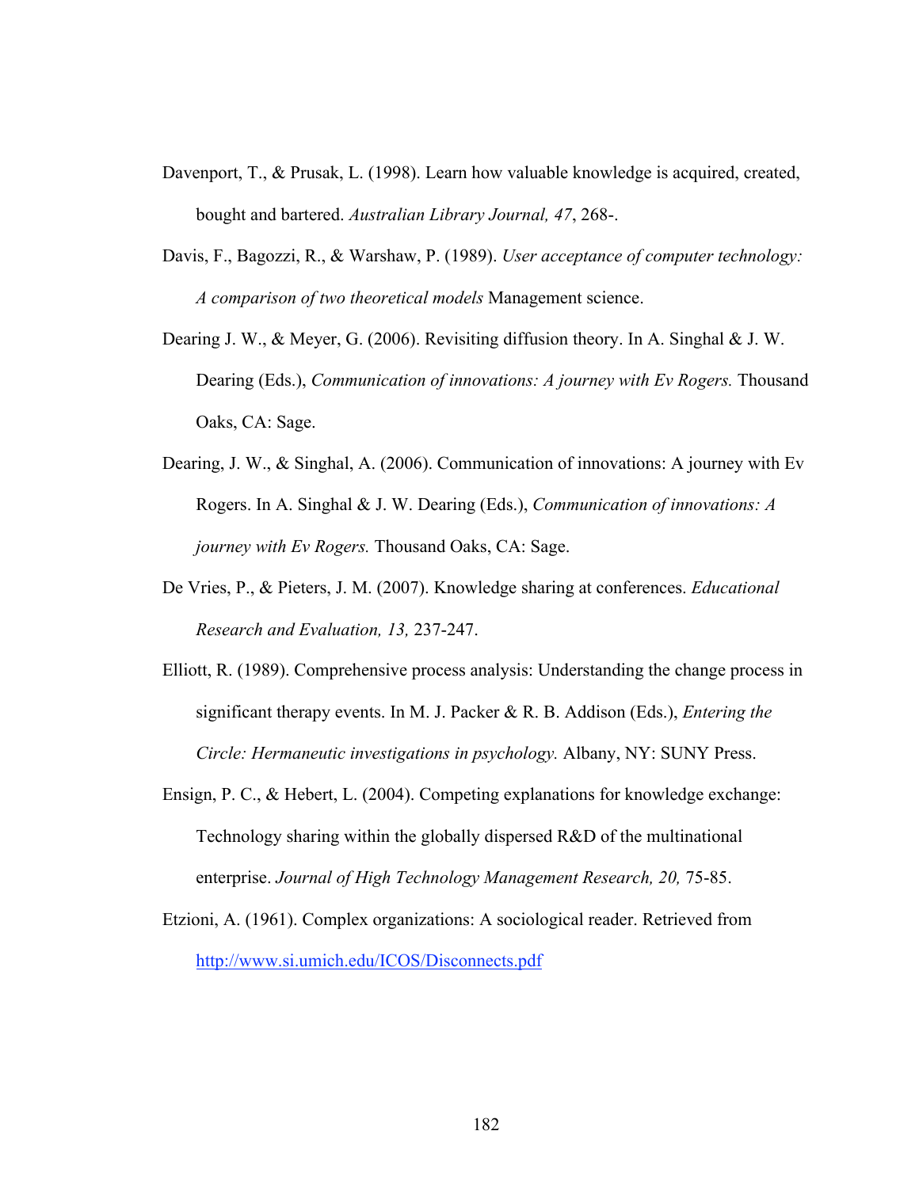Davenport, T., & Prusak, L. (1998). Learn how valuable knowledge is acquired, created, bought and bartered. *Australian Library Journal, 47*, 268-.

Davis, F., Bagozzi, R., & Warshaw, P. (1989). *User acceptance of computer technology: A comparison of two theoretical models* Management science.

Dearing J. W., & Meyer, G. (2006). Revisiting diffusion theory. In A. Singhal & J. W. Dearing (Eds.), *Communication of innovations: A journey with Ev Rogers.* Thousand Oaks, CA: Sage.

Dearing, J. W., & Singhal, A. (2006). Communication of innovations: A journey with Ev Rogers. In A. Singhal & J. W. Dearing (Eds.), *Communication of innovations: A journey with Ev Rogers.* Thousand Oaks, CA: Sage.

De Vries, P., & Pieters, J. M. (2007). Knowledge sharing at conferences. *Educational Research and Evaluation, 13,* 237-247.

Elliott, R. (1989). Comprehensive process analysis: Understanding the change process in significant therapy events. In M. J. Packer & R. B. Addison (Eds.), *Entering the Circle: Hermaneutic investigations in psychology.* Albany, NY: SUNY Press.

Ensign, P. C., & Hebert, L. (2004). Competing explanations for knowledge exchange: Technology sharing within the globally dispersed R&D of the multinational enterprise. *Journal of High Technology Management Research, 20,* 75-85.

Etzioni, A. (1961). Complex organizations: A sociological reader. Retrieved from http://www.si.umich.edu/ICOS/Disconnects.pdf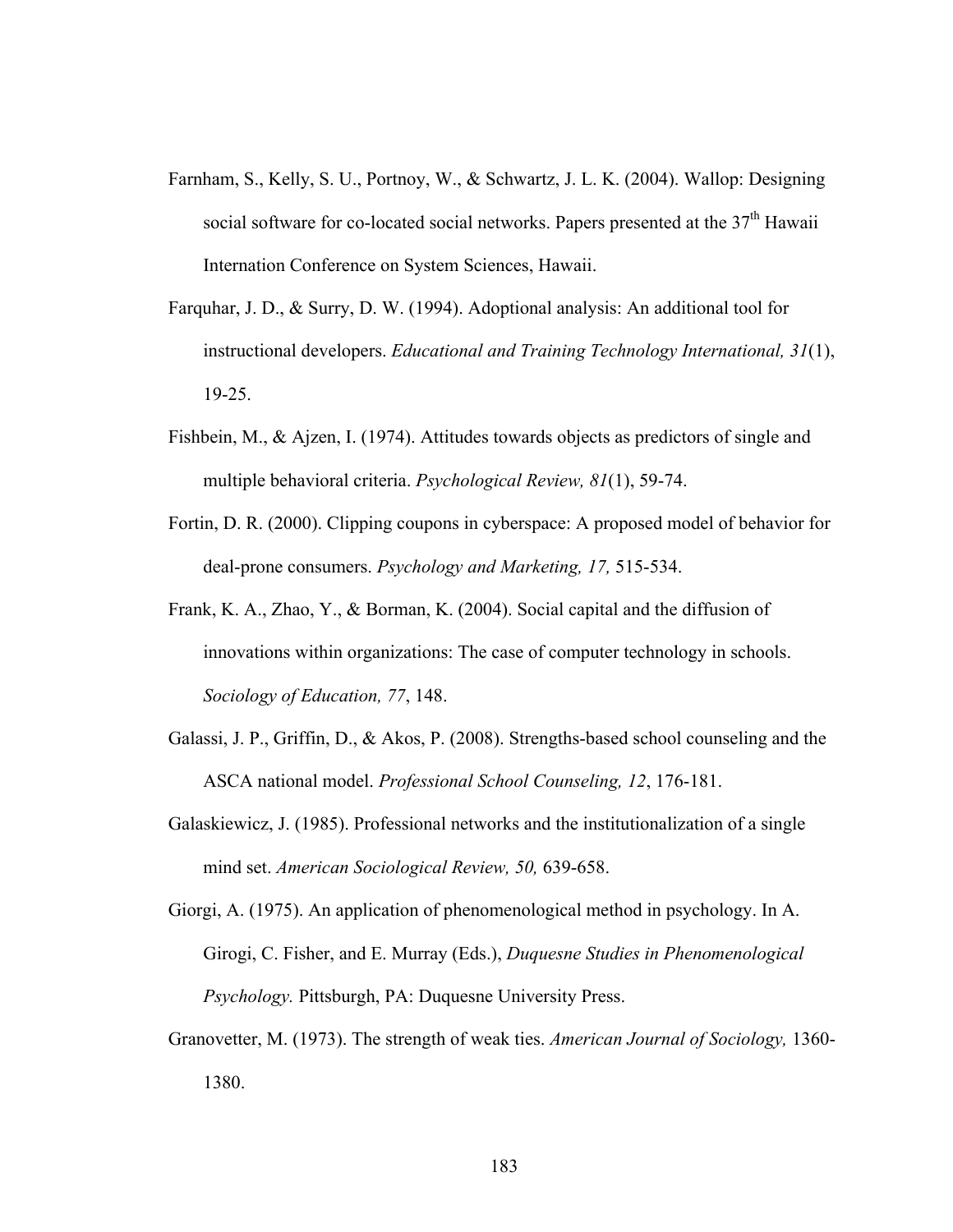Farnham, S., Kelly, S. U., Portnoy, W., & Schwartz, J. L. K. (2004). Wallop: Designing social software for co-located social networks. Papers presented at the 37th Hawaii Internation Conference on System Sciences, Hawaii.

Farquhar, J. D., & Surry, D. W. (1994). Adoptional analysis: An additional tool for instructional developers. *Educational and Training Technology International, 31*(1), 19-25.

Fishbein, M., & Ajzen, I. (1974). Attitudes towards objects as predictors of single and multiple behavioral criteria. *Psychological Review, 81*(1), 59-74.

Fortin, D. R. (2000). Clipping coupons in cyberspace: A proposed model of behavior for deal-prone consumers. *Psychology and Marketing, 17,* 515-534.

Frank, K. A., Zhao, Y., & Borman, K. (2004). Social capital and the diffusion of innovations within organizations: The case of computer technology in schools. *Sociology of Education, 77*, 148.

Galassi, J. P., Griffin, D., & Akos, P. (2008). Strengths-based school counseling and the ASCA national model. *Professional School Counseling, 12*, 176-181.

Galaskiewicz, J. (1985). Professional networks and the institutionalization of a single mind set. *American Sociological Review, 50,* 639-658.

Giorgi, A. (1975). An application of phenomenological method in psychology. In A. Girogi, C. Fisher, and E. Murray (Eds.), *Duquesne Studies in Phenomenological Psychology.* Pittsburgh, PA: Duquesne University Press.

Granovetter, M. (1973). The strength of weak ties. *American Journal of Sociology,* 1360-1380.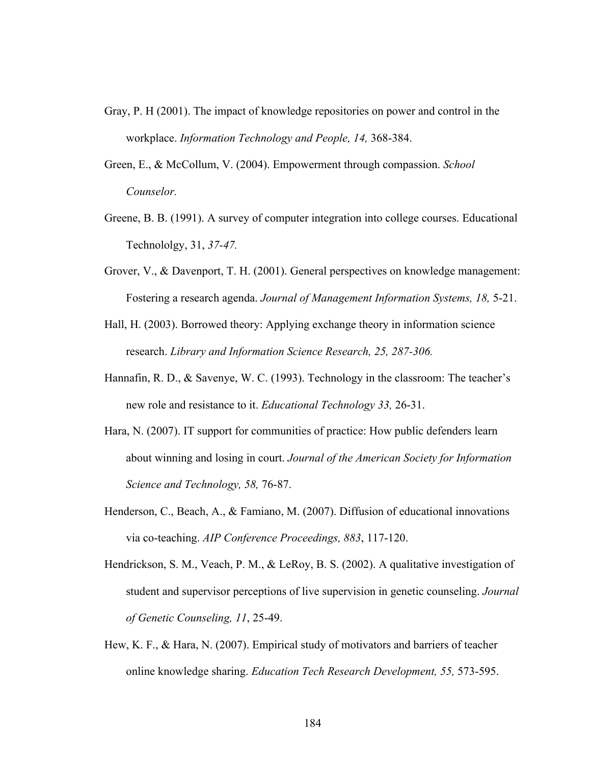Gray, P. H (2001). The impact of knowledge repositories on power and control in the workplace. *Information Technology and People, 14,* 368-384.

Green, E., & McCollum, V. (2004). Empowerment through compassion. *School Counselor.*

Greene, B. B. (1991). A survey of computer integration into college courses. Educational Techonololgy, 31, *37-47.*

Grover, V., & Davenport, T. H. (2001). General perspectives on knowledge management: Fostering a research agenda. *Journal of Management Information Systems, 18,* 5-21.

Hall, H. (2003). Borrowed theory: Applying exchange theory in information science research. *Library and Information Science Research, 25, 287-306.*

Hannafin, R. D., & Savenye, W. C. (1993). Technology in the classroom: The teacher's new role and resistance to it. *Educational Technology 33,* 26-31.

Hara, N. (2007). IT support for communities of practice: How public defenders learn about winning and losing in court. *Journal of the American Society for Information Science and Technology, 58,* 76-87.

Henderson, C., Beach, A., & Famiano, M. (2007). Diffusion of educational innovations via co-teaching. *AIP Conference Proceedings, 883*, 117-120.

Hendrickson, S. M., Veach, P. M., & LeRoy, B. S. (2002). A qualitative investigation of student and supervisor perceptions of live supervision in genetic counseling. *Journal of Genetic Counseling, 11*, 25-49.

Hew, K. F., & Hara, N. (2007). Empirical study of motivators and barriers of teacher online knowledge sharing. *Education Tech Research Development, 55,* 573-595.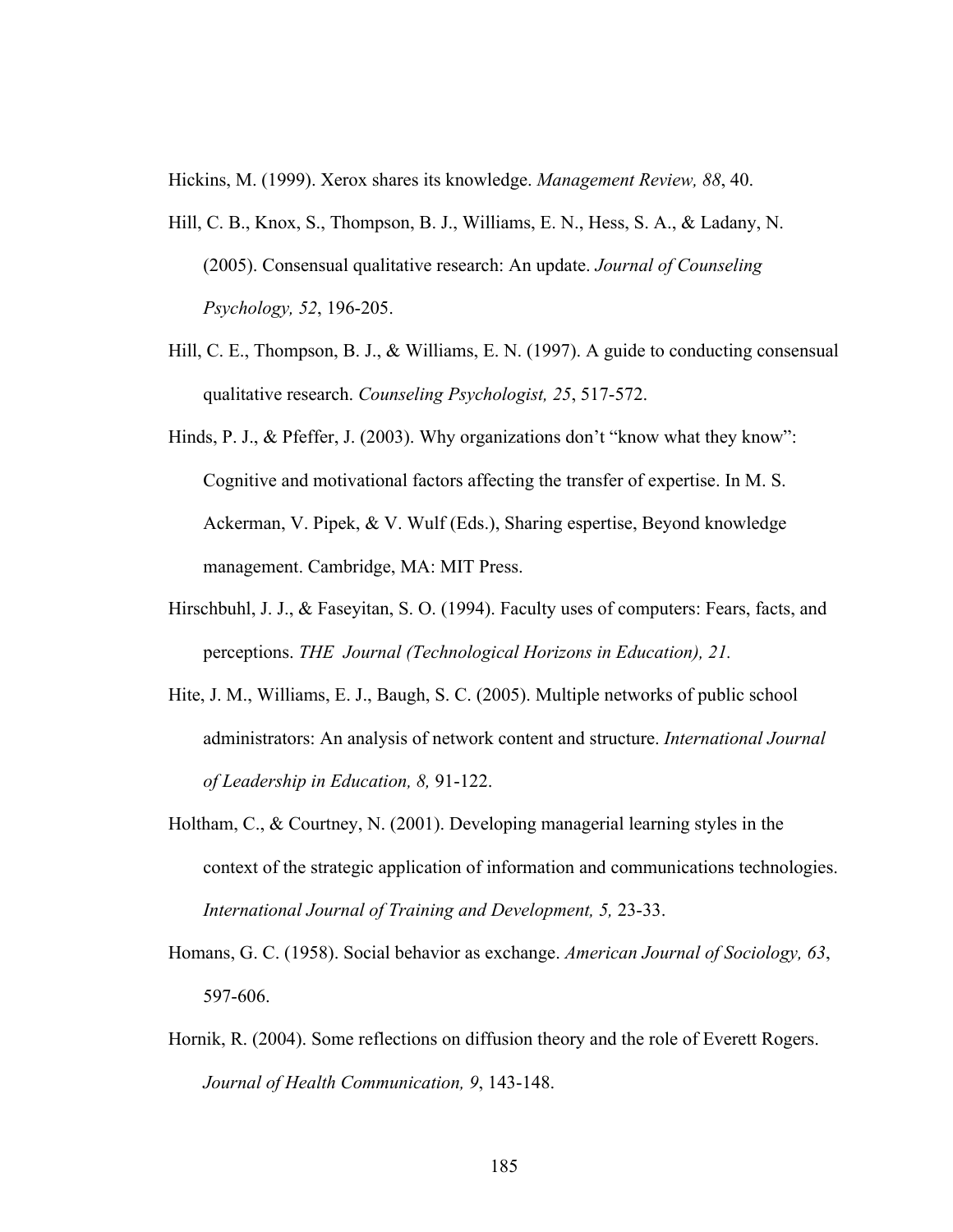Hickins, M. (1999). Xerox shares its knowledge. *Management Review, 88*, 40.

Hill, C. B., Knox, S., Thompson, B. J., Williams, E. N., Hess, S. A., & Ladany, N. (2005). Consensual qualitative research: An update. *Journal of Counseling Psychology, 52*, 196-205.

Hill, C. E., Thompson, B. J., & Williams, E. N. (1997). A guide to conducting consensual qualitative research. *Counseling Psychologist, 25*, 517-572.

Hinds, P. J., & Pfeffer, J. (2003). Why organizations don't "know what they know": Cognitive and motivational factors affecting the transfer of expertise. In M. S. Ackerman, V. Pipek, & V. Wulf (Eds.), Sharing espertise, Beyond knowledge management. Cambridge, MA: MIT Press.

Hirschbuhl, J. J., & Faseyitan, S. O. (1994). Faculty uses of computers: Fears, facts, and perceptions. *THE Journal (Technological Horizons in Education), 21.*

Hite, J. M., Williams, E. J., Baugh, S. C. (2005). Multiple networks of public school administrators: An analysis of network content and structure. *International Journal of Leadership in Education, 8,* 91-122.

Holtham, C., & Courtney, N. (2001). Developing managerial learning styles in the context of the strategic application of information and communications technologies. *International Journal of Training and Development, 5,* 23-33.

Homans, G. C. (1958). Social behavior as exchange. *American Journal of Sociology, 63*, 597-606.

Hornik, R. (2004). Some reflections on diffusion theory and the role of Everett Rogers. *Journal of Health Communication, 9*, 143-148.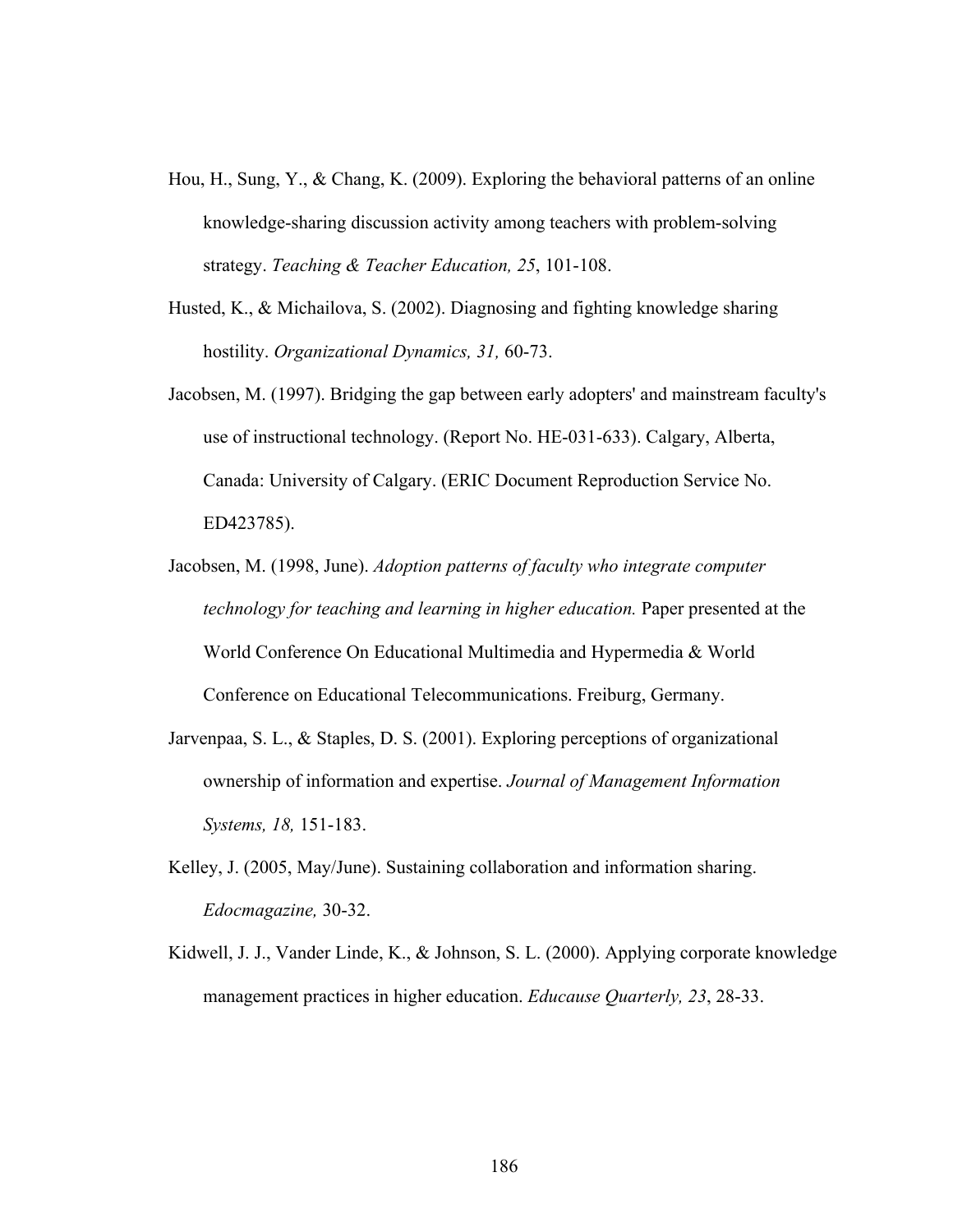Hou, H., Sung, Y., & Chang, K. (2009). Exploring the behavioral patterns of an online knowledge-sharing discussion activity among teachers with problem-solving strategy. *Teaching & Teacher Education, 25*, 101-108.

Husted, K., & Michailova, S. (2002). Diagnosing and fighting knowledge sharing hostility. *Organizational Dynamics, 31,* 60-73.

Jacobsen, M. (1997). Bridging the gap between early adopters' and mainstream faculty's use of instructional technology. (Report No. HE-031-633). Calgary, Alberta, Canada: University of Calgary. (ERIC Document Reproduction Service No. ED423785).

Jacobsen, M. (1998, June). *Adoption patterns of faculty who integrate computer technology for teaching and learning in higher education.* Paper presented at the World Conference On Educational Multimedia and Hypermedia & World Conference on Educational Telecommunications. Freiburg, Germany.

Jarvenpaa, S. L., & Staples, D. S. (2001). Exploring perceptions of organizational ownership of information and expertise. *Journal of Management Information Systems, 18,* 151-183.

Kelley, J. (2005, May/June). Sustaining collaboration and information sharing. *Edocmagazine,* 30-32.

Kidwell, J. J., Vander Linde, K., & Johnson, S. L. (2000). Applying corporate knowledge management practices in higher education. *Educause Quarterly, 23*, 28-33.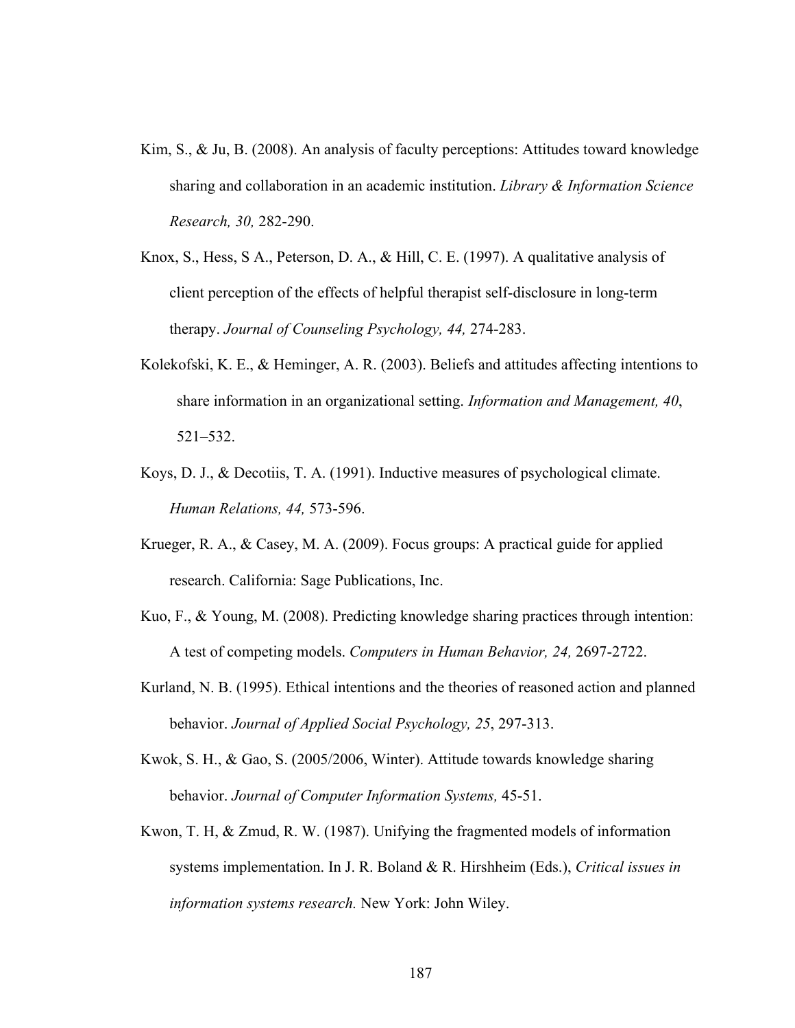Kim, S., & Ju, B. (2008). An analysis of faculty perceptions: Attitudes toward knowledge sharing and collaboration in an academic institution. *Library & Information Science Research, 30,* 282-290.

Knox, S., Hess, S A., Peterson, D. A., & Hill, C. E. (1997). A qualitative analysis of client perception of the effects of helpful therapist self-disclosure in long-term therapy. *Journal of Counseling Psychology, 44,* 274-283.

Kolekofski, K. E., & Heminger, A. R. (2003). Beliefs and attitudes affecting intentions to share information in an organizational setting. *Information and Management, 40*, 521–532.

Koys, D. J., & Decotiis, T. A. (1991). Inductive measures of psychological climate. *Human Relations, 44,* 573-596.

Krueger, R. A., & Casey, M. A. (2009). Focus groups: A practical guide for applied research. California: Sage Publications, Inc.

Kuo, F., & Young, M. (2008). Predicting knowledge sharing practices through intention: A test of competing models. *Computers in Human Behavior, 24,* 2697-2722.

Kurland, N. B. (1995). Ethical intentions and the theories of reasoned action and planned behavior. *Journal of Applied Social Psychology, 25*, 297-313.

Kwok, S. H., & Gao, S. (2005/2006, Winter). Attitude towards knowledge sharing behavior. *Journal of Computer Information Systems,* 45-51.

Kwon, T. H, & Zmud, R. W. (1987). Unifying the fragmented models of information systems implementation. In J. R. Boland & R. Hirshheim (Eds.), *Critical issues in information systems research.* New York: John Wiley.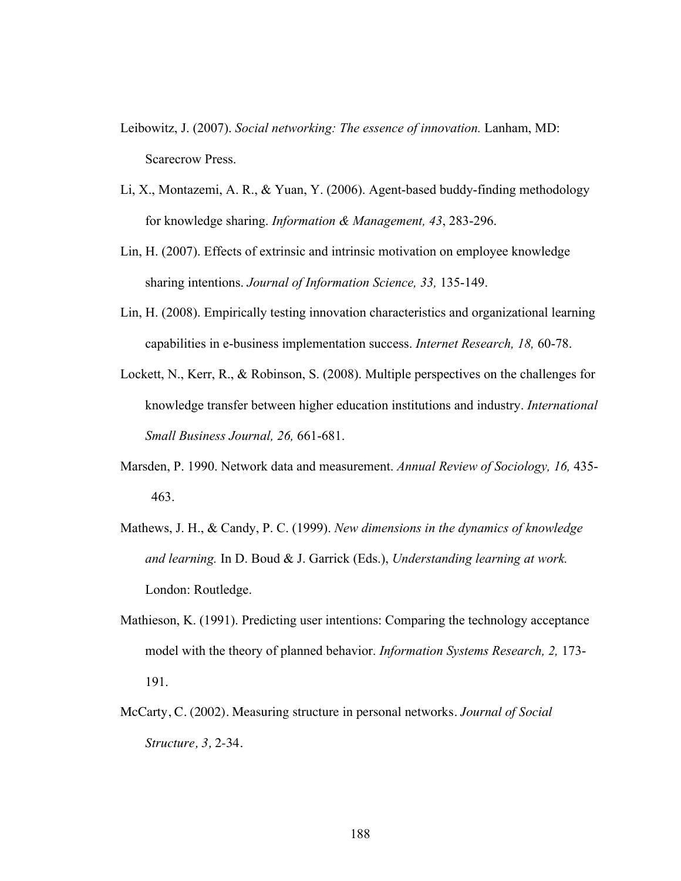Leibowitz, J. (2007). *Social networking: The essence of innovation.* Lanham, MD: Scarecrow Press.

Li, X., Montazemi, A. R., & Yuan, Y. (2006). Agent-based buddy-finding methodology for knowledge sharing. *Information & Management, 43*, 283-296.

Lin, H. (2007). Effects of extrinsic and intrinsic motivation on employee knowledge sharing intentions. *Journal of Information Science, 33,* 135-149.

Lin, H. (2008). Empirically testing innovation characteristics and organizational learning capabilities in e-business implementation success. *Internet Research, 18,* 60-78.

Lockett, N., Kerr, R., & Robinson, S. (2008). Multiple perspectives on the challenges for knowledge transfer between higher education institutions and industry. *International Small Business Journal, 26,* 661-681.

Marsden, P. 1990. Network data and measurement. *Annual Review of Sociology, 16,* 435-463.

Mathews, J. H., & Candy, P. C. (1999). *New dimensions in the dynamics of knowledge and learning.* In D. Boud & J. Garrick (Eds.), *Understanding learning at work.* London: Routledge.

Mathieson, K. (1991). Predicting user intentions: Comparing the technology acceptance model with the theory of planned behavior. *Information Systems Research, 2,* 173-191.

McCarty, C. (2002). Measuring structure in personal networks. *Journal of Social Structure, 3,* 2-34.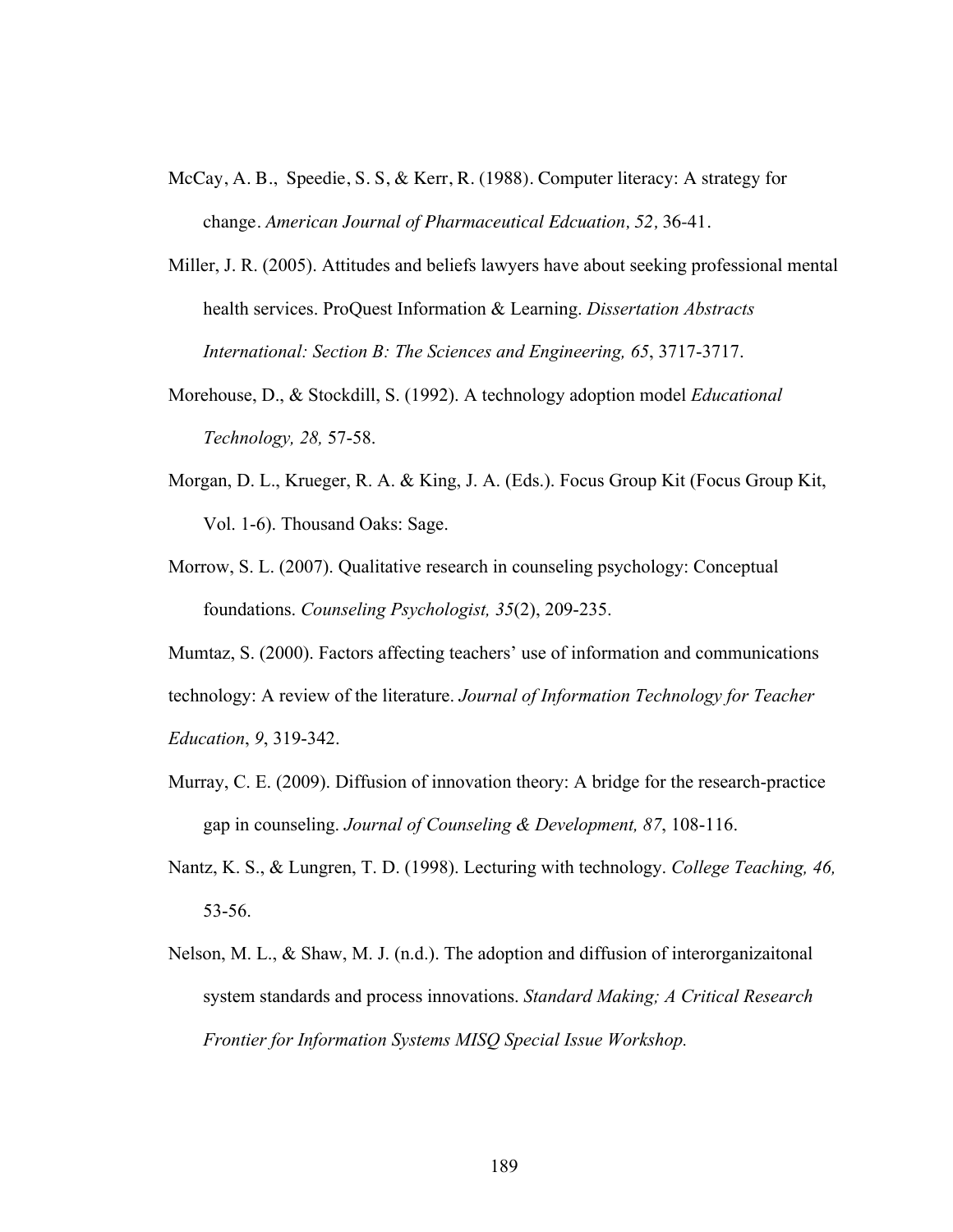McCay, A. B., Speedie, S. S, & Kerr, R. (1988). Computer literacy: A strategy for change. *American Journal of Pharmaceutical Edcuation, 52,* 36-41.

Miller, J. R. (2005). Attitudes and beliefs lawyers have about seeking professional mental health services. ProQuest Information & Learning. *Dissertation Abstracts International: Section B: The Sciences and Engineering, 65*, 3717-3717.

Morehouse, D., & Stockdill, S. (1992). A technology adoption model *Educational Technology, 28,* 57-58.

Morgan, D. L., Krueger, R. A. & King, J. A. (Eds.). Focus Group Kit (Focus Group Kit, Vol. 1-6). Thousand Oaks: Sage.

Morrow, S. L. (2007). Qualitative research in counseling psychology: Conceptual foundations. *Counseling Psychologist, 35*(2), 209-235.

Mumtaz, S. (2000). Factors affecting teachers' use of information and communications technology: A review of the literature. *Journal of Information Technology for Teacher Education*, *9*, 319-342.

Murray, C. E. (2009). Diffusion of innovation theory: A bridge for the research-practice gap in counseling. *Journal of Counseling & Development, 87*, 108-116.

Nantz, K. S., & Lungren, T. D. (1998). Lecturing with technology. *College Teaching, 46,* 53-56.

Nelson, M. L., & Shaw, M. J. (n.d.). The adoption and diffusion of interorganizaitonal system standards and process innovations. *Standard Making; A Critical Research Frontier for Information Systems MISQ Special Issue Workshop.*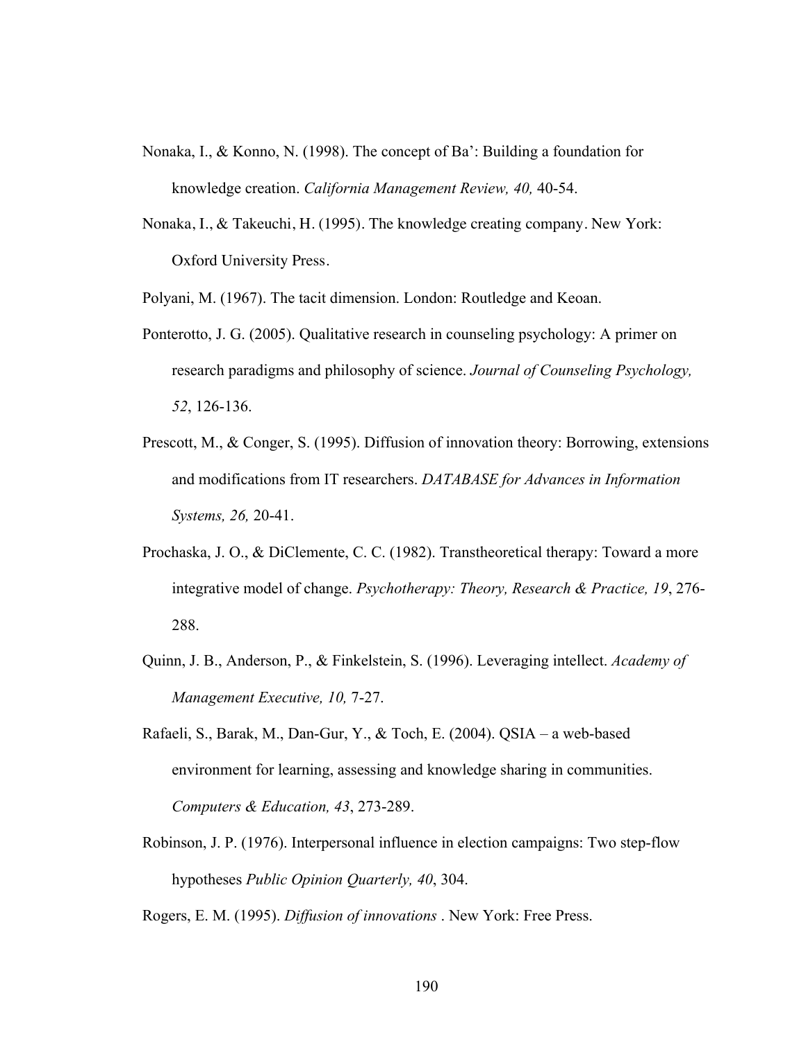Nonaka, I., & Konno, N. (1998). The concept of Ba': Building a foundation for knowledge creation. *California Management Review, 40,* 40-54.

Nonaka, I., & Takeuchi, H. (1995). The knowledge creating company. New York: Oxford University Press.

Polyani, M. (1967). The tacit dimension. London: Routledge and Keoan.

Ponterotto, J. G. (2005). Qualitative research in counseling psychology: A primer on research paradigms and philosophy of science. *Journal of Counseling Psychology, 52*, 126-136.

Prescott, M., & Conger, S. (1995). Diffusion of innovation theory: Borrowing, extensions and modifications from IT researchers. *DATABASE for Advances in Information Systems, 26,* 20-41.

Prochaska, J. O., & DiClemente, C. C. (1982). Transtheoretical therapy: Toward a more integrative model of change. *Psychotherapy: Theory, Research & Practice, 19*, 276-288.

Quinn, J. B., Anderson, P., & Finkelstein, S. (1996). Leveraging intellect. *Academy of Management Executive, 10,* 7-27.

Rafaeli, S., Barak, M., Dan-Gur, Y., & Toch, E. (2004). QSIA – a web-based environment for learning, assessing and knowledge sharing in communities. *Computers & Education, 43*, 273-289.

Robinson, J. P. (1976). Interpersonal influence in election campaigns: Two step-flow hypotheses *Public Opinion Quarterly, 40*, 304.

Rogers, E. M. (1995). *Diffusion of innovations* . New York: Free Press.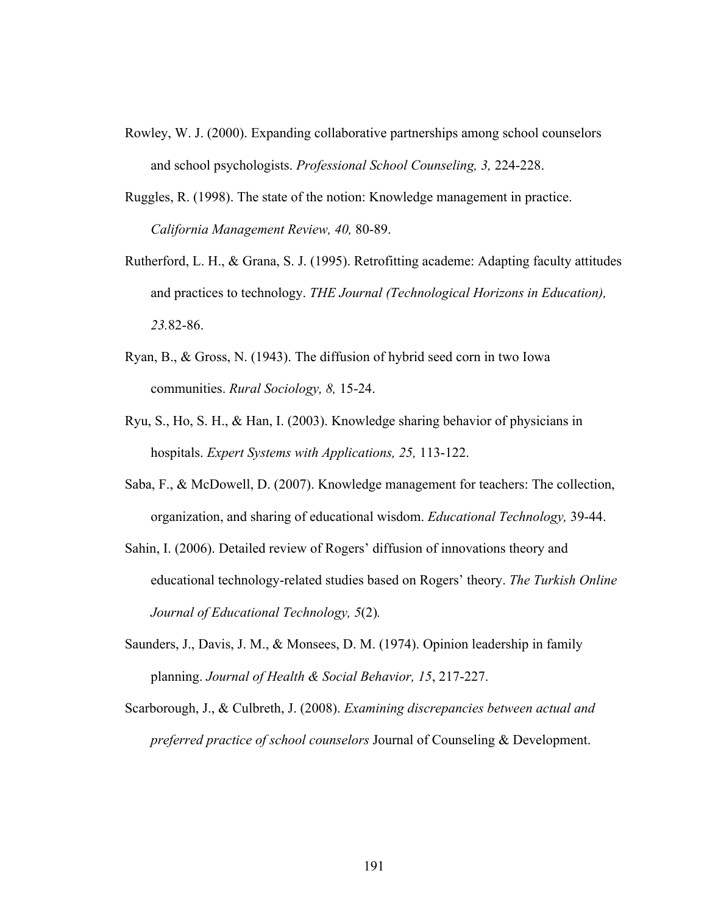Rowley, W. J. (2000). Expanding collaborative partnerships among school counselors and school psychologists. *Professional School Counseling, 3,* 224-228.

Ruggles, R. (1998). The state of the notion: Knowledge management in practice. *California Management Review, 40,* 80-89.

Rutherford, L. H., & Grana, S. J. (1995). Retrofitting academe: Adapting faculty attitudes and practices to technology. *THE Journal (Technological Horizons in Education), 23.*82-86.

Ryan, B., & Gross, N. (1943). The diffusion of hybrid seed corn in two Iowa communities. *Rural Sociology, 8,* 15-24.

Ryu, S., Ho, S. H., & Han, I. (2003). Knowledge sharing behavior of physicians in hospitals. *Expert Systems with Applications, 25,* 113-122.

Saba, F., & McDowell, D. (2007). Knowledge management for teachers: The collection, organization, and sharing of educational wisdom. *Educational Technology,* 39-44.

Sahin, I. (2006). Detailed review of Rogers' diffusion of innovations theory and educational technology-related studies based on Rogers' theory. *The Turkish Online Journal of Educational Technology, 5*(2)*.*

Saunders, J., Davis, J. M., & Monsees, D. M. (1974). Opinion leadership in family planning. *Journal of Health & Social Behavior, 15*, 217-227.

Scarborough, J., & Culbreth, J. (2008). *Examining discrepancies between actual and preferred practice of school counselors* Journal of Counseling & Development.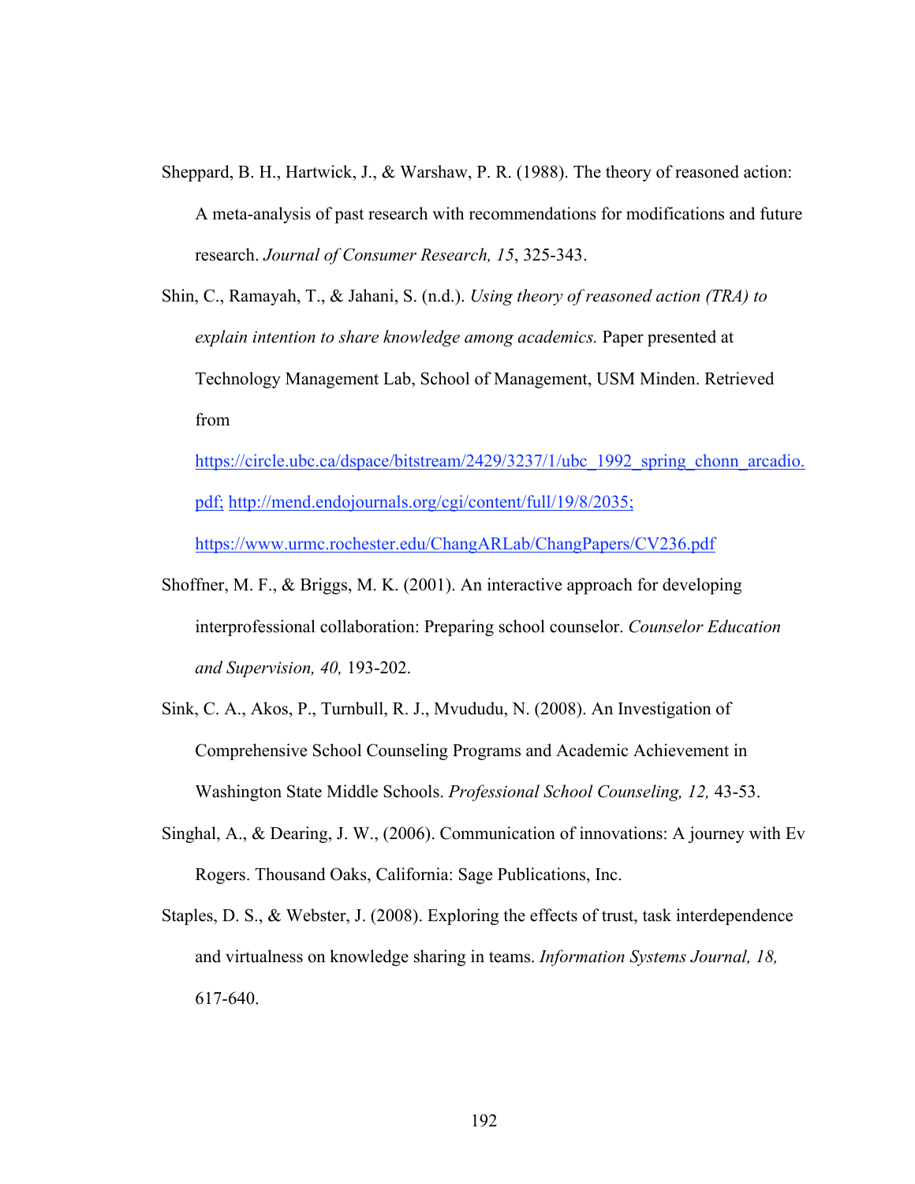Sheppard, B. H., Hartwick, J., & Warshaw, P. R. (1988). The theory of reasoned action: A meta-analysis of past research with recommendations for modifications and future research. *Journal of Consumer Research, 15*, 325-343.

Shin, C., Ramayah, T., & Jahani, S. (n.d.). *Using theory of reasoned action (TRA) to explain intention to share knowledge among academics.* Paper presented at Technology Management Lab, School of Management, USM Minden. Retrieved from https://circle.ubc.ca/dspace/bitstream/2429/3237/1/ubc_1992_spring_chonn_arcadio.pdf; http://mend.endojournals.org/cgi/content/full/19/8/2035; https://www.urmc.rochester.edu/ChangARLab/ChangPapers/CV236.pdf

Shoffner, M. F., & Briggs, M. K. (2001). An interactive approach for developing interprofessional collaboration: Preparing school counselor. *Counselor Education and Supervision, 40,* 193-202.

Sink, C. A., Akos, P., Turnbull, R. J., Mvududu, N. (2008). An Investigation of Comprehensive School Counseling Programs and Academic Achievement in Washington State Middle Schools. *Professional School Counseling, 12,* 43-53.

Singhal, A., & Dearing, J. W., (2006). Communication of innovations: A journey with Ev Rogers. Thousand Oaks, California: Sage Publications, Inc.

Staples, D. S., & Webster, J. (2008). Exploring the effects of trust, task interdependence and virtualness on knowledge sharing in teams. *Information Systems Journal, 18,* 617-640.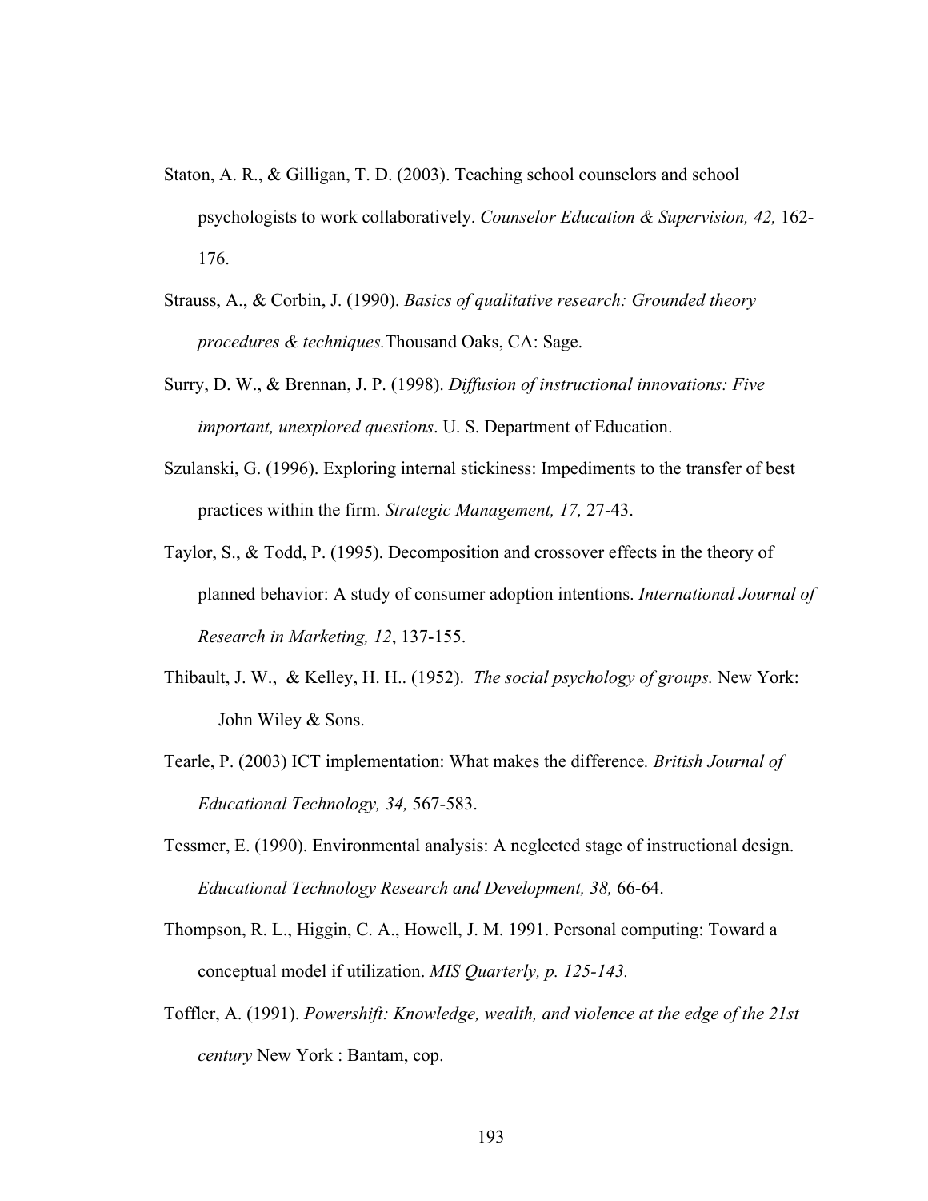Staton, A. R., & Gilligan, T. D. (2003). Teaching school counselors and school psychologists to work collaboratively. *Counselor Education & Supervision, 42,* 162-176.

Strauss, A., & Corbin, J. (1990). *Basics of qualitative research: Grounded theory procedures & techniques.*Thousand Oaks, CA: Sage.

Surry, D. W., & Brennan, J. P. (1998). *Diffusion of instructional innovations: Five important, unexplored questions*. U. S. Department of Education.

Szulanski, G. (1996). Exploring internal stickiness: Impediments to the transfer of best practices within the firm. *Strategic Management, 17,* 27-43.

Taylor, S., & Todd, P. (1995). Decomposition and crossover effects in the theory of planned behavior: A study of consumer adoption intentions. *International Journal of Research in Marketing, 12*, 137-155.

Thibault, J. W., & Kelley, H. H.. (1952). *The social psychology of groups.* New York: John Wiley & Sons.

Tearle, P. (2003) ICT implementation: What makes the difference*. British Journal of Educational Technology, 34,* 567-583.

Tessmer, E. (1990). Environmental analysis: A neglected stage of instructional design. *Educational Technology Research and Development, 38,* 66-64.

Thompson, R. L., Higgin, C. A., Howell, J. M. 1991. Personal computing: Toward a conceptual model if utilization. *MIS Quarterly, p. 125-143.*

Toffler, A. (1991). *Powershift: Knowledge, wealth, and violence at the edge of the 21st century* New York : Bantam, cop.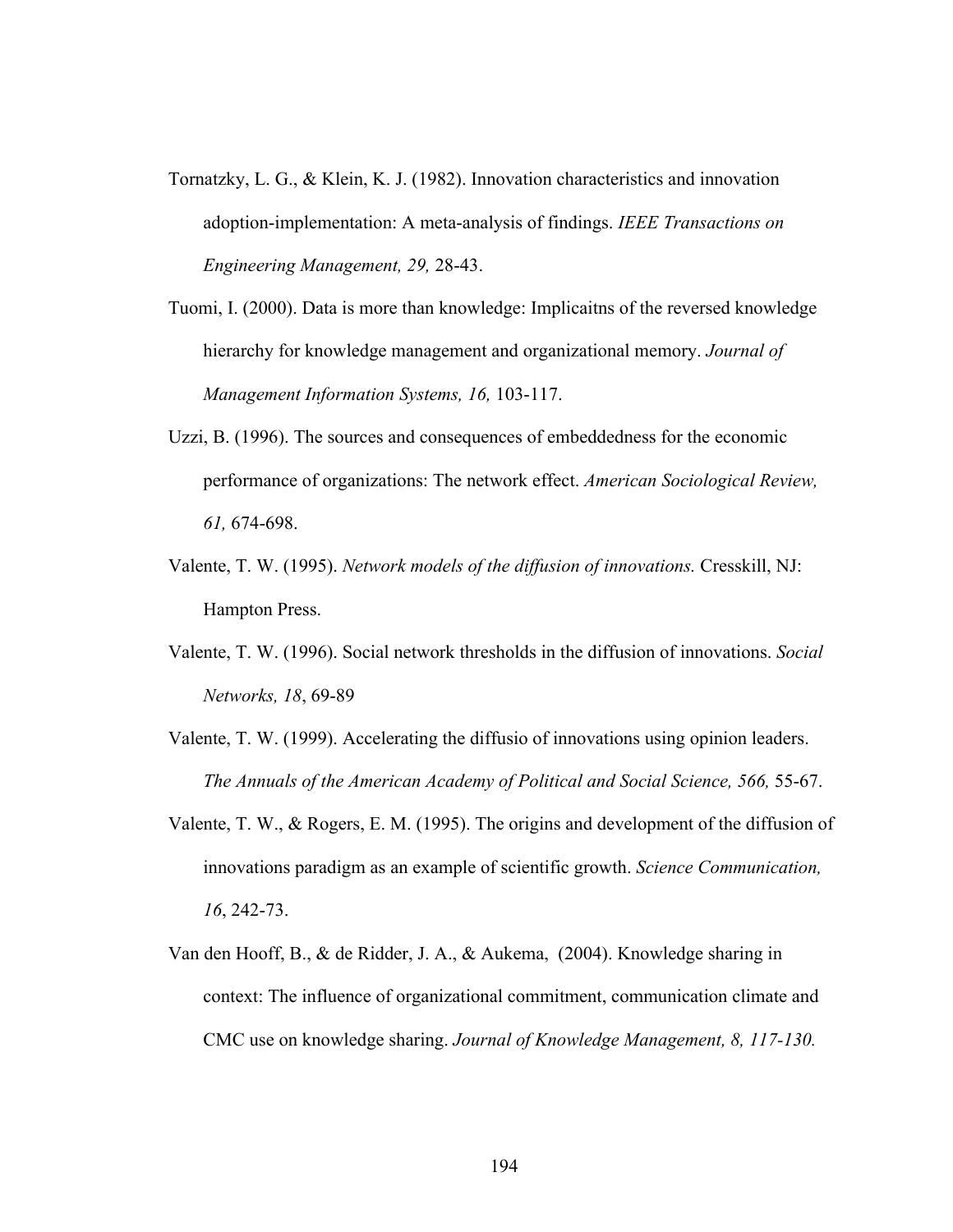Tornatzky, L. G., & Klein, K. J. (1982). Innovation characteristics and innovation adoption-implementation: A meta-analysis of findings. *IEEE Transactions on Engineering Management, 29,* 28-43.

Tuomi, I. (2000). Data is more than knowledge: Implicaitns of the reversed knowledge hierarchy for knowledge management and organizational memory. *Journal of Management Information Systems, 16,* 103-117.

Uzzi, B. (1996). The sources and consequences of embeddedness for the economic performance of organizations: The network effect. *American Sociological Review, 61,* 674-698.

Valente, T. W. (1995). *Network models of the diffusion of innovations.* Cresskill, NJ: Hampton Press.

Valente, T. W. (1996). Social network thresholds in the diffusion of innovations. *Social Networks, 18*, 69-89

Valente, T. W. (1999). Accelerating the diffusio of innovations using opinion leaders. *The Annuals of the American Academy of Political and Social Science, 566,* 55-67.

Valente, T. W., & Rogers, E. M. (1995). The origins and development of the diffusion of innovations paradigm as an example of scientific growth. *Science Communication, 16*, 242-73.

Van den Hooff, B., & de Ridder, J. A., & Aukema, (2004). Knowledge sharing in context: The influence of organizational commitment, communication climate and CMC use on knowledge sharing. *Journal of Knowledge Management, 8, 117-130.*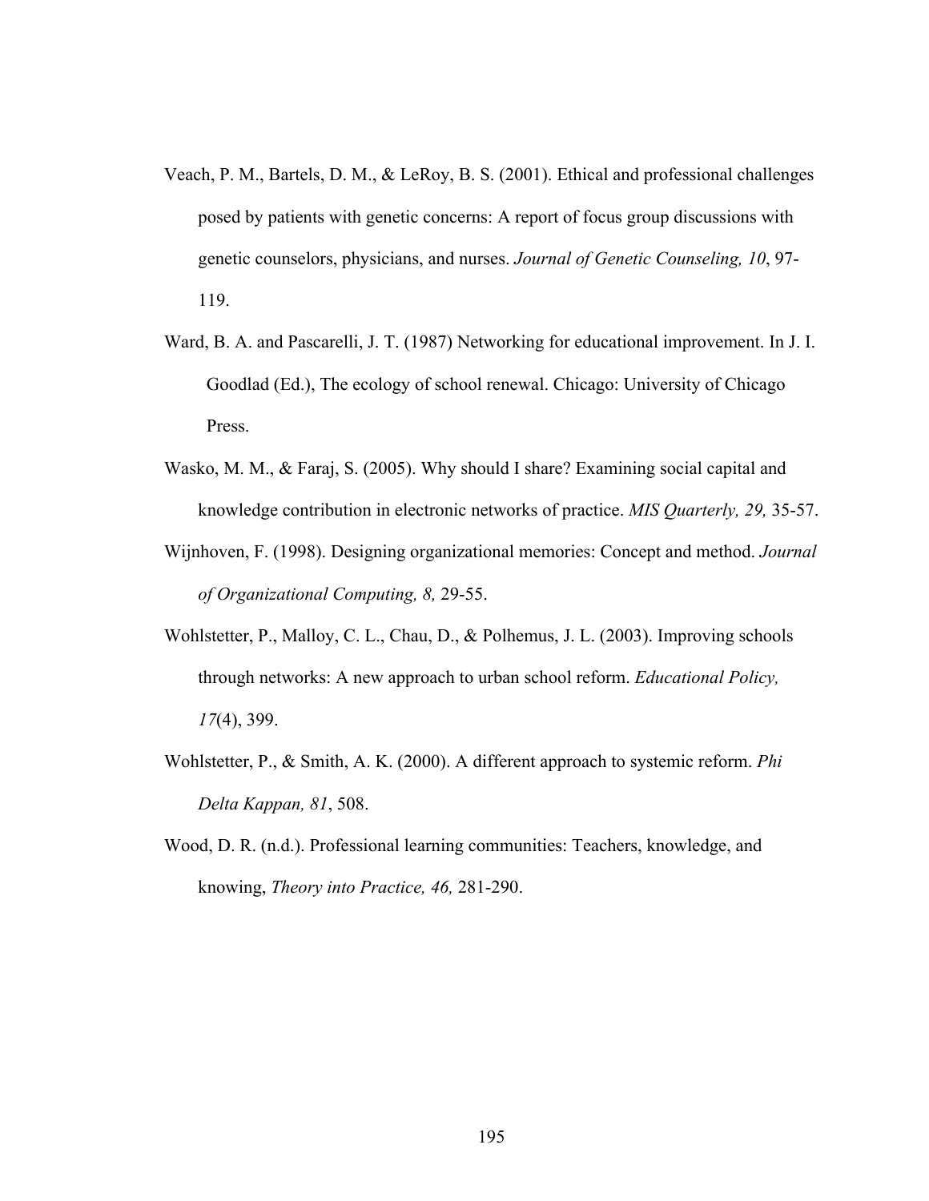Veach, P. M., Bartels, D. M., & LeRoy, B. S. (2001). Ethical and professional challenges posed by patients with genetic concerns: A report of focus group discussions with genetic counselors, physicians, and nurses. *Journal of Genetic Counseling, 10*, 97-119.

Ward, B. A. and Pascarelli, J. T. (1987) Networking for educational improvement. In J. I. Goodlad (Ed.), The ecology of school renewal. Chicago: University of Chicago Press.

Wasko, M. M., & Faraj, S. (2005). Why should I share? Examining social capital and knowledge contribution in electronic networks of practice. *MIS Quarterly, 29,* 35-57.

Wijnhoven, F. (1998). Designing organizational memories: Concept and method. *Journal of Organizational Computing, 8,* 29-55.

Wohlstetter, P., Malloy, C. L., Chau, D., & Polhemus, J. L. (2003). Improving schools through networks: A new approach to urban school reform. *Educational Policy, 17*(4), 399.

Wohlstetter, P., & Smith, A. K. (2000). A different approach to systemic reform. *Phi Delta Kappan, 81*, 508.

Wood, D. R. (n.d.). Professional learning communities: Teachers, knowledge, and knowing, *Theory into Practice, 46,* 281-290.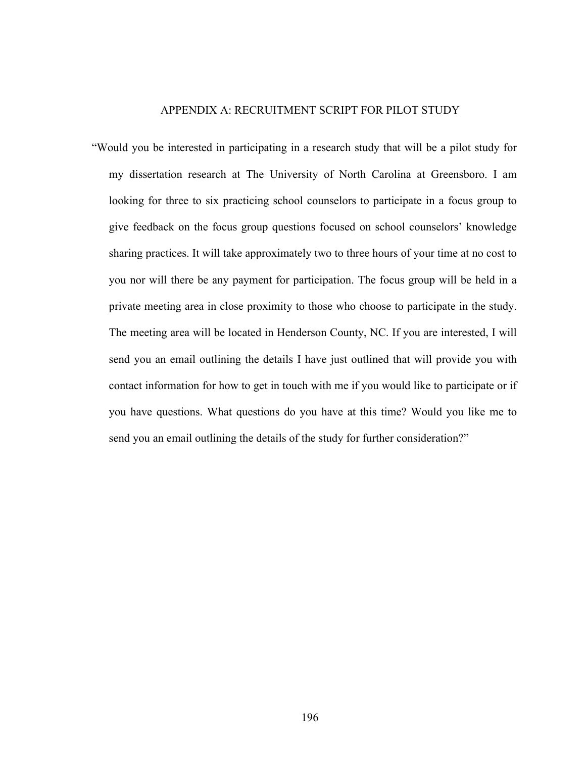# APPENDIX A: RECRUITMENT SCRIPT FOR PILOT STUDY

"Would you be interested in participating in a research study that will be a pilot study for my dissertation research at The University of North Carolina at Greensboro. I am looking for three to six practicing school counselors to participate in a focus group to give feedback on the focus group questions focused on school counselors' knowledge sharing practices. It will take approximately two to three hours of your time at no cost to you nor will there be any payment for participation. The focus group will be held in a private meeting area in close proximity to those who choose to participate in the study. The meeting area will be located in Henderson County, NC. If you are interested, I will send you an email outlining the details I have just outlined that will provide you with contact information for how to get in touch with me if you would like to participate or if you have questions. What questions do you have at this time? Would you like me to send you an email outlining the details of the study for further consideration?"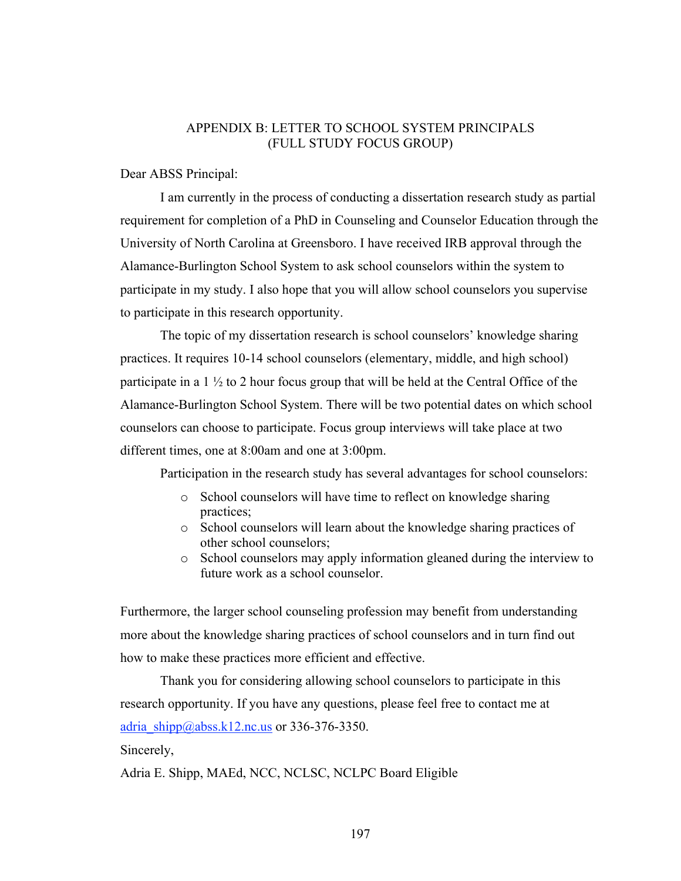# APPENDIX B: LETTER TO SCHOOL SYSTEM PRINCIPALS (FULL STUDY FOCUS GROUP)

Dear ABSS Principal:

I am currently in the process of conducting a dissertation research study as partial requirement for completion of a PhD in Counseling and Counselor Education through the University of North Carolina at Greensboro. I have received IRB approval through the Alamance-Burlington School System to ask school counselors within the system to participate in my study. I also hope that you will allow school counselors you supervise to participate in this research opportunity.

The topic of my dissertation research is school counselors' knowledge sharing practices. It requires 10-14 school counselors (elementary, middle, and high school) participate in a 1 ½ to 2 hour focus group that will be held at the Central Office of the Alamance-Burlington School System. There will be two potential dates on which school counselors can choose to participate. Focus group interviews will take place at two different times, one at 8:00am and one at 3:00pm.

Participation in the research study has several advantages for school counselors:

- School counselors will have time to reflect on knowledge sharing practices;
- School counselors will learn about the knowledge sharing practices of other school counselors;
- School counselors may apply information gleaned during the interview to future work as a school counselor.

Furthermore, the larger school counseling profession may benefit from understanding more about the knowledge sharing practices of school counselors and in turn find out how to make these practices more efficient and effective.

Thank you for considering allowing school counselors to participate in this research opportunity. If you have any questions, please feel free to contact me at adria_shipp@abss.k12.nc.us or 336-376-3350.

Sincerely,

Adria E. Shipp, MAEd, NCC, NCLSC, NCLPC Board Eligible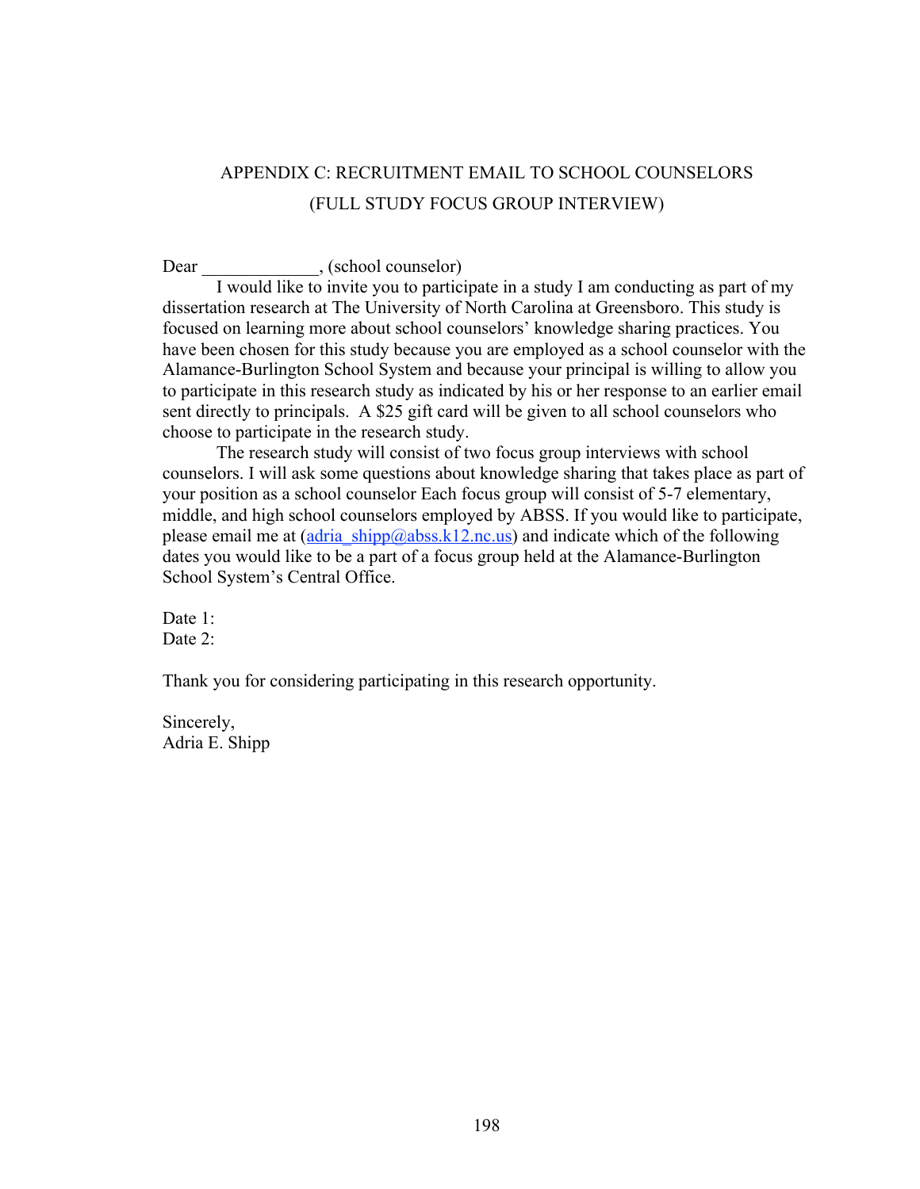# APPENDIX C: RECRUITMENT EMAIL TO SCHOOL COUNSELORS (FULL STUDY FOCUS GROUP INTERVIEW)

Dear _____________, (school counselor)

I would like to invite you to participate in a study I am conducting as part of my dissertation research at The University of North Carolina at Greensboro. This study is focused on learning more about school counselors' knowledge sharing practices. You have been chosen for this study because you are employed as a school counselor with the Alamance-Burlington School System and because your principal is willing to allow you to participate in this research study as indicated by his or her response to an earlier email sent directly to principals. A $25 gift card will be given to all school counselors who choose to participate in the research study.

The research study will consist of two focus group interviews with school counselors. I will ask some questions about knowledge sharing that takes place as part of your position as a school counselor Each focus group will consist of 5-7 elementary, middle, and high school counselors employed by ABSS. If you would like to participate, please email me at (adria_shipp@abss.k12.nc.us) and indicate which of the following dates you would like to be a part of a focus group held at the Alamance-Burlington School System's Central Office.

Date 1:
Date 2:

Thank you for considering participating in this research opportunity.

Sincerely,
Adria E. Shipp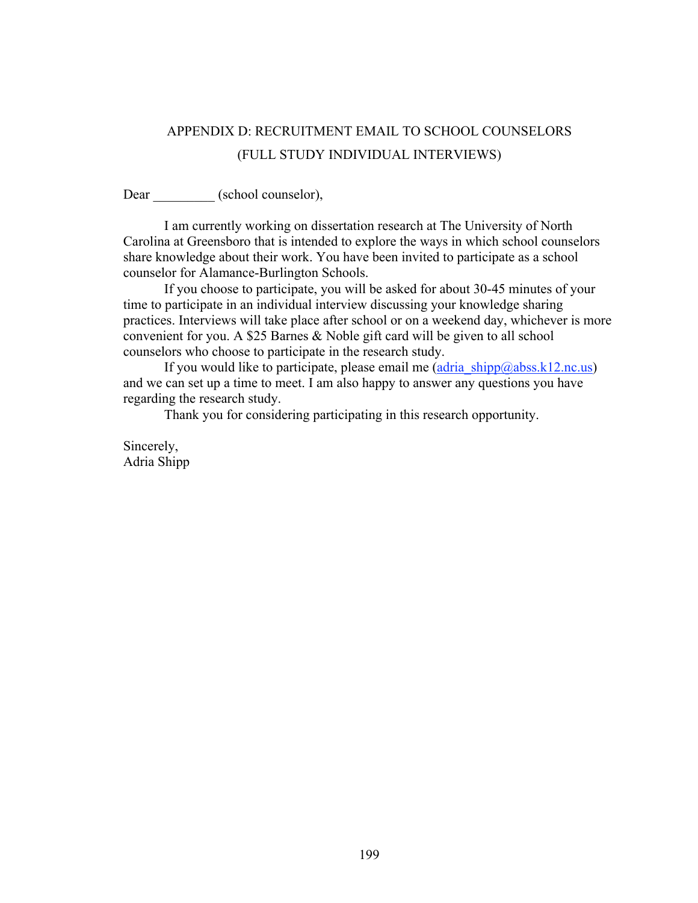# APPENDIX D: RECRUITMENT EMAIL TO SCHOOL COUNSELORS (FULL STUDY INDIVIDUAL INTERVIEWS)

Dear _________ (school counselor),

I am currently working on dissertation research at The University of North Carolina at Greensboro that is intended to explore the ways in which school counselors share knowledge about their work. You have been invited to participate as a school counselor for Alamance-Burlington Schools.

If you choose to participate, you will be asked for about 30-45 minutes of your time to participate in an individual interview discussing your knowledge sharing practices. Interviews will take place after school or on a weekend day, whichever is more convenient for you. A $25 Barnes & Noble gift card will be given to all school counselors who choose to participate in the research study.

If you would like to participate, please email me (adria_shipp@abss.k12.nc.us) and we can set up a time to meet. I am also happy to answer any questions you have regarding the research study.

Thank you for considering participating in this research opportunity.

Sincerely,
Adria Shipp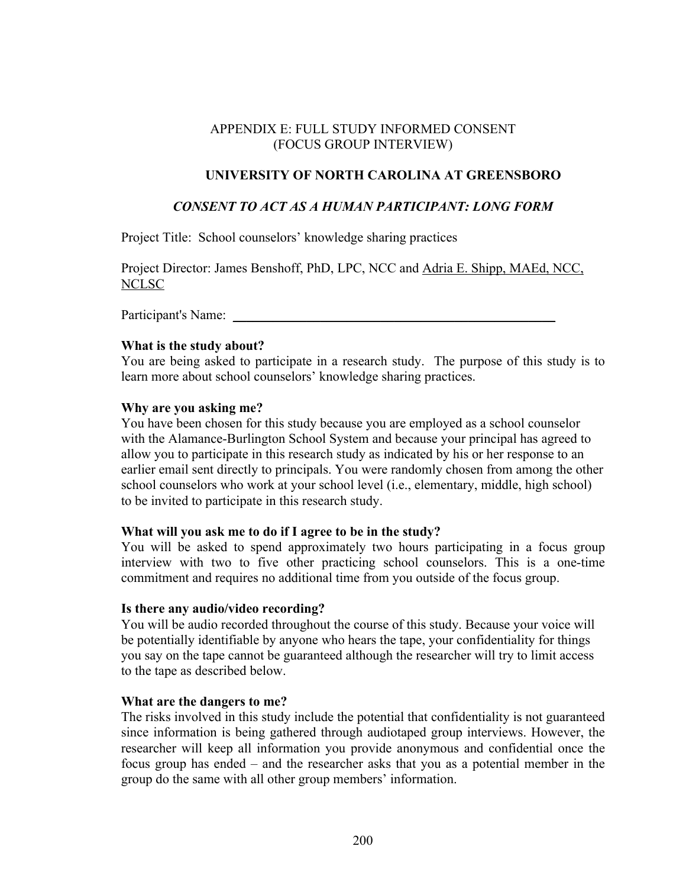APPENDIX E: FULL STUDY INFORMED CONSENT
(FOCUS GROUP INTERVIEW)

**UNIVERSITY OF NORTH CAROLINA AT GREENSBORO**

***CONSENT TO ACT AS A HUMAN PARTICIPANT: LONG FORM***

Project Title: School counselors' knowledge sharing practices

Project Director: James Benshoff, PhD, LPC, NCC and Adria E. Shipp, MAEd, NCC, NCLSC

Participant's Name: ______________________________________________

**What is the study about?**
You are being asked to participate in a research study. The purpose of this study is to learn more about school counselors' knowledge sharing practices.

**Why are you asking me?**
You have been chosen for this study because you are employed as a school counselor with the Alamance-Burlington School System and because your principal has agreed to allow you to participate in this research study as indicated by his or her response to an earlier email sent directly to principals. You were randomly chosen from among the other school counselors who work at your school level (i.e., elementary, middle, high school) to be invited to participate in this research study.

**What will you ask me to do if I agree to be in the study?**
You will be asked to spend approximately two hours participating in a focus group interview with two to five other practicing school counselors. This is a one-time commitment and requires no additional time from you outside of the focus group.

**Is there any audio/video recording?**
You will be audio recorded throughout the course of this study. Because your voice will be potentially identifiable by anyone who hears the tape, your confidentiality for things you say on the tape cannot be guaranteed although the researcher will try to limit access to the tape as described below.

**What are the dangers to me?**
The risks involved in this study include the potential that confidentiality is not guaranteed since information is being gathered through audiotaped group interviews. However, the researcher will keep all information you provide anonymous and confidential once the focus group has ended – and the researcher asks that you as a potential member in the group do the same with all other group members' information.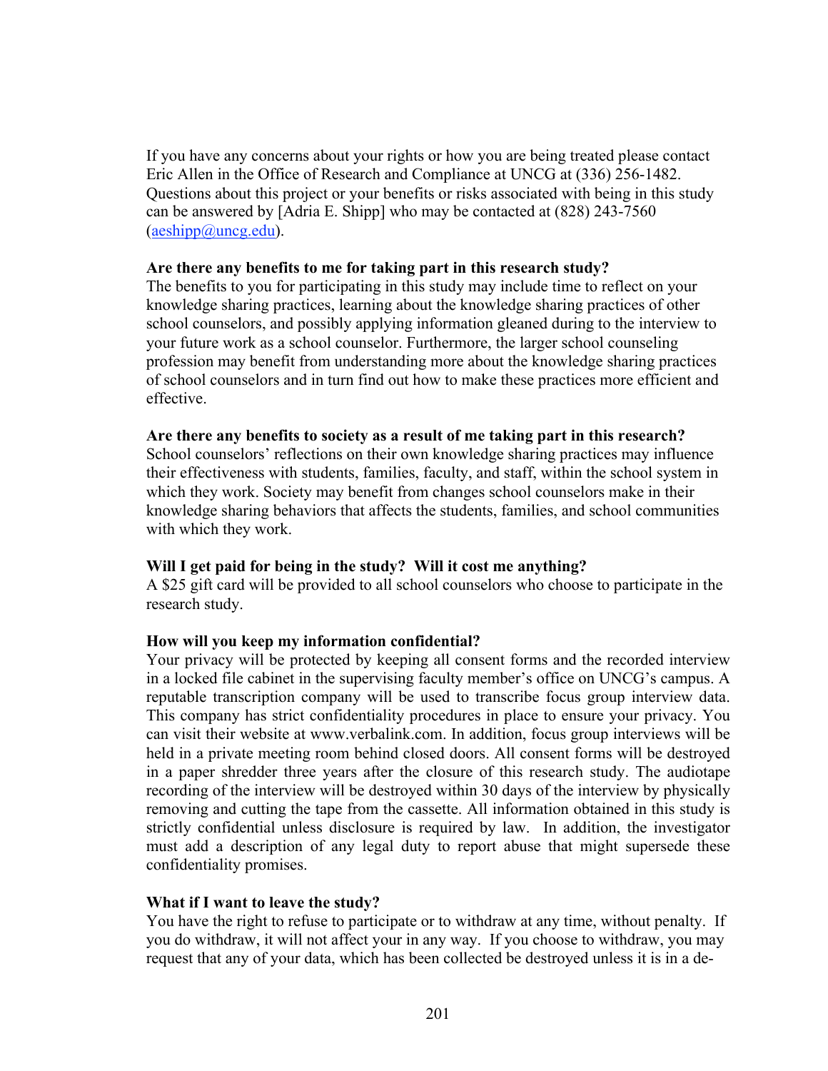If you have any concerns about your rights or how you are being treated please contact Eric Allen in the Office of Research and Compliance at UNCG at (336) 256-1482. Questions about this project or your benefits or risks associated with being in this study can be answered by [Adria E. Shipp] who may be contacted at (828) 243-7560 (aeshipp@uncg.edu).

**Are there any benefits to me for taking part in this research study?**
The benefits to you for participating in this study may include time to reflect on your knowledge sharing practices, learning about the knowledge sharing practices of other school counselors, and possibly applying information gleaned during to the interview to your future work as a school counselor. Furthermore, the larger school counseling profession may benefit from understanding more about the knowledge sharing practices of school counselors and in turn find out how to make these practices more efficient and effective.

**Are there any benefits to society as a result of me taking part in this research?**
School counselors' reflections on their own knowledge sharing practices may influence their effectiveness with students, families, faculty, and staff, within the school system in which they work. Society may benefit from changes school counselors make in their knowledge sharing behaviors that affects the students, families, and school communities with which they work.

**Will I get paid for being in the study? Will it cost me anything?**
A $25 gift card will be provided to all school counselors who choose to participate in the research study.

**How will you keep my information confidential?**
Your privacy will be protected by keeping all consent forms and the recorded interview in a locked file cabinet in the supervising faculty member's office on UNCG's campus. A reputable transcription company will be used to transcribe focus group interview data. This company has strict confidentiality procedures in place to ensure your privacy. You can visit their website at www.verbalink.com. In addition, focus group interviews will be held in a private meeting room behind closed doors. All consent forms will be destroyed in a paper shredder three years after the closure of this research study. The audiotape recording of the interview will be destroyed within 30 days of the interview by physically removing and cutting the tape from the cassette. All information obtained in this study is strictly confidential unless disclosure is required by law. In addition, the investigator must add a description of any legal duty to report abuse that might supersede these confidentiality promises.

**What if I want to leave the study?**
You have the right to refuse to participate or to withdraw at any time, without penalty. If you do withdraw, it will not affect your in any way. If you choose to withdraw, you may request that any of your data, which has been collected be destroyed unless it is in a de-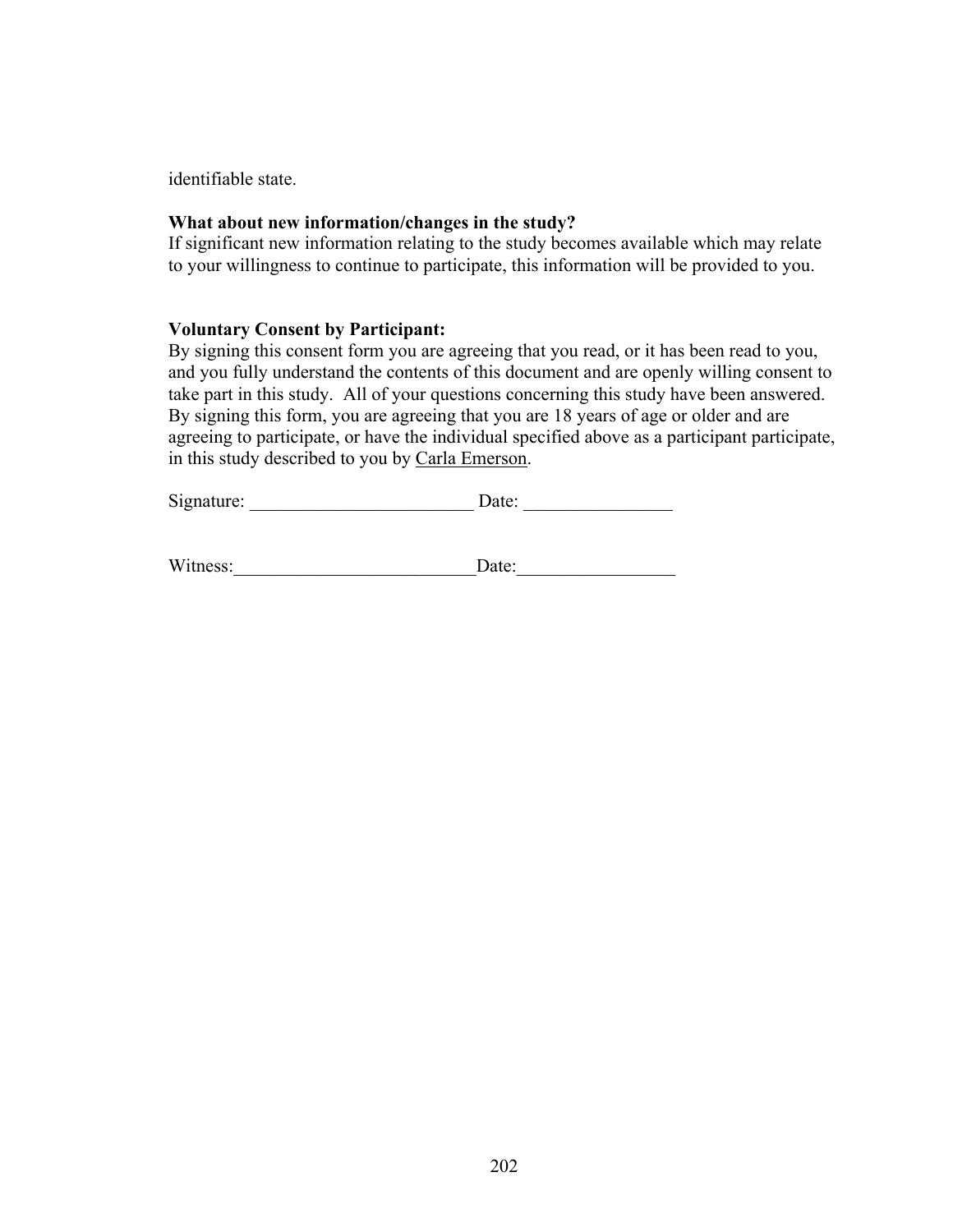identifiable state.

**What about new information/changes in the study?**
If significant new information relating to the study becomes available which may relate to your willingness to continue to participate, this information will be provided to you.

**Voluntary Consent by Participant:**
By signing this consent form you are agreeing that you read, or it has been read to you, and you fully understand the contents of this document and are openly willing consent to take part in this study. All of your questions concerning this study have been answered. By signing this form, you are agreeing that you are 18 years of age or older and are agreeing to participate, or have the individual specified above as a participant participate, in this study described to you by <u>Carla Emerson</u>.

Signature: ________________________ Date: ________________

Witness:__________________________Date:_________________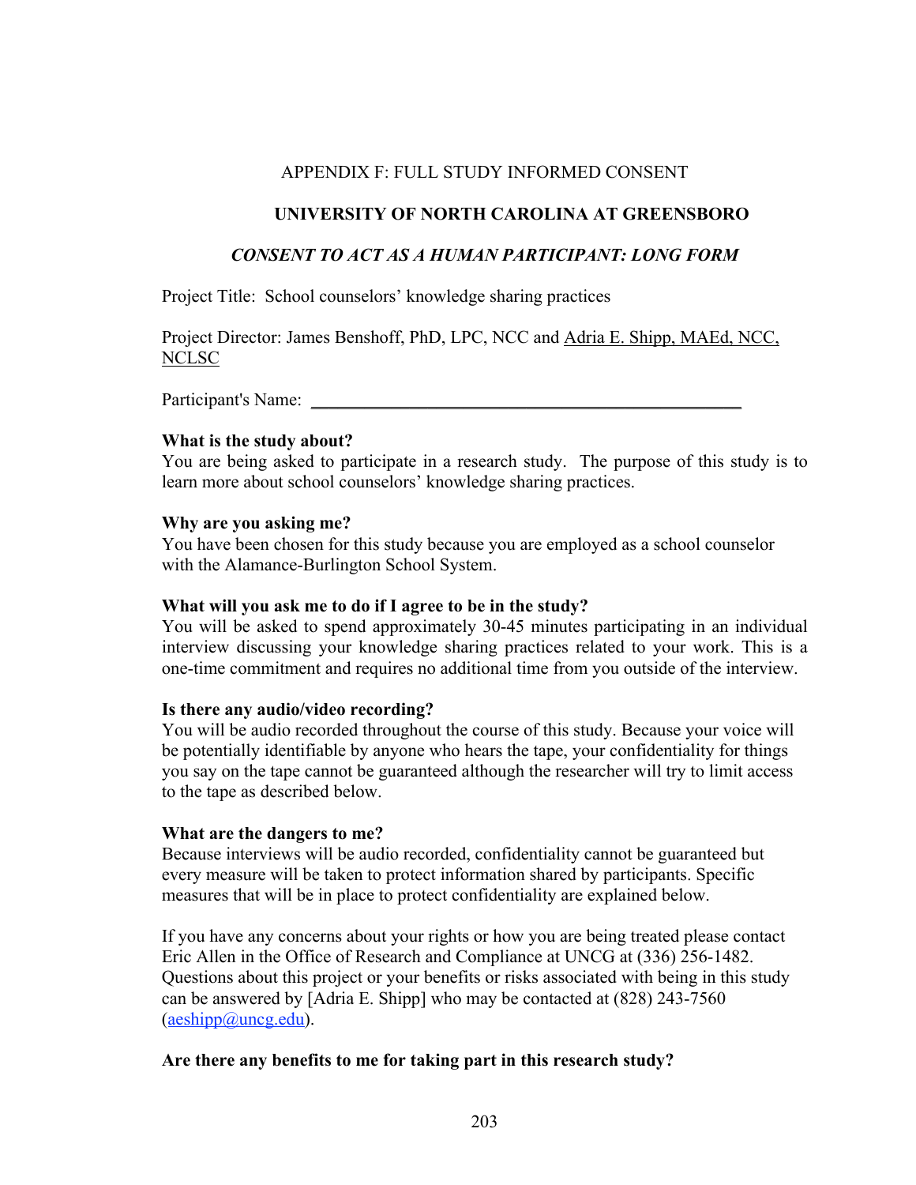APPENDIX F: FULL STUDY INFORMED CONSENT

**UNIVERSITY OF NORTH CAROLINA AT GREENSBORO**

***CONSENT TO ACT AS A HUMAN PARTICIPANT: LONG FORM***

Project Title: School counselors' knowledge sharing practices

Project Director: James Benshoff, PhD, LPC, NCC and Adria E. Shipp, MAEd, NCC, NCLSC

Participant's Name: ______________________________________________

**What is the study about?**
You are being asked to participate in a research study. The purpose of this study is to learn more about school counselors' knowledge sharing practices.

**Why are you asking me?**
You have been chosen for this study because you are employed as a school counselor with the Alamance-Burlington School System.

**What will you ask me to do if I agree to be in the study?**
You will be asked to spend approximately 30-45 minutes participating in an individual interview discussing your knowledge sharing practices related to your work. This is a one-time commitment and requires no additional time from you outside of the interview.

**Is there any audio/video recording?**
You will be audio recorded throughout the course of this study. Because your voice will be potentially identifiable by anyone who hears the tape, your confidentiality for things you say on the tape cannot be guaranteed although the researcher will try to limit access to the tape as described below.

**What are the dangers to me?**
Because interviews will be audio recorded, confidentiality cannot be guaranteed but every measure will be taken to protect information shared by participants. Specific measures that will be in place to protect confidentiality are explained below.

If you have any concerns about your rights or how you are being treated please contact Eric Allen in the Office of Research and Compliance at UNCG at (336) 256-1482. Questions about this project or your benefits or risks associated with being in this study can be answered by [Adria E. Shipp] who may be contacted at (828) 243-7560 (aeshipp@uncg.edu).

**Are there any benefits to me for taking part in this research study?**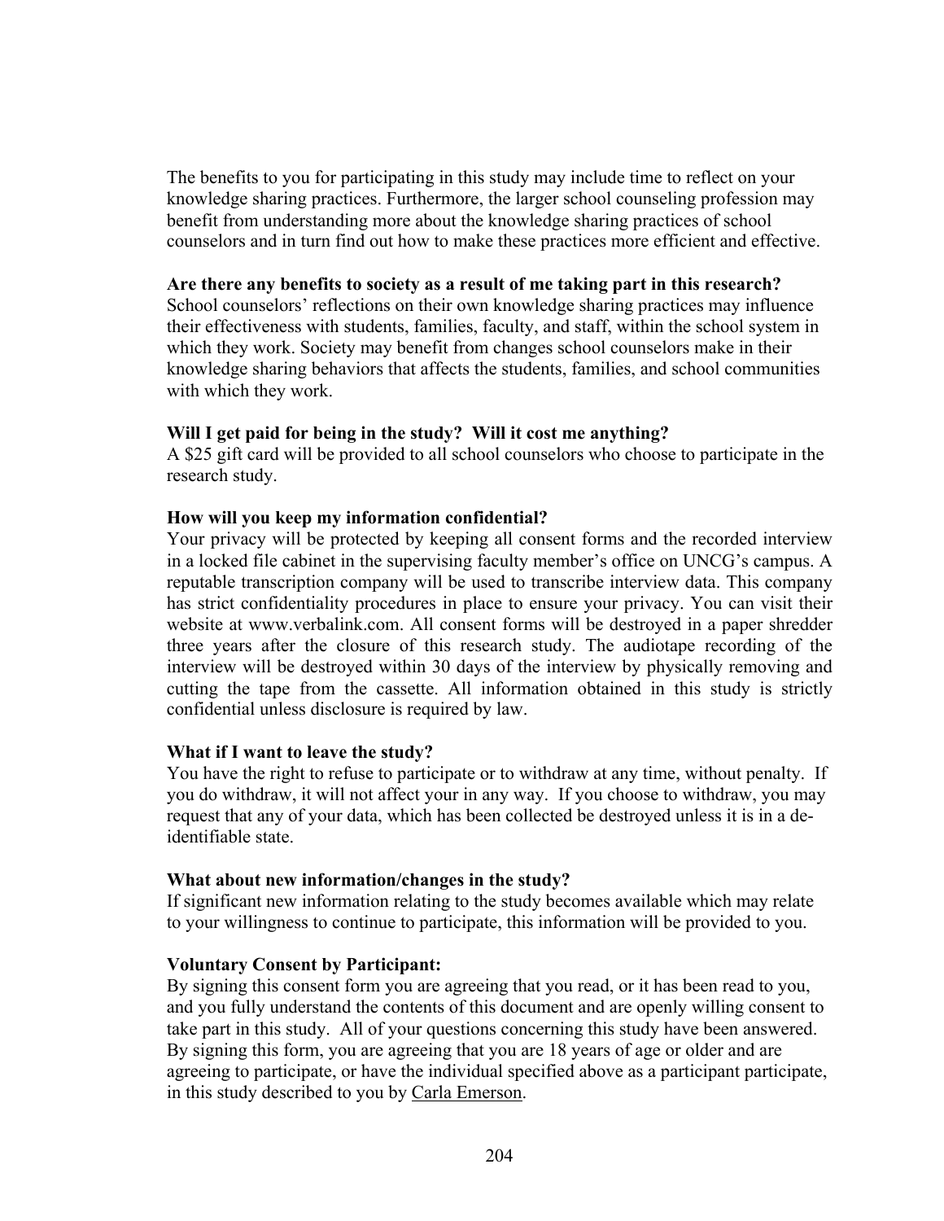The benefits to you for participating in this study may include time to reflect on your knowledge sharing practices. Furthermore, the larger school counseling profession may benefit from understanding more about the knowledge sharing practices of school counselors and in turn find out how to make these practices more efficient and effective.

**Are there any benefits to society as a result of me taking part in this research?**
School counselors' reflections on their own knowledge sharing practices may influence their effectiveness with students, families, faculty, and staff, within the school system in which they work. Society may benefit from changes school counselors make in their knowledge sharing behaviors that affects the students, families, and school communities with which they work.

**Will I get paid for being in the study? Will it cost me anything?**
A $25 gift card will be provided to all school counselors who choose to participate in the research study.

**How will you keep my information confidential?**
Your privacy will be protected by keeping all consent forms and the recorded interview in a locked file cabinet in the supervising faculty member's office on UNCG's campus. A reputable transcription company will be used to transcribe interview data. This company has strict confidentiality procedures in place to ensure your privacy. You can visit their website at www.verbalink.com. All consent forms will be destroyed in a paper shredder three years after the closure of this research study. The audiotape recording of the interview will be destroyed within 30 days of the interview by physically removing and cutting the tape from the cassette. All information obtained in this study is strictly confidential unless disclosure is required by law.

**What if I want to leave the study?**
You have the right to refuse to participate or to withdraw at any time, without penalty. If you do withdraw, it will not affect your in any way. If you choose to withdraw, you may request that any of your data, which has been collected be destroyed unless it is in a de-identifiable state.

**What about new information/changes in the study?**
If significant new information relating to the study becomes available which may relate to your willingness to continue to participate, this information will be provided to you.

**Voluntary Consent by Participant:**
By signing this consent form you are agreeing that you read, or it has been read to you, and you fully understand the contents of this document and are openly willing consent to take part in this study. All of your questions concerning this study have been answered. By signing this form, you are agreeing that you are 18 years of age or older and are agreeing to participate, or have the individual specified above as a participant participate, in this study described to you by Carla Emerson.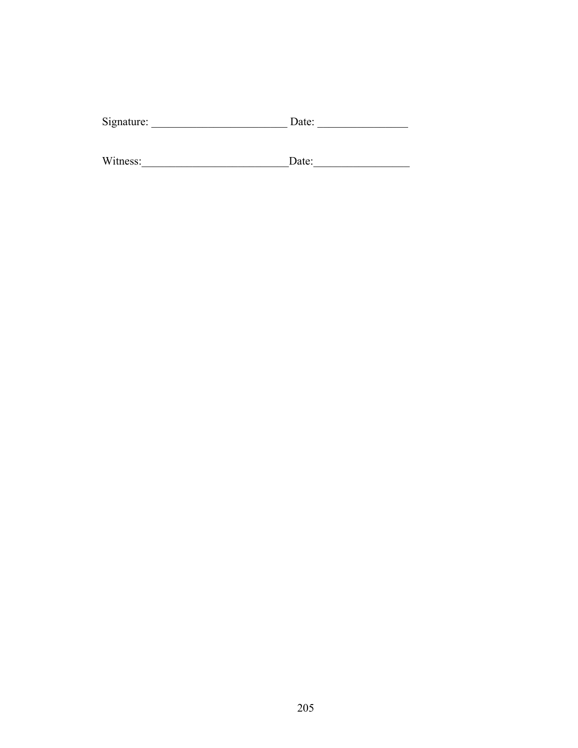Signature: ________________________ Date: ________________

Witness:__________________________Date:_________________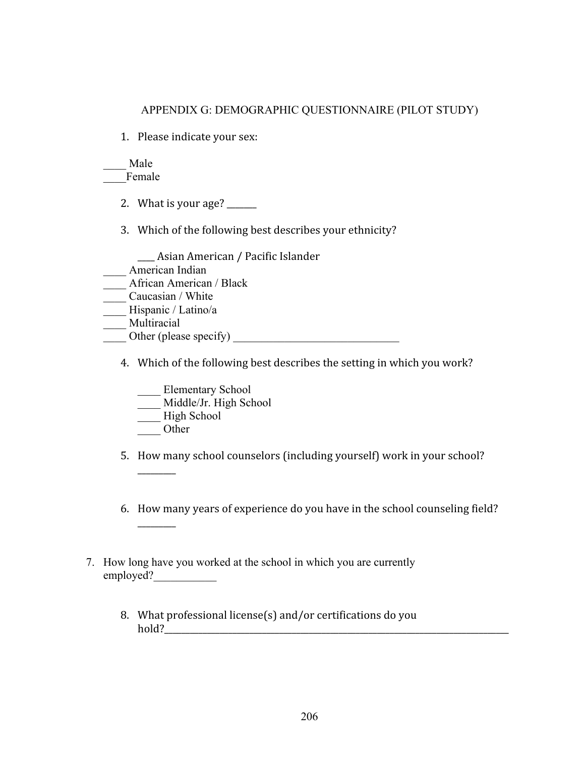## APPENDIX G: DEMOGRAPHIC QUESTIONNAIRE (PILOT STUDY)

1. Please indicate your sex:

____ Male
____Female

2. What is your age? ______

3. Which of the following best describes your ethnicity?

___ Asian American / Pacific Islander
____ American Indian
____ African American / Black
____ Caucasian / White
____ Hispanic / Latino/a
____ Multiracial
____ Other (please specify) _______________________________

4. Which of the following best describes the setting in which you work?

____ Elementary School
____ Middle/Jr. High School
____ High School
____ Other

5. How many school counselors (including yourself) work in your school? _______

6. How many years of experience do you have in the school counseling field? _______

7. How long have you worked at the school in which you are currently employed?___________

8. What professional license(s) and/or certifications do you hold?_________________________________________________________________________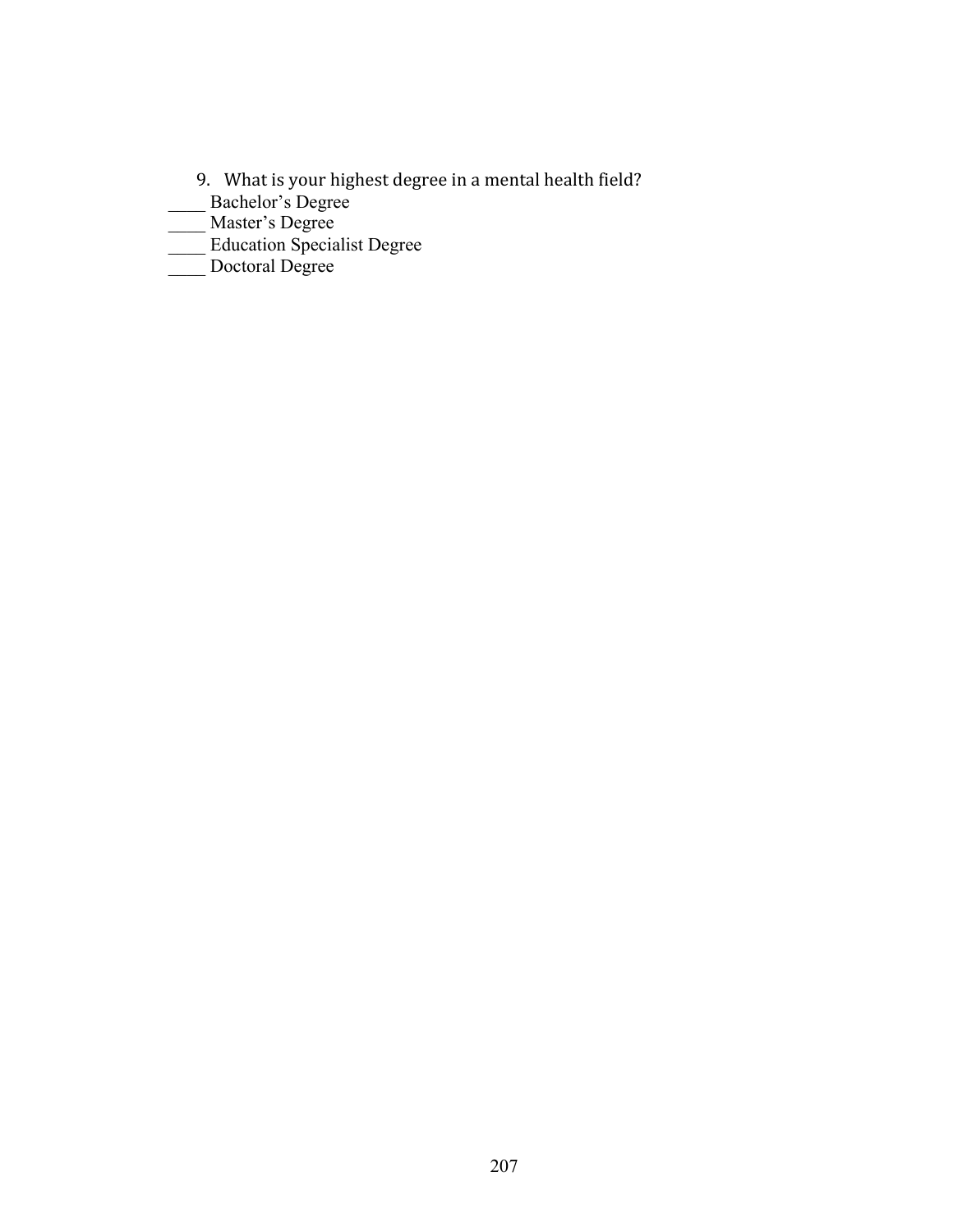9. What is your highest degree in a mental health field?

____ Bachelor's Degree
____ Master's Degree
____ Education Specialist Degree
____ Doctoral Degree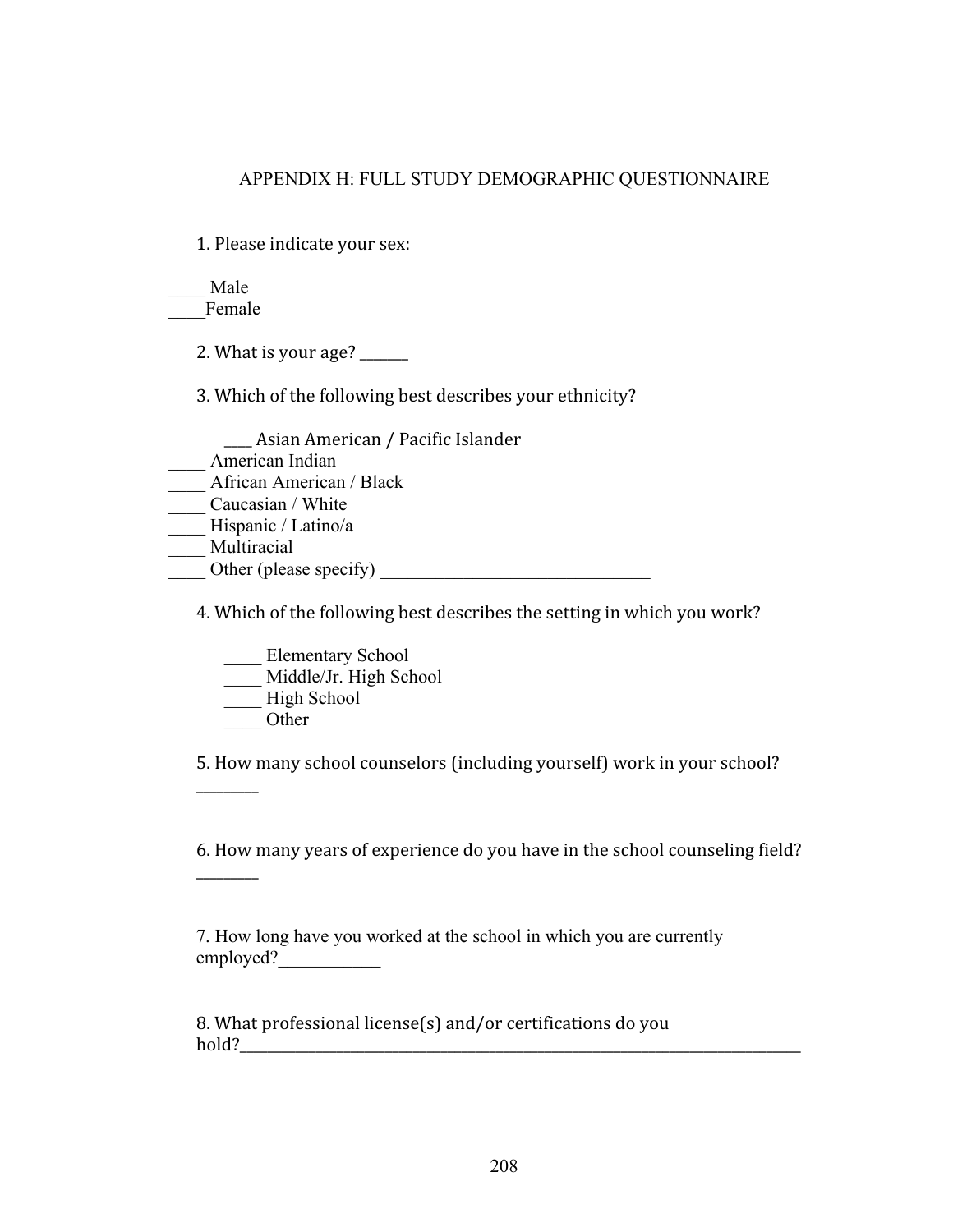## APPENDIX H: FULL STUDY DEMOGRAPHIC QUESTIONNAIRE

1. Please indicate your sex:

____ Male
____Female

2. What is your age? ______

3. Which of the following best describes your ethnicity?

___ Asian American / Pacific Islander
____ American Indian
____ African American / Black
____ Caucasian / White
____ Hispanic / Latino/a
____ Multiracial
____ Other (please specify) ______________________________

4. Which of the following best describes the setting in which you work?

____ Elementary School
____ Middle/Jr. High School
____ High School
____ Other

5. How many school counselors (including yourself) work in your school? ________

6. How many years of experience do you have in the school counseling field? ________

7. How long have you worked at the school in which you are currently employed?___________

8. What professional license(s) and/or certifications do you hold?_______________________________________________________________________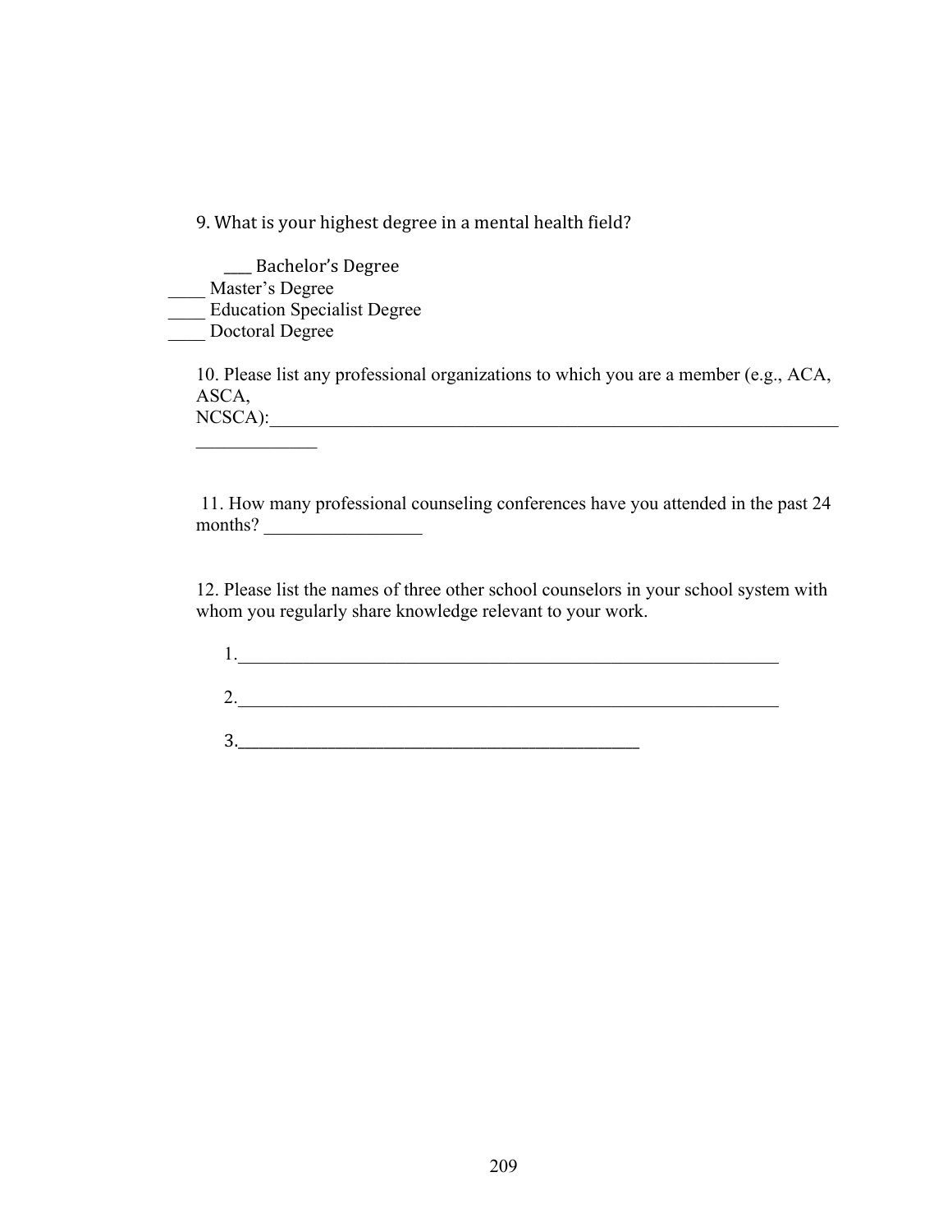9. What is your highest degree in a mental health field?

___ Bachelor's Degree
____ Master's Degree
____ Education Specialist Degree
____ Doctoral Degree

10. Please list any professional organizations to which you are a member (e.g., ACA, ASCA, NCSCA):_____________________________________________________________________

11. How many professional counseling conferences have you attended in the past 24 months? _________________

12. Please list the names of three other school counselors in your school system with whom you regularly share knowledge relevant to your work.

1._______________________________________________________________

2._______________________________________________________________

3._______________________________________________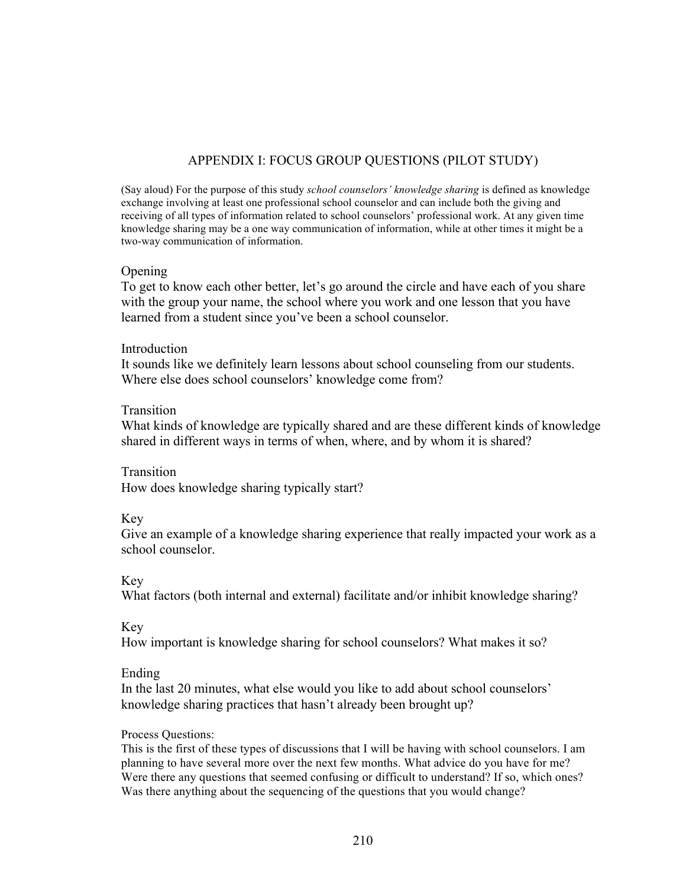# APPENDIX I: FOCUS GROUP QUESTIONS (PILOT STUDY)

(Say aloud) For the purpose of this study *school counselors' knowledge sharing* is defined as knowledge exchange involving at least one professional school counselor and can include both the giving and receiving of all types of information related to school counselors' professional work. At any given time knowledge sharing may be a one way communication of information, while at other times it might be a two-way communication of information.

Opening
To get to know each other better, let's go around the circle and have each of you share with the group your name, the school where you work and one lesson that you have learned from a student since you've been a school counselor.

Introduction
It sounds like we definitely learn lessons about school counseling from our students. Where else does school counselors' knowledge come from?

Transition
What kinds of knowledge are typically shared and are these different kinds of knowledge shared in different ways in terms of when, where, and by whom it is shared?

Transition
How does knowledge sharing typically start?

Key
Give an example of a knowledge sharing experience that really impacted your work as a school counselor.

Key
What factors (both internal and external) facilitate and/or inhibit knowledge sharing?

Key
How important is knowledge sharing for school counselors? What makes it so?

Ending
In the last 20 minutes, what else would you like to add about school counselors' knowledge sharing practices that hasn't already been brought up?

Process Questions:
This is the first of these types of discussions that I will be having with school counselors. I am planning to have several more over the next few months. What advice do you have for me? Were there any questions that seemed confusing or difficult to understand? If so, which ones? Was there anything about the sequencing of the questions that you would change?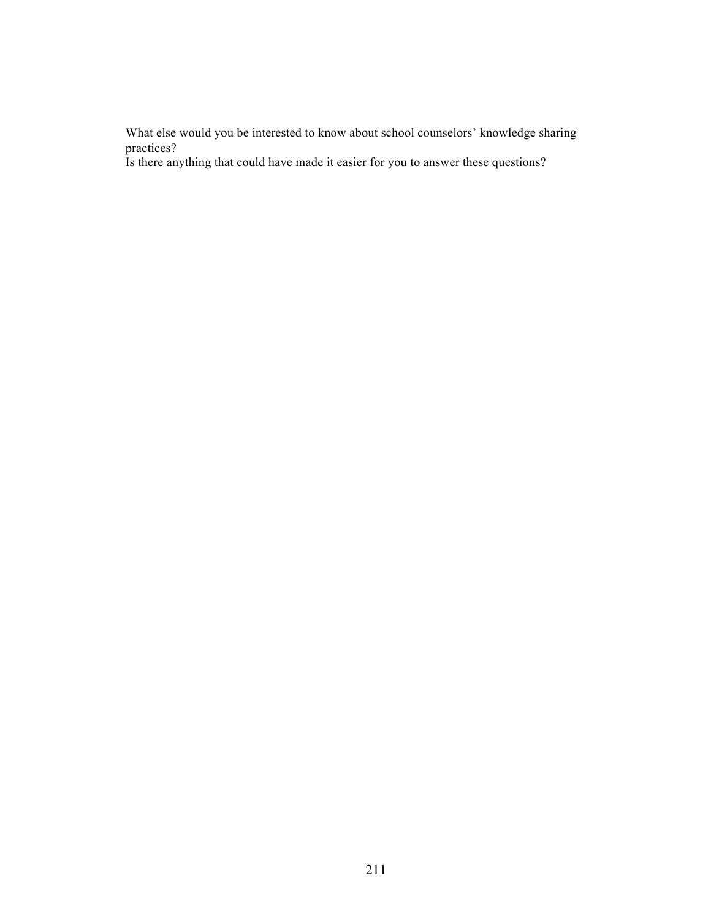What else would you be interested to know about school counselors' knowledge sharing practices?

Is there anything that could have made it easier for you to answer these questions?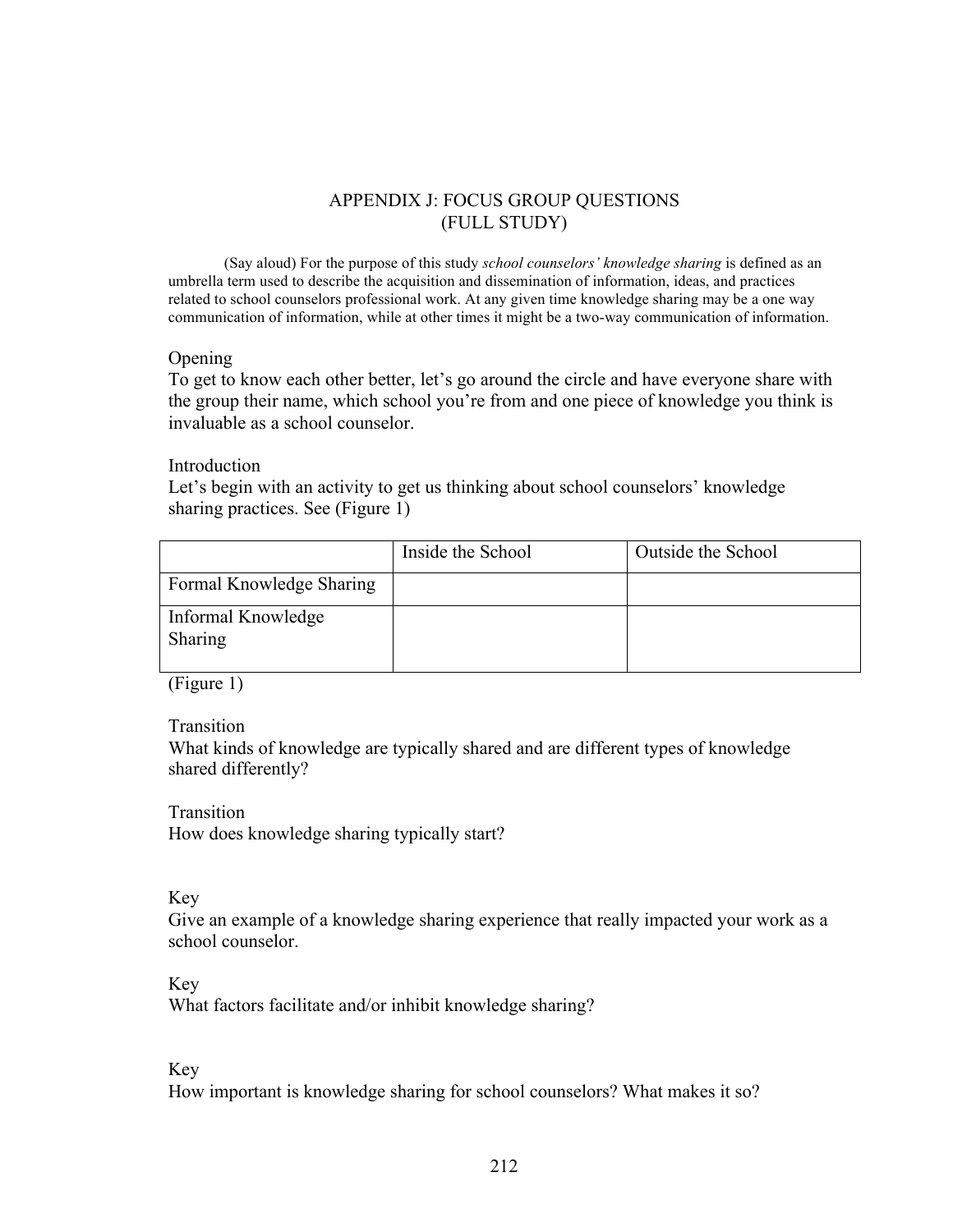# APPENDIX J: FOCUS GROUP QUESTIONS (FULL STUDY)

(Say aloud) For the purpose of this study *school counselors' knowledge sharing* is defined as an umbrella term used to describe the acquisition and dissemination of information, ideas, and practices related to school counselors professional work. At any given time knowledge sharing may be a one way communication of information, while at other times it might be a two-way communication of information.

Opening

To get to know each other better, let's go around the circle and have everyone share with the group their name, which school you're from and one piece of knowledge you think is invaluable as a school counselor.

Introduction

Let's begin with an activity to get us thinking about school counselors' knowledge sharing practices. See (Figure 1)

| | Inside the School | Outside the School |
|---|---|---|
| Formal Knowledge Sharing | | |
| Informal Knowledge Sharing | | |

(Figure 1)

Transition

What kinds of knowledge are typically shared and are different types of knowledge shared differently?

Transition

How does knowledge sharing typically start?

Key

Give an example of a knowledge sharing experience that really impacted your work as a school counselor.

Key

What factors facilitate and/or inhibit knowledge sharing?

Key

How important is knowledge sharing for school counselors? What makes it so?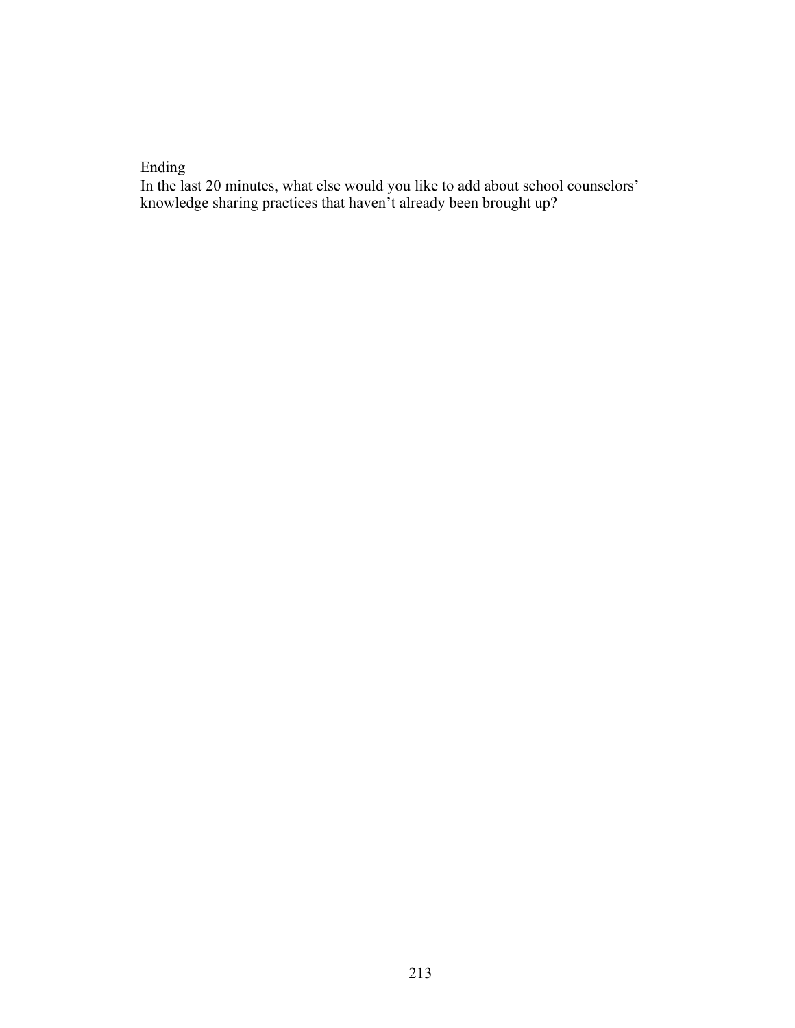Ending

In the last 20 minutes, what else would you like to add about school counselors' knowledge sharing practices that haven't already been brought up?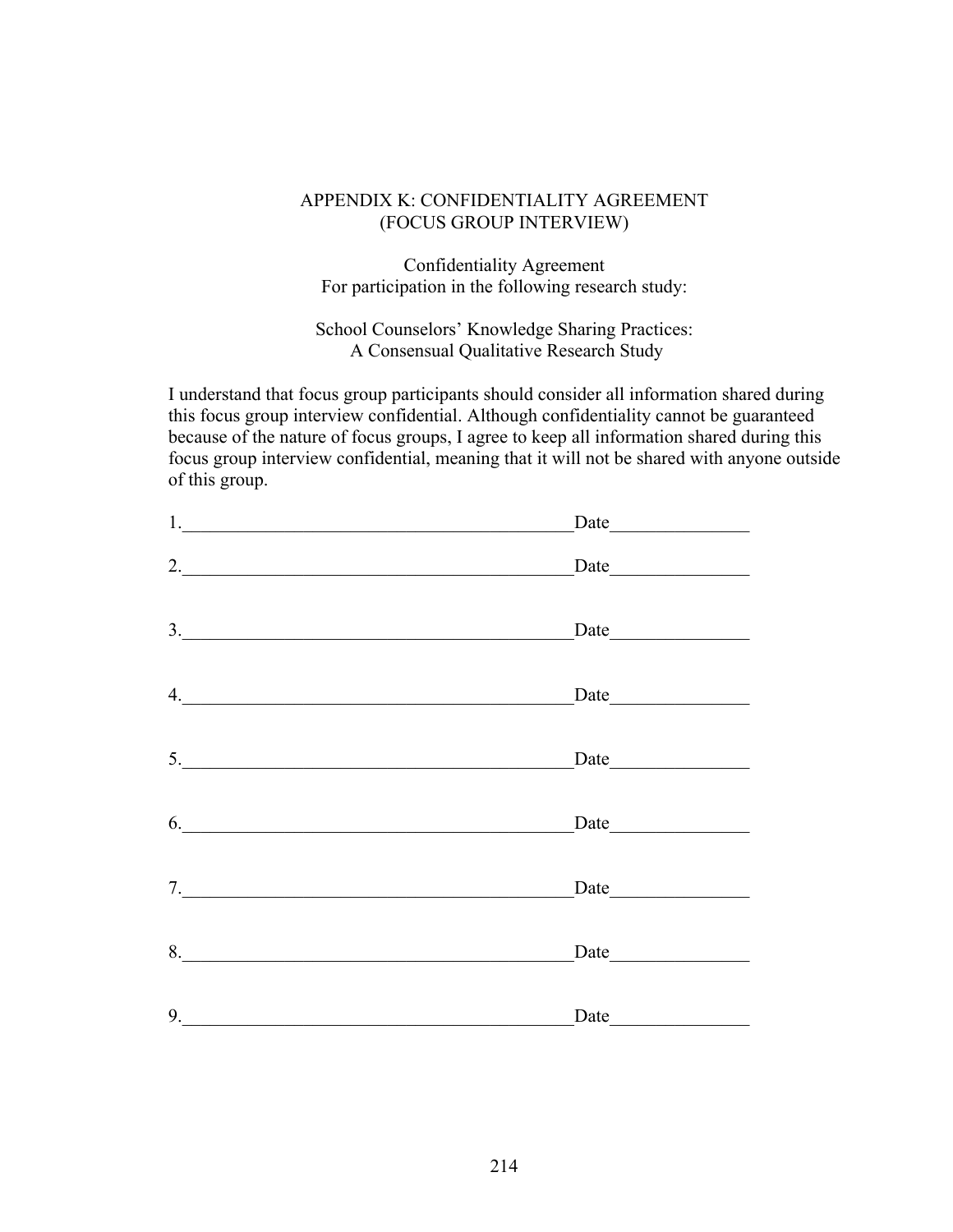# APPENDIX K: CONFIDENTIALITY AGREEMENT (FOCUS GROUP INTERVIEW)

Confidentiality Agreement
For participation in the following research study:

School Counselors' Knowledge Sharing Practices:
A Consensual Qualitative Research Study

I understand that focus group participants should consider all information shared during this focus group interview confidential. Although confidentiality cannot be guaranteed because of the nature of focus groups, I agree to keep all information shared during this focus group interview confidential, meaning that it will not be shared with anyone outside of this group.

1.\_\_\_\_\_\_\_\_\_\_\_\_\_\_\_\_\_\_\_\_\_\_\_\_\_\_\_\_\_\_\_\_\_\_\_\_\_\_\_\_\_\_Date\_\_\_\_\_\_\_\_\_\_\_\_\_\_\_

2.\_\_\_\_\_\_\_\_\_\_\_\_\_\_\_\_\_\_\_\_\_\_\_\_\_\_\_\_\_\_\_\_\_\_\_\_\_\_\_\_\_\_Date\_\_\_\_\_\_\_\_\_\_\_\_\_\_\_

3.\_\_\_\_\_\_\_\_\_\_\_\_\_\_\_\_\_\_\_\_\_\_\_\_\_\_\_\_\_\_\_\_\_\_\_\_\_\_\_\_\_\_Date\_\_\_\_\_\_\_\_\_\_\_\_\_\_\_

4.\_\_\_\_\_\_\_\_\_\_\_\_\_\_\_\_\_\_\_\_\_\_\_\_\_\_\_\_\_\_\_\_\_\_\_\_\_\_\_\_\_\_Date\_\_\_\_\_\_\_\_\_\_\_\_\_\_\_

5.\_\_\_\_\_\_\_\_\_\_\_\_\_\_\_\_\_\_\_\_\_\_\_\_\_\_\_\_\_\_\_\_\_\_\_\_\_\_\_\_\_\_Date\_\_\_\_\_\_\_\_\_\_\_\_\_\_\_

6.\_\_\_\_\_\_\_\_\_\_\_\_\_\_\_\_\_\_\_\_\_\_\_\_\_\_\_\_\_\_\_\_\_\_\_\_\_\_\_\_\_\_Date\_\_\_\_\_\_\_\_\_\_\_\_\_\_\_

7.\_\_\_\_\_\_\_\_\_\_\_\_\_\_\_\_\_\_\_\_\_\_\_\_\_\_\_\_\_\_\_\_\_\_\_\_\_\_\_\_\_\_Date\_\_\_\_\_\_\_\_\_\_\_\_\_\_\_

8.\_\_\_\_\_\_\_\_\_\_\_\_\_\_\_\_\_\_\_\_\_\_\_\_\_\_\_\_\_\_\_\_\_\_\_\_\_\_\_\_\_\_Date\_\_\_\_\_\_\_\_\_\_\_\_\_\_\_

9.\_\_\_\_\_\_\_\_\_\_\_\_\_\_\_\_\_\_\_\_\_\_\_\_\_\_\_\_\_\_\_\_\_\_\_\_\_\_\_\_\_\_Date\_\_\_\_\_\_\_\_\_\_\_\_\_\_\_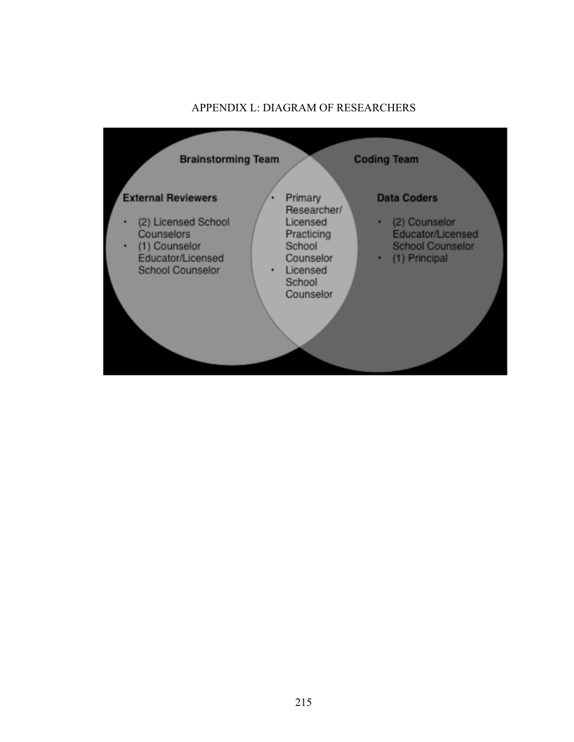# APPENDIX L: DIAGRAM OF RESEARCHERS

**Brainstorming Team**

**External Reviewers**

- (2) Licensed School Counselors
- (1) Counselor Educator/Licensed School Counselor

**Brainstorming Team and Coding Team (overlap)**

- Primary Researcher/ Licensed Practicing School Counselor
- Licensed School Counselor

**Coding Team**

**Data Coders**

- (2) Counselor Educator/Licensed School Counselor
- (1) Principal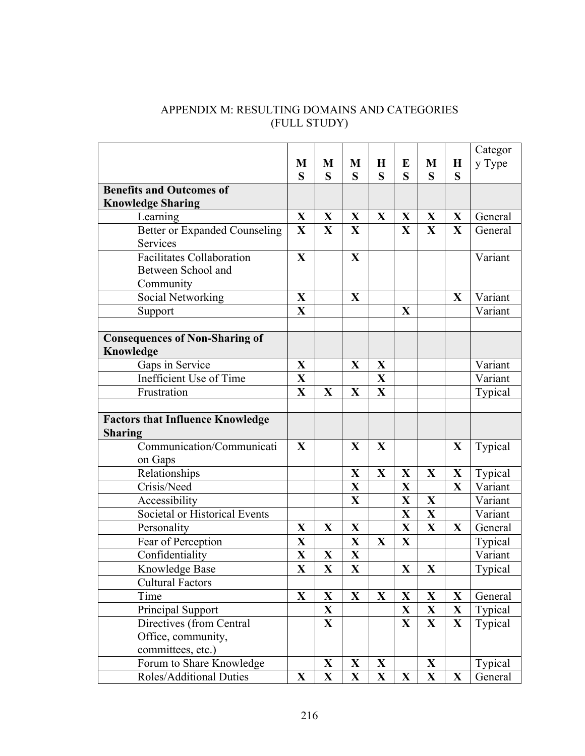# APPENDIX M: RESULTING DOMAINS AND CATEGORIES (FULL STUDY)

| | MS | MS | MS | HS | ES | MS | HS | Category Type |
|---|---|---|---|---|---|---|---|---|
| **Benefits and Outcomes of Knowledge Sharing** | | | | | | | | |
| Learning | X | X | X | X | X | X | X | General |
| Better or Expanded Counseling Services | X | X | X | | X | X | X | General |
| Facilitates Collaboration Between School and Community | X | | X | | | | | Variant |
| Social Networking | X | | X | | | | X | Variant |
| Support | X | | | | X | | | Variant |
| | | | | | | | | |
| **Consequences of Non-Sharing of Knowledge** | | | | | | | | |
| Gaps in Service | X | | X | X | | | | Variant |
| Inefficient Use of Time | X | | | X | | | | Variant |
| Frustration | X | X | X | X | | | | Typical |
| | | | | | | | | |
| **Factors that Influence Knowledge Sharing** | | | | | | | | |
| Communication/Communication Gaps | X | | X | X | | | X | Typical |
| Relationships | | | X | X | X | X | X | Typical |
| Crisis/Need | | | X | | X | | X | Variant |
| Accessibility | | | X | | X | X | | Variant |
| Societal or Historical Events | | | | | X | X | | Variant |
| Personality | X | X | X | | X | X | X | General |
| Fear of Perception | X | | X | X | X | | | Typical |
| Confidentiality | X | X | X | | | | | Variant |
| Knowledge Base | X | X | X | | X | X | | Typical |
| Cultural Factors | | | | | | | | |
| Time | X | X | X | X | X | X | X | General |
| Principal Support | | X | | | X | X | X | Typical |
| Directives (from Central Office, community, committees, etc.) | | X | | | X | X | X | Typical |
| Forum to Share Knowledge | | X | X | X | | X | | Typical |
| Roles/Additional Duties | X | X | X | X | X | X | X | General |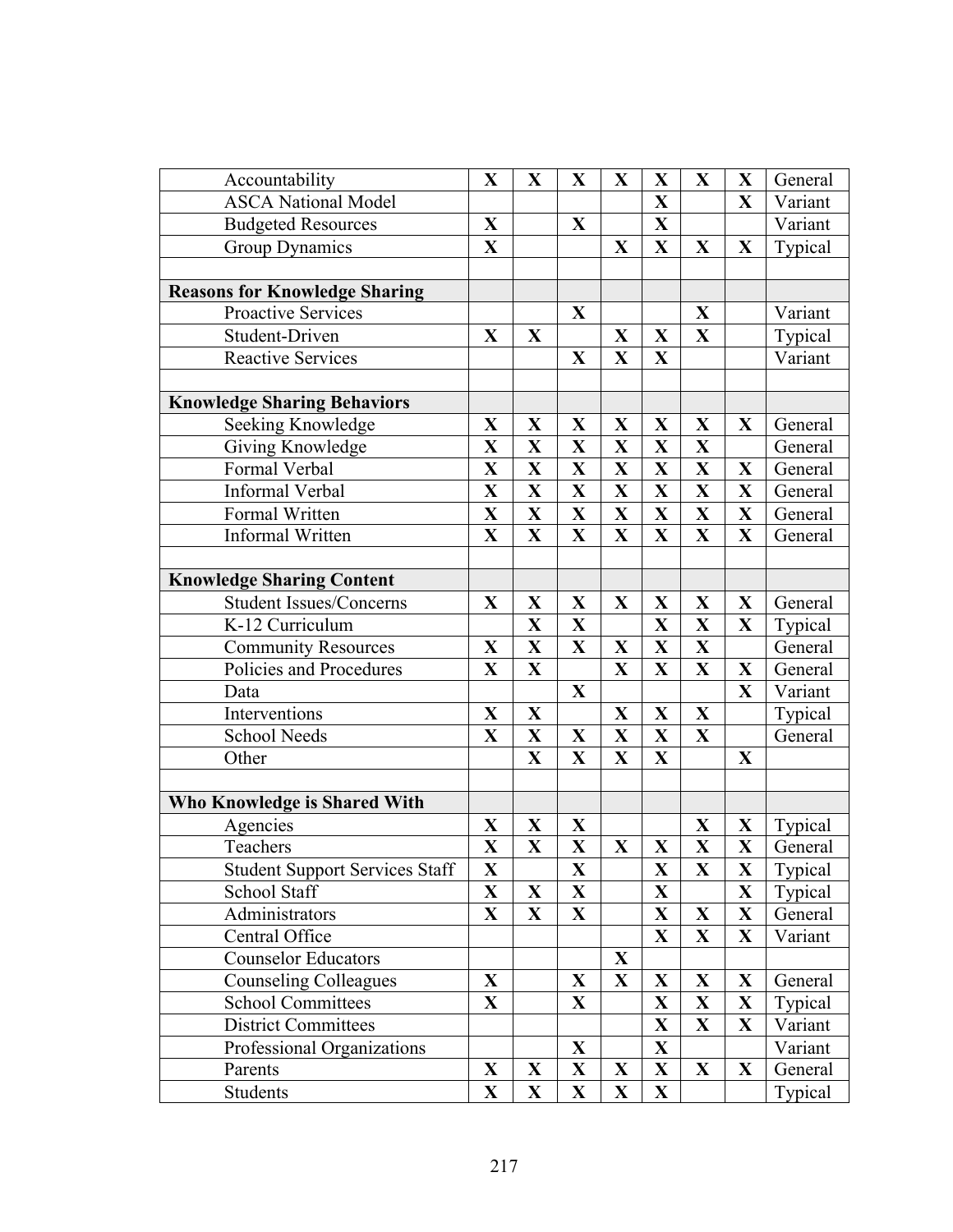| | | | | | | | | |
|---|---|---|---|---|---|---|---|---|
| Accountability | X | X | X | X | X | X | X | General |
| ASCA National Model | | | | | X | | X | Variant |
| Budgeted Resources | X | | X | | X | | | Variant |
| Group Dynamics | X | | | X | X | X | X | Typical |
| | | | | | | | | |
| **Reasons for Knowledge Sharing** | | | | | | | | |
| Proactive Services | | | X | | | X | | Variant |
| Student-Driven | X | X | | X | X | X | | Typical |
| Reactive Services | | | X | X | X | | | Variant |
| | | | | | | | | |
| **Knowledge Sharing Behaviors** | | | | | | | | |
| Seeking Knowledge | X | X | X | X | X | X | X | General |
| Giving Knowledge | X | X | X | X | X | X | | General |
| Formal Verbal | X | X | X | X | X | X | X | General |
| Informal Verbal | X | X | X | X | X | X | X | General |
| Formal Written | X | X | X | X | X | X | X | General |
| Informal Written | X | X | X | X | X | X | X | General |
| | | | | | | | | |
| **Knowledge Sharing Content** | | | | | | | | |
| Student Issues/Concerns | X | X | X | X | X | X | X | General |
| K-12 Curriculum | | X | X | | X | X | X | Typical |
| Community Resources | X | X | X | X | X | X | | General |
| Policies and Procedures | X | X | | X | X | X | X | General |
| Data | | | X | | | | X | Variant |
| Interventions | X | X | | X | X | X | | Typical |
| School Needs | X | X | X | X | X | X | | General |
| Other | | X | X | X | X | | X | |
| | | | | | | | | |
| **Who Knowledge is Shared With** | | | | | | | | |
| Agencies | X | X | X | | | X | X | Typical |
| Teachers | X | X | X | X | X | X | X | General |
| Student Support Services Staff | X | | X | | X | X | X | Typical |
| School Staff | X | X | X | | X | | X | Typical |
| Administrators | X | X | X | | X | X | X | General |
| Central Office | | | | | X | X | X | Variant |
| Counselor Educators | | | | X | | | | |
| Counseling Colleagues | X | | X | X | X | X | X | General |
| School Committees | X | | X | | X | X | X | Typical |
| District Committees | | | | | X | X | X | Variant |
| Professional Organizations | | | X | | X | | | Variant |
| Parents | X | X | X | X | X | X | X | General |
| Students | X | X | X | X | X | | | Typical |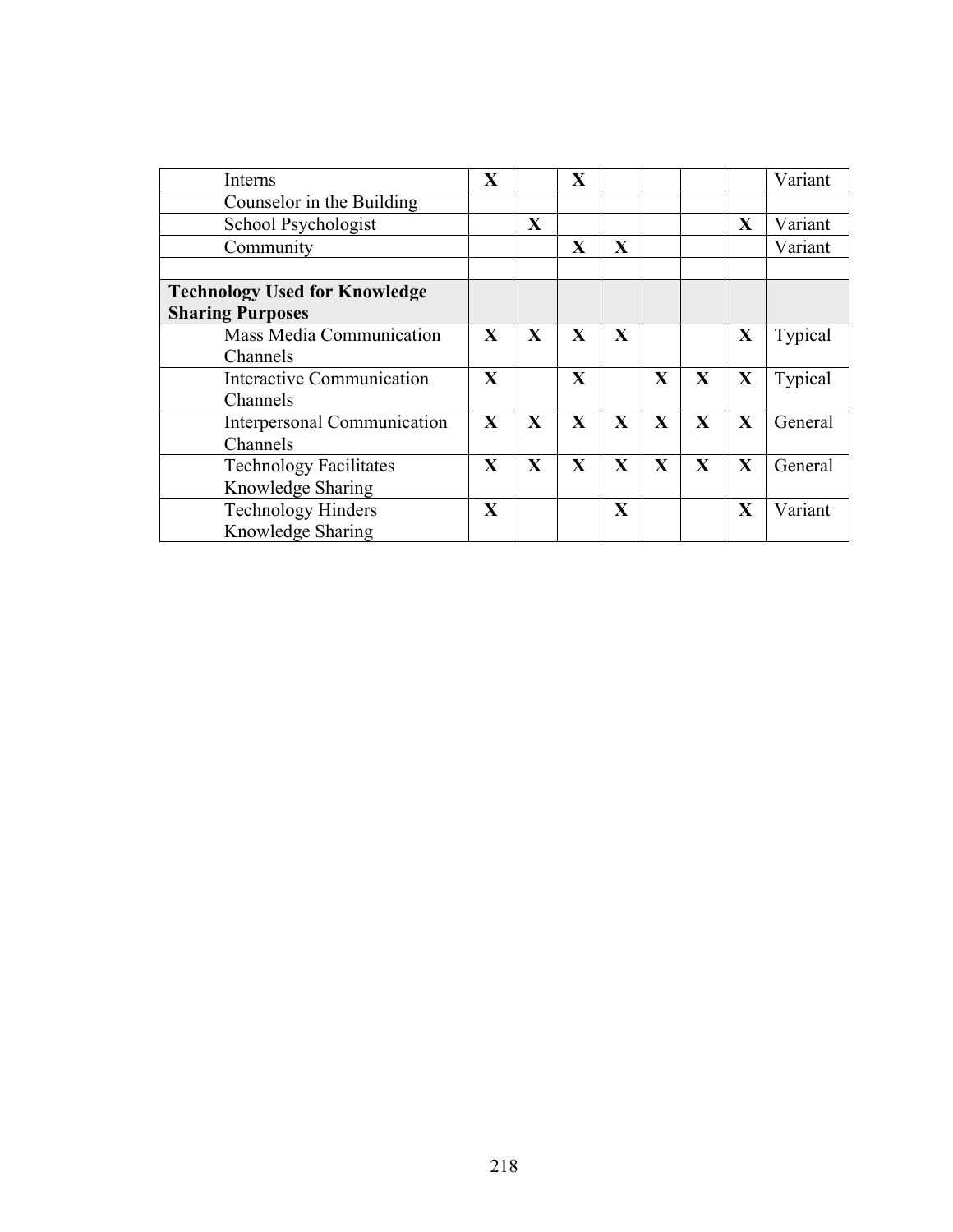| | | | | | | | | |
|---|---|---|---|---|---|---|---|---|
| Interns | **X** | | **X** | | | | | Variant |
| Counselor in the Building | | | | | | | | |
| School Psychologist | | **X** | | | | | **X** | Variant |
| Community | | | **X** | **X** | | | | Variant |
| | | | | | | | | |
| **Technology Used for Knowledge Sharing Purposes** | | | | | | | | |
| Mass Media Communication Channels | **X** | **X** | **X** | **X** | | | **X** | Typical |
| Interactive Communication Channels | **X** | | **X** | | **X** | **X** | **X** | Typical |
| Interpersonal Communication Channels | **X** | **X** | **X** | **X** | **X** | **X** | **X** | General |
| Technology Facilitates Knowledge Sharing | **X** | **X** | **X** | **X** | **X** | **X** | **X** | General |
| Technology Hinders Knowledge Sharing | **X** | | | **X** | | | **X** | Variant |